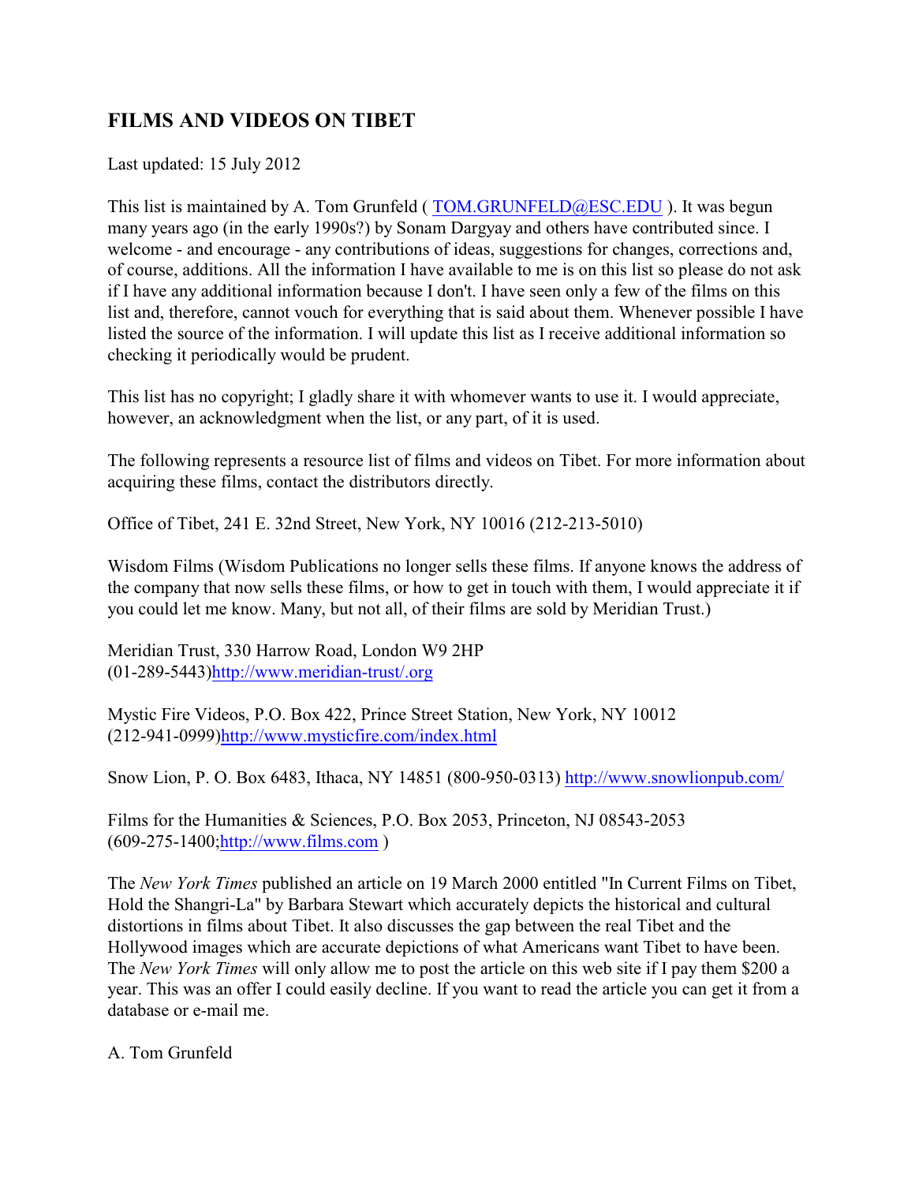## FILMS AND VIDEOS ON TIBET

Last updated: 15 July 2012

This list is maintained by A. Tom Grunfeld ( TOM.GRUNFELD@ESC.EDU ). It was begun many years ago (in the early 1990s?) by Sonam Dargyay and others have contributed since. I welcome - and encourage - any contributions of ideas, suggestions for changes, corrections and, of course, additions. All the information I have available to me is on this list so please do not ask if I have any additional information because I don't. I have seen only a few of the films on this list and, therefore, cannot vouch for everything that is said about them. Whenever possible I have listed the source of the information. I will update this list as I receive additional information so checking it periodically would be prudent.

This list has no copyright; I gladly share it with whomever wants to use it. I would appreciate, however, an acknowledgment when the list, or any part, of it is used.

The following represents a resource list of films and videos on Tibet. For more information about acquiring these films, contact the distributors directly.

Office of Tibet, 241 E. 32nd Street, New York, NY 10016 (212-213-5010)

Wisdom Films (Wisdom Publications no longer sells these films. If anyone knows the address of the company that now sells these films, or how to get in touch with them, I would appreciate it if you could let me know. Many, but not all, of their films are sold by Meridian Trust.)

Meridian Trust, 330 Harrow Road, London W9 2HP
(01-289-5443)http://www.meridian-trust/.org

Mystic Fire Videos, P.O. Box 422, Prince Street Station, New York, NY 10012
(212-941-0999)http://www.mysticfire.com/index.html

Snow Lion, P. O. Box 6483, Ithaca, NY 14851 (800-950-0313) http://www.snowlionpub.com/

Films for the Humanities & Sciences, P.O. Box 2053, Princeton, NJ 08543-2053
(609-275-1400;http://www.films.com )

The *New York Times* published an article on 19 March 2000 entitled "In Current Films on Tibet, Hold the Shangri-La" by Barbara Stewart which accurately depicts the historical and cultural distortions in films about Tibet. It also discusses the gap between the real Tibet and the Hollywood images which are accurate depictions of what Americans want Tibet to have been. The *New York Times* will only allow me to post the article on this web site if I pay them $200 a year. This was an offer I could easily decline. If you want to read the article you can get it from a database or e-mail me.

A. Tom Grunfeld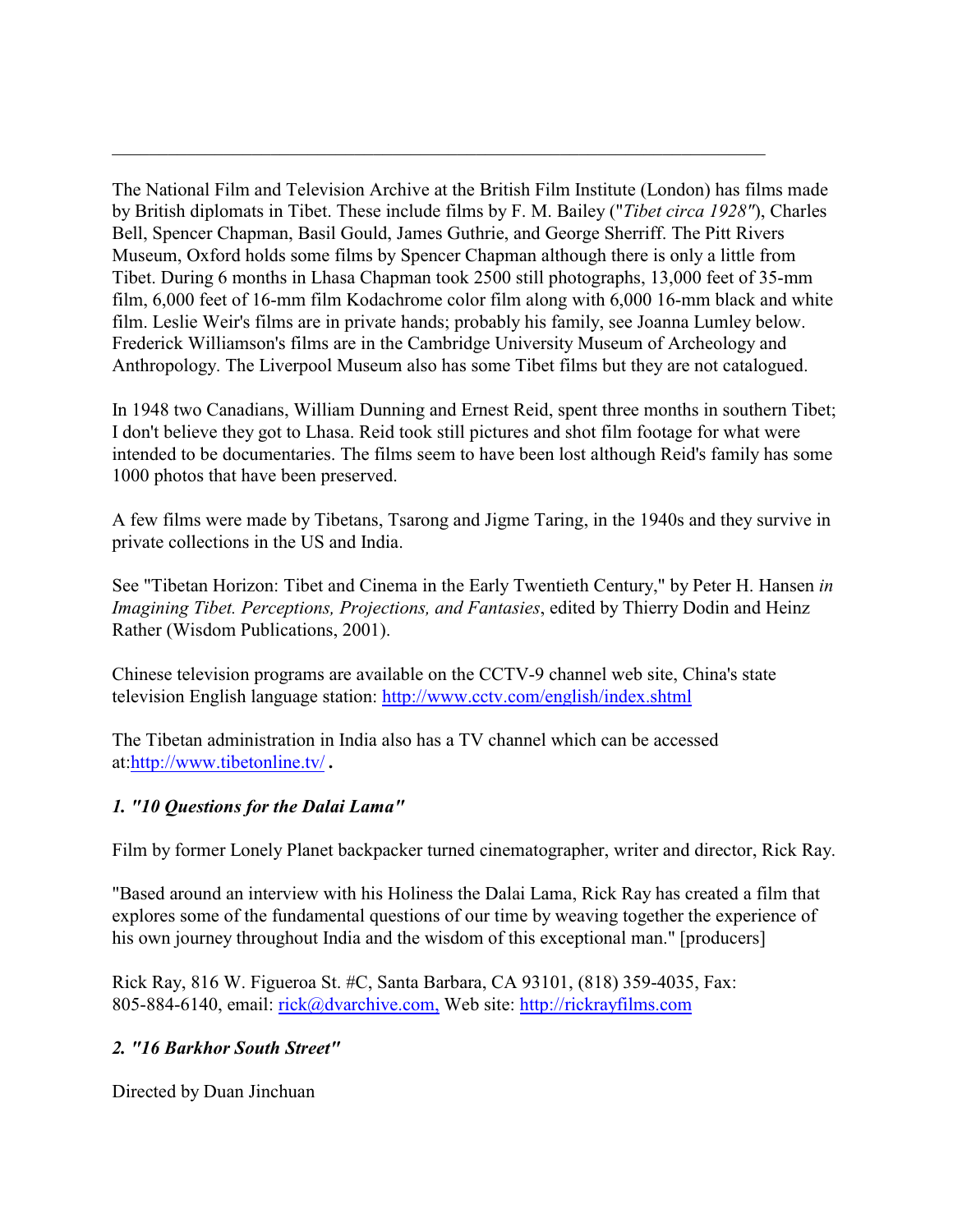---

The National Film and Television Archive at the British Film Institute (London) has films made by British diplomats in Tibet. These include films by F. M. Bailey ("*Tibet circa 1928"*), Charles Bell, Spencer Chapman, Basil Gould, James Guthrie, and George Sherriff. The Pitt Rivers Museum, Oxford holds some films by Spencer Chapman although there is only a little from Tibet. During 6 months in Lhasa Chapman took 2500 still photographs, 13,000 feet of 35-mm film, 6,000 feet of 16-mm film Kodachrome color film along with 6,000 16-mm black and white film. Leslie Weir's films are in private hands; probably his family, see Joanna Lumley below. Frederick Williamson's films are in the Cambridge University Museum of Archeology and Anthropology. The Liverpool Museum also has some Tibet films but they are not catalogued.

In 1948 two Canadians, William Dunning and Ernest Reid, spent three months in southern Tibet; I don't believe they got to Lhasa. Reid took still pictures and shot film footage for what were intended to be documentaries. The films seem to have been lost although Reid's family has some 1000 photos that have been preserved.

A few films were made by Tibetans, Tsarong and Jigme Taring, in the 1940s and they survive in private collections in the US and India.

See "Tibetan Horizon: Tibet and Cinema in the Early Twentieth Century," by Peter H. Hansen *in Imagining Tibet. Perceptions, Projections, and Fantasies*, edited by Thierry Dodin and Heinz Rather (Wisdom Publications, 2001).

Chinese television programs are available on the CCTV-9 channel web site, China's state television English language station: http://www.cctv.com/english/index.shtml

The Tibetan administration in India also has a TV channel which can be accessed at:http://www.tibetonline.tv/ **.**

### *1. "10 Questions for the Dalai Lama"*

Film by former Lonely Planet backpacker turned cinematographer, writer and director, Rick Ray.

"Based around an interview with his Holiness the Dalai Lama, Rick Ray has created a film that explores some of the fundamental questions of our time by weaving together the experience of his own journey throughout India and the wisdom of this exceptional man." [producers]

Rick Ray, 816 W. Figueroa St. #C, Santa Barbara, CA 93101, (818) 359-4035, Fax: 805-884-6140, email: rick@dvarchive.com, Web site: http://rickrayfilms.com

### *2. "16 Barkhor South Street"*

Directed by Duan Jinchuan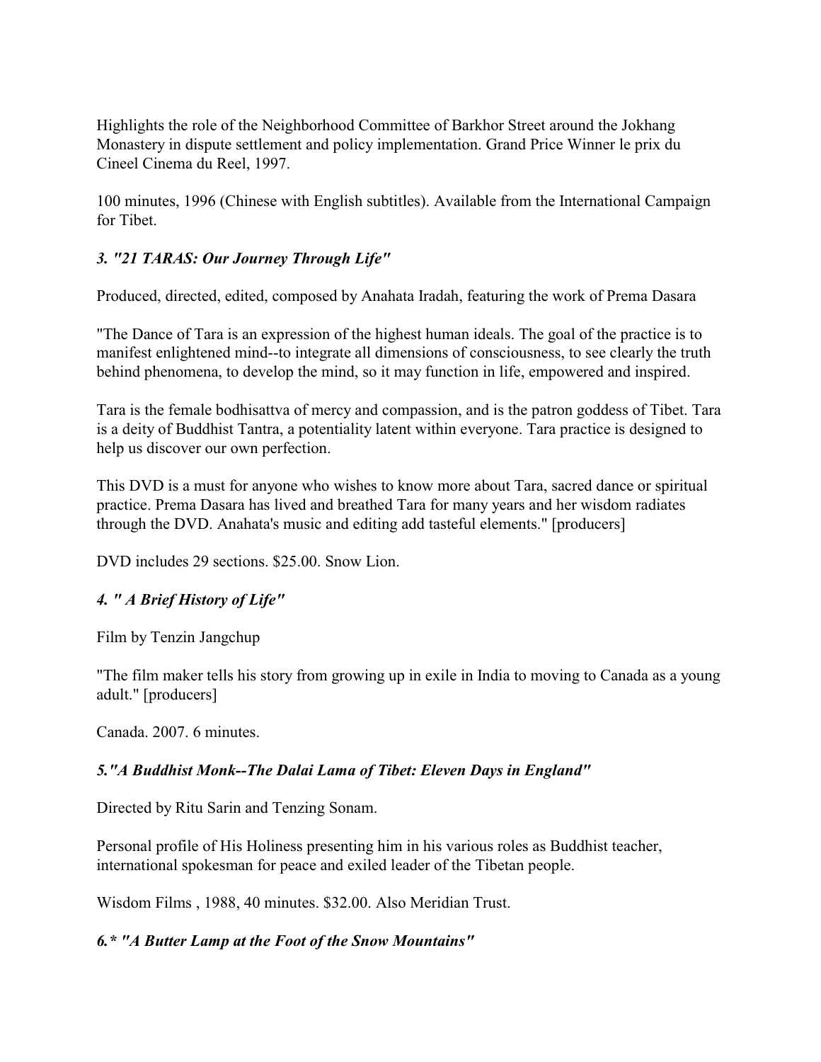Highlights the role of the Neighborhood Committee of Barkhor Street around the Jokhang Monastery in dispute settlement and policy implementation. Grand Price Winner le prix du Cineel Cinema du Reel, 1997.

100 minutes, 1996 (Chinese with English subtitles). Available from the International Campaign for Tibet.

### *3. "21 TARAS: Our Journey Through Life"*

Produced, directed, edited, composed by Anahata Iradah, featuring the work of Prema Dasara

"The Dance of Tara is an expression of the highest human ideals. The goal of the practice is to manifest enlightened mind--to integrate all dimensions of consciousness, to see clearly the truth behind phenomena, to develop the mind, so it may function in life, empowered and inspired.

Tara is the female bodhisattva of mercy and compassion, and is the patron goddess of Tibet. Tara is a deity of Buddhist Tantra, a potentiality latent within everyone. Tara practice is designed to help us discover our own perfection.

This DVD is a must for anyone who wishes to know more about Tara, sacred dance or spiritual practice. Prema Dasara has lived and breathed Tara for many years and her wisdom radiates through the DVD. Anahata's music and editing add tasteful elements." [producers]

DVD includes 29 sections. $25.00. Snow Lion.

### *4. " A Brief History of Life"*

Film by Tenzin Jangchup

"The film maker tells his story from growing up in exile in India to moving to Canada as a young adult." [producers]

Canada. 2007. 6 minutes.

### *5."A Buddhist Monk--The Dalai Lama of Tibet: Eleven Days in England"*

Directed by Ritu Sarin and Tenzing Sonam.

Personal profile of His Holiness presenting him in his various roles as Buddhist teacher, international spokesman for peace and exiled leader of the Tibetan people.

Wisdom Films , 1988, 40 minutes. $32.00. Also Meridian Trust.

### *6.* "A Butter Lamp at the Foot of the Snow Mountains"*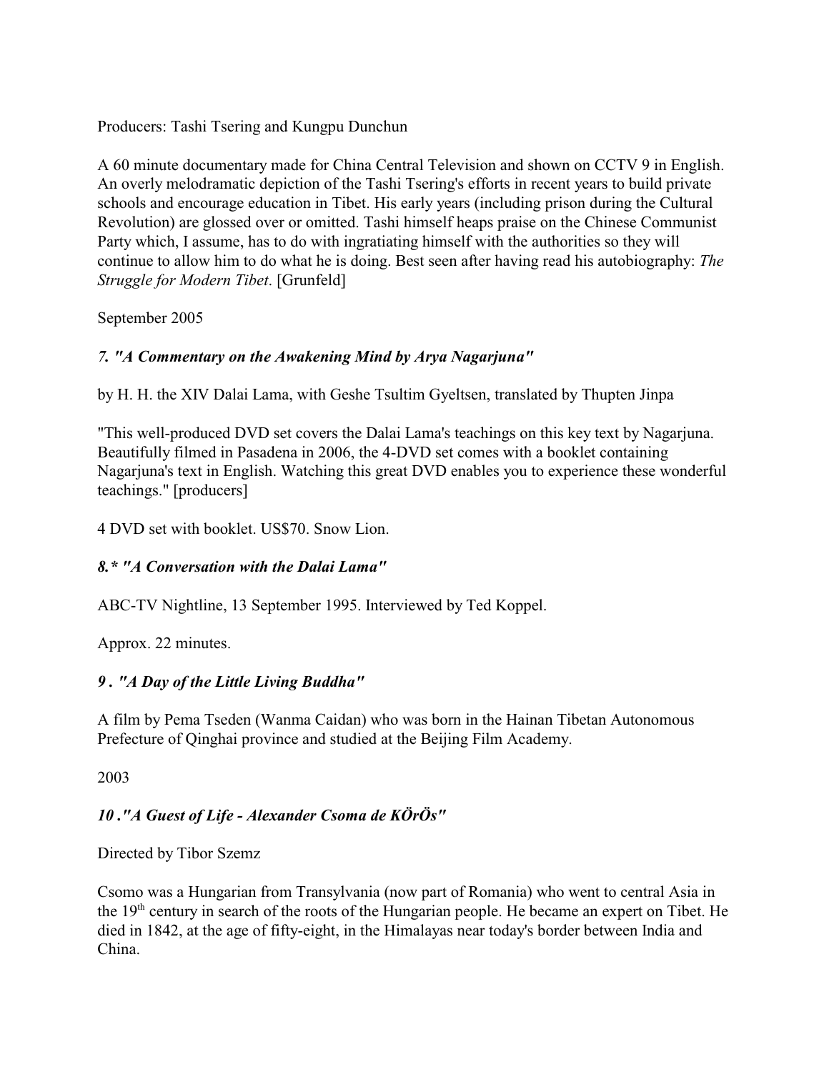Producers: Tashi Tsering and Kungpu Dunchun

A 60 minute documentary made for China Central Television and shown on CCTV 9 in English. An overly melodramatic depiction of the Tashi Tsering's efforts in recent years to build private schools and encourage education in Tibet. His early years (including prison during the Cultural Revolution) are glossed over or omitted. Tashi himself heaps praise on the Chinese Communist Party which, I assume, has to do with ingratiating himself with the authorities so they will continue to allow him to do what he is doing. Best seen after having read his autobiography: *The Struggle for Modern Tibet*. [Grunfeld]

September 2005

### *7. "A Commentary on the Awakening Mind by Arya Nagarjuna"*

by H. H. the XIV Dalai Lama, with Geshe Tsultim Gyeltsen, translated by Thupten Jinpa

"This well-produced DVD set covers the Dalai Lama's teachings on this key text by Nagarjuna. Beautifully filmed in Pasadena in 2006, the 4-DVD set comes with a booklet containing Nagarjuna's text in English. Watching this great DVD enables you to experience these wonderful teachings." [producers]

4 DVD set with booklet. US$70. Snow Lion.

### *8.* "A Conversation with the Dalai Lama"*

ABC-TV Nightline, 13 September 1995. Interviewed by Ted Koppel.

Approx. 22 minutes.

### *9 . "A Day of the Little Living Buddha"*

A film by Pema Tseden (Wanma Caidan) who was born in the Hainan Tibetan Autonomous Prefecture of Qinghai province and studied at the Beijing Film Academy.

2003

### *10 ."A Guest of Life - Alexander Csoma de KÖrÖs"*

Directed by Tibor Szemz

Csomo was a Hungarian from Transylvania (now part of Romania) who went to central Asia in the 19th century in search of the roots of the Hungarian people. He became an expert on Tibet. He died in 1842, at the age of fifty-eight, in the Himalayas near today's border between India and China.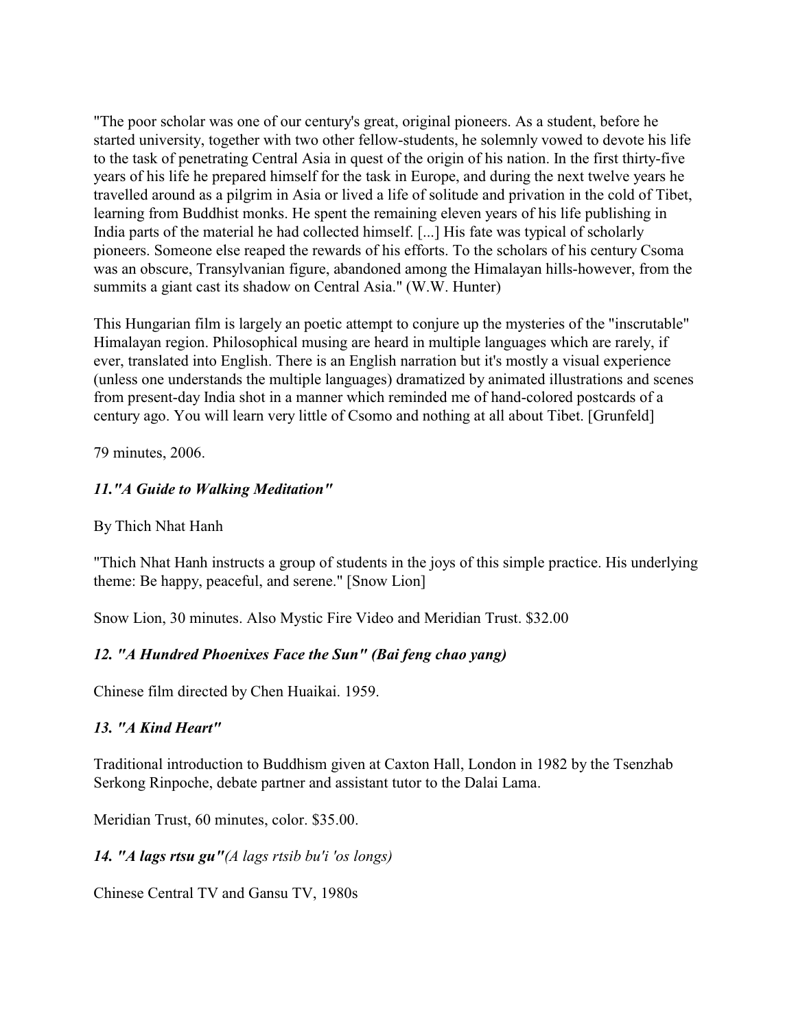"The poor scholar was one of our century's great, original pioneers. As a student, before he started university, together with two other fellow-students, he solemnly vowed to devote his life to the task of penetrating Central Asia in quest of the origin of his nation. In the first thirty-five years of his life he prepared himself for the task in Europe, and during the next twelve years he travelled around as a pilgrim in Asia or lived a life of solitude and privation in the cold of Tibet, learning from Buddhist monks. He spent the remaining eleven years of his life publishing in India parts of the material he had collected himself. [...] His fate was typical of scholarly pioneers. Someone else reaped the rewards of his efforts. To the scholars of his century Csoma was an obscure, Transylvanian figure, abandoned among the Himalayan hills-however, from the summits a giant cast its shadow on Central Asia." (W.W. Hunter)

This Hungarian film is largely an poetic attempt to conjure up the mysteries of the "inscrutable" Himalayan region. Philosophical musing are heard in multiple languages which are rarely, if ever, translated into English. There is an English narration but it's mostly a visual experience (unless one understands the multiple languages) dramatized by animated illustrations and scenes from present-day India shot in a manner which reminded me of hand-colored postcards of a century ago. You will learn very little of Csomo and nothing at all about Tibet. [Grunfeld]

79 minutes, 2006.

### *11."A Guide to Walking Meditation"*

By Thich Nhat Hanh

"Thich Nhat Hanh instructs a group of students in the joys of this simple practice. His underlying theme: Be happy, peaceful, and serene." [Snow Lion]

Snow Lion, 30 minutes. Also Mystic Fire Video and Meridian Trust. $32.00

### *12. "A Hundred Phoenixes Face the Sun" (Bai feng chao yang)*

Chinese film directed by Chen Huaikai. 1959.

### *13. "A Kind Heart"*

Traditional introduction to Buddhism given at Caxton Hall, London in 1982 by the Tsenzhab Serkong Rinpoche, debate partner and assistant tutor to the Dalai Lama.

Meridian Trust, 60 minutes, color. $35.00.

### *14. "A lags rtsu gu"(A lags rtsib bu'i 'os longs)*

Chinese Central TV and Gansu TV, 1980s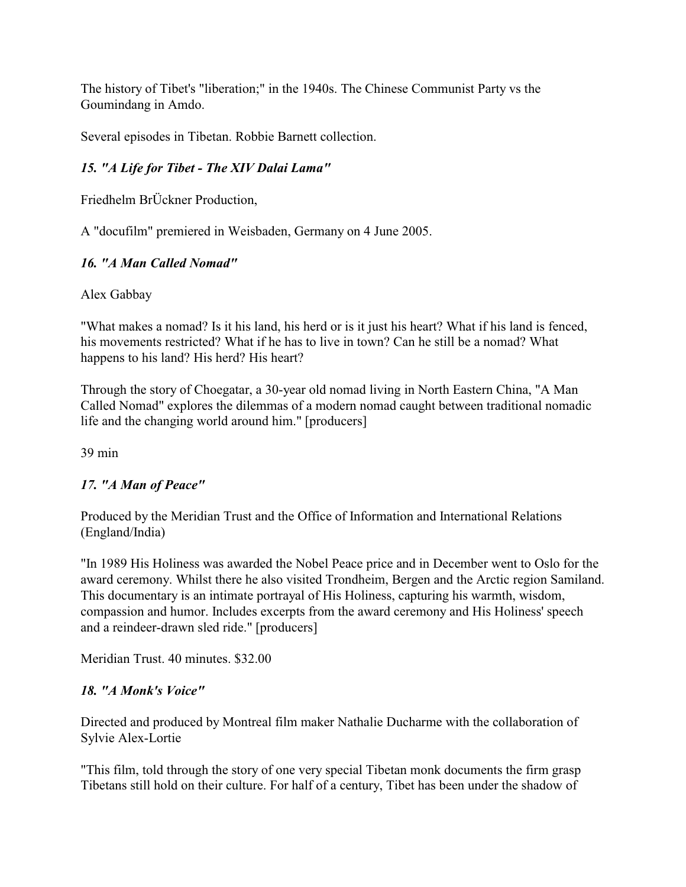The history of Tibet's "liberation;" in the 1940s. The Chinese Communist Party vs the Goumindang in Amdo.

Several episodes in Tibetan. Robbie Barnett collection.

### *15. "A Life for Tibet - The XIV Dalai Lama"*

Friedhelm BrÜckner Production,

A "docufilm" premiered in Weisbaden, Germany on 4 June 2005.

### *16. "A Man Called Nomad"*

Alex Gabbay

"What makes a nomad? Is it his land, his herd or is it just his heart? What if his land is fenced, his movements restricted? What if he has to live in town? Can he still be a nomad? What happens to his land? His herd? His heart?

Through the story of Choegatar, a 30-year old nomad living in North Eastern China, "A Man Called Nomad" explores the dilemmas of a modern nomad caught between traditional nomadic life and the changing world around him." [producers]

39 min

### *17. "A Man of Peace"*

Produced by the Meridian Trust and the Office of Information and International Relations (England/India)

"In 1989 His Holiness was awarded the Nobel Peace price and in December went to Oslo for the award ceremony. Whilst there he also visited Trondheim, Bergen and the Arctic region Samiland. This documentary is an intimate portrayal of His Holiness, capturing his warmth, wisdom, compassion and humor. Includes excerpts from the award ceremony and His Holiness' speech and a reindeer-drawn sled ride." [producers]

Meridian Trust. 40 minutes. $32.00

### *18. "A Monk's Voice"*

Directed and produced by Montreal film maker Nathalie Ducharme with the collaboration of Sylvie Alex-Lortie

"This film, told through the story of one very special Tibetan monk documents the firm grasp Tibetans still hold on their culture. For half of a century, Tibet has been under the shadow of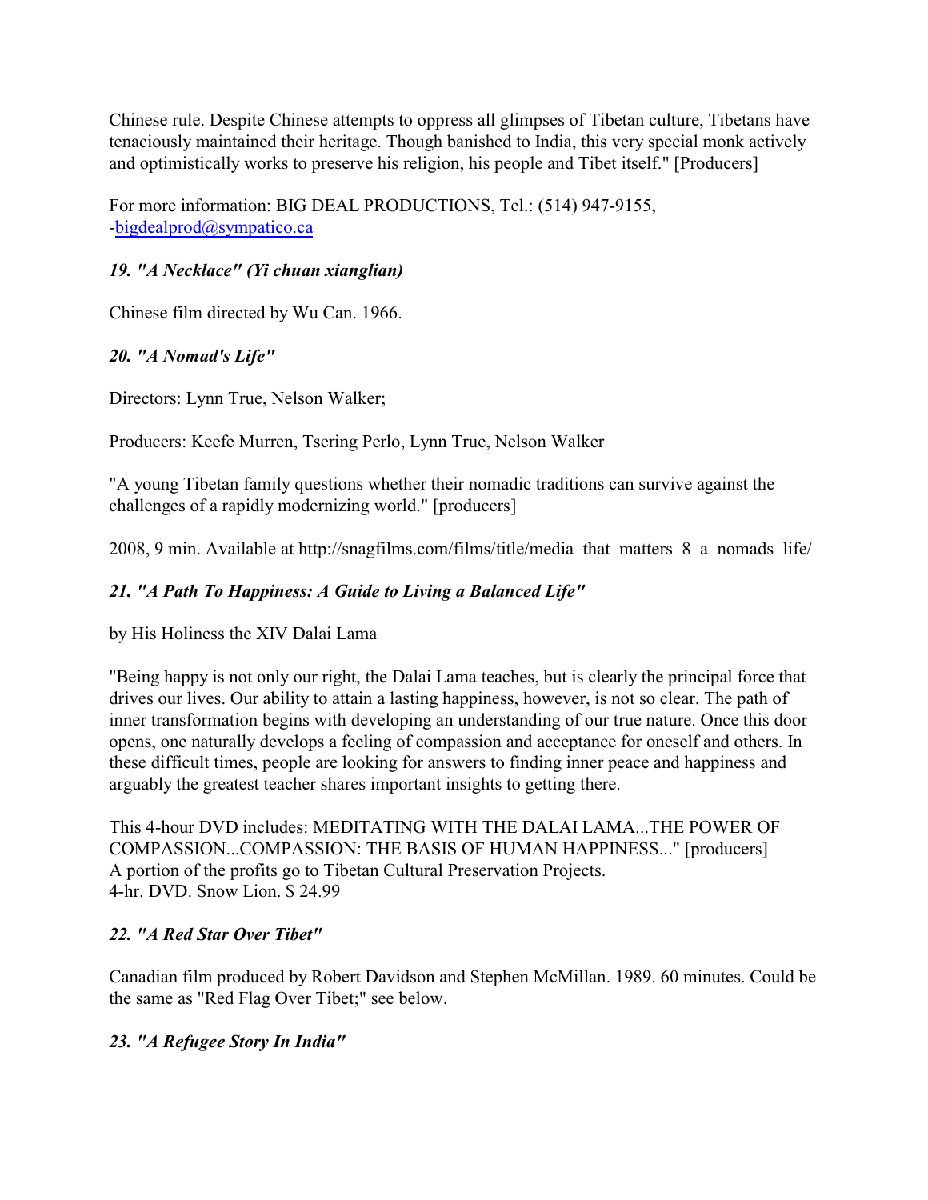Chinese rule. Despite Chinese attempts to oppress all glimpses of Tibetan culture, Tibetans have tenaciously maintained their heritage. Though banished to India, this very special monk actively and optimistically works to preserve his religion, his people and Tibet itself." [Producers]

For more information: BIG DEAL PRODUCTIONS, Tel.: (514) 947-9155, -bigdealprod@sympatico.ca

### *19. "A Necklace" (Yi chuan xianglian)*

Chinese film directed by Wu Can. 1966.

### *20. "A Nomad's Life"*

Directors: Lynn True, Nelson Walker;

Producers: Keefe Murren, Tsering Perlo, Lynn True, Nelson Walker

"A young Tibetan family questions whether their nomadic traditions can survive against the challenges of a rapidly modernizing world." [producers]

2008, 9 min. Available at http://snagfilms.com/films/title/media_that_matters_8_a_nomads_life/

### *21. "A Path To Happiness: A Guide to Living a Balanced Life"*

by His Holiness the XIV Dalai Lama

"Being happy is not only our right, the Dalai Lama teaches, but is clearly the principal force that drives our lives. Our ability to attain a lasting happiness, however, is not so clear. The path of inner transformation begins with developing an understanding of our true nature. Once this door opens, one naturally develops a feeling of compassion and acceptance for oneself and others. In these difficult times, people are looking for answers to finding inner peace and happiness and arguably the greatest teacher shares important insights to getting there.

This 4-hour DVD includes: MEDITATING WITH THE DALAI LAMA...THE POWER OF COMPASSION...COMPASSION: THE BASIS OF HUMAN HAPPINESS..." [producers]
A portion of the profits go to Tibetan Cultural Preservation Projects.
4-hr. DVD. Snow Lion. $ 24.99

### *22. "A Red Star Over Tibet"*

Canadian film produced by Robert Davidson and Stephen McMillan. 1989. 60 minutes. Could be the same as "Red Flag Over Tibet;" see below.

### *23. "A Refugee Story In India"*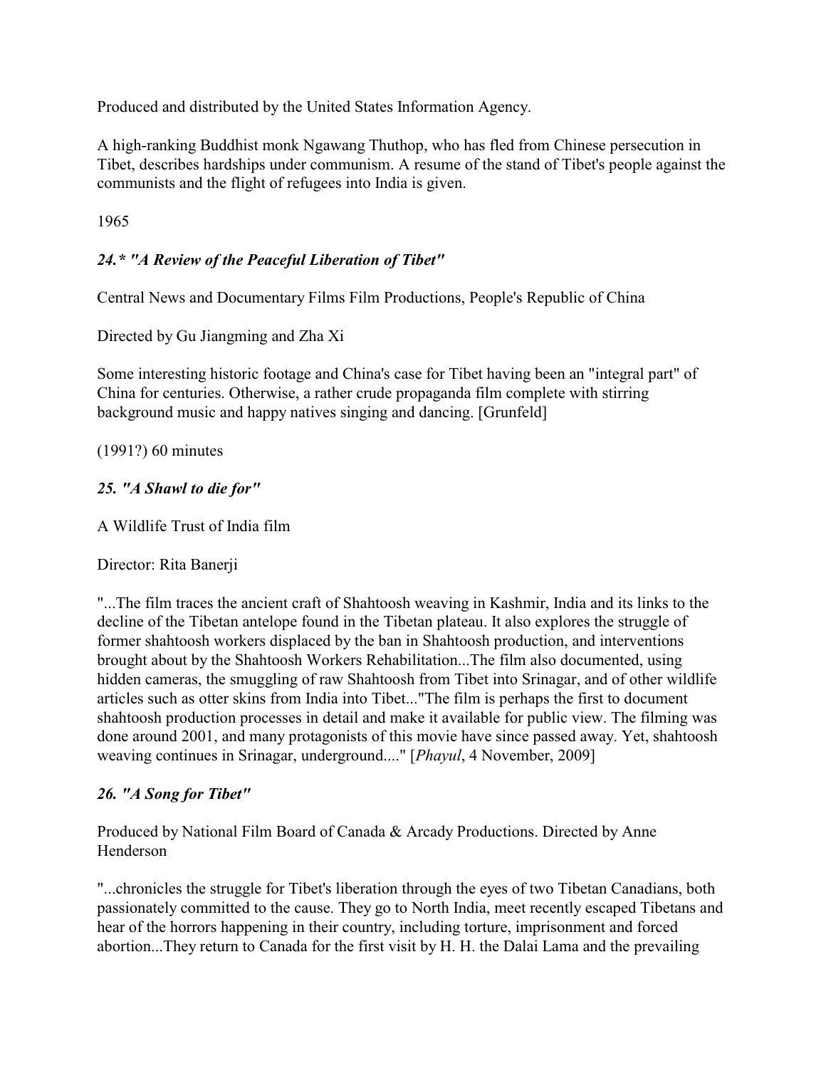Produced and distributed by the United States Information Agency.

A high-ranking Buddhist monk Ngawang Thuthop, who has fled from Chinese persecution in Tibet, describes hardships under communism. A resume of the stand of Tibet's people against the communists and the flight of refugees into India is given.

1965

### *24.* "A Review of the Peaceful Liberation of Tibet"*

Central News and Documentary Films Film Productions, People's Republic of China

Directed by Gu Jiangming and Zha Xi

Some interesting historic footage and China's case for Tibet having been an "integral part" of China for centuries. Otherwise, a rather crude propaganda film complete with stirring background music and happy natives singing and dancing. [Grunfeld]

(1991?) 60 minutes

### *25. "A Shawl to die for"*

A Wildlife Trust of India film

Director: Rita Banerji

"...The film traces the ancient craft of Shahtoosh weaving in Kashmir, India and its links to the decline of the Tibetan antelope found in the Tibetan plateau. It also explores the struggle of former shahtoosh workers displaced by the ban in Shahtoosh production, and interventions brought about by the Shahtoosh Workers Rehabilitation...The film also documented, using hidden cameras, the smuggling of raw Shahtoosh from Tibet into Srinagar, and of other wildlife articles such as otter skins from India into Tibet..."The film is perhaps the first to document shahtoosh production processes in detail and make it available for public view. The filming was done around 2001, and many protagonists of this movie have since passed away. Yet, shahtoosh weaving continues in Srinagar, underground...." [*Phayul*, 4 November, 2009]

### *26. "A Song for Tibet"*

Produced by National Film Board of Canada & Arcady Productions. Directed by Anne Henderson

"...chronicles the struggle for Tibet's liberation through the eyes of two Tibetan Canadians, both passionately committed to the cause. They go to North India, meet recently escaped Tibetans and hear of the horrors happening in their country, including torture, imprisonment and forced abortion...They return to Canada for the first visit by H. H. the Dalai Lama and the prevailing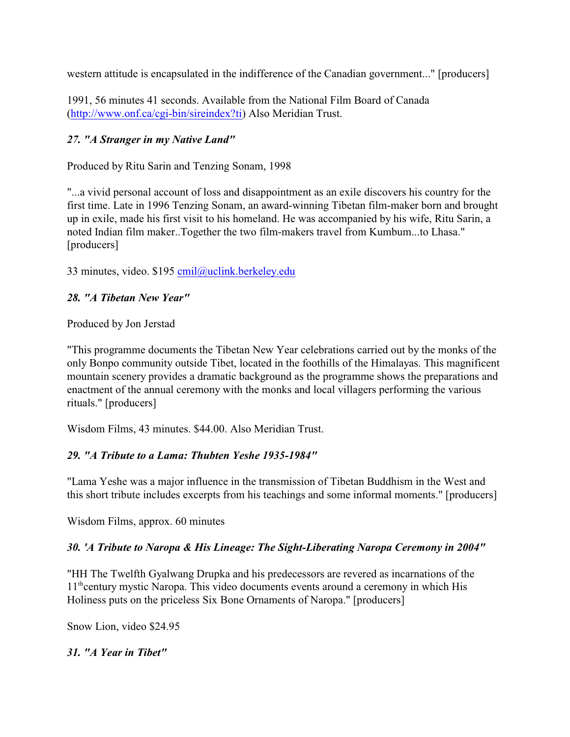western attitude is encapsulated in the indifference of the Canadian government..." [producers]

1991, 56 minutes 41 seconds. Available from the National Film Board of Canada (http://www.onf.ca/cgi-bin/sireindex?ti) Also Meridian Trust.

### *27. "A Stranger in my Native Land"*

Produced by Ritu Sarin and Tenzing Sonam, 1998

"...a vivid personal account of loss and disappointment as an exile discovers his country for the first time. Late in 1996 Tenzing Sonam, an award-winning Tibetan film-maker born and brought up in exile, made his first visit to his homeland. He was accompanied by his wife, Ritu Sarin, a noted Indian film maker..Together the two film-makers travel from Kumbum...to Lhasa." [producers]

33 minutes, video. $195 cmil@uclink.berkeley.edu

### *28. "A Tibetan New Year"*

Produced by Jon Jerstad

"This programme documents the Tibetan New Year celebrations carried out by the monks of the only Bonpo community outside Tibet, located in the foothills of the Himalayas. This magnificent mountain scenery provides a dramatic background as the programme shows the preparations and enactment of the annual ceremony with the monks and local villagers performing the various rituals." [producers]

Wisdom Films, 43 minutes. $44.00. Also Meridian Trust.

### *29. "A Tribute to a Lama: Thubten Yeshe 1935-1984"*

"Lama Yeshe was a major influence in the transmission of Tibetan Buddhism in the West and this short tribute includes excerpts from his teachings and some informal moments." [producers]

Wisdom Films, approx. 60 minutes

### *30. 'A Tribute to Naropa & His Lineage: The Sight-Liberating Naropa Ceremony in 2004"*

"HH The Twelfth Gyalwang Drupka and his predecessors are revered as incarnations of the 11th century mystic Naropa. This video documents events around a ceremony in which His Holiness puts on the priceless Six Bone Ornaments of Naropa." [producers]

Snow Lion, video $24.95

### *31. "A Year in Tibet"*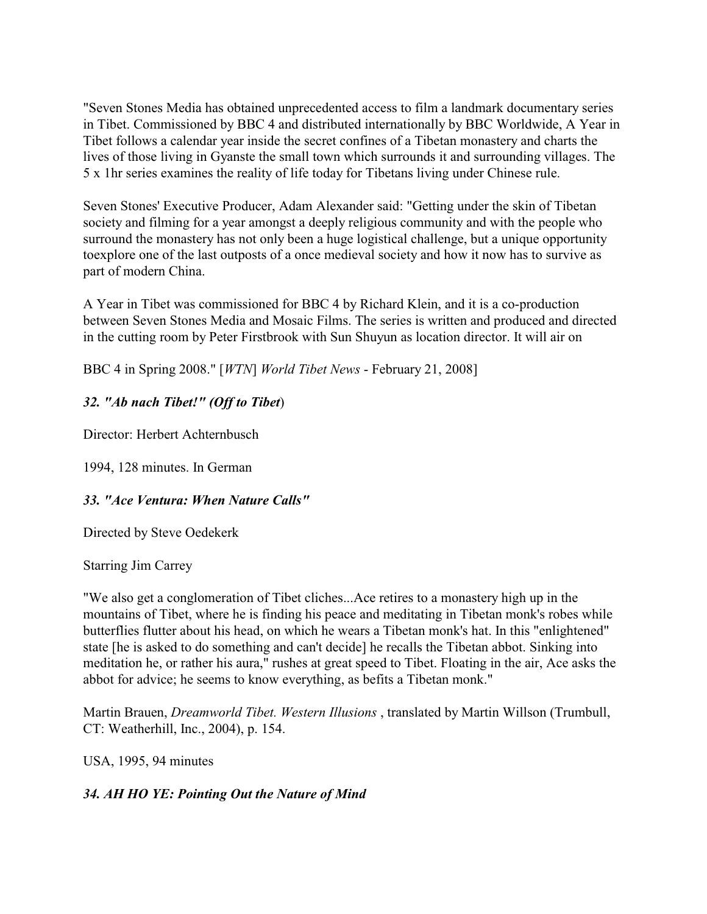"Seven Stones Media has obtained unprecedented access to film a landmark documentary series in Tibet. Commissioned by BBC 4 and distributed internationally by BBC Worldwide, A Year in Tibet follows a calendar year inside the secret confines of a Tibetan monastery and charts the lives of those living in Gyanste the small town which surrounds it and surrounding villages. The 5 x 1hr series examines the reality of life today for Tibetans living under Chinese rule.

Seven Stones' Executive Producer, Adam Alexander said: "Getting under the skin of Tibetan society and filming for a year amongst a deeply religious community and with the people who surround the monastery has not only been a huge logistical challenge, but a unique opportunity toexplore one of the last outposts of a once medieval society and how it now has to survive as part of modern China.

A Year in Tibet was commissioned for BBC 4 by Richard Klein, and it is a co-production between Seven Stones Media and Mosaic Films. The series is written and produced and directed in the cutting room by Peter Firstbrook with Sun Shuyun as location director. It will air on

BBC 4 in Spring 2008." [*WTN*] *World Tibet News* - February 21, 2008]

### *32. "Ab nach Tibet!" (Off to Tibet*)

Director: Herbert Achternbusch

1994, 128 minutes. In German

### *33. "Ace Ventura: When Nature Calls"*

Directed by Steve Oedekerk

Starring Jim Carrey

"We also get a conglomeration of Tibet cliches...Ace retires to a monastery high up in the mountains of Tibet, where he is finding his peace and meditating in Tibetan monk's robes while butterflies flutter about his head, on which he wears a Tibetan monk's hat. In this "enlightened" state [he is asked to do something and can't decide] he recalls the Tibetan abbot. Sinking into meditation he, or rather his aura," rushes at great speed to Tibet. Floating in the air, Ace asks the abbot for advice; he seems to know everything, as befits a Tibetan monk."

Martin Brauen, *Dreamworld Tibet. Western Illusions* , translated by Martin Willson (Trumbull, CT: Weatherhill, Inc., 2004), p. 154.

USA, 1995, 94 minutes

### *34. AH HO YE: Pointing Out the Nature of Mind*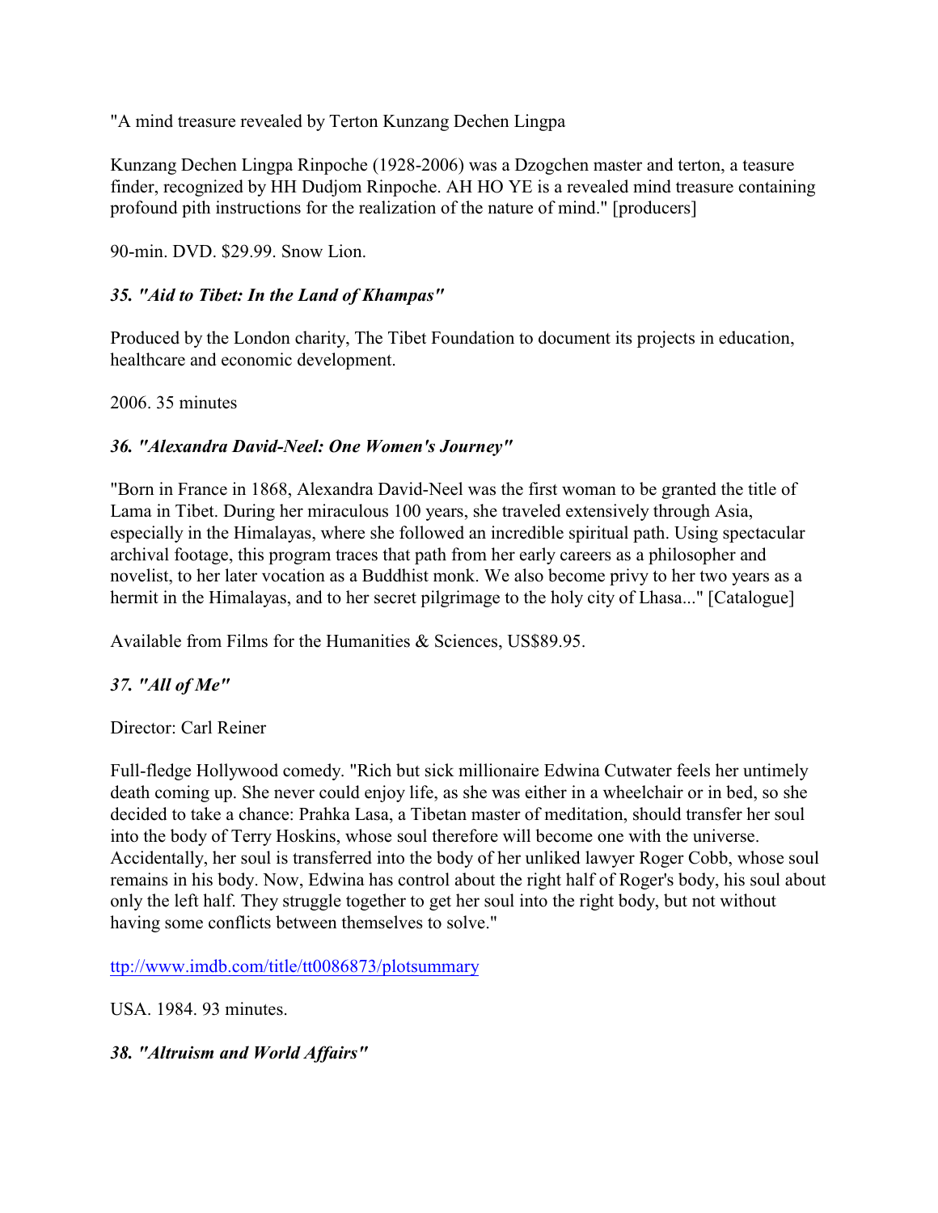"A mind treasure revealed by Terton Kunzang Dechen Lingpa

Kunzang Dechen Lingpa Rinpoche (1928-2006) was a Dzogchen master and terton, a teasure finder, recognized by HH Dudjom Rinpoche. AH HO YE is a revealed mind treasure containing profound pith instructions for the realization of the nature of mind." [producers]

90-min. DVD. $29.99. Snow Lion.

### *35. "Aid to Tibet: In the Land of Khampas"*

Produced by the London charity, The Tibet Foundation to document its projects in education, healthcare and economic development.

2006. 35 minutes

### *36. "Alexandra David-Neel: One Women's Journey"*

"Born in France in 1868, Alexandra David-Neel was the first woman to be granted the title of Lama in Tibet. During her miraculous 100 years, she traveled extensively through Asia, especially in the Himalayas, where she followed an incredible spiritual path. Using spectacular archival footage, this program traces that path from her early careers as a philosopher and novelist, to her later vocation as a Buddhist monk. We also become privy to her two years as a hermit in the Himalayas, and to her secret pilgrimage to the holy city of Lhasa..." [Catalogue]

Available from Films for the Humanities & Sciences, US$89.95.

### *37. "All of Me"*

Director: Carl Reiner

Full-fledge Hollywood comedy. "Rich but sick millionaire Edwina Cutwater feels her untimely death coming up. She never could enjoy life, as she was either in a wheelchair or in bed, so she decided to take a chance: Prahka Lasa, a Tibetan master of meditation, should transfer her soul into the body of Terry Hoskins, whose soul therefore will become one with the universe. Accidentally, her soul is transferred into the body of her unliked lawyer Roger Cobb, whose soul remains in his body. Now, Edwina has control about the right half of Roger's body, his soul about only the left half. They struggle together to get her soul into the right body, but not without having some conflicts between themselves to solve."

ttp://www.imdb.com/title/tt0086873/plotsummary

USA. 1984. 93 minutes.

### *38. "Altruism and World Affairs"*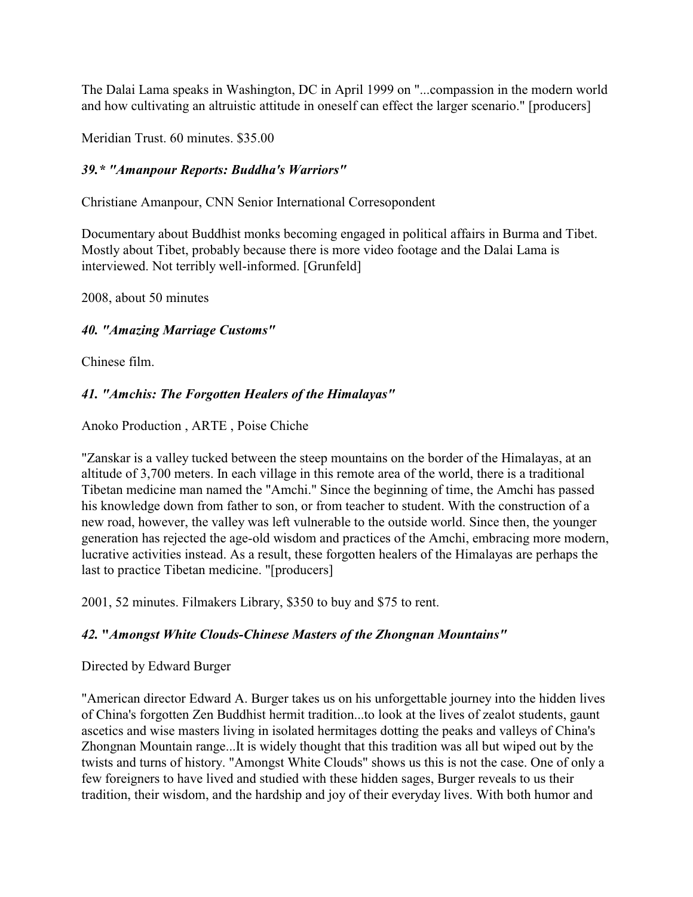The Dalai Lama speaks in Washington, DC in April 1999 on "...compassion in the modern world and how cultivating an altruistic attitude in oneself can effect the larger scenario." [producers]

Meridian Trust. 60 minutes. $35.00

### *39.* "Amanpour Reports: Buddha's Warriors"*

Christiane Amanpour, CNN Senior International Corresopondent

Documentary about Buddhist monks becoming engaged in political affairs in Burma and Tibet. Mostly about Tibet, probably because there is more video footage and the Dalai Lama is interviewed. Not terribly well-informed. [Grunfeld]

2008, about 50 minutes

### *40. "Amazing Marriage Customs"*

Chinese film.

### *41. "Amchis: The Forgotten Healers of the Himalayas"*

Anoko Production , ARTE , Poise Chiche

"Zanskar is a valley tucked between the steep mountains on the border of the Himalayas, at an altitude of 3,700 meters. In each village in this remote area of the world, there is a traditional Tibetan medicine man named the "Amchi." Since the beginning of time, the Amchi has passed his knowledge down from father to son, or from teacher to student. With the construction of a new road, however, the valley was left vulnerable to the outside world. Since then, the younger generation has rejected the age-old wisdom and practices of the Amchi, embracing more modern, lucrative activities instead. As a result, these forgotten healers of the Himalayas are perhaps the last to practice Tibetan medicine. "[producers]

2001, 52 minutes. Filmakers Library, $350 to buy and $75 to rent.

### *42. "Amongst White Clouds-Chinese Masters of the Zhongnan Mountains"*

Directed by Edward Burger

"American director Edward A. Burger takes us on his unforgettable journey into the hidden lives of China's forgotten Zen Buddhist hermit tradition...to look at the lives of zealot students, gaunt ascetics and wise masters living in isolated hermitages dotting the peaks and valleys of China's Zhongnan Mountain range...It is widely thought that this tradition was all but wiped out by the twists and turns of history. "Amongst White Clouds" shows us this is not the case. One of only a few foreigners to have lived and studied with these hidden sages, Burger reveals to us their tradition, their wisdom, and the hardship and joy of their everyday lives. With both humor and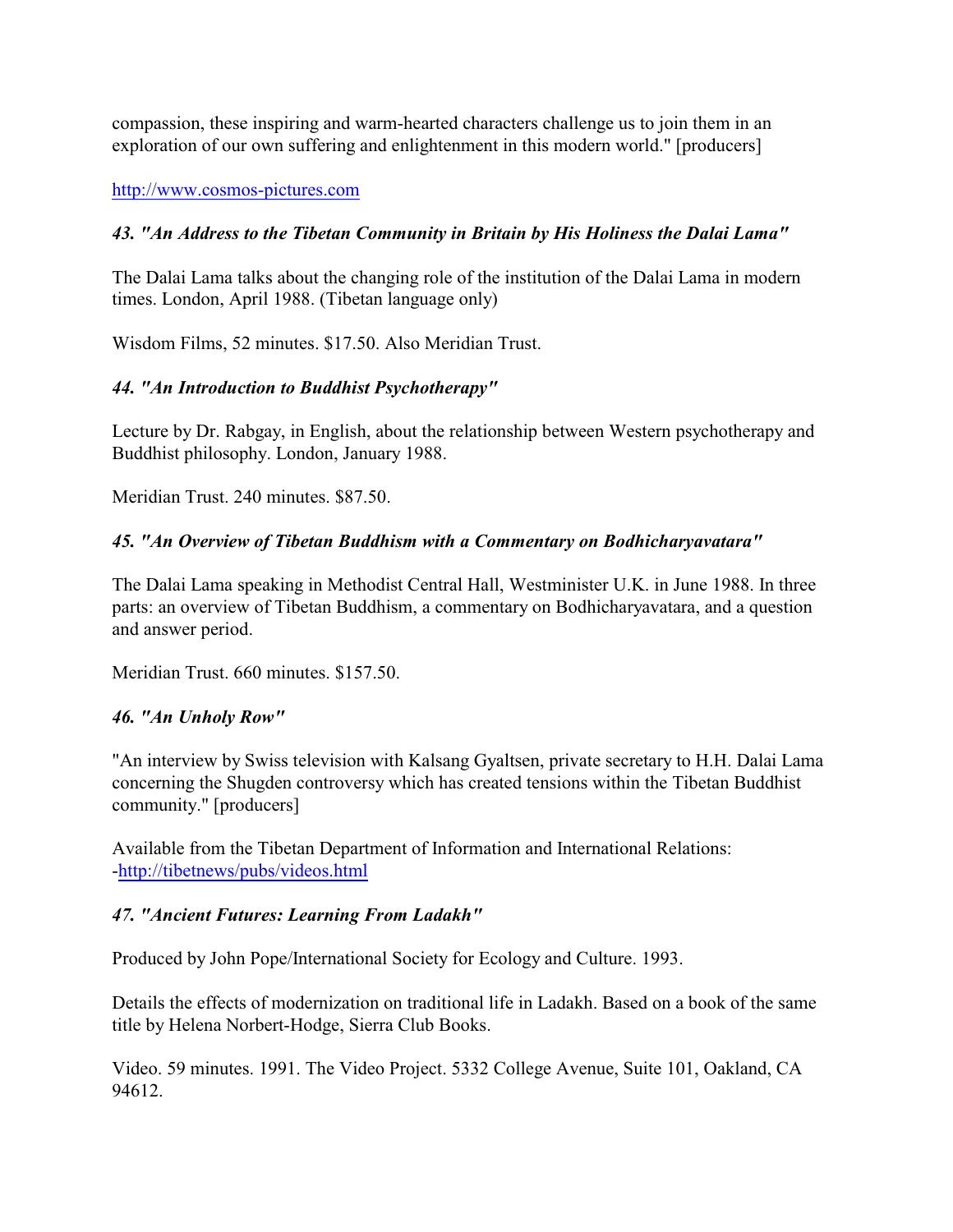compassion, these inspiring and warm-hearted characters challenge us to join them in an exploration of our own suffering and enlightenment in this modern world." [producers]

http://www.cosmos-pictures.com

### *43. "An Address to the Tibetan Community in Britain by His Holiness the Dalai Lama"*

The Dalai Lama talks about the changing role of the institution of the Dalai Lama in modern times. London, April 1988. (Tibetan language only)

Wisdom Films, 52 minutes. $17.50. Also Meridian Trust.

### *44. "An Introduction to Buddhist Psychotherapy"*

Lecture by Dr. Rabgay, in English, about the relationship between Western psychotherapy and Buddhist philosophy. London, January 1988.

Meridian Trust. 240 minutes. $87.50.

### *45. "An Overview of Tibetan Buddhism with a Commentary on Bodhicharyavatara"*

The Dalai Lama speaking in Methodist Central Hall, Westminister U.K. in June 1988. In three parts: an overview of Tibetan Buddhism, a commentary on Bodhicharyavatara, and a question and answer period.

Meridian Trust. 660 minutes. $157.50.

### *46. "An Unholy Row"*

"An interview by Swiss television with Kalsang Gyaltsen, private secretary to H.H. Dalai Lama concerning the Shugden controversy which has created tensions within the Tibetan Buddhist community." [producers]

Available from the Tibetan Department of Information and International Relations: -http://tibetnews/pubs/videos.html

### *47. "Ancient Futures: Learning From Ladakh"*

Produced by John Pope/International Society for Ecology and Culture. 1993.

Details the effects of modernization on traditional life in Ladakh. Based on a book of the same title by Helena Norbert-Hodge, Sierra Club Books.

Video. 59 minutes. 1991. The Video Project. 5332 College Avenue, Suite 101, Oakland, CA 94612.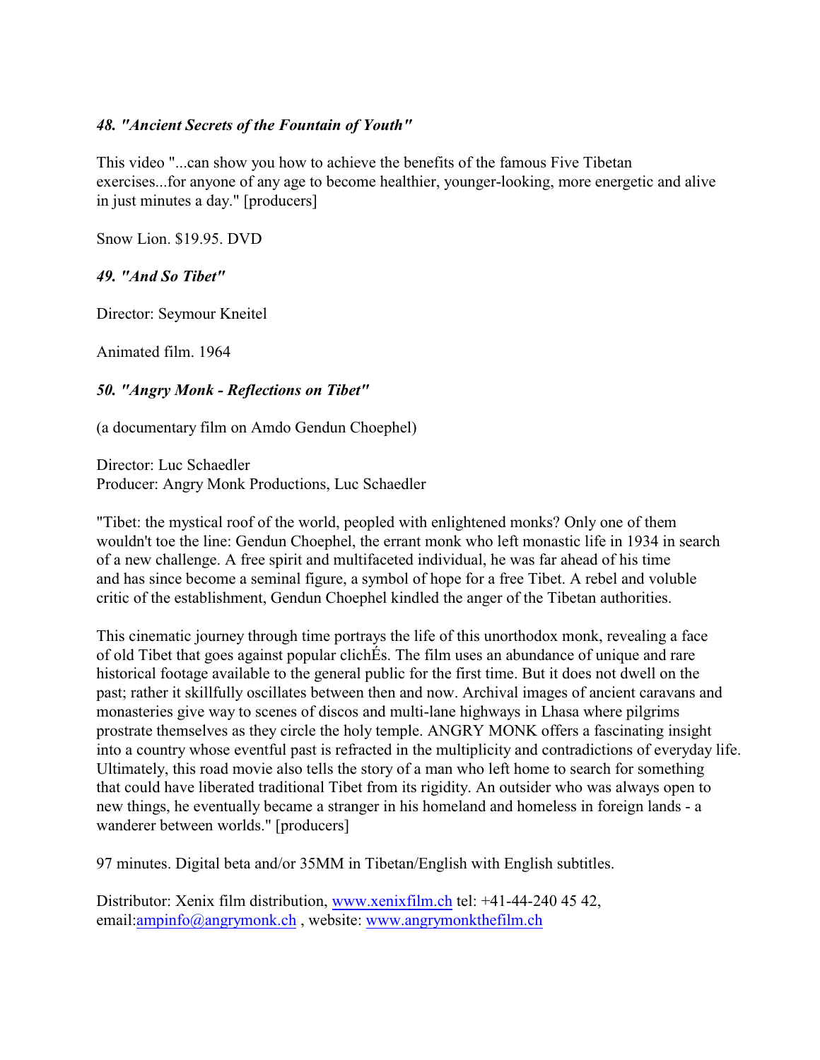### *48. "Ancient Secrets of the Fountain of Youth"*

This video "...can show you how to achieve the benefits of the famous Five Tibetan exercises...for anyone of any age to become healthier, younger-looking, more energetic and alive in just minutes a day." [producers]

Snow Lion. $19.95. DVD

### *49. "And So Tibet"*

Director: Seymour Kneitel

Animated film. 1964

### *50. "Angry Monk - Reflections on Tibet"*

(a documentary film on Amdo Gendun Choephel)

Director: Luc Schaedler
Producer: Angry Monk Productions, Luc Schaedler

"Tibet: the mystical roof of the world, peopled with enlightened monks? Only one of them wouldn't toe the line: Gendun Choephel, the errant monk who left monastic life in 1934 in search of a new challenge. A free spirit and multifaceted individual, he was far ahead of his time and has since become a seminal figure, a symbol of hope for a free Tibet. A rebel and voluble critic of the establishment, Gendun Choephel kindled the anger of the Tibetan authorities.

This cinematic journey through time portrays the life of this unorthodox monk, revealing a face of old Tibet that goes against popular clichÉs. The film uses an abundance of unique and rare historical footage available to the general public for the first time. But it does not dwell on the past; rather it skillfully oscillates between then and now. Archival images of ancient caravans and monasteries give way to scenes of discos and multi-lane highways in Lhasa where pilgrims prostrate themselves as they circle the holy temple. ANGRY MONK offers a fascinating insight into a country whose eventful past is refracted in the multiplicity and contradictions of everyday life. Ultimately, this road movie also tells the story of a man who left home to search for something that could have liberated traditional Tibet from its rigidity. An outsider who was always open to new things, he eventually became a stranger in his homeland and homeless in foreign lands - a wanderer between worlds." [producers]

97 minutes. Digital beta and/or 35MM in Tibetan/English with English subtitles.

Distributor: Xenix film distribution, www.xenixfilm.ch tel: +41-44-240 45 42, email:ampinfo@angrymonk.ch , website: www.angrymonkthefilm.ch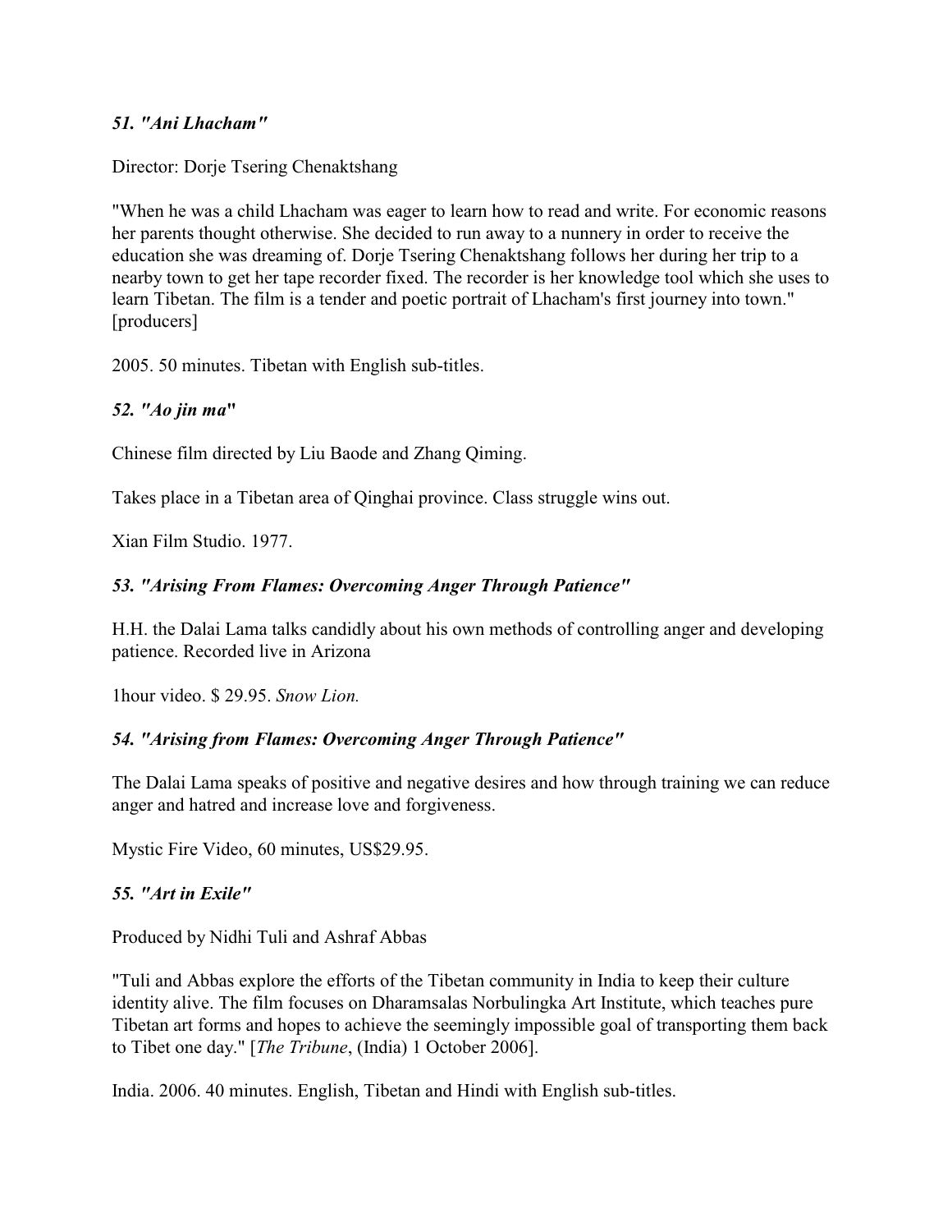### *51. "Ani Lhacham"*

Director: Dorje Tsering Chenaktshang

"When he was a child Lhacham was eager to learn how to read and write. For economic reasons her parents thought otherwise. She decided to run away to a nunnery in order to receive the education she was dreaming of. Dorje Tsering Chenaktshang follows her during her trip to a nearby town to get her tape recorder fixed. The recorder is her knowledge tool which she uses to learn Tibetan. The film is a tender and poetic portrait of Lhacham's first journey into town." [producers]

2005. 50 minutes. Tibetan with English sub-titles.

### *52. "Ao jin ma"*

Chinese film directed by Liu Baode and Zhang Qiming.

Takes place in a Tibetan area of Qinghai province. Class struggle wins out.

Xian Film Studio. 1977.

### *53. "Arising From Flames: Overcoming Anger Through Patience"*

H.H. the Dalai Lama talks candidly about his own methods of controlling anger and developing patience. Recorded live in Arizona

1hour video. $ 29.95. *Snow Lion.*

### *54. "Arising from Flames: Overcoming Anger Through Patience"*

The Dalai Lama speaks of positive and negative desires and how through training we can reduce anger and hatred and increase love and forgiveness.

Mystic Fire Video, 60 minutes, US$29.95.

### *55. "Art in Exile"*

Produced by Nidhi Tuli and Ashraf Abbas

"Tuli and Abbas explore the efforts of the Tibetan community in India to keep their culture identity alive. The film focuses on Dharamsalas Norbulingka Art Institute, which teaches pure Tibetan art forms and hopes to achieve the seemingly impossible goal of transporting them back to Tibet one day." [*The Tribune*, (India) 1 October 2006].

India. 2006. 40 minutes. English, Tibetan and Hindi with English sub-titles.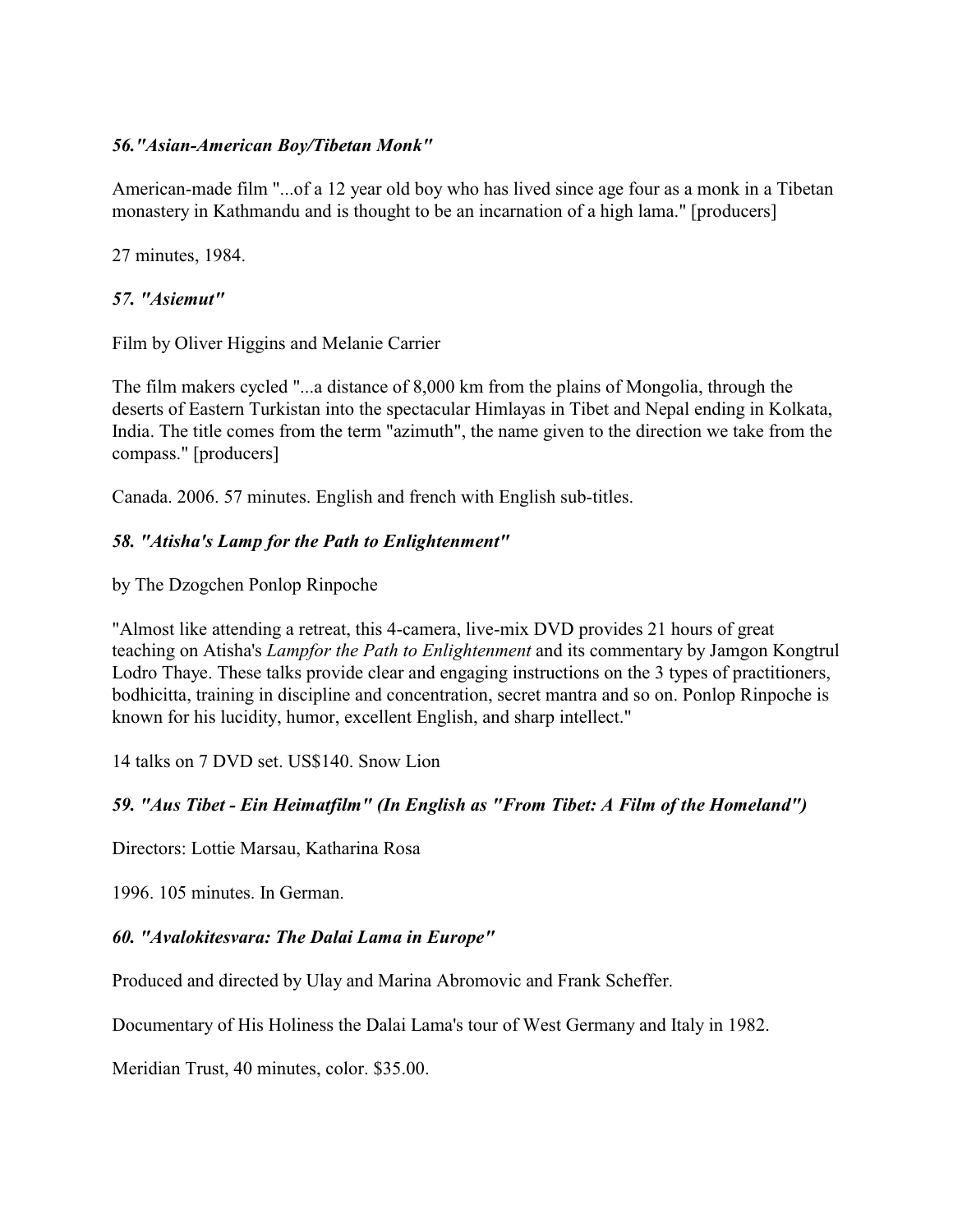### *56."Asian-American Boy/Tibetan Monk"*

American-made film "...of a 12 year old boy who has lived since age four as a monk in a Tibetan monastery in Kathmandu and is thought to be an incarnation of a high lama." [producers]

27 minutes, 1984.

### *57. "Asiemut"*

Film by Oliver Higgins and Melanie Carrier

The film makers cycled "...a distance of 8,000 km from the plains of Mongolia, through the deserts of Eastern Turkistan into the spectacular Himlayas in Tibet and Nepal ending in Kolkata, India. The title comes from the term "azimuth", the name given to the direction we take from the compass." [producers]

Canada. 2006. 57 minutes. English and french with English sub-titles.

### *58. "Atisha's Lamp for the Path to Enlightenment"*

by The Dzogchen Ponlop Rinpoche

"Almost like attending a retreat, this 4-camera, live-mix DVD provides 21 hours of great teaching on Atisha's *Lampfor the Path to Enlightenment* and its commentary by Jamgon Kongtrul Lodro Thaye. These talks provide clear and engaging instructions on the 3 types of practitioners, bodhicitta, training in discipline and concentration, secret mantra and so on. Ponlop Rinpoche is known for his lucidity, humor, excellent English, and sharp intellect."

14 talks on 7 DVD set. US$140. Snow Lion

### *59. "Aus Tibet - Ein Heimatfilm" (In English as "From Tibet: A Film of the Homeland")*

Directors: Lottie Marsau, Katharina Rosa

1996. 105 minutes. In German.

### *60. "Avalokitesvara: The Dalai Lama in Europe"*

Produced and directed by Ulay and Marina Abromovic and Frank Scheffer.

Documentary of His Holiness the Dalai Lama's tour of West Germany and Italy in 1982.

Meridian Trust, 40 minutes, color. $35.00.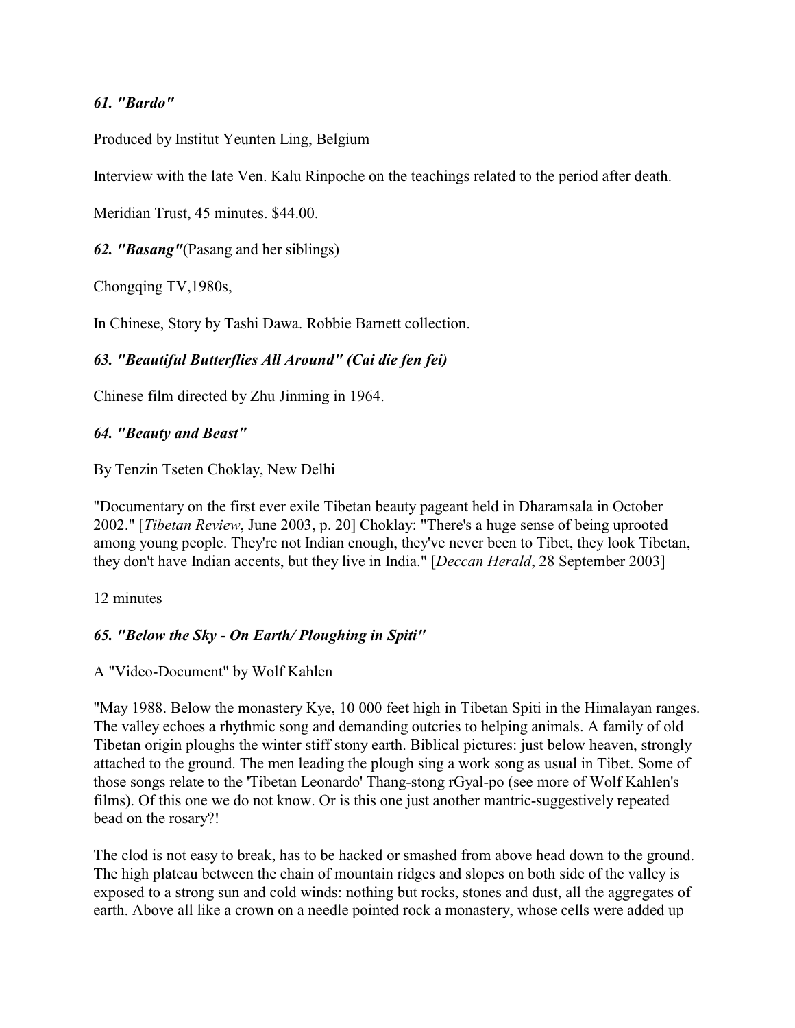### *61. "Bardo"*

Produced by Institut Yeunten Ling, Belgium

Interview with the late Ven. Kalu Rinpoche on the teachings related to the period after death.

Meridian Trust, 45 minutes. $44.00.

### *62. "Basang"*(Pasang and her siblings)

Chongqing TV,1980s,

In Chinese, Story by Tashi Dawa. Robbie Barnett collection.

### *63. "Beautiful Butterflies All Around" (Cai die fen fei)*

Chinese film directed by Zhu Jinming in 1964.

### *64. "Beauty and Beast"*

By Tenzin Tseten Choklay, New Delhi

"Documentary on the first ever exile Tibetan beauty pageant held in Dharamsala in October 2002." [*Tibetan Review*, June 2003, p. 20] Choklay: "There's a huge sense of being uprooted among young people. They're not Indian enough, they've never been to Tibet, they look Tibetan, they don't have Indian accents, but they live in India." [*Deccan Herald*, 28 September 2003]

12 minutes

### *65. "Below the Sky - On Earth/ Ploughing in Spiti"*

A "Video-Document" by Wolf Kahlen

"May 1988. Below the monastery Kye, 10 000 feet high in Tibetan Spiti in the Himalayan ranges. The valley echoes a rhythmic song and demanding outcries to helping animals. A family of old Tibetan origin ploughs the winter stiff stony earth. Biblical pictures: just below heaven, strongly attached to the ground. The men leading the plough sing a work song as usual in Tibet. Some of those songs relate to the 'Tibetan Leonardo' Thang-stong rGyal-po (see more of Wolf Kahlen's films). Of this one we do not know. Or is this one just another mantric-suggestively repeated bead on the rosary?!

The clod is not easy to break, has to be hacked or smashed from above head down to the ground. The high plateau between the chain of mountain ridges and slopes on both side of the valley is exposed to a strong sun and cold winds: nothing but rocks, stones and dust, all the aggregates of earth. Above all like a crown on a needle pointed rock a monastery, whose cells were added up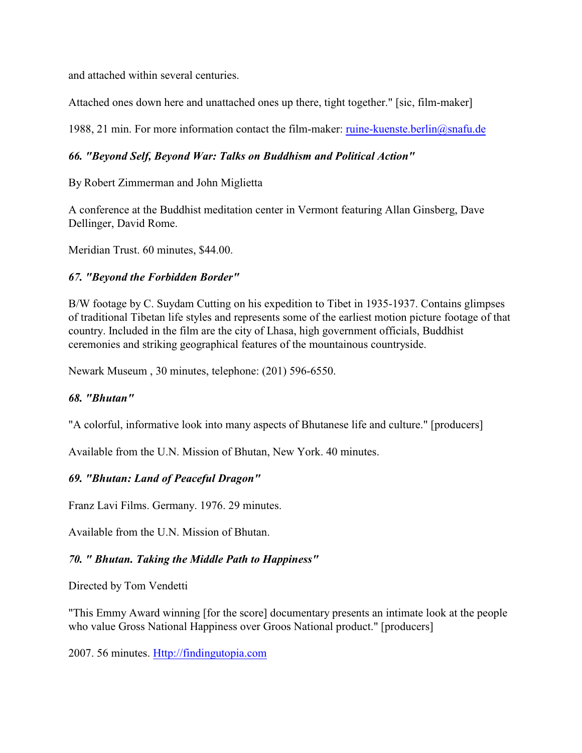and attached within several centuries.

Attached ones down here and unattached ones up there, tight together." [sic, film-maker]

1988, 21 min. For more information contact the film-maker: ruine-kuenste.berlin@snafu.de

### *66. "Beyond Self, Beyond War: Talks on Buddhism and Political Action"*

By Robert Zimmerman and John Miglietta

A conference at the Buddhist meditation center in Vermont featuring Allan Ginsberg, Dave Dellinger, David Rome.

Meridian Trust. 60 minutes, $44.00.

### *67. "Beyond the Forbidden Border"*

B/W footage by C. Suydam Cutting on his expedition to Tibet in 1935-1937. Contains glimpses of traditional Tibetan life styles and represents some of the earliest motion picture footage of that country. Included in the film are the city of Lhasa, high government officials, Buddhist ceremonies and striking geographical features of the mountainous countryside.

Newark Museum , 30 minutes, telephone: (201) 596-6550.

### *68. "Bhutan"*

"A colorful, informative look into many aspects of Bhutanese life and culture." [producers]

Available from the U.N. Mission of Bhutan, New York. 40 minutes.

### *69. "Bhutan: Land of Peaceful Dragon"*

Franz Lavi Films. Germany. 1976. 29 minutes.

Available from the U.N. Mission of Bhutan.

### *70. " Bhutan. Taking the Middle Path to Happiness"*

Directed by Tom Vendetti

"This Emmy Award winning [for the score] documentary presents an intimate look at the people who value Gross National Happiness over Groos National product." [producers]

2007. 56 minutes. Http://findingutopia.com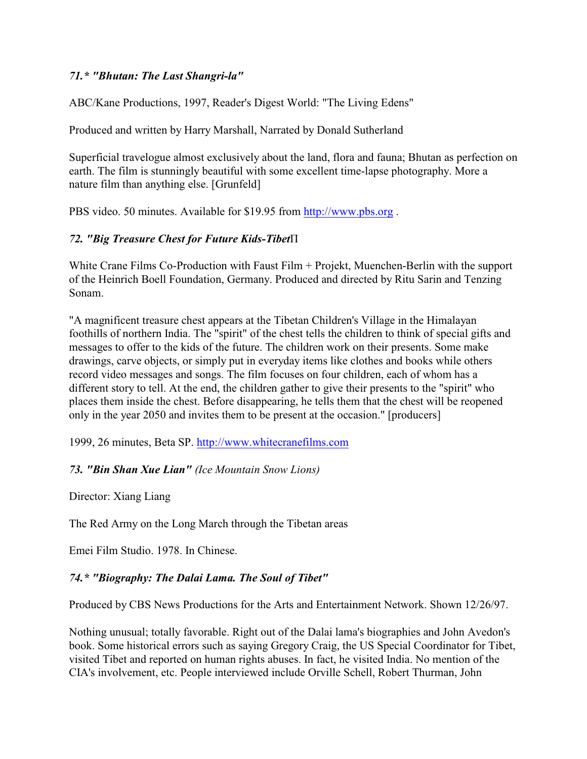### *71.* "Bhutan: The Last Shangri-la"*

ABC/Kane Productions, 1997, Reader's Digest World: "The Living Edens"

Produced and written by Harry Marshall, Narrated by Donald Sutherland

Superficial travelogue almost exclusively about the land, flora and fauna; Bhutan as perfection on earth. The film is stunningly beautiful with some excellent time-lapse photography. More a nature film than anything else. [Grunfeld]

PBS video. 50 minutes. Available for $19.95 from http://www.pbs.org .

### *72. "Big Treasure Chest for Future Kids-Tibet*Π

White Crane Films Co-Production with Faust Film + Projekt, Muenchen-Berlin with the support of the Heinrich Boell Foundation, Germany. Produced and directed by Ritu Sarin and Tenzing Sonam.

"A magnificent treasure chest appears at the Tibetan Children's Village in the Himalayan foothills of northern India. The "spirit" of the chest tells the children to think of special gifts and messages to offer to the kids of the future. The children work on their presents. Some make drawings, carve objects, or simply put in everyday items like clothes and books while others record video messages and songs. The film focuses on four children, each of whom has a different story to tell. At the end, the children gather to give their presents to the "spirit" who places them inside the chest. Before disappearing, he tells them that the chest will be reopened only in the year 2050 and invites them to be present at the occasion." [producers]

1999, 26 minutes, Beta SP. http://www.whitecranefilms.com

### *73. "Bin Shan Xue Lian" (Ice Mountain Snow Lions)*

Director: Xiang Liang

The Red Army on the Long March through the Tibetan areas

Emei Film Studio. 1978. In Chinese.

### *74.* "Biography: The Dalai Lama. The Soul of Tibet"*

Produced by CBS News Productions for the Arts and Entertainment Network. Shown 12/26/97.

Nothing unusual; totally favorable. Right out of the Dalai lama's biographies and John Avedon's book. Some historical errors such as saying Gregory Craig, the US Special Coordinator for Tibet, visited Tibet and reported on human rights abuses. In fact, he visited India. No mention of the CIA's involvement, etc. People interviewed include Orville Schell, Robert Thurman, John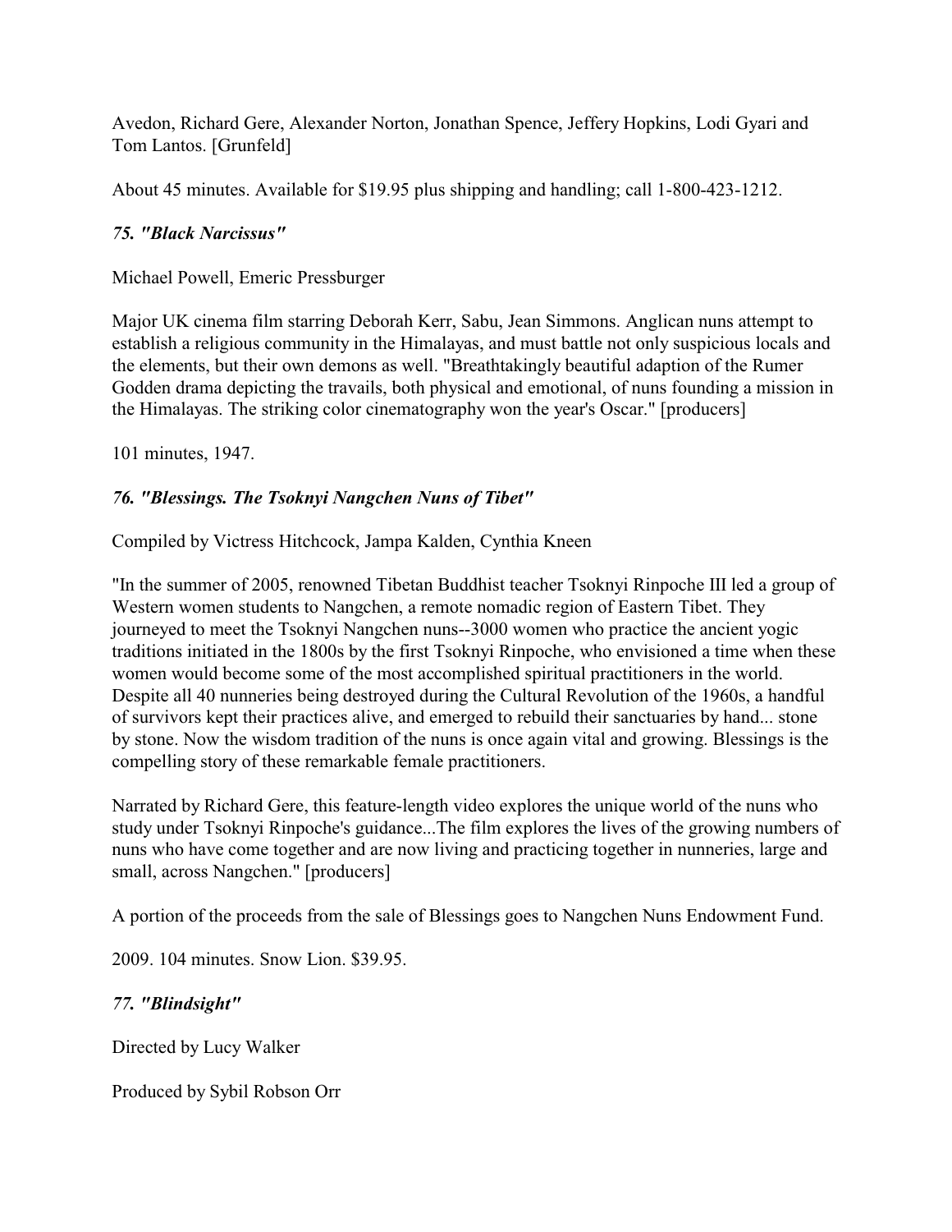Avedon, Richard Gere, Alexander Norton, Jonathan Spence, Jeffery Hopkins, Lodi Gyari and Tom Lantos. [Grunfeld]

About 45 minutes. Available for $19.95 plus shipping and handling; call 1-800-423-1212.

### *75. "Black Narcissus"*

Michael Powell, Emeric Pressburger

Major UK cinema film starring Deborah Kerr, Sabu, Jean Simmons. Anglican nuns attempt to establish a religious community in the Himalayas, and must battle not only suspicious locals and the elements, but their own demons as well. "Breathtakingly beautiful adaption of the Rumer Godden drama depicting the travails, both physical and emotional, of nuns founding a mission in the Himalayas. The striking color cinematography won the year's Oscar." [producers]

101 minutes, 1947.

### *76. "Blessings. The Tsoknyi Nangchen Nuns of Tibet"*

Compiled by Victress Hitchcock, Jampa Kalden, Cynthia Kneen

"In the summer of 2005, renowned Tibetan Buddhist teacher Tsoknyi Rinpoche III led a group of Western women students to Nangchen, a remote nomadic region of Eastern Tibet. They journeyed to meet the Tsoknyi Nangchen nuns--3000 women who practice the ancient yogic traditions initiated in the 1800s by the first Tsoknyi Rinpoche, who envisioned a time when these women would become some of the most accomplished spiritual practitioners in the world. Despite all 40 nunneries being destroyed during the Cultural Revolution of the 1960s, a handful of survivors kept their practices alive, and emerged to rebuild their sanctuaries by hand... stone by stone. Now the wisdom tradition of the nuns is once again vital and growing. Blessings is the compelling story of these remarkable female practitioners.

Narrated by Richard Gere, this feature-length video explores the unique world of the nuns who study under Tsoknyi Rinpoche's guidance...The film explores the lives of the growing numbers of nuns who have come together and are now living and practicing together in nunneries, large and small, across Nangchen." [producers]

A portion of the proceeds from the sale of Blessings goes to Nangchen Nuns Endowment Fund.

2009. 104 minutes. Snow Lion. $39.95.

### *77. "Blindsight"*

Directed by Lucy Walker

Produced by Sybil Robson Orr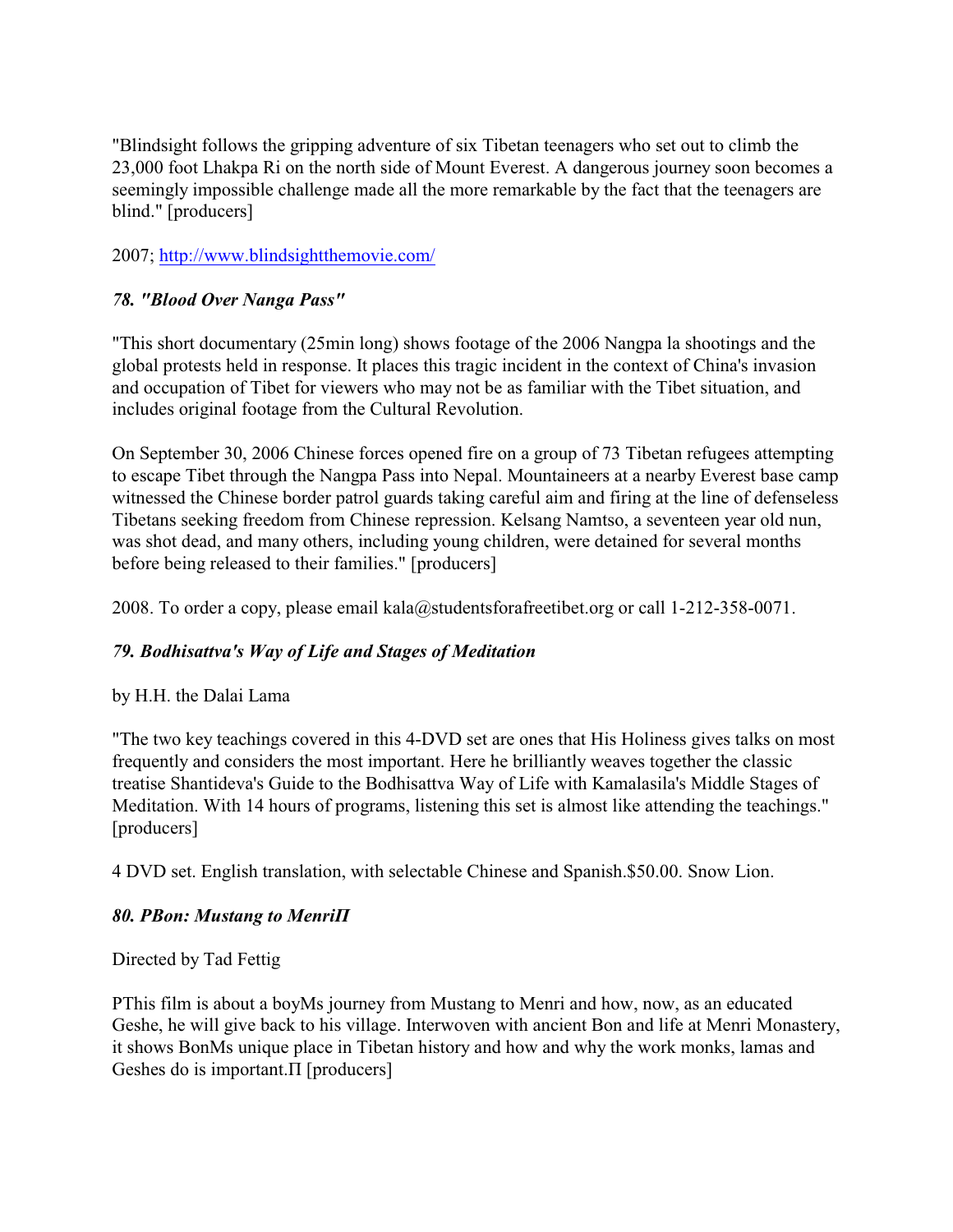"Blindsight follows the gripping adventure of six Tibetan teenagers who set out to climb the 23,000 foot Lhakpa Ri on the north side of Mount Everest. A dangerous journey soon becomes a seemingly impossible challenge made all the more remarkable by the fact that the teenagers are blind." [producers]

2007; http://www.blindsightthemovie.com/

### *78. "Blood Over Nanga Pass"*

"This short documentary (25min long) shows footage of the 2006 Nangpa la shootings and the global protests held in response. It places this tragic incident in the context of China's invasion and occupation of Tibet for viewers who may not be as familiar with the Tibet situation, and includes original footage from the Cultural Revolution.

On September 30, 2006 Chinese forces opened fire on a group of 73 Tibetan refugees attempting to escape Tibet through the Nangpa Pass into Nepal. Mountaineers at a nearby Everest base camp witnessed the Chinese border patrol guards taking careful aim and firing at the line of defenseless Tibetans seeking freedom from Chinese repression. Kelsang Namtso, a seventeen year old nun, was shot dead, and many others, including young children, were detained for several months before being released to their families." [producers]

2008. To order a copy, please email kala@studentsforafreetibet.org or call 1-212-358-0071.

### *79. Bodhisattva's Way of Life and Stages of Meditation*

by H.H. the Dalai Lama

"The two key teachings covered in this 4-DVD set are ones that His Holiness gives talks on most frequently and considers the most important. Here he brilliantly weaves together the classic treatise Shantideva's Guide to the Bodhisattva Way of Life with Kamalasila's Middle Stages of Meditation. With 14 hours of programs, listening this set is almost like attending the teachings." [producers]

4 DVD set. English translation, with selectable Chinese and Spanish.$50.00. Snow Lion.

### *80. PBon: Mustang to MenriΠ*

Directed by Tad Fettig

PThis film is about a boyMs journey from Mustang to Menri and how, now, as an educated Geshe, he will give back to his village. Interwoven with ancient Bon and life at Menri Monastery, it shows BonMs unique place in Tibetan history and how and why the work monks, lamas and Geshes do is important.Π [producers]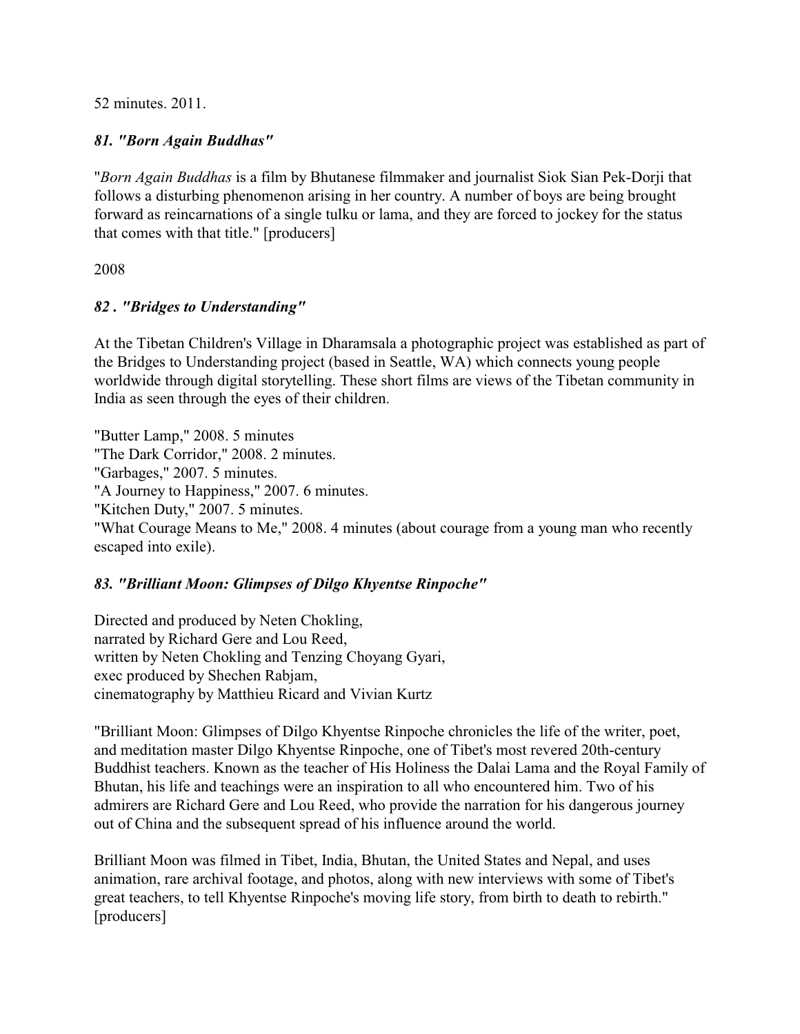52 minutes. 2011.

### *81. "Born Again Buddhas"*

"*Born Again Buddhas* is a film by Bhutanese filmmaker and journalist Siok Sian Pek-Dorji that follows a disturbing phenomenon arising in her country. A number of boys are being brought forward as reincarnations of a single tulku or lama, and they are forced to jockey for the status that comes with that title." [producers]

2008

### *82 . "Bridges to Understanding"*

At the Tibetan Children's Village in Dharamsala a photographic project was established as part of the Bridges to Understanding project (based in Seattle, WA) which connects young people worldwide through digital storytelling. These short films are views of the Tibetan community in India as seen through the eyes of their children.

"Butter Lamp," 2008. 5 minutes
"The Dark Corridor," 2008. 2 minutes.
"Garbages," 2007. 5 minutes.
"A Journey to Happiness," 2007. 6 minutes.
"Kitchen Duty," 2007. 5 minutes.
"What Courage Means to Me," 2008. 4 minutes (about courage from a young man who recently escaped into exile).

### *83. "Brilliant Moon: Glimpses of Dilgo Khyentse Rinpoche"*

Directed and produced by Neten Chokling,
narrated by Richard Gere and Lou Reed,
written by Neten Chokling and Tenzing Choyang Gyari,
exec produced by Shechen Rabjam,
cinematography by Matthieu Ricard and Vivian Kurtz

"Brilliant Moon: Glimpses of Dilgo Khyentse Rinpoche chronicles the life of the writer, poet, and meditation master Dilgo Khyentse Rinpoche, one of Tibet's most revered 20th-century Buddhist teachers. Known as the teacher of His Holiness the Dalai Lama and the Royal Family of Bhutan, his life and teachings were an inspiration to all who encountered him. Two of his admirers are Richard Gere and Lou Reed, who provide the narration for his dangerous journey out of China and the subsequent spread of his influence around the world.

Brilliant Moon was filmed in Tibet, India, Bhutan, the United States and Nepal, and uses animation, rare archival footage, and photos, along with new interviews with some of Tibet's great teachers, to tell Khyentse Rinpoche's moving life story, from birth to death to rebirth." [producers]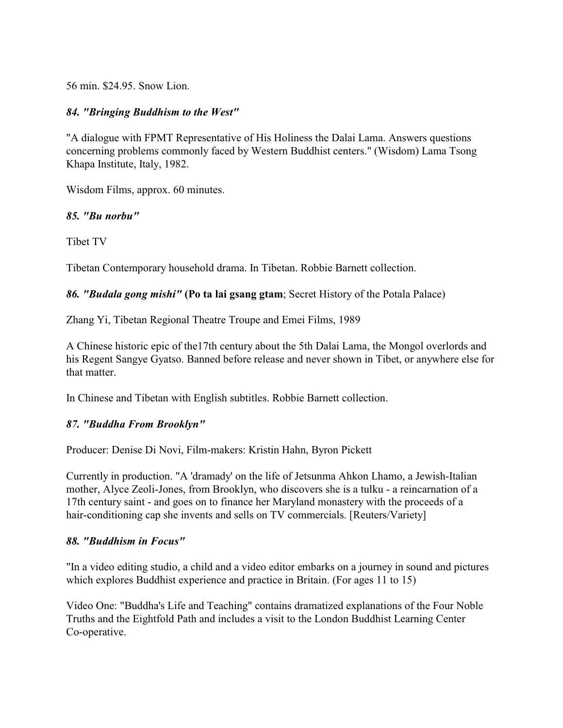56 min. $24.95. Snow Lion.

### ***84. "Bringing Buddhism to the West"***

"A dialogue with FPMT Representative of His Holiness the Dalai Lama. Answers questions concerning problems commonly faced by Western Buddhist centers." (Wisdom) Lama Tsong Khapa Institute, Italy, 1982.

Wisdom Films, approx. 60 minutes.

### ***85. "Bu norbu"***

Tibet TV

Tibetan Contemporary household drama. In Tibetan. Robbie Barnett collection.

### ***86. "Budala gong mishi"* (Po ta lai gsang gtam**; Secret History of the Potala Palace)

Zhang Yi, Tibetan Regional Theatre Troupe and Emei Films, 1989

A Chinese historic epic of the17th century about the 5th Dalai Lama, the Mongol overlords and his Regent Sangye Gyatso. Banned before release and never shown in Tibet, or anywhere else for that matter.

In Chinese and Tibetan with English subtitles. Robbie Barnett collection.

### ***87. "Buddha From Brooklyn"***

Producer: Denise Di Novi, Film-makers: Kristin Hahn, Byron Pickett

Currently in production. "A 'dramady' on the life of Jetsunma Ahkon Lhamo, a Jewish-Italian mother, Alyce Zeoli-Jones, from Brooklyn, who discovers she is a tulku - a reincarnation of a 17th century saint - and goes on to finance her Maryland monastery with the proceeds of a hair-conditioning cap she invents and sells on TV commercials. [Reuters/Variety]

### ***88. "Buddhism in Focus"***

"In a video editing studio, a child and a video editor embarks on a journey in sound and pictures which explores Buddhist experience and practice in Britain. (For ages 11 to 15)

Video One: "Buddha's Life and Teaching" contains dramatized explanations of the Four Noble Truths and the Eightfold Path and includes a visit to the London Buddhist Learning Center Co-operative.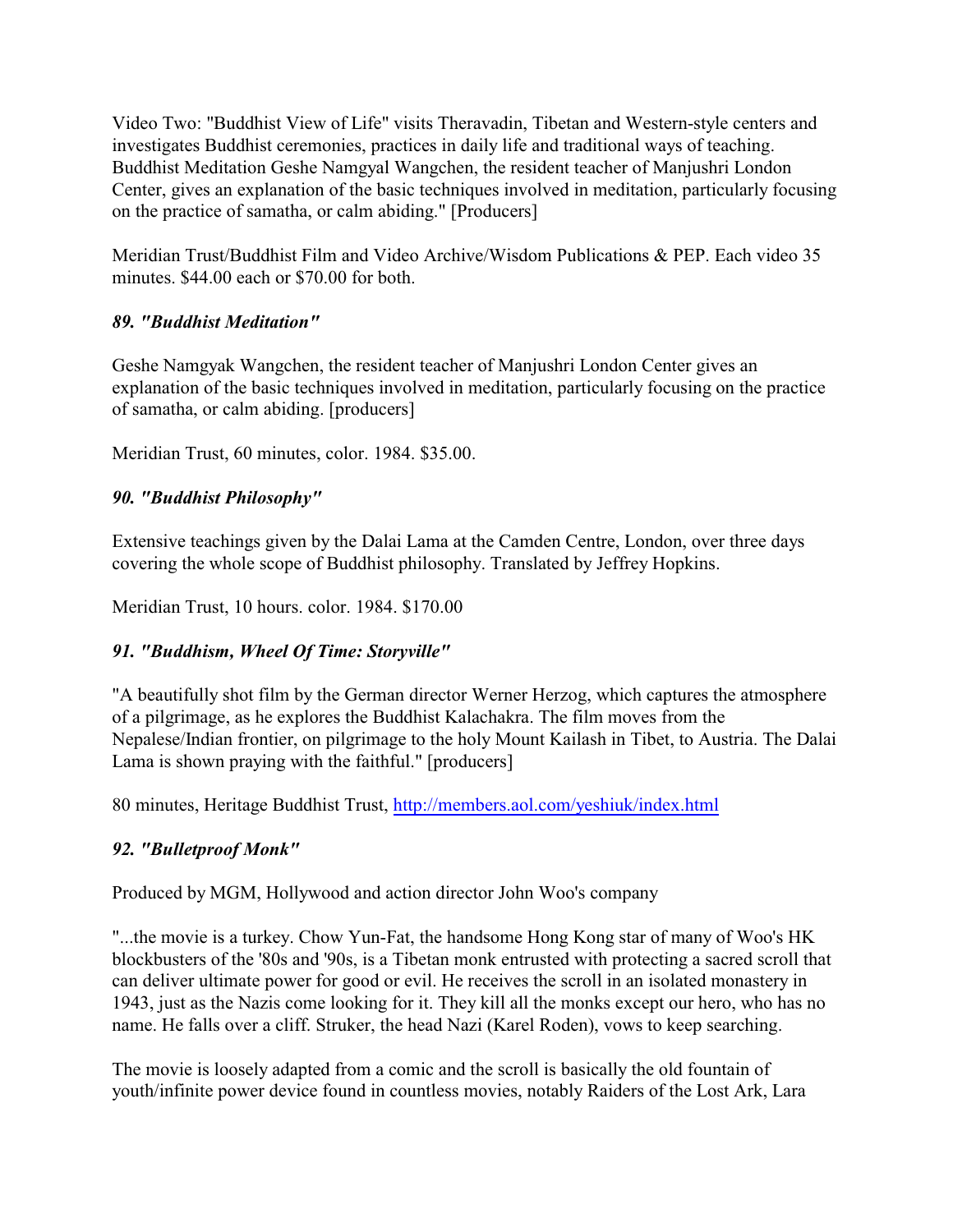Video Two: "Buddhist View of Life" visits Theravadin, Tibetan and Western-style centers and investigates Buddhist ceremonies, practices in daily life and traditional ways of teaching. Buddhist Meditation Geshe Namgyal Wangchen, the resident teacher of Manjushri London Center, gives an explanation of the basic techniques involved in meditation, particularly focusing on the practice of samatha, or calm abiding." [Producers]

Meridian Trust/Buddhist Film and Video Archive/Wisdom Publications & PEP. Each video 35 minutes. $44.00 each or $70.00 for both.

### *89. "Buddhist Meditation"*

Geshe Namgyak Wangchen, the resident teacher of Manjushri London Center gives an explanation of the basic techniques involved in meditation, particularly focusing on the practice of samatha, or calm abiding. [producers]

Meridian Trust, 60 minutes, color. 1984. $35.00.

### *90. "Buddhist Philosophy"*

Extensive teachings given by the Dalai Lama at the Camden Centre, London, over three days covering the whole scope of Buddhist philosophy. Translated by Jeffrey Hopkins.

Meridian Trust, 10 hours. color. 1984. $170.00

### *91. "Buddhism, Wheel Of Time: Storyville"*

"A beautifully shot film by the German director Werner Herzog, which captures the atmosphere of a pilgrimage, as he explores the Buddhist Kalachakra. The film moves from the Nepalese/Indian frontier, on pilgrimage to the holy Mount Kailash in Tibet, to Austria. The Dalai Lama is shown praying with the faithful." [producers]

80 minutes, Heritage Buddhist Trust, http://members.aol.com/yeshiuk/index.html

### *92. "Bulletproof Monk"*

Produced by MGM, Hollywood and action director John Woo's company

"...the movie is a turkey. Chow Yun-Fat, the handsome Hong Kong star of many of Woo's HK blockbusters of the '80s and '90s, is a Tibetan monk entrusted with protecting a sacred scroll that can deliver ultimate power for good or evil. He receives the scroll in an isolated monastery in 1943, just as the Nazis come looking for it. They kill all the monks except our hero, who has no name. He falls over a cliff. Struker, the head Nazi (Karel Roden), vows to keep searching.

The movie is loosely adapted from a comic and the scroll is basically the old fountain of youth/infinite power device found in countless movies, notably Raiders of the Lost Ark, Lara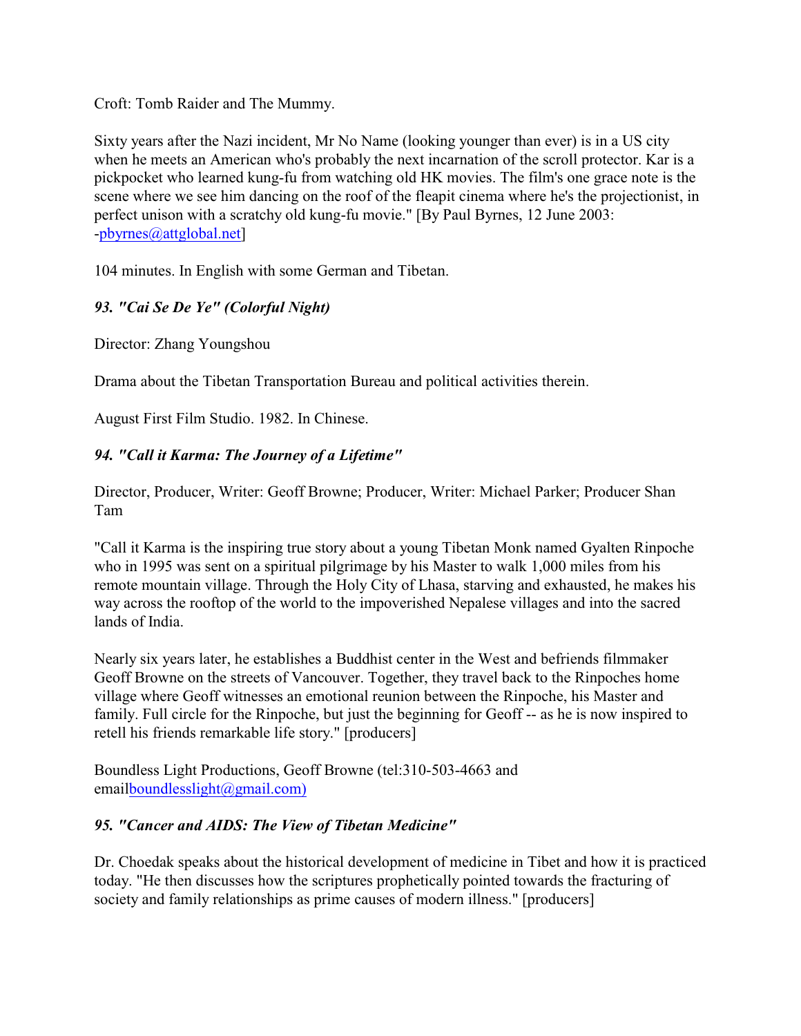Croft: Tomb Raider and The Mummy.

Sixty years after the Nazi incident, Mr No Name (looking younger than ever) is in a US city when he meets an American who's probably the next incarnation of the scroll protector. Kar is a pickpocket who learned kung-fu from watching old HK movies. The film's one grace note is the scene where we see him dancing on the roof of the fleapit cinema where he's the projectionist, in perfect unison with a scratchy old kung-fu movie." [By Paul Byrnes, 12 June 2003: -pbyrnes@attglobal.net]

104 minutes. In English with some German and Tibetan.

### *93. "Cai Se De Ye" (Colorful Night)*

Director: Zhang Youngshou

Drama about the Tibetan Transportation Bureau and political activities therein.

August First Film Studio. 1982. In Chinese.

### *94. "Call it Karma: The Journey of a Lifetime"*

Director, Producer, Writer: Geoff Browne; Producer, Writer: Michael Parker; Producer Shan Tam

"Call it Karma is the inspiring true story about a young Tibetan Monk named Gyalten Rinpoche who in 1995 was sent on a spiritual pilgrimage by his Master to walk 1,000 miles from his remote mountain village. Through the Holy City of Lhasa, starving and exhausted, he makes his way across the rooftop of the world to the impoverished Nepalese villages and into the sacred lands of India.

Nearly six years later, he establishes a Buddhist center in the West and befriends filmmaker Geoff Browne on the streets of Vancouver. Together, they travel back to the Rinpoches home village where Geoff witnesses an emotional reunion between the Rinpoche, his Master and family. Full circle for the Rinpoche, but just the beginning for Geoff -- as he is now inspired to retell his friends remarkable life story." [producers]

Boundless Light Productions, Geoff Browne (tel:310-503-4663 and emailboundlesslight@gmail.com)

### *95. "Cancer and AIDS: The View of Tibetan Medicine"*

Dr. Choedak speaks about the historical development of medicine in Tibet and how it is practiced today. "He then discusses how the scriptures prophetically pointed towards the fracturing of society and family relationships as prime causes of modern illness." [producers]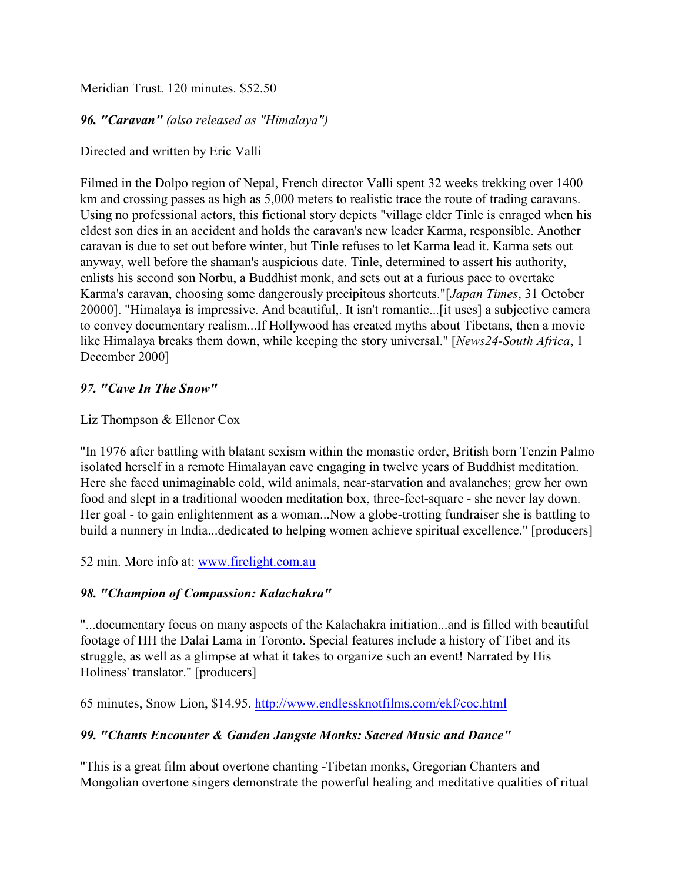Meridian Trust. 120 minutes. $52.50

***96. "Caravan"*** *(also released as "Himalaya")*

Directed and written by Eric Valli

Filmed in the Dolpo region of Nepal, French director Valli spent 32 weeks trekking over 1400 km and crossing passes as high as 5,000 meters to realistic trace the route of trading caravans. Using no professional actors, this fictional story depicts "village elder Tinle is enraged when his eldest son dies in an accident and holds the caravan's new leader Karma, responsible. Another caravan is due to set out before winter, but Tinle refuses to let Karma lead it. Karma sets out anyway, well before the shaman's auspicious date. Tinle, determined to assert his authority, enlists his second son Norbu, a Buddhist monk, and sets out at a furious pace to overtake Karma's caravan, choosing some dangerously precipitous shortcuts."[*Japan Times*, 31 October 20000]. "Himalaya is impressive. And beautiful,. It isn't romantic...[it uses] a subjective camera to convey documentary realism...If Hollywood has created myths about Tibetans, then a movie like Himalaya breaks them down, while keeping the story universal." [*News24-South Africa*, 1 December 2000]

***97. "Cave In The Snow"***

Liz Thompson & Ellenor Cox

"In 1976 after battling with blatant sexism within the monastic order, British born Tenzin Palmo isolated herself in a remote Himalayan cave engaging in twelve years of Buddhist meditation. Here she faced unimaginable cold, wild animals, near-starvation and avalanches; grew her own food and slept in a traditional wooden meditation box, three-feet-square - she never lay down. Her goal - to gain enlightenment as a woman...Now a globe-trotting fundraiser she is battling to build a nunnery in India...dedicated to helping women achieve spiritual excellence." [producers]

52 min. More info at: [www.firelight.com.au](http://www.firelight.com.au)

***98. "Champion of Compassion: Kalachakra"***

"...documentary focus on many aspects of the Kalachakra initiation...and is filled with beautiful footage of HH the Dalai Lama in Toronto. Special features include a history of Tibet and its struggle, as well as a glimpse at what it takes to organize such an event! Narrated by His Holiness' translator." [producers]

65 minutes, Snow Lion, $14.95. [http://www.endlessknotfilms.com/ekf/coc.html](http://www.endlessknotfilms.com/ekf/coc.html)

***99. "Chants Encounter & Ganden Jangste Monks: Sacred Music and Dance"***

"This is a great film about overtone chanting -Tibetan monks, Gregorian Chanters and Mongolian overtone singers demonstrate the powerful healing and meditative qualities of ritual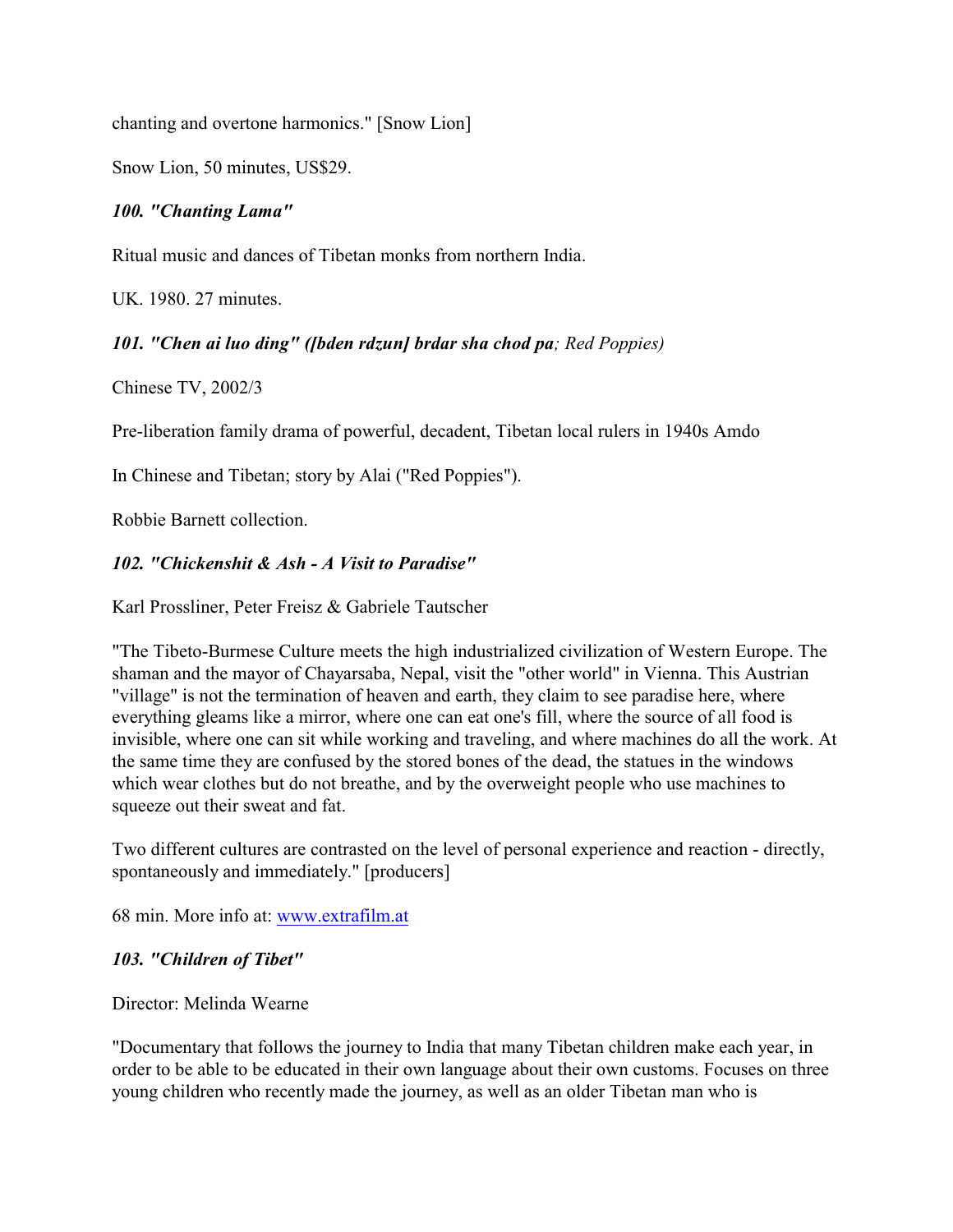chanting and overtone harmonics." [Snow Lion]

Snow Lion, 50 minutes, US$29.

### *100. "Chanting Lama"*

Ritual music and dances of Tibetan monks from northern India.

UK. 1980. 27 minutes.

### *101. "Chen ai luo ding" ([bden rdzun] brdar sha chod pa; Red Poppies)*

Chinese TV, 2002/3

Pre-liberation family drama of powerful, decadent, Tibetan local rulers in 1940s Amdo

In Chinese and Tibetan; story by Alai ("Red Poppies").

Robbie Barnett collection.

### *102. "Chickenshit & Ash - A Visit to Paradise"*

Karl Prossliner, Peter Freisz & Gabriele Tautscher

"The Tibeto-Burmese Culture meets the high industrialized civilization of Western Europe. The shaman and the mayor of Chayarsaba, Nepal, visit the "other world" in Vienna. This Austrian "village" is not the termination of heaven and earth, they claim to see paradise here, where everything gleams like a mirror, where one can eat one's fill, where the source of all food is invisible, where one can sit while working and traveling, and where machines do all the work. At the same time they are confused by the stored bones of the dead, the statues in the windows which wear clothes but do not breathe, and by the overweight people who use machines to squeeze out their sweat and fat.

Two different cultures are contrasted on the level of personal experience and reaction - directly, spontaneously and immediately." [producers]

68 min. More info at: [www.extrafilm.at](http://www.extrafilm.at)

### *103. "Children of Tibet"*

Director: Melinda Wearne

"Documentary that follows the journey to India that many Tibetan children make each year, in order to be able to be educated in their own language about their own customs. Focuses on three young children who recently made the journey, as well as an older Tibetan man who is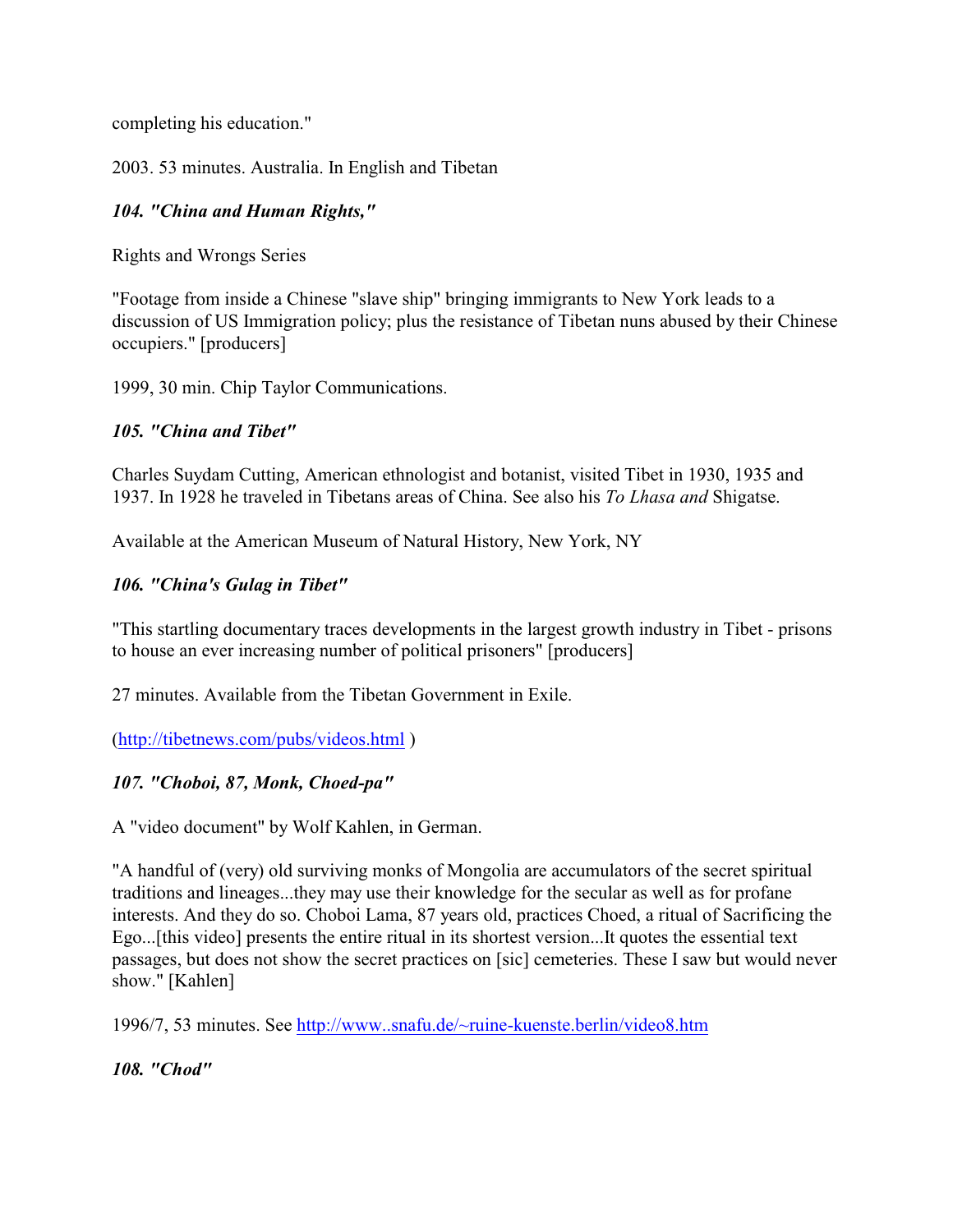completing his education."

2003. 53 minutes. Australia. In English and Tibetan

### *104. "China and Human Rights,"*

Rights and Wrongs Series

"Footage from inside a Chinese "slave ship" bringing immigrants to New York leads to a discussion of US Immigration policy; plus the resistance of Tibetan nuns abused by their Chinese occupiers." [producers]

1999, 30 min. Chip Taylor Communications.

### *105. "China and Tibet"*

Charles Suydam Cutting, American ethnologist and botanist, visited Tibet in 1930, 1935 and 1937. In 1928 he traveled in Tibetans areas of China. See also his *To Lhasa and* Shigatse.

Available at the American Museum of Natural History, New York, NY

### *106. "China's Gulag in Tibet"*

"This startling documentary traces developments in the largest growth industry in Tibet - prisons to house an ever increasing number of political prisoners" [producers]

27 minutes. Available from the Tibetan Government in Exile.

(http://tibetnews.com/pubs/videos.html )

### *107. "Choboi, 87, Monk, Choed-pa"*

A "video document" by Wolf Kahlen, in German.

"A handful of (very) old surviving monks of Mongolia are accumulators of the secret spiritual traditions and lineages...they may use their knowledge for the secular as well as for profane interests. And they do so. Choboi Lama, 87 years old, practices Choed, a ritual of Sacrificing the Ego...[this video] presents the entire ritual in its shortest version...It quotes the essential text passages, but does not show the secret practices on [sic] cemeteries. These I saw but would never show." [Kahlen]

1996/7, 53 minutes. See http://www..snafu.de/~ruine-kuenste.berlin/video8.htm

### *108. "Chod"*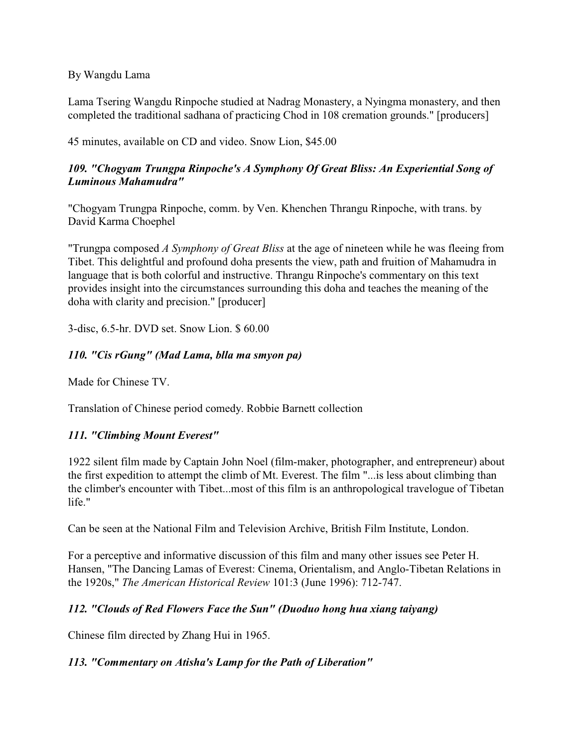By Wangdu Lama

Lama Tsering Wangdu Rinpoche studied at Nadrag Monastery, a Nyingma monastery, and then completed the traditional sadhana of practicing Chod in 108 cremation grounds." [producers]

45 minutes, available on CD and video. Snow Lion, $45.00

### *109. "Chogyam Trungpa Rinpoche's A Symphony Of Great Bliss: An Experiential Song of Luminous Mahamudra"*

"Chogyam Trungpa Rinpoche, comm. by Ven. Khenchen Thrangu Rinpoche, with trans. by David Karma Choephel

"Trungpa composed *A Symphony of Great Bliss* at the age of nineteen while he was fleeing from Tibet. This delightful and profound doha presents the view, path and fruition of Mahamudra in language that is both colorful and instructive. Thrangu Rinpoche's commentary on this text provides insight into the circumstances surrounding this doha and teaches the meaning of the doha with clarity and precision." [producer]

3-disc, 6.5-hr. DVD set. Snow Lion. $ 60.00

### *110. "Cis rGung" (Mad Lama, blla ma smyon pa)*

Made for Chinese TV.

Translation of Chinese period comedy. Robbie Barnett collection

### *111. "Climbing Mount Everest"*

1922 silent film made by Captain John Noel (film-maker, photographer, and entrepreneur) about the first expedition to attempt the climb of Mt. Everest. The film "...is less about climbing than the climber's encounter with Tibet...most of this film is an anthropological travelogue of Tibetan life."

Can be seen at the National Film and Television Archive, British Film Institute, London.

For a perceptive and informative discussion of this film and many other issues see Peter H. Hansen, "The Dancing Lamas of Everest: Cinema, Orientalism, and Anglo-Tibetan Relations in the 1920s," *The American Historical Review* 101:3 (June 1996): 712-747.

### *112. "Clouds of Red Flowers Face the Sun" (Duoduo hong hua xiang taiyang)*

Chinese film directed by Zhang Hui in 1965.

### *113. "Commentary on Atisha's Lamp for the Path of Liberation"*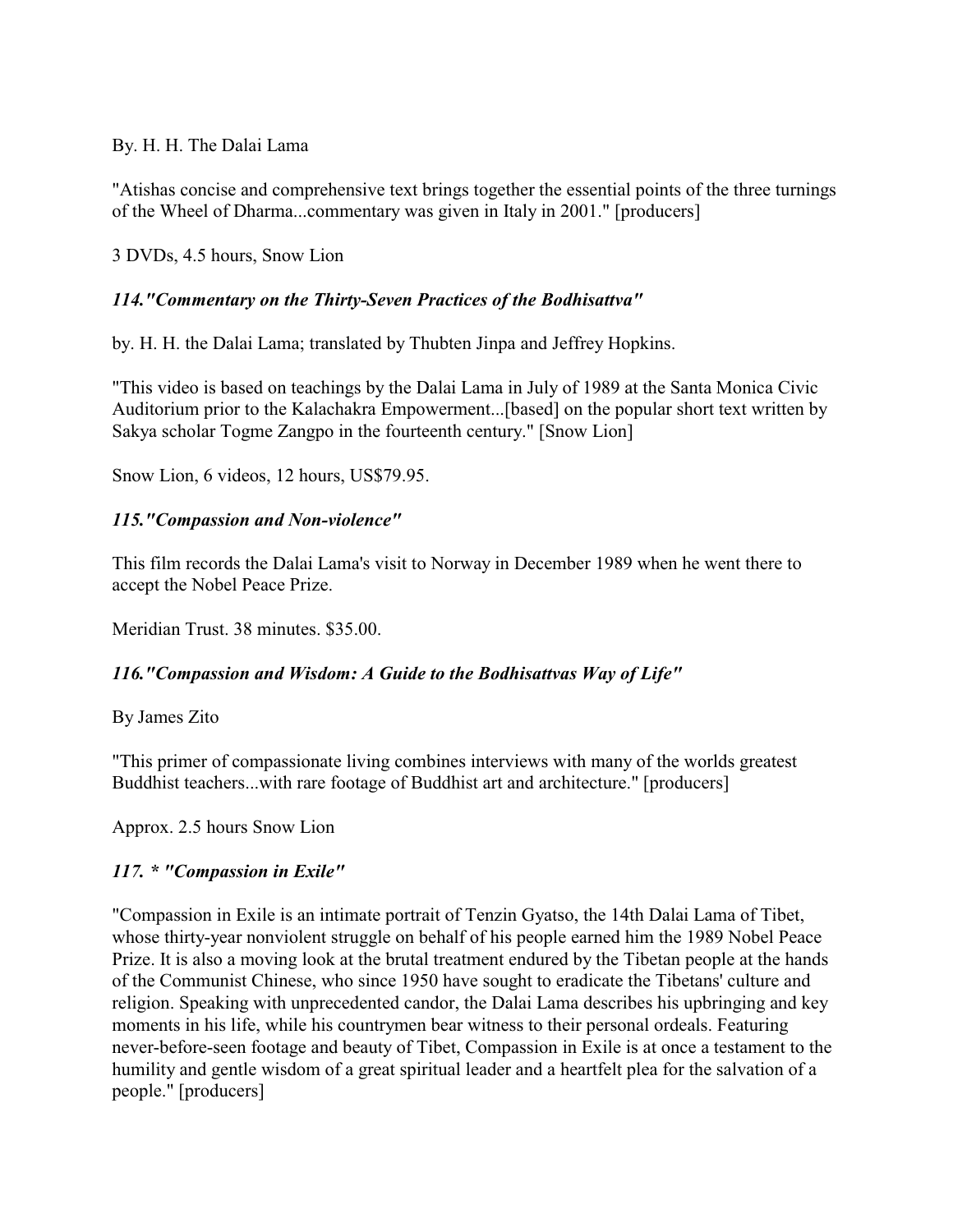By. H. H. The Dalai Lama

"Atishas concise and comprehensive text brings together the essential points of the three turnings of the Wheel of Dharma...commentary was given in Italy in 2001." [producers]

3 DVDs, 4.5 hours, Snow Lion

### *114."Commentary on the Thirty-Seven Practices of the Bodhisattva"*

by. H. H. the Dalai Lama; translated by Thubten Jinpa and Jeffrey Hopkins.

"This video is based on teachings by the Dalai Lama in July of 1989 at the Santa Monica Civic Auditorium prior to the Kalachakra Empowerment...[based] on the popular short text written by Sakya scholar Togme Zangpo in the fourteenth century." [Snow Lion]

Snow Lion, 6 videos, 12 hours, US$79.95.

### *115."Compassion and Non-violence"*

This film records the Dalai Lama's visit to Norway in December 1989 when he went there to accept the Nobel Peace Prize.

Meridian Trust. 38 minutes. $35.00.

### *116."Compassion and Wisdom: A Guide to the Bodhisattvas Way of Life"*

By James Zito

"This primer of compassionate living combines interviews with many of the worlds greatest Buddhist teachers...with rare footage of Buddhist art and architecture." [producers]

Approx. 2.5 hours Snow Lion

### *117. * "Compassion in Exile"*

"Compassion in Exile is an intimate portrait of Tenzin Gyatso, the 14th Dalai Lama of Tibet, whose thirty-year nonviolent struggle on behalf of his people earned him the 1989 Nobel Peace Prize. It is also a moving look at the brutal treatment endured by the Tibetan people at the hands of the Communist Chinese, who since 1950 have sought to eradicate the Tibetans' culture and religion. Speaking with unprecedented candor, the Dalai Lama describes his upbringing and key moments in his life, while his countrymen bear witness to their personal ordeals. Featuring never-before-seen footage and beauty of Tibet, Compassion in Exile is at once a testament to the humility and gentle wisdom of a great spiritual leader and a heartfelt plea for the salvation of a people." [producers]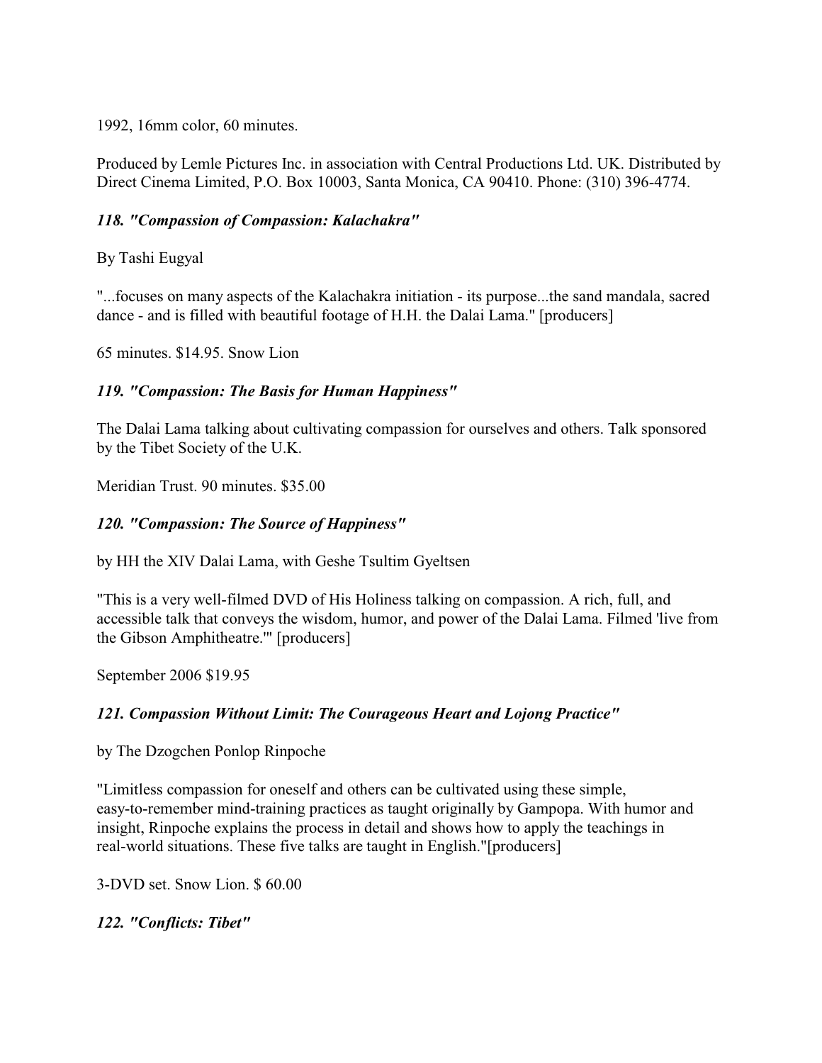1992, 16mm color, 60 minutes.

Produced by Lemle Pictures Inc. in association with Central Productions Ltd. UK. Distributed by Direct Cinema Limited, P.O. Box 10003, Santa Monica, CA 90410. Phone: (310) 396-4774.

### *118. "Compassion of Compassion: Kalachakra"*

By Tashi Eugyal

"...focuses on many aspects of the Kalachakra initiation - its purpose...the sand mandala, sacred dance - and is filled with beautiful footage of H.H. the Dalai Lama." [producers]

65 minutes. $14.95. Snow Lion

### *119. "Compassion: The Basis for Human Happiness"*

The Dalai Lama talking about cultivating compassion for ourselves and others. Talk sponsored by the Tibet Society of the U.K.

Meridian Trust. 90 minutes. $35.00

### *120. "Compassion: The Source of Happiness"*

by HH the XIV Dalai Lama, with Geshe Tsultim Gyeltsen

"This is a very well-filmed DVD of His Holiness talking on compassion. A rich, full, and accessible talk that conveys the wisdom, humor, and power of the Dalai Lama. Filmed 'live from the Gibson Amphitheatre.'" [producers]

September 2006 $19.95

### *121. Compassion Without Limit: The Courageous Heart and Lojong Practice"*

by The Dzogchen Ponlop Rinpoche

"Limitless compassion for oneself and others can be cultivated using these simple, easy-to-remember mind-training practices as taught originally by Gampopa. With humor and insight, Rinpoche explains the process in detail and shows how to apply the teachings in real-world situations. These five talks are taught in English."[producers]

3-DVD set. Snow Lion. $ 60.00

### *122. "Conflicts: Tibet"*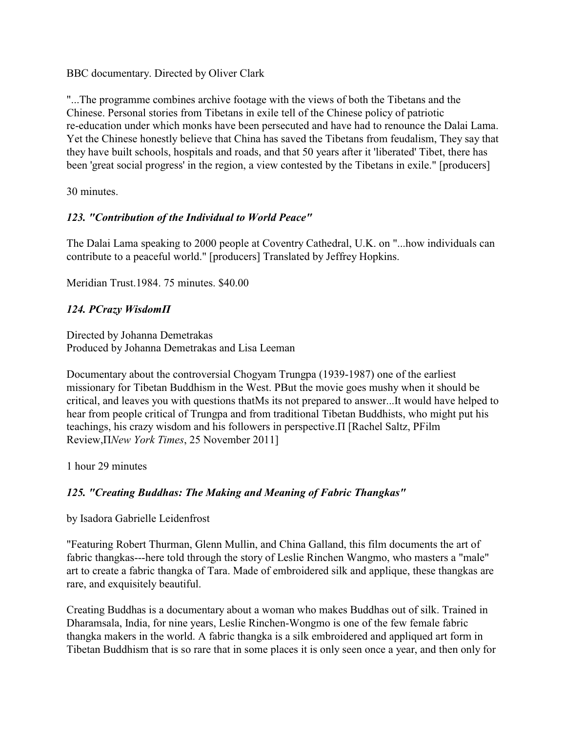BBC documentary. Directed by Oliver Clark

"...The programme combines archive footage with the views of both the Tibetans and the Chinese. Personal stories from Tibetans in exile tell of the Chinese policy of patriotic re-education under which monks have been persecuted and have had to renounce the Dalai Lama. Yet the Chinese honestly believe that China has saved the Tibetans from feudalism, They say that they have built schools, hospitals and roads, and that 50 years after it 'liberated' Tibet, there has been 'great social progress' in the region, a view contested by the Tibetans in exile." [producers]

30 minutes.

### *123. "Contribution of the Individual to World Peace"*

The Dalai Lama speaking to 2000 people at Coventry Cathedral, U.K. on "...how individuals can contribute to a peaceful world." [producers] Translated by Jeffrey Hopkins.

Meridian Trust.1984. 75 minutes. $40.00

### *124. PCrazy WisdomΠ*

Directed by Johanna Demetrakas
Produced by Johanna Demetrakas and Lisa Leeman

Documentary about the controversial Chogyam Trungpa (1939-1987) one of the earliest missionary for Tibetan Buddhism in the West. PBut the movie goes mushy when it should be critical, and leaves you with questions thatMs its not prepared to answer...It would have helped to hear from people critical of Trungpa and from traditional Tibetan Buddhists, who might put his teachings, his crazy wisdom and his followers in perspective.Π [Rachel Saltz, PFilm Review,Π*New York Times*, 25 November 2011]

1 hour 29 minutes

### *125. "Creating Buddhas: The Making and Meaning of Fabric Thangkas"*

by Isadora Gabrielle Leidenfrost

"Featuring Robert Thurman, Glenn Mullin, and China Galland, this film documents the art of fabric thangkas---here told through the story of Leslie Rinchen Wangmo, who masters a "male" art to create a fabric thangka of Tara. Made of embroidered silk and applique, these thangkas are rare, and exquisitely beautiful.

Creating Buddhas is a documentary about a woman who makes Buddhas out of silk. Trained in Dharamsala, India, for nine years, Leslie Rinchen-Wongmo is one of the few female fabric thangka makers in the world. A fabric thangka is a silk embroidered and appliqued art form in Tibetan Buddhism that is so rare that in some places it is only seen once a year, and then only for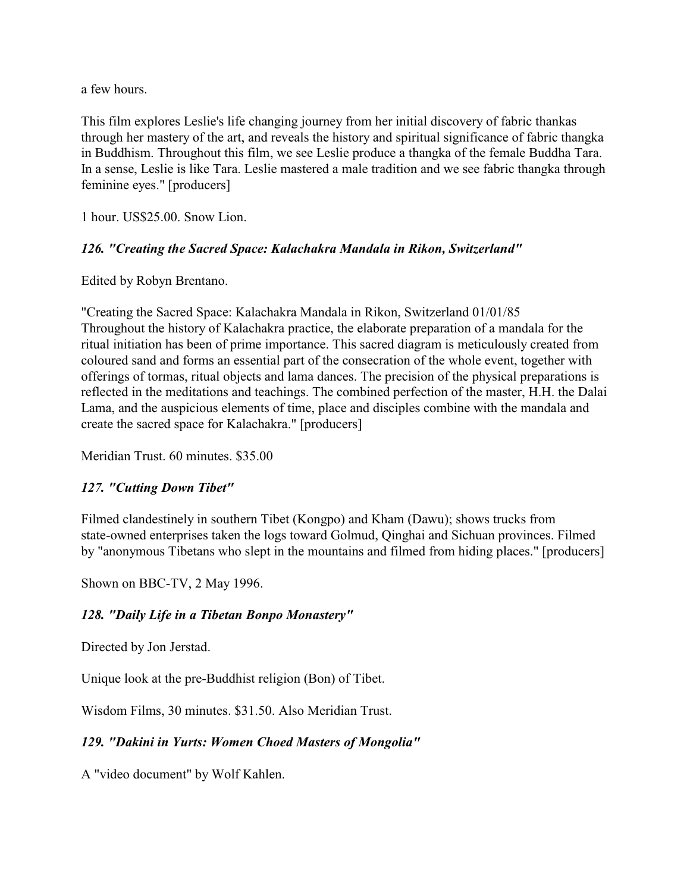a few hours.

This film explores Leslie's life changing journey from her initial discovery of fabric thankas through her mastery of the art, and reveals the history and spiritual significance of fabric thangka in Buddhism. Throughout this film, we see Leslie produce a thangka of the female Buddha Tara. In a sense, Leslie is like Tara. Leslie mastered a male tradition and we see fabric thangka through feminine eyes." [producers]

1 hour. US$25.00. Snow Lion.

### *126. "Creating the Sacred Space: Kalachakra Mandala in Rikon, Switzerland"*

Edited by Robyn Brentano.

"Creating the Sacred Space: Kalachakra Mandala in Rikon, Switzerland 01/01/85
Throughout the history of Kalachakra practice, the elaborate preparation of a mandala for the ritual initiation has been of prime importance. This sacred diagram is meticulously created from coloured sand and forms an essential part of the consecration of the whole event, together with offerings of tormas, ritual objects and lama dances. The precision of the physical preparations is reflected in the meditations and teachings. The combined perfection of the master, H.H. the Dalai Lama, and the auspicious elements of time, place and disciples combine with the mandala and create the sacred space for Kalachakra." [producers]

Meridian Trust. 60 minutes. $35.00

### *127. "Cutting Down Tibet"*

Filmed clandestinely in southern Tibet (Kongpo) and Kham (Dawu); shows trucks from state-owned enterprises taken the logs toward Golmud, Qinghai and Sichuan provinces. Filmed by "anonymous Tibetans who slept in the mountains and filmed from hiding places." [producers]

Shown on BBC-TV, 2 May 1996.

### *128. "Daily Life in a Tibetan Bonpo Monastery"*

Directed by Jon Jerstad.

Unique look at the pre-Buddhist religion (Bon) of Tibet.

Wisdom Films, 30 minutes. $31.50. Also Meridian Trust.

### *129. "Dakini in Yurts: Women Choed Masters of Mongolia"*

A "video document" by Wolf Kahlen.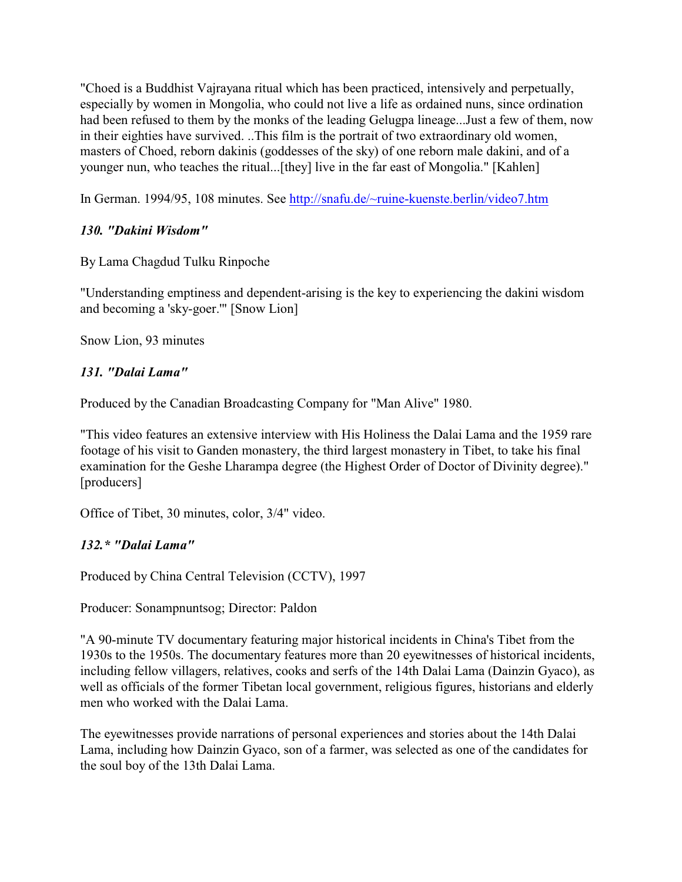"Choed is a Buddhist Vajrayana ritual which has been practiced, intensively and perpetually, especially by women in Mongolia, who could not live a life as ordained nuns, since ordination had been refused to them by the monks of the leading Gelugpa lineage...Just a few of them, now in their eighties have survived. ..This film is the portrait of two extraordinary old women, masters of Choed, reborn dakinis (goddesses of the sky) of one reborn male dakini, and of a younger nun, who teaches the ritual...[they] live in the far east of Mongolia." [Kahlen]

In German. 1994/95, 108 minutes. See http://snafu.de/~ruine-kuenste.berlin/video7.htm

### *130. "Dakini Wisdom"*

By Lama Chagdud Tulku Rinpoche

"Understanding emptiness and dependent-arising is the key to experiencing the dakini wisdom and becoming a 'sky-goer.'" [Snow Lion]

Snow Lion, 93 minutes

### *131. "Dalai Lama"*

Produced by the Canadian Broadcasting Company for "Man Alive" 1980.

"This video features an extensive interview with His Holiness the Dalai Lama and the 1959 rare footage of his visit to Ganden monastery, the third largest monastery in Tibet, to take his final examination for the Geshe Lharampa degree (the Highest Order of Doctor of Divinity degree)." [producers]

Office of Tibet, 30 minutes, color, 3/4" video.

### *132.* "Dalai Lama"*

Produced by China Central Television (CCTV), 1997

Producer: Sonampnuntsog; Director: Paldon

"A 90-minute TV documentary featuring major historical incidents in China's Tibet from the 1930s to the 1950s. The documentary features more than 20 eyewitnesses of historical incidents, including fellow villagers, relatives, cooks and serfs of the 14th Dalai Lama (Dainzin Gyaco), as well as officials of the former Tibetan local government, religious figures, historians and elderly men who worked with the Dalai Lama.

The eyewitnesses provide narrations of personal experiences and stories about the 14th Dalai Lama, including how Dainzin Gyaco, son of a farmer, was selected as one of the candidates for the soul boy of the 13th Dalai Lama.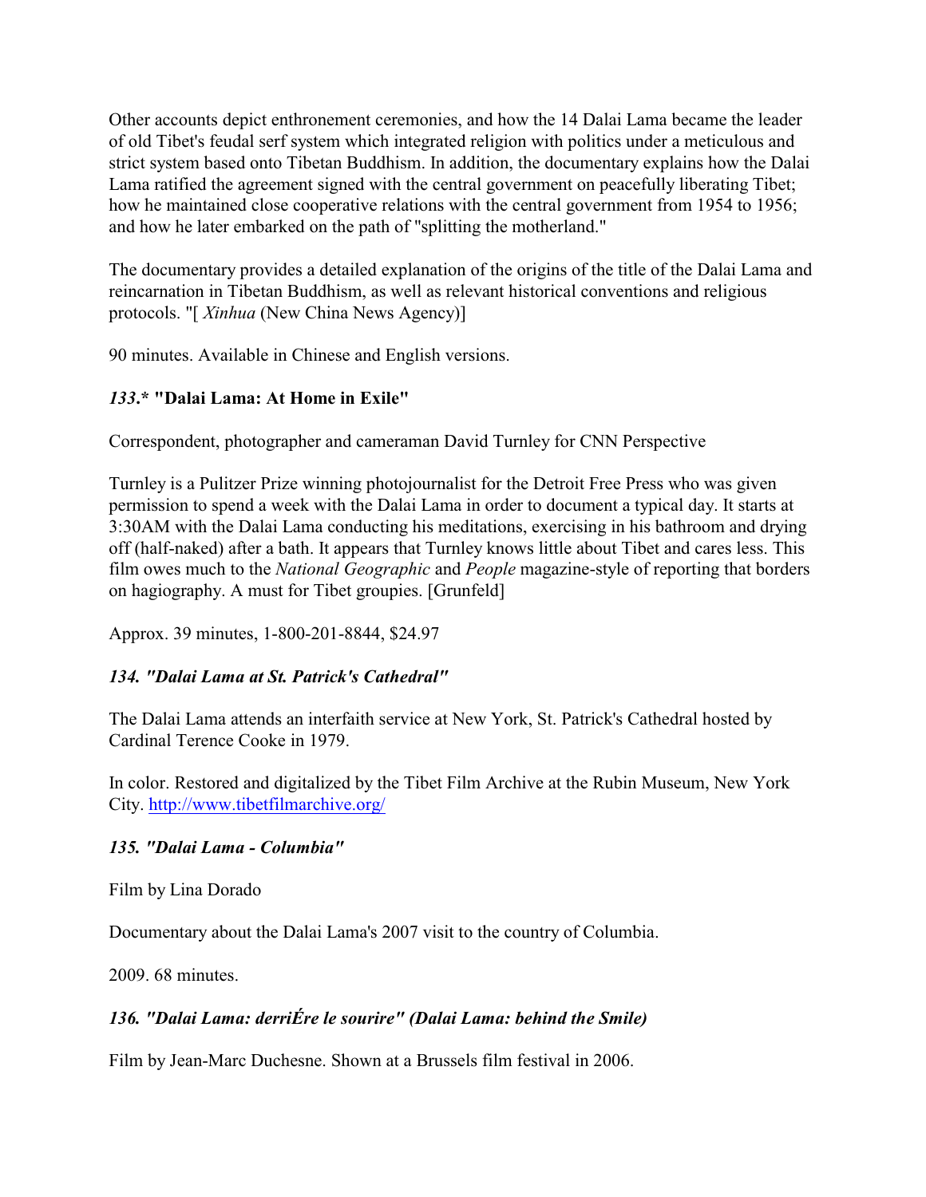Other accounts depict enthronement ceremonies, and how the 14 Dalai Lama became the leader of old Tibet's feudal serf system which integrated religion with politics under a meticulous and strict system based onto Tibetan Buddhism. In addition, the documentary explains how the Dalai Lama ratified the agreement signed with the central government on peacefully liberating Tibet; how he maintained close cooperative relations with the central government from 1954 to 1956; and how he later embarked on the path of "splitting the motherland."

The documentary provides a detailed explanation of the origins of the title of the Dalai Lama and reincarnation in Tibetan Buddhism, as well as relevant historical conventions and religious protocols. "[ *Xinhua* (New China News Agency)]

90 minutes. Available in Chinese and English versions.

### *133*.* "Dalai Lama: At Home in Exile"

Correspondent, photographer and cameraman David Turnley for CNN Perspective

Turnley is a Pulitzer Prize winning photojournalist for the Detroit Free Press who was given permission to spend a week with the Dalai Lama in order to document a typical day. It starts at 3:30AM with the Dalai Lama conducting his meditations, exercising in his bathroom and drying off (half-naked) after a bath. It appears that Turnley knows little about Tibet and cares less. This film owes much to the *National Geographic* and *People* magazine-style of reporting that borders on hagiography. A must for Tibet groupies. [Grunfeld]

Approx. 39 minutes, 1-800-201-8844, $24.97

### *134. "Dalai Lama at St. Patrick's Cathedral"*

The Dalai Lama attends an interfaith service at New York, St. Patrick's Cathedral hosted by Cardinal Terence Cooke in 1979.

In color. Restored and digitalized by the Tibet Film Archive at the Rubin Museum, New York City. http://www.tibetfilmarchive.org/

### *135. "Dalai Lama - Columbia"*

Film by Lina Dorado

Documentary about the Dalai Lama's 2007 visit to the country of Columbia.

2009. 68 minutes.

### *136. "Dalai Lama: derriÉre le sourire" (Dalai Lama: behind the Smile)*

Film by Jean-Marc Duchesne. Shown at a Brussels film festival in 2006.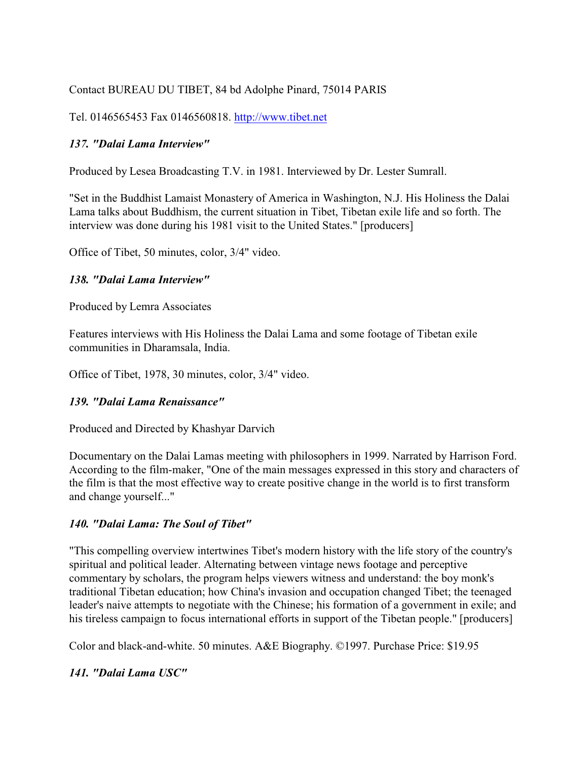Contact BUREAU DU TIBET, 84 bd Adolphe Pinard, 75014 PARIS

Tel. 0146565453 Fax 0146560818. http://www.tibet.net

### *137. "Dalai Lama Interview"*

Produced by Lesea Broadcasting T.V. in 1981. Interviewed by Dr. Lester Sumrall.

"Set in the Buddhist Lamaist Monastery of America in Washington, N.J. His Holiness the Dalai Lama talks about Buddhism, the current situation in Tibet, Tibetan exile life and so forth. The interview was done during his 1981 visit to the United States." [producers]

Office of Tibet, 50 minutes, color, 3/4" video.

### *138. "Dalai Lama Interview"*

Produced by Lemra Associates

Features interviews with His Holiness the Dalai Lama and some footage of Tibetan exile communities in Dharamsala, India.

Office of Tibet, 1978, 30 minutes, color, 3/4" video.

### *139. "Dalai Lama Renaissance"*

Produced and Directed by Khashyar Darvich

Documentary on the Dalai Lamas meeting with philosophers in 1999. Narrated by Harrison Ford. According to the film-maker, "One of the main messages expressed in this story and characters of the film is that the most effective way to create positive change in the world is to first transform and change yourself..."

### *140. "Dalai Lama: The Soul of Tibet"*

"This compelling overview intertwines Tibet's modern history with the life story of the country's spiritual and political leader. Alternating between vintage news footage and perceptive commentary by scholars, the program helps viewers witness and understand: the boy monk's traditional Tibetan education; how China's invasion and occupation changed Tibet; the teenaged leader's naive attempts to negotiate with the Chinese; his formation of a government in exile; and his tireless campaign to focus international efforts in support of the Tibetan people." [producers]

Color and black-and-white. 50 minutes. A&E Biography. ©1997. Purchase Price: $19.95

### *141. "Dalai Lama USC"*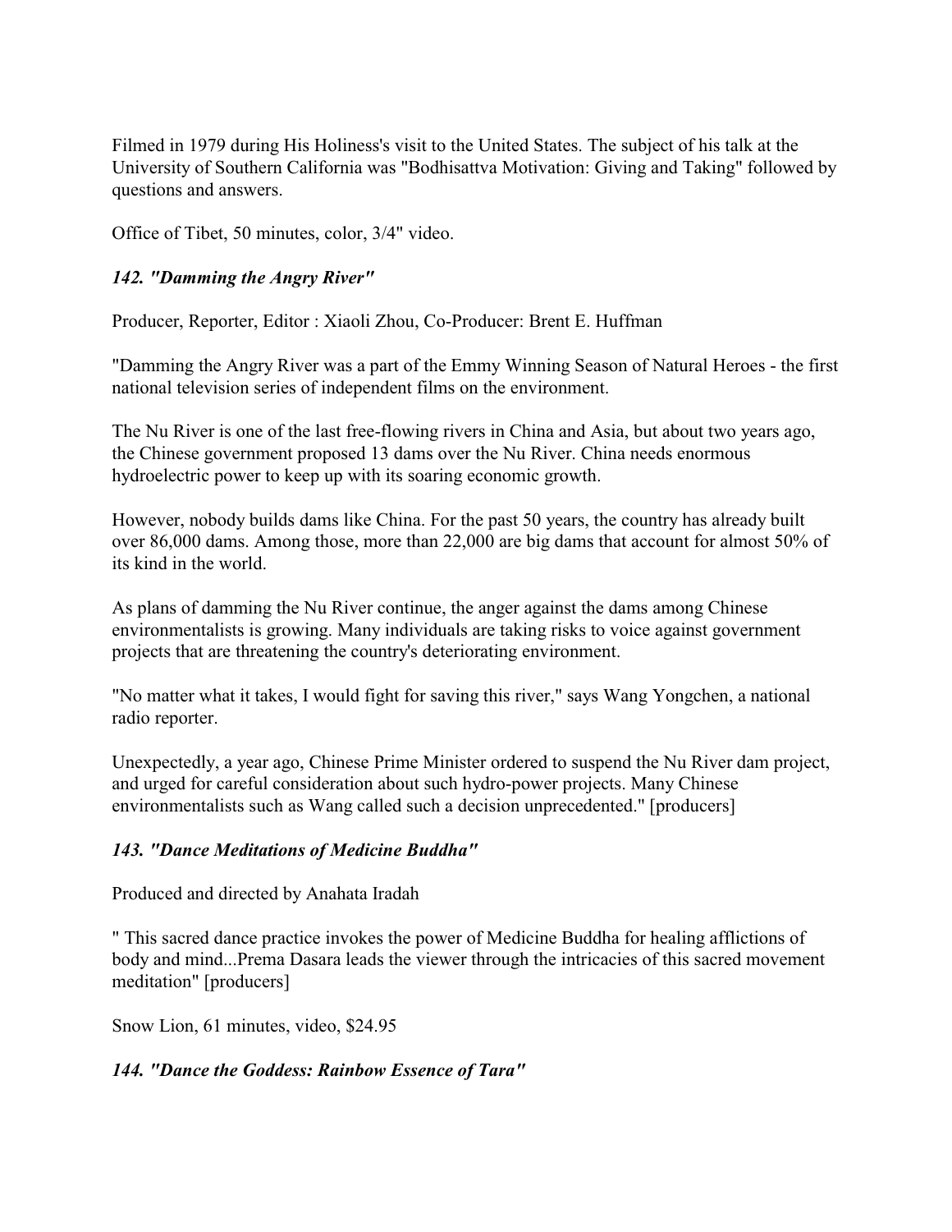Filmed in 1979 during His Holiness's visit to the United States. The subject of his talk at the University of Southern California was "Bodhisattva Motivation: Giving and Taking" followed by questions and answers.

Office of Tibet, 50 minutes, color, 3/4" video.

### *142. "Damming the Angry River"*

Producer, Reporter, Editor : Xiaoli Zhou, Co-Producer: Brent E. Huffman

"Damming the Angry River was a part of the Emmy Winning Season of Natural Heroes - the first national television series of independent films on the environment.

The Nu River is one of the last free-flowing rivers in China and Asia, but about two years ago, the Chinese government proposed 13 dams over the Nu River. China needs enormous hydroelectric power to keep up with its soaring economic growth.

However, nobody builds dams like China. For the past 50 years, the country has already built over 86,000 dams. Among those, more than 22,000 are big dams that account for almost 50% of its kind in the world.

As plans of damming the Nu River continue, the anger against the dams among Chinese environmentalists is growing. Many individuals are taking risks to voice against government projects that are threatening the country's deteriorating environment.

"No matter what it takes, I would fight for saving this river," says Wang Yongchen, a national radio reporter.

Unexpectedly, a year ago, Chinese Prime Minister ordered to suspend the Nu River dam project, and urged for careful consideration about such hydro-power projects. Many Chinese environmentalists such as Wang called such a decision unprecedented." [producers]

### *143. "Dance Meditations of Medicine Buddha"*

Produced and directed by Anahata Iradah

" This sacred dance practice invokes the power of Medicine Buddha for healing afflictions of body and mind...Prema Dasara leads the viewer through the intricacies of this sacred movement meditation" [producers]

Snow Lion, 61 minutes, video, $24.95

### *144. "Dance the Goddess: Rainbow Essence of Tara"*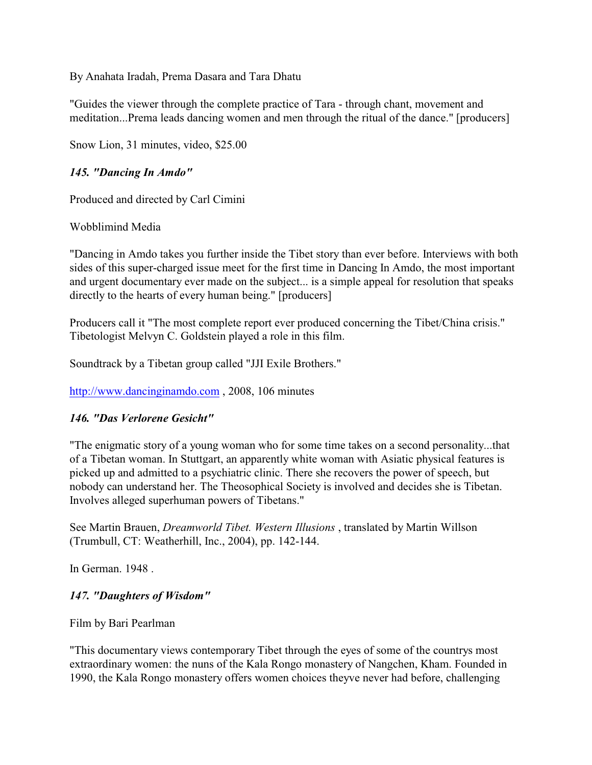By Anahata Iradah, Prema Dasara and Tara Dhatu

"Guides the viewer through the complete practice of Tara - through chant, movement and meditation...Prema leads dancing women and men through the ritual of the dance." [producers]

Snow Lion, 31 minutes, video, $25.00

### *145. "Dancing In Amdo"*

Produced and directed by Carl Cimini

Wobblimind Media

"Dancing in Amdo takes you further inside the Tibet story than ever before. Interviews with both sides of this super-charged issue meet for the first time in Dancing In Amdo, the most important and urgent documentary ever made on the subject... is a simple appeal for resolution that speaks directly to the hearts of every human being." [producers]

Producers call it "The most complete report ever produced concerning the Tibet/China crisis." Tibetologist Melvyn C. Goldstein played a role in this film.

Soundtrack by a Tibetan group called "JJI Exile Brothers."

http://www.dancinginamdo.com , 2008, 106 minutes

### *146. "Das Verlorene Gesicht"*

"The enigmatic story of a young woman who for some time takes on a second personality...that of a Tibetan woman. In Stuttgart, an apparently white woman with Asiatic physical features is picked up and admitted to a psychiatric clinic. There she recovers the power of speech, but nobody can understand her. The Theosophical Society is involved and decides she is Tibetan. Involves alleged superhuman powers of Tibetans."

See Martin Brauen, *Dreamworld Tibet. Western Illusions* , translated by Martin Willson (Trumbull, CT: Weatherhill, Inc., 2004), pp. 142-144.

In German. 1948 .

### *147. "Daughters of Wisdom"*

Film by Bari Pearlman

"This documentary views contemporary Tibet through the eyes of some of the countrys most extraordinary women: the nuns of the Kala Rongo monastery of Nangchen, Kham. Founded in 1990, the Kala Rongo monastery offers women choices theyve never had before, challenging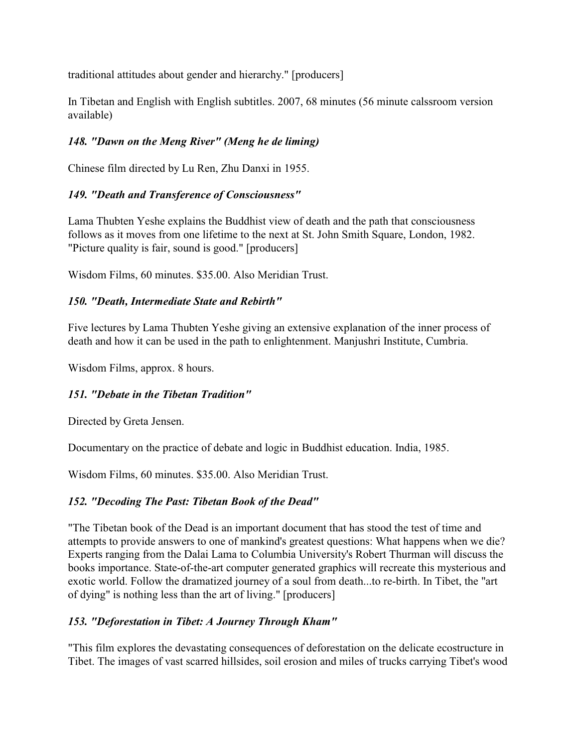traditional attitudes about gender and hierarchy." [producers]

In Tibetan and English with English subtitles. 2007, 68 minutes (56 minute calssroom version available)

### *148. "Dawn on the Meng River" (Meng he de liming)*

Chinese film directed by Lu Ren, Zhu Danxi in 1955.

### *149. "Death and Transference of Consciousness"*

Lama Thubten Yeshe explains the Buddhist view of death and the path that consciousness follows as it moves from one lifetime to the next at St. John Smith Square, London, 1982. "Picture quality is fair, sound is good." [producers]

Wisdom Films, 60 minutes. $35.00. Also Meridian Trust.

### *150. "Death, Intermediate State and Rebirth"*

Five lectures by Lama Thubten Yeshe giving an extensive explanation of the inner process of death and how it can be used in the path to enlightenment. Manjushri Institute, Cumbria.

Wisdom Films, approx. 8 hours.

### *151. "Debate in the Tibetan Tradition"*

Directed by Greta Jensen.

Documentary on the practice of debate and logic in Buddhist education. India, 1985.

Wisdom Films, 60 minutes. $35.00. Also Meridian Trust.

### *152. "Decoding The Past: Tibetan Book of the Dead"*

"The Tibetan book of the Dead is an important document that has stood the test of time and attempts to provide answers to one of mankind's greatest questions: What happens when we die? Experts ranging from the Dalai Lama to Columbia University's Robert Thurman will discuss the books importance. State-of-the-art computer generated graphics will recreate this mysterious and exotic world. Follow the dramatized journey of a soul from death...to re-birth. In Tibet, the "art of dying" is nothing less than the art of living." [producers]

### *153. "Deforestation in Tibet: A Journey Through Kham"*

"This film explores the devastating consequences of deforestation on the delicate ecostructure in Tibet. The images of vast scarred hillsides, soil erosion and miles of trucks carrying Tibet's wood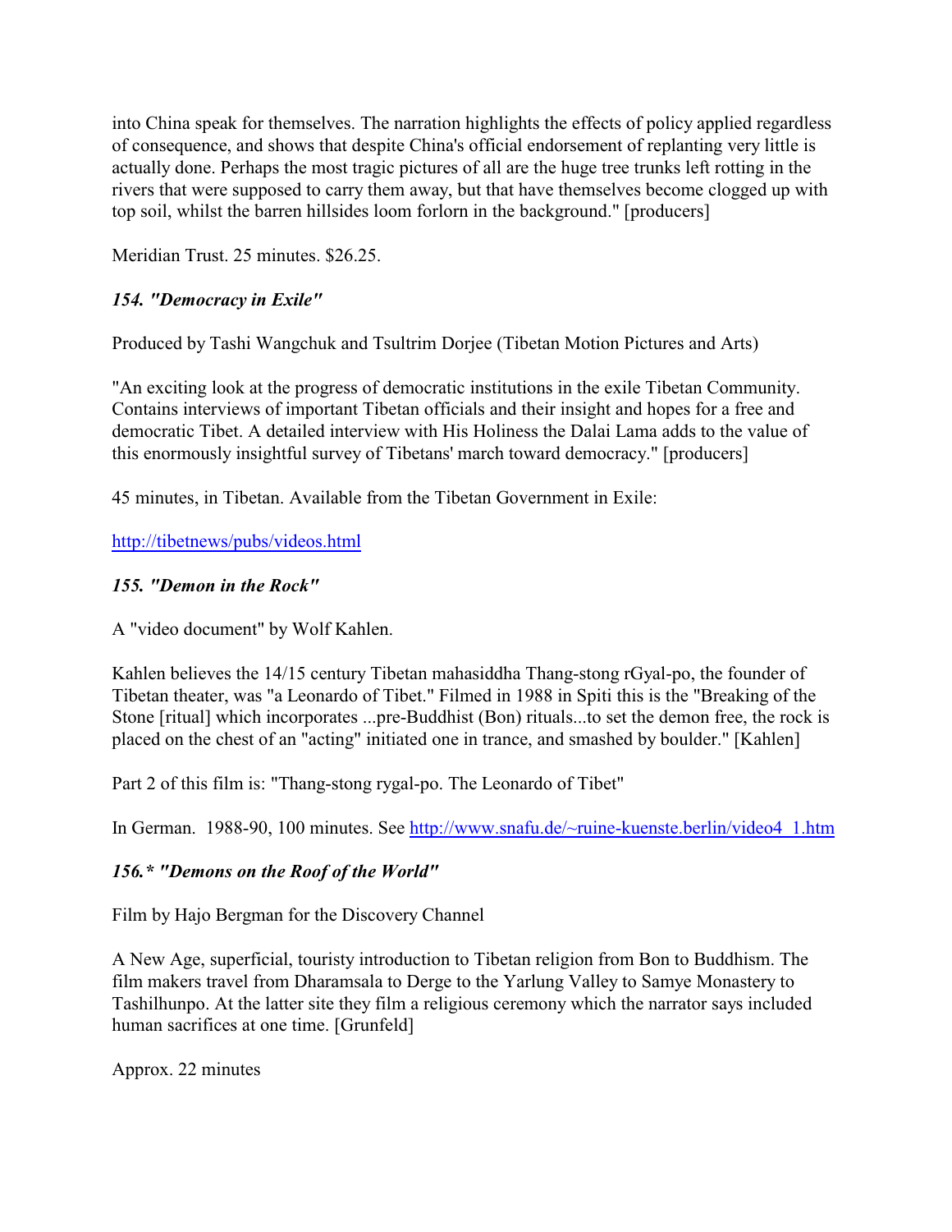into China speak for themselves. The narration highlights the effects of policy applied regardless of consequence, and shows that despite China's official endorsement of replanting very little is actually done. Perhaps the most tragic pictures of all are the huge tree trunks left rotting in the rivers that were supposed to carry them away, but that have themselves become clogged up with top soil, whilst the barren hillsides loom forlorn in the background." [producers]

Meridian Trust. 25 minutes. $26.25.

### *154. "Democracy in Exile"*

Produced by Tashi Wangchuk and Tsultrim Dorjee (Tibetan Motion Pictures and Arts)

"An exciting look at the progress of democratic institutions in the exile Tibetan Community. Contains interviews of important Tibetan officials and their insight and hopes for a free and democratic Tibet. A detailed interview with His Holiness the Dalai Lama adds to the value of this enormously insightful survey of Tibetans' march toward democracy." [producers]

45 minutes, in Tibetan. Available from the Tibetan Government in Exile:

http://tibetnews/pubs/videos.html

### *155. "Demon in the Rock"*

A "video document" by Wolf Kahlen.

Kahlen believes the 14/15 century Tibetan mahasiddha Thang-stong rGyal-po, the founder of Tibetan theater, was "a Leonardo of Tibet." Filmed in 1988 in Spiti this is the "Breaking of the Stone [ritual] which incorporates ...pre-Buddhist (Bon) rituals...to set the demon free, the rock is placed on the chest of an "acting" initiated one in trance, and smashed by boulder." [Kahlen]

Part 2 of this film is: "Thang-stong rygal-po. The Leonardo of Tibet"

In German. 1988-90, 100 minutes. See http://www.snafu.de/~ruine-kuenste.berlin/video4_1.htm

### *156.* "Demons on the Roof of the World"*

Film by Hajo Bergman for the Discovery Channel

A New Age, superficial, touristy introduction to Tibetan religion from Bon to Buddhism. The film makers travel from Dharamsala to Derge to the Yarlung Valley to Samye Monastery to Tashilhunpo. At the latter site they film a religious ceremony which the narrator says included human sacrifices at one time. [Grunfeld]

Approx. 22 minutes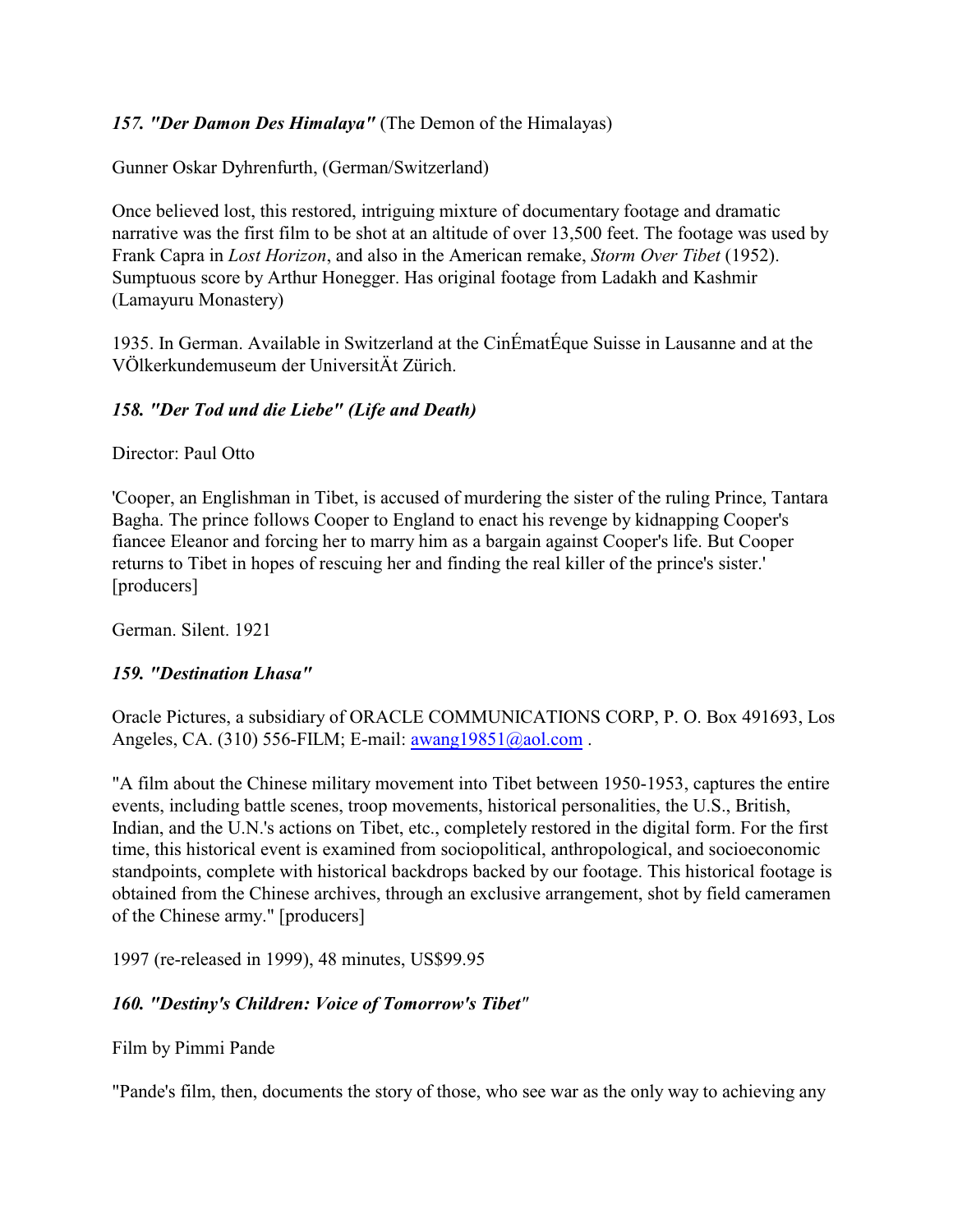***157. "Der Damon Des Himalaya"*** (The Demon of the Himalayas)

Gunner Oskar Dyhrenfurth, (German/Switzerland)

Once believed lost, this restored, intriguing mixture of documentary footage and dramatic narrative was the first film to be shot at an altitude of over 13,500 feet. The footage was used by Frank Capra in *Lost Horizon*, and also in the American remake, *Storm Over Tibet* (1952). Sumptuous score by Arthur Honegger. Has original footage from Ladakh and Kashmir (Lamayuru Monastery)

1935. In German. Available in Switzerland at the CinÉmatÉque Suisse in Lausanne and at the VÖlkerkundemuseum der UniversitÄt Zürich.

***158. "Der Tod und die Liebe" (Life and Death)***

Director: Paul Otto

'Cooper, an Englishman in Tibet, is accused of murdering the sister of the ruling Prince, Tantara Bagha. The prince follows Cooper to England to enact his revenge by kidnapping Cooper's fiancee Eleanor and forcing her to marry him as a bargain against Cooper's life. But Cooper returns to Tibet in hopes of rescuing her and finding the real killer of the prince's sister.' [producers]

German. Silent. 1921

***159. "Destination Lhasa"***

Oracle Pictures, a subsidiary of ORACLE COMMUNICATIONS CORP, P. O. Box 491693, Los Angeles, CA. (310) 556-FILM; E-mail: awang19851@aol.com .

"A film about the Chinese military movement into Tibet between 1950-1953, captures the entire events, including battle scenes, troop movements, historical personalities, the U.S., British, Indian, and the U.N.'s actions on Tibet, etc., completely restored in the digital form. For the first time, this historical event is examined from sociopolitical, anthropological, and socioeconomic standpoints, complete with historical backdrops backed by our footage. This historical footage is obtained from the Chinese archives, through an exclusive arrangement, shot by field cameramen of the Chinese army." [producers]

1997 (re-released in 1999), 48 minutes, US$99.95

***160. "Destiny's Children: Voice of Tomorrow's Tibet"***

Film by Pimmi Pande

"Pande's film, then, documents the story of those, who see war as the only way to achieving any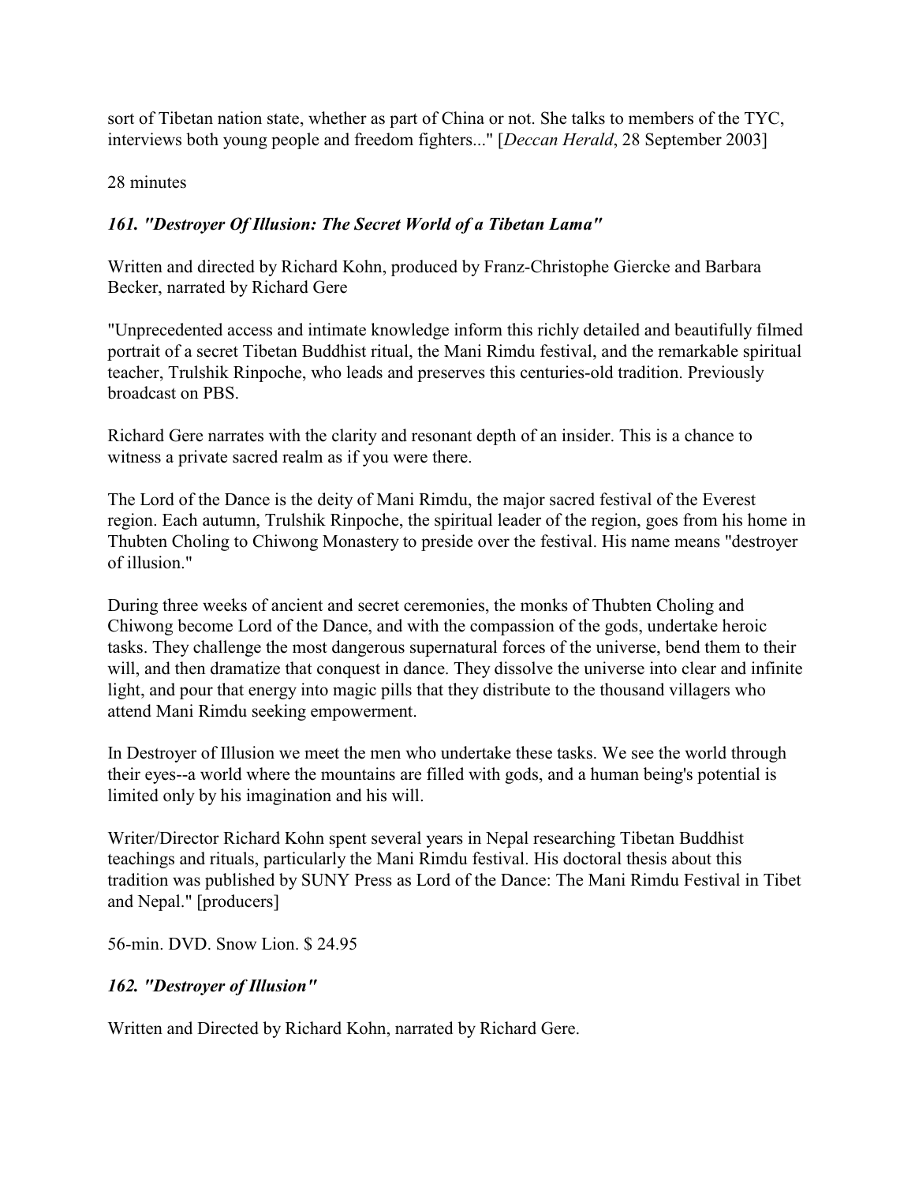sort of Tibetan nation state, whether as part of China or not. She talks to members of the TYC, interviews both young people and freedom fighters..." [*Deccan Herald*, 28 September 2003]

28 minutes

### *161. "Destroyer Of Illusion: The Secret World of a Tibetan Lama"*

Written and directed by Richard Kohn, produced by Franz-Christophe Giercke and Barbara Becker, narrated by Richard Gere

"Unprecedented access and intimate knowledge inform this richly detailed and beautifully filmed portrait of a secret Tibetan Buddhist ritual, the Mani Rimdu festival, and the remarkable spiritual teacher, Trulshik Rinpoche, who leads and preserves this centuries-old tradition. Previously broadcast on PBS.

Richard Gere narrates with the clarity and resonant depth of an insider. This is a chance to witness a private sacred realm as if you were there.

The Lord of the Dance is the deity of Mani Rimdu, the major sacred festival of the Everest region. Each autumn, Trulshik Rinpoche, the spiritual leader of the region, goes from his home in Thubten Choling to Chiwong Monastery to preside over the festival. His name means "destroyer of illusion."

During three weeks of ancient and secret ceremonies, the monks of Thubten Choling and Chiwong become Lord of the Dance, and with the compassion of the gods, undertake heroic tasks. They challenge the most dangerous supernatural forces of the universe, bend them to their will, and then dramatize that conquest in dance. They dissolve the universe into clear and infinite light, and pour that energy into magic pills that they distribute to the thousand villagers who attend Mani Rimdu seeking empowerment.

In Destroyer of Illusion we meet the men who undertake these tasks. We see the world through their eyes--a world where the mountains are filled with gods, and a human being's potential is limited only by his imagination and his will.

Writer/Director Richard Kohn spent several years in Nepal researching Tibetan Buddhist teachings and rituals, particularly the Mani Rimdu festival. His doctoral thesis about this tradition was published by SUNY Press as Lord of the Dance: The Mani Rimdu Festival in Tibet and Nepal." [producers]

56-min. DVD. Snow Lion. $ 24.95

### *162. "Destroyer of Illusion"*

Written and Directed by Richard Kohn, narrated by Richard Gere.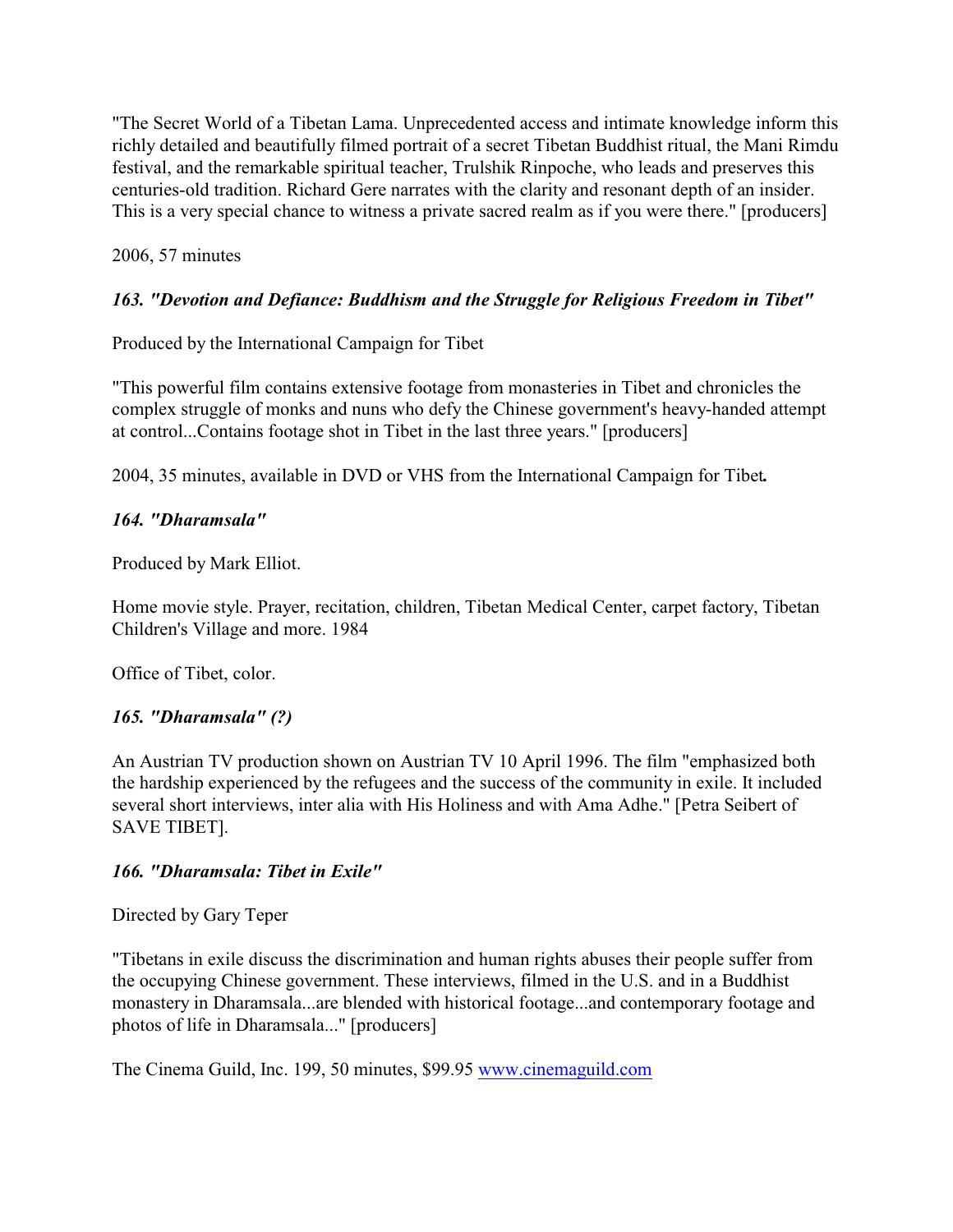"The Secret World of a Tibetan Lama. Unprecedented access and intimate knowledge inform this richly detailed and beautifully filmed portrait of a secret Tibetan Buddhist ritual, the Mani Rimdu festival, and the remarkable spiritual teacher, Trulshik Rinpoche, who leads and preserves this centuries-old tradition. Richard Gere narrates with the clarity and resonant depth of an insider. This is a very special chance to witness a private sacred realm as if you were there." [producers]

2006, 57 minutes

### *163. "Devotion and Defiance: Buddhism and the Struggle for Religious Freedom in Tibet"*

Produced by the International Campaign for Tibet

"This powerful film contains extensive footage from monasteries in Tibet and chronicles the complex struggle of monks and nuns who defy the Chinese government's heavy-handed attempt at control...Contains footage shot in Tibet in the last three years." [producers]

2004, 35 minutes, available in DVD or VHS from the International Campaign for Tibet.

### *164. "Dharamsala"*

Produced by Mark Elliot.

Home movie style. Prayer, recitation, children, Tibetan Medical Center, carpet factory, Tibetan Children's Village and more. 1984

Office of Tibet, color.

### *165. "Dharamsala" (?)*

An Austrian TV production shown on Austrian TV 10 April 1996. The film "emphasized both the hardship experienced by the refugees and the success of the community in exile. It included several short interviews, inter alia with His Holiness and with Ama Adhe." [Petra Seibert of SAVE TIBET].

### *166. "Dharamsala: Tibet in Exile"*

Directed by Gary Teper

"Tibetans in exile discuss the discrimination and human rights abuses their people suffer from the occupying Chinese government. These interviews, filmed in the U.S. and in a Buddhist monastery in Dharamsala...are blended with historical footage...and contemporary footage and photos of life in Dharamsala..." [producers]

The Cinema Guild, Inc. 199, 50 minutes, $99.95 www.cinemaguild.com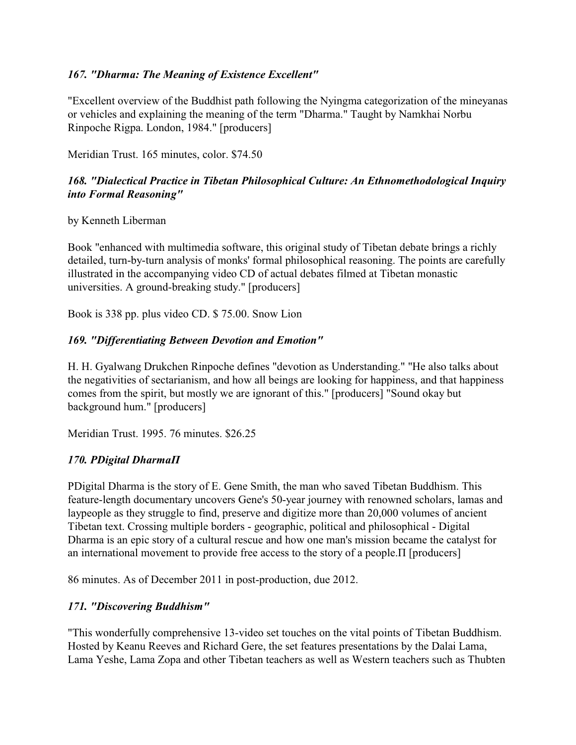### *167. "Dharma: The Meaning of Existence Excellent"*

"Excellent overview of the Buddhist path following the Nyingma categorization of the mineyanas or vehicles and explaining the meaning of the term "Dharma." Taught by Namkhai Norbu Rinpoche Rigpa. London, 1984." [producers]

Meridian Trust. 165 minutes, color. $74.50

### *168. "Dialectical Practice in Tibetan Philosophical Culture: An Ethnomethodological Inquiry into Formal Reasoning"*

by Kenneth Liberman

Book "enhanced with multimedia software, this original study of Tibetan debate brings a richly detailed, turn-by-turn analysis of monks' formal philosophical reasoning. The points are carefully illustrated in the accompanying video CD of actual debates filmed at Tibetan monastic universities. A ground-breaking study." [producers]

Book is 338 pp. plus video CD. $ 75.00. Snow Lion

### *169. "Differentiating Between Devotion and Emotion"*

H. H. Gyalwang Drukchen Rinpoche defines "devotion as Understanding." "He also talks about the negativities of sectarianism, and how all beings are looking for happiness, and that happiness comes from the spirit, but mostly we are ignorant of this." [producers] "Sound okay but background hum." [producers]

Meridian Trust. 1995. 76 minutes. $26.25

### *170. PDigital DharmaΠ*

PDigital Dharma is the story of E. Gene Smith, the man who saved Tibetan Buddhism. This feature-length documentary uncovers Gene's 50-year journey with renowned scholars, lamas and laypeople as they struggle to find, preserve and digitize more than 20,000 volumes of ancient Tibetan text. Crossing multiple borders - geographic, political and philosophical - Digital Dharma is an epic story of a cultural rescue and how one man's mission became the catalyst for an international movement to provide free access to the story of a people.Π [producers]

86 minutes. As of December 2011 in post-production, due 2012.

### *171. "Discovering Buddhism"*

"This wonderfully comprehensive 13-video set touches on the vital points of Tibetan Buddhism. Hosted by Keanu Reeves and Richard Gere, the set features presentations by the Dalai Lama, Lama Yeshe, Lama Zopa and other Tibetan teachers as well as Western teachers such as Thubten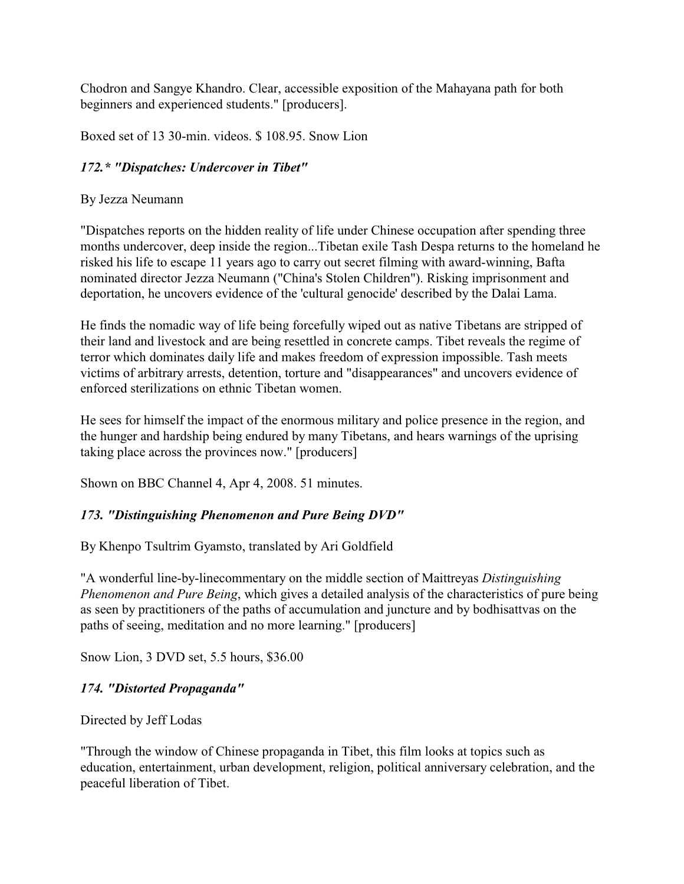Chodron and Sangye Khandro. Clear, accessible exposition of the Mahayana path for both beginners and experienced students." [producers].

Boxed set of 13 30-min. videos. $ 108.95. Snow Lion

### *172.* "Dispatches: Undercover in Tibet"*

By Jezza Neumann

"Dispatches reports on the hidden reality of life under Chinese occupation after spending three months undercover, deep inside the region...Tibetan exile Tash Despa returns to the homeland he risked his life to escape 11 years ago to carry out secret filming with award-winning, Bafta nominated director Jezza Neumann ("China's Stolen Children"). Risking imprisonment and deportation, he uncovers evidence of the 'cultural genocide' described by the Dalai Lama.

He finds the nomadic way of life being forcefully wiped out as native Tibetans are stripped of their land and livestock and are being resettled in concrete camps. Tibet reveals the regime of terror which dominates daily life and makes freedom of expression impossible. Tash meets victims of arbitrary arrests, detention, torture and "disappearances" and uncovers evidence of enforced sterilizations on ethnic Tibetan women.

He sees for himself the impact of the enormous military and police presence in the region, and the hunger and hardship being endured by many Tibetans, and hears warnings of the uprising taking place across the provinces now." [producers]

Shown on BBC Channel 4, Apr 4, 2008. 51 minutes.

### *173. "Distinguishing Phenomenon and Pure Being DVD"*

By Khenpo Tsultrim Gyamsto, translated by Ari Goldfield

"A wonderful line-by-linecommentary on the middle section of Maittreyas *Distinguishing Phenomenon and Pure Being*, which gives a detailed analysis of the characteristics of pure being as seen by practitioners of the paths of accumulation and juncture and by bodhisattvas on the paths of seeing, meditation and no more learning." [producers]

Snow Lion, 3 DVD set, 5.5 hours, $36.00

### *174. "Distorted Propaganda"*

Directed by Jeff Lodas

"Through the window of Chinese propaganda in Tibet, this film looks at topics such as education, entertainment, urban development, religion, political anniversary celebration, and the peaceful liberation of Tibet.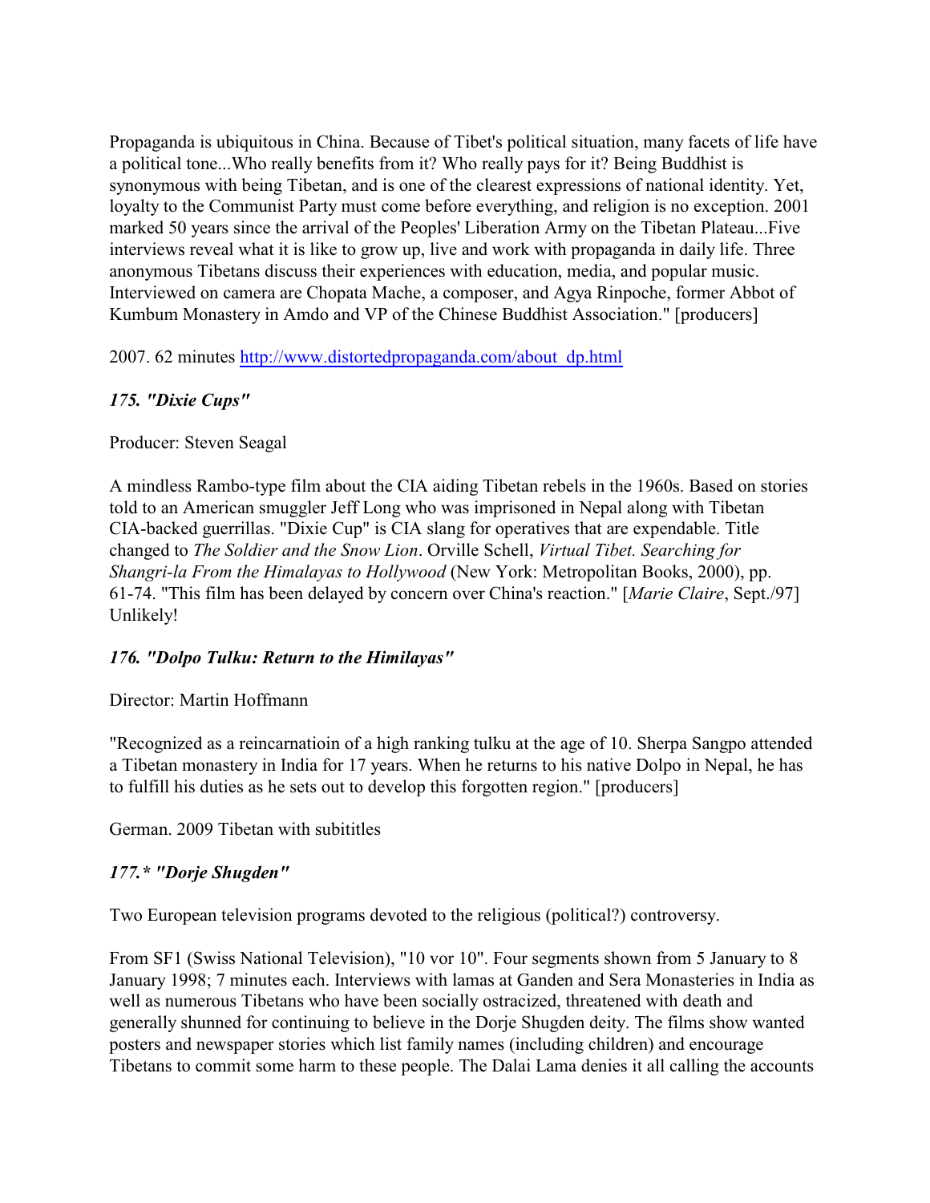Propaganda is ubiquitous in China. Because of Tibet's political situation, many facets of life have a political tone...Who really benefits from it? Who really pays for it? Being Buddhist is synonymous with being Tibetan, and is one of the clearest expressions of national identity. Yet, loyalty to the Communist Party must come before everything, and religion is no exception. 2001 marked 50 years since the arrival of the Peoples' Liberation Army on the Tibetan Plateau...Five interviews reveal what it is like to grow up, live and work with propaganda in daily life. Three anonymous Tibetans discuss their experiences with education, media, and popular music. Interviewed on camera are Chopata Mache, a composer, and Agya Rinpoche, former Abbot of Kumbum Monastery in Amdo and VP of the Chinese Buddhist Association." [producers]

2007. 62 minutes http://www.distortedpropaganda.com/about_dp.html

### *175. "Dixie Cups"*

Producer: Steven Seagal

A mindless Rambo-type film about the CIA aiding Tibetan rebels in the 1960s. Based on stories told to an American smuggler Jeff Long who was imprisoned in Nepal along with Tibetan CIA-backed guerrillas. "Dixie Cup" is CIA slang for operatives that are expendable. Title changed to *The Soldier and the Snow Lion*. Orville Schell, *Virtual Tibet. Searching for Shangri-la From the Himalayas to Hollywood* (New York: Metropolitan Books, 2000), pp. 61-74. "This film has been delayed by concern over China's reaction." [*Marie Claire*, Sept./97] Unlikely!

### *176. "Dolpo Tulku: Return to the Himilayas"*

Director: Martin Hoffmann

"Recognized as a reincarnatioin of a high ranking tulku at the age of 10. Sherpa Sangpo attended a Tibetan monastery in India for 17 years. When he returns to his native Dolpo in Nepal, he has to fulfill his duties as he sets out to develop this forgotten region." [producers]

German. 2009 Tibetan with subititles

### *177.* "Dorje Shugden"*

Two European television programs devoted to the religious (political?) controversy.

From SF1 (Swiss National Television), "10 vor 10". Four segments shown from 5 January to 8 January 1998; 7 minutes each. Interviews with lamas at Ganden and Sera Monasteries in India as well as numerous Tibetans who have been socially ostracized, threatened with death and generally shunned for continuing to believe in the Dorje Shugden deity. The films show wanted posters and newspaper stories which list family names (including children) and encourage Tibetans to commit some harm to these people. The Dalai Lama denies it all calling the accounts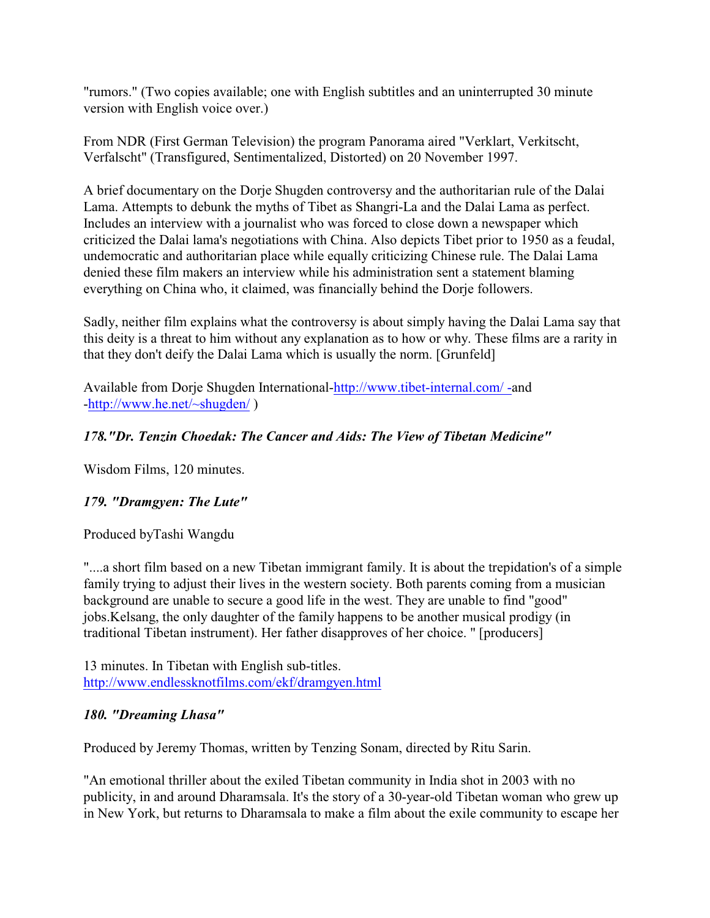"rumors." (Two copies available; one with English subtitles and an uninterrupted 30 minute version with English voice over.)

From NDR (First German Television) the program Panorama aired "Verklart, Verkitscht, Verfalscht" (Transfigured, Sentimentalized, Distorted) on 20 November 1997.

A brief documentary on the Dorje Shugden controversy and the authoritarian rule of the Dalai Lama. Attempts to debunk the myths of Tibet as Shangri-La and the Dalai Lama as perfect. Includes an interview with a journalist who was forced to close down a newspaper which criticized the Dalai lama's negotiations with China. Also depicts Tibet prior to 1950 as a feudal, undemocratic and authoritarian place while equally criticizing Chinese rule. The Dalai Lama denied these film makers an interview while his administration sent a statement blaming everything on China who, it claimed, was financially behind the Dorje followers.

Sadly, neither film explains what the controversy is about simply having the Dalai Lama say that this deity is a threat to him without any explanation as to how or why. These films are a rarity in that they don't deify the Dalai Lama which is usually the norm. [Grunfeld]

Available from Dorje Shugden International-http://www.tibet-internal.com/ -and -http://www.he.net/~shugden/ )

### *178."Dr. Tenzin Choedak: The Cancer and Aids: The View of Tibetan Medicine"*

Wisdom Films, 120 minutes.

### *179. "Dramgyen: The Lute"*

Produced byTashi Wangdu

"....a short film based on a new Tibetan immigrant family. It is about the trepidation's of a simple family trying to adjust their lives in the western society. Both parents coming from a musician background are unable to secure a good life in the west. They are unable to find "good" jobs.Kelsang, the only daughter of the family happens to be another musical prodigy (in traditional Tibetan instrument). Her father disapproves of her choice. " [producers]

13 minutes. In Tibetan with English sub-titles.
http://www.endlessknotfilms.com/ekf/dramgyen.html

### *180. "Dreaming Lhasa"*

Produced by Jeremy Thomas, written by Tenzing Sonam, directed by Ritu Sarin.

"An emotional thriller about the exiled Tibetan community in India shot in 2003 with no publicity, in and around Dharamsala. It's the story of a 30-year-old Tibetan woman who grew up in New York, but returns to Dharamsala to make a film about the exile community to escape her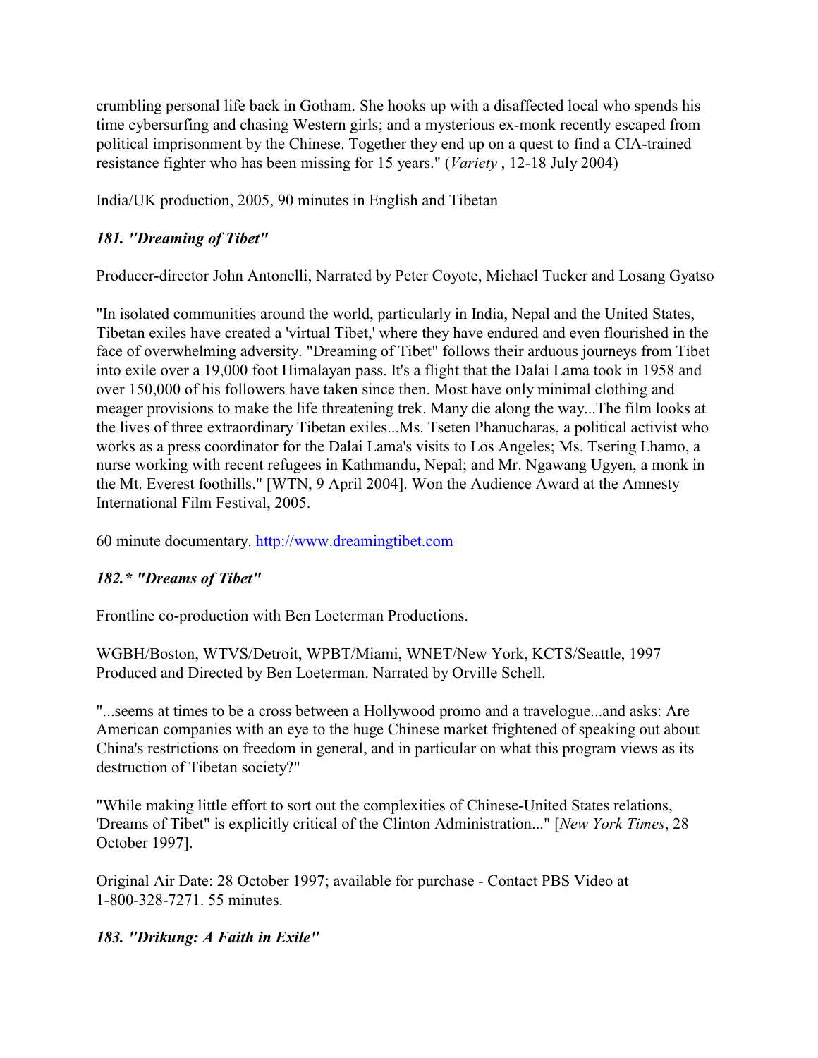crumbling personal life back in Gotham. She hooks up with a disaffected local who spends his time cybersurfing and chasing Western girls; and a mysterious ex-monk recently escaped from political imprisonment by the Chinese. Together they end up on a quest to find a CIA-trained resistance fighter who has been missing for 15 years." (*Variety* , 12-18 July 2004)

India/UK production, 2005, 90 minutes in English and Tibetan

### *181. "Dreaming of Tibet"*

Producer-director John Antonelli, Narrated by Peter Coyote, Michael Tucker and Losang Gyatso

"In isolated communities around the world, particularly in India, Nepal and the United States, Tibetan exiles have created a 'virtual Tibet,' where they have endured and even flourished in the face of overwhelming adversity. "Dreaming of Tibet" follows their arduous journeys from Tibet into exile over a 19,000 foot Himalayan pass. It's a flight that the Dalai Lama took in 1958 and over 150,000 of his followers have taken since then. Most have only minimal clothing and meager provisions to make the life threatening trek. Many die along the way...The film looks at the lives of three extraordinary Tibetan exiles...Ms. Tseten Phanucharas, a political activist who works as a press coordinator for the Dalai Lama's visits to Los Angeles; Ms. Tsering Lhamo, a nurse working with recent refugees in Kathmandu, Nepal; and Mr. Ngawang Ugyen, a monk in the Mt. Everest foothills." [WTN, 9 April 2004]. Won the Audience Award at the Amnesty International Film Festival, 2005.

60 minute documentary. http://www.dreamingtibet.com

### *182.* "Dreams of Tibet"*

Frontline co-production with Ben Loeterman Productions.

WGBH/Boston, WTVS/Detroit, WPBT/Miami, WNET/New York, KCTS/Seattle, 1997
Produced and Directed by Ben Loeterman. Narrated by Orville Schell.

"...seems at times to be a cross between a Hollywood promo and a travelogue...and asks: Are American companies with an eye to the huge Chinese market frightened of speaking out about China's restrictions on freedom in general, and in particular on what this program views as its destruction of Tibetan society?"

"While making little effort to sort out the complexities of Chinese-United States relations, 'Dreams of Tibet" is explicitly critical of the Clinton Administration..." [*New York Times*, 28 October 1997].

Original Air Date: 28 October 1997; available for purchase - Contact PBS Video at 1-800-328-7271. 55 minutes.

### *183. "Drikung: A Faith in Exile"*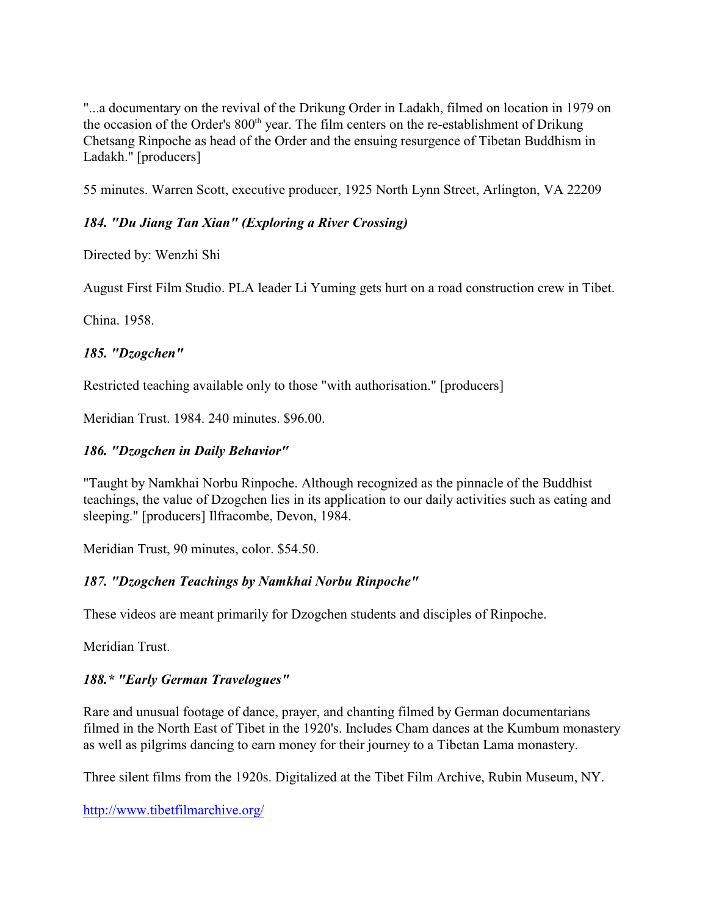"...a documentary on the revival of the Drikung Order in Ladakh, filmed on location in 1979 on the occasion of the Order's 800th year. The film centers on the re-establishment of Drikung Chetsang Rinpoche as head of the Order and the ensuing resurgence of Tibetan Buddhism in Ladakh." [producers]

55 minutes. Warren Scott, executive producer, 1925 North Lynn Street, Arlington, VA 22209

### *184. "Du Jiang Tan Xian" (Exploring a River Crossing)*

Directed by: Wenzhi Shi

August First Film Studio. PLA leader Li Yuming gets hurt on a road construction crew in Tibet.

China. 1958.

### *185. "Dzogchen"*

Restricted teaching available only to those "with authorisation." [producers]

Meridian Trust. 1984. 240 minutes. $96.00.

### *186. "Dzogchen in Daily Behavior"*

"Taught by Namkhai Norbu Rinpoche. Although recognized as the pinnacle of the Buddhist teachings, the value of Dzogchen lies in its application to our daily activities such as eating and sleeping." [producers] Ilfracombe, Devon, 1984.

Meridian Trust, 90 minutes, color. $54.50.

### *187. "Dzogchen Teachings by Namkhai Norbu Rinpoche"*

These videos are meant primarily for Dzogchen students and disciples of Rinpoche.

Meridian Trust.

### *188.* "Early German Travelogues"*

Rare and unusual footage of dance, prayer, and chanting filmed by German documentarians filmed in the North East of Tibet in the 1920's. Includes Cham dances at the Kumbum monastery as well as pilgrims dancing to earn money for their journey to a Tibetan Lama monastery.

Three silent films from the 1920s. Digitalized at the Tibet Film Archive, Rubin Museum, NY.

http://www.tibetfilmarchive.org/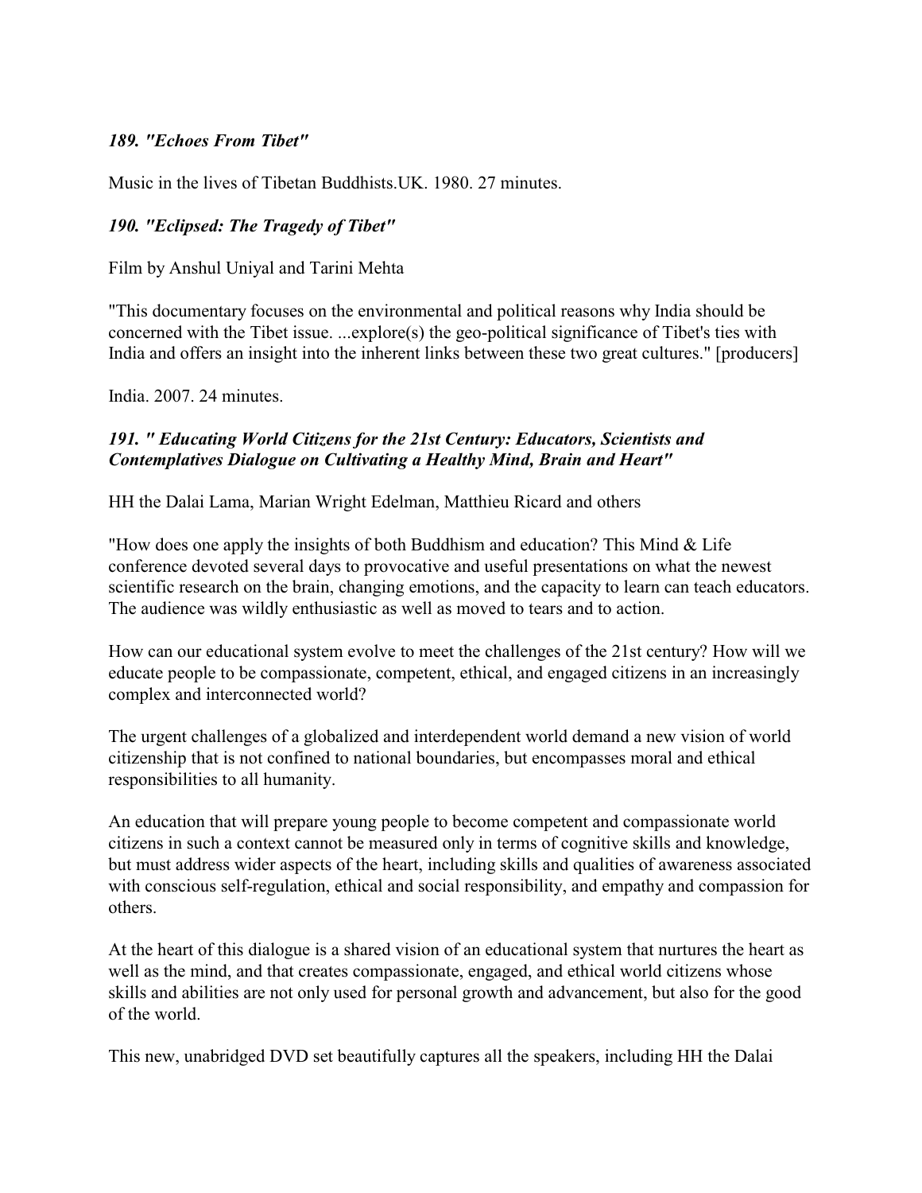### *189. "Echoes From Tibet"*

Music in the lives of Tibetan Buddhists.UK. 1980. 27 minutes.

### *190. "Eclipsed: The Tragedy of Tibet"*

Film by Anshul Uniyal and Tarini Mehta

"This documentary focuses on the environmental and political reasons why India should be concerned with the Tibet issue. ...explore(s) the geo-political significance of Tibet's ties with India and offers an insight into the inherent links between these two great cultures." [producers]

India. 2007. 24 minutes.

### *191. " Educating World Citizens for the 21st Century: Educators, Scientists and Contemplatives Dialogue on Cultivating a Healthy Mind, Brain and Heart"*

HH the Dalai Lama, Marian Wright Edelman, Matthieu Ricard and others

"How does one apply the insights of both Buddhism and education? This Mind & Life conference devoted several days to provocative and useful presentations on what the newest scientific research on the brain, changing emotions, and the capacity to learn can teach educators. The audience was wildly enthusiastic as well as moved to tears and to action.

How can our educational system evolve to meet the challenges of the 21st century? How will we educate people to be compassionate, competent, ethical, and engaged citizens in an increasingly complex and interconnected world?

The urgent challenges of a globalized and interdependent world demand a new vision of world citizenship that is not confined to national boundaries, but encompasses moral and ethical responsibilities to all humanity.

An education that will prepare young people to become competent and compassionate world citizens in such a context cannot be measured only in terms of cognitive skills and knowledge, but must address wider aspects of the heart, including skills and qualities of awareness associated with conscious self-regulation, ethical and social responsibility, and empathy and compassion for others.

At the heart of this dialogue is a shared vision of an educational system that nurtures the heart as well as the mind, and that creates compassionate, engaged, and ethical world citizens whose skills and abilities are not only used for personal growth and advancement, but also for the good of the world.

This new, unabridged DVD set beautifully captures all the speakers, including HH the Dalai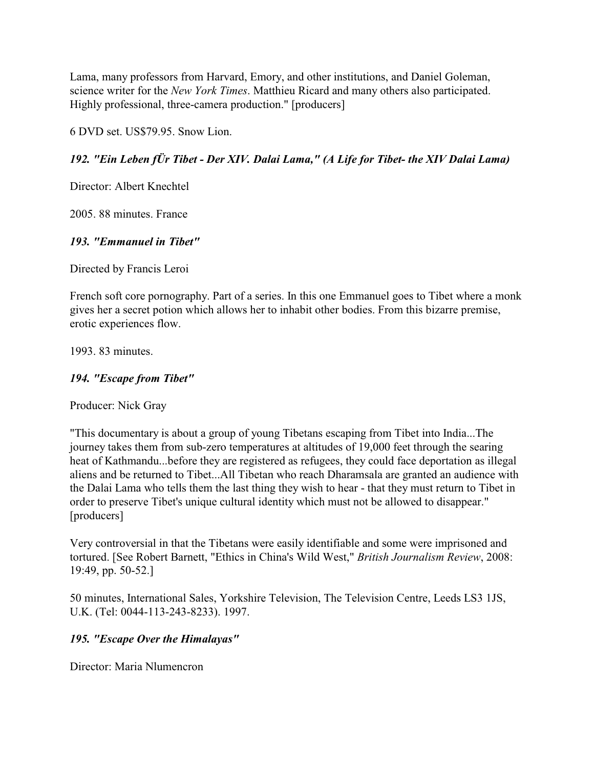Lama, many professors from Harvard, Emory, and other institutions, and Daniel Goleman, science writer for the *New York Times*. Matthieu Ricard and many others also participated. Highly professional, three-camera production." [producers]

6 DVD set. US$79.95. Snow Lion.

### *192. "Ein Leben fÜr Tibet - Der XIV. Dalai Lama," (A Life for Tibet- the XIV Dalai Lama)*

Director: Albert Knechtel

2005. 88 minutes. France

### *193. "Emmanuel in Tibet"*

Directed by Francis Leroi

French soft core pornography. Part of a series. In this one Emmanuel goes to Tibet where a monk gives her a secret potion which allows her to inhabit other bodies. From this bizarre premise, erotic experiences flow.

1993. 83 minutes.

### *194. "Escape from Tibet"*

Producer: Nick Gray

"This documentary is about a group of young Tibetans escaping from Tibet into India...The journey takes them from sub-zero temperatures at altitudes of 19,000 feet through the searing heat of Kathmandu...before they are registered as refugees, they could face deportation as illegal aliens and be returned to Tibet...All Tibetan who reach Dharamsala are granted an audience with the Dalai Lama who tells them the last thing they wish to hear - that they must return to Tibet in order to preserve Tibet's unique cultural identity which must not be allowed to disappear." [producers]

Very controversial in that the Tibetans were easily identifiable and some were imprisoned and tortured. [See Robert Barnett, "Ethics in China's Wild West," *British Journalism Review*, 2008: 19:49, pp. 50-52.]

50 minutes, International Sales, Yorkshire Television, The Television Centre, Leeds LS3 1JS, U.K. (Tel: 0044-113-243-8233). 1997.

### *195. "Escape Over the Himalayas"*

Director: Maria Nlumencron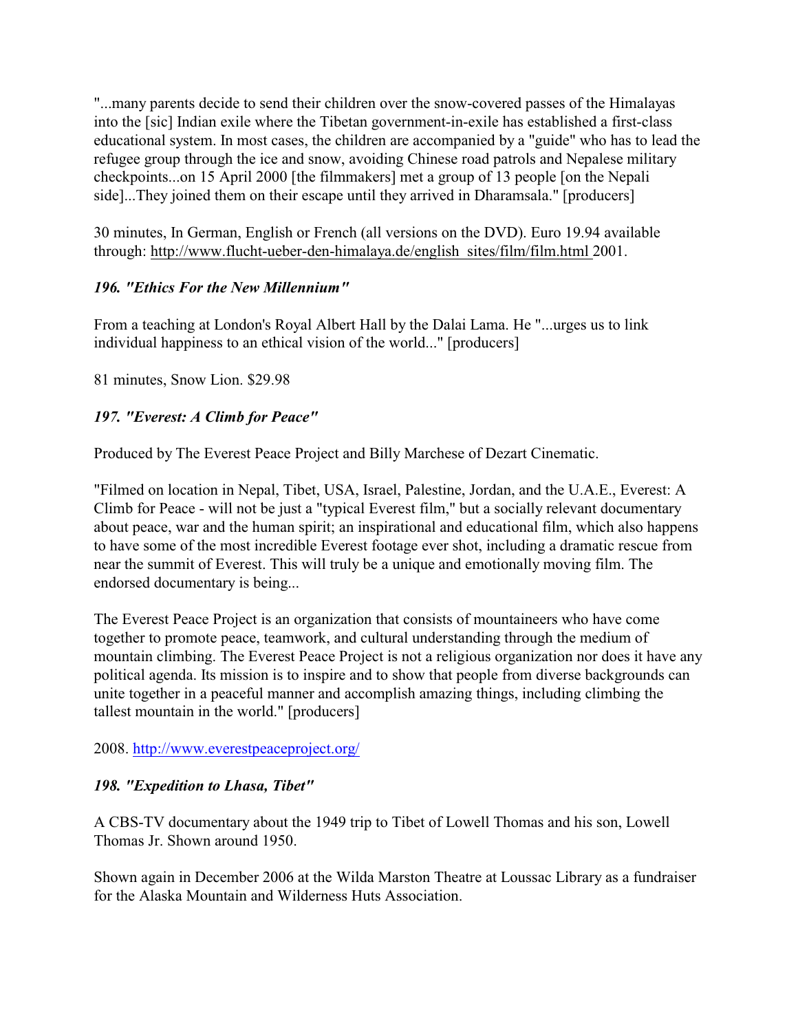"...many parents decide to send their children over the snow-covered passes of the Himalayas into the [sic] Indian exile where the Tibetan government-in-exile has established a first-class educational system. In most cases, the children are accompanied by a "guide" who has to lead the refugee group through the ice and snow, avoiding Chinese road patrols and Nepalese military checkpoints...on 15 April 2000 [the filmmakers] met a group of 13 people [on the Nepali side]...They joined them on their escape until they arrived in Dharamsala." [producers]

30 minutes, In German, English or French (all versions on the DVD). Euro 19.94 available through: http://www.flucht-ueber-den-himalaya.de/english_sites/film/film.html 2001.

### *196. "Ethics For the New Millennium"*

From a teaching at London's Royal Albert Hall by the Dalai Lama. He "...urges us to link individual happiness to an ethical vision of the world..." [producers]

81 minutes, Snow Lion. $29.98

### *197. "Everest: A Climb for Peace"*

Produced by The Everest Peace Project and Billy Marchese of Dezart Cinematic.

"Filmed on location in Nepal, Tibet, USA, Israel, Palestine, Jordan, and the U.A.E., Everest: A Climb for Peace - will not be just a "typical Everest film," but a socially relevant documentary about peace, war and the human spirit; an inspirational and educational film, which also happens to have some of the most incredible Everest footage ever shot, including a dramatic rescue from near the summit of Everest. This will truly be a unique and emotionally moving film. The endorsed documentary is being...

The Everest Peace Project is an organization that consists of mountaineers who have come together to promote peace, teamwork, and cultural understanding through the medium of mountain climbing. The Everest Peace Project is not a religious organization nor does it have any political agenda. Its mission is to inspire and to show that people from diverse backgrounds can unite together in a peaceful manner and accomplish amazing things, including climbing the tallest mountain in the world." [producers]

2008. http://www.everestpeaceproject.org/

### *198. "Expedition to Lhasa, Tibet"*

A CBS-TV documentary about the 1949 trip to Tibet of Lowell Thomas and his son, Lowell Thomas Jr. Shown around 1950.

Shown again in December 2006 at the Wilda Marston Theatre at Loussac Library as a fundraiser for the Alaska Mountain and Wilderness Huts Association.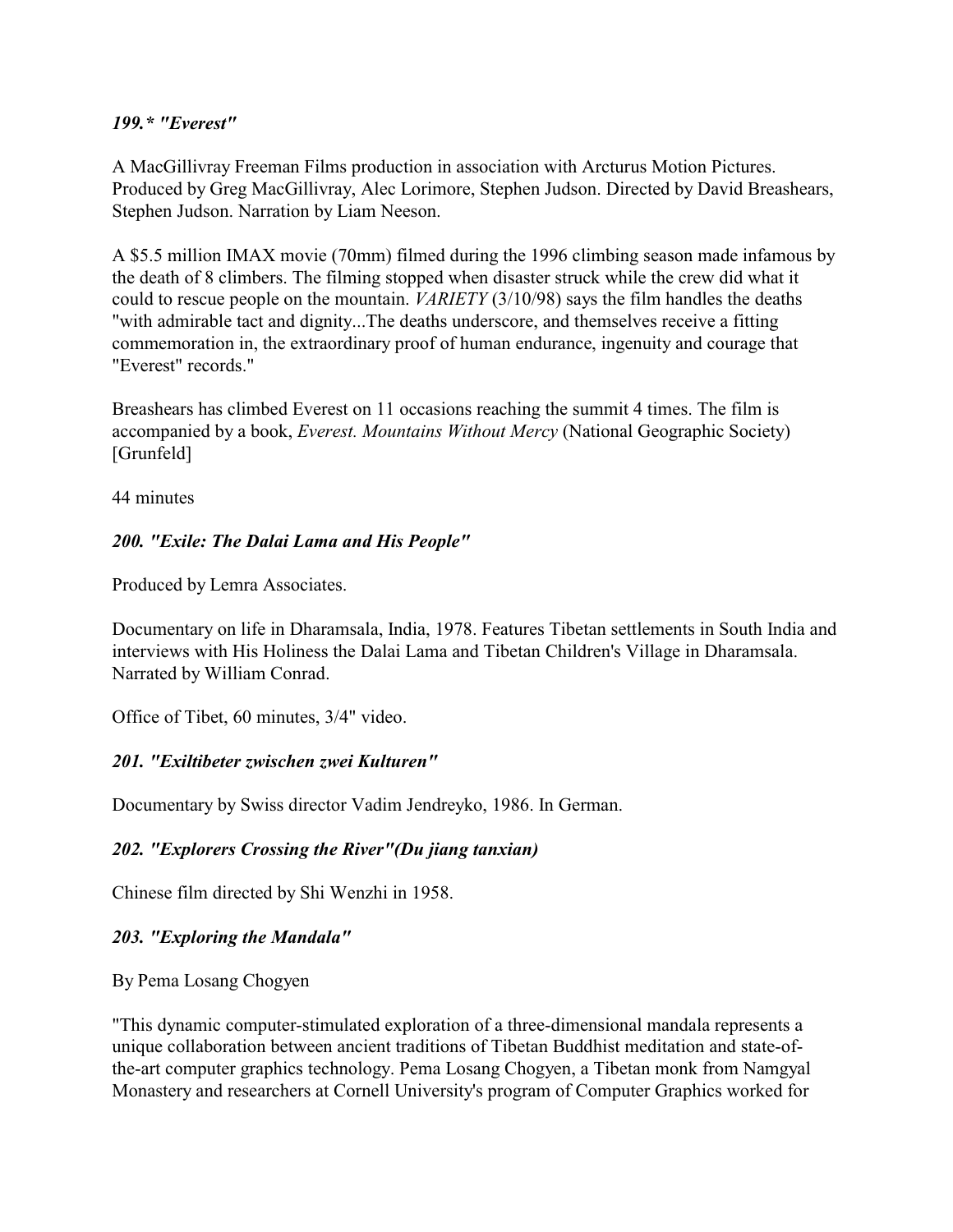### *199.\* "Everest"*

A MacGillivray Freeman Films production in association with Arcturus Motion Pictures. Produced by Greg MacGillivray, Alec Lorimore, Stephen Judson. Directed by David Breashears, Stephen Judson. Narration by Liam Neeson.

A $5.5 million IMAX movie (70mm) filmed during the 1996 climbing season made infamous by the death of 8 climbers. The filming stopped when disaster struck while the crew did what it could to rescue people on the mountain. *VARIETY* (3/10/98) says the film handles the deaths "with admirable tact and dignity...The deaths underscore, and themselves receive a fitting commemoration in, the extraordinary proof of human endurance, ingenuity and courage that "Everest" records."

Breashears has climbed Everest on 11 occasions reaching the summit 4 times. The film is accompanied by a book, *Everest. Mountains Without Mercy* (National Geographic Society) [Grunfeld]

44 minutes

### *200. "Exile: The Dalai Lama and His People"*

Produced by Lemra Associates.

Documentary on life in Dharamsala, India, 1978. Features Tibetan settlements in South India and interviews with His Holiness the Dalai Lama and Tibetan Children's Village in Dharamsala. Narrated by William Conrad.

Office of Tibet, 60 minutes, 3/4" video.

### *201. "Exiltibeter zwischen zwei Kulturen"*

Documentary by Swiss director Vadim Jendreyko, 1986. In German.

### *202. "Explorers Crossing the River"(Du jiang tanxian)*

Chinese film directed by Shi Wenzhi in 1958.

### *203. "Exploring the Mandala"*

By Pema Losang Chogyen

"This dynamic computer-stimulated exploration of a three-dimensional mandala represents a unique collaboration between ancient traditions of Tibetan Buddhist meditation and state-of-the-art computer graphics technology. Pema Losang Chogyen, a Tibetan monk from Namgyal Monastery and researchers at Cornell University's program of Computer Graphics worked for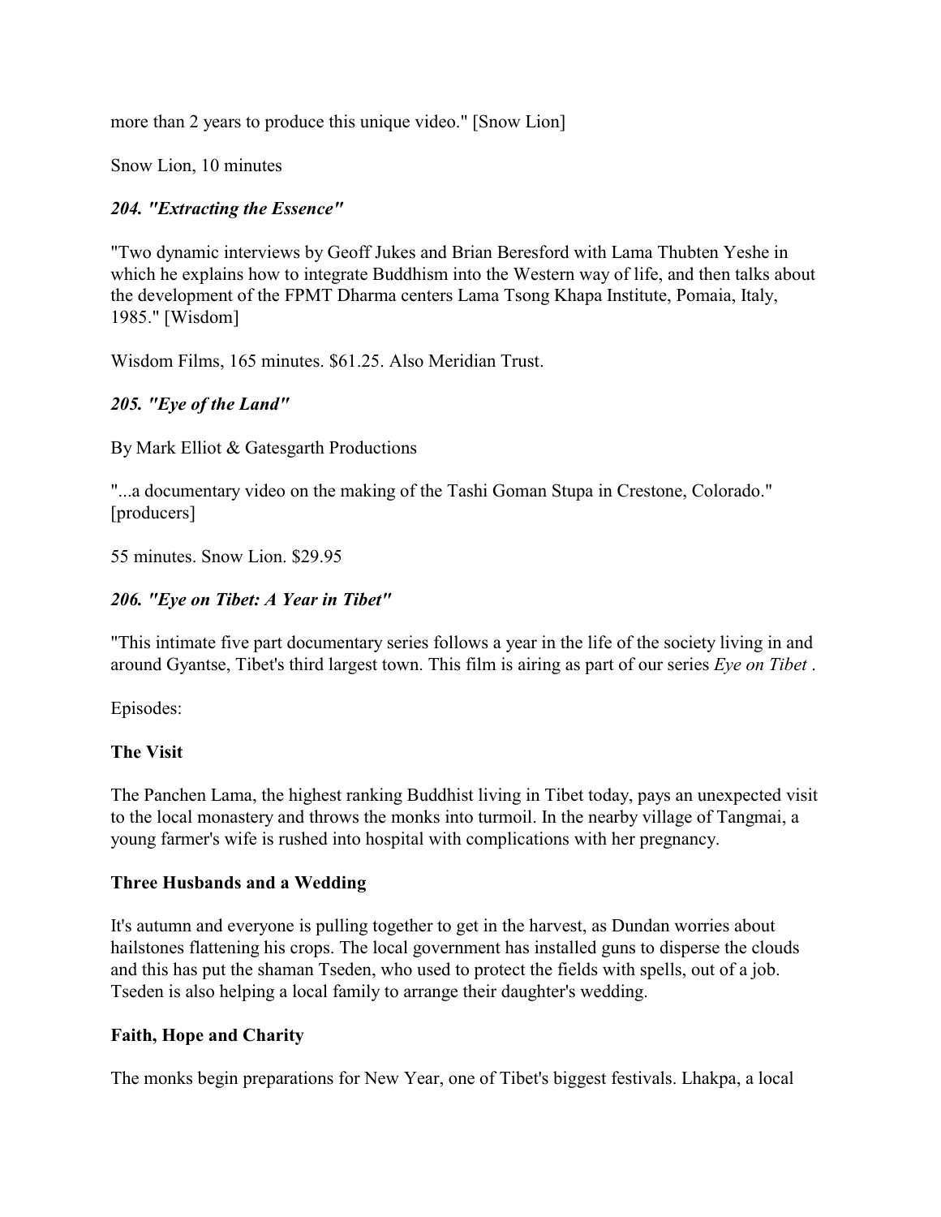more than 2 years to produce this unique video." [Snow Lion]

Snow Lion, 10 minutes

### *204. "Extracting the Essence"*

"Two dynamic interviews by Geoff Jukes and Brian Beresford with Lama Thubten Yeshe in which he explains how to integrate Buddhism into the Western way of life, and then talks about the development of the FPMT Dharma centers Lama Tsong Khapa Institute, Pomaia, Italy, 1985." [Wisdom]

Wisdom Films, 165 minutes. $61.25. Also Meridian Trust.

### *205. "Eye of the Land"*

By Mark Elliot & Gatesgarth Productions

"...a documentary video on the making of the Tashi Goman Stupa in Crestone, Colorado." [producers]

55 minutes. Snow Lion. $29.95

### *206. "Eye on Tibet: A Year in Tibet"*

"This intimate five part documentary series follows a year in the life of the society living in and around Gyantse, Tibet's third largest town. This film is airing as part of our series *Eye on Tibet* .

Episodes:

#### The Visit

The Panchen Lama, the highest ranking Buddhist living in Tibet today, pays an unexpected visit to the local monastery and throws the monks into turmoil. In the nearby village of Tangmai, a young farmer's wife is rushed into hospital with complications with her pregnancy.

#### Three Husbands and a Wedding

It's autumn and everyone is pulling together to get in the harvest, as Dundan worries about hailstones flattening his crops. The local government has installed guns to disperse the clouds and this has put the shaman Tseden, who used to protect the fields with spells, out of a job. Tseden is also helping a local family to arrange their daughter's wedding.

#### Faith, Hope and Charity

The monks begin preparations for New Year, one of Tibet's biggest festivals. Lhakpa, a local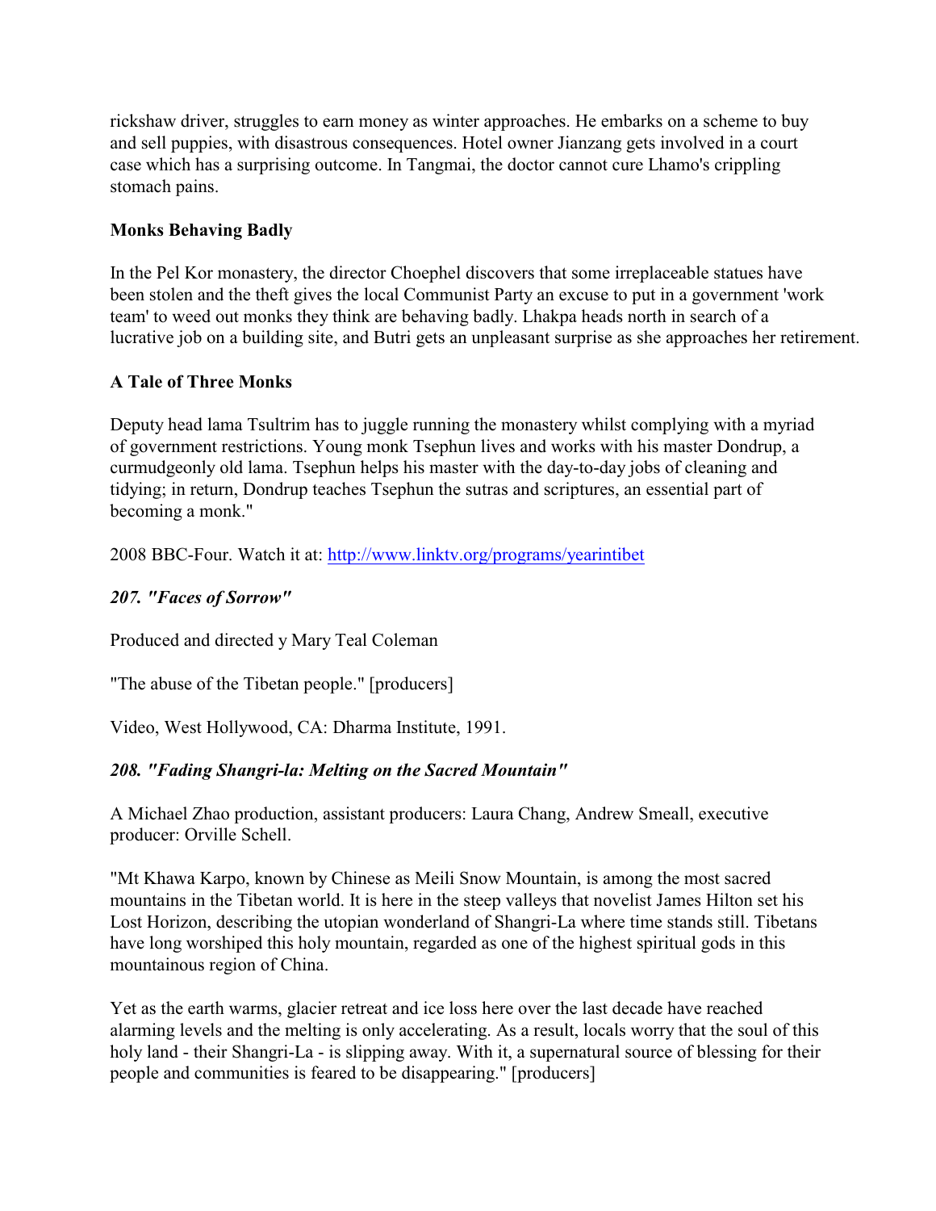rickshaw driver, struggles to earn money as winter approaches. He embarks on a scheme to buy and sell puppies, with disastrous consequences. Hotel owner Jianzang gets involved in a court case which has a surprising outcome. In Tangmai, the doctor cannot cure Lhamo's crippling stomach pains.

**Monks Behaving Badly**

In the Pel Kor monastery, the director Choephel discovers that some irreplaceable statues have been stolen and the theft gives the local Communist Party an excuse to put in a government 'work team' to weed out monks they think are behaving badly. Lhakpa heads north in search of a lucrative job on a building site, and Butri gets an unpleasant surprise as she approaches her retirement.

**A Tale of Three Monks**

Deputy head lama Tsultrim has to juggle running the monastery whilst complying with a myriad of government restrictions. Young monk Tsephun lives and works with his master Dondrup, a curmudgeonly old lama. Tsephun helps his master with the day-to-day jobs of cleaning and tidying; in return, Dondrup teaches Tsephun the sutras and scriptures, an essential part of becoming a monk."

2008 BBC-Four. Watch it at: http://www.linktv.org/programs/yearintibet

***207. "Faces of Sorrow"***

Produced and directed y Mary Teal Coleman

"The abuse of the Tibetan people." [producers]

Video, West Hollywood, CA: Dharma Institute, 1991.

***208. "Fading Shangri-la: Melting on the Sacred Mountain"***

A Michael Zhao production, assistant producers: Laura Chang, Andrew Smeall, executive producer: Orville Schell.

"Mt Khawa Karpo, known by Chinese as Meili Snow Mountain, is among the most sacred mountains in the Tibetan world. It is here in the steep valleys that novelist James Hilton set his Lost Horizon, describing the utopian wonderland of Shangri-La where time stands still. Tibetans have long worshiped this holy mountain, regarded as one of the highest spiritual gods in this mountainous region of China.

Yet as the earth warms, glacier retreat and ice loss here over the last decade have reached alarming levels and the melting is only accelerating. As a result, locals worry that the soul of this holy land - their Shangri-La - is slipping away. With it, a supernatural source of blessing for their people and communities is feared to be disappearing." [producers]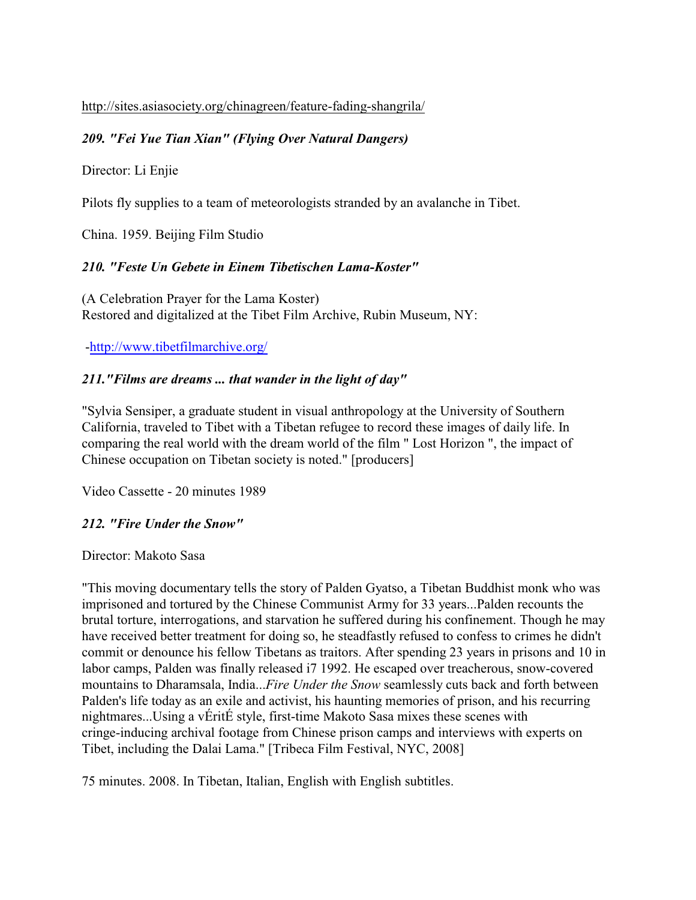http://sites.asiasociety.org/chinagreen/feature-fading-shangrila/

### *209. "Fei Yue Tian Xian" (Flying Over Natural Dangers)*

Director: Li Enjie

Pilots fly supplies to a team of meteorologists stranded by an avalanche in Tibet.

China. 1959. Beijing Film Studio

### *210. "Feste Un Gebete in Einem Tibetischen Lama-Koster"*

(A Celebration Prayer for the Lama Koster)
Restored and digitalized at the Tibet Film Archive, Rubin Museum, NY:

-http://www.tibetfilmarchive.org/

### *211."Films are dreams ... that wander in the light of day"*

"Sylvia Sensiper, a graduate student in visual anthropology at the University of Southern California, traveled to Tibet with a Tibetan refugee to record these images of daily life. In comparing the real world with the dream world of the film " Lost Horizon ", the impact of Chinese occupation on Tibetan society is noted." [producers]

Video Cassette - 20 minutes 1989

### *212. "Fire Under the Snow"*

Director: Makoto Sasa

"This moving documentary tells the story of Palden Gyatso, a Tibetan Buddhist monk who was imprisoned and tortured by the Chinese Communist Army for 33 years...Palden recounts the brutal torture, interrogations, and starvation he suffered during his confinement. Though he may have received better treatment for doing so, he steadfastly refused to confess to crimes he didn't commit or denounce his fellow Tibetans as traitors. After spending 23 years in prisons and 10 in labor camps, Palden was finally released i7 1992. He escaped over treacherous, snow-covered mountains to Dharamsala, India...*Fire Under the Snow* seamlessly cuts back and forth between Palden's life today as an exile and activist, his haunting memories of prison, and his recurring nightmares...Using a vÉritÉ style, first-time Makoto Sasa mixes these scenes with cringe-inducing archival footage from Chinese prison camps and interviews with experts on Tibet, including the Dalai Lama." [Tribeca Film Festival, NYC, 2008]

75 minutes. 2008. In Tibetan, Italian, English with English subtitles.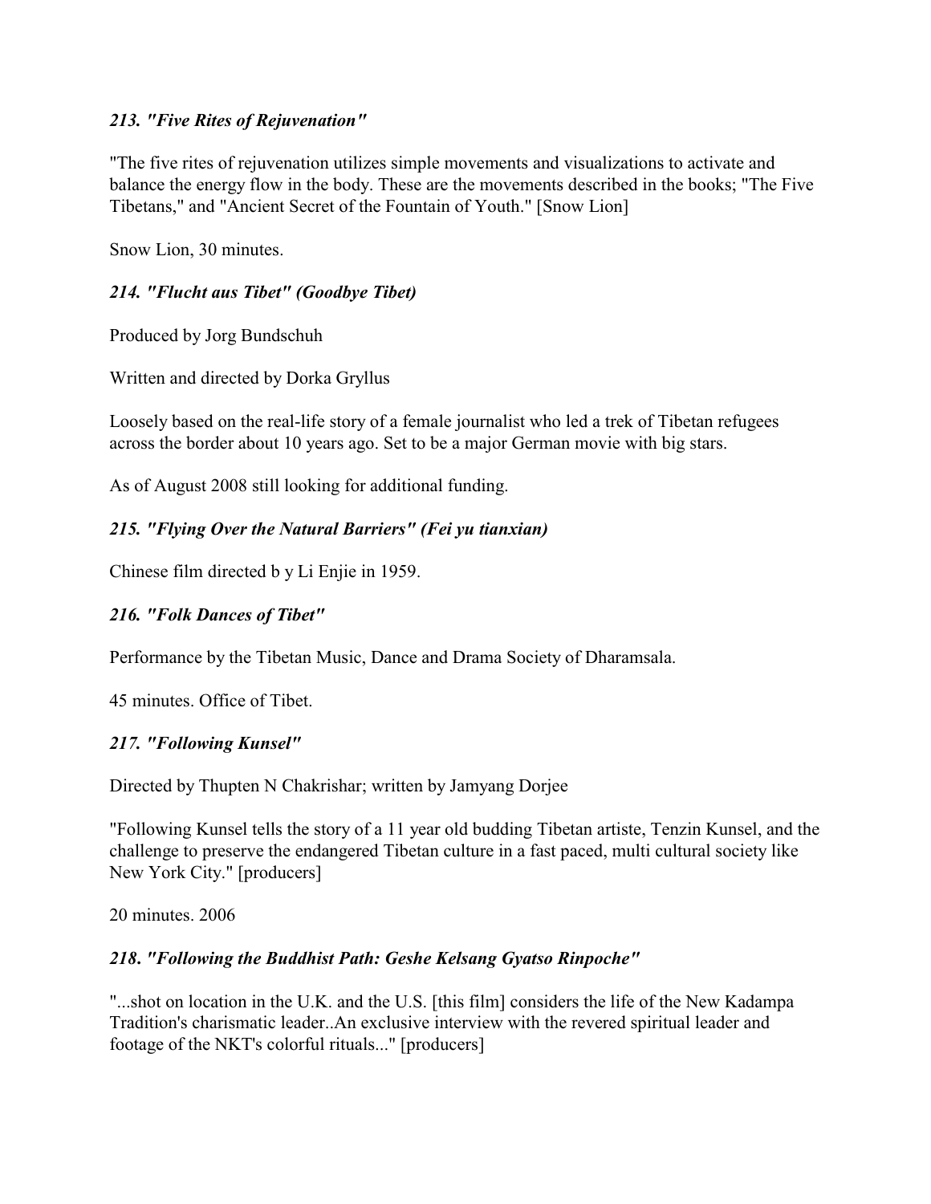### *213. "Five Rites of Rejuvenation"*

"The five rites of rejuvenation utilizes simple movements and visualizations to activate and balance the energy flow in the body. These are the movements described in the books; "The Five Tibetans," and "Ancient Secret of the Fountain of Youth." [Snow Lion]

Snow Lion, 30 minutes.

### *214. "Flucht aus Tibet" (Goodbye Tibet)*

Produced by Jorg Bundschuh

Written and directed by Dorka Gryllus

Loosely based on the real-life story of a female journalist who led a trek of Tibetan refugees across the border about 10 years ago. Set to be a major German movie with big stars.

As of August 2008 still looking for additional funding.

### *215. "Flying Over the Natural Barriers" (Fei yu tianxian)*

Chinese film directed b y Li Enjie in 1959.

### *216. "Folk Dances of Tibet"*

Performance by the Tibetan Music, Dance and Drama Society of Dharamsala.

45 minutes. Office of Tibet.

### *217. "Following Kunsel"*

Directed by Thupten N Chakrishar; written by Jamyang Dorjee

"Following Kunsel tells the story of a 11 year old budding Tibetan artiste, Tenzin Kunsel, and the challenge to preserve the endangered Tibetan culture in a fast paced, multi cultural society like New York City." [producers]

20 minutes. 2006

### *218. "Following the Buddhist Path: Geshe Kelsang Gyatso Rinpoche"*

"...shot on location in the U.K. and the U.S. [this film] considers the life of the New Kadampa Tradition's charismatic leader..An exclusive interview with the revered spiritual leader and footage of the NKT's colorful rituals..." [producers]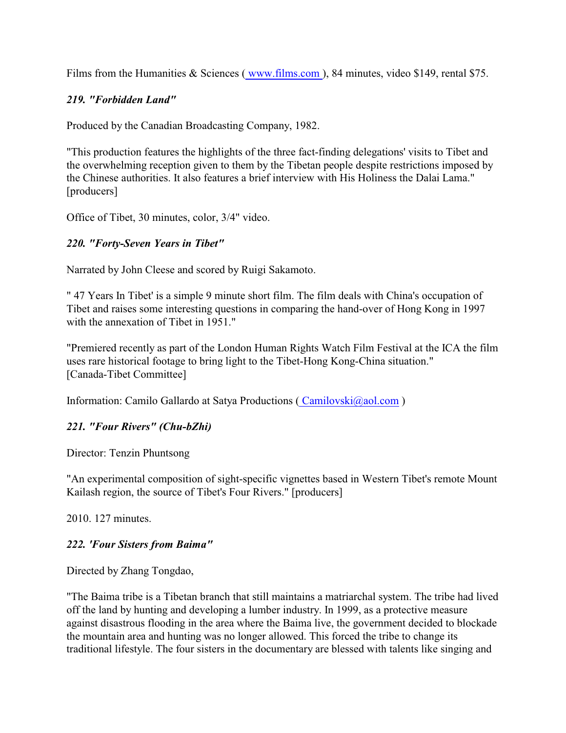Films from the Humanities & Sciences ( www.films.com ), 84 minutes, video $149, rental $75.

***219. "Forbidden Land"***

Produced by the Canadian Broadcasting Company, 1982.

"This production features the highlights of the three fact-finding delegations' visits to Tibet and the overwhelming reception given to them by the Tibetan people despite restrictions imposed by the Chinese authorities. It also features a brief interview with His Holiness the Dalai Lama." [producers]

Office of Tibet, 30 minutes, color, 3/4" video.

***220. "Forty-Seven Years in Tibet"***

Narrated by John Cleese and scored by Ruigi Sakamoto.

" 47 Years In Tibet' is a simple 9 minute short film. The film deals with China's occupation of Tibet and raises some interesting questions in comparing the hand-over of Hong Kong in 1997 with the annexation of Tibet in 1951."

"Premiered recently as part of the London Human Rights Watch Film Festival at the ICA the film uses rare historical footage to bring light to the Tibet-Hong Kong-China situation." [Canada-Tibet Committee]

Information: Camilo Gallardo at Satya Productions ( Camilovski@aol.com )

***221. "Four Rivers" (Chu-bZhi)***

Director: Tenzin Phuntsong

"An experimental composition of sight-specific vignettes based in Western Tibet's remote Mount Kailash region, the source of Tibet's Four Rivers." [producers]

2010. 127 minutes.

***222. 'Four Sisters from Baima"***

Directed by Zhang Tongdao,

"The Baima tribe is a Tibetan branch that still maintains a matriarchal system. The tribe had lived off the land by hunting and developing a lumber industry. In 1999, as a protective measure against disastrous flooding in the area where the Baima live, the government decided to blockade the mountain area and hunting was no longer allowed. This forced the tribe to change its traditional lifestyle. The four sisters in the documentary are blessed with talents like singing and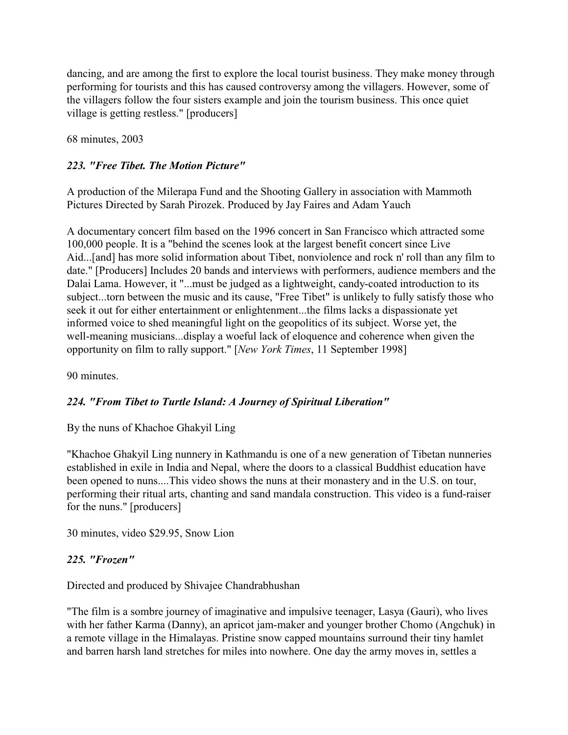dancing, and are among the first to explore the local tourist business. They make money through performing for tourists and this has caused controversy among the villagers. However, some of the villagers follow the four sisters example and join the tourism business. This once quiet village is getting restless." [producers]

68 minutes, 2003

### *223. "Free Tibet. The Motion Picture"*

A production of the Milerapa Fund and the Shooting Gallery in association with Mammoth Pictures Directed by Sarah Pirozek. Produced by Jay Faires and Adam Yauch

A documentary concert film based on the 1996 concert in San Francisco which attracted some 100,000 people. It is a "behind the scenes look at the largest benefit concert since Live Aid...[and] has more solid information about Tibet, nonviolence and rock n' roll than any film to date." [Producers] Includes 20 bands and interviews with performers, audience members and the Dalai Lama. However, it "...must be judged as a lightweight, candy-coated introduction to its subject...torn between the music and its cause, "Free Tibet" is unlikely to fully satisfy those who seek it out for either entertainment or enlightenment...the films lacks a dispassionate yet informed voice to shed meaningful light on the geopolitics of its subject. Worse yet, the well-meaning musicians...display a woeful lack of eloquence and coherence when given the opportunity on film to rally support." [*New York Times*, 11 September 1998]

90 minutes.

### *224. "From Tibet to Turtle Island: A Journey of Spiritual Liberation"*

By the nuns of Khachoe Ghakyil Ling

"Khachoe Ghakyil Ling nunnery in Kathmandu is one of a new generation of Tibetan nunneries established in exile in India and Nepal, where the doors to a classical Buddhist education have been opened to nuns....This video shows the nuns at their monastery and in the U.S. on tour, performing their ritual arts, chanting and sand mandala construction. This video is a fund-raiser for the nuns." [producers]

30 minutes, video $29.95, Snow Lion

### *225. "Frozen"*

Directed and produced by Shivajee Chandrabhushan

"The film is a sombre journey of imaginative and impulsive teenager, Lasya (Gauri), who lives with her father Karma (Danny), an apricot jam-maker and younger brother Chomo (Angchuk) in a remote village in the Himalayas. Pristine snow capped mountains surround their tiny hamlet and barren harsh land stretches for miles into nowhere. One day the army moves in, settles a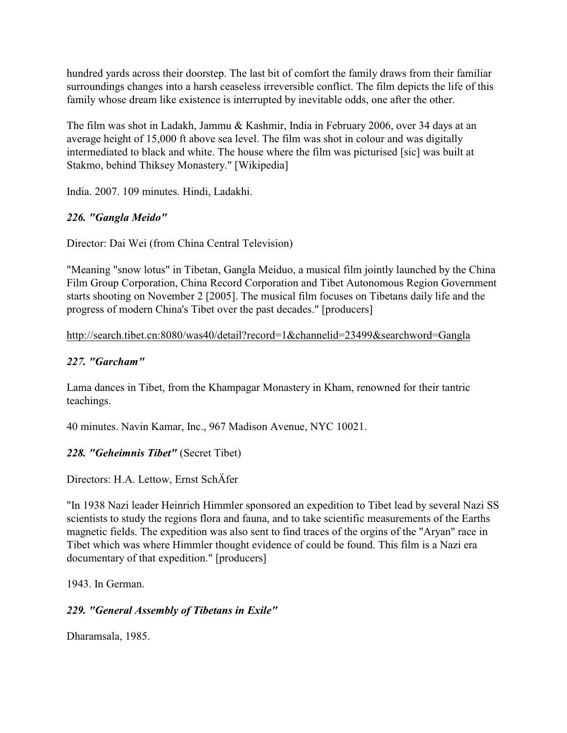hundred yards across their doorstep. The last bit of comfort the family draws from their familiar surroundings changes into a harsh ceaseless irreversible conflict. The film depicts the life of this family whose dream like existence is interrupted by inevitable odds, one after the other.

The film was shot in Ladakh, Jammu & Kashmir, India in February 2006, over 34 days at an average height of 15,000 ft above sea level. The film was shot in colour and was digitally intermediated to black and white. The house where the film was picturised [sic] was built at Stakmo, behind Thiksey Monastery." [Wikipedia]

India. 2007. 109 minutes. Hindi, Ladakhi.

***226. "Gangla Meido"***

Director: Dai Wei (from China Central Television)

"Meaning "snow lotus" in Tibetan, Gangla Meiduo, a musical film jointly launched by the China Film Group Corporation, China Record Corporation and Tibet Autonomous Region Government starts shooting on November 2 [2005]. The musical film focuses on Tibetans daily life and the progress of modern China's Tibet over the past decades." [producers]

http://search.tibet.cn:8080/was40/detail?record=1&channelid=23499&searchword=Gangla

***227. "Garcham"***

Lama dances in Tibet, from the Khampagar Monastery in Kham, renowned for their tantric teachings.

40 minutes. Navin Kamar, Inc., 967 Madison Avenue, NYC 10021.

***228. "Geheimnis Tibet"*** (Secret Tibet)

Directors: H.A. Lettow, Ernst SchÄfer

"In 1938 Nazi leader Heinrich Himmler sponsored an expedition to Tibet lead by several Nazi SS scientists to study the regions flora and fauna, and to take scientific measurements of the Earths magnetic fields. The expedition was also sent to find traces of the orgins of the "Aryan" race in Tibet which was where Himmler thought evidence of could be found. This film is a Nazi era documentary of that expedition." [producers]

1943. In German.

***229. "General Assembly of Tibetans in Exile"***

Dharamsala, 1985.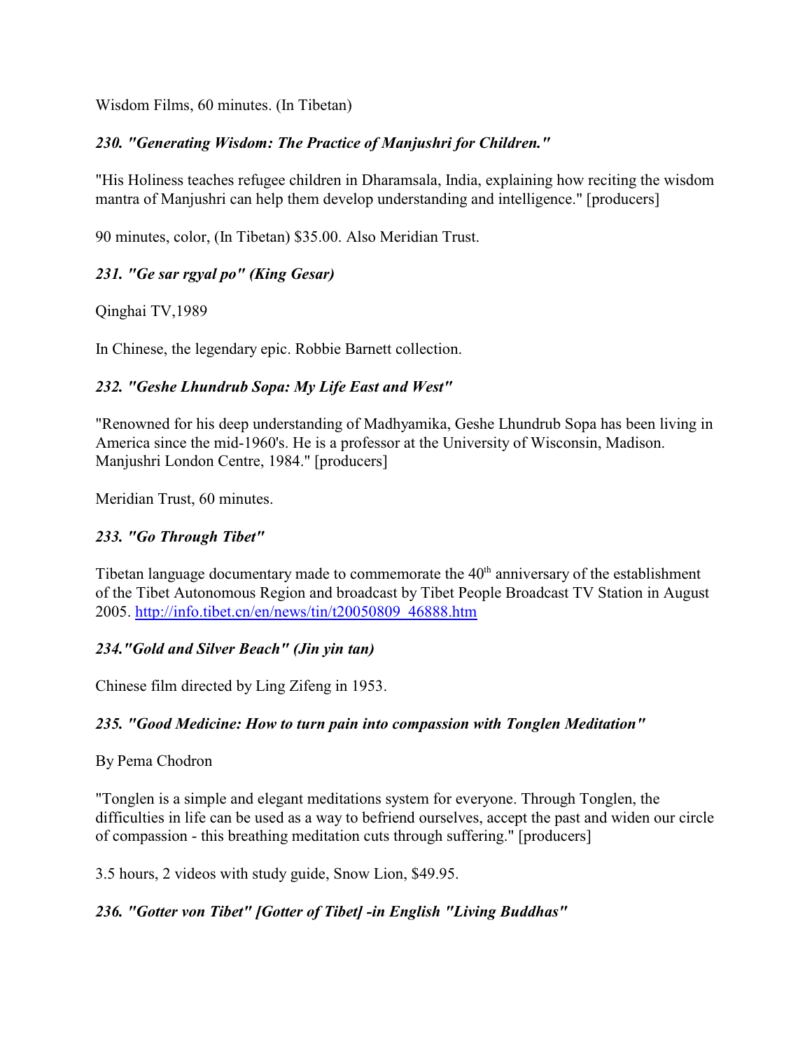Wisdom Films, 60 minutes. (In Tibetan)

### *230. "Generating Wisdom: The Practice of Manjushri for Children."*

"His Holiness teaches refugee children in Dharamsala, India, explaining how reciting the wisdom mantra of Manjushri can help them develop understanding and intelligence." [producers]

90 minutes, color, (In Tibetan) $35.00. Also Meridian Trust.

### *231. "Ge sar rgyal po" (King Gesar)*

Qinghai TV,1989

In Chinese, the legendary epic. Robbie Barnett collection.

### *232. "Geshe Lhundrub Sopa: My Life East and West"*

"Renowned for his deep understanding of Madhyamika, Geshe Lhundrub Sopa has been living in America since the mid-1960's. He is a professor at the University of Wisconsin, Madison. Manjushri London Centre, 1984." [producers]

Meridian Trust, 60 minutes.

### *233. "Go Through Tibet"*

Tibetan language documentary made to commemorate the 40th anniversary of the establishment of the Tibet Autonomous Region and broadcast by Tibet People Broadcast TV Station in August 2005. http://info.tibet.cn/en/news/tin/t20050809_46888.htm

### *234."Gold and Silver Beach" (Jin yin tan)*

Chinese film directed by Ling Zifeng in 1953.

### *235. "Good Medicine: How to turn pain into compassion with Tonglen Meditation"*

By Pema Chodron

"Tonglen is a simple and elegant meditations system for everyone. Through Tonglen, the difficulties in life can be used as a way to befriend ourselves, accept the past and widen our circle of compassion - this breathing meditation cuts through suffering." [producers]

3.5 hours, 2 videos with study guide, Snow Lion, $49.95.

### *236. "Gotter von Tibet" [Gotter of Tibet] -in English "Living Buddhas"*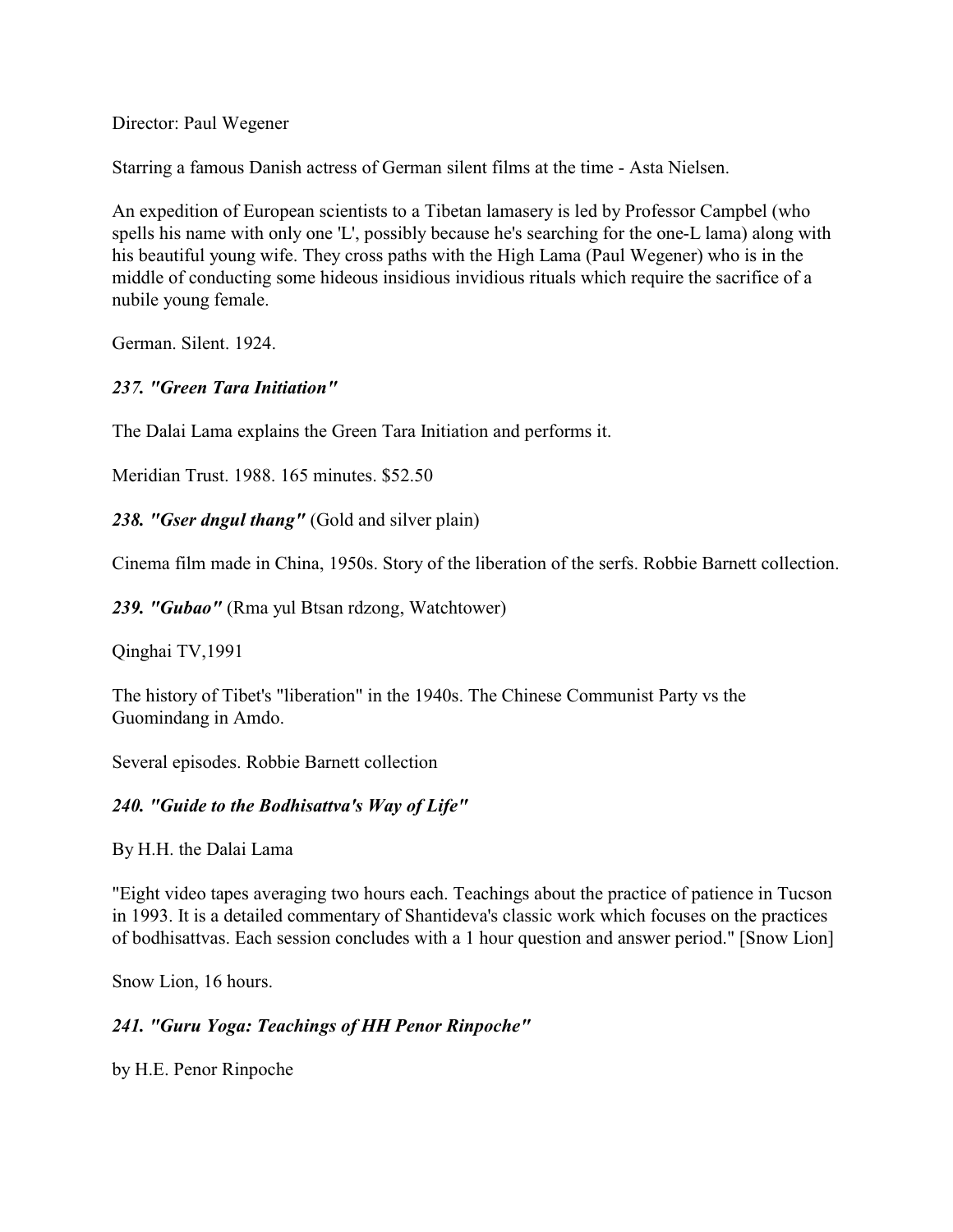Director: Paul Wegener

Starring a famous Danish actress of German silent films at the time - Asta Nielsen.

An expedition of European scientists to a Tibetan lamasery is led by Professor Campbel (who spells his name with only one 'L', possibly because he's searching for the one-L lama) along with his beautiful young wife. They cross paths with the High Lama (Paul Wegener) who is in the middle of conducting some hideous insidious invidious rituals which require the sacrifice of a nubile young female.

German. Silent. 1924.

***237. "Green Tara Initiation"***

The Dalai Lama explains the Green Tara Initiation and performs it.

Meridian Trust. 1988. 165 minutes. $52.50

***238. "Gser dngul thang"*** (Gold and silver plain)

Cinema film made in China, 1950s. Story of the liberation of the serfs. Robbie Barnett collection.

***239. "Gubao"*** (Rma yul Btsan rdzong, Watchtower)

Qinghai TV,1991

The history of Tibet's "liberation" in the 1940s. The Chinese Communist Party vs the Guomindang in Amdo.

Several episodes. Robbie Barnett collection

***240. "Guide to the Bodhisattva's Way of Life"***

By H.H. the Dalai Lama

"Eight video tapes averaging two hours each. Teachings about the practice of patience in Tucson in 1993. It is a detailed commentary of Shantideva's classic work which focuses on the practices of bodhisattvas. Each session concludes with a 1 hour question and answer period." [Snow Lion]

Snow Lion, 16 hours.

***241. "Guru Yoga: Teachings of HH Penor Rinpoche"***

by H.E. Penor Rinpoche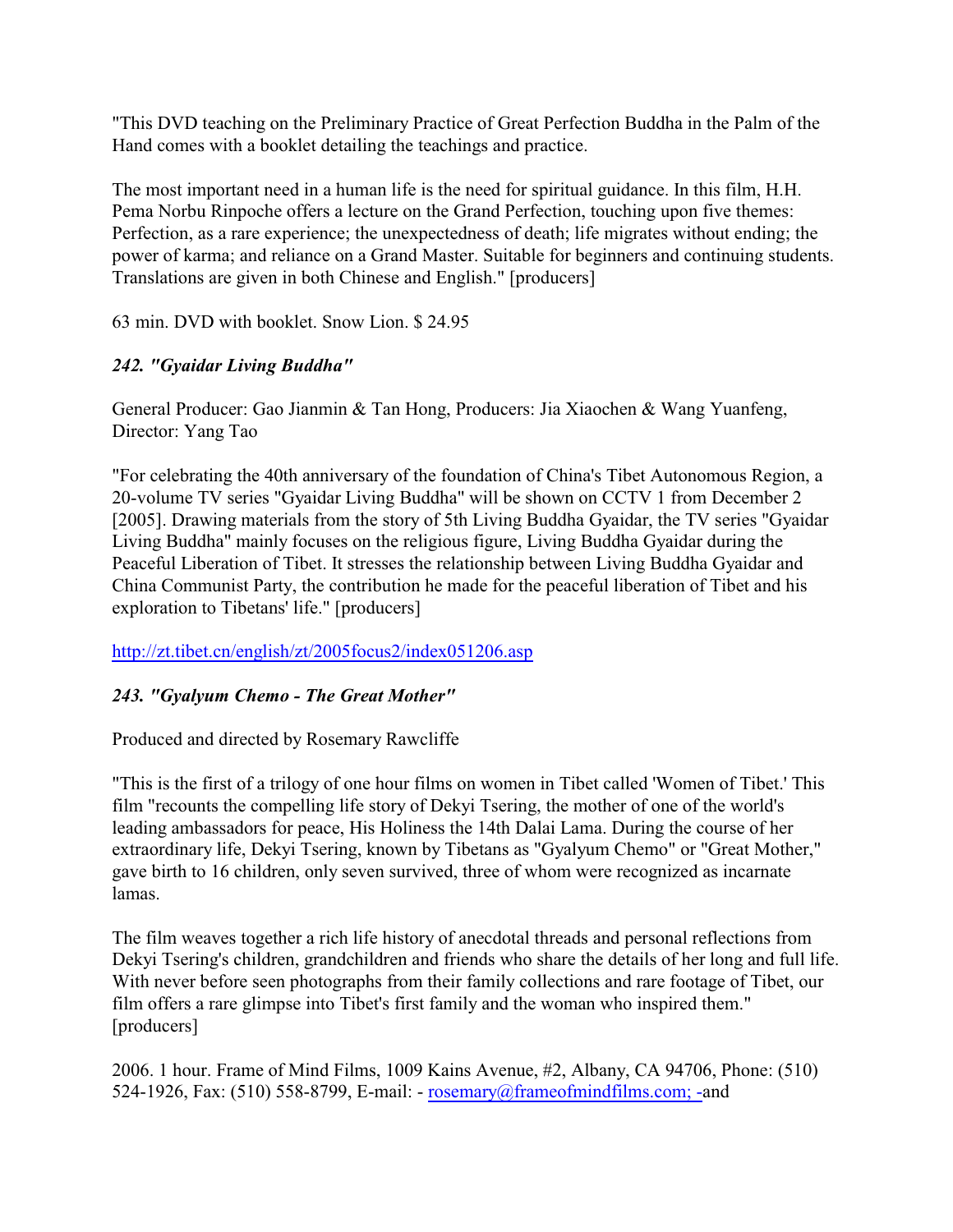"This DVD teaching on the Preliminary Practice of Great Perfection Buddha in the Palm of the Hand comes with a booklet detailing the teachings and practice.

The most important need in a human life is the need for spiritual guidance. In this film, H.H. Pema Norbu Rinpoche offers a lecture on the Grand Perfection, touching upon five themes: Perfection, as a rare experience; the unexpectedness of death; life migrates without ending; the power of karma; and reliance on a Grand Master. Suitable for beginners and continuing students. Translations are given in both Chinese and English." [producers]

63 min. DVD with booklet. Snow Lion. $ 24.95

### *242. "Gyaidar Living Buddha"*

General Producer: Gao Jianmin & Tan Hong, Producers: Jia Xiaochen & Wang Yuanfeng, Director: Yang Tao

"For celebrating the 40th anniversary of the foundation of China's Tibet Autonomous Region, a 20-volume TV series "Gyaidar Living Buddha" will be shown on CCTV 1 from December 2 [2005]. Drawing materials from the story of 5th Living Buddha Gyaidar, the TV series "Gyaidar Living Buddha" mainly focuses on the religious figure, Living Buddha Gyaidar during the Peaceful Liberation of Tibet. It stresses the relationship between Living Buddha Gyaidar and China Communist Party, the contribution he made for the peaceful liberation of Tibet and his exploration to Tibetans' life." [producers]

http://zt.tibet.cn/english/zt/2005focus2/index051206.asp

### *243. "Gyalyum Chemo - The Great Mother"*

Produced and directed by Rosemary Rawcliffe

"This is the first of a trilogy of one hour films on women in Tibet called 'Women of Tibet.' This film "recounts the compelling life story of Dekyi Tsering, the mother of one of the world's leading ambassadors for peace, His Holiness the 14th Dalai Lama. During the course of her extraordinary life, Dekyi Tsering, known by Tibetans as "Gyalyum Chemo" or "Great Mother," gave birth to 16 children, only seven survived, three of whom were recognized as incarnate lamas.

The film weaves together a rich life history of anecdotal threads and personal reflections from Dekyi Tsering's children, grandchildren and friends who share the details of her long and full life. With never before seen photographs from their family collections and rare footage of Tibet, our film offers a rare glimpse into Tibet's first family and the woman who inspired them." [producers]

2006. 1 hour. Frame of Mind Films, 1009 Kains Avenue, #2, Albany, CA 94706, Phone: (510) 524-1926, Fax: (510) 558-8799, E-mail: - rosemary@frameofmindfilms.com; -and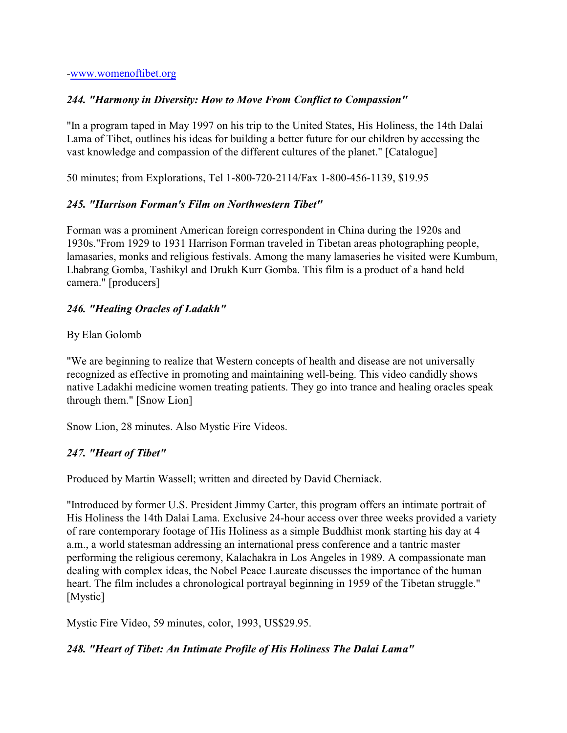-www.womenoftibet.org

### *244. "Harmony in Diversity: How to Move From Conflict to Compassion"*

"In a program taped in May 1997 on his trip to the United States, His Holiness, the 14th Dalai Lama of Tibet, outlines his ideas for building a better future for our children by accessing the vast knowledge and compassion of the different cultures of the planet." [Catalogue]

50 minutes; from Explorations, Tel 1-800-720-2114/Fax 1-800-456-1139, $19.95

### *245. "Harrison Forman's Film on Northwestern Tibet"*

Forman was a prominent American foreign correspondent in China during the 1920s and 1930s."From 1929 to 1931 Harrison Forman traveled in Tibetan areas photographing people, lamasaries, monks and religious festivals. Among the many lamaseries he visited were Kumbum, Lhabrang Gomba, Tashikyl and Drukh Kurr Gomba. This film is a product of a hand held camera." [producers]

### *246. "Healing Oracles of Ladakh"*

By Elan Golomb

"We are beginning to realize that Western concepts of health and disease are not universally recognized as effective in promoting and maintaining well-being. This video candidly shows native Ladakhi medicine women treating patients. They go into trance and healing oracles speak through them." [Snow Lion]

Snow Lion, 28 minutes. Also Mystic Fire Videos.

### *247. "Heart of Tibet"*

Produced by Martin Wassell; written and directed by David Cherniack.

"Introduced by former U.S. President Jimmy Carter, this program offers an intimate portrait of His Holiness the 14th Dalai Lama. Exclusive 24-hour access over three weeks provided a variety of rare contemporary footage of His Holiness as a simple Buddhist monk starting his day at 4 a.m., a world statesman addressing an international press conference and a tantric master performing the religious ceremony, Kalachakra in Los Angeles in 1989. A compassionate man dealing with complex ideas, the Nobel Peace Laureate discusses the importance of the human heart. The film includes a chronological portrayal beginning in 1959 of the Tibetan struggle." [Mystic]

Mystic Fire Video, 59 minutes, color, 1993, US$29.95.

### *248. "Heart of Tibet: An Intimate Profile of His Holiness The Dalai Lama"*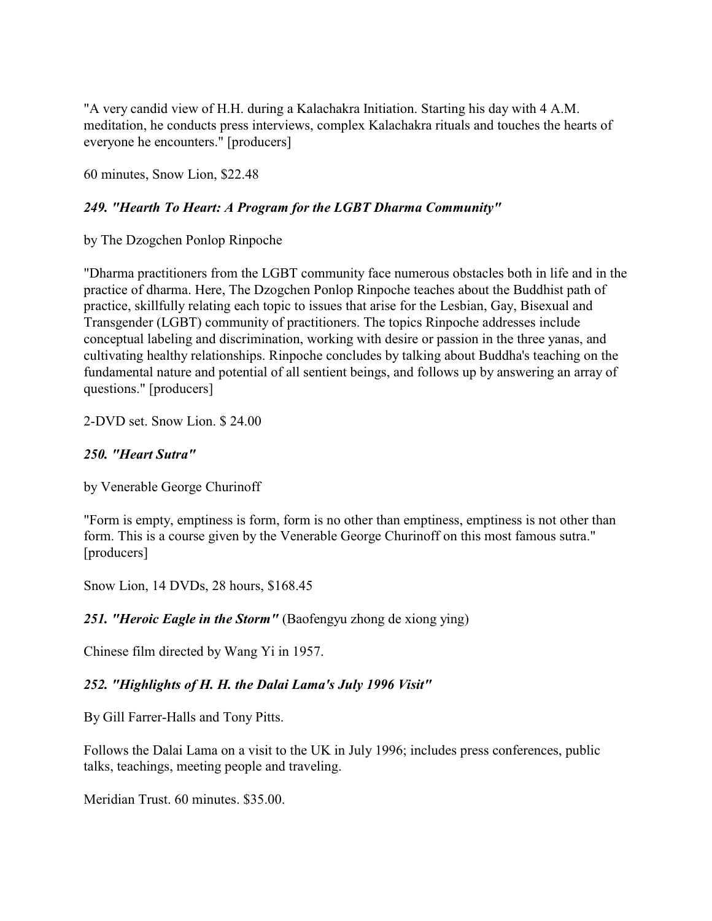"A very candid view of H.H. during a Kalachakra Initiation. Starting his day with 4 A.M. meditation, he conducts press interviews, complex Kalachakra rituals and touches the hearts of everyone he encounters." [producers]

60 minutes, Snow Lion, $22.48

### *249. "Hearth To Heart: A Program for the LGBT Dharma Community"*

by The Dzogchen Ponlop Rinpoche

"Dharma practitioners from the LGBT community face numerous obstacles both in life and in the practice of dharma. Here, The Dzogchen Ponlop Rinpoche teaches about the Buddhist path of practice, skillfully relating each topic to issues that arise for the Lesbian, Gay, Bisexual and Transgender (LGBT) community of practitioners. The topics Rinpoche addresses include conceptual labeling and discrimination, working with desire or passion in the three yanas, and cultivating healthy relationships. Rinpoche concludes by talking about Buddha's teaching on the fundamental nature and potential of all sentient beings, and follows up by answering an array of questions." [producers]

2-DVD set. Snow Lion. $ 24.00

### *250. "Heart Sutra"*

by Venerable George Churinoff

"Form is empty, emptiness is form, form is no other than emptiness, emptiness is not other than form. This is a course given by the Venerable George Churinoff on this most famous sutra." [producers]

Snow Lion, 14 DVDs, 28 hours, $168.45

### *251. "Heroic Eagle in the Storm"* (Baofengyu zhong de xiong ying)

Chinese film directed by Wang Yi in 1957.

### *252. "Highlights of H. H. the Dalai Lama's July 1996 Visit"*

By Gill Farrer-Halls and Tony Pitts.

Follows the Dalai Lama on a visit to the UK in July 1996; includes press conferences, public talks, teachings, meeting people and traveling.

Meridian Trust. 60 minutes. $35.00.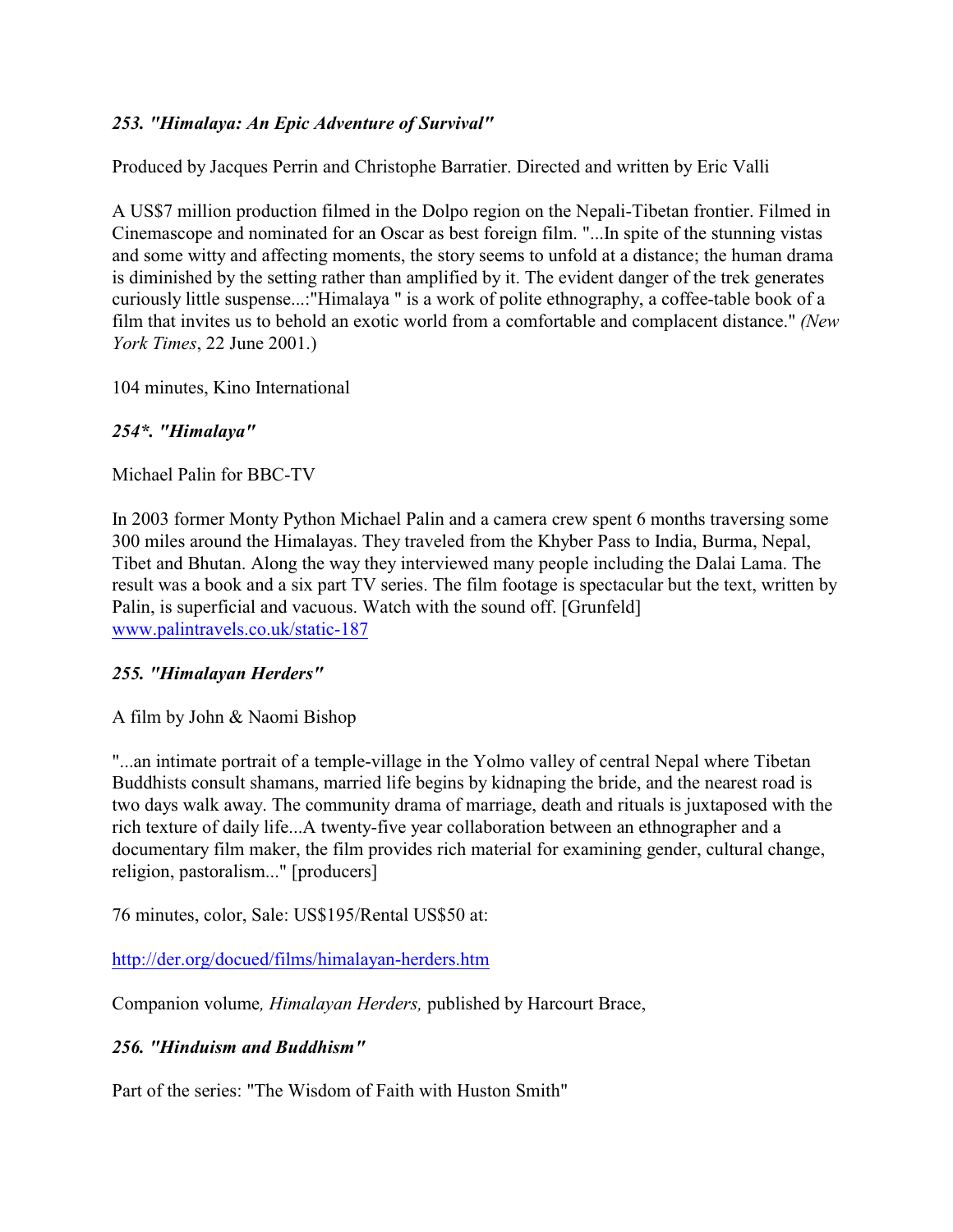### *253. "Himalaya: An Epic Adventure of Survival"*

Produced by Jacques Perrin and Christophe Barratier. Directed and written by Eric Valli

A US$7 million production filmed in the Dolpo region on the Nepali-Tibetan frontier. Filmed in Cinemascope and nominated for an Oscar as best foreign film. "...In spite of the stunning vistas and some witty and affecting moments, the story seems to unfold at a distance; the human drama is diminished by the setting rather than amplified by it. The evident danger of the trek generates curiously little suspense...:"Himalaya " is a work of polite ethnography, a coffee-table book of a film that invites us to behold an exotic world from a comfortable and complacent distance." *(New York Times*, 22 June 2001.)

104 minutes, Kino International

### *254*. "Himalaya"*

Michael Palin for BBC-TV

In 2003 former Monty Python Michael Palin and a camera crew spent 6 months traversing some 300 miles around the Himalayas. They traveled from the Khyber Pass to India, Burma, Nepal, Tibet and Bhutan. Along the way they interviewed many people including the Dalai Lama. The result was a book and a six part TV series. The film footage is spectacular but the text, written by Palin, is superficial and vacuous. Watch with the sound off. [Grunfeld]
www.palintravels.co.uk/static-187

### *255. "Himalayan Herders"*

A film by John & Naomi Bishop

"...an intimate portrait of a temple-village in the Yolmo valley of central Nepal where Tibetan Buddhists consult shamans, married life begins by kidnaping the bride, and the nearest road is two days walk away. The community drama of marriage, death and rituals is juxtaposed with the rich texture of daily life...A twenty-five year collaboration between an ethnographer and a documentary film maker, the film provides rich material for examining gender, cultural change, religion, pastoralism..." [producers]

76 minutes, color, Sale: US$195/Rental US$50 at:

http://der.org/docued/films/himalayan-herders.htm

Companion volume*, Himalayan Herders,* published by Harcourt Brace,

### *256. "Hinduism and Buddhism"*

Part of the series: "The Wisdom of Faith with Huston Smith"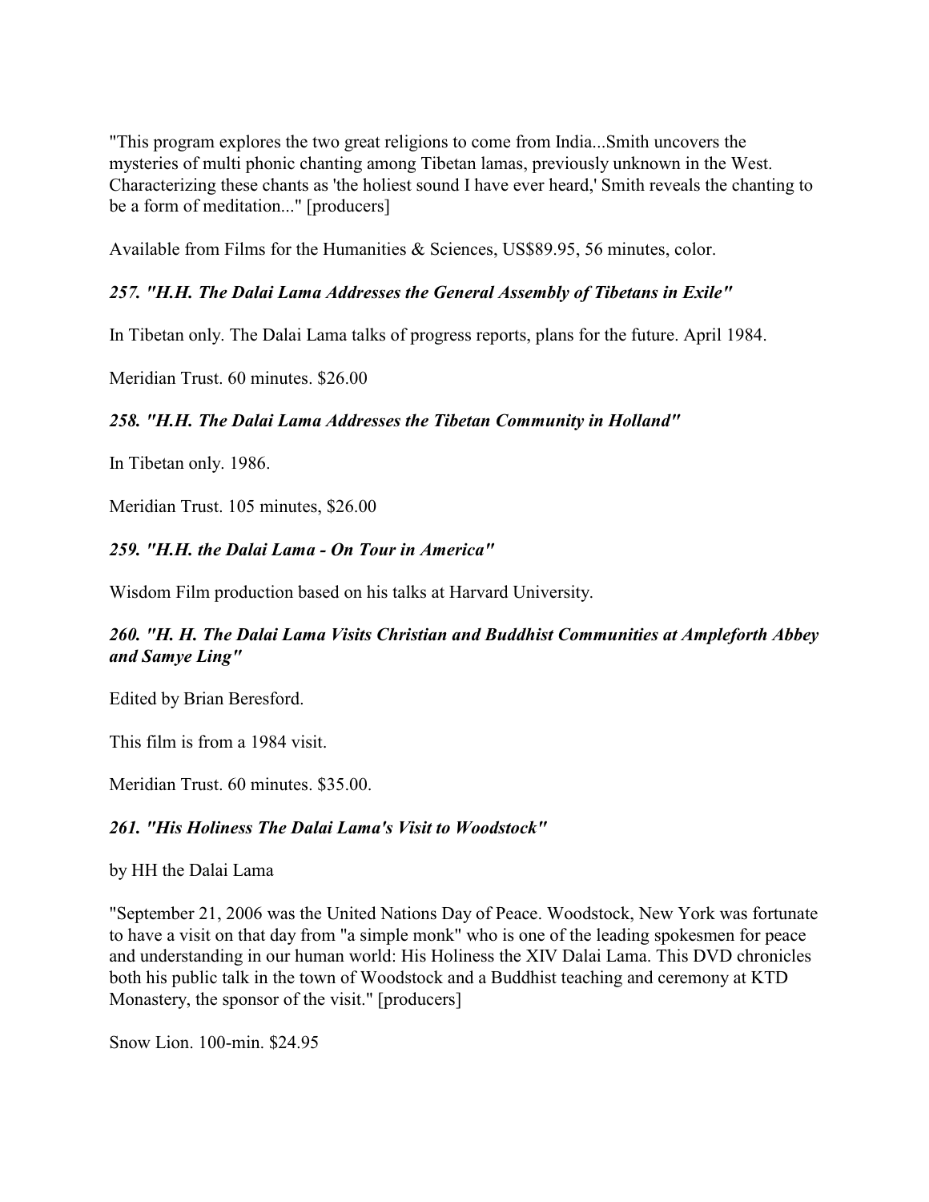"This program explores the two great religions to come from India...Smith uncovers the mysteries of multi phonic chanting among Tibetan lamas, previously unknown in the West. Characterizing these chants as 'the holiest sound I have ever heard,' Smith reveals the chanting to be a form of meditation..." [producers]

Available from Films for the Humanities & Sciences, US$89.95, 56 minutes, color.

### *257. "H.H. The Dalai Lama Addresses the General Assembly of Tibetans in Exile"*

In Tibetan only. The Dalai Lama talks of progress reports, plans for the future. April 1984.

Meridian Trust. 60 minutes. $26.00

### *258. "H.H. The Dalai Lama Addresses the Tibetan Community in Holland"*

In Tibetan only. 1986.

Meridian Trust. 105 minutes, $26.00

### *259. "H.H. the Dalai Lama - On Tour in America"*

Wisdom Film production based on his talks at Harvard University.

### *260. "H. H. The Dalai Lama Visits Christian and Buddhist Communities at Ampleforth Abbey and Samye Ling"*

Edited by Brian Beresford.

This film is from a 1984 visit.

Meridian Trust. 60 minutes. $35.00.

### *261. "His Holiness The Dalai Lama's Visit to Woodstock"*

by HH the Dalai Lama

"September 21, 2006 was the United Nations Day of Peace. Woodstock, New York was fortunate to have a visit on that day from "a simple monk" who is one of the leading spokesmen for peace and understanding in our human world: His Holiness the XIV Dalai Lama. This DVD chronicles both his public talk in the town of Woodstock and a Buddhist teaching and ceremony at KTD Monastery, the sponsor of the visit." [producers]

Snow Lion. 100-min. $24.95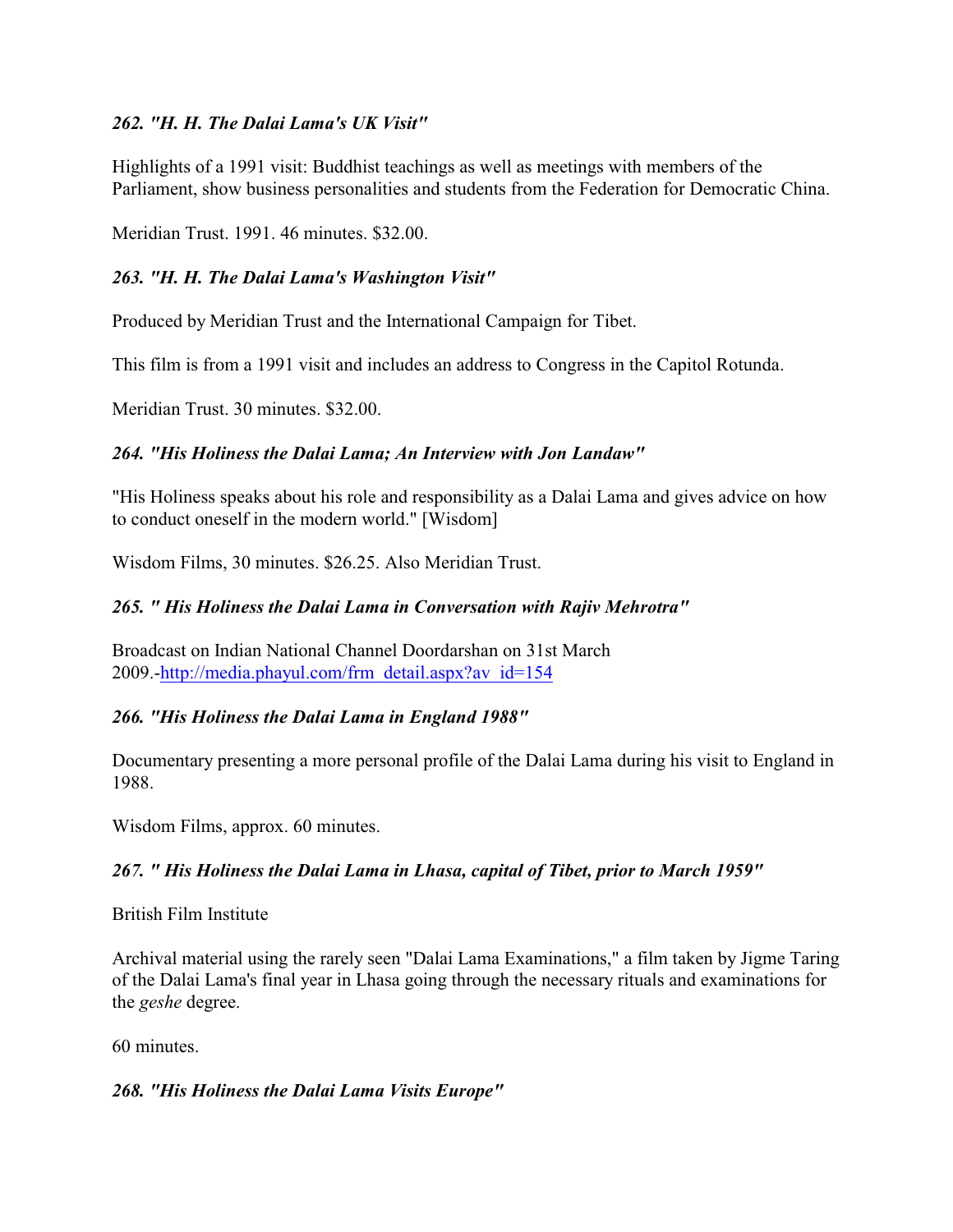### *262. "H. H. The Dalai Lama's UK Visit"*

Highlights of a 1991 visit: Buddhist teachings as well as meetings with members of the Parliament, show business personalities and students from the Federation for Democratic China.

Meridian Trust. 1991. 46 minutes. $32.00.

### *263. "H. H. The Dalai Lama's Washington Visit"*

Produced by Meridian Trust and the International Campaign for Tibet.

This film is from a 1991 visit and includes an address to Congress in the Capitol Rotunda.

Meridian Trust. 30 minutes. $32.00.

### *264. "His Holiness the Dalai Lama; An Interview with Jon Landaw"*

"His Holiness speaks about his role and responsibility as a Dalai Lama and gives advice on how to conduct oneself in the modern world." [Wisdom]

Wisdom Films, 30 minutes. $26.25. Also Meridian Trust.

### *265. " His Holiness the Dalai Lama in Conversation with Rajiv Mehrotra"*

Broadcast on Indian National Channel Doordarshan on 31st March 2009.-[http://media.phayul.com/frm_detail.aspx?av_id=154](http://media.phayul.com/frm_detail.aspx?av_id=154)

### *266. "His Holiness the Dalai Lama in England 1988"*

Documentary presenting a more personal profile of the Dalai Lama during his visit to England in 1988.

Wisdom Films, approx. 60 minutes.

### *267. " His Holiness the Dalai Lama in Lhasa, capital of Tibet, prior to March 1959"*

British Film Institute

Archival material using the rarely seen "Dalai Lama Examinations," a film taken by Jigme Taring of the Dalai Lama's final year in Lhasa going through the necessary rituals and examinations for the *geshe* degree.

60 minutes.

### *268. "His Holiness the Dalai Lama Visits Europe"*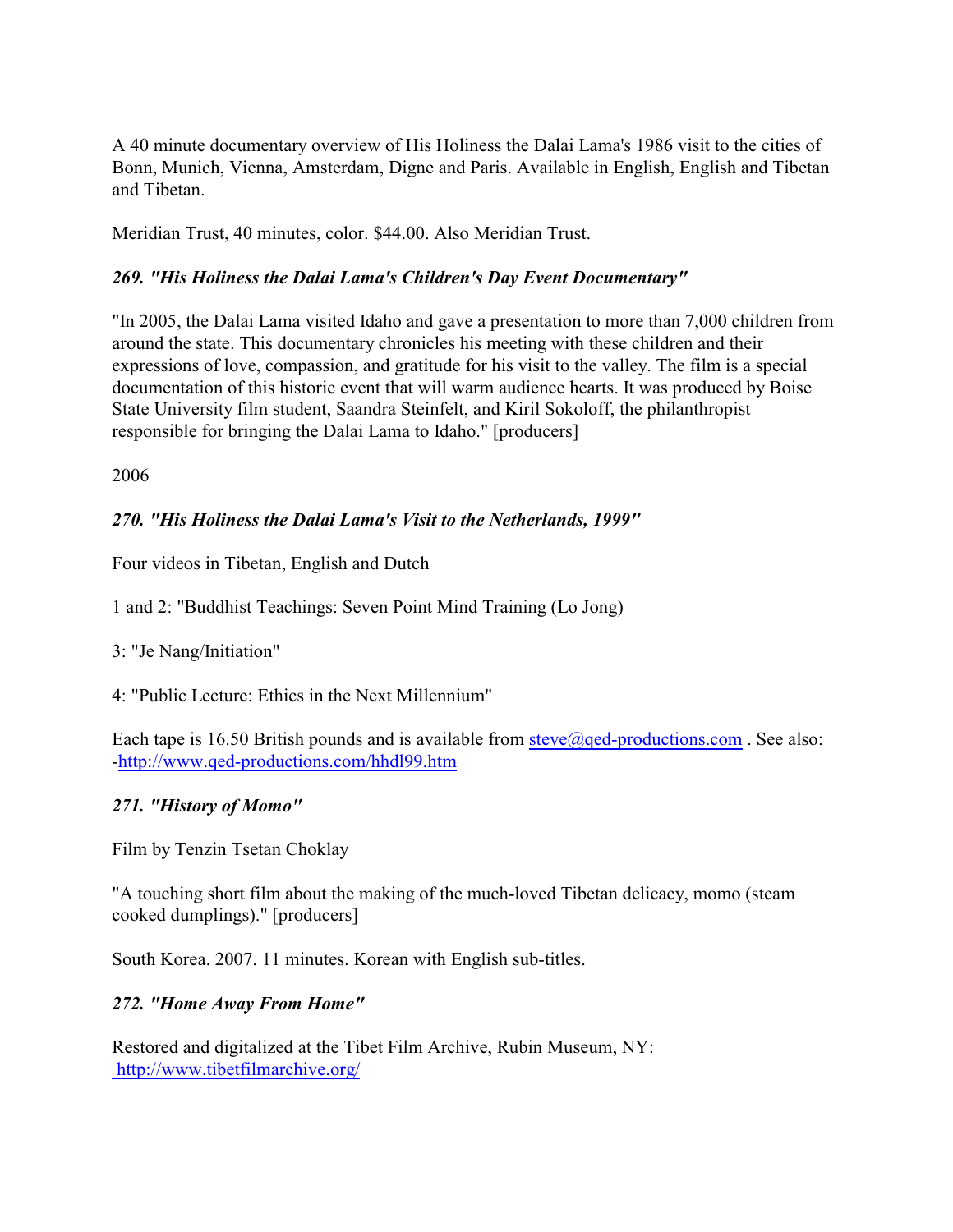A 40 minute documentary overview of His Holiness the Dalai Lama's 1986 visit to the cities of Bonn, Munich, Vienna, Amsterdam, Digne and Paris. Available in English, English and Tibetan and Tibetan.

Meridian Trust, 40 minutes, color. $44.00. Also Meridian Trust.

### *269. "His Holiness the Dalai Lama's Children's Day Event Documentary"*

"In 2005, the Dalai Lama visited Idaho and gave a presentation to more than 7,000 children from around the state. This documentary chronicles his meeting with these children and their expressions of love, compassion, and gratitude for his visit to the valley. The film is a special documentation of this historic event that will warm audience hearts. It was produced by Boise State University film student, Saandra Steinfelt, and Kiril Sokoloff, the philanthropist responsible for bringing the Dalai Lama to Idaho." [producers]

2006

### *270. "His Holiness the Dalai Lama's Visit to the Netherlands, 1999"*

Four videos in Tibetan, English and Dutch

1 and 2: "Buddhist Teachings: Seven Point Mind Training (Lo Jong)

3: "Je Nang/Initiation"

4: "Public Lecture: Ethics in the Next Millennium"

Each tape is 16.50 British pounds and is available from steve@qed-productions.com . See also: -http://www.qed-productions.com/hhdl99.htm

### *271. "History of Momo"*

Film by Tenzin Tsetan Choklay

"A touching short film about the making of the much-loved Tibetan delicacy, momo (steam cooked dumplings)." [producers]

South Korea. 2007. 11 minutes. Korean with English sub-titles.

### *272. "Home Away From Home"*

Restored and digitalized at the Tibet Film Archive, Rubin Museum, NY: http://www.tibetfilmarchive.org/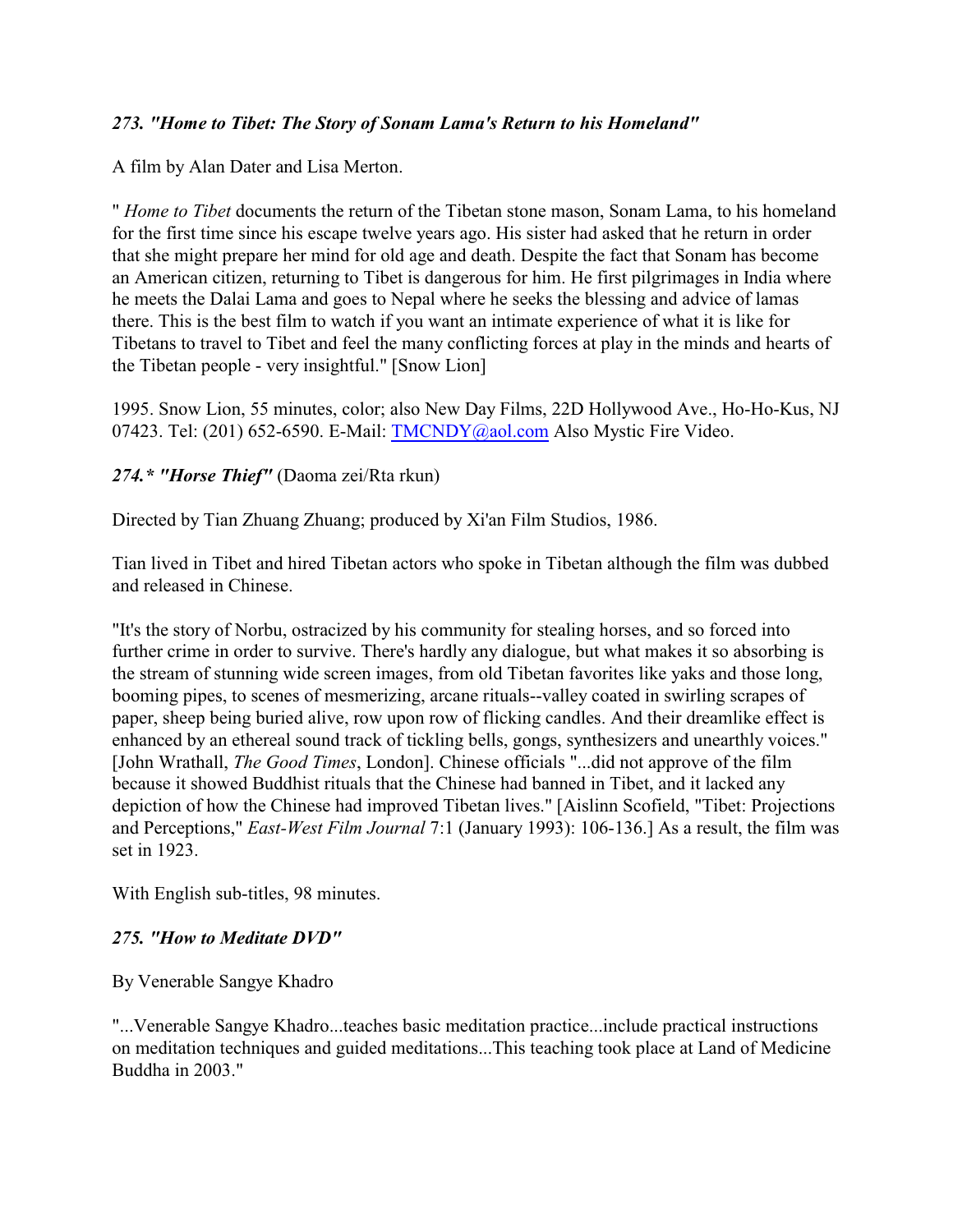***273. "Home to Tibet: The Story of Sonam Lama's Return to his Homeland"***

A film by Alan Dater and Lisa Merton.

" *Home to Tibet* documents the return of the Tibetan stone mason, Sonam Lama, to his homeland for the first time since his escape twelve years ago. His sister had asked that he return in order that she might prepare her mind for old age and death. Despite the fact that Sonam has become an American citizen, returning to Tibet is dangerous for him. He first pilgrimages in India where he meets the Dalai Lama and goes to Nepal where he seeks the blessing and advice of lamas there. This is the best film to watch if you want an intimate experience of what it is like for Tibetans to travel to Tibet and feel the many conflicting forces at play in the minds and hearts of the Tibetan people - very insightful." [Snow Lion]

1995. Snow Lion, 55 minutes, color; also New Day Films, 22D Hollywood Ave., Ho-Ho-Kus, NJ 07423. Tel: (201) 652-6590. E-Mail: TMCNDY@aol.com Also Mystic Fire Video.

***274.* "Horse Thief"*** (Daoma zei/Rta rkun)

Directed by Tian Zhuang Zhuang; produced by Xi'an Film Studios, 1986.

Tian lived in Tibet and hired Tibetan actors who spoke in Tibetan although the film was dubbed and released in Chinese.

"It's the story of Norbu, ostracized by his community for stealing horses, and so forced into further crime in order to survive. There's hardly any dialogue, but what makes it so absorbing is the stream of stunning wide screen images, from old Tibetan favorites like yaks and those long, booming pipes, to scenes of mesmerizing, arcane rituals--valley coated in swirling scrapes of paper, sheep being buried alive, row upon row of flicking candles. And their dreamlike effect is enhanced by an ethereal sound track of tickling bells, gongs, synthesizers and unearthly voices." [John Wrathall, *The Good Times*, London]. Chinese officials "...did not approve of the film because it showed Buddhist rituals that the Chinese had banned in Tibet, and it lacked any depiction of how the Chinese had improved Tibetan lives." [Aislinn Scofield, "Tibet: Projections and Perceptions," *East-West Film Journal* 7:1 (January 1993): 106-136.] As a result, the film was set in 1923.

With English sub-titles, 98 minutes.

***275. "How to Meditate DVD"***

By Venerable Sangye Khadro

"...Venerable Sangye Khadro...teaches basic meditation practice...include practical instructions on meditation techniques and guided meditations...This teaching took place at Land of Medicine Buddha in 2003."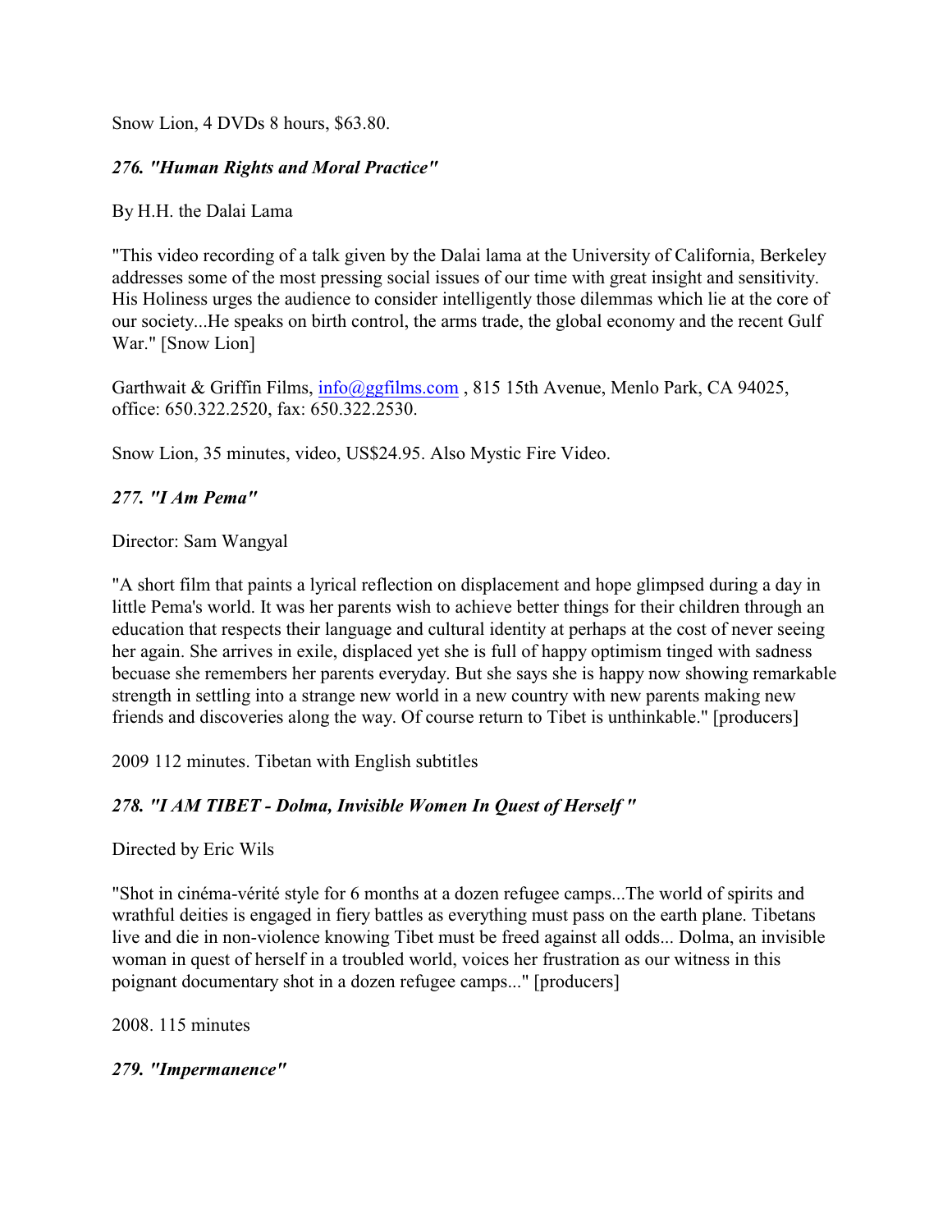Snow Lion, 4 DVDs 8 hours, $63.80.

### *276. "Human Rights and Moral Practice"*

By H.H. the Dalai Lama

"This video recording of a talk given by the Dalai lama at the University of California, Berkeley addresses some of the most pressing social issues of our time with great insight and sensitivity. His Holiness urges the audience to consider intelligently those dilemmas which lie at the core of our society...He speaks on birth control, the arms trade, the global economy and the recent Gulf War." [Snow Lion]

Garthwait & Griffin Films, info@ggfilms.com , 815 15th Avenue, Menlo Park, CA 94025, office: 650.322.2520, fax: 650.322.2530.

Snow Lion, 35 minutes, video, US$24.95. Also Mystic Fire Video.

### *277. "I Am Pema"*

Director: Sam Wangyal

"A short film that paints a lyrical reflection on displacement and hope glimpsed during a day in little Pema's world. It was her parents wish to achieve better things for their children through an education that respects their language and cultural identity at perhaps at the cost of never seeing her again. She arrives in exile, displaced yet she is full of happy optimism tinged with sadness becuase she remembers her parents everyday. But she says she is happy now showing remarkable strength in settling into a strange new world in a new country with new parents making new friends and discoveries along the way. Of course return to Tibet is unthinkable." [producers]

2009 112 minutes. Tibetan with English subtitles

### *278. "I AM TIBET - Dolma, Invisible Women In Quest of Herself "*

Directed by Eric Wils

"Shot in cinéma-vérité style for 6 months at a dozen refugee camps...The world of spirits and wrathful deities is engaged in fiery battles as everything must pass on the earth plane. Tibetans live and die in non-violence knowing Tibet must be freed against all odds... Dolma, an invisible woman in quest of herself in a troubled world, voices her frustration as our witness in this poignant documentary shot in a dozen refugee camps..." [producers]

2008. 115 minutes

### *279. "Impermanence"*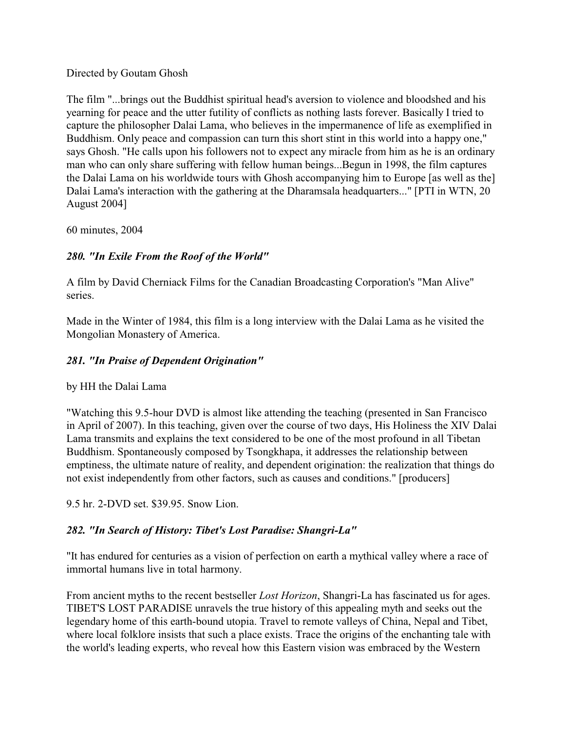Directed by Goutam Ghosh

The film "...brings out the Buddhist spiritual head's aversion to violence and bloodshed and his yearning for peace and the utter futility of conflicts as nothing lasts forever. Basically I tried to capture the philosopher Dalai Lama, who believes in the impermanence of life as exemplified in Buddhism. Only peace and compassion can turn this short stint in this world into a happy one," says Ghosh. "He calls upon his followers not to expect any miracle from him as he is an ordinary man who can only share suffering with fellow human beings...Begun in 1998, the film captures the Dalai Lama on his worldwide tours with Ghosh accompanying him to Europe [as well as the] Dalai Lama's interaction with the gathering at the Dharamsala headquarters..." [PTI in WTN, 20 August 2004]

60 minutes, 2004

### *280. "In Exile From the Roof of the World"*

A film by David Cherniack Films for the Canadian Broadcasting Corporation's "Man Alive" series.

Made in the Winter of 1984, this film is a long interview with the Dalai Lama as he visited the Mongolian Monastery of America.

### *281. "In Praise of Dependent Origination"*

by HH the Dalai Lama

"Watching this 9.5-hour DVD is almost like attending the teaching (presented in San Francisco in April of 2007). In this teaching, given over the course of two days, His Holiness the XIV Dalai Lama transmits and explains the text considered to be one of the most profound in all Tibetan Buddhism. Spontaneously composed by Tsongkhapa, it addresses the relationship between emptiness, the ultimate nature of reality, and dependent origination: the realization that things do not exist independently from other factors, such as causes and conditions." [producers]

9.5 hr. 2-DVD set. $39.95. Snow Lion.

### *282. "In Search of History: Tibet's Lost Paradise: Shangri-La"*

"It has endured for centuries as a vision of perfection on earth a mythical valley where a race of immortal humans live in total harmony.

From ancient myths to the recent bestseller *Lost Horizon*, Shangri-La has fascinated us for ages. TIBET'S LOST PARADISE unravels the true history of this appealing myth and seeks out the legendary home of this earth-bound utopia. Travel to remote valleys of China, Nepal and Tibet, where local folklore insists that such a place exists. Trace the origins of the enchanting tale with the world's leading experts, who reveal how this Eastern vision was embraced by the Western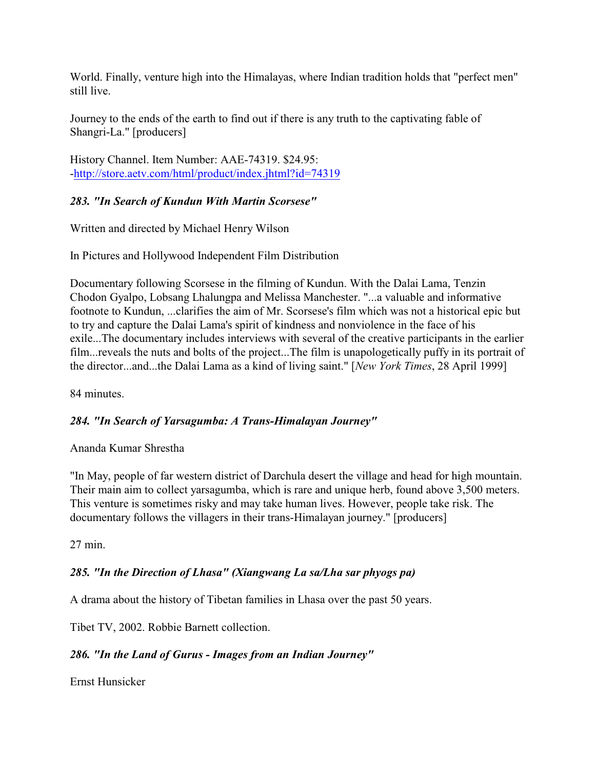World. Finally, venture high into the Himalayas, where Indian tradition holds that "perfect men" still live.

Journey to the ends of the earth to find out if there is any truth to the captivating fable of Shangri-La." [producers]

History Channel. Item Number: AAE-74319. $24.95: -http://store.aetv.com/html/product/index.jhtml?id=74319

### *283. "In Search of Kundun With Martin Scorsese"*

Written and directed by Michael Henry Wilson

In Pictures and Hollywood Independent Film Distribution

Documentary following Scorsese in the filming of Kundun. With the Dalai Lama, Tenzin Chodon Gyalpo, Lobsang Lhalungpa and Melissa Manchester. "...a valuable and informative footnote to Kundun, ...clarifies the aim of Mr. Scorsese's film which was not a historical epic but to try and capture the Dalai Lama's spirit of kindness and nonviolence in the face of his exile...The documentary includes interviews with several of the creative participants in the earlier film...reveals the nuts and bolts of the project...The film is unapologetically puffy in its portrait of the director...and...the Dalai Lama as a kind of living saint." [*New York Times*, 28 April 1999]

84 minutes.

### *284. "In Search of Yarsagumba: A Trans-Himalayan Journey"*

Ananda Kumar Shrestha

"In May, people of far western district of Darchula desert the village and head for high mountain. Their main aim to collect yarsagumba, which is rare and unique herb, found above 3,500 meters. This venture is sometimes risky and may take human lives. However, people take risk. The documentary follows the villagers in their trans-Himalayan journey." [producers]

27 min.

### *285. "In the Direction of Lhasa" (Xiangwang La sa/Lha sar phyogs pa)*

A drama about the history of Tibetan families in Lhasa over the past 50 years.

Tibet TV, 2002. Robbie Barnett collection.

### *286. "In the Land of Gurus - Images from an Indian Journey"*

Ernst Hunsicker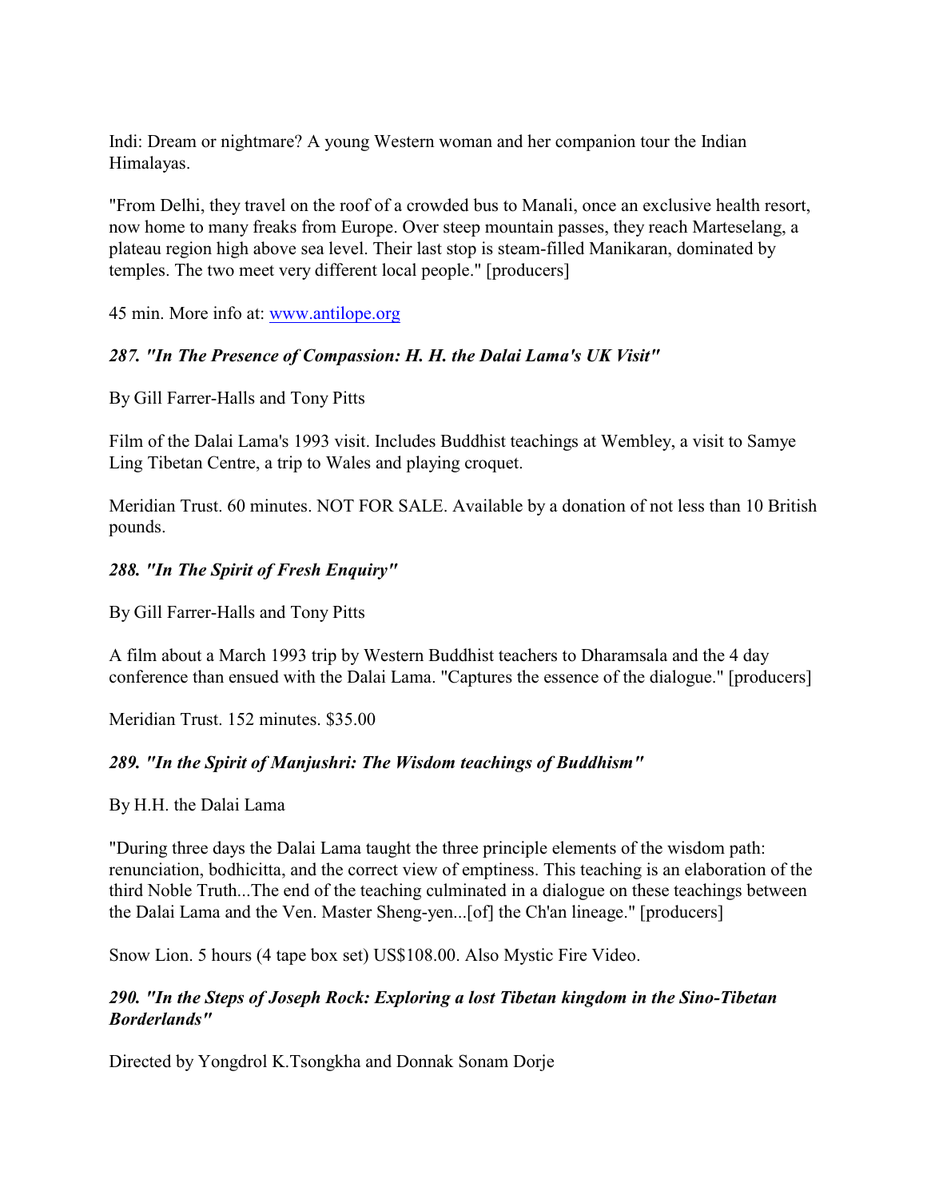Indi: Dream or nightmare? A young Western woman and her companion tour the Indian Himalayas.

"From Delhi, they travel on the roof of a crowded bus to Manali, once an exclusive health resort, now home to many freaks from Europe. Over steep mountain passes, they reach Marteselang, a plateau region high above sea level. Their last stop is steam-filled Manikaran, dominated by temples. The two meet very different local people." [producers]

45 min. More info at: www.antilope.org

### *287. "In The Presence of Compassion: H. H. the Dalai Lama's UK Visit"*

By Gill Farrer-Halls and Tony Pitts

Film of the Dalai Lama's 1993 visit. Includes Buddhist teachings at Wembley, a visit to Samye Ling Tibetan Centre, a trip to Wales and playing croquet.

Meridian Trust. 60 minutes. NOT FOR SALE. Available by a donation of not less than 10 British pounds.

### *288. "In The Spirit of Fresh Enquiry"*

By Gill Farrer-Halls and Tony Pitts

A film about a March 1993 trip by Western Buddhist teachers to Dharamsala and the 4 day conference than ensued with the Dalai Lama. "Captures the essence of the dialogue." [producers]

Meridian Trust. 152 minutes. $35.00

### *289. "In the Spirit of Manjushri: The Wisdom teachings of Buddhism"*

By H.H. the Dalai Lama

"During three days the Dalai Lama taught the three principle elements of the wisdom path: renunciation, bodhicitta, and the correct view of emptiness. This teaching is an elaboration of the third Noble Truth...The end of the teaching culminated in a dialogue on these teachings between the Dalai Lama and the Ven. Master Sheng-yen...[of] the Ch'an lineage." [producers]

Snow Lion. 5 hours (4 tape box set) US$108.00. Also Mystic Fire Video.

### *290. "In the Steps of Joseph Rock: Exploring a lost Tibetan kingdom in the Sino-Tibetan Borderlands"*

Directed by Yongdrol K.Tsongkha and Donnak Sonam Dorje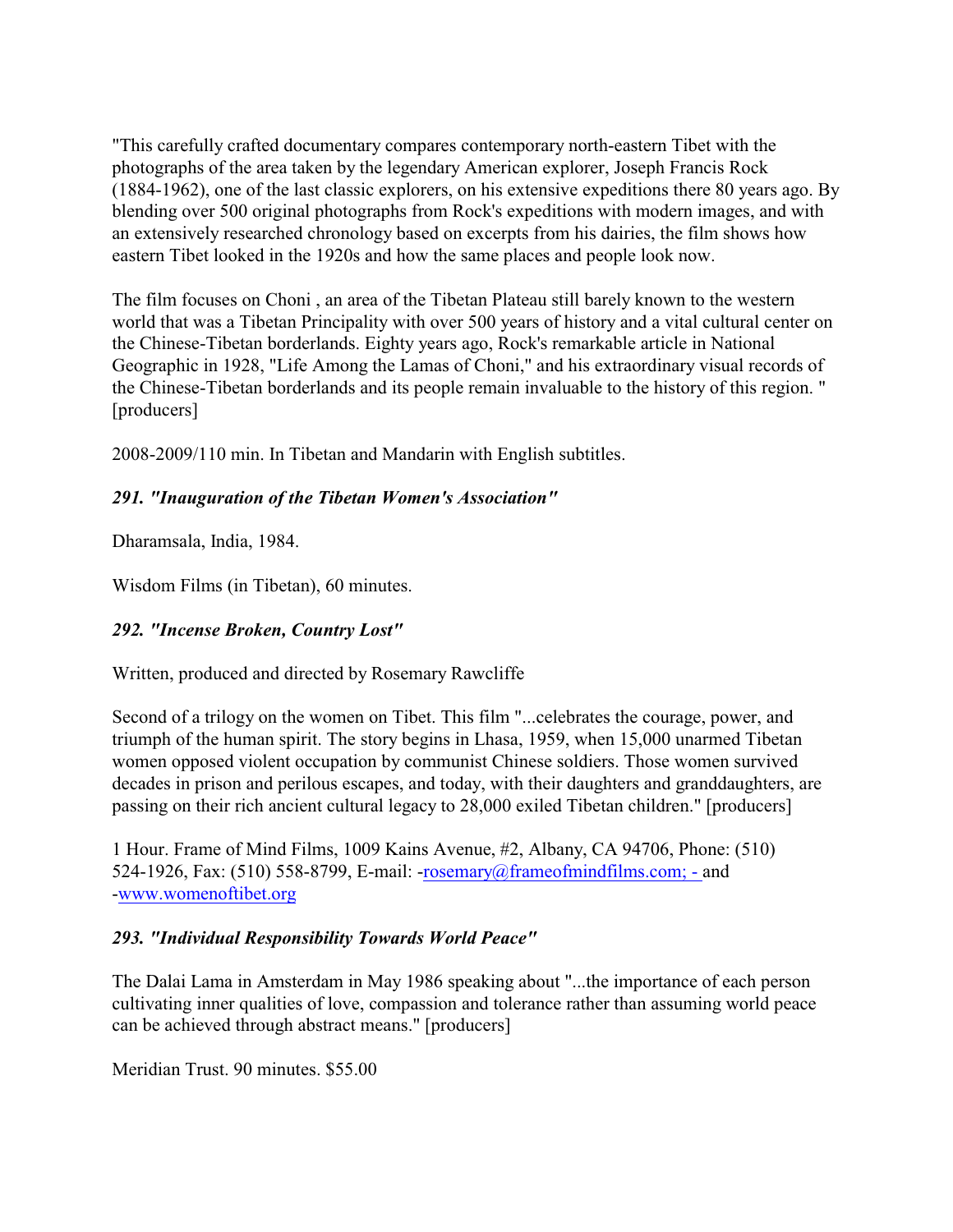"This carefully crafted documentary compares contemporary north-eastern Tibet with the photographs of the area taken by the legendary American explorer, Joseph Francis Rock (1884-1962), one of the last classic explorers, on his extensive expeditions there 80 years ago. By blending over 500 original photographs from Rock's expeditions with modern images, and with an extensively researched chronology based on excerpts from his dairies, the film shows how eastern Tibet looked in the 1920s and how the same places and people look now.

The film focuses on Choni , an area of the Tibetan Plateau still barely known to the western world that was a Tibetan Principality with over 500 years of history and a vital cultural center on the Chinese-Tibetan borderlands. Eighty years ago, Rock's remarkable article in National Geographic in 1928, "Life Among the Lamas of Choni," and his extraordinary visual records of the Chinese-Tibetan borderlands and its people remain invaluable to the history of this region. " [producers]

2008-2009/110 min. In Tibetan and Mandarin with English subtitles.

### *291. "Inauguration of the Tibetan Women's Association"*

Dharamsala, India, 1984.

Wisdom Films (in Tibetan), 60 minutes.

### *292. "Incense Broken, Country Lost"*

Written, produced and directed by Rosemary Rawcliffe

Second of a trilogy on the women on Tibet. This film "...celebrates the courage, power, and triumph of the human spirit. The story begins in Lhasa, 1959, when 15,000 unarmed Tibetan women opposed violent occupation by communist Chinese soldiers. Those women survived decades in prison and perilous escapes, and today, with their daughters and granddaughters, are passing on their rich ancient cultural legacy to 28,000 exiled Tibetan children." [producers]

1 Hour. Frame of Mind Films, 1009 Kains Avenue, #2, Albany, CA 94706, Phone: (510) 524-1926, Fax: (510) 558-8799, E-mail: -rosemary@frameofmindfilms.com; - and -www.womenoftibet.org

### *293. "Individual Responsibility Towards World Peace"*

The Dalai Lama in Amsterdam in May 1986 speaking about "...the importance of each person cultivating inner qualities of love, compassion and tolerance rather than assuming world peace can be achieved through abstract means." [producers]

Meridian Trust. 90 minutes. $55.00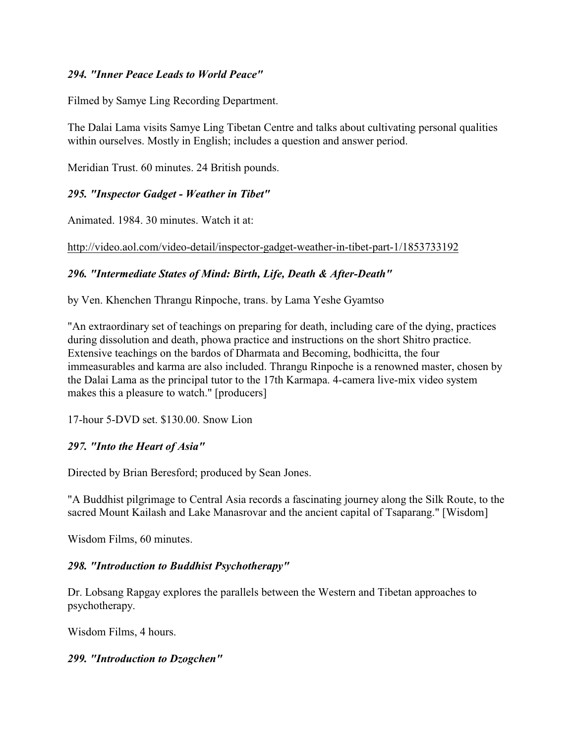### *294. "Inner Peace Leads to World Peace"*

Filmed by Samye Ling Recording Department.

The Dalai Lama visits Samye Ling Tibetan Centre and talks about cultivating personal qualities within ourselves. Mostly in English; includes a question and answer period.

Meridian Trust. 60 minutes. 24 British pounds.

### *295. "Inspector Gadget - Weather in Tibet"*

Animated. 1984. 30 minutes. Watch it at:

http://video.aol.com/video-detail/inspector-gadget-weather-in-tibet-part-1/1853733192

### *296. "Intermediate States of Mind: Birth, Life, Death & After-Death"*

by Ven. Khenchen Thrangu Rinpoche, trans. by Lama Yeshe Gyamtso

"An extraordinary set of teachings on preparing for death, including care of the dying, practices during dissolution and death, phowa practice and instructions on the short Shitro practice. Extensive teachings on the bardos of Dharmata and Becoming, bodhicitta, the four immeasurables and karma are also included. Thrangu Rinpoche is a renowned master, chosen by the Dalai Lama as the principal tutor to the 17th Karmapa. 4-camera live-mix video system makes this a pleasure to watch." [producers]

17-hour 5-DVD set. $130.00. Snow Lion

### *297. "Into the Heart of Asia"*

Directed by Brian Beresford; produced by Sean Jones.

"A Buddhist pilgrimage to Central Asia records a fascinating journey along the Silk Route, to the sacred Mount Kailash and Lake Manasrovar and the ancient capital of Tsaparang." [Wisdom]

Wisdom Films, 60 minutes.

### *298. "Introduction to Buddhist Psychotherapy"*

Dr. Lobsang Rapgay explores the parallels between the Western and Tibetan approaches to psychotherapy.

Wisdom Films, 4 hours.

### *299. "Introduction to Dzogchen"*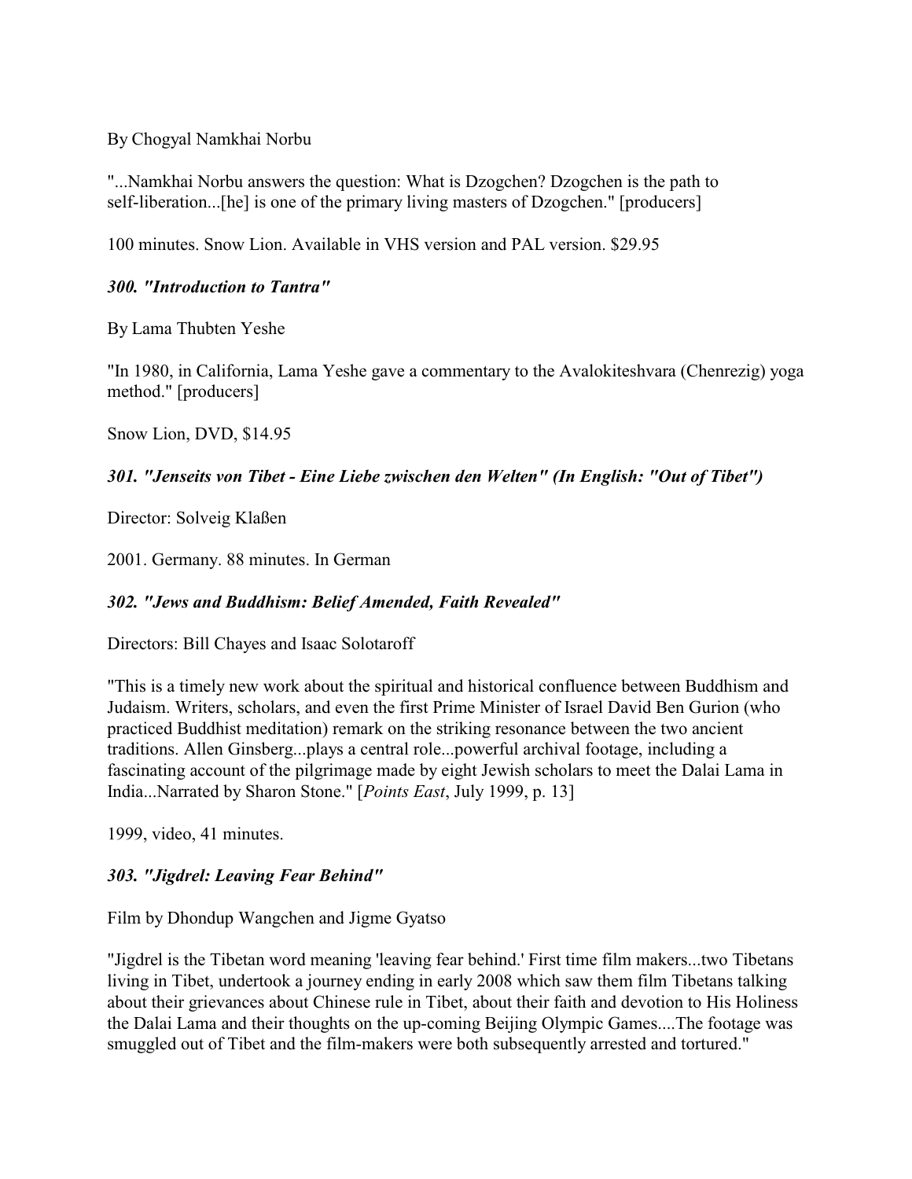By Chogyal Namkhai Norbu

"...Namkhai Norbu answers the question: What is Dzogchen? Dzogchen is the path to self-liberation...[he] is one of the primary living masters of Dzogchen." [producers]

100 minutes. Snow Lion. Available in VHS version and PAL version. $29.95

### *300. "Introduction to Tantra"*

By Lama Thubten Yeshe

"In 1980, in California, Lama Yeshe gave a commentary to the Avalokiteshvara (Chenrezig) yoga method." [producers]

Snow Lion, DVD, $14.95

### *301. "Jenseits von Tibet - Eine Liebe zwischen den Welten" (In English: "Out of Tibet")*

Director: Solveig Klaßen

2001. Germany. 88 minutes. In German

### *302. "Jews and Buddhism: Belief Amended, Faith Revealed"*

Directors: Bill Chayes and Isaac Solotaroff

"This is a timely new work about the spiritual and historical confluence between Buddhism and Judaism. Writers, scholars, and even the first Prime Minister of Israel David Ben Gurion (who practiced Buddhist meditation) remark on the striking resonance between the two ancient traditions. Allen Ginsberg...plays a central role...powerful archival footage, including a fascinating account of the pilgrimage made by eight Jewish scholars to meet the Dalai Lama in India...Narrated by Sharon Stone." [*Points East*, July 1999, p. 13]

1999, video, 41 minutes.

### *303. "Jigdrel: Leaving Fear Behind"*

Film by Dhondup Wangchen and Jigme Gyatso

"Jigdrel is the Tibetan word meaning 'leaving fear behind.' First time film makers...two Tibetans living in Tibet, undertook a journey ending in early 2008 which saw them film Tibetans talking about their grievances about Chinese rule in Tibet, about their faith and devotion to His Holiness the Dalai Lama and their thoughts on the up-coming Beijing Olympic Games....The footage was smuggled out of Tibet and the film-makers were both subsequently arrested and tortured."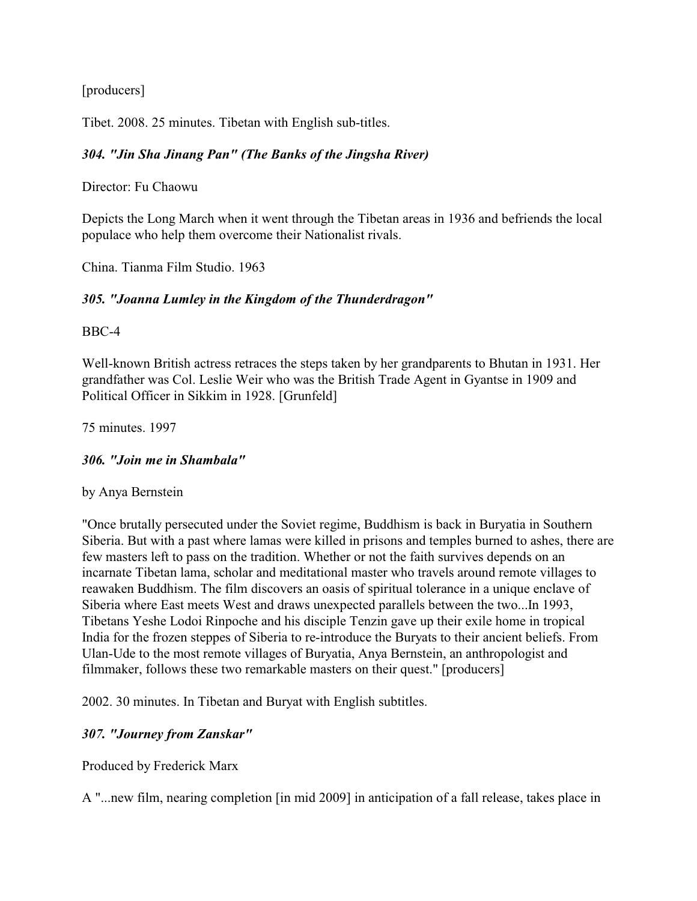[producers]

Tibet. 2008. 25 minutes. Tibetan with English sub-titles.

### *304. "Jin Sha Jinang Pan" (The Banks of the Jingsha River)*

Director: Fu Chaowu

Depicts the Long March when it went through the Tibetan areas in 1936 and befriends the local populace who help them overcome their Nationalist rivals.

China. Tianma Film Studio. 1963

### *305. "Joanna Lumley in the Kingdom of the Thunderdragon"*

BBC-4

Well-known British actress retraces the steps taken by her grandparents to Bhutan in 1931. Her grandfather was Col. Leslie Weir who was the British Trade Agent in Gyantse in 1909 and Political Officer in Sikkim in 1928. [Grunfeld]

75 minutes. 1997

### *306. "Join me in Shambala"*

by Anya Bernstein

"Once brutally persecuted under the Soviet regime, Buddhism is back in Buryatia in Southern Siberia. But with a past where lamas were killed in prisons and temples burned to ashes, there are few masters left to pass on the tradition. Whether or not the faith survives depends on an incarnate Tibetan lama, scholar and meditational master who travels around remote villages to reawaken Buddhism. The film discovers an oasis of spiritual tolerance in a unique enclave of Siberia where East meets West and draws unexpected parallels between the two...In 1993, Tibetans Yeshe Lodoi Rinpoche and his disciple Tenzin gave up their exile home in tropical India for the frozen steppes of Siberia to re-introduce the Buryats to their ancient beliefs. From Ulan-Ude to the most remote villages of Buryatia, Anya Bernstein, an anthropologist and filmmaker, follows these two remarkable masters on their quest." [producers]

2002. 30 minutes. In Tibetan and Buryat with English subtitles.

### *307. "Journey from Zanskar"*

Produced by Frederick Marx

A "...new film, nearing completion [in mid 2009] in anticipation of a fall release, takes place in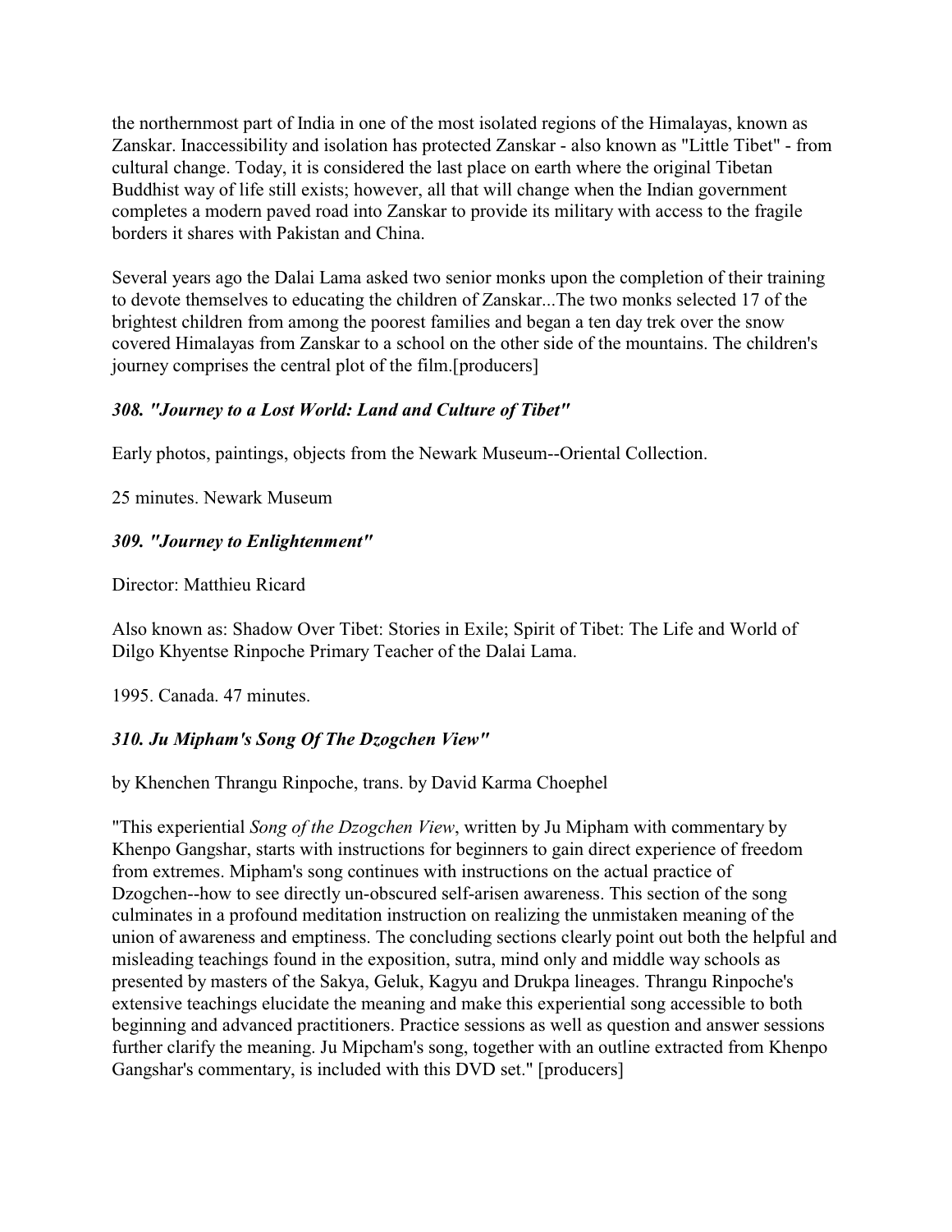the northernmost part of India in one of the most isolated regions of the Himalayas, known as Zanskar. Inaccessibility and isolation has protected Zanskar - also known as "Little Tibet" - from cultural change. Today, it is considered the last place on earth where the original Tibetan Buddhist way of life still exists; however, all that will change when the Indian government completes a modern paved road into Zanskar to provide its military with access to the fragile borders it shares with Pakistan and China.

Several years ago the Dalai Lama asked two senior monks upon the completion of their training to devote themselves to educating the children of Zanskar...The two monks selected 17 of the brightest children from among the poorest families and began a ten day trek over the snow covered Himalayas from Zanskar to a school on the other side of the mountains. The children's journey comprises the central plot of the film.[producers]

### *308. "Journey to a Lost World: Land and Culture of Tibet"*

Early photos, paintings, objects from the Newark Museum--Oriental Collection.

25 minutes. Newark Museum

### *309. "Journey to Enlightenment"*

Director: Matthieu Ricard

Also known as: Shadow Over Tibet: Stories in Exile; Spirit of Tibet: The Life and World of Dilgo Khyentse Rinpoche Primary Teacher of the Dalai Lama.

1995. Canada. 47 minutes.

### *310. Ju Mipham's Song Of The Dzogchen View"*

by Khenchen Thrangu Rinpoche, trans. by David Karma Choephel

"This experiential *Song of the Dzogchen View*, written by Ju Mipham with commentary by Khenpo Gangshar, starts with instructions for beginners to gain direct experience of freedom from extremes. Mipham's song continues with instructions on the actual practice of Dzogchen--how to see directly un-obscured self-arisen awareness. This section of the song culminates in a profound meditation instruction on realizing the unmistaken meaning of the union of awareness and emptiness. The concluding sections clearly point out both the helpful and misleading teachings found in the exposition, sutra, mind only and middle way schools as presented by masters of the Sakya, Geluk, Kagyu and Drukpa lineages. Thrangu Rinpoche's extensive teachings elucidate the meaning and make this experiential song accessible to both beginning and advanced practitioners. Practice sessions as well as question and answer sessions further clarify the meaning. Ju Mipcham's song, together with an outline extracted from Khenpo Gangshar's commentary, is included with this DVD set." [producers]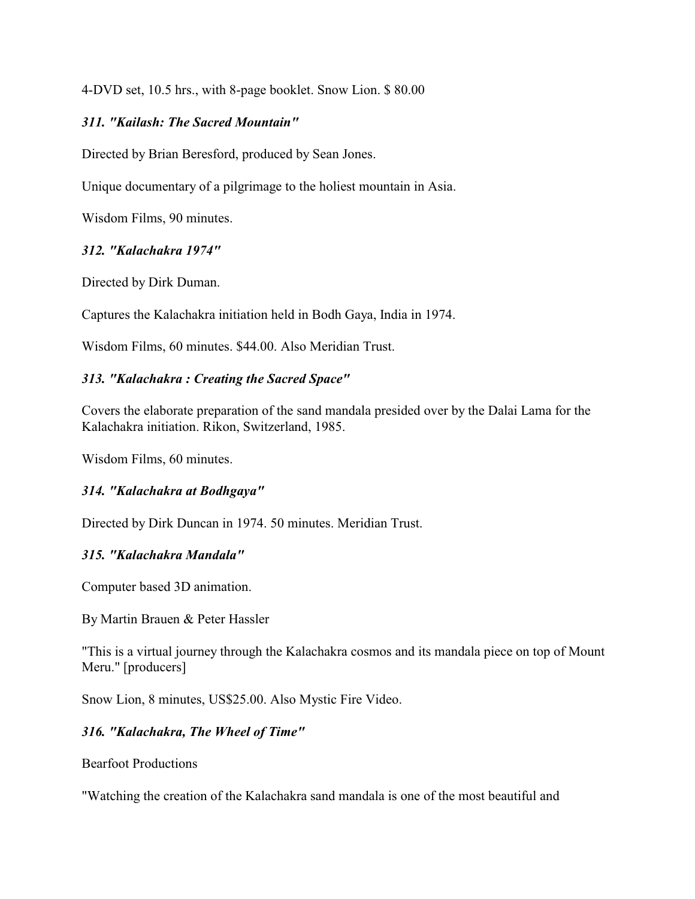4-DVD set, 10.5 hrs., with 8-page booklet. Snow Lion. $ 80.00

### *311. "Kailash: The Sacred Mountain"*

Directed by Brian Beresford, produced by Sean Jones.

Unique documentary of a pilgrimage to the holiest mountain in Asia.

Wisdom Films, 90 minutes.

### *312. "Kalachakra 1974"*

Directed by Dirk Duman.

Captures the Kalachakra initiation held in Bodh Gaya, India in 1974.

Wisdom Films, 60 minutes. $44.00. Also Meridian Trust.

### *313. "Kalachakra : Creating the Sacred Space"*

Covers the elaborate preparation of the sand mandala presided over by the Dalai Lama for the Kalachakra initiation. Rikon, Switzerland, 1985.

Wisdom Films, 60 minutes.

### *314. "Kalachakra at Bodhgaya"*

Directed by Dirk Duncan in 1974. 50 minutes. Meridian Trust.

### *315. "Kalachakra Mandala"*

Computer based 3D animation.

By Martin Brauen & Peter Hassler

"This is a virtual journey through the Kalachakra cosmos and its mandala piece on top of Mount Meru." [producers]

Snow Lion, 8 minutes, US$25.00. Also Mystic Fire Video.

### *316. "Kalachakra, The Wheel of Time"*

Bearfoot Productions

"Watching the creation of the Kalachakra sand mandala is one of the most beautiful and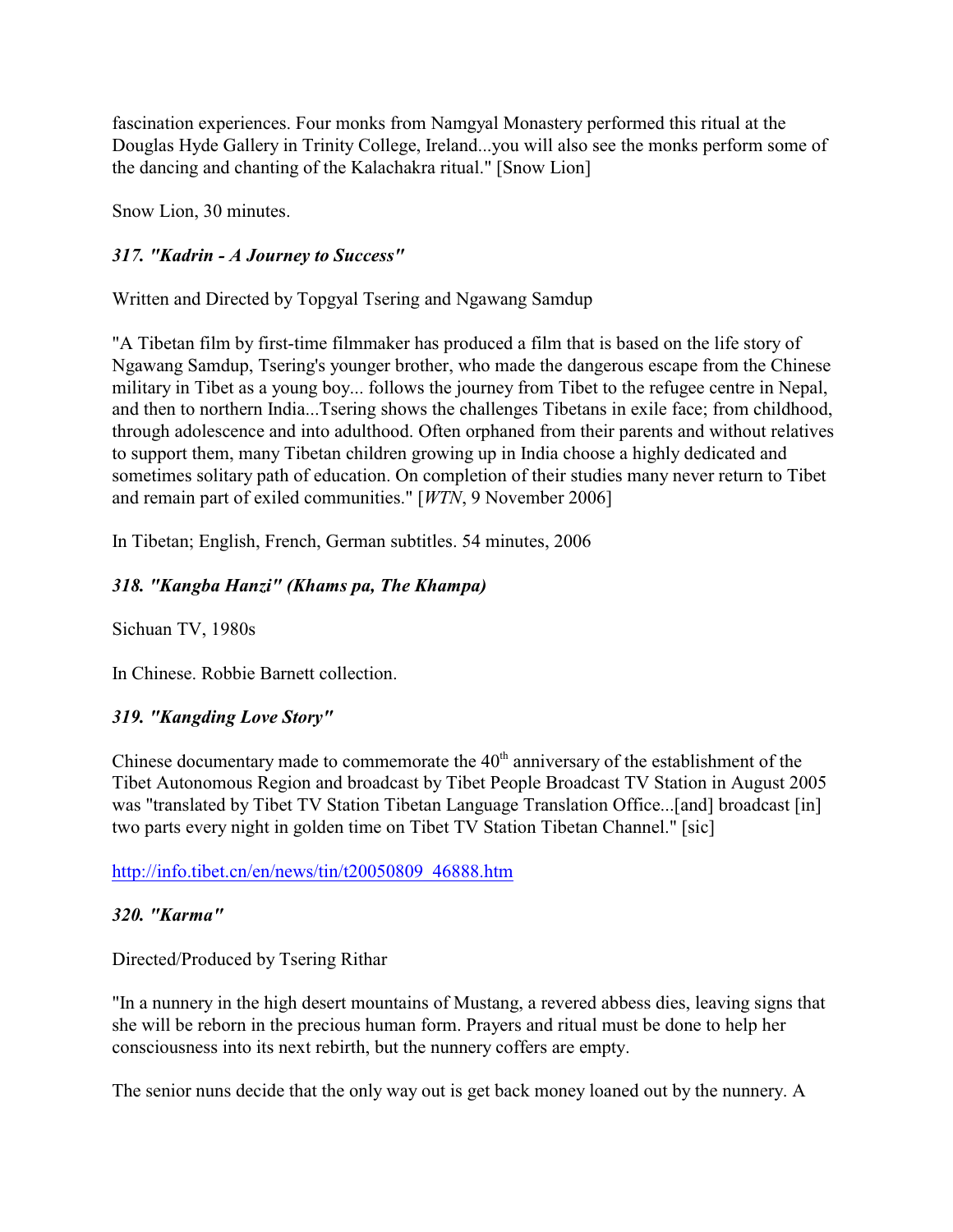fascination experiences. Four monks from Namgyal Monastery performed this ritual at the Douglas Hyde Gallery in Trinity College, Ireland...you will also see the monks perform some of the dancing and chanting of the Kalachakra ritual." [Snow Lion]

Snow Lion, 30 minutes.

### *317. "Kadrin - A Journey to Success"*

Written and Directed by Topgyal Tsering and Ngawang Samdup

"A Tibetan film by first-time filmmaker has produced a film that is based on the life story of Ngawang Samdup, Tsering's younger brother, who made the dangerous escape from the Chinese military in Tibet as a young boy... follows the journey from Tibet to the refugee centre in Nepal, and then to northern India...Tsering shows the challenges Tibetans in exile face; from childhood, through adolescence and into adulthood. Often orphaned from their parents and without relatives to support them, many Tibetan children growing up in India choose a highly dedicated and sometimes solitary path of education. On completion of their studies many never return to Tibet and remain part of exiled communities." [*WTN*, 9 November 2006]

In Tibetan; English, French, German subtitles. 54 minutes, 2006

### *318. "Kangba Hanzi" (Khams pa, The Khampa)*

Sichuan TV, 1980s

In Chinese. Robbie Barnett collection.

### *319. "Kangding Love Story"*

Chinese documentary made to commemorate the 40th anniversary of the establishment of the Tibet Autonomous Region and broadcast by Tibet People Broadcast TV Station in August 2005 was "translated by Tibet TV Station Tibetan Language Translation Office...[and] broadcast [in] two parts every night in golden time on Tibet TV Station Tibetan Channel." [sic]

http://info.tibet.cn/en/news/tin/t20050809_46888.htm

### *320. "Karma"*

Directed/Produced by Tsering Rithar

"In a nunnery in the high desert mountains of Mustang, a revered abbess dies, leaving signs that she will be reborn in the precious human form. Prayers and ritual must be done to help her consciousness into its next rebirth, but the nunnery coffers are empty.

The senior nuns decide that the only way out is get back money loaned out by the nunnery. A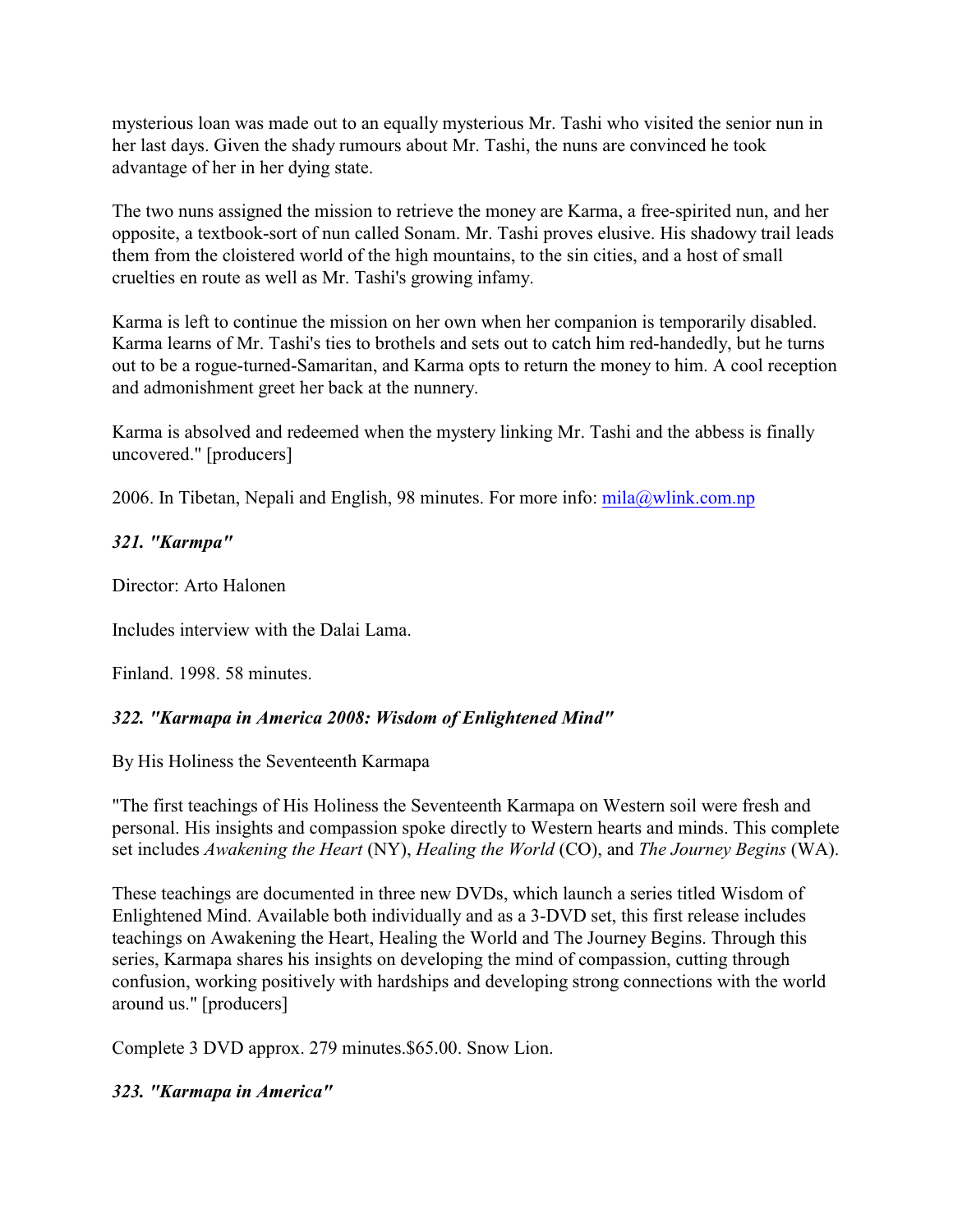mysterious loan was made out to an equally mysterious Mr. Tashi who visited the senior nun in her last days. Given the shady rumours about Mr. Tashi, the nuns are convinced he took advantage of her in her dying state.

The two nuns assigned the mission to retrieve the money are Karma, a free-spirited nun, and her opposite, a textbook-sort of nun called Sonam. Mr. Tashi proves elusive. His shadowy trail leads them from the cloistered world of the high mountains, to the sin cities, and a host of small cruelties en route as well as Mr. Tashi's growing infamy.

Karma is left to continue the mission on her own when her companion is temporarily disabled. Karma learns of Mr. Tashi's ties to brothels and sets out to catch him red-handedly, but he turns out to be a rogue-turned-Samaritan, and Karma opts to return the money to him. A cool reception and admonishment greet her back at the nunnery.

Karma is absolved and redeemed when the mystery linking Mr. Tashi and the abbess is finally uncovered." [producers]

2006. In Tibetan, Nepali and English, 98 minutes. For more info: mila@wlink.com.np

***321. "Karmpa"***

Director: Arto Halonen

Includes interview with the Dalai Lama.

Finland. 1998. 58 minutes.

***322. "Karmapa in America 2008: Wisdom of Enlightened Mind"***

By His Holiness the Seventeenth Karmapa

"The first teachings of His Holiness the Seventeenth Karmapa on Western soil were fresh and personal. His insights and compassion spoke directly to Western hearts and minds. This complete set includes *Awakening the Heart* (NY), *Healing the World* (CO), and *The Journey Begins* (WA).

These teachings are documented in three new DVDs, which launch a series titled Wisdom of Enlightened Mind. Available both individually and as a 3-DVD set, this first release includes teachings on Awakening the Heart, Healing the World and The Journey Begins. Through this series, Karmapa shares his insights on developing the mind of compassion, cutting through confusion, working positively with hardships and developing strong connections with the world around us." [producers]

Complete 3 DVD approx. 279 minutes.$65.00. Snow Lion.

***323. "Karmapa in America"***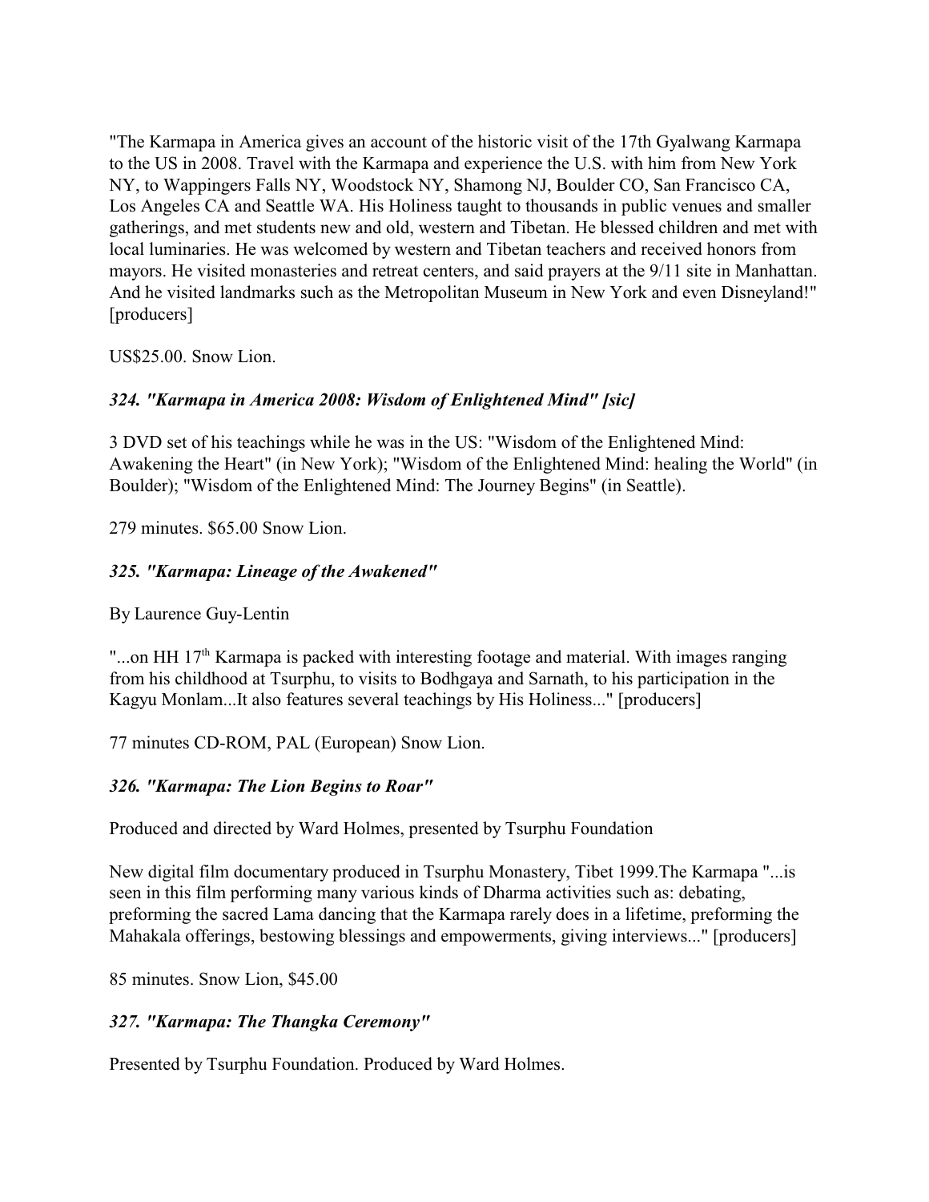"The Karmapa in America gives an account of the historic visit of the 17th Gyalwang Karmapa to the US in 2008. Travel with the Karmapa and experience the U.S. with him from New York NY, to Wappingers Falls NY, Woodstock NY, Shamong NJ, Boulder CO, San Francisco CA, Los Angeles CA and Seattle WA. His Holiness taught to thousands in public venues and smaller gatherings, and met students new and old, western and Tibetan. He blessed children and met with local luminaries. He was welcomed by western and Tibetan teachers and received honors from mayors. He visited monasteries and retreat centers, and said prayers at the 9/11 site in Manhattan. And he visited landmarks such as the Metropolitan Museum in New York and even Disneyland!" [producers]

US$25.00. Snow Lion.

### *324. "Karmapa in America 2008: Wisdom of Enlightened Mind" [sic]*

3 DVD set of his teachings while he was in the US: "Wisdom of the Enlightened Mind: Awakening the Heart" (in New York); "Wisdom of the Enlightened Mind: healing the World" (in Boulder); "Wisdom of the Enlightened Mind: The Journey Begins" (in Seattle).

279 minutes. $65.00 Snow Lion.

### *325. "Karmapa: Lineage of the Awakened"*

By Laurence Guy-Lentin

"...on HH 17th Karmapa is packed with interesting footage and material. With images ranging from his childhood at Tsurphu, to visits to Bodhgaya and Sarnath, to his participation in the Kagyu Monlam...It also features several teachings by His Holiness..." [producers]

77 minutes CD-ROM, PAL (European) Snow Lion.

### *326. "Karmapa: The Lion Begins to Roar"*

Produced and directed by Ward Holmes, presented by Tsurphu Foundation

New digital film documentary produced in Tsurphu Monastery, Tibet 1999.The Karmapa "...is seen in this film performing many various kinds of Dharma activities such as: debating, preforming the sacred Lama dancing that the Karmapa rarely does in a lifetime, preforming the Mahakala offerings, bestowing blessings and empowerments, giving interviews..." [producers]

85 minutes. Snow Lion, $45.00

### *327. "Karmapa: The Thangka Ceremony"*

Presented by Tsurphu Foundation. Produced by Ward Holmes.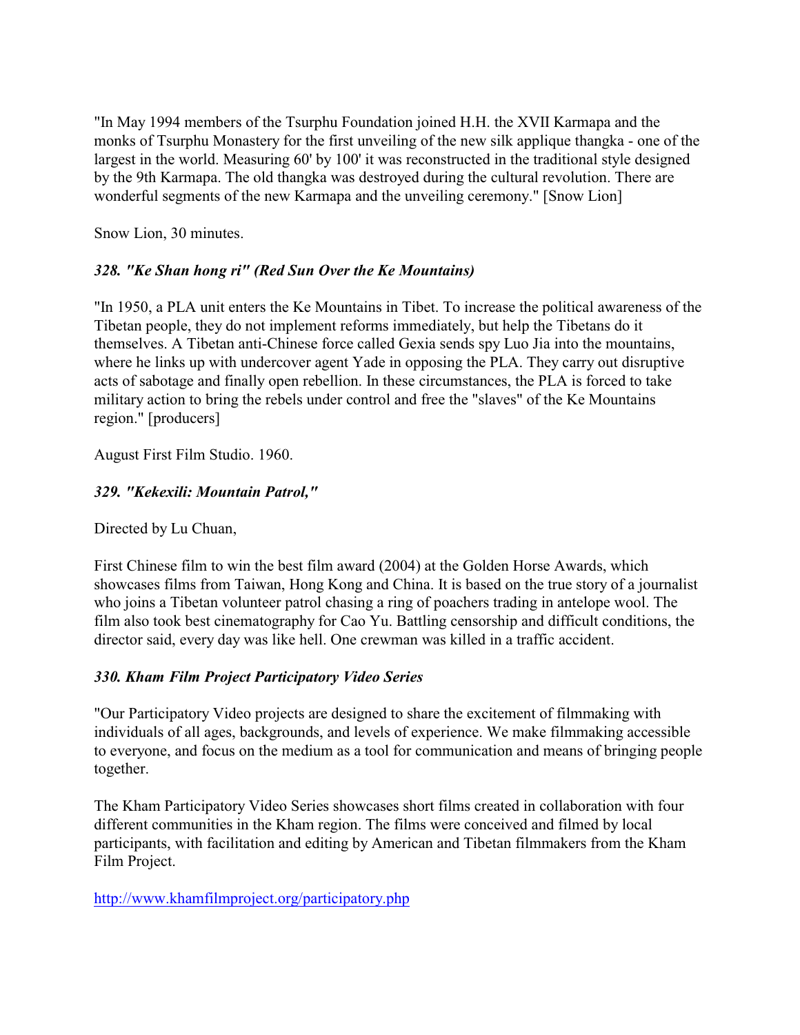"In May 1994 members of the Tsurphu Foundation joined H.H. the XVII Karmapa and the monks of Tsurphu Monastery for the first unveiling of the new silk applique thangka - one of the largest in the world. Measuring 60' by 100' it was reconstructed in the traditional style designed by the 9th Karmapa. The old thangka was destroyed during the cultural revolution. There are wonderful segments of the new Karmapa and the unveiling ceremony." [Snow Lion]

Snow Lion, 30 minutes.

### *328. "Ke Shan hong ri" (Red Sun Over the Ke Mountains)*

"In 1950, a PLA unit enters the Ke Mountains in Tibet. To increase the political awareness of the Tibetan people, they do not implement reforms immediately, but help the Tibetans do it themselves. A Tibetan anti-Chinese force called Gexia sends spy Luo Jia into the mountains, where he links up with undercover agent Yade in opposing the PLA. They carry out disruptive acts of sabotage and finally open rebellion. In these circumstances, the PLA is forced to take military action to bring the rebels under control and free the "slaves" of the Ke Mountains region." [producers]

August First Film Studio. 1960.

### *329. "Kekexili: Mountain Patrol,"*

Directed by Lu Chuan,

First Chinese film to win the best film award (2004) at the Golden Horse Awards, which showcases films from Taiwan, Hong Kong and China. It is based on the true story of a journalist who joins a Tibetan volunteer patrol chasing a ring of poachers trading in antelope wool. The film also took best cinematography for Cao Yu. Battling censorship and difficult conditions, the director said, every day was like hell. One crewman was killed in a traffic accident.

### *330. Kham Film Project Participatory Video Series*

"Our Participatory Video projects are designed to share the excitement of filmmaking with individuals of all ages, backgrounds, and levels of experience. We make filmmaking accessible to everyone, and focus on the medium as a tool for communication and means of bringing people together.

The Kham Participatory Video Series showcases short films created in collaboration with four different communities in the Kham region. The films were conceived and filmed by local participants, with facilitation and editing by American and Tibetan filmmakers from the Kham Film Project.

http://www.khamfilmproject.org/participatory.php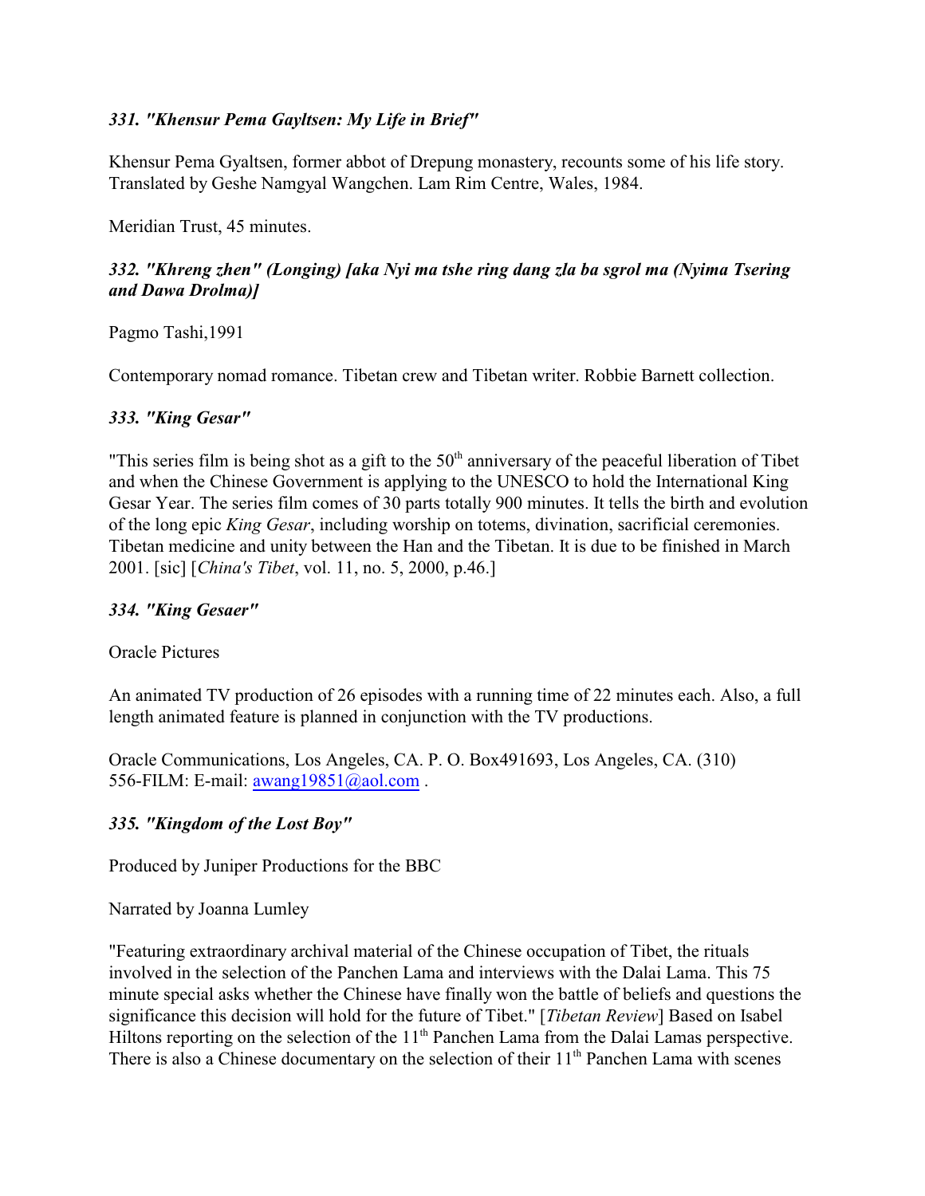### *331. "Khensur Pema Gayltsen: My Life in Brief"*

Khensur Pema Gyaltsen, former abbot of Drepung monastery, recounts some of his life story. Translated by Geshe Namgyal Wangchen. Lam Rim Centre, Wales, 1984.

Meridian Trust, 45 minutes.

### *332. "Khreng zhen" (Longing) [aka Nyi ma tshe ring dang zla ba sgrol ma (Nyima Tsering and Dawa Drolma)]*

Pagmo Tashi,1991

Contemporary nomad romance. Tibetan crew and Tibetan writer. Robbie Barnett collection.

### *333. "King Gesar"*

"This series film is being shot as a gift to the 50th anniversary of the peaceful liberation of Tibet and when the Chinese Government is applying to the UNESCO to hold the International King Gesar Year. The series film comes of 30 parts totally 900 minutes. It tells the birth and evolution of the long epic *King Gesar*, including worship on totems, divination, sacrificial ceremonies. Tibetan medicine and unity between the Han and the Tibetan. It is due to be finished in March 2001. [sic] [*China's Tibet*, vol. 11, no. 5, 2000, p.46.]

### *334. "King Gesaer"*

Oracle Pictures

An animated TV production of 26 episodes with a running time of 22 minutes each. Also, a full length animated feature is planned in conjunction with the TV productions.

Oracle Communications, Los Angeles, CA. P. O. Box491693, Los Angeles, CA. (310) 556-FILM: E-mail: awang19851@aol.com .

### *335. "Kingdom of the Lost Boy"*

Produced by Juniper Productions for the BBC

Narrated by Joanna Lumley

"Featuring extraordinary archival material of the Chinese occupation of Tibet, the rituals involved in the selection of the Panchen Lama and interviews with the Dalai Lama. This 75 minute special asks whether the Chinese have finally won the battle of beliefs and questions the significance this decision will hold for the future of Tibet." [*Tibetan Review*] Based on Isabel Hiltons reporting on the selection of the 11th Panchen Lama from the Dalai Lamas perspective. There is also a Chinese documentary on the selection of their 11th Panchen Lama with scenes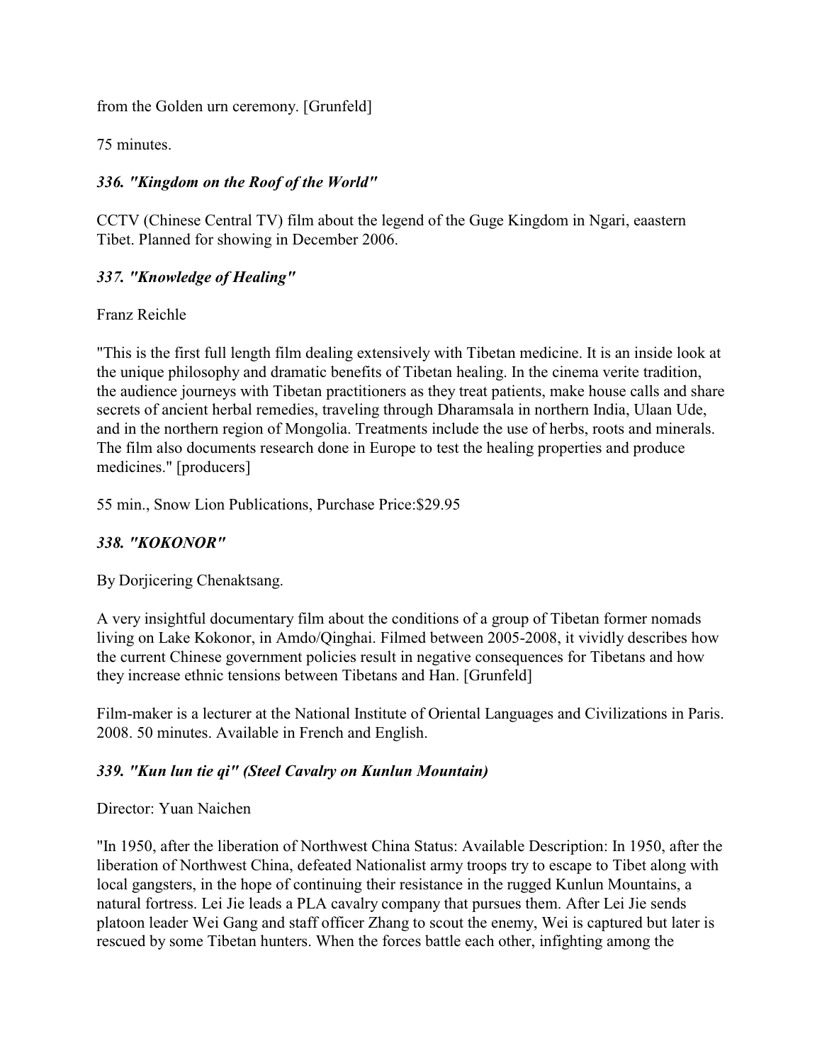from the Golden urn ceremony. [Grunfeld]

75 minutes.

### *336. "Kingdom on the Roof of the World"*

CCTV (Chinese Central TV) film about the legend of the Guge Kingdom in Ngari, eaastern Tibet. Planned for showing in December 2006.

### *337. "Knowledge of Healing"*

Franz Reichle

"This is the first full length film dealing extensively with Tibetan medicine. It is an inside look at the unique philosophy and dramatic benefits of Tibetan healing. In the cinema verite tradition, the audience journeys with Tibetan practitioners as they treat patients, make house calls and share secrets of ancient herbal remedies, traveling through Dharamsala in northern India, Ulaan Ude, and in the northern region of Mongolia. Treatments include the use of herbs, roots and minerals. The film also documents research done in Europe to test the healing properties and produce medicines." [producers]

55 min., Snow Lion Publications, Purchase Price:$29.95

### *338. "KOKONOR"*

By Dorjicering Chenaktsang.

A very insightful documentary film about the conditions of a group of Tibetan former nomads living on Lake Kokonor, in Amdo/Qinghai. Filmed between 2005-2008, it vividly describes how the current Chinese government policies result in negative consequences for Tibetans and how they increase ethnic tensions between Tibetans and Han. [Grunfeld]

Film-maker is a lecturer at the National Institute of Oriental Languages and Civilizations in Paris. 2008. 50 minutes. Available in French and English.

### *339. "Kun lun tie qi" (Steel Cavalry on Kunlun Mountain)*

Director: Yuan Naichen

"In 1950, after the liberation of Northwest China Status: Available Description: In 1950, after the liberation of Northwest China, defeated Nationalist army troops try to escape to Tibet along with local gangsters, in the hope of continuing their resistance in the rugged Kunlun Mountains, a natural fortress. Lei Jie leads a PLA cavalry company that pursues them. After Lei Jie sends platoon leader Wei Gang and staff officer Zhang to scout the enemy, Wei is captured but later is rescued by some Tibetan hunters. When the forces battle each other, infighting among the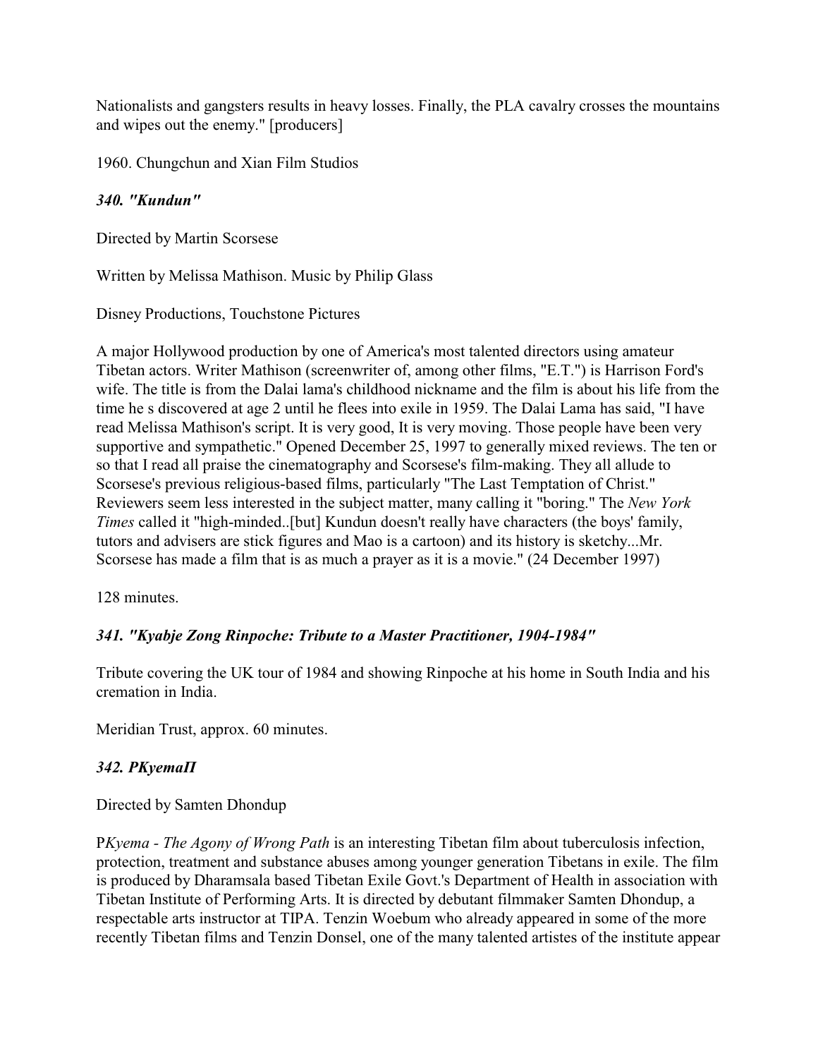Nationalists and gangsters results in heavy losses. Finally, the PLA cavalry crosses the mountains and wipes out the enemy." [producers]

1960. Chungchun and Xian Film Studios

### *340. "Kundun"*

Directed by Martin Scorsese

Written by Melissa Mathison. Music by Philip Glass

Disney Productions, Touchstone Pictures

A major Hollywood production by one of America's most talented directors using amateur Tibetan actors. Writer Mathison (screenwriter of, among other films, "E.T.") is Harrison Ford's wife. The title is from the Dalai lama's childhood nickname and the film is about his life from the time he s discovered at age 2 until he flees into exile in 1959. The Dalai Lama has said, "I have read Melissa Mathison's script. It is very good, It is very moving. Those people have been very supportive and sympathetic." Opened December 25, 1997 to generally mixed reviews. The ten or so that I read all praise the cinematography and Scorsese's film-making. They all allude to Scorsese's previous religious-based films, particularly "The Last Temptation of Christ." Reviewers seem less interested in the subject matter, many calling it "boring." The *New York Times* called it "high-minded..[but] Kundun doesn't really have characters (the boys' family, tutors and advisers are stick figures and Mao is a cartoon) and its history is sketchy...Mr. Scorsese has made a film that is as much a prayer as it is a movie." (24 December 1997)

128 minutes.

### *341. "Kyabje Zong Rinpoche: Tribute to a Master Practitioner, 1904-1984"*

Tribute covering the UK tour of 1984 and showing Rinpoche at his home in South India and his cremation in India.

Meridian Trust, approx. 60 minutes.

### *342. PKyemaП*

Directed by Samten Dhondup

P*Kyema - The Agony of Wrong Path* is an interesting Tibetan film about tuberculosis infection, protection, treatment and substance abuses among younger generation Tibetans in exile. The film is produced by Dharamsala based Tibetan Exile Govt.'s Department of Health in association with Tibetan Institute of Performing Arts. It is directed by debutant filmmaker Samten Dhondup, a respectable arts instructor at TIPA. Tenzin Woebum who already appeared in some of the more recently Tibetan films and Tenzin Donsel, one of the many talented artistes of the institute appear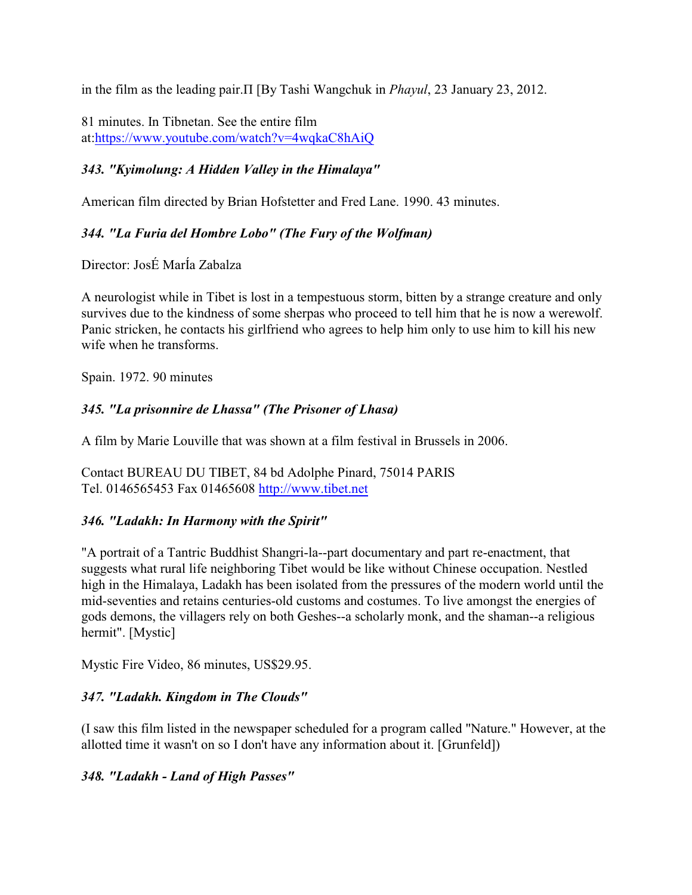in the film as the leading pair.Π [By Tashi Wangchuk in *Phayul*, 23 January 23, 2012.

81 minutes. In Tibnetan. See the entire film at:https://www.youtube.com/watch?v=4wqkaC8hAiQ

### *343. "Kyimolung: A Hidden Valley in the Himalaya"*

American film directed by Brian Hofstetter and Fred Lane. 1990. 43 minutes.

### *344. "La Furia del Hombre Lobo" (The Fury of the Wolfman)*

Director: JosÉ MarÍa Zabalza

A neurologist while in Tibet is lost in a tempestuous storm, bitten by a strange creature and only survives due to the kindness of some sherpas who proceed to tell him that he is now a werewolf. Panic stricken, he contacts his girlfriend who agrees to help him only to use him to kill his new wife when he transforms.

Spain. 1972. 90 minutes

### *345. "La prisonnire de Lhassa" (The Prisoner of Lhasa)*

A film by Marie Louville that was shown at a film festival in Brussels in 2006.

Contact BUREAU DU TIBET, 84 bd Adolphe Pinard, 75014 PARIS
Tel. 0146565453 Fax 01465608 http://www.tibet.net

### *346. "Ladakh: In Harmony with the Spirit"*

"A portrait of a Tantric Buddhist Shangri-la--part documentary and part re-enactment, that suggests what rural life neighboring Tibet would be like without Chinese occupation. Nestled high in the Himalaya, Ladakh has been isolated from the pressures of the modern world until the mid-seventies and retains centuries-old customs and costumes. To live amongst the energies of gods demons, the villagers rely on both Geshes--a scholarly monk, and the shaman--a religious hermit". [Mystic]

Mystic Fire Video, 86 minutes, US$29.95.

### *347. "Ladakh. Kingdom in The Clouds"*

(I saw this film listed in the newspaper scheduled for a program called "Nature." However, at the allotted time it wasn't on so I don't have any information about it. [Grunfeld])

### *348. "Ladakh - Land of High Passes"*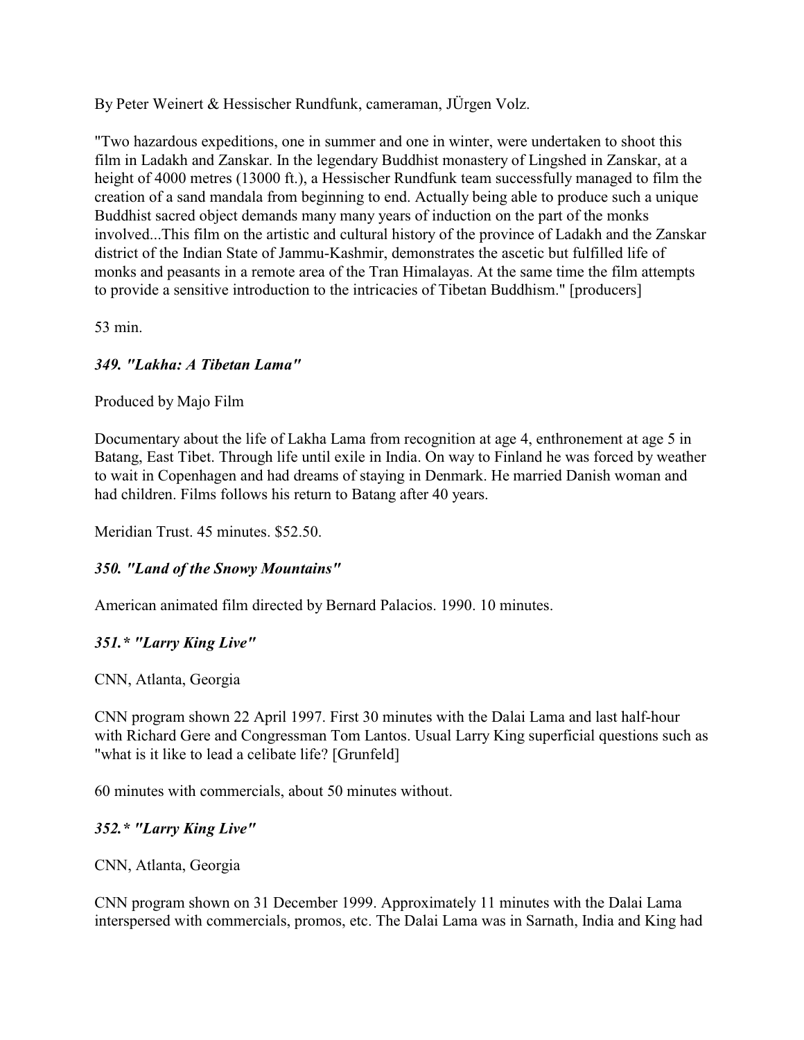By Peter Weinert & Hessischer Rundfunk, cameraman, JÜrgen Volz.

"Two hazardous expeditions, one in summer and one in winter, were undertaken to shoot this film in Ladakh and Zanskar. In the legendary Buddhist monastery of Lingshed in Zanskar, at a height of 4000 metres (13000 ft.), a Hessischer Rundfunk team successfully managed to film the creation of a sand mandala from beginning to end. Actually being able to produce such a unique Buddhist sacred object demands many many years of induction on the part of the monks involved...This film on the artistic and cultural history of the province of Ladakh and the Zanskar district of the Indian State of Jammu-Kashmir, demonstrates the ascetic but fulfilled life of monks and peasants in a remote area of the Tran Himalayas. At the same time the film attempts to provide a sensitive introduction to the intricacies of Tibetan Buddhism." [producers]

53 min.

### *349. "Lakha: A Tibetan Lama"*

Produced by Majo Film

Documentary about the life of Lakha Lama from recognition at age 4, enthronement at age 5 in Batang, East Tibet. Through life until exile in India. On way to Finland he was forced by weather to wait in Copenhagen and had dreams of staying in Denmark. He married Danish woman and had children. Films follows his return to Batang after 40 years.

Meridian Trust. 45 minutes. $52.50.

### *350. "Land of the Snowy Mountains"*

American animated film directed by Bernard Palacios. 1990. 10 minutes.

### *351.* "Larry King Live"*

CNN, Atlanta, Georgia

CNN program shown 22 April 1997. First 30 minutes with the Dalai Lama and last half-hour with Richard Gere and Congressman Tom Lantos. Usual Larry King superficial questions such as "what is it like to lead a celibate life? [Grunfeld]

60 minutes with commercials, about 50 minutes without.

### *352.* "Larry King Live"*

CNN, Atlanta, Georgia

CNN program shown on 31 December 1999. Approximately 11 minutes with the Dalai Lama interspersed with commercials, promos, etc. The Dalai Lama was in Sarnath, India and King had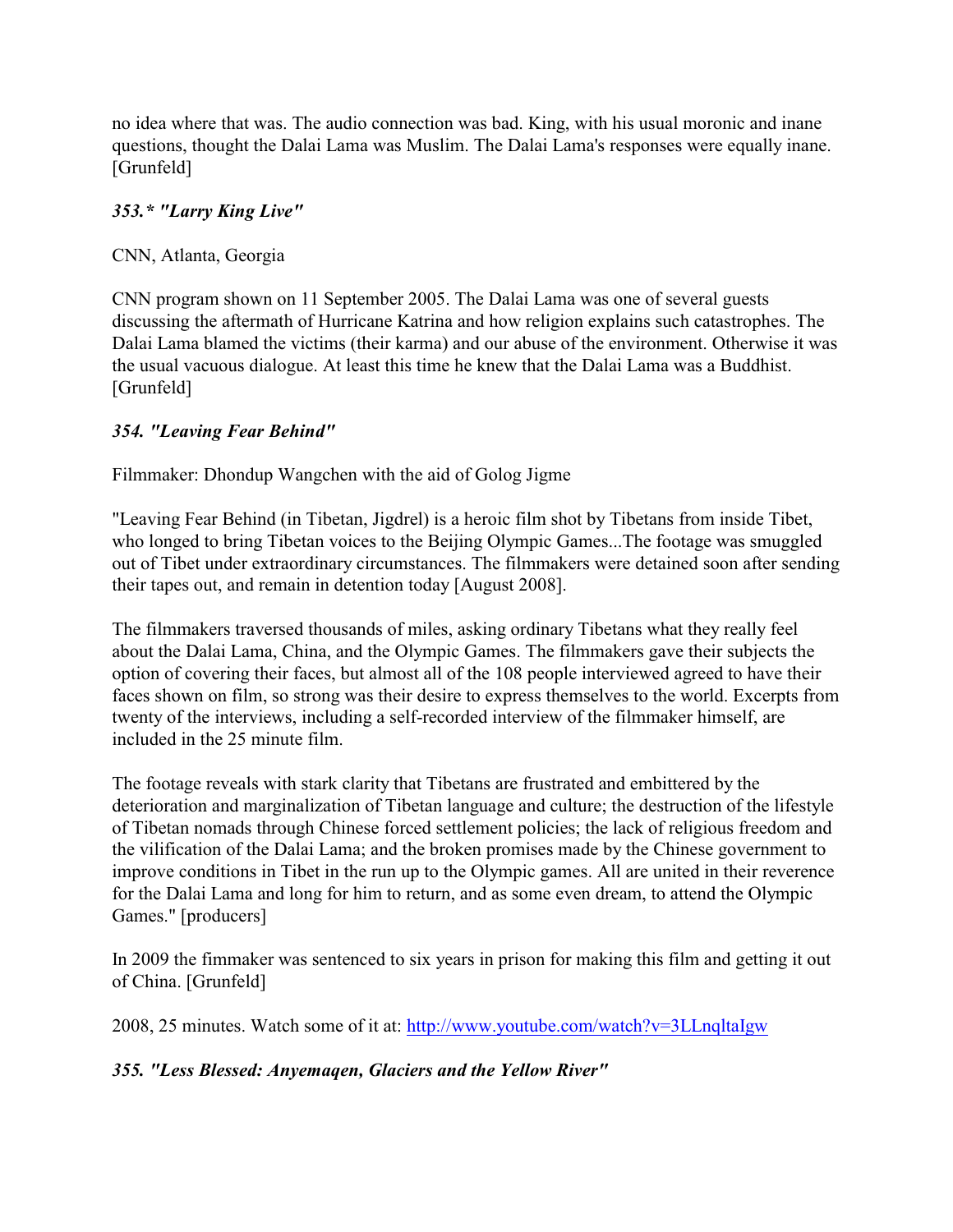no idea where that was. The audio connection was bad. King, with his usual moronic and inane questions, thought the Dalai Lama was Muslim. The Dalai Lama's responses were equally inane. [Grunfeld]

### *353.* "Larry King Live"*

CNN, Atlanta, Georgia

CNN program shown on 11 September 2005. The Dalai Lama was one of several guests discussing the aftermath of Hurricane Katrina and how religion explains such catastrophes. The Dalai Lama blamed the victims (their karma) and our abuse of the environment. Otherwise it was the usual vacuous dialogue. At least this time he knew that the Dalai Lama was a Buddhist. [Grunfeld]

### *354. "Leaving Fear Behind"*

Filmmaker: Dhondup Wangchen with the aid of Golog Jigme

"Leaving Fear Behind (in Tibetan, Jigdrel) is a heroic film shot by Tibetans from inside Tibet, who longed to bring Tibetan voices to the Beijing Olympic Games...The footage was smuggled out of Tibet under extraordinary circumstances. The filmmakers were detained soon after sending their tapes out, and remain in detention today [August 2008].

The filmmakers traversed thousands of miles, asking ordinary Tibetans what they really feel about the Dalai Lama, China, and the Olympic Games. The filmmakers gave their subjects the option of covering their faces, but almost all of the 108 people interviewed agreed to have their faces shown on film, so strong was their desire to express themselves to the world. Excerpts from twenty of the interviews, including a self-recorded interview of the filmmaker himself, are included in the 25 minute film.

The footage reveals with stark clarity that Tibetans are frustrated and embittered by the deterioration and marginalization of Tibetan language and culture; the destruction of the lifestyle of Tibetan nomads through Chinese forced settlement policies; the lack of religious freedom and the vilification of the Dalai Lama; and the broken promises made by the Chinese government to improve conditions in Tibet in the run up to the Olympic games. All are united in their reverence for the Dalai Lama and long for him to return, and as some even dream, to attend the Olympic Games." [producers]

In 2009 the fimmaker was sentenced to six years in prison for making this film and getting it out of China. [Grunfeld]

2008, 25 minutes. Watch some of it at: http://www.youtube.com/watch?v=3LLnqltaIgw

### *355. "Less Blessed: Anyemaqen, Glaciers and the Yellow River"*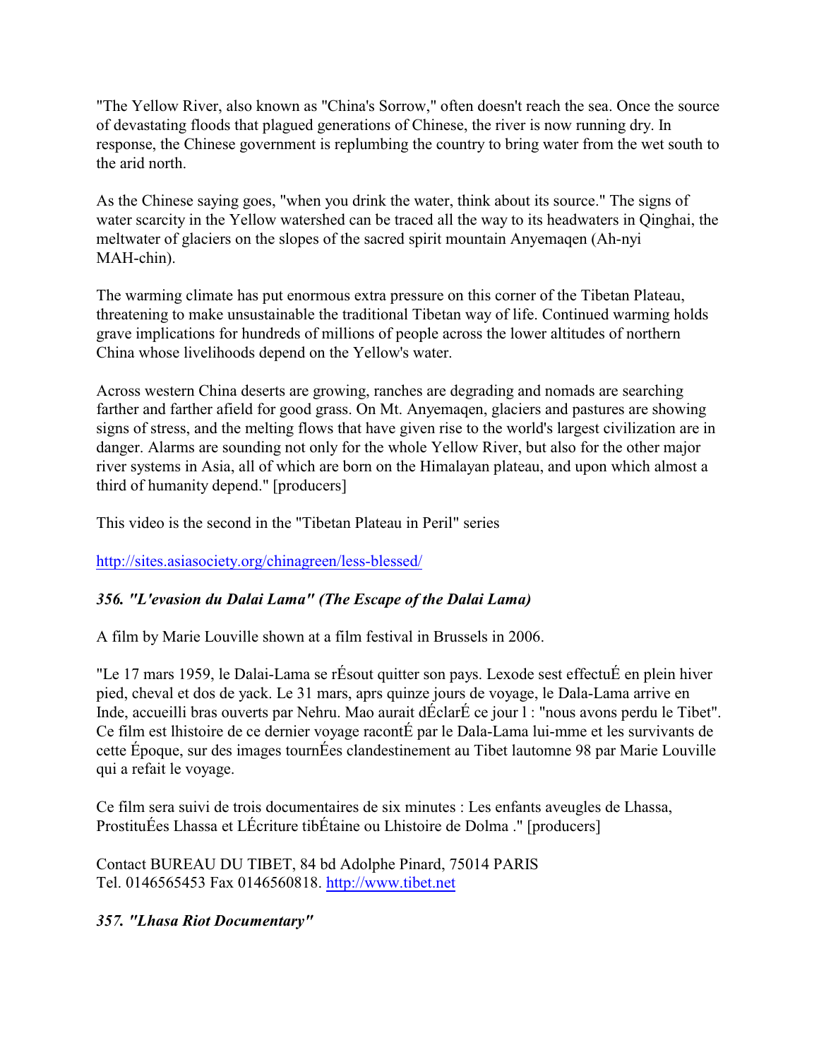"The Yellow River, also known as "China's Sorrow," often doesn't reach the sea. Once the source of devastating floods that plagued generations of Chinese, the river is now running dry. In response, the Chinese government is replumbing the country to bring water from the wet south to the arid north.

As the Chinese saying goes, "when you drink the water, think about its source." The signs of water scarcity in the Yellow watershed can be traced all the way to its headwaters in Qinghai, the meltwater of glaciers on the slopes of the sacred spirit mountain Anyemaqen (Ah-nyi MAH-chin).

The warming climate has put enormous extra pressure on this corner of the Tibetan Plateau, threatening to make unsustainable the traditional Tibetan way of life. Continued warming holds grave implications for hundreds of millions of people across the lower altitudes of northern China whose livelihoods depend on the Yellow's water.

Across western China deserts are growing, ranches are degrading and nomads are searching farther and farther afield for good grass. On Mt. Anyemaqen, glaciers and pastures are showing signs of stress, and the melting flows that have given rise to the world's largest civilization are in danger. Alarms are sounding not only for the whole Yellow River, but also for the other major river systems in Asia, all of which are born on the Himalayan plateau, and upon which almost a third of humanity depend." [producers]

This video is the second in the "Tibetan Plateau in Peril" series

http://sites.asiasociety.org/chinagreen/less-blessed/

### *356. "L'evasion du Dalai Lama" (The Escape of the Dalai Lama)*

A film by Marie Louville shown at a film festival in Brussels in 2006.

"Le 17 mars 1959, le Dalai-Lama se rÉsout quitter son pays. Lexode sest effectuÉ en plein hiver pied, cheval et dos de yack. Le 31 mars, aprs quinze jours de voyage, le Dala-Lama arrive en Inde, accueilli bras ouverts par Nehru. Mao aurait dÉclarÉ ce jour l : "nous avons perdu le Tibet". Ce film est lhistoire de ce dernier voyage racontÉ par le Dala-Lama lui-mme et les survivants de cette Époque, sur des images tournÉes clandestinement au Tibet lautomne 98 par Marie Louville qui a refait le voyage.

Ce film sera suivi de trois documentaires de six minutes : Les enfants aveugles de Lhassa, ProstituÉes Lhassa et LÉcriture tibÉtaine ou Lhistoire de Dolma ." [producers]

Contact BUREAU DU TIBET, 84 bd Adolphe Pinard, 75014 PARIS
Tel. 0146565453 Fax 0146560818. http://www.tibet.net

### *357. "Lhasa Riot Documentary"*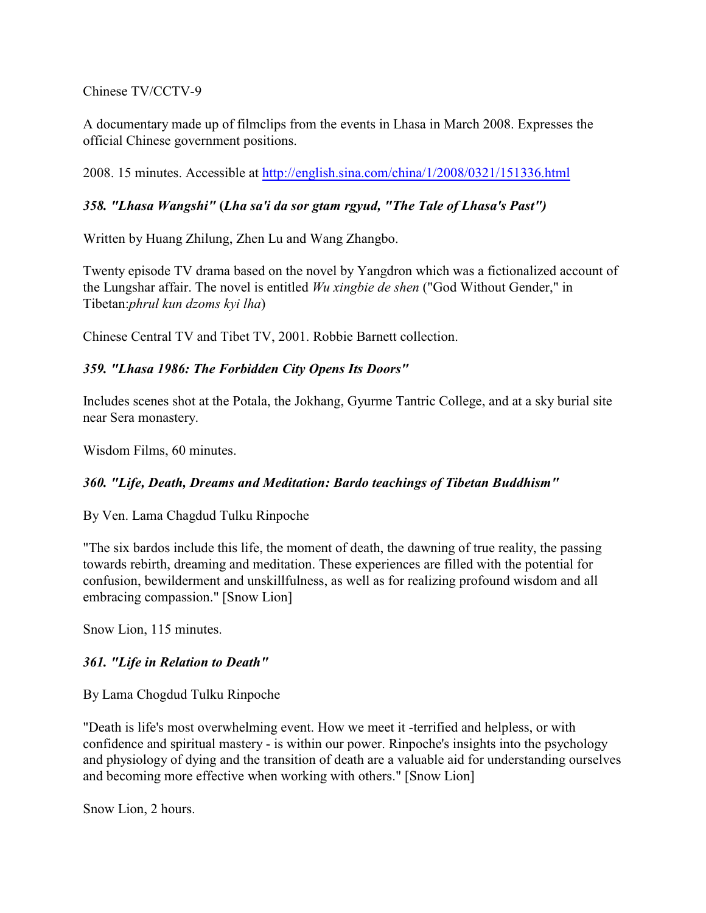Chinese TV/CCTV-9

A documentary made up of filmclips from the events in Lhasa in March 2008. Expresses the official Chinese government positions.

2008. 15 minutes. Accessible at http://english.sina.com/china/1/2008/0321/151336.html

### *358. "Lhasa Wangshi" (Lha sa'i da sor gtam rgyud, "The Tale of Lhasa's Past")*

Written by Huang Zhilung, Zhen Lu and Wang Zhangbo.

Twenty episode TV drama based on the novel by Yangdron which was a fictionalized account of the Lungshar affair. The novel is entitled *Wu xingbie de shen* ("God Without Gender," in Tibetan:*phrul kun dzoms kyi lha*)

Chinese Central TV and Tibet TV, 2001. Robbie Barnett collection.

### *359. "Lhasa 1986: The Forbidden City Opens Its Doors"*

Includes scenes shot at the Potala, the Jokhang, Gyurme Tantric College, and at a sky burial site near Sera monastery.

Wisdom Films, 60 minutes.

### *360. "Life, Death, Dreams and Meditation: Bardo teachings of Tibetan Buddhism"*

By Ven. Lama Chagdud Tulku Rinpoche

"The six bardos include this life, the moment of death, the dawning of true reality, the passing towards rebirth, dreaming and meditation. These experiences are filled with the potential for confusion, bewilderment and unskillfulness, as well as for realizing profound wisdom and all embracing compassion." [Snow Lion]

Snow Lion, 115 minutes.

### *361. "Life in Relation to Death"*

By Lama Chogdud Tulku Rinpoche

"Death is life's most overwhelming event. How we meet it -terrified and helpless, or with confidence and spiritual mastery - is within our power. Rinpoche's insights into the psychology and physiology of dying and the transition of death are a valuable aid for understanding ourselves and becoming more effective when working with others." [Snow Lion]

Snow Lion, 2 hours.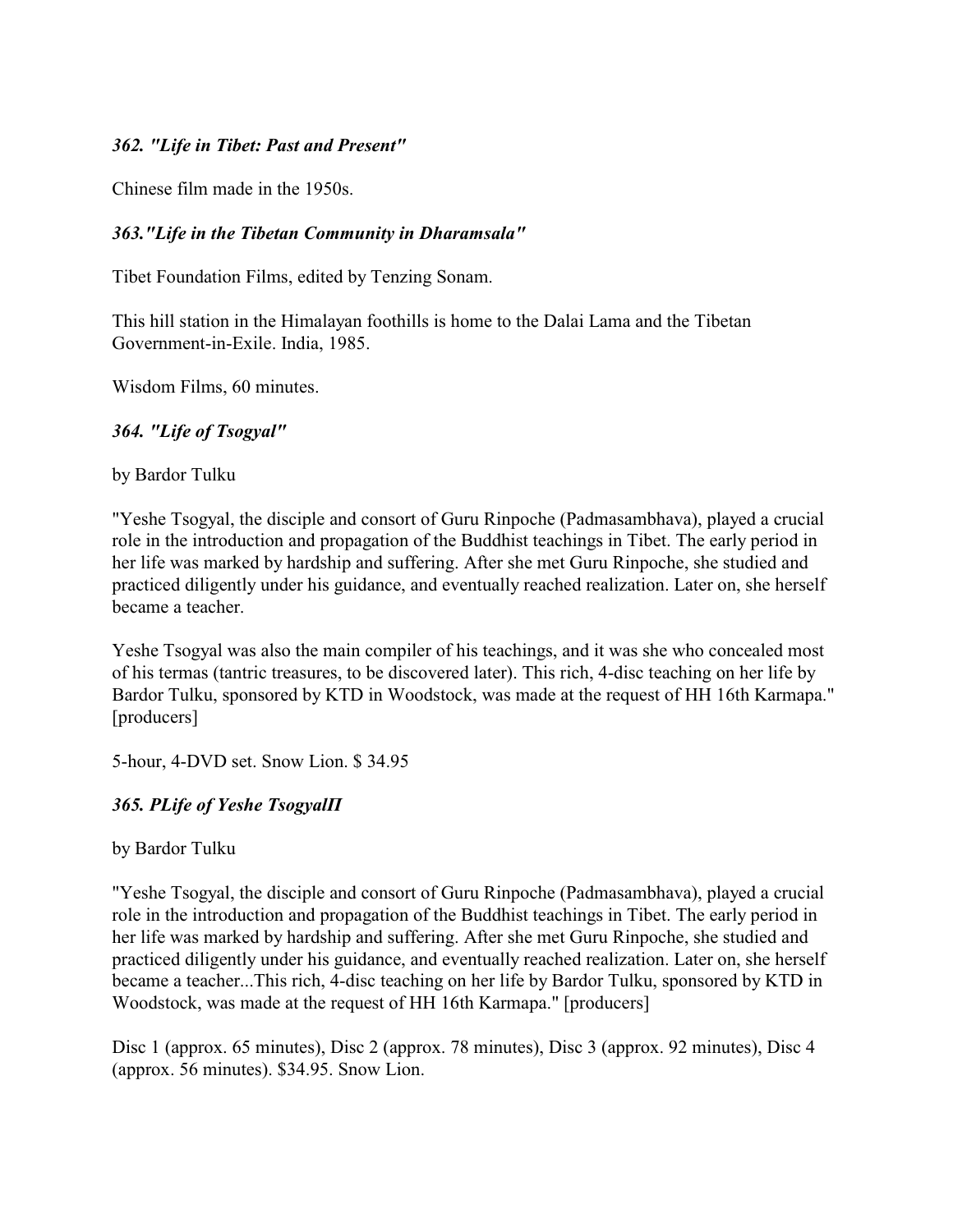### *362. "Life in Tibet: Past and Present"*

Chinese film made in the 1950s.

### *363."Life in the Tibetan Community in Dharamsala"*

Tibet Foundation Films, edited by Tenzing Sonam.

This hill station in the Himalayan foothills is home to the Dalai Lama and the Tibetan Government-in-Exile. India, 1985.

Wisdom Films, 60 minutes.

### *364. "Life of Tsogyal"*

by Bardor Tulku

"Yeshe Tsogyal, the disciple and consort of Guru Rinpoche (Padmasambhava), played a crucial role in the introduction and propagation of the Buddhist teachings in Tibet. The early period in her life was marked by hardship and suffering. After she met Guru Rinpoche, she studied and practiced diligently under his guidance, and eventually reached realization. Later on, she herself became a teacher.

Yeshe Tsogyal was also the main compiler of his teachings, and it was she who concealed most of his termas (tantric treasures, to be discovered later). This rich, 4-disc teaching on her life by Bardor Tulku, sponsored by KTD in Woodstock, was made at the request of HH 16th Karmapa." [producers]

5-hour, 4-DVD set. Snow Lion. $ 34.95

### *365. PLife of Yeshe TsogyalП*

by Bardor Tulku

"Yeshe Tsogyal, the disciple and consort of Guru Rinpoche (Padmasambhava), played a crucial role in the introduction and propagation of the Buddhist teachings in Tibet. The early period in her life was marked by hardship and suffering. After she met Guru Rinpoche, she studied and practiced diligently under his guidance, and eventually reached realization. Later on, she herself became a teacher...This rich, 4-disc teaching on her life by Bardor Tulku, sponsored by KTD in Woodstock, was made at the request of HH 16th Karmapa." [producers]

Disc 1 (approx. 65 minutes), Disc 2 (approx. 78 minutes), Disc 3 (approx. 92 minutes), Disc 4 (approx. 56 minutes). $34.95. Snow Lion.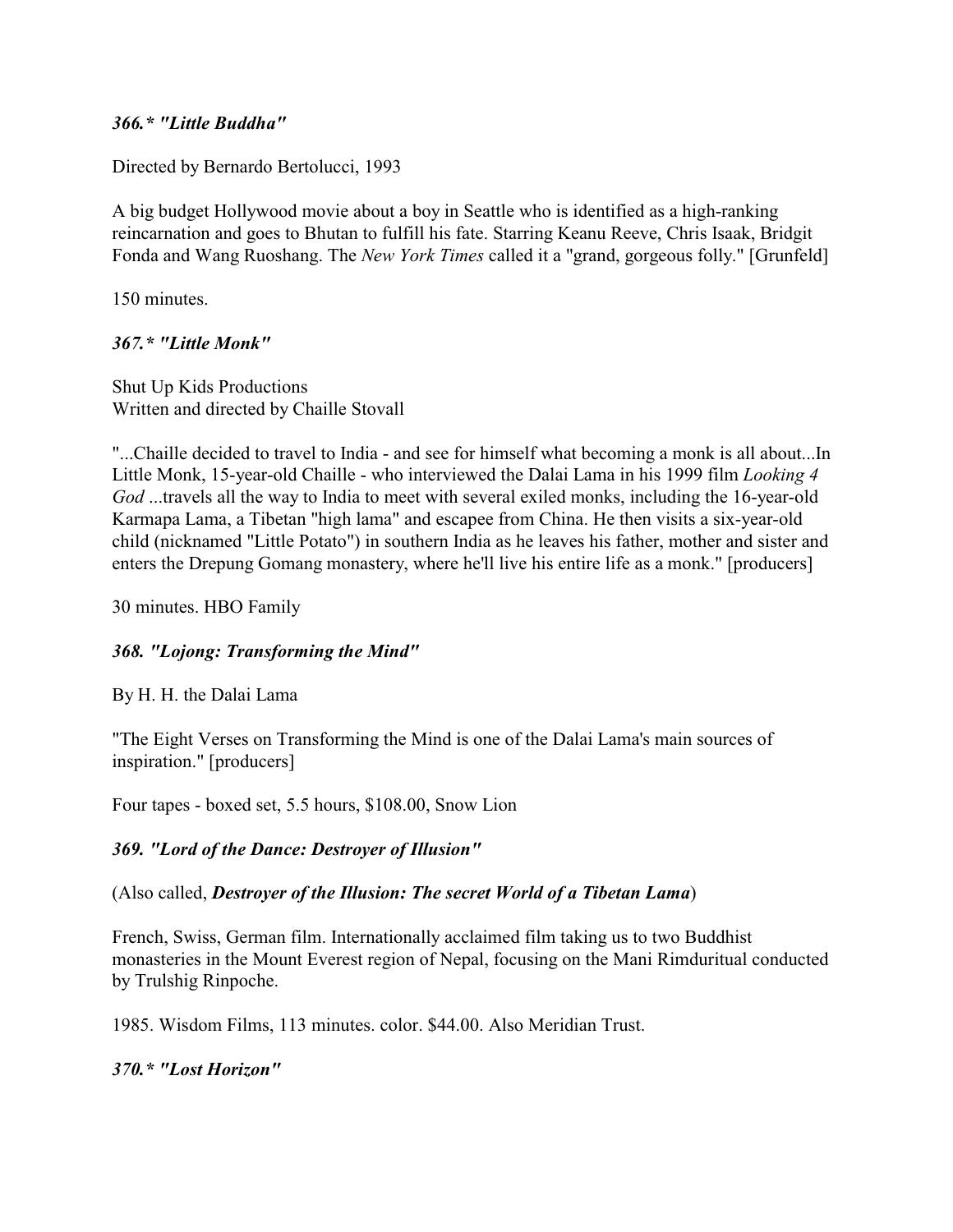### *366.* "Little Buddha"*

Directed by Bernardo Bertolucci, 1993

A big budget Hollywood movie about a boy in Seattle who is identified as a high-ranking reincarnation and goes to Bhutan to fulfill his fate. Starring Keanu Reeve, Chris Isaak, Bridgit Fonda and Wang Ruoshang. The *New York Times* called it a "grand, gorgeous folly." [Grunfeld]

150 minutes.

### *367.* "Little Monk"*

Shut Up Kids Productions
Written and directed by Chaille Stovall

"...Chaille decided to travel to India - and see for himself what becoming a monk is all about...In Little Monk, 15-year-old Chaille - who interviewed the Dalai Lama in his 1999 film *Looking 4 God* ...travels all the way to India to meet with several exiled monks, including the 16-year-old Karmapa Lama, a Tibetan "high lama" and escapee from China. He then visits a six-year-old child (nicknamed "Little Potato") in southern India as he leaves his father, mother and sister and enters the Drepung Gomang monastery, where he'll live his entire life as a monk." [producers]

30 minutes. HBO Family

### *368. "Lojong: Transforming the Mind"*

By H. H. the Dalai Lama

"The Eight Verses on Transforming the Mind is one of the Dalai Lama's main sources of inspiration." [producers]

Four tapes - boxed set, 5.5 hours, $108.00, Snow Lion

### *369. "Lord of the Dance: Destroyer of Illusion"*

(Also called, ***Destroyer of the Illusion: The secret World of a Tibetan Lama***)

French, Swiss, German film. Internationally acclaimed film taking us to two Buddhist monasteries in the Mount Everest region of Nepal, focusing on the Mani Rimduritual conducted by Trulshig Rinpoche.

1985. Wisdom Films, 113 minutes. color. $44.00. Also Meridian Trust.

### *370.* "Lost Horizon"*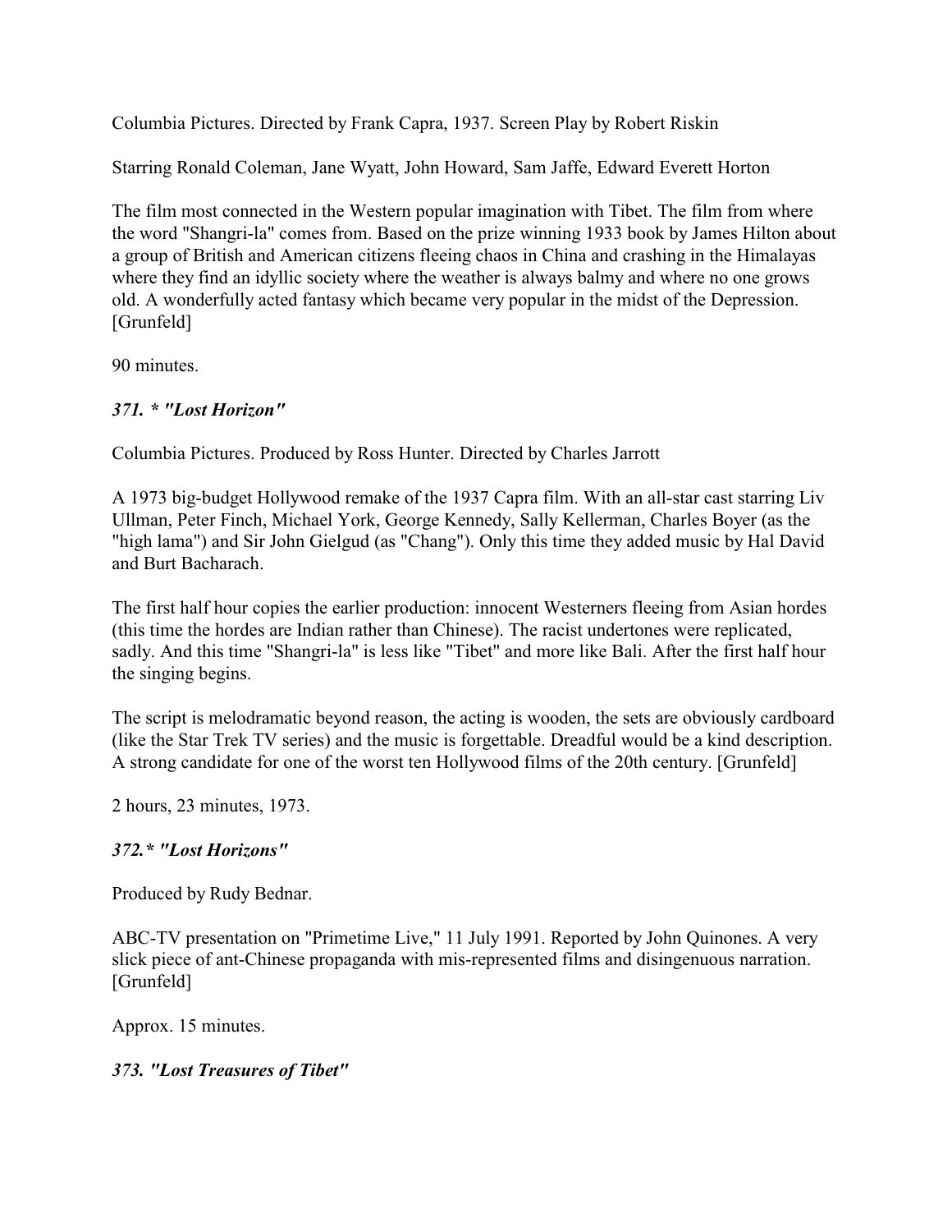Columbia Pictures. Directed by Frank Capra, 1937. Screen Play by Robert Riskin

Starring Ronald Coleman, Jane Wyatt, John Howard, Sam Jaffe, Edward Everett Horton

The film most connected in the Western popular imagination with Tibet. The film from where the word "Shangri-la" comes from. Based on the prize winning 1933 book by James Hilton about a group of British and American citizens fleeing chaos in China and crashing in the Himalayas where they find an idyllic society where the weather is always balmy and where no one grows old. A wonderfully acted fantasy which became very popular in the midst of the Depression. [Grunfeld]

90 minutes.

### *371. * "Lost Horizon"*

Columbia Pictures. Produced by Ross Hunter. Directed by Charles Jarrott

A 1973 big-budget Hollywood remake of the 1937 Capra film. With an all-star cast starring Liv Ullman, Peter Finch, Michael York, George Kennedy, Sally Kellerman, Charles Boyer (as the "high lama") and Sir John Gielgud (as "Chang"). Only this time they added music by Hal David and Burt Bacharach.

The first half hour copies the earlier production: innocent Westerners fleeing from Asian hordes (this time the hordes are Indian rather than Chinese). The racist undertones were replicated, sadly. And this time "Shangri-la" is less like "Tibet" and more like Bali. After the first half hour the singing begins.

The script is melodramatic beyond reason, the acting is wooden, the sets are obviously cardboard (like the Star Trek TV series) and the music is forgettable. Dreadful would be a kind description. A strong candidate for one of the worst ten Hollywood films of the 20th century. [Grunfeld]

2 hours, 23 minutes, 1973.

### *372.* "Lost Horizons"*

Produced by Rudy Bednar.

ABC-TV presentation on "Primetime Live," 11 July 1991. Reported by John Quinones. A very slick piece of ant-Chinese propaganda with mis-represented films and disingenuous narration. [Grunfeld]

Approx. 15 minutes.

### *373. "Lost Treasures of Tibet"*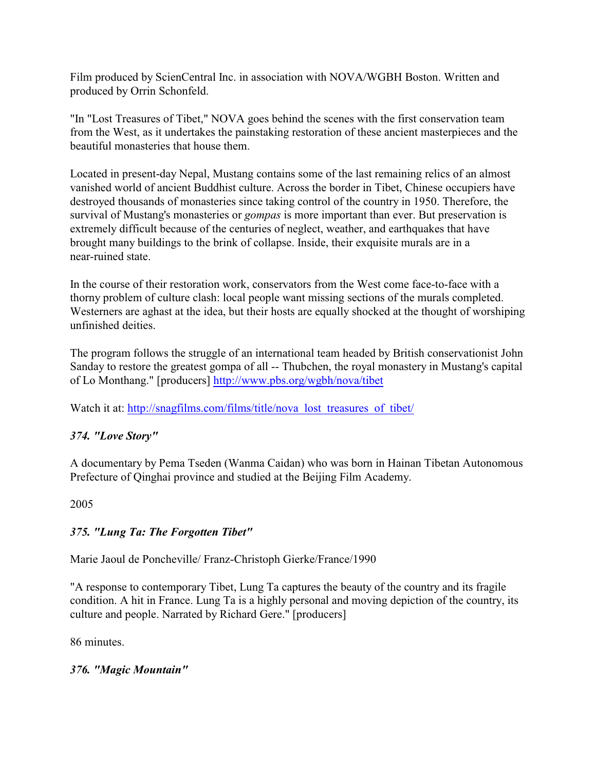Film produced by ScienCentral Inc. in association with NOVA/WGBH Boston. Written and produced by Orrin Schonfeld.

"In "Lost Treasures of Tibet," NOVA goes behind the scenes with the first conservation team from the West, as it undertakes the painstaking restoration of these ancient masterpieces and the beautiful monasteries that house them.

Located in present-day Nepal, Mustang contains some of the last remaining relics of an almost vanished world of ancient Buddhist culture. Across the border in Tibet, Chinese occupiers have destroyed thousands of monasteries since taking control of the country in 1950. Therefore, the survival of Mustang's monasteries or *gompas* is more important than ever. But preservation is extremely difficult because of the centuries of neglect, weather, and earthquakes that have brought many buildings to the brink of collapse. Inside, their exquisite murals are in a near-ruined state.

In the course of their restoration work, conservators from the West come face-to-face with a thorny problem of culture clash: local people want missing sections of the murals completed. Westerners are aghast at the idea, but their hosts are equally shocked at the thought of worshiping unfinished deities.

The program follows the struggle of an international team headed by British conservationist John Sanday to restore the greatest gompa of all -- Thubchen, the royal monastery in Mustang's capital of Lo Monthang." [producers] http://www.pbs.org/wgbh/nova/tibet

Watch it at: http://snagfilms.com/films/title/nova_lost_treasures_of_tibet/

### *374. "Love Story"*

A documentary by Pema Tseden (Wanma Caidan) who was born in Hainan Tibetan Autonomous Prefecture of Qinghai province and studied at the Beijing Film Academy.

2005

### *375. "Lung Ta: The Forgotten Tibet"*

Marie Jaoul de Poncheville/ Franz-Christoph Gierke/France/1990

"A response to contemporary Tibet, Lung Ta captures the beauty of the country and its fragile condition. A hit in France. Lung Ta is a highly personal and moving depiction of the country, its culture and people. Narrated by Richard Gere." [producers]

86 minutes.

### *376. "Magic Mountain"*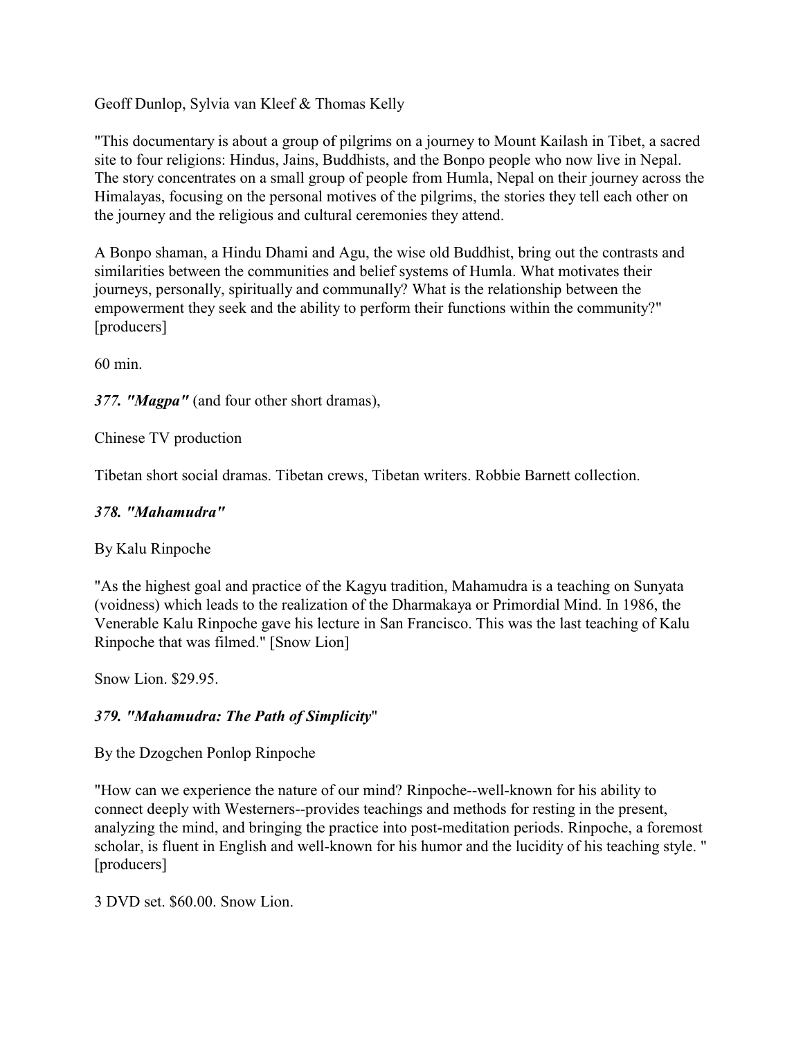Geoff Dunlop, Sylvia van Kleef & Thomas Kelly

"This documentary is about a group of pilgrims on a journey to Mount Kailash in Tibet, a sacred site to four religions: Hindus, Jains, Buddhists, and the Bonpo people who now live in Nepal. The story concentrates on a small group of people from Humla, Nepal on their journey across the Himalayas, focusing on the personal motives of the pilgrims, the stories they tell each other on the journey and the religious and cultural ceremonies they attend.

A Bonpo shaman, a Hindu Dhami and Agu, the wise old Buddhist, bring out the contrasts and similarities between the communities and belief systems of Humla. What motivates their journeys, personally, spiritually and communally? What is the relationship between the empowerment they seek and the ability to perform their functions within the community?" [producers]

60 min.

***377. "Magpa"*** (and four other short dramas),

Chinese TV production

Tibetan short social dramas. Tibetan crews, Tibetan writers. Robbie Barnett collection.

### *378. "Mahamudra"*

By Kalu Rinpoche

"As the highest goal and practice of the Kagyu tradition, Mahamudra is a teaching on Sunyata (voidness) which leads to the realization of the Dharmakaya or Primordial Mind. In 1986, the Venerable Kalu Rinpoche gave his lecture in San Francisco. This was the last teaching of Kalu Rinpoche that was filmed." [Snow Lion]

Snow Lion. $29.95.

### *379. "Mahamudra: The Path of Simplicity"*

By the Dzogchen Ponlop Rinpoche

"How can we experience the nature of our mind? Rinpoche--well-known for his ability to connect deeply with Westerners--provides teachings and methods for resting in the present, analyzing the mind, and bringing the practice into post-meditation periods. Rinpoche, a foremost scholar, is fluent in English and well-known for his humor and the lucidity of his teaching style. " [producers]

3 DVD set. $60.00. Snow Lion.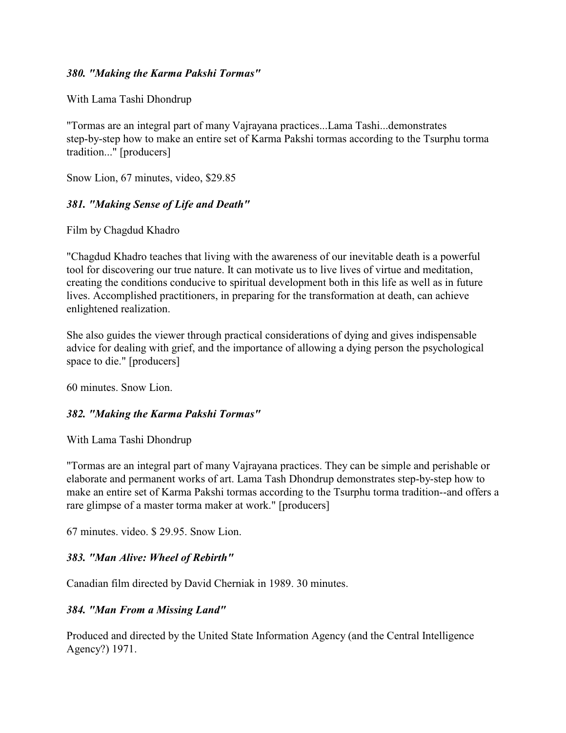### *380. "Making the Karma Pakshi Tormas"*

With Lama Tashi Dhondrup

"Tormas are an integral part of many Vajrayana practices...Lama Tashi...demonstrates step-by-step how to make an entire set of Karma Pakshi tormas according to the Tsurphu torma tradition..." [producers]

Snow Lion, 67 minutes, video, $29.85

### *381. "Making Sense of Life and Death"*

Film by Chagdud Khadro

"Chagdud Khadro teaches that living with the awareness of our inevitable death is a powerful tool for discovering our true nature. It can motivate us to live lives of virtue and meditation, creating the conditions conducive to spiritual development both in this life as well as in future lives. Accomplished practitioners, in preparing for the transformation at death, can achieve enlightened realization.

She also guides the viewer through practical considerations of dying and gives indispensable advice for dealing with grief, and the importance of allowing a dying person the psychological space to die." [producers]

60 minutes. Snow Lion.

### *382. "Making the Karma Pakshi Tormas"*

With Lama Tashi Dhondrup

"Tormas are an integral part of many Vajrayana practices. They can be simple and perishable or elaborate and permanent works of art. Lama Tash Dhondrup demonstrates step-by-step how to make an entire set of Karma Pakshi tormas according to the Tsurphu torma tradition--and offers a rare glimpse of a master torma maker at work." [producers]

67 minutes. video. $ 29.95. Snow Lion.

### *383. "Man Alive: Wheel of Rebirth"*

Canadian film directed by David Cherniak in 1989. 30 minutes.

### *384. "Man From a Missing Land"*

Produced and directed by the United State Information Agency (and the Central Intelligence Agency?) 1971.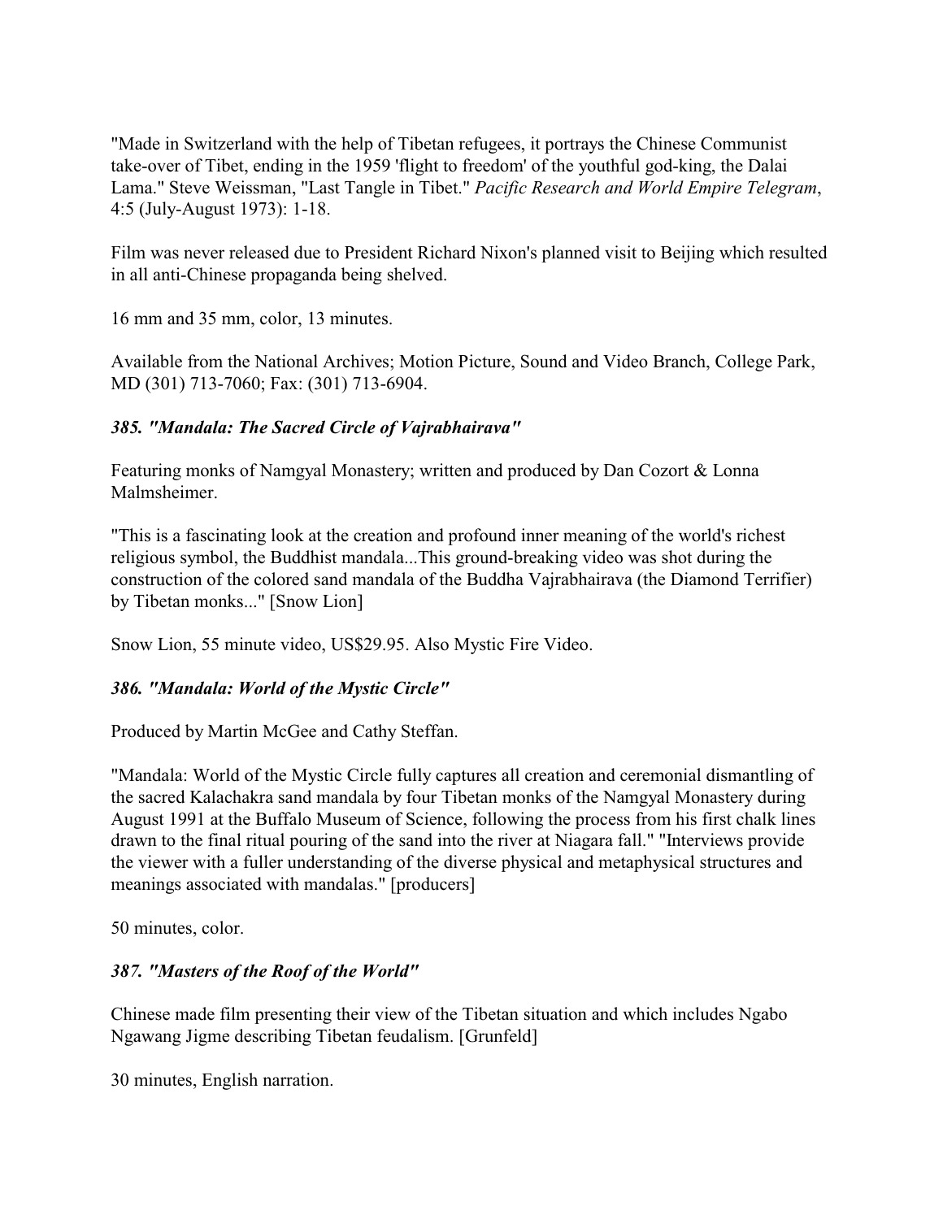"Made in Switzerland with the help of Tibetan refugees, it portrays the Chinese Communist take-over of Tibet, ending in the 1959 'flight to freedom' of the youthful god-king, the Dalai Lama." Steve Weissman, "Last Tangle in Tibet." *Pacific Research and World Empire Telegram*, 4:5 (July-August 1973): 1-18.

Film was never released due to President Richard Nixon's planned visit to Beijing which resulted in all anti-Chinese propaganda being shelved.

16 mm and 35 mm, color, 13 minutes.

Available from the National Archives; Motion Picture, Sound and Video Branch, College Park, MD (301) 713-7060; Fax: (301) 713-6904.

### *385. "Mandala: The Sacred Circle of Vajrabhairava"*

Featuring monks of Namgyal Monastery; written and produced by Dan Cozort & Lonna Malmsheimer.

"This is a fascinating look at the creation and profound inner meaning of the world's richest religious symbol, the Buddhist mandala...This ground-breaking video was shot during the construction of the colored sand mandala of the Buddha Vajrabhairava (the Diamond Terrifier) by Tibetan monks..." [Snow Lion]

Snow Lion, 55 minute video, US$29.95. Also Mystic Fire Video.

### *386. "Mandala: World of the Mystic Circle"*

Produced by Martin McGee and Cathy Steffan.

"Mandala: World of the Mystic Circle fully captures all creation and ceremonial dismantling of the sacred Kalachakra sand mandala by four Tibetan monks of the Namgyal Monastery during August 1991 at the Buffalo Museum of Science, following the process from his first chalk lines drawn to the final ritual pouring of the sand into the river at Niagara fall." "Interviews provide the viewer with a fuller understanding of the diverse physical and metaphysical structures and meanings associated with mandalas." [producers]

50 minutes, color.

### *387. "Masters of the Roof of the World"*

Chinese made film presenting their view of the Tibetan situation and which includes Ngabo Ngawang Jigme describing Tibetan feudalism. [Grunfeld]

30 minutes, English narration.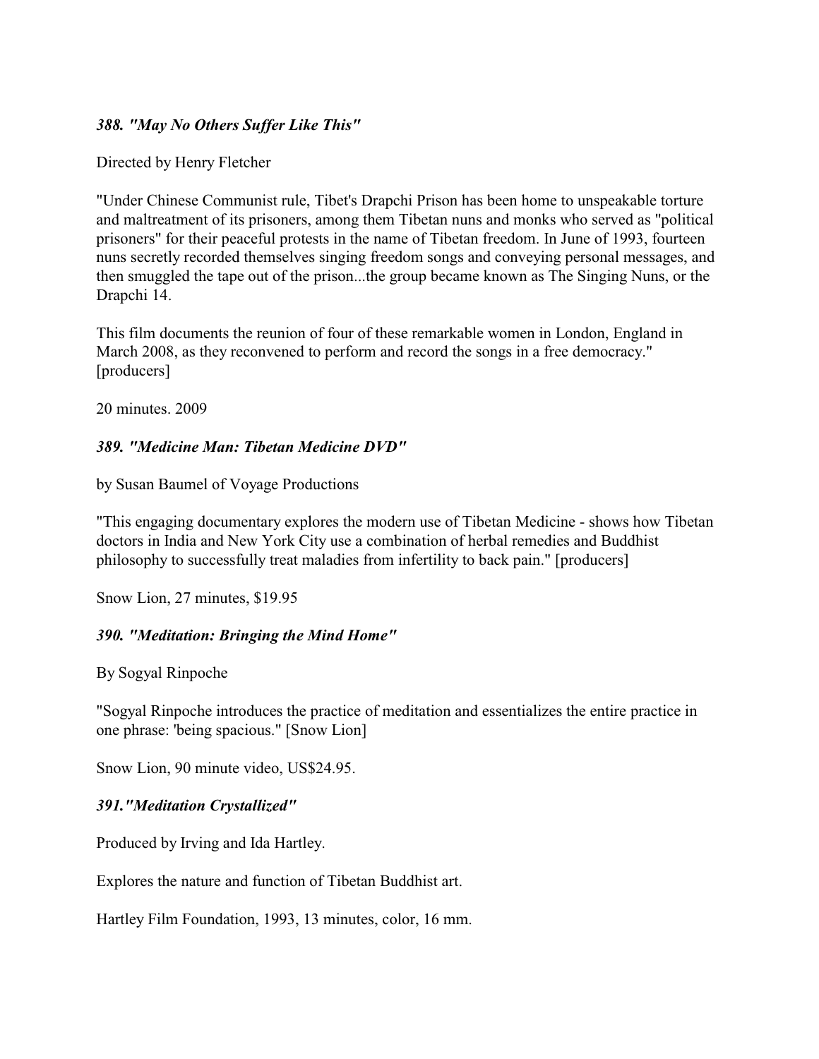***388. "May No Others Suffer Like This"***

Directed by Henry Fletcher

"Under Chinese Communist rule, Tibet's Drapchi Prison has been home to unspeakable torture and maltreatment of its prisoners, among them Tibetan nuns and monks who served as "political prisoners" for their peaceful protests in the name of Tibetan freedom. In June of 1993, fourteen nuns secretly recorded themselves singing freedom songs and conveying personal messages, and then smuggled the tape out of the prison...the group became known as The Singing Nuns, or the Drapchi 14.

This film documents the reunion of four of these remarkable women in London, England in March 2008, as they reconvened to perform and record the songs in a free democracy." [producers]

20 minutes. 2009

***389. "Medicine Man: Tibetan Medicine DVD"***

by Susan Baumel of Voyage Productions

"This engaging documentary explores the modern use of Tibetan Medicine - shows how Tibetan doctors in India and New York City use a combination of herbal remedies and Buddhist philosophy to successfully treat maladies from infertility to back pain." [producers]

Snow Lion, 27 minutes, $19.95

***390. "Meditation: Bringing the Mind Home"***

By Sogyal Rinpoche

"Sogyal Rinpoche introduces the practice of meditation and essentializes the entire practice in one phrase: 'being spacious." [Snow Lion]

Snow Lion, 90 minute video, US$24.95.

***391."Meditation Crystallized"***

Produced by Irving and Ida Hartley.

Explores the nature and function of Tibetan Buddhist art.

Hartley Film Foundation, 1993, 13 minutes, color, 16 mm.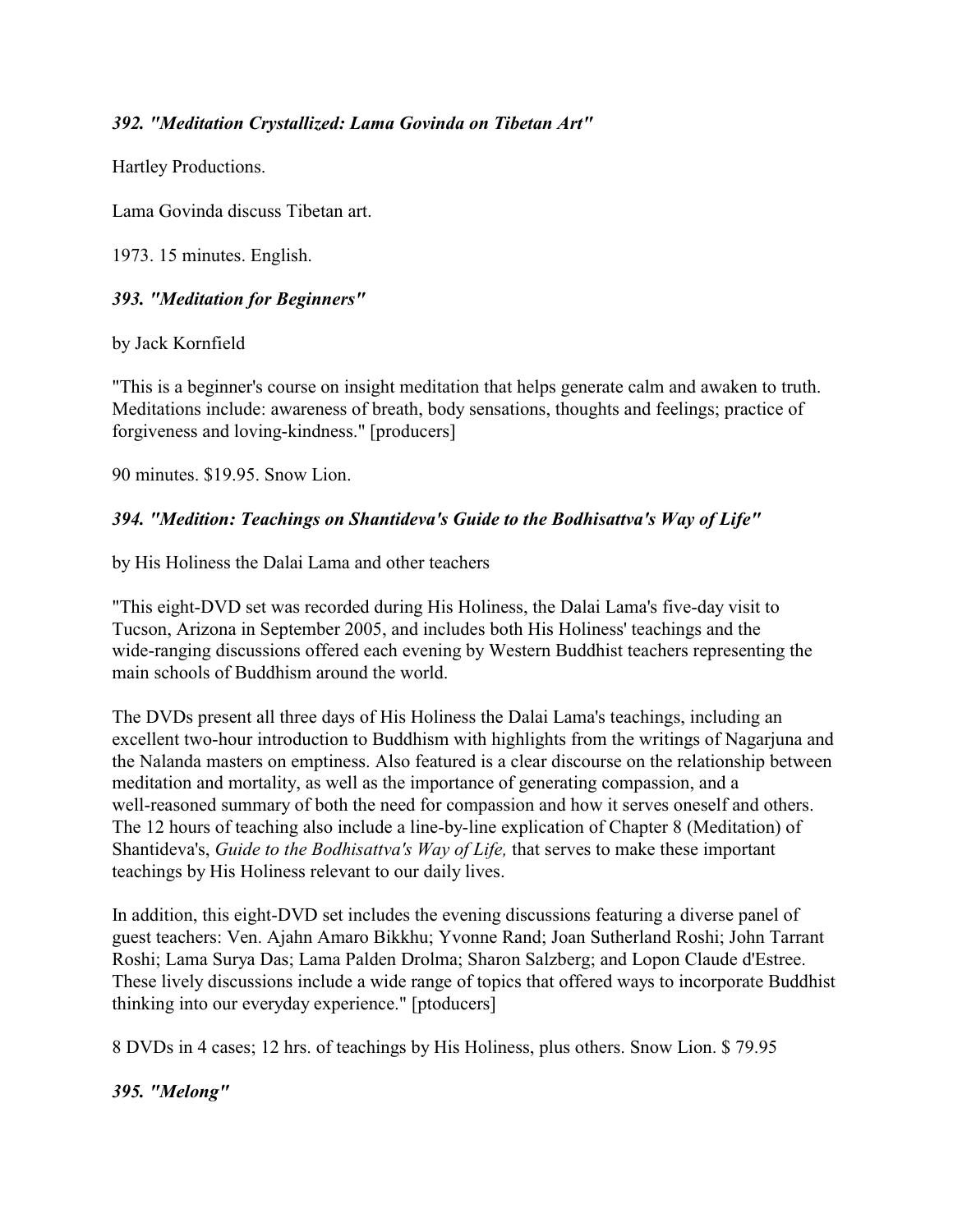***392. "Meditation Crystallized: Lama Govinda on Tibetan Art"***

Hartley Productions.

Lama Govinda discuss Tibetan art.

1973. 15 minutes. English.

***393. "Meditation for Beginners"***

by Jack Kornfield

"This is a beginner's course on insight meditation that helps generate calm and awaken to truth. Meditations include: awareness of breath, body sensations, thoughts and feelings; practice of forgiveness and loving-kindness." [producers]

90 minutes. $19.95. Snow Lion.

***394. "Medition: Teachings on Shantideva's Guide to the Bodhisattva's Way of Life"***

by His Holiness the Dalai Lama and other teachers

"This eight-DVD set was recorded during His Holiness, the Dalai Lama's five-day visit to Tucson, Arizona in September 2005, and includes both His Holiness' teachings and the wide-ranging discussions offered each evening by Western Buddhist teachers representing the main schools of Buddhism around the world.

The DVDs present all three days of His Holiness the Dalai Lama's teachings, including an excellent two-hour introduction to Buddhism with highlights from the writings of Nagarjuna and the Nalanda masters on emptiness. Also featured is a clear discourse on the relationship between meditation and mortality, as well as the importance of generating compassion, and a well-reasoned summary of both the need for compassion and how it serves oneself and others. The 12 hours of teaching also include a line-by-line explication of Chapter 8 (Meditation) of Shantideva's, *Guide to the Bodhisattva's Way of Life,* that serves to make these important teachings by His Holiness relevant to our daily lives.

In addition, this eight-DVD set includes the evening discussions featuring a diverse panel of guest teachers: Ven. Ajahn Amaro Bikkhu; Yvonne Rand; Joan Sutherland Roshi; John Tarrant Roshi; Lama Surya Das; Lama Palden Drolma; Sharon Salzberg; and Lopon Claude d'Estree. These lively discussions include a wide range of topics that offered ways to incorporate Buddhist thinking into our everyday experience." [ptoducers]

8 DVDs in 4 cases; 12 hrs. of teachings by His Holiness, plus others. Snow Lion. $ 79.95

***395. "Melong"***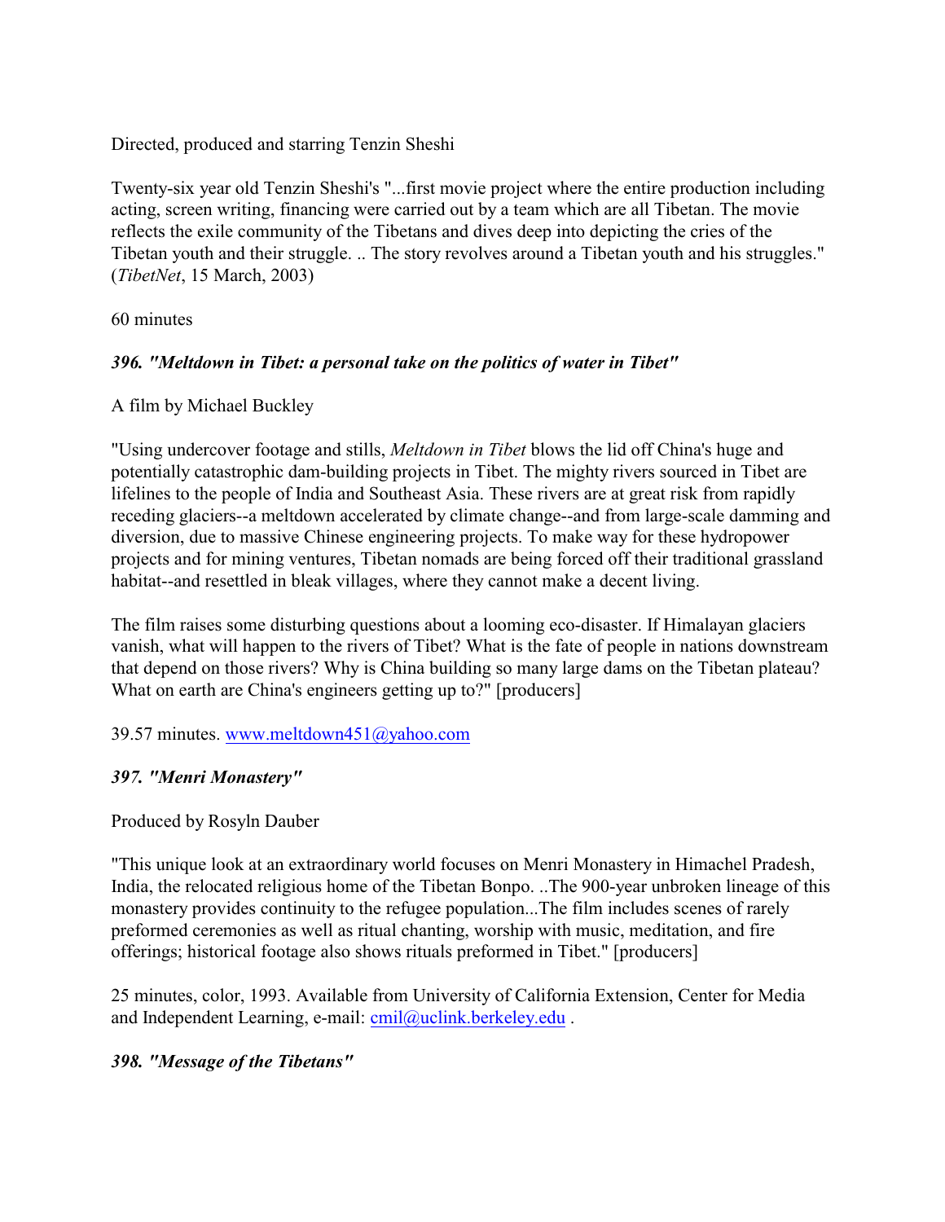Directed, produced and starring Tenzin Sheshi

Twenty-six year old Tenzin Sheshi's "...first movie project where the entire production including acting, screen writing, financing were carried out by a team which are all Tibetan. The movie reflects the exile community of the Tibetans and dives deep into depicting the cries of the Tibetan youth and their struggle. .. The story revolves around a Tibetan youth and his struggles." (*TibetNet*, 15 March, 2003)

60 minutes

### *396. "Meltdown in Tibet: a personal take on the politics of water in Tibet"*

A film by Michael Buckley

"Using undercover footage and stills, *Meltdown in Tibet* blows the lid off China's huge and potentially catastrophic dam-building projects in Tibet. The mighty rivers sourced in Tibet are lifelines to the people of India and Southeast Asia. These rivers are at great risk from rapidly receding glaciers--a meltdown accelerated by climate change--and from large-scale damming and diversion, due to massive Chinese engineering projects. To make way for these hydropower projects and for mining ventures, Tibetan nomads are being forced off their traditional grassland habitat--and resettled in bleak villages, where they cannot make a decent living.

The film raises some disturbing questions about a looming eco-disaster. If Himalayan glaciers vanish, what will happen to the rivers of Tibet? What is the fate of people in nations downstream that depend on those rivers? Why is China building so many large dams on the Tibetan plateau? What on earth are China's engineers getting up to?" [producers]

39.57 minutes. www.meltdown451@yahoo.com

### *397. "Menri Monastery"*

Produced by Rosyln Dauber

"This unique look at an extraordinary world focuses on Menri Monastery in Himachel Pradesh, India, the relocated religious home of the Tibetan Bonpo. ..The 900-year unbroken lineage of this monastery provides continuity to the refugee population...The film includes scenes of rarely preformed ceremonies as well as ritual chanting, worship with music, meditation, and fire offerings; historical footage also shows rituals preformed in Tibet." [producers]

25 minutes, color, 1993. Available from University of California Extension, Center for Media and Independent Learning, e-mail: cmil@uclink.berkeley.edu .

### *398. "Message of the Tibetans"*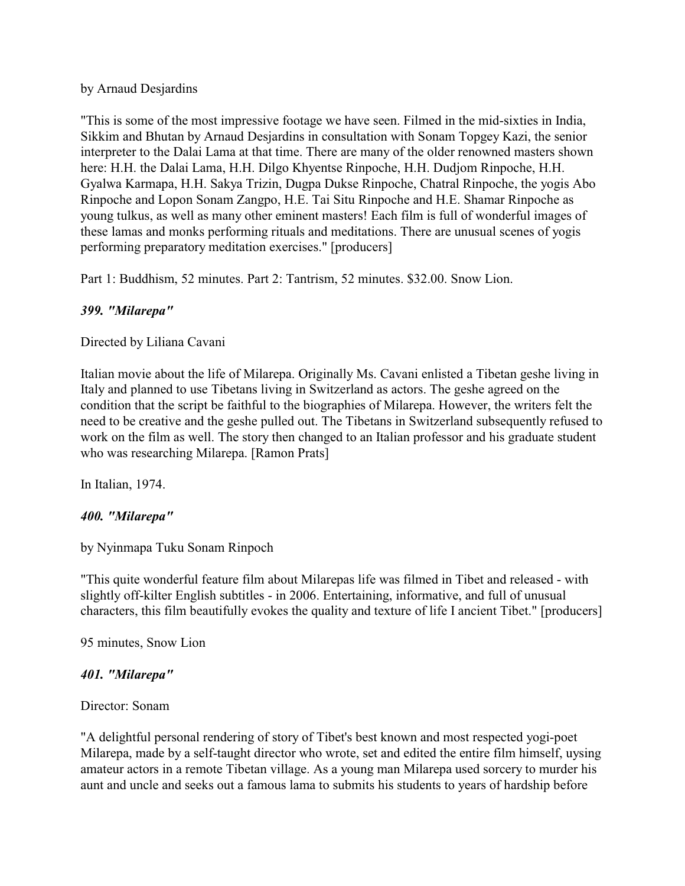by Arnaud Desjardins

"This is some of the most impressive footage we have seen. Filmed in the mid-sixties in India, Sikkim and Bhutan by Arnaud Desjardins in consultation with Sonam Topgey Kazi, the senior interpreter to the Dalai Lama at that time. There are many of the older renowned masters shown here: H.H. the Dalai Lama, H.H. Dilgo Khyentse Rinpoche, H.H. Dudjom Rinpoche, H.H. Gyalwa Karmapa, H.H. Sakya Trizin, Dugpa Dukse Rinpoche, Chatral Rinpoche, the yogis Abo Rinpoche and Lopon Sonam Zangpo, H.E. Tai Situ Rinpoche and H.E. Shamar Rinpoche as young tulkus, as well as many other eminent masters! Each film is full of wonderful images of these lamas and monks performing rituals and meditations. There are unusual scenes of yogis performing preparatory meditation exercises." [producers]

Part 1: Buddhism, 52 minutes. Part 2: Tantrism, 52 minutes. $32.00. Snow Lion.

### *399. "Milarepa"*

Directed by Liliana Cavani

Italian movie about the life of Milarepa. Originally Ms. Cavani enlisted a Tibetan geshe living in Italy and planned to use Tibetans living in Switzerland as actors. The geshe agreed on the condition that the script be faithful to the biographies of Milarepa. However, the writers felt the need to be creative and the geshe pulled out. The Tibetans in Switzerland subsequently refused to work on the film as well. The story then changed to an Italian professor and his graduate student who was researching Milarepa. [Ramon Prats]

In Italian, 1974.

### *400. "Milarepa"*

by Nyinmapa Tuku Sonam Rinpoch

"This quite wonderful feature film about Milarepas life was filmed in Tibet and released - with slightly off-kilter English subtitles - in 2006. Entertaining, informative, and full of unusual characters, this film beautifully evokes the quality and texture of life I ancient Tibet." [producers]

95 minutes, Snow Lion

### *401. "Milarepa"*

Director: Sonam

"A delightful personal rendering of story of Tibet's best known and most respected yogi-poet Milarepa, made by a self-taught director who wrote, set and edited the entire film himself, uysing amateur actors in a remote Tibetan village. As a young man Milarepa used sorcery to murder his aunt and uncle and seeks out a famous lama to submits his students to years of hardship before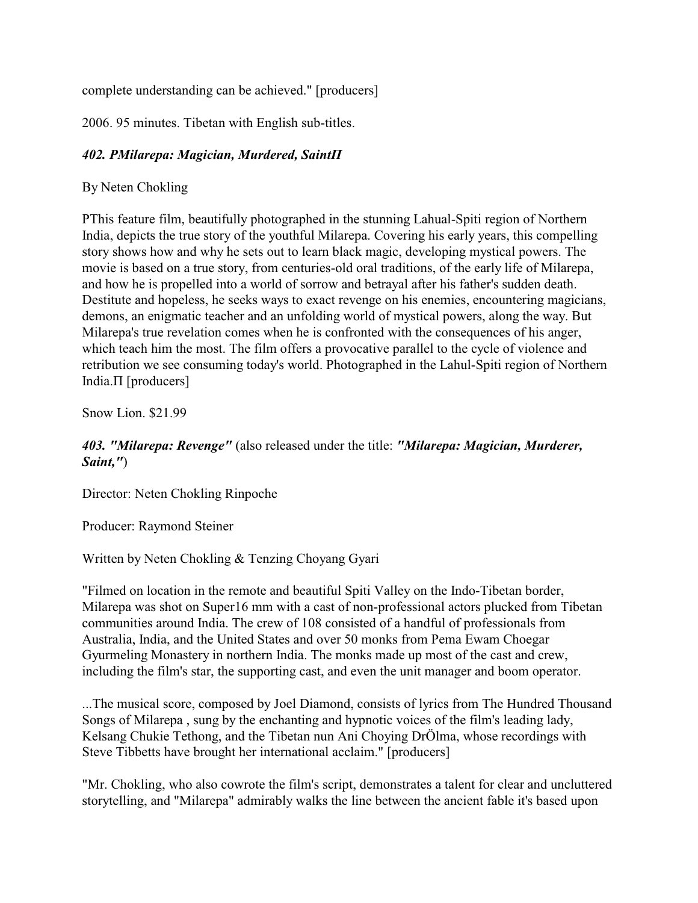complete understanding can be achieved." [producers]

2006. 95 minutes. Tibetan with English sub-titles.

***402. PMilarepa: Magician, Murdered, SaintΠ***

By Neten Chokling

PThis feature film, beautifully photographed in the stunning Lahual-Spiti region of Northern India, depicts the true story of the youthful Milarepa. Covering his early years, this compelling story shows how and why he sets out to learn black magic, developing mystical powers. The movie is based on a true story, from centuries-old oral traditions, of the early life of Milarepa, and how he is propelled into a world of sorrow and betrayal after his father's sudden death. Destitute and hopeless, he seeks ways to exact revenge on his enemies, encountering magicians, demons, an enigmatic teacher and an unfolding world of mystical powers, along the way. But Milarepa's true revelation comes when he is confronted with the consequences of his anger, which teach him the most. The film offers a provocative parallel to the cycle of violence and retribution we see consuming today's world. Photographed in the Lahul-Spiti region of Northern India.Π [producers]

Snow Lion. $21.99

***403. "Milarepa: Revenge"*** (also released under the title: ***"Milarepa: Magician, Murderer, Saint,"***)

Director: Neten Chokling Rinpoche

Producer: Raymond Steiner

Written by Neten Chokling & Tenzing Choyang Gyari

"Filmed on location in the remote and beautiful Spiti Valley on the Indo-Tibetan border, Milarepa was shot on Super16 mm with a cast of non-professional actors plucked from Tibetan communities around India. The crew of 108 consisted of a handful of professionals from Australia, India, and the United States and over 50 monks from Pema Ewam Choegar Gyurmeling Monastery in northern India. The monks made up most of the cast and crew, including the film's star, the supporting cast, and even the unit manager and boom operator.

...The musical score, composed by Joel Diamond, consists of lyrics from The Hundred Thousand Songs of Milarepa , sung by the enchanting and hypnotic voices of the film's leading lady, Kelsang Chukie Tethong, and the Tibetan nun Ani Choying DrÖlma, whose recordings with Steve Tibbetts have brought her international acclaim." [producers]

"Mr. Chokling, who also cowrote the film's script, demonstrates a talent for clear and uncluttered storytelling, and "Milarepa" admirably walks the line between the ancient fable it's based upon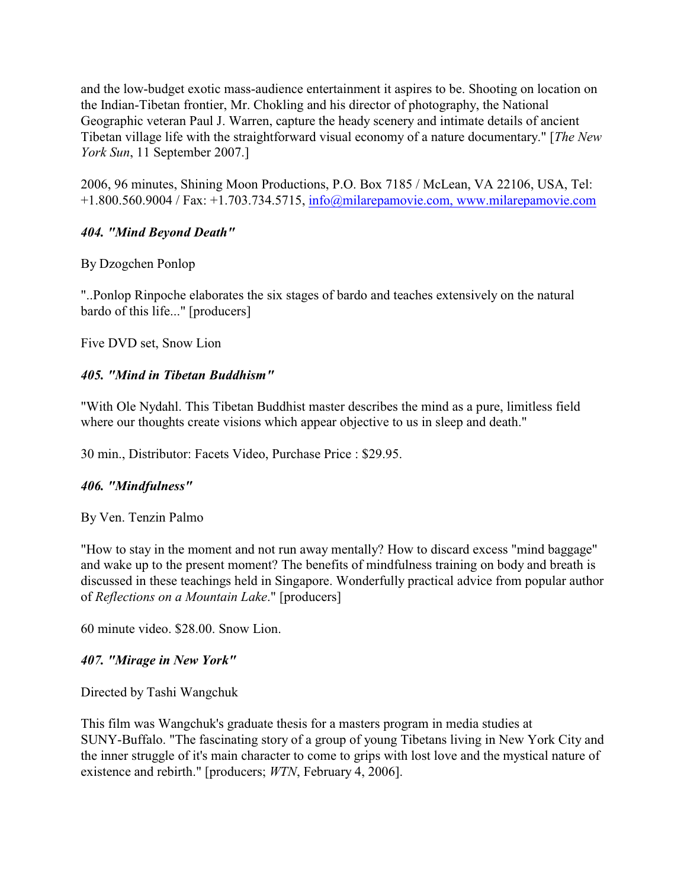and the low-budget exotic mass-audience entertainment it aspires to be. Shooting on location on the Indian-Tibetan frontier, Mr. Chokling and his director of photography, the National Geographic veteran Paul J. Warren, capture the heady scenery and intimate details of ancient Tibetan village life with the straightforward visual economy of a nature documentary." [*The New York Sun*, 11 September 2007.]

2006, 96 minutes, Shining Moon Productions, P.O. Box 7185 / McLean, VA 22106, USA, Tel: +1.800.560.9004 / Fax: +1.703.734.5715, info@milarepamovie.com, www.milarepamovie.com

### *404. "Mind Beyond Death"*

By Dzogchen Ponlop

"..Ponlop Rinpoche elaborates the six stages of bardo and teaches extensively on the natural bardo of this life..." [producers]

Five DVD set, Snow Lion

### *405. "Mind in Tibetan Buddhism"*

"With Ole Nydahl. This Tibetan Buddhist master describes the mind as a pure, limitless field where our thoughts create visions which appear objective to us in sleep and death."

30 min., Distributor: Facets Video, Purchase Price : $29.95.

### *406. "Mindfulness"*

By Ven. Tenzin Palmo

"How to stay in the moment and not run away mentally? How to discard excess "mind baggage" and wake up to the present moment? The benefits of mindfulness training on body and breath is discussed in these teachings held in Singapore. Wonderfully practical advice from popular author of *Reflections on a Mountain Lake*." [producers]

60 minute video. $28.00. Snow Lion.

### *407. "Mirage in New York"*

Directed by Tashi Wangchuk

This film was Wangchuk's graduate thesis for a masters program in media studies at SUNY-Buffalo. "The fascinating story of a group of young Tibetans living in New York City and the inner struggle of it's main character to come to grips with lost love and the mystical nature of existence and rebirth." [producers; *WTN*, February 4, 2006].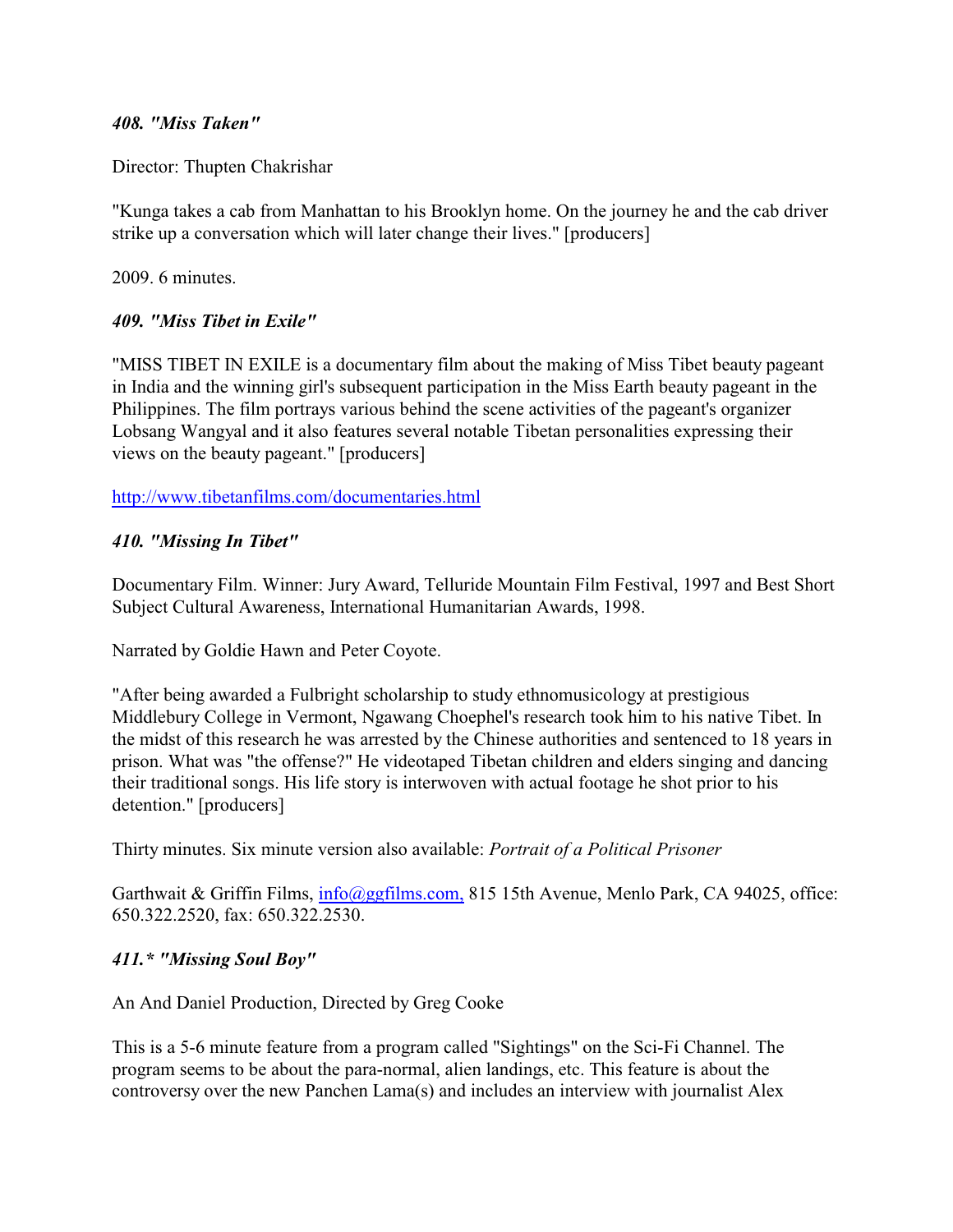### *408. "Miss Taken"*

Director: Thupten Chakrishar

"Kunga takes a cab from Manhattan to his Brooklyn home. On the journey he and the cab driver strike up a conversation which will later change their lives." [producers]

2009. 6 minutes.

### *409. "Miss Tibet in Exile"*

"MISS TIBET IN EXILE is a documentary film about the making of Miss Tibet beauty pageant in India and the winning girl's subsequent participation in the Miss Earth beauty pageant in the Philippines. The film portrays various behind the scene activities of the pageant's organizer Lobsang Wangyal and it also features several notable Tibetan personalities expressing their views on the beauty pageant." [producers]

http://www.tibetanfilms.com/documentaries.html

### *410. "Missing In Tibet"*

Documentary Film. Winner: Jury Award, Telluride Mountain Film Festival, 1997 and Best Short Subject Cultural Awareness, International Humanitarian Awards, 1998.

Narrated by Goldie Hawn and Peter Coyote.

"After being awarded a Fulbright scholarship to study ethnomusicology at prestigious Middlebury College in Vermont, Ngawang Choephel's research took him to his native Tibet. In the midst of this research he was arrested by the Chinese authorities and sentenced to 18 years in prison. What was "the offense?" He videotaped Tibetan children and elders singing and dancing their traditional songs. His life story is interwoven with actual footage he shot prior to his detention." [producers]

Thirty minutes. Six minute version also available: *Portrait of a Political Prisoner*

Garthwait & Griffin Films, info@ggfilms.com, 815 15th Avenue, Menlo Park, CA 94025, office: 650.322.2520, fax: 650.322.2530.

### *411.* "Missing Soul Boy"*

An And Daniel Production, Directed by Greg Cooke

This is a 5-6 minute feature from a program called "Sightings" on the Sci-Fi Channel. The program seems to be about the para-normal, alien landings, etc. This feature is about the controversy over the new Panchen Lama(s) and includes an interview with journalist Alex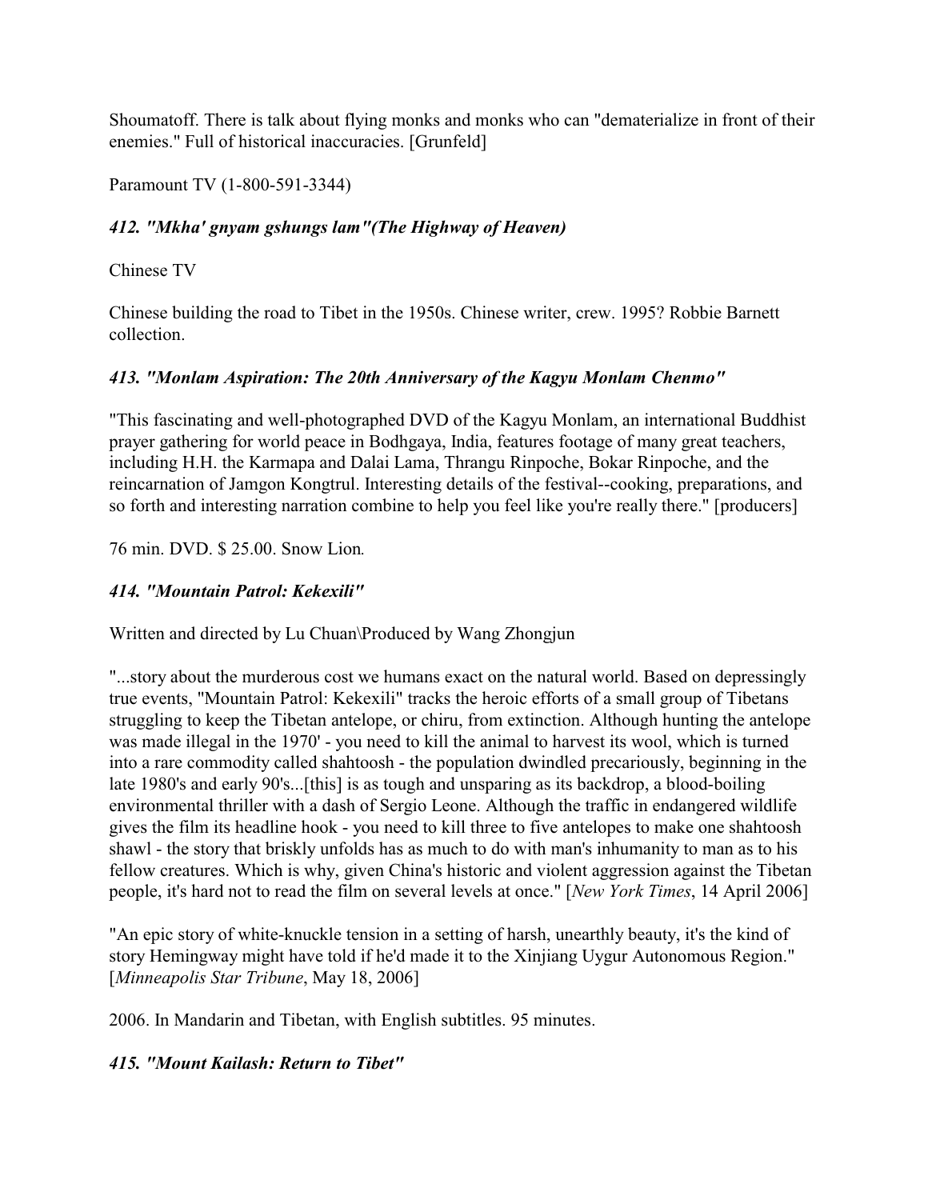Shoumatoff. There is talk about flying monks and monks who can "dematerialize in front of their enemies." Full of historical inaccuracies. [Grunfeld]

Paramount TV (1-800-591-3344)

### *412. "Mkha' gnyam gshungs lam"(The Highway of Heaven)*

Chinese TV

Chinese building the road to Tibet in the 1950s. Chinese writer, crew. 1995? Robbie Barnett collection.

### *413. "Monlam Aspiration: The 20th Anniversary of the Kagyu Monlam Chenmo"*

"This fascinating and well-photographed DVD of the Kagyu Monlam, an international Buddhist prayer gathering for world peace in Bodhgaya, India, features footage of many great teachers, including H.H. the Karmapa and Dalai Lama, Thrangu Rinpoche, Bokar Rinpoche, and the reincarnation of Jamgon Kongtrul. Interesting details of the festival--cooking, preparations, and so forth and interesting narration combine to help you feel like you're really there." [producers]

76 min. DVD. $ 25.00. Snow Lion.

### *414. "Mountain Patrol: Kekexili"*

Written and directed by Lu Chuan\Produced by Wang Zhongjun

"...story about the murderous cost we humans exact on the natural world. Based on depressingly true events, "Mountain Patrol: Kekexili" tracks the heroic efforts of a small group of Tibetans struggling to keep the Tibetan antelope, or chiru, from extinction. Although hunting the antelope was made illegal in the 1970' - you need to kill the animal to harvest its wool, which is turned into a rare commodity called shahtoosh - the population dwindled precariously, beginning in the late 1980's and early 90's...[this] is as tough and unsparing as its backdrop, a blood-boiling environmental thriller with a dash of Sergio Leone. Although the traffic in endangered wildlife gives the film its headline hook - you need to kill three to five antelopes to make one shahtoosh shawl - the story that briskly unfolds has as much to do with man's inhumanity to man as to his fellow creatures. Which is why, given China's historic and violent aggression against the Tibetan people, it's hard not to read the film on several levels at once." [*New York Times*, 14 April 2006]

"An epic story of white-knuckle tension in a setting of harsh, unearthly beauty, it's the kind of story Hemingway might have told if he'd made it to the Xinjiang Uygur Autonomous Region." [*Minneapolis Star Tribune*, May 18, 2006]

2006. In Mandarin and Tibetan, with English subtitles. 95 minutes.

### *415. "Mount Kailash: Return to Tibet"*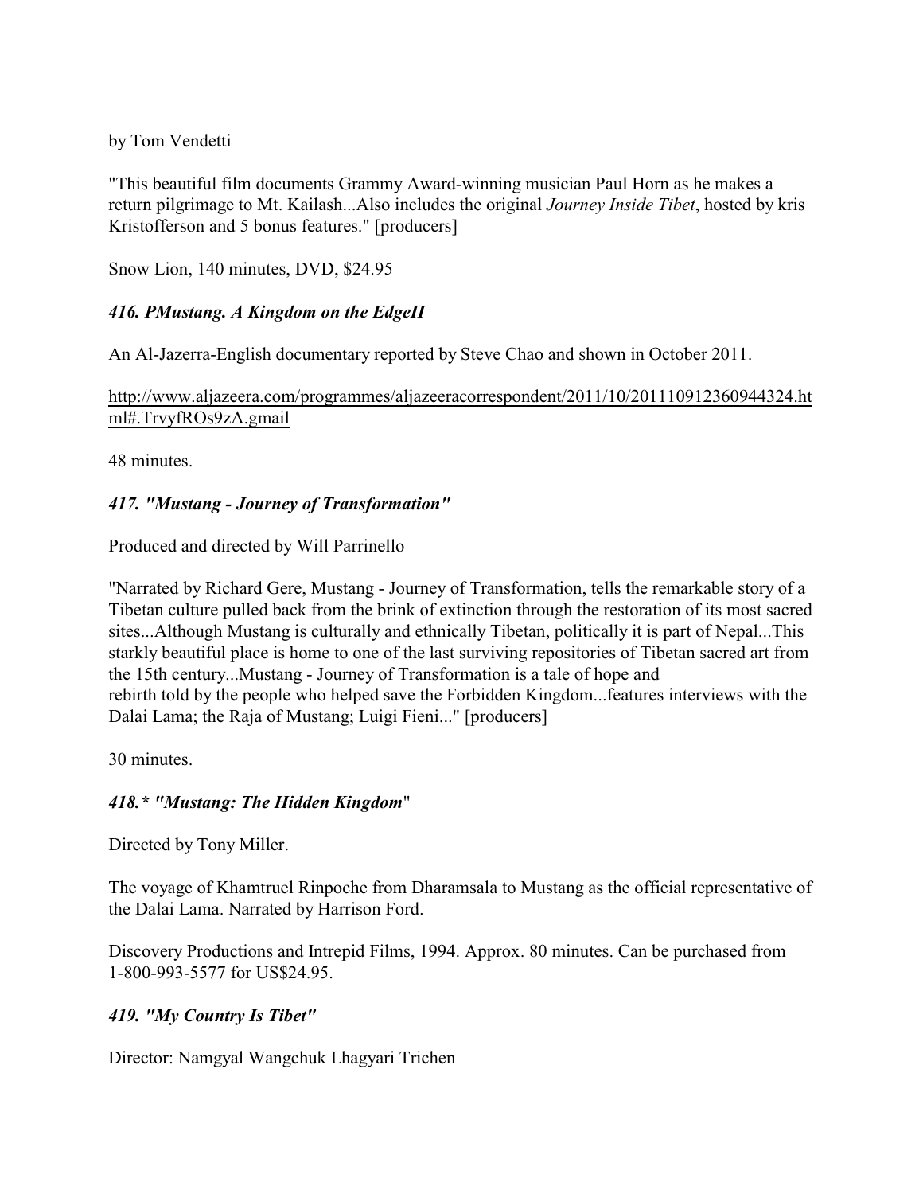by Tom Vendetti

"This beautiful film documents Grammy Award-winning musician Paul Horn as he makes a return pilgrimage to Mt. Kailash...Also includes the original *Journey Inside Tibet*, hosted by kris Kristofferson and 5 bonus features." [producers]

Snow Lion, 140 minutes, DVD, $24.95

### *416. PMustang. A Kingdom on the EdgeП*

An Al-Jazerra-English documentary reported by Steve Chao and shown in October 2011.

http://www.aljazeera.com/programmes/aljazeeracorrespondent/2011/10/201110912360944324.html#.TrvyfROs9zA.gmail

48 minutes.

### *417. "Mustang - Journey of Transformation"*

Produced and directed by Will Parrinello

"Narrated by Richard Gere, Mustang - Journey of Transformation, tells the remarkable story of a Tibetan culture pulled back from the brink of extinction through the restoration of its most sacred sites...Although Mustang is culturally and ethnically Tibetan, politically it is part of Nepal...This starkly beautiful place is home to one of the last surviving repositories of Tibetan sacred art from the 15th century...Mustang - Journey of Transformation is a tale of hope and rebirth told by the people who helped save the Forbidden Kingdom...features interviews with the Dalai Lama; the Raja of Mustang; Luigi Fieni..." [producers]

30 minutes.

### *418.* "Mustang: The Hidden Kingdom"*

Directed by Tony Miller.

The voyage of Khamtruel Rinpoche from Dharamsala to Mustang as the official representative of the Dalai Lama. Narrated by Harrison Ford.

Discovery Productions and Intrepid Films, 1994. Approx. 80 minutes. Can be purchased from 1-800-993-5577 for US$24.95.

### *419. "My Country Is Tibet"*

Director: Namgyal Wangchuk Lhagyari Trichen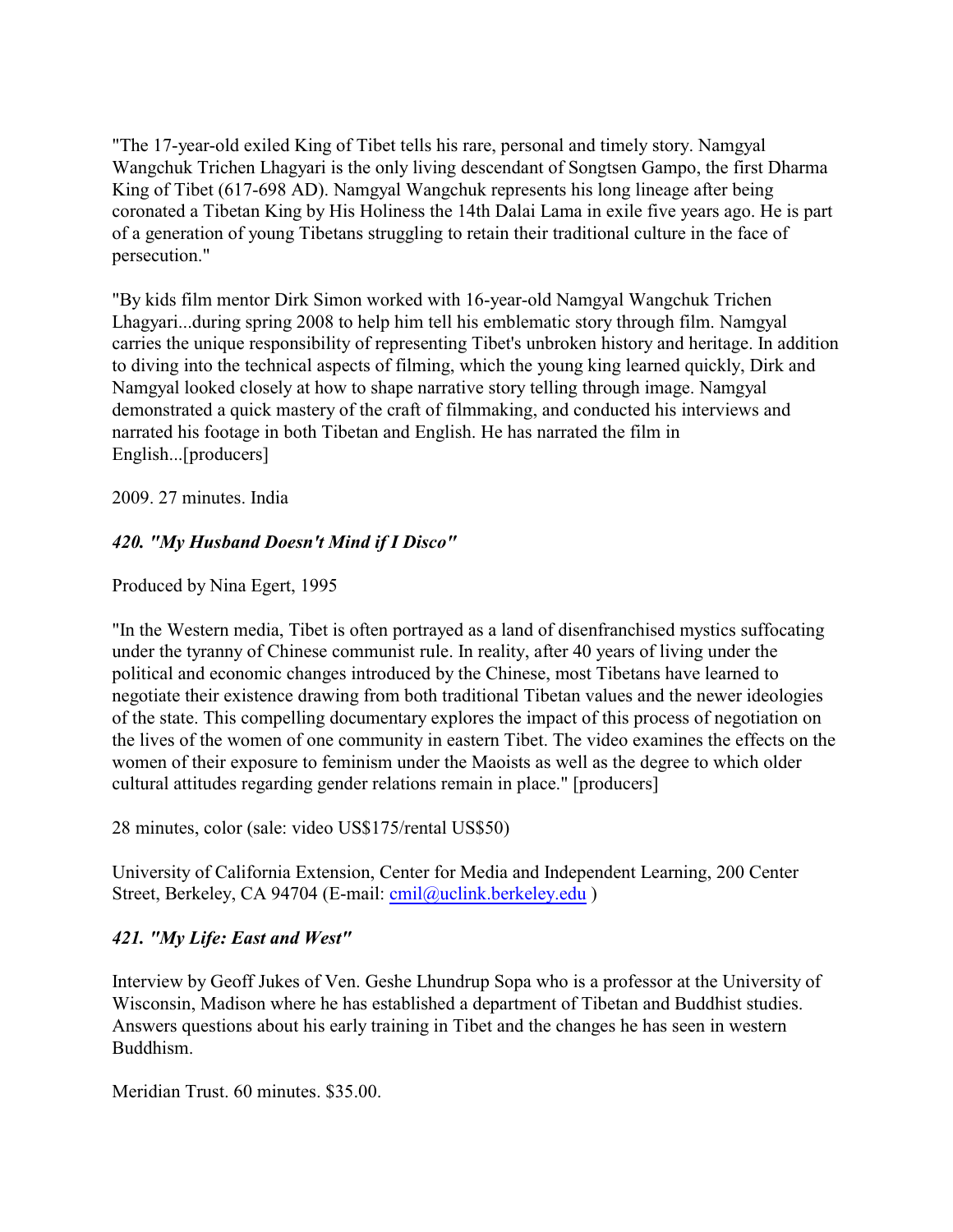"The 17-year-old exiled King of Tibet tells his rare, personal and timely story. Namgyal Wangchuk Trichen Lhagyari is the only living descendant of Songtsen Gampo, the first Dharma King of Tibet (617-698 AD). Namgyal Wangchuk represents his long lineage after being coronated a Tibetan King by His Holiness the 14th Dalai Lama in exile five years ago. He is part of a generation of young Tibetans struggling to retain their traditional culture in the face of persecution."

"By kids film mentor Dirk Simon worked with 16-year-old Namgyal Wangchuk Trichen Lhagyari...during spring 2008 to help him tell his emblematic story through film. Namgyal carries the unique responsibility of representing Tibet's unbroken history and heritage. In addition to diving into the technical aspects of filming, which the young king learned quickly, Dirk and Namgyal looked closely at how to shape narrative story telling through image. Namgyal demonstrated a quick mastery of the craft of filmmaking, and conducted his interviews and narrated his footage in both Tibetan and English. He has narrated the film in English...[producers]

2009. 27 minutes. India

### *420. "My Husband Doesn't Mind if I Disco"*

Produced by Nina Egert, 1995

"In the Western media, Tibet is often portrayed as a land of disenfranchised mystics suffocating under the tyranny of Chinese communist rule. In reality, after 40 years of living under the political and economic changes introduced by the Chinese, most Tibetans have learned to negotiate their existence drawing from both traditional Tibetan values and the newer ideologies of the state. This compelling documentary explores the impact of this process of negotiation on the lives of the women of one community in eastern Tibet. The video examines the effects on the women of their exposure to feminism under the Maoists as well as the degree to which older cultural attitudes regarding gender relations remain in place." [producers]

28 minutes, color (sale: video US$175/rental US$50)

University of California Extension, Center for Media and Independent Learning, 200 Center Street, Berkeley, CA 94704 (E-mail: cmil@uclink.berkeley.edu )

### *421. "My Life: East and West"*

Interview by Geoff Jukes of Ven. Geshe Lhundrup Sopa who is a professor at the University of Wisconsin, Madison where he has established a department of Tibetan and Buddhist studies. Answers questions about his early training in Tibet and the changes he has seen in western Buddhism.

Meridian Trust. 60 minutes. $35.00.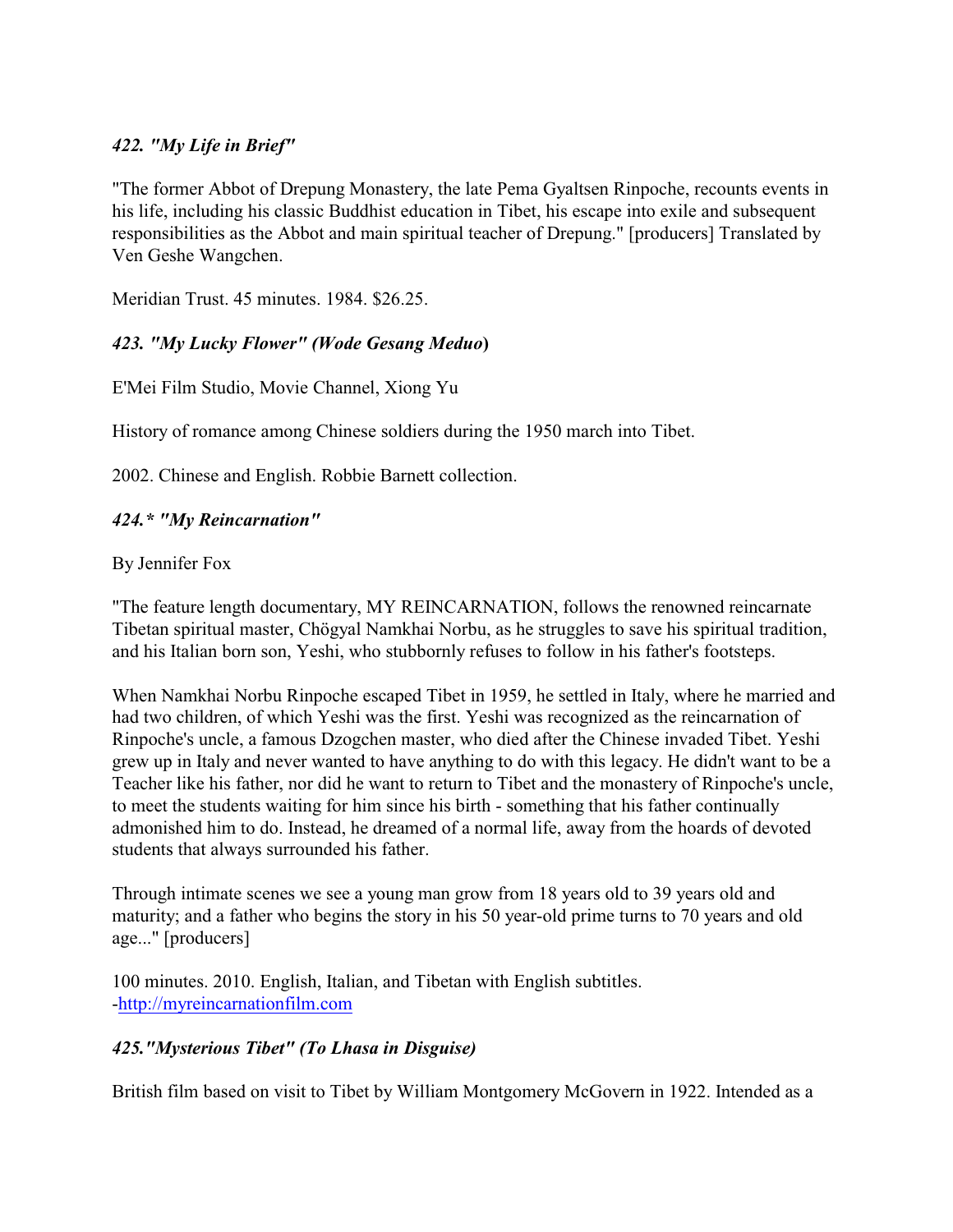### *422. "My Life in Brief"*

"The former Abbot of Drepung Monastery, the late Pema Gyaltsen Rinpoche, recounts events in his life, including his classic Buddhist education in Tibet, his escape into exile and subsequent responsibilities as the Abbot and main spiritual teacher of Drepung." [producers] Translated by Ven Geshe Wangchen.

Meridian Trust. 45 minutes. 1984. $26.25.

### *423. "My Lucky Flower" (Wode Gesang Meduo)*

E'Mei Film Studio, Movie Channel, Xiong Yu

History of romance among Chinese soldiers during the 1950 march into Tibet.

2002. Chinese and English. Robbie Barnett collection.

### *424.* "My Reincarnation"*

By Jennifer Fox

"The feature length documentary, MY REINCARNATION, follows the renowned reincarnate Tibetan spiritual master, Chögyal Namkhai Norbu, as he struggles to save his spiritual tradition, and his Italian born son, Yeshi, who stubbornly refuses to follow in his father's footsteps.

When Namkhai Norbu Rinpoche escaped Tibet in 1959, he settled in Italy, where he married and had two children, of which Yeshi was the first. Yeshi was recognized as the reincarnation of Rinpoche's uncle, a famous Dzogchen master, who died after the Chinese invaded Tibet. Yeshi grew up in Italy and never wanted to have anything to do with this legacy. He didn't want to be a Teacher like his father, nor did he want to return to Tibet and the monastery of Rinpoche's uncle, to meet the students waiting for him since his birth - something that his father continually admonished him to do. Instead, he dreamed of a normal life, away from the hoards of devoted students that always surrounded his father.

Through intimate scenes we see a young man grow from 18 years old to 39 years old and maturity; and a father who begins the story in his 50 year-old prime turns to 70 years and old age..." [producers]

100 minutes. 2010. English, Italian, and Tibetan with English subtitles.
-http://myreincarnationfilm.com

### *425."Mysterious Tibet" (To Lhasa in Disguise)*

British film based on visit to Tibet by William Montgomery McGovern in 1922. Intended as a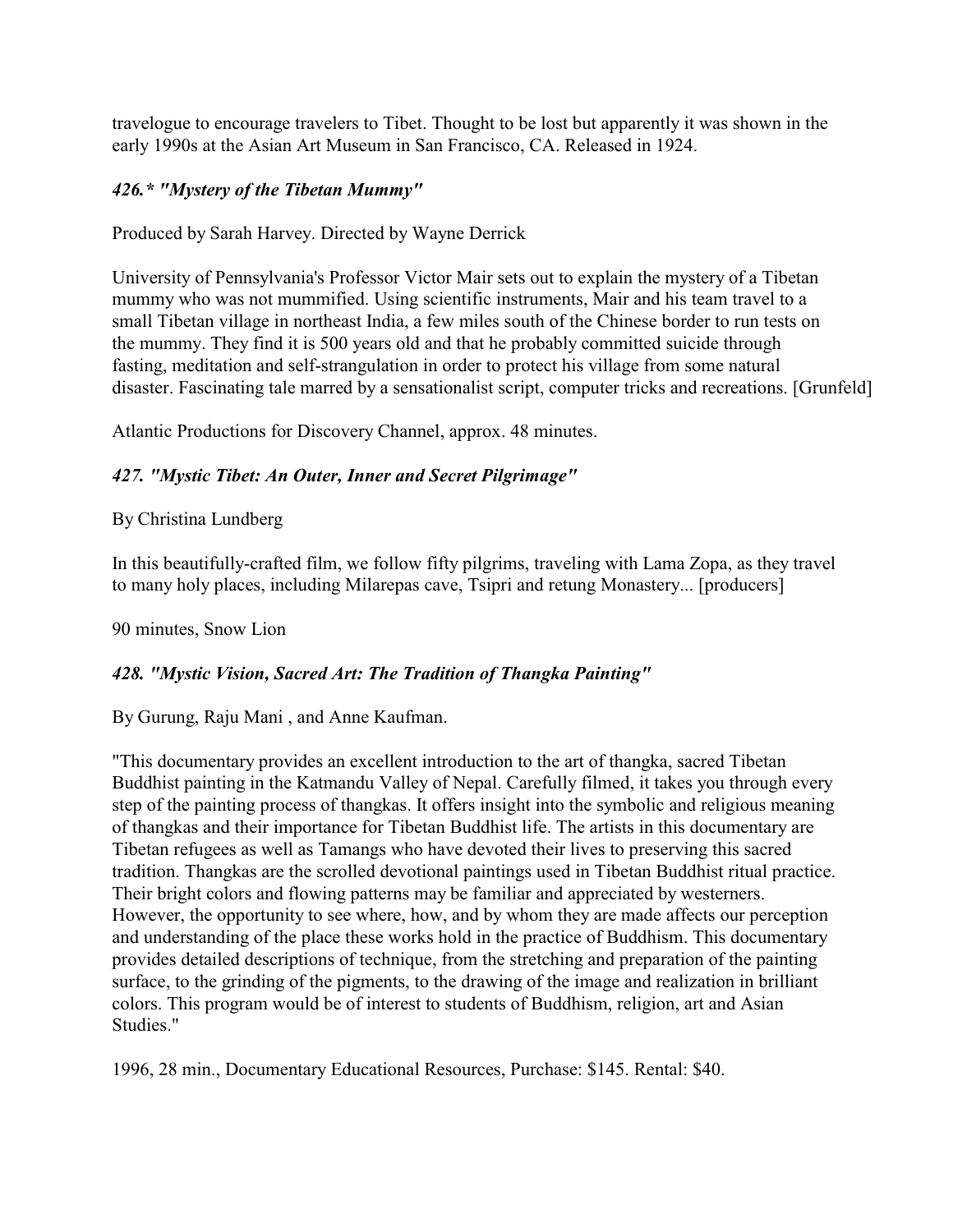travelogue to encourage travelers to Tibet. Thought to be lost but apparently it was shown in the early 1990s at the Asian Art Museum in San Francisco, CA. Released in 1924.

### *426.* "Mystery of the Tibetan Mummy"*

Produced by Sarah Harvey. Directed by Wayne Derrick

University of Pennsylvania's Professor Victor Mair sets out to explain the mystery of a Tibetan mummy who was not mummified. Using scientific instruments, Mair and his team travel to a small Tibetan village in northeast India, a few miles south of the Chinese border to run tests on the mummy. They find it is 500 years old and that he probably committed suicide through fasting, meditation and self-strangulation in order to protect his village from some natural disaster. Fascinating tale marred by a sensationalist script, computer tricks and recreations. [Grunfeld]

Atlantic Productions for Discovery Channel, approx. 48 minutes.

### *427. "Mystic Tibet: An Outer, Inner and Secret Pilgrimage"*

By Christina Lundberg

In this beautifully-crafted film, we follow fifty pilgrims, traveling with Lama Zopa, as they travel to many holy places, including Milarepas cave, Tsipri and retung Monastery... [producers]

90 minutes, Snow Lion

### *428. "Mystic Vision, Sacred Art: The Tradition of Thangka Painting"*

By Gurung, Raju Mani , and Anne Kaufman.

"This documentary provides an excellent introduction to the art of thangka, sacred Tibetan Buddhist painting in the Katmandu Valley of Nepal. Carefully filmed, it takes you through every step of the painting process of thangkas. It offers insight into the symbolic and religious meaning of thangkas and their importance for Tibetan Buddhist life. The artists in this documentary are Tibetan refugees as well as Tamangs who have devoted their lives to preserving this sacred tradition. Thangkas are the scrolled devotional paintings used in Tibetan Buddhist ritual practice. Their bright colors and flowing patterns may be familiar and appreciated by westerners. However, the opportunity to see where, how, and by whom they are made affects our perception and understanding of the place these works hold in the practice of Buddhism. This documentary provides detailed descriptions of technique, from the stretching and preparation of the painting surface, to the grinding of the pigments, to the drawing of the image and realization in brilliant colors. This program would be of interest to students of Buddhism, religion, art and Asian Studies."

1996, 28 min., Documentary Educational Resources, Purchase: $145. Rental: $40.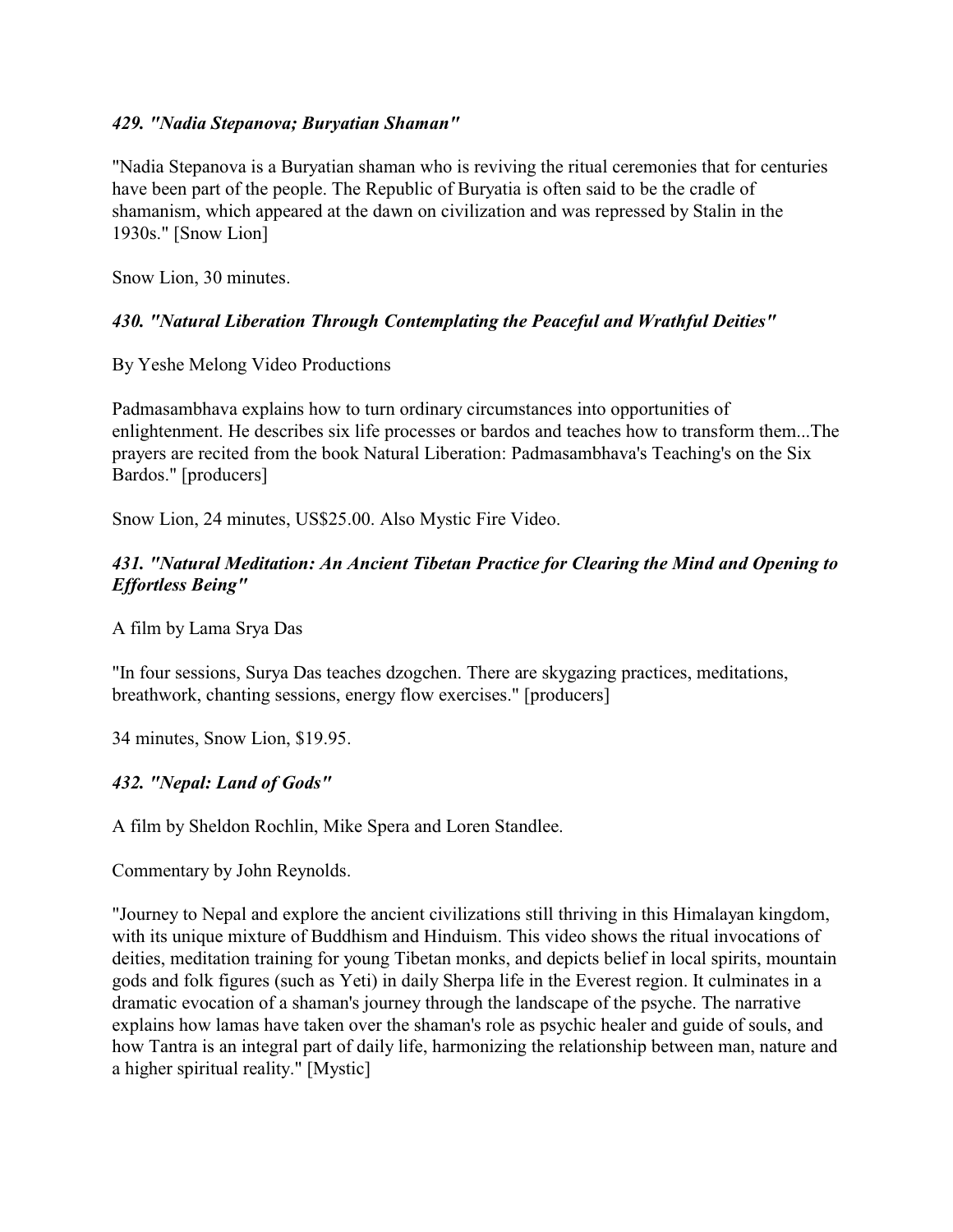### *429. "Nadia Stepanova; Buryatian Shaman"*

"Nadia Stepanova is a Buryatian shaman who is reviving the ritual ceremonies that for centuries have been part of the people. The Republic of Buryatia is often said to be the cradle of shamanism, which appeared at the dawn on civilization and was repressed by Stalin in the 1930s." [Snow Lion]

Snow Lion, 30 minutes.

### *430. "Natural Liberation Through Contemplating the Peaceful and Wrathful Deities"*

By Yeshe Melong Video Productions

Padmasambhava explains how to turn ordinary circumstances into opportunities of enlightenment. He describes six life processes or bardos and teaches how to transform them...The prayers are recited from the book Natural Liberation: Padmasambhava's Teaching's on the Six Bardos." [producers]

Snow Lion, 24 minutes, US$25.00. Also Mystic Fire Video.

### *431. "Natural Meditation: An Ancient Tibetan Practice for Clearing the Mind and Opening to Effortless Being"*

A film by Lama Srya Das

"In four sessions, Surya Das teaches dzogchen. There are skygazing practices, meditations, breathwork, chanting sessions, energy flow exercises." [producers]

34 minutes, Snow Lion, $19.95.

### *432. "Nepal: Land of Gods"*

A film by Sheldon Rochlin, Mike Spera and Loren Standlee.

Commentary by John Reynolds.

"Journey to Nepal and explore the ancient civilizations still thriving in this Himalayan kingdom, with its unique mixture of Buddhism and Hinduism. This video shows the ritual invocations of deities, meditation training for young Tibetan monks, and depicts belief in local spirits, mountain gods and folk figures (such as Yeti) in daily Sherpa life in the Everest region. It culminates in a dramatic evocation of a shaman's journey through the landscape of the psyche. The narrative explains how lamas have taken over the shaman's role as psychic healer and guide of souls, and how Tantra is an integral part of daily life, harmonizing the relationship between man, nature and a higher spiritual reality." [Mystic]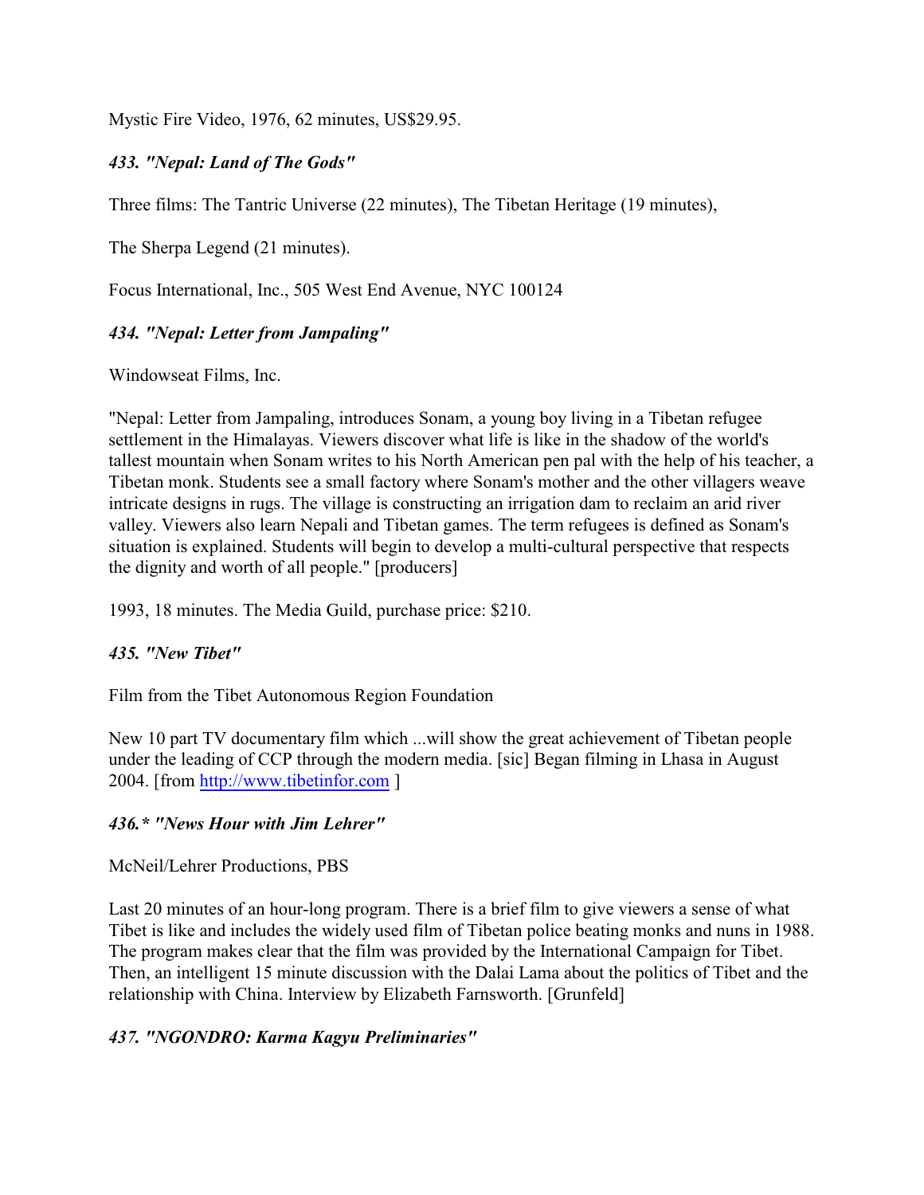Mystic Fire Video, 1976, 62 minutes, US$29.95.

### *433. "Nepal: Land of The Gods"*

Three films: The Tantric Universe (22 minutes), The Tibetan Heritage (19 minutes),

The Sherpa Legend (21 minutes).

Focus International, Inc., 505 West End Avenue, NYC 100124

### *434. "Nepal: Letter from Jampaling"*

Windowseat Films, Inc.

"Nepal: Letter from Jampaling, introduces Sonam, a young boy living in a Tibetan refugee settlement in the Himalayas. Viewers discover what life is like in the shadow of the world's tallest mountain when Sonam writes to his North American pen pal with the help of his teacher, a Tibetan monk. Students see a small factory where Sonam's mother and the other villagers weave intricate designs in rugs. The village is constructing an irrigation dam to reclaim an arid river valley. Viewers also learn Nepali and Tibetan games. The term refugees is defined as Sonam's situation is explained. Students will begin to develop a multi-cultural perspective that respects the dignity and worth of all people." [producers]

1993, 18 minutes. The Media Guild, purchase price: $210.

### *435. "New Tibet"*

Film from the Tibet Autonomous Region Foundation

New 10 part TV documentary film which ...will show the great achievement of Tibetan people under the leading of CCP through the modern media. [sic] Began filming in Lhasa in August 2004. [from http://www.tibetinfor.com ]

### *436.* "News Hour with Jim Lehrer"*

McNeil/Lehrer Productions, PBS

Last 20 minutes of an hour-long program. There is a brief film to give viewers a sense of what Tibet is like and includes the widely used film of Tibetan police beating monks and nuns in 1988. The program makes clear that the film was provided by the International Campaign for Tibet. Then, an intelligent 15 minute discussion with the Dalai Lama about the politics of Tibet and the relationship with China. Interview by Elizabeth Farnsworth. [Grunfeld]

### *437. "NGONDRO: Karma Kagyu Preliminaries"*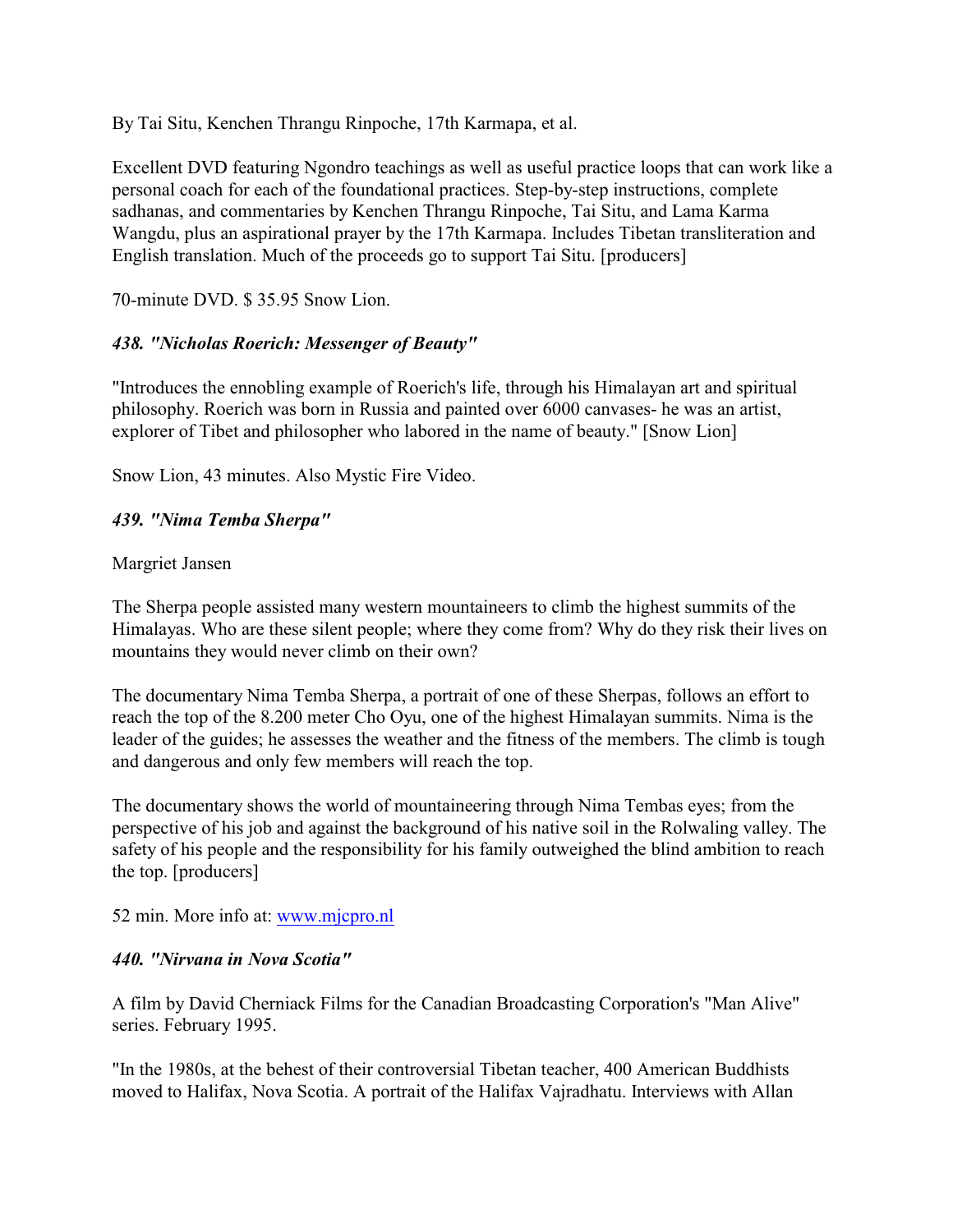By Tai Situ, Kenchen Thrangu Rinpoche, 17th Karmapa, et al.

Excellent DVD featuring Ngondro teachings as well as useful practice loops that can work like a personal coach for each of the foundational practices. Step-by-step instructions, complete sadhanas, and commentaries by Kenchen Thrangu Rinpoche, Tai Situ, and Lama Karma Wangdu, plus an aspirational prayer by the 17th Karmapa. Includes Tibetan transliteration and English translation. Much of the proceeds go to support Tai Situ. [producers]

70-minute DVD. $ 35.95 Snow Lion.

### *438. "Nicholas Roerich: Messenger of Beauty"*

"Introduces the ennobling example of Roerich's life, through his Himalayan art and spiritual philosophy. Roerich was born in Russia and painted over 6000 canvases- he was an artist, explorer of Tibet and philosopher who labored in the name of beauty." [Snow Lion]

Snow Lion, 43 minutes. Also Mystic Fire Video.

### *439. "Nima Temba Sherpa"*

Margriet Jansen

The Sherpa people assisted many western mountaineers to climb the highest summits of the Himalayas. Who are these silent people; where they come from? Why do they risk their lives on mountains they would never climb on their own?

The documentary Nima Temba Sherpa, a portrait of one of these Sherpas, follows an effort to reach the top of the 8.200 meter Cho Oyu, one of the highest Himalayan summits. Nima is the leader of the guides; he assesses the weather and the fitness of the members. The climb is tough and dangerous and only few members will reach the top.

The documentary shows the world of mountaineering through Nima Tembas eyes; from the perspective of his job and against the background of his native soil in the Rolwaling valley. The safety of his people and the responsibility for his family outweighed the blind ambition to reach the top. [producers]

52 min. More info at: [www.mjcpro.nl](http://www.mjcpro.nl)

### *440. "Nirvana in Nova Scotia"*

A film by David Cherniack Films for the Canadian Broadcasting Corporation's "Man Alive" series. February 1995.

"In the 1980s, at the behest of their controversial Tibetan teacher, 400 American Buddhists moved to Halifax, Nova Scotia. A portrait of the Halifax Vajradhatu. Interviews with Allan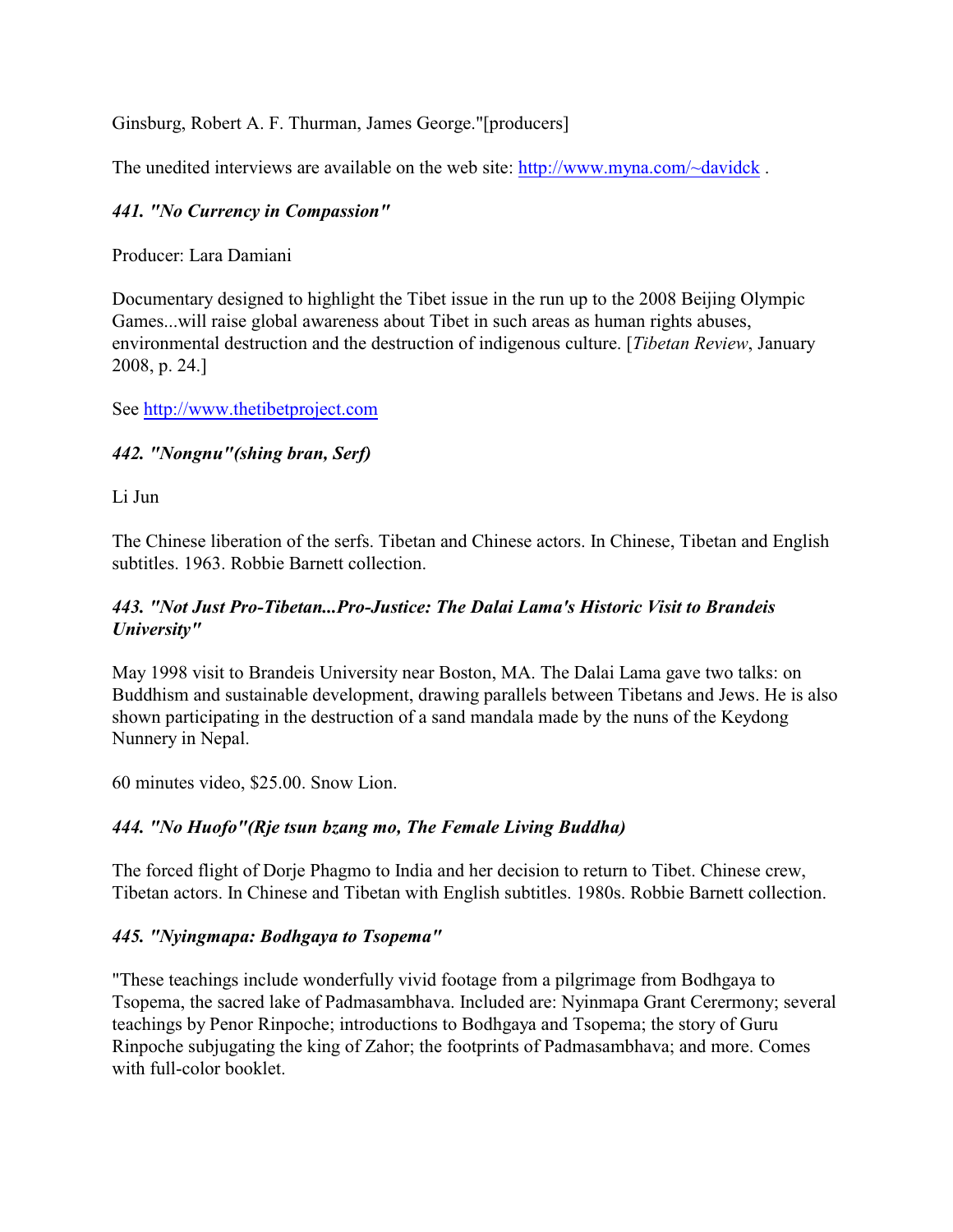Ginsburg, Robert A. F. Thurman, James George."[producers]

The unedited interviews are available on the web site: http://www.myna.com/~davidck .

### *441. "No Currency in Compassion"*

Producer: Lara Damiani

Documentary designed to highlight the Tibet issue in the run up to the 2008 Beijing Olympic Games...will raise global awareness about Tibet in such areas as human rights abuses, environmental destruction and the destruction of indigenous culture. [*Tibetan Review*, January 2008, p. 24.]

See http://www.thetibetproject.com

### *442. "Nongnu"(shing bran, Serf)*

Li Jun

The Chinese liberation of the serfs. Tibetan and Chinese actors. In Chinese, Tibetan and English subtitles. 1963. Robbie Barnett collection.

### *443. "Not Just Pro-Tibetan...Pro-Justice: The Dalai Lama's Historic Visit to Brandeis University"*

May 1998 visit to Brandeis University near Boston, MA. The Dalai Lama gave two talks: on Buddhism and sustainable development, drawing parallels between Tibetans and Jews. He is also shown participating in the destruction of a sand mandala made by the nuns of the Keydong Nunnery in Nepal.

60 minutes video, $25.00. Snow Lion.

### *444. "No Huofo"(Rje tsun bzang mo, The Female Living Buddha)*

The forced flight of Dorje Phagmo to India and her decision to return to Tibet. Chinese crew, Tibetan actors. In Chinese and Tibetan with English subtitles. 1980s. Robbie Barnett collection.

### *445. "Nyingmapa: Bodhgaya to Tsopema"*

"These teachings include wonderfully vivid footage from a pilgrimage from Bodhgaya to Tsopema, the sacred lake of Padmasambhava. Included are: Nyinmapa Grant Cerermony; several teachings by Penor Rinpoche; introductions to Bodhgaya and Tsopema; the story of Guru Rinpoche subjugating the king of Zahor; the footprints of Padmasambhava; and more. Comes with full-color booklet.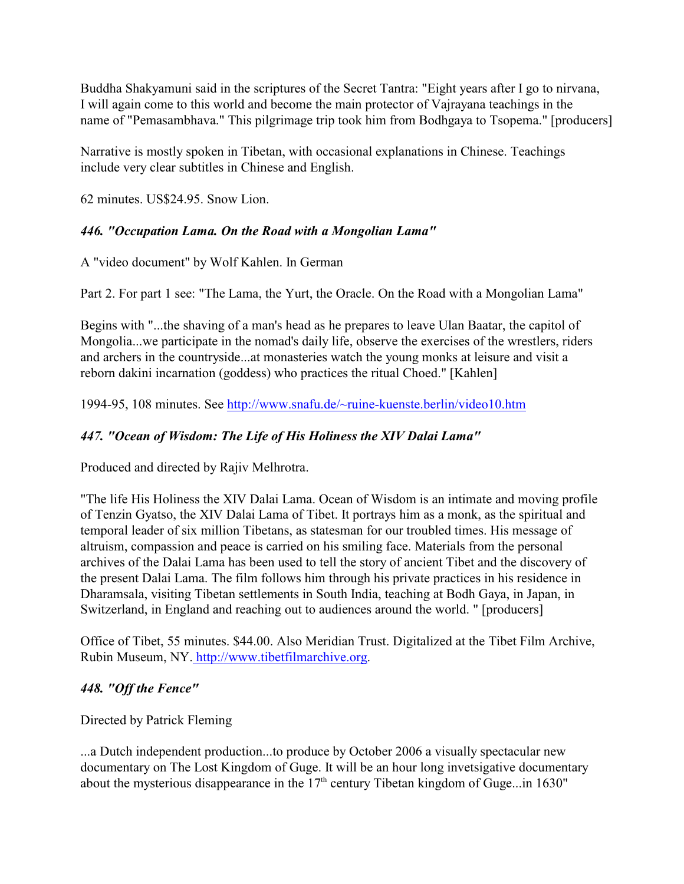Buddha Shakyamuni said in the scriptures of the Secret Tantra: "Eight years after I go to nirvana, I will again come to this world and become the main protector of Vajrayana teachings in the name of "Pemasambhava." This pilgrimage trip took him from Bodhgaya to Tsopema." [producers]

Narrative is mostly spoken in Tibetan, with occasional explanations in Chinese. Teachings include very clear subtitles in Chinese and English.

62 minutes. US$24.95. Snow Lion.

### *446. "Occupation Lama. On the Road with a Mongolian Lama"*

A "video document" by Wolf Kahlen. In German

Part 2. For part 1 see: "The Lama, the Yurt, the Oracle. On the Road with a Mongolian Lama"

Begins with "...the shaving of a man's head as he prepares to leave Ulan Baatar, the capitol of Mongolia...we participate in the nomad's daily life, observe the exercises of the wrestlers, riders and archers in the countryside...at monasteries watch the young monks at leisure and visit a reborn dakini incarnation (goddess) who practices the ritual Choed." [Kahlen]

1994-95, 108 minutes. See http://www.snafu.de/~ruine-kuenste.berlin/video10.htm

### *447. "Ocean of Wisdom: The Life of His Holiness the XIV Dalai Lama"*

Produced and directed by Rajiv Melhrotra.

"The life His Holiness the XIV Dalai Lama. Ocean of Wisdom is an intimate and moving profile of Tenzin Gyatso, the XIV Dalai Lama of Tibet. It portrays him as a monk, as the spiritual and temporal leader of six million Tibetans, as statesman for our troubled times. His message of altruism, compassion and peace is carried on his smiling face. Materials from the personal archives of the Dalai Lama has been used to tell the story of ancient Tibet and the discovery of the present Dalai Lama. The film follows him through his private practices in his residence in Dharamsala, visiting Tibetan settlements in South India, teaching at Bodh Gaya, in Japan, in Switzerland, in England and reaching out to audiences around the world. " [producers]

Office of Tibet, 55 minutes. $44.00. Also Meridian Trust. Digitalized at the Tibet Film Archive, Rubin Museum, NY. http://www.tibetfilmarchive.org.

### *448. "Off the Fence"*

Directed by Patrick Fleming

...a Dutch independent production...to produce by October 2006 a visually spectacular new documentary on The Lost Kingdom of Guge. It will be an hour long invetsigative documentary about the mysterious disappearance in the 17th century Tibetan kingdom of Guge...in 1630"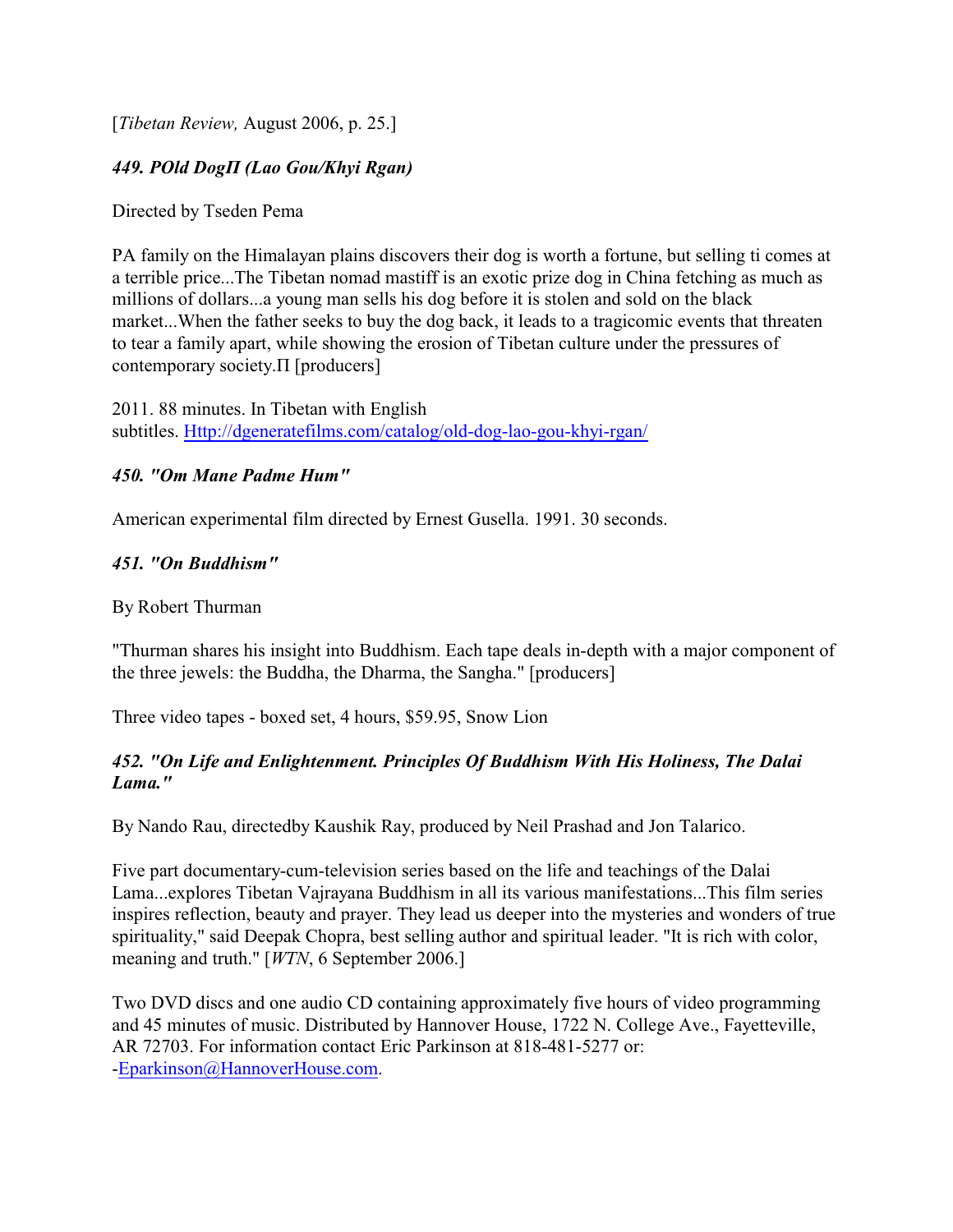[*Tibetan Review,* August 2006, p. 25.]

### *449. POld DogΠ (Lao Gou/Khyi Rgan)*

Directed by Tseden Pema

PA family on the Himalayan plains discovers their dog is worth a fortune, but selling ti comes at a terrible price...The Tibetan nomad mastiff is an exotic prize dog in China fetching as much as millions of dollars...a young man sells his dog before it is stolen and sold on the black market...When the father seeks to buy the dog back, it leads to a tragicomic events that threaten to tear a family apart, while showing the erosion of Tibetan culture under the pressures of contemporary society.Π [producers]

2011. 88 minutes. In Tibetan with English subtitles. Http://dgeneratefilms.com/catalog/old-dog-lao-gou-khyi-rgan/

### *450. "Om Mane Padme Hum"*

American experimental film directed by Ernest Gusella. 1991. 30 seconds.

### *451. "On Buddhism"*

By Robert Thurman

"Thurman shares his insight into Buddhism. Each tape deals in-depth with a major component of the three jewels: the Buddha, the Dharma, the Sangha." [producers]

Three video tapes - boxed set, 4 hours, $59.95, Snow Lion

### *452. "On Life and Enlightenment. Principles Of Buddhism With His Holiness, The Dalai Lama."*

By Nando Rau, directedby Kaushik Ray, produced by Neil Prashad and Jon Talarico.

Five part documentary-cum-television series based on the life and teachings of the Dalai Lama...explores Tibetan Vajrayana Buddhism in all its various manifestations...This film series inspires reflection, beauty and prayer. They lead us deeper into the mysteries and wonders of true spirituality," said Deepak Chopra, best selling author and spiritual leader. "It is rich with color, meaning and truth." [*WTN*, 6 September 2006.]

Two DVD discs and one audio CD containing approximately five hours of video programming and 45 minutes of music. Distributed by Hannover House, 1722 N. College Ave., Fayetteville, AR 72703. For information contact Eric Parkinson at 818-481-5277 or: -Eparkinson@HannoverHouse.com.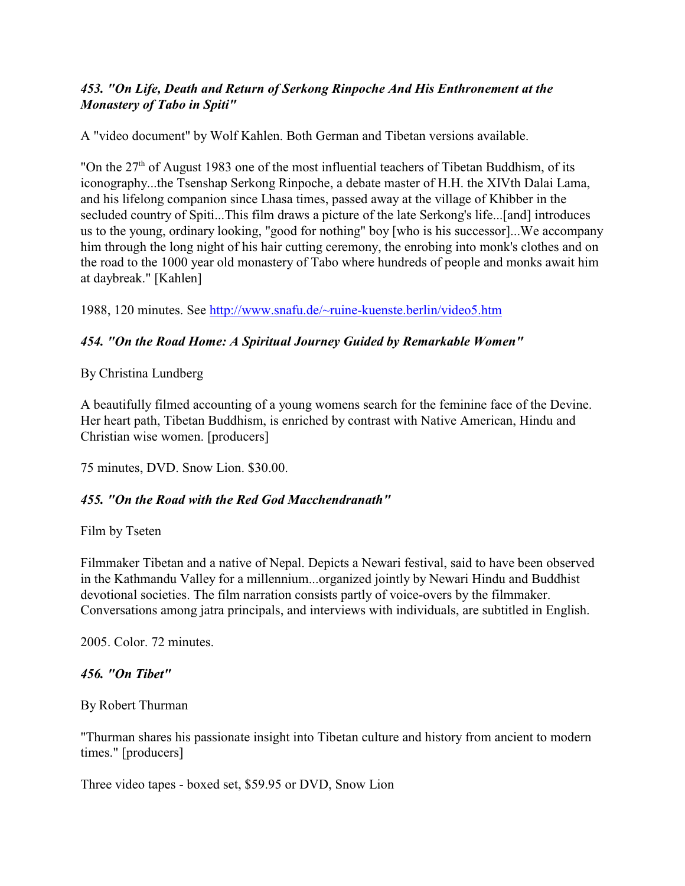### *453. "On Life, Death and Return of Serkong Rinpoche And His Enthronement at the Monastery of Tabo in Spiti"*

A "video document" by Wolf Kahlen. Both German and Tibetan versions available.

"On the 27th of August 1983 one of the most influential teachers of Tibetan Buddhism, of its iconography...the Tsenshap Serkong Rinpoche, a debate master of H.H. the XIVth Dalai Lama, and his lifelong companion since Lhasa times, passed away at the village of Khibber in the secluded country of Spiti...This film draws a picture of the late Serkong's life...[and] introduces us to the young, ordinary looking, "good for nothing" boy [who is his successor]...We accompany him through the long night of his hair cutting ceremony, the enrobing into monk's clothes and on the road to the 1000 year old monastery of Tabo where hundreds of people and monks await him at daybreak." [Kahlen]

1988, 120 minutes. See http://www.snafu.de/~ruine-kuenste.berlin/video5.htm

### *454. "On the Road Home: A Spiritual Journey Guided by Remarkable Women"*

By Christina Lundberg

A beautifully filmed accounting of a young womens search for the feminine face of the Devine. Her heart path, Tibetan Buddhism, is enriched by contrast with Native American, Hindu and Christian wise women. [producers]

75 minutes, DVD. Snow Lion. $30.00.

### *455. "On the Road with the Red God Macchendranath"*

Film by Tseten

Filmmaker Tibetan and a native of Nepal. Depicts a Newari festival, said to have been observed in the Kathmandu Valley for a millennium...organized jointly by Newari Hindu and Buddhist devotional societies. The film narration consists partly of voice-overs by the filmmaker. Conversations among jatra principals, and interviews with individuals, are subtitled in English.

2005. Color. 72 minutes.

### *456. "On Tibet"*

By Robert Thurman

"Thurman shares his passionate insight into Tibetan culture and history from ancient to modern times." [producers]

Three video tapes - boxed set, $59.95 or DVD, Snow Lion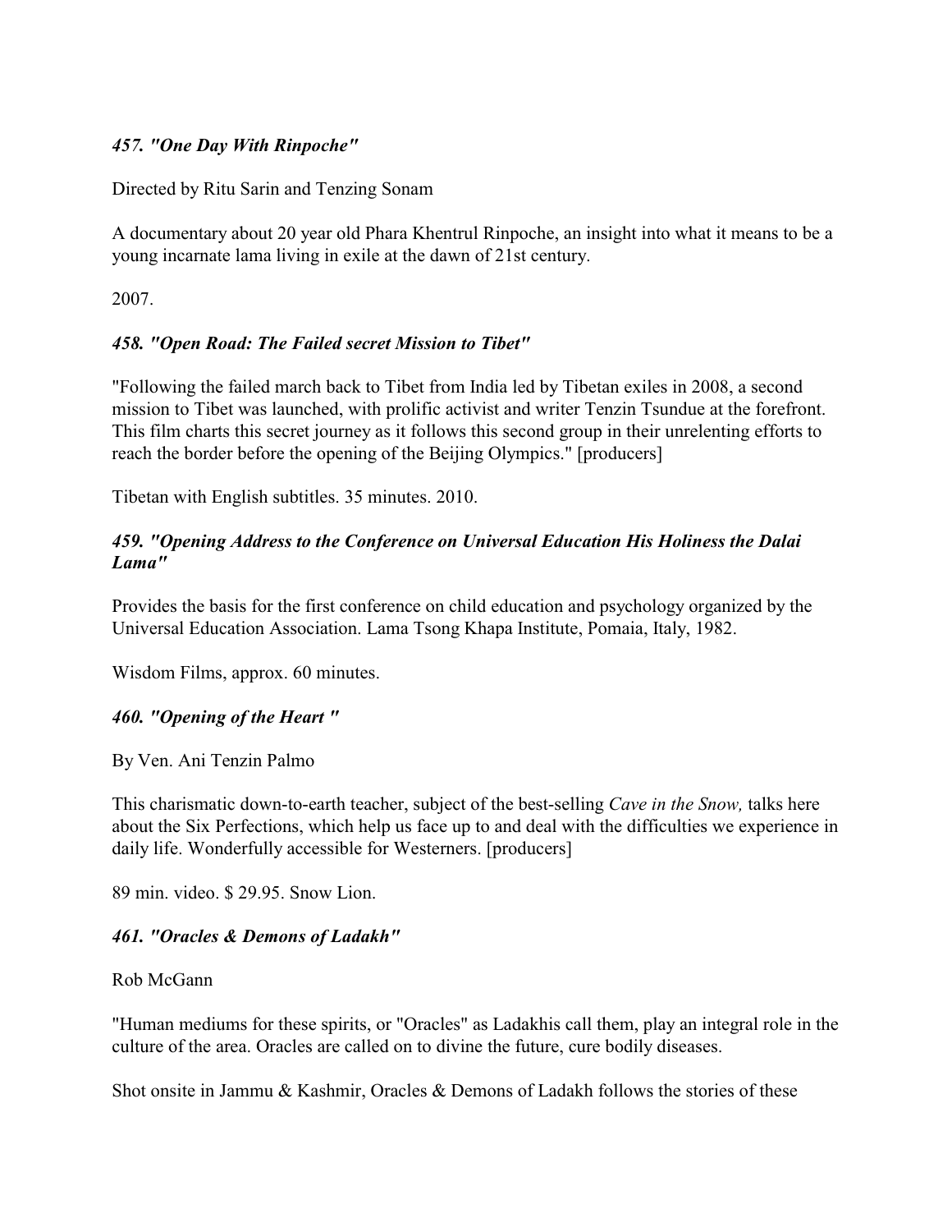### *457. "One Day With Rinpoche"*

Directed by Ritu Sarin and Tenzing Sonam

A documentary about 20 year old Phara Khentrul Rinpoche, an insight into what it means to be a young incarnate lama living in exile at the dawn of 21st century.

2007.

### *458. "Open Road: The Failed secret Mission to Tibet"*

"Following the failed march back to Tibet from India led by Tibetan exiles in 2008, a second mission to Tibet was launched, with prolific activist and writer Tenzin Tsundue at the forefront. This film charts this secret journey as it follows this second group in their unrelenting efforts to reach the border before the opening of the Beijing Olympics." [producers]

Tibetan with English subtitles. 35 minutes. 2010.

### *459. "Opening Address to the Conference on Universal Education His Holiness the Dalai Lama"*

Provides the basis for the first conference on child education and psychology organized by the Universal Education Association. Lama Tsong Khapa Institute, Pomaia, Italy, 1982.

Wisdom Films, approx. 60 minutes.

### *460. "Opening of the Heart "*

By Ven. Ani Tenzin Palmo

This charismatic down-to-earth teacher, subject of the best-selling *Cave in the Snow,* talks here about the Six Perfections, which help us face up to and deal with the difficulties we experience in daily life. Wonderfully accessible for Westerners. [producers]

89 min. video. $ 29.95. Snow Lion.

### *461. "Oracles & Demons of Ladakh"*

Rob McGann

"Human mediums for these spirits, or "Oracles" as Ladakhis call them, play an integral role in the culture of the area. Oracles are called on to divine the future, cure bodily diseases.

Shot onsite in Jammu & Kashmir, Oracles & Demons of Ladakh follows the stories of these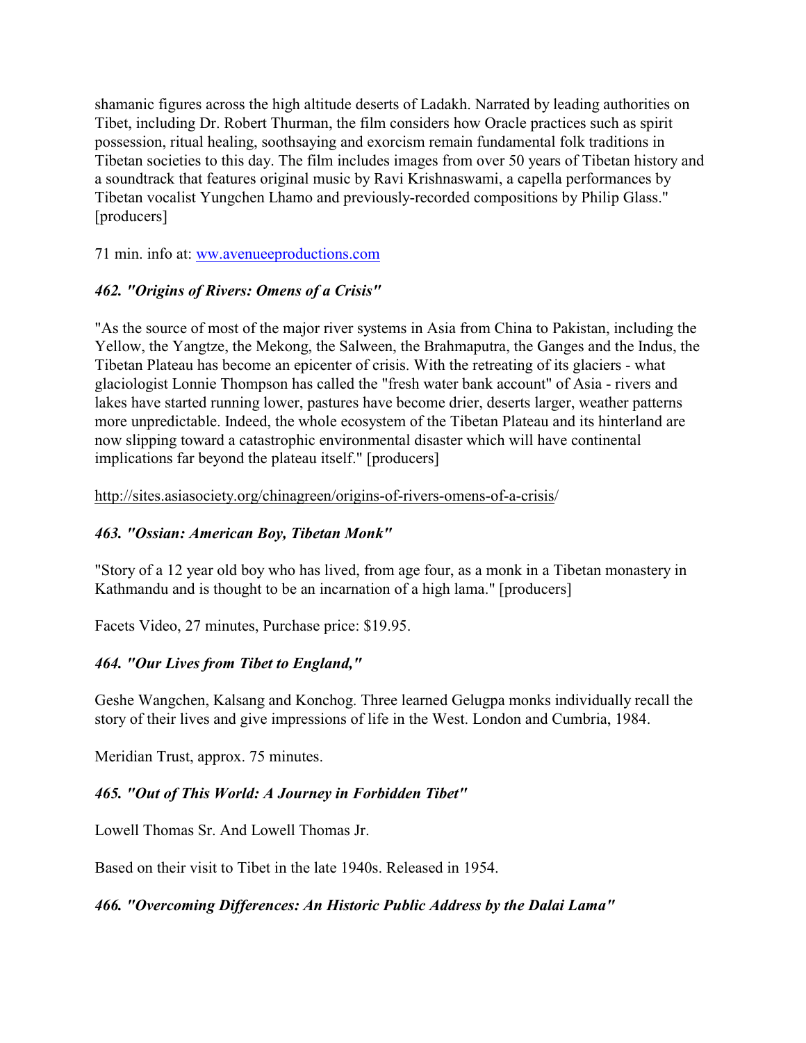shamanic figures across the high altitude deserts of Ladakh. Narrated by leading authorities on Tibet, including Dr. Robert Thurman, the film considers how Oracle practices such as spirit possession, ritual healing, soothsaying and exorcism remain fundamental folk traditions in Tibetan societies to this day. The film includes images from over 50 years of Tibetan history and a soundtrack that features original music by Ravi Krishnaswami, a capella performances by Tibetan vocalist Yungchen Lhamo and previously-recorded compositions by Philip Glass." [producers]

71 min. info at: [ww.avenueeproductions.com](ww.avenueeproductions.com)

### *462. "Origins of Rivers: Omens of a Crisis"*

"As the source of most of the major river systems in Asia from China to Pakistan, including the Yellow, the Yangtze, the Mekong, the Salween, the Brahmaputra, the Ganges and the Indus, the Tibetan Plateau has become an epicenter of crisis. With the retreating of its glaciers - what glaciologist Lonnie Thompson has called the "fresh water bank account" of Asia - rivers and lakes have started running lower, pastures have become drier, deserts larger, weather patterns more unpredictable. Indeed, the whole ecosystem of the Tibetan Plateau and its hinterland are now slipping toward a catastrophic environmental disaster which will have continental implications far beyond the plateau itself." [producers]

http://sites.asiasociety.org/chinagreen/origins-of-rivers-omens-of-a-crisis/

### *463. "Ossian: American Boy, Tibetan Monk"*

"Story of a 12 year old boy who has lived, from age four, as a monk in a Tibetan monastery in Kathmandu and is thought to be an incarnation of a high lama." [producers]

Facets Video, 27 minutes, Purchase price: $19.95.

### *464. "Our Lives from Tibet to England,"*

Geshe Wangchen, Kalsang and Konchog. Three learned Gelugpa monks individually recall the story of their lives and give impressions of life in the West. London and Cumbria, 1984.

Meridian Trust, approx. 75 minutes.

### *465. "Out of This World: A Journey in Forbidden Tibet"*

Lowell Thomas Sr. And Lowell Thomas Jr.

Based on their visit to Tibet in the late 1940s. Released in 1954.

### *466. "Overcoming Differences: An Historic Public Address by the Dalai Lama"*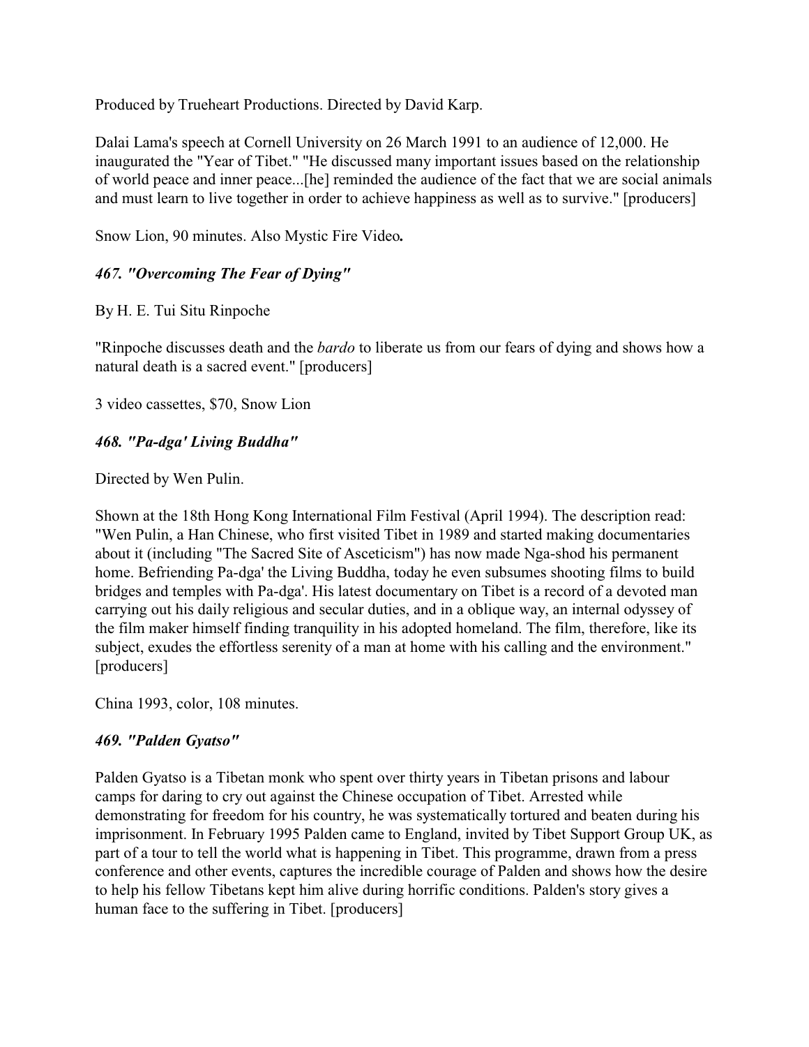Produced by Trueheart Productions. Directed by David Karp.

Dalai Lama's speech at Cornell University on 26 March 1991 to an audience of 12,000. He inaugurated the "Year of Tibet." "He discussed many important issues based on the relationship of world peace and inner peace...[he] reminded the audience of the fact that we are social animals and must learn to live together in order to achieve happiness as well as to survive." [producers]

Snow Lion, 90 minutes. Also Mystic Fire Video**.**

### *467. "Overcoming The Fear of Dying"*

By H. E. Tui Situ Rinpoche

"Rinpoche discusses death and the *bardo* to liberate us from our fears of dying and shows how a natural death is a sacred event." [producers]

3 video cassettes, $70, Snow Lion

### *468. "Pa-dga' Living Buddha"*

Directed by Wen Pulin.

Shown at the 18th Hong Kong International Film Festival (April 1994). The description read: "Wen Pulin, a Han Chinese, who first visited Tibet in 1989 and started making documentaries about it (including "The Sacred Site of Asceticism") has now made Nga-shod his permanent home. Befriending Pa-dga' the Living Buddha, today he even subsumes shooting films to build bridges and temples with Pa-dga'. His latest documentary on Tibet is a record of a devoted man carrying out his daily religious and secular duties, and in a oblique way, an internal odyssey of the film maker himself finding tranquility in his adopted homeland. The film, therefore, like its subject, exudes the effortless serenity of a man at home with his calling and the environment." [producers]

China 1993, color, 108 minutes.

### *469. "Palden Gyatso"*

Palden Gyatso is a Tibetan monk who spent over thirty years in Tibetan prisons and labour camps for daring to cry out against the Chinese occupation of Tibet. Arrested while demonstrating for freedom for his country, he was systematically tortured and beaten during his imprisonment. In February 1995 Palden came to England, invited by Tibet Support Group UK, as part of a tour to tell the world what is happening in Tibet. This programme, drawn from a press conference and other events, captures the incredible courage of Palden and shows how the desire to help his fellow Tibetans kept him alive during horrific conditions. Palden's story gives a human face to the suffering in Tibet. [producers]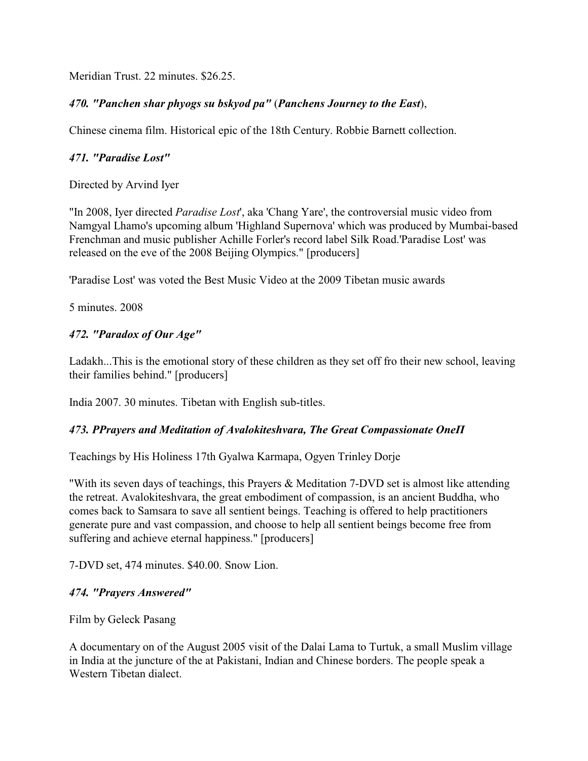Meridian Trust. 22 minutes. $26.25.

### *470. "Panchen shar phyogs su bskyod pa"* (*Panchens Journey to the East*),

Chinese cinema film. Historical epic of the 18th Century. Robbie Barnett collection.

### *471. "Paradise Lost"*

Directed by Arvind Iyer

"In 2008, Iyer directed *Paradise Lost*', aka 'Chang Yare', the controversial music video from Namgyal Lhamo's upcoming album 'Highland Supernova' which was produced by Mumbai-based Frenchman and music publisher Achille Forler's record label Silk Road.'Paradise Lost' was released on the eve of the 2008 Beijing Olympics." [producers]

'Paradise Lost' was voted the Best Music Video at the 2009 Tibetan music awards

5 minutes. 2008

### *472. "Paradox of Our Age"*

Ladakh...This is the emotional story of these children as they set off fro their new school, leaving their families behind." [producers]

India 2007. 30 minutes. Tibetan with English sub-titles.

### *473. PPrayers and Meditation of Avalokiteshvara, The Great Compassionate OneII*

Teachings by His Holiness 17th Gyalwa Karmapa, Ogyen Trinley Dorje

"With its seven days of teachings, this Prayers & Meditation 7-DVD set is almost like attending the retreat. Avalokiteshvara, the great embodiment of compassion, is an ancient Buddha, who comes back to Samsara to save all sentient beings. Teaching is offered to help practitioners generate pure and vast compassion, and choose to help all sentient beings become free from suffering and achieve eternal happiness." [producers]

7-DVD set, 474 minutes. $40.00. Snow Lion.

### *474. "Prayers Answered"*

Film by Geleck Pasang

A documentary on of the August 2005 visit of the Dalai Lama to Turtuk, a small Muslim village in India at the juncture of the at Pakistani, Indian and Chinese borders. The people speak a Western Tibetan dialect.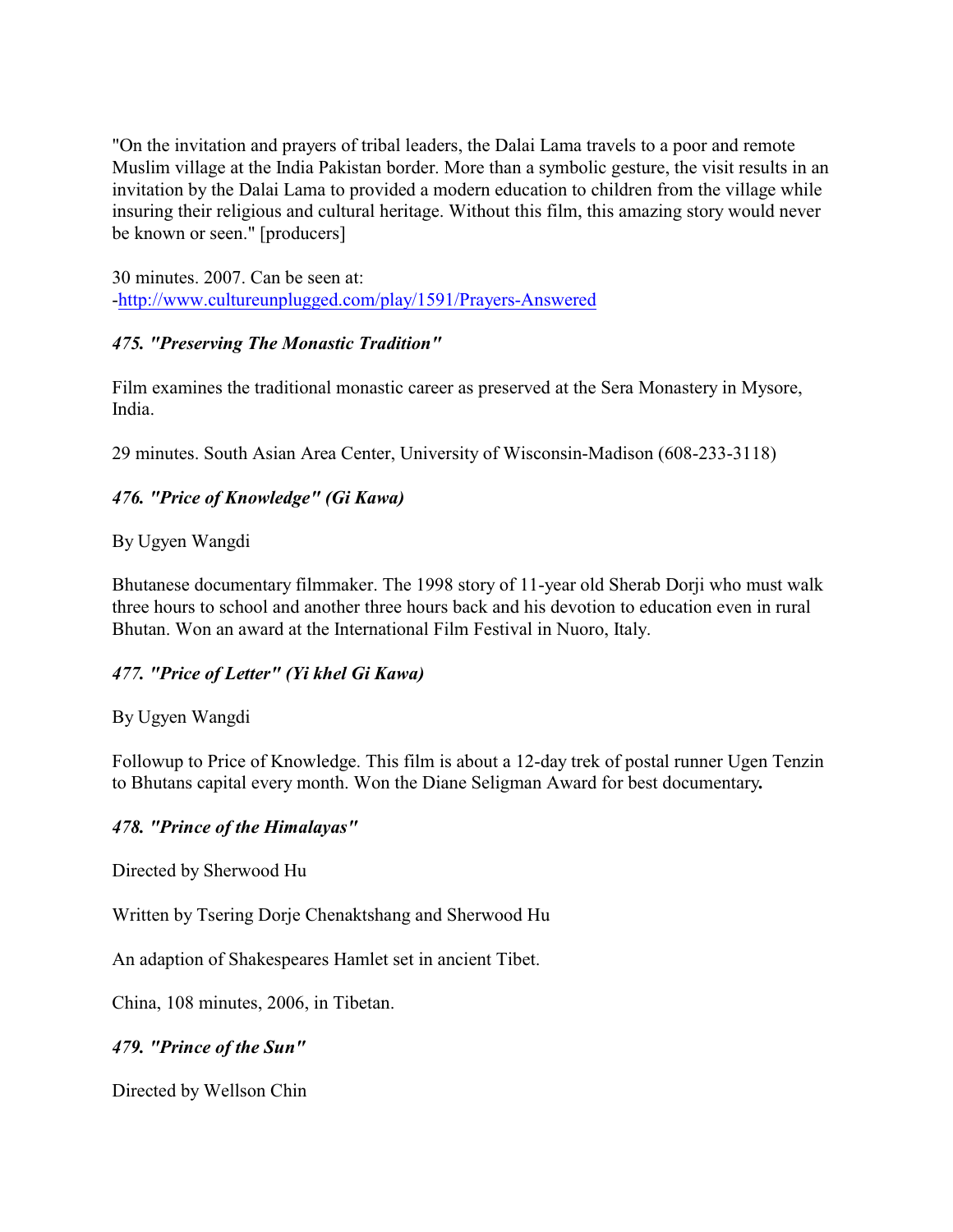"On the invitation and prayers of tribal leaders, the Dalai Lama travels to a poor and remote Muslim village at the India Pakistan border. More than a symbolic gesture, the visit results in an invitation by the Dalai Lama to provided a modern education to children from the village while insuring their religious and cultural heritage. Without this film, this amazing story would never be known or seen." [producers]

30 minutes. 2007. Can be seen at:
-http://www.cultureunplugged.com/play/1591/Prayers-Answered

### *475. "Preserving The Monastic Tradition"*

Film examines the traditional monastic career as preserved at the Sera Monastery in Mysore, India.

29 minutes. South Asian Area Center, University of Wisconsin-Madison (608-233-3118)

### *476. "Price of Knowledge" (Gi Kawa)*

By Ugyen Wangdi

Bhutanese documentary filmmaker. The 1998 story of 11-year old Sherab Dorji who must walk three hours to school and another three hours back and his devotion to education even in rural Bhutan. Won an award at the International Film Festival in Nuoro, Italy.

### *477. "Price of Letter" (Yi khel Gi Kawa)*

By Ugyen Wangdi

Followup to Price of Knowledge. This film is about a 12-day trek of postal runner Ugen Tenzin to Bhutans capital every month. Won the Diane Seligman Award for best documentary**.**

### *478. "Prince of the Himalayas"*

Directed by Sherwood Hu

Written by Tsering Dorje Chenaktshang and Sherwood Hu

An adaption of Shakespeares Hamlet set in ancient Tibet.

China, 108 minutes, 2006, in Tibetan.

### *479. "Prince of the Sun"*

Directed by Wellson Chin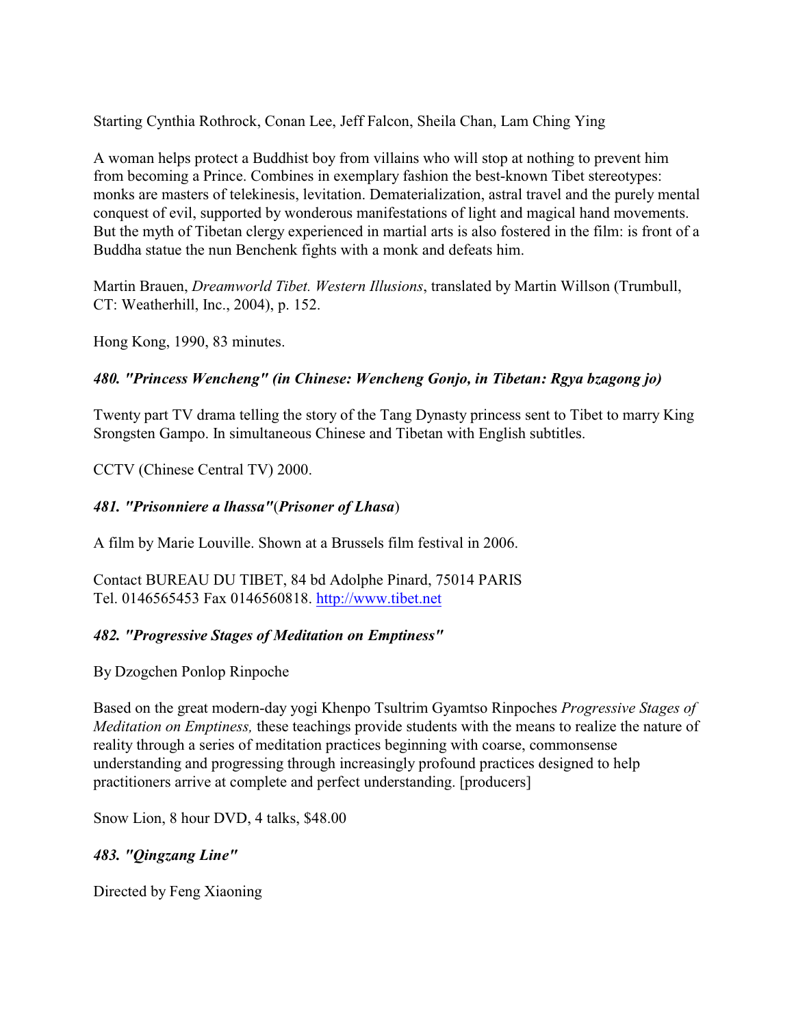Starting Cynthia Rothrock, Conan Lee, Jeff Falcon, Sheila Chan, Lam Ching Ying

A woman helps protect a Buddhist boy from villains who will stop at nothing to prevent him from becoming a Prince. Combines in exemplary fashion the best-known Tibet stereotypes: monks are masters of telekinesis, levitation. Dematerialization, astral travel and the purely mental conquest of evil, supported by wonderous manifestations of light and magical hand movements. But the myth of Tibetan clergy experienced in martial arts is also fostered in the film: is front of a Buddha statue the nun Benchenk fights with a monk and defeats him.

Martin Brauen, *Dreamworld Tibet. Western Illusions*, translated by Martin Willson (Trumbull, CT: Weatherhill, Inc., 2004), p. 152.

Hong Kong, 1990, 83 minutes.

### *480. "Princess Wencheng" (in Chinese: Wencheng Gonjo, in Tibetan: Rgya bzagong jo)*

Twenty part TV drama telling the story of the Tang Dynasty princess sent to Tibet to marry King Srongsten Gampo. In simultaneous Chinese and Tibetan with English subtitles.

CCTV (Chinese Central TV) 2000.

### *481. "Prisonniere a lhassa"(Prisoner of Lhasa)*

A film by Marie Louville. Shown at a Brussels film festival in 2006.

Contact BUREAU DU TIBET, 84 bd Adolphe Pinard, 75014 PARIS
Tel. 0146565453 Fax 0146560818. http://www.tibet.net

### *482. "Progressive Stages of Meditation on Emptiness"*

By Dzogchen Ponlop Rinpoche

Based on the great modern-day yogi Khenpo Tsultrim Gyamtso Rinpoches *Progressive Stages of Meditation on Emptiness,* these teachings provide students with the means to realize the nature of reality through a series of meditation practices beginning with coarse, commonsense understanding and progressing through increasingly profound practices designed to help practitioners arrive at complete and perfect understanding. [producers]

Snow Lion, 8 hour DVD, 4 talks, $48.00

### *483. "Qingzang Line"*

Directed by Feng Xiaoning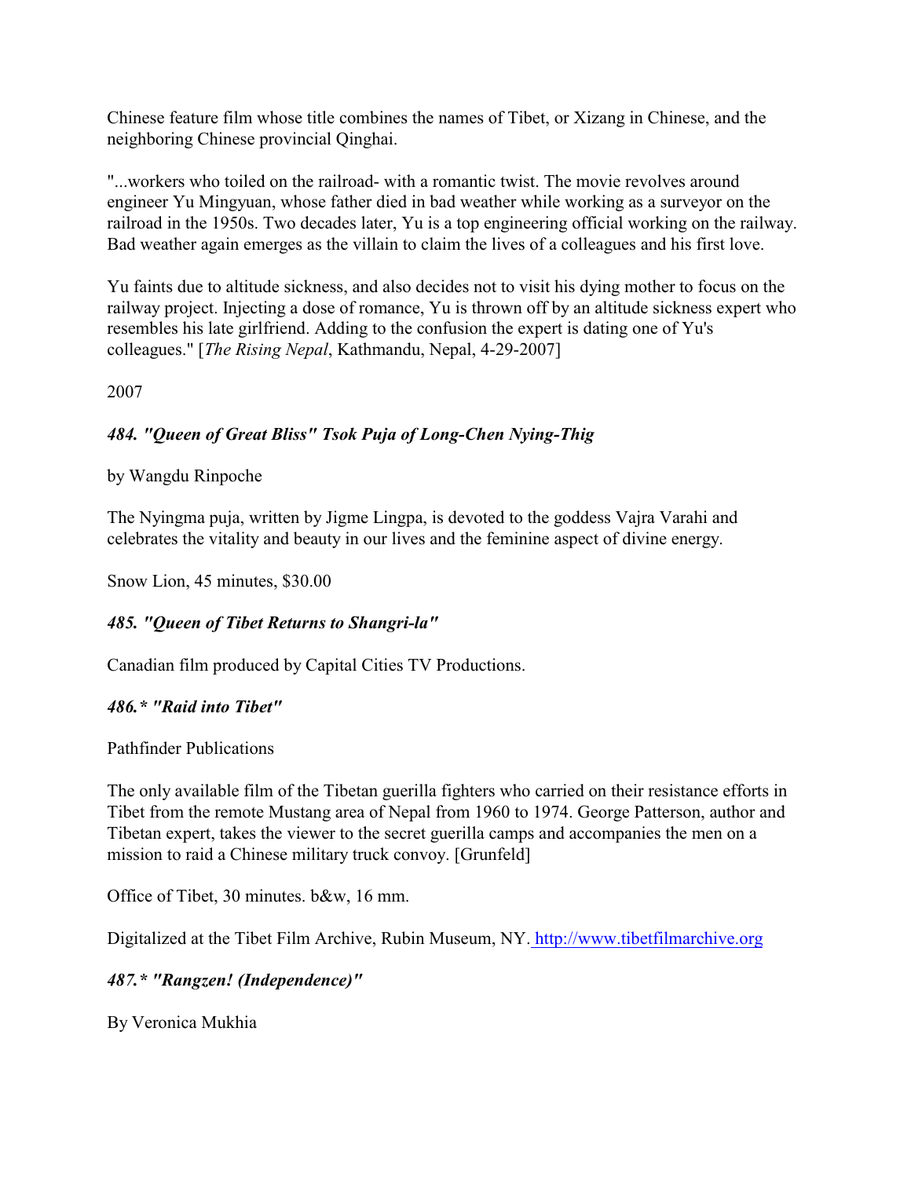Chinese feature film whose title combines the names of Tibet, or Xizang in Chinese, and the neighboring Chinese provincial Qinghai.

"...workers who toiled on the railroad- with a romantic twist. The movie revolves around engineer Yu Mingyuan, whose father died in bad weather while working as a surveyor on the railroad in the 1950s. Two decades later, Yu is a top engineering official working on the railway. Bad weather again emerges as the villain to claim the lives of a colleagues and his first love.

Yu faints due to altitude sickness, and also decides not to visit his dying mother to focus on the railway project. Injecting a dose of romance, Yu is thrown off by an altitude sickness expert who resembles his late girlfriend. Adding to the confusion the expert is dating one of Yu's colleagues." [*The Rising Nepal*, Kathmandu, Nepal, 4-29-2007]

2007

### *484. "Queen of Great Bliss" Tsok Puja of Long-Chen Nying-Thig*

by Wangdu Rinpoche

The Nyingma puja, written by Jigme Lingpa, is devoted to the goddess Vajra Varahi and celebrates the vitality and beauty in our lives and the feminine aspect of divine energy.

Snow Lion, 45 minutes, $30.00

### *485. "Queen of Tibet Returns to Shangri-la"*

Canadian film produced by Capital Cities TV Productions.

### *486.* "Raid into Tibet"*

Pathfinder Publications

The only available film of the Tibetan guerilla fighters who carried on their resistance efforts in Tibet from the remote Mustang area of Nepal from 1960 to 1974. George Patterson, author and Tibetan expert, takes the viewer to the secret guerilla camps and accompanies the men on a mission to raid a Chinese military truck convoy. [Grunfeld]

Office of Tibet, 30 minutes. b&w, 16 mm.

Digitalized at the Tibet Film Archive, Rubin Museum, NY. http://www.tibetfilmarchive.org

### *487.* "Rangzen! (Independence)"*

By Veronica Mukhia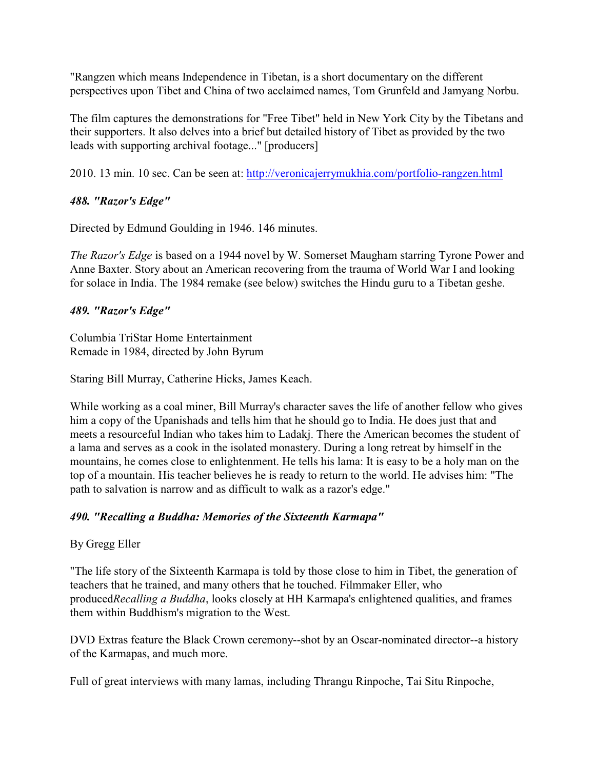"Rangzen which means Independence in Tibetan, is a short documentary on the different perspectives upon Tibet and China of two acclaimed names, Tom Grunfeld and Jamyang Norbu.

The film captures the demonstrations for "Free Tibet" held in New York City by the Tibetans and their supporters. It also delves into a brief but detailed history of Tibet as provided by the two leads with supporting archival footage..." [producers]

2010. 13 min. 10 sec. Can be seen at: http://veronicajerrymukhia.com/portfolio-rangzen.html

### *488. "Razor's Edge"*

Directed by Edmund Goulding in 1946. 146 minutes.

*The Razor's Edge* is based on a 1944 novel by W. Somerset Maugham starring Tyrone Power and Anne Baxter. Story about an American recovering from the trauma of World War I and looking for solace in India. The 1984 remake (see below) switches the Hindu guru to a Tibetan geshe.

### *489. "Razor's Edge"*

Columbia TriStar Home Entertainment
Remade in 1984, directed by John Byrum

Staring Bill Murray, Catherine Hicks, James Keach.

While working as a coal miner, Bill Murray's character saves the life of another fellow who gives him a copy of the Upanishads and tells him that he should go to India. He does just that and meets a resourceful Indian who takes him to Ladakj. There the American becomes the student of a lama and serves as a cook in the isolated monastery. During a long retreat by himself in the mountains, he comes close to enlightenment. He tells his lama: It is easy to be a holy man on the top of a mountain. His teacher believes he is ready to return to the world. He advises him: "The path to salvation is narrow and as difficult to walk as a razor's edge."

### *490. "Recalling a Buddha: Memories of the Sixteenth Karmapa"*

By Gregg Eller

"The life story of the Sixteenth Karmapa is told by those close to him in Tibet, the generation of teachers that he trained, and many others that he touched. Filmmaker Eller, who produced*Recalling a Buddha*, looks closely at HH Karmapa's enlightened qualities, and frames them within Buddhism's migration to the West.

DVD Extras feature the Black Crown ceremony--shot by an Oscar-nominated director--a history of the Karmapas, and much more.

Full of great interviews with many lamas, including Thrangu Rinpoche, Tai Situ Rinpoche,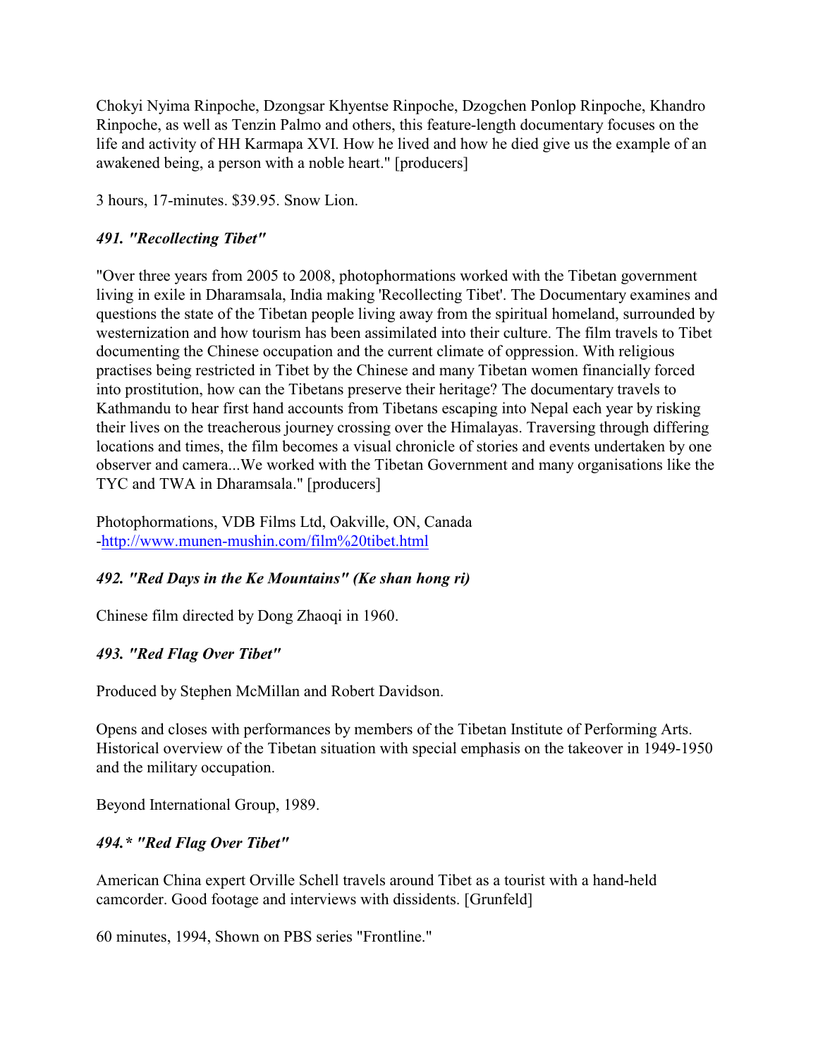Chokyi Nyima Rinpoche, Dzongsar Khyentse Rinpoche, Dzogchen Ponlop Rinpoche, Khandro Rinpoche, as well as Tenzin Palmo and others, this feature-length documentary focuses on the life and activity of HH Karmapa XVI. How he lived and how he died give us the example of an awakened being, a person with a noble heart." [producers]

3 hours, 17-minutes. $39.95. Snow Lion.

### *491. "Recollecting Tibet"*

"Over three years from 2005 to 2008, photophormations worked with the Tibetan government living in exile in Dharamsala, India making 'Recollecting Tibet'. The Documentary examines and questions the state of the Tibetan people living away from the spiritual homeland, surrounded by westernization and how tourism has been assimilated into their culture. The film travels to Tibet documenting the Chinese occupation and the current climate of oppression. With religious practises being restricted in Tibet by the Chinese and many Tibetan women financially forced into prostitution, how can the Tibetans preserve their heritage? The documentary travels to Kathmandu to hear first hand accounts from Tibetans escaping into Nepal each year by risking their lives on the treacherous journey crossing over the Himalayas. Traversing through differing locations and times, the film becomes a visual chronicle of stories and events undertaken by one observer and camera...We worked with the Tibetan Government and many organisations like the TYC and TWA in Dharamsala." [producers]

Photophormations, VDB Films Ltd, Oakville, ON, Canada
-[http://www.munen-mushin.com/film%20tibet.html](http://www.munen-mushin.com/film%20tibet.html)

### *492. "Red Days in the Ke Mountains" (Ke shan hong ri)*

Chinese film directed by Dong Zhaoqi in 1960.

### *493. "Red Flag Over Tibet"*

Produced by Stephen McMillan and Robert Davidson.

Opens and closes with performances by members of the Tibetan Institute of Performing Arts. Historical overview of the Tibetan situation with special emphasis on the takeover in 1949-1950 and the military occupation.

Beyond International Group, 1989.

### *494.* "Red Flag Over Tibet"*

American China expert Orville Schell travels around Tibet as a tourist with a hand-held camcorder. Good footage and interviews with dissidents. [Grunfeld]

60 minutes, 1994, Shown on PBS series "Frontline."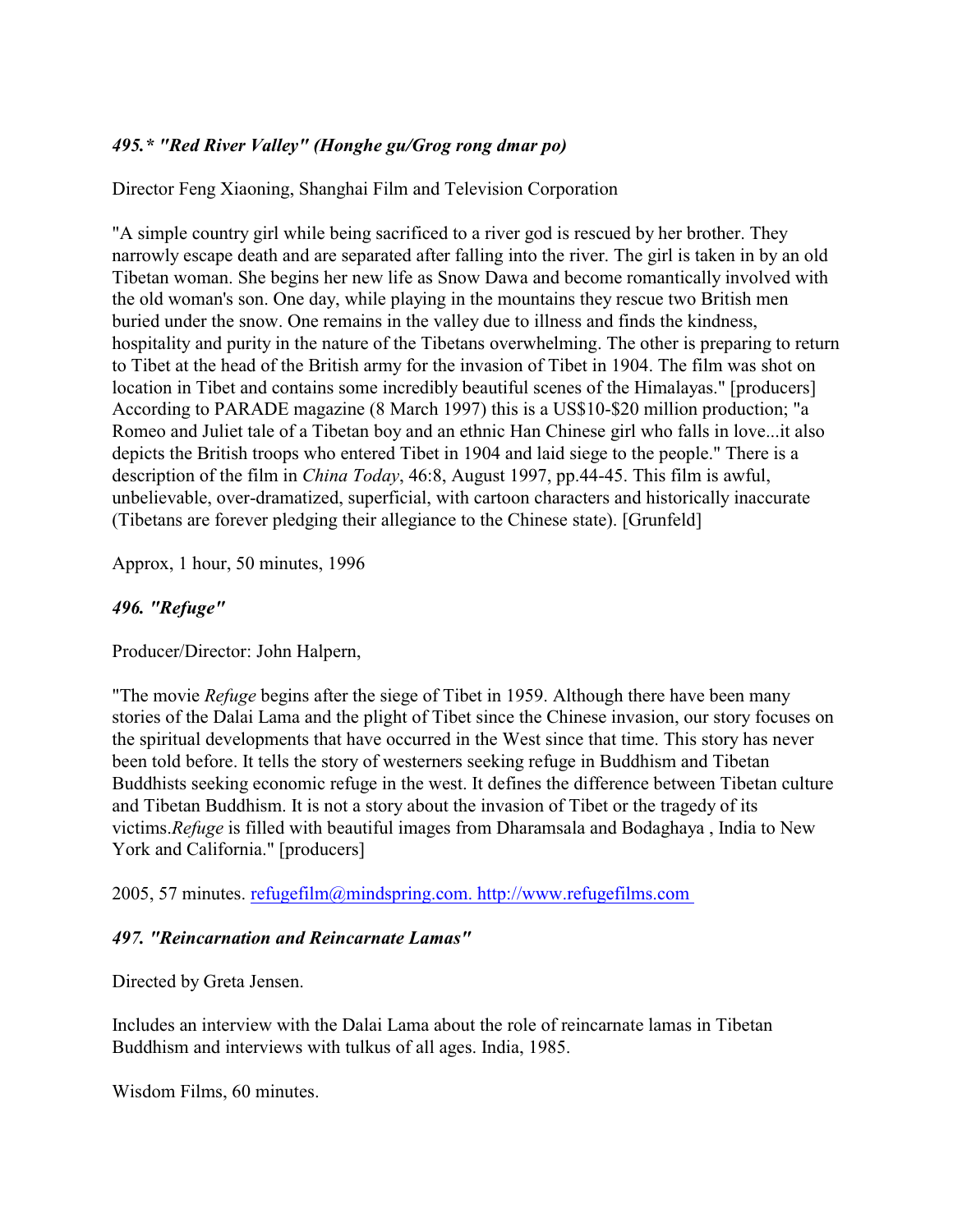### *495.* "Red River Valley" (Honghe gu/Grog rong dmar po)*

Director Feng Xiaoning, Shanghai Film and Television Corporation

"A simple country girl while being sacrificed to a river god is rescued by her brother. They narrowly escape death and are separated after falling into the river. The girl is taken in by an old Tibetan woman. She begins her new life as Snow Dawa and become romantically involved with the old woman's son. One day, while playing in the mountains they rescue two British men buried under the snow. One remains in the valley due to illness and finds the kindness, hospitality and purity in the nature of the Tibetans overwhelming. The other is preparing to return to Tibet at the head of the British army for the invasion of Tibet in 1904. The film was shot on location in Tibet and contains some incredibly beautiful scenes of the Himalayas." [producers] According to PARADE magazine (8 March 1997) this is a US$10-$20 million production; "a Romeo and Juliet tale of a Tibetan boy and an ethnic Han Chinese girl who falls in love...it also depicts the British troops who entered Tibet in 1904 and laid siege to the people." There is a description of the film in *China Today*, 46:8, August 1997, pp.44-45. This film is awful, unbelievable, over-dramatized, superficial, with cartoon characters and historically inaccurate (Tibetans are forever pledging their allegiance to the Chinese state). [Grunfeld]

Approx, 1 hour, 50 minutes, 1996

### *496. "Refuge"*

Producer/Director: John Halpern,

"The movie *Refuge* begins after the siege of Tibet in 1959. Although there have been many stories of the Dalai Lama and the plight of Tibet since the Chinese invasion, our story focuses on the spiritual developments that have occurred in the West since that time. This story has never been told before. It tells the story of westerners seeking refuge in Buddhism and Tibetan Buddhists seeking economic refuge in the west. It defines the difference between Tibetan culture and Tibetan Buddhism. It is not a story about the invasion of Tibet or the tragedy of its victims.*Refuge* is filled with beautiful images from Dharamsala and Bodaghaya , India to New York and California." [producers]

2005, 57 minutes. refugefilm@mindspring.com. http://www.refugefilms.com

### *497. "Reincarnation and Reincarnate Lamas"*

Directed by Greta Jensen.

Includes an interview with the Dalai Lama about the role of reincarnate lamas in Tibetan Buddhism and interviews with tulkus of all ages. India, 1985.

Wisdom Films, 60 minutes.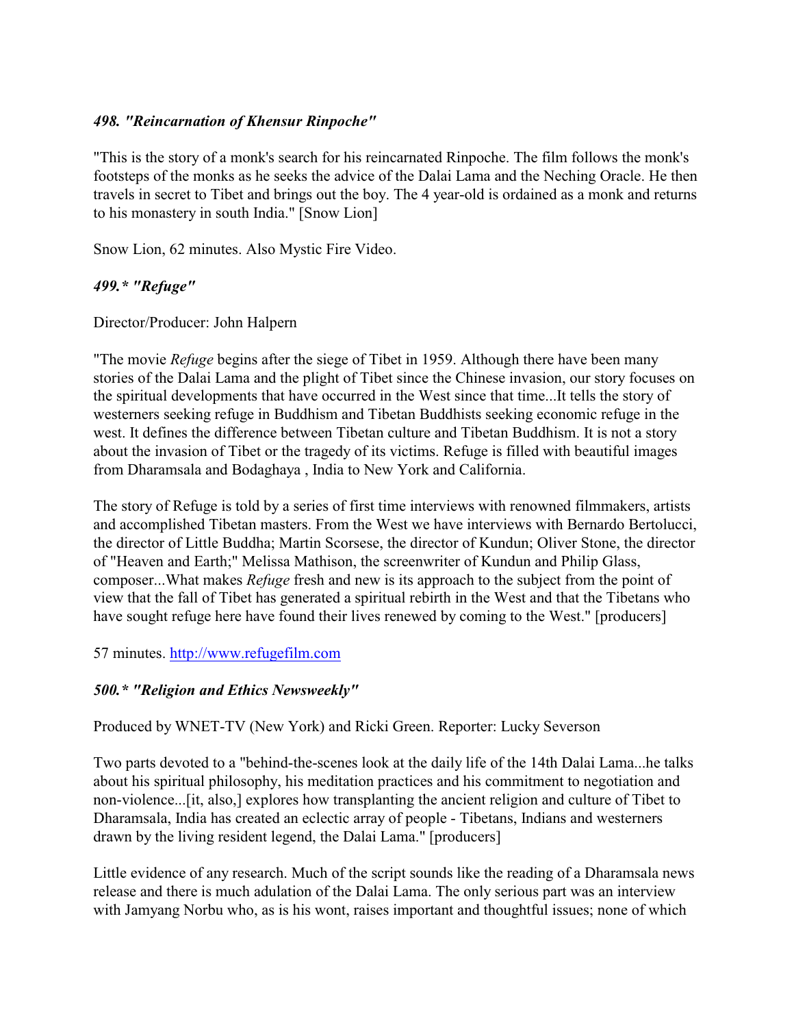### *498. "Reincarnation of Khensur Rinpoche"*

"This is the story of a monk's search for his reincarnated Rinpoche. The film follows the monk's footsteps of the monks as he seeks the advice of the Dalai Lama and the Neching Oracle. He then travels in secret to Tibet and brings out the boy. The 4 year-old is ordained as a monk and returns to his monastery in south India." [Snow Lion]

Snow Lion, 62 minutes. Also Mystic Fire Video.

### *499.* "Refuge"*

Director/Producer: John Halpern

"The movie *Refuge* begins after the siege of Tibet in 1959. Although there have been many stories of the Dalai Lama and the plight of Tibet since the Chinese invasion, our story focuses on the spiritual developments that have occurred in the West since that time...It tells the story of westerners seeking refuge in Buddhism and Tibetan Buddhists seeking economic refuge in the west. It defines the difference between Tibetan culture and Tibetan Buddhism. It is not a story about the invasion of Tibet or the tragedy of its victims. Refuge is filled with beautiful images from Dharamsala and Bodaghaya , India to New York and California.

The story of Refuge is told by a series of first time interviews with renowned filmmakers, artists and accomplished Tibetan masters. From the West we have interviews with Bernardo Bertolucci, the director of Little Buddha; Martin Scorsese, the director of Kundun; Oliver Stone, the director of "Heaven and Earth;" Melissa Mathison, the screenwriter of Kundun and Philip Glass, composer...What makes *Refuge* fresh and new is its approach to the subject from the point of view that the fall of Tibet has generated a spiritual rebirth in the West and that the Tibetans who have sought refuge here have found their lives renewed by coming to the West." [producers]

57 minutes. http://www.refugefilm.com

### *500.* "Religion and Ethics Newsweekly"*

Produced by WNET-TV (New York) and Ricki Green. Reporter: Lucky Severson

Two parts devoted to a "behind-the-scenes look at the daily life of the 14th Dalai Lama...he talks about his spiritual philosophy, his meditation practices and his commitment to negotiation and non-violence...[it, also,] explores how transplanting the ancient religion and culture of Tibet to Dharamsala, India has created an eclectic array of people - Tibetans, Indians and westerners drawn by the living resident legend, the Dalai Lama." [producers]

Little evidence of any research. Much of the script sounds like the reading of a Dharamsala news release and there is much adulation of the Dalai Lama. The only serious part was an interview with Jamyang Norbu who, as is his wont, raises important and thoughtful issues; none of which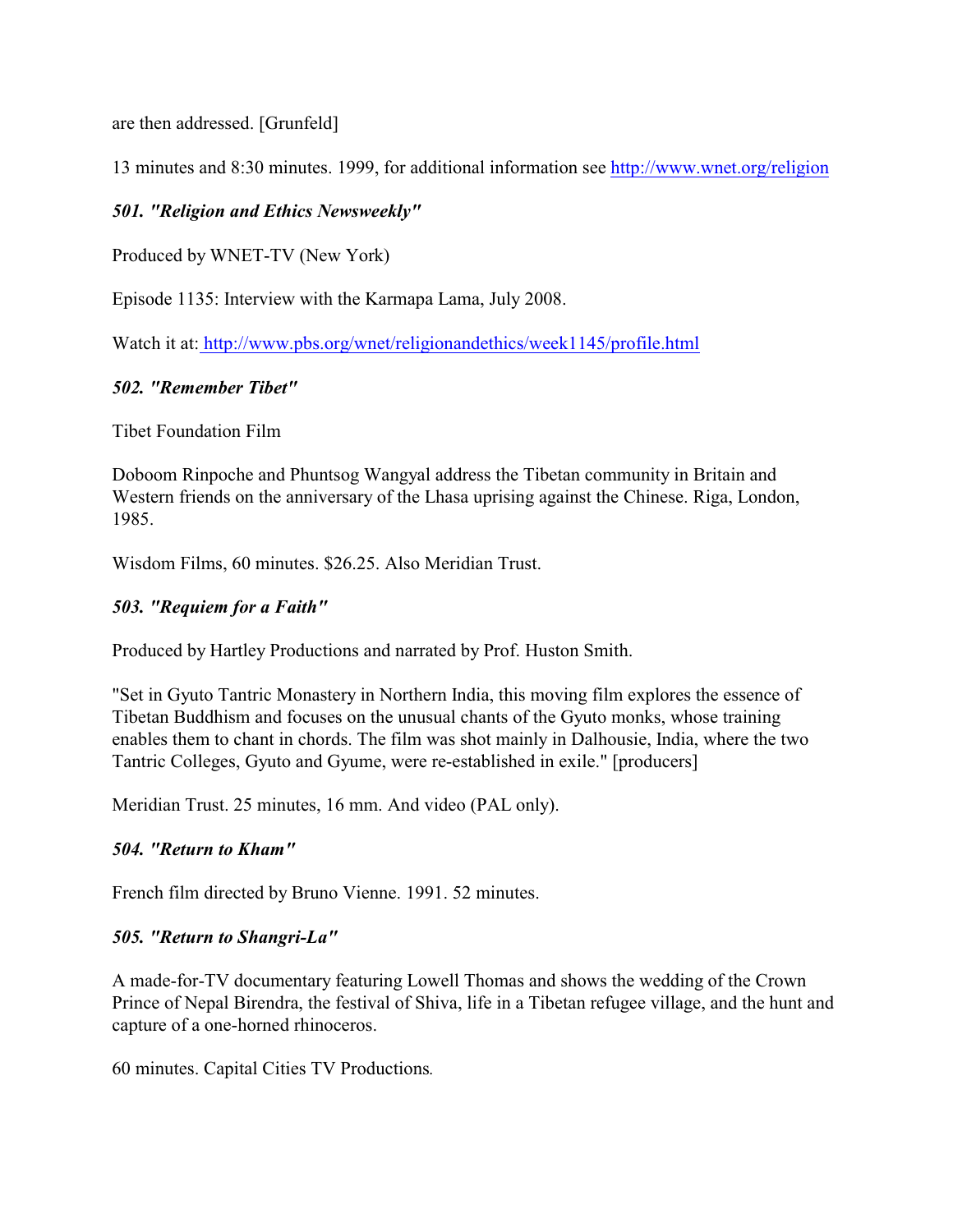are then addressed. [Grunfeld]

13 minutes and 8:30 minutes. 1999, for additional information see http://www.wnet.org/religion

### *501. "Religion and Ethics Newsweekly"*

Produced by WNET-TV (New York)

Episode 1135: Interview with the Karmapa Lama, July 2008.

Watch it at: http://www.pbs.org/wnet/religionandethics/week1145/profile.html

### *502. "Remember Tibet"*

Tibet Foundation Film

Doboom Rinpoche and Phuntsog Wangyal address the Tibetan community in Britain and Western friends on the anniversary of the Lhasa uprising against the Chinese. Riga, London, 1985.

Wisdom Films, 60 minutes. $26.25. Also Meridian Trust.

### *503. "Requiem for a Faith"*

Produced by Hartley Productions and narrated by Prof. Huston Smith.

"Set in Gyuto Tantric Monastery in Northern India, this moving film explores the essence of Tibetan Buddhism and focuses on the unusual chants of the Gyuto monks, whose training enables them to chant in chords. The film was shot mainly in Dalhousie, India, where the two Tantric Colleges, Gyuto and Gyume, were re-established in exile." [producers]

Meridian Trust. 25 minutes, 16 mm. And video (PAL only).

### *504. "Return to Kham"*

French film directed by Bruno Vienne. 1991. 52 minutes.

### *505. "Return to Shangri-La"*

A made-for-TV documentary featuring Lowell Thomas and shows the wedding of the Crown Prince of Nepal Birendra, the festival of Shiva, life in a Tibetan refugee village, and the hunt and capture of a one-horned rhinoceros.

60 minutes. Capital Cities TV Productions.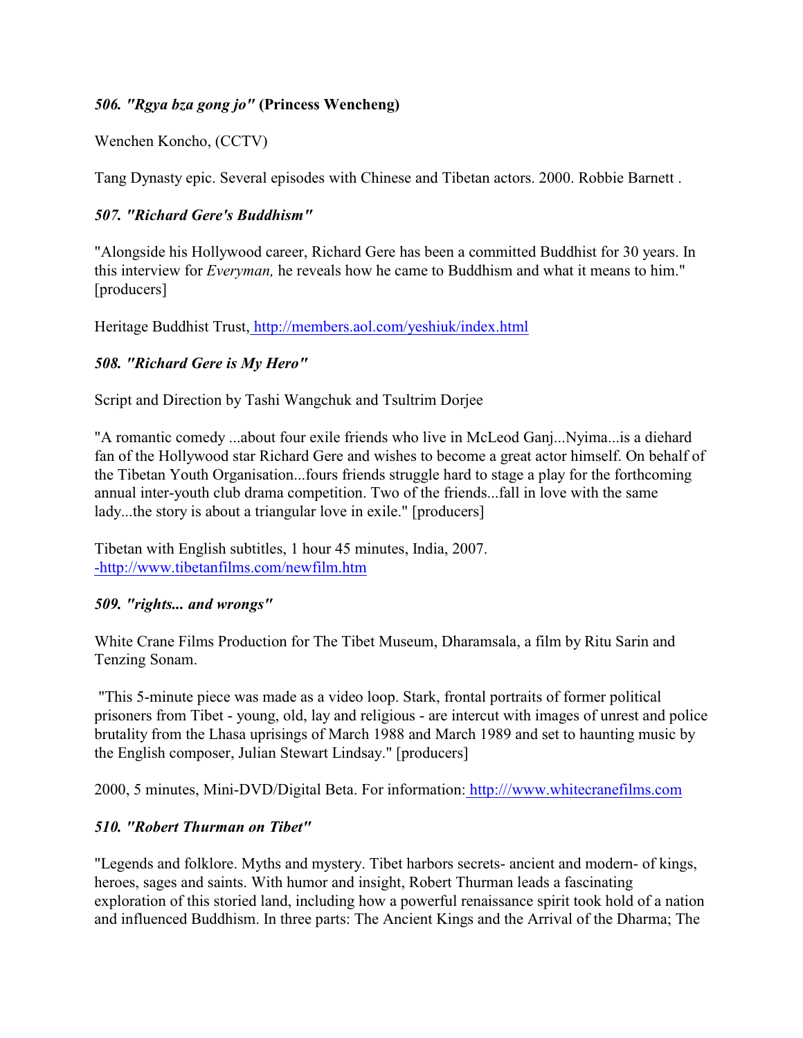### *506. "Rgya bza gong jo"* **(Princess Wencheng)**

Wenchen Koncho, (CCTV)

Tang Dynasty epic. Several episodes with Chinese and Tibetan actors. 2000. Robbie Barnett .

### *507. "Richard Gere's Buddhism"*

"Alongside his Hollywood career, Richard Gere has been a committed Buddhist for 30 years. In this interview for *Everyman,* he reveals how he came to Buddhism and what it means to him." [producers]

Heritage Buddhist Trust, http://members.aol.com/yeshiuk/index.html

### *508. "Richard Gere is My Hero"*

Script and Direction by Tashi Wangchuk and Tsultrim Dorjee

"A romantic comedy ...about four exile friends who live in McLeod Ganj...Nyima...is a diehard fan of the Hollywood star Richard Gere and wishes to become a great actor himself. On behalf of the Tibetan Youth Organisation...fours friends struggle hard to stage a play for the forthcoming annual inter-youth club drama competition. Two of the friends...fall in love with the same lady...the story is about a triangular love in exile." [producers]

Tibetan with English subtitles, 1 hour 45 minutes, India, 2007. -http://www.tibetanfilms.com/newfilm.htm

### *509. "rights... and wrongs"*

White Crane Films Production for The Tibet Museum, Dharamsala, a film by Ritu Sarin and Tenzing Sonam.

"This 5-minute piece was made as a video loop. Stark, frontal portraits of former political prisoners from Tibet - young, old, lay and religious - are intercut with images of unrest and police brutality from the Lhasa uprisings of March 1988 and March 1989 and set to haunting music by the English composer, Julian Stewart Lindsay." [producers]

2000, 5 minutes, Mini-DVD/Digital Beta. For information: http:///www.whitecranefilms.com

### *510. "Robert Thurman on Tibet"*

"Legends and folklore. Myths and mystery. Tibet harbors secrets- ancient and modern- of kings, heroes, sages and saints. With humor and insight, Robert Thurman leads a fascinating exploration of this storied land, including how a powerful renaissance spirit took hold of a nation and influenced Buddhism. In three parts: The Ancient Kings and the Arrival of the Dharma; The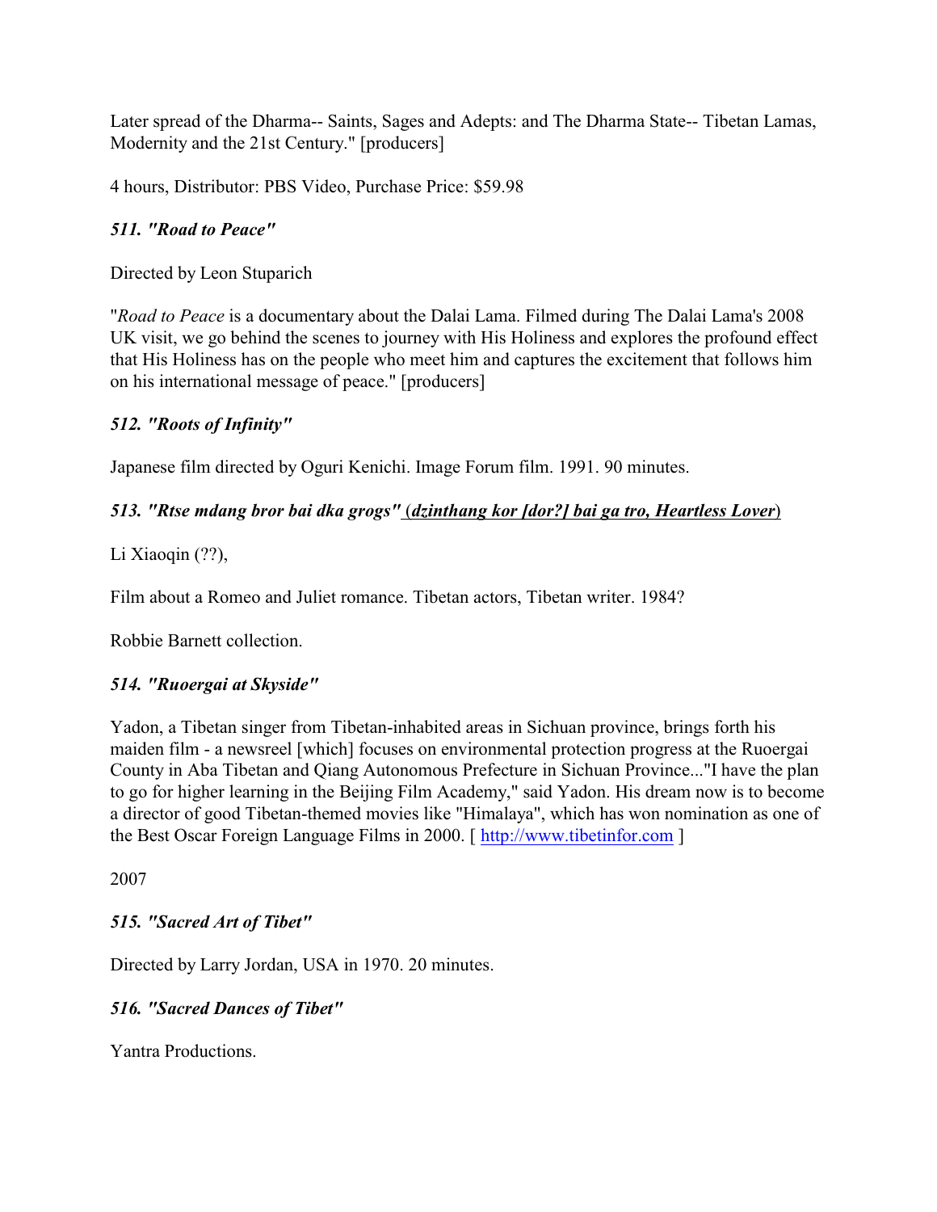Later spread of the Dharma-- Saints, Sages and Adepts: and The Dharma State-- Tibetan Lamas, Modernity and the 21st Century." [producers]

4 hours, Distributor: PBS Video, Purchase Price: $59.98

### *511. "Road to Peace"*

Directed by Leon Stuparich

"*Road to Peace* is a documentary about the Dalai Lama. Filmed during The Dalai Lama's 2008 UK visit, we go behind the scenes to journey with His Holiness and explores the profound effect that His Holiness has on the people who meet him and captures the excitement that follows him on his international message of peace." [producers]

### *512. "Roots of Infinity"*

Japanese film directed by Oguri Kenichi. Image Forum film. 1991. 90 minutes.

### *513. "Rtse mdang bror bai dka grogs"* (*dzinthang kor [dor?] bai ga tro, Heartless Lover*)

Li Xiaoqin (??),

Film about a Romeo and Juliet romance. Tibetan actors, Tibetan writer. 1984?

Robbie Barnett collection.

### *514. "Ruoergai at Skyside"*

Yadon, a Tibetan singer from Tibetan-inhabited areas in Sichuan province, brings forth his maiden film - a newsreel [which] focuses on environmental protection progress at the Ruoergai County in Aba Tibetan and Qiang Autonomous Prefecture in Sichuan Province..."I have the plan to go for higher learning in the Beijing Film Academy," said Yadon. His dream now is to become a director of good Tibetan-themed movies like "Himalaya", which has won nomination as one of the Best Oscar Foreign Language Films in 2000. [ http://www.tibetinfor.com ]

2007

### *515. "Sacred Art of Tibet"*

Directed by Larry Jordan, USA in 1970. 20 minutes.

### *516. "Sacred Dances of Tibet"*

Yantra Productions.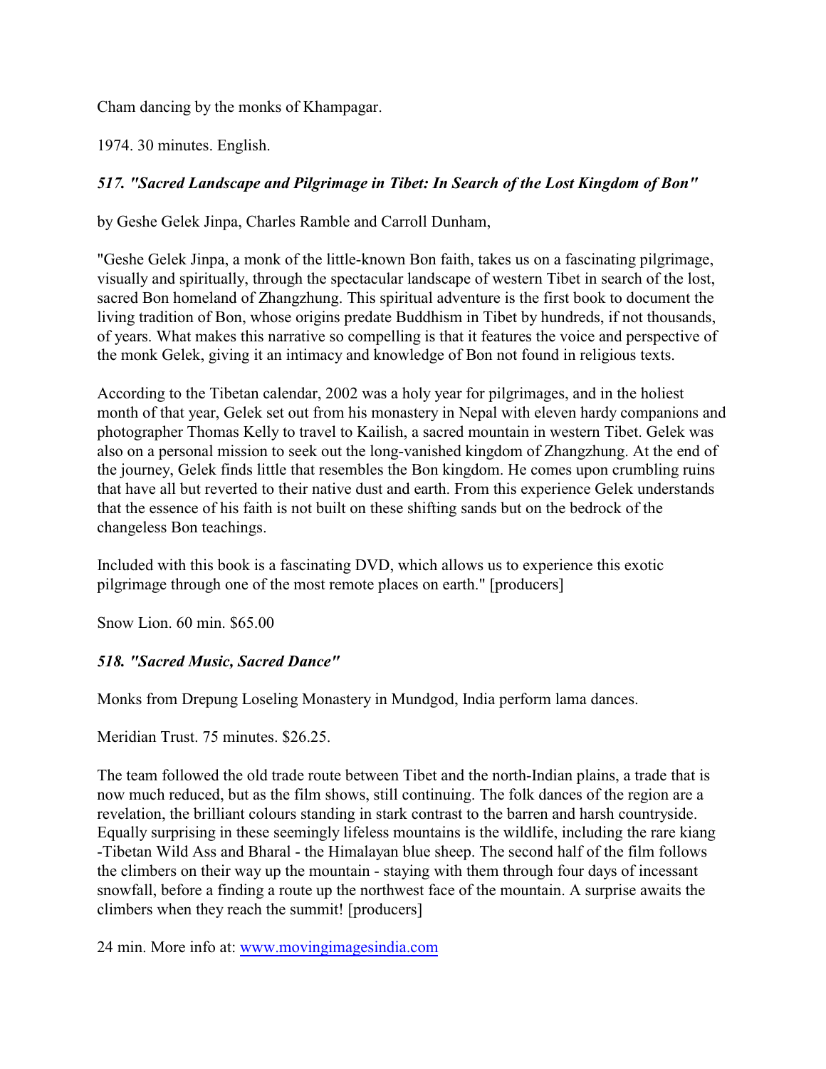Cham dancing by the monks of Khampagar.

1974. 30 minutes. English.

### *517. "Sacred Landscape and Pilgrimage in Tibet: In Search of the Lost Kingdom of Bon"*

by Geshe Gelek Jinpa, Charles Ramble and Carroll Dunham,

"Geshe Gelek Jinpa, a monk of the little-known Bon faith, takes us on a fascinating pilgrimage, visually and spiritually, through the spectacular landscape of western Tibet in search of the lost, sacred Bon homeland of Zhangzhung. This spiritual adventure is the first book to document the living tradition of Bon, whose origins predate Buddhism in Tibet by hundreds, if not thousands, of years. What makes this narrative so compelling is that it features the voice and perspective of the monk Gelek, giving it an intimacy and knowledge of Bon not found in religious texts.

According to the Tibetan calendar, 2002 was a holy year for pilgrimages, and in the holiest month of that year, Gelek set out from his monastery in Nepal with eleven hardy companions and photographer Thomas Kelly to travel to Kailish, a sacred mountain in western Tibet. Gelek was also on a personal mission to seek out the long-vanished kingdom of Zhangzhung. At the end of the journey, Gelek finds little that resembles the Bon kingdom. He comes upon crumbling ruins that have all but reverted to their native dust and earth. From this experience Gelek understands that the essence of his faith is not built on these shifting sands but on the bedrock of the changeless Bon teachings.

Included with this book is a fascinating DVD, which allows us to experience this exotic pilgrimage through one of the most remote places on earth." [producers]

Snow Lion. 60 min. $65.00

### *518. "Sacred Music, Sacred Dance"*

Monks from Drepung Loseling Monastery in Mundgod, India perform lama dances.

Meridian Trust. 75 minutes. $26.25.

The team followed the old trade route between Tibet and the north-Indian plains, a trade that is now much reduced, but as the film shows, still continuing. The folk dances of the region are a revelation, the brilliant colours standing in stark contrast to the barren and harsh countryside. Equally surprising in these seemingly lifeless mountains is the wildlife, including the rare kiang -Tibetan Wild Ass and Bharal - the Himalayan blue sheep. The second half of the film follows the climbers on their way up the mountain - staying with them through four days of incessant snowfall, before a finding a route up the northwest face of the mountain. A surprise awaits the climbers when they reach the summit! [producers]

24 min. More info at: [www.movingimagesindia.com](http://www.movingimagesindia.com)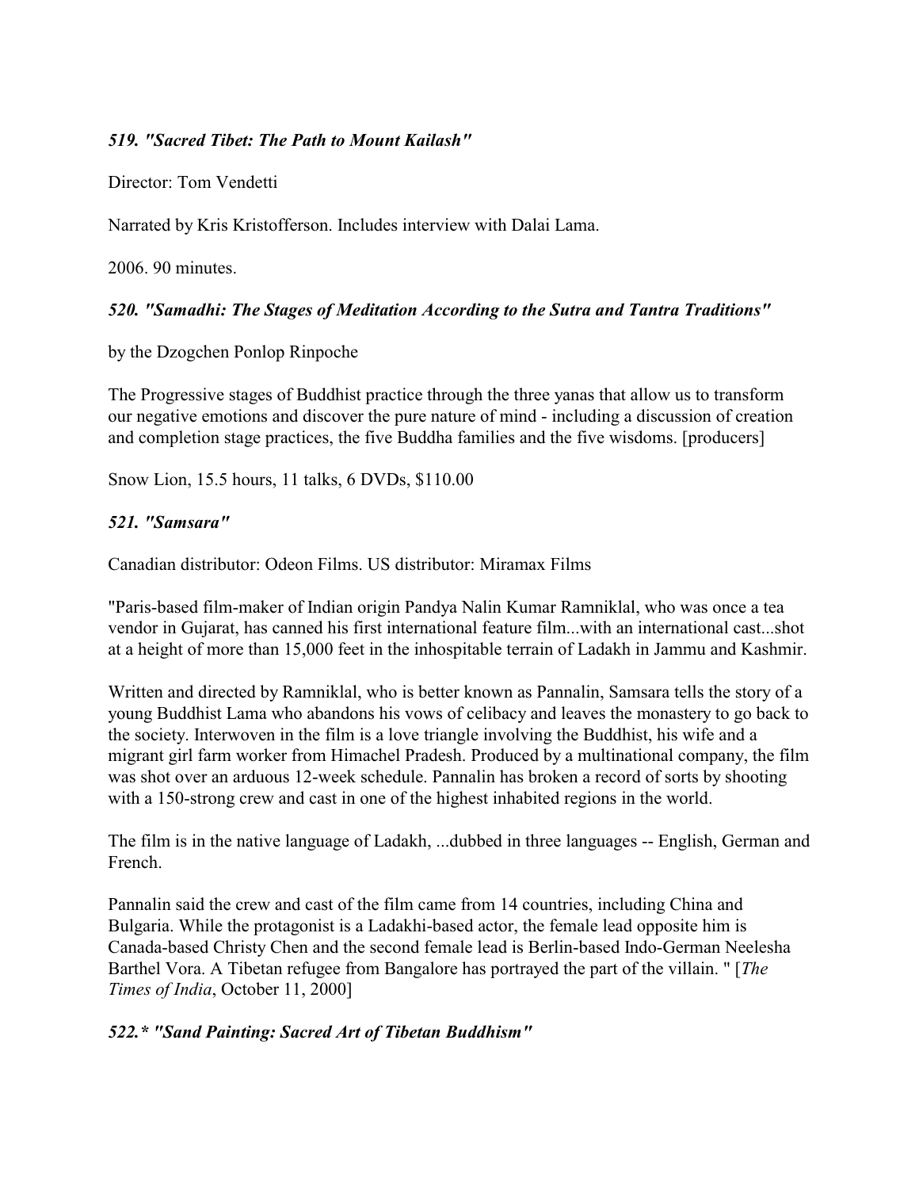### *519. "Sacred Tibet: The Path to Mount Kailash"*

Director: Tom Vendetti

Narrated by Kris Kristofferson. Includes interview with Dalai Lama.

2006. 90 minutes.

### *520. "Samadhi: The Stages of Meditation According to the Sutra and Tantra Traditions"*

by the Dzogchen Ponlop Rinpoche

The Progressive stages of Buddhist practice through the three yanas that allow us to transform our negative emotions and discover the pure nature of mind - including a discussion of creation and completion stage practices, the five Buddha families and the five wisdoms. [producers]

Snow Lion, 15.5 hours, 11 talks, 6 DVDs, $110.00

### *521. "Samsara"*

Canadian distributor: Odeon Films. US distributor: Miramax Films

"Paris-based film-maker of Indian origin Pandya Nalin Kumar Ramniklal, who was once a tea vendor in Gujarat, has canned his first international feature film...with an international cast...shot at a height of more than 15,000 feet in the inhospitable terrain of Ladakh in Jammu and Kashmir.

Written and directed by Ramniklal, who is better known as Pannalin, Samsara tells the story of a young Buddhist Lama who abandons his vows of celibacy and leaves the monastery to go back to the society. Interwoven in the film is a love triangle involving the Buddhist, his wife and a migrant girl farm worker from Himachel Pradesh. Produced by a multinational company, the film was shot over an arduous 12-week schedule. Pannalin has broken a record of sorts by shooting with a 150-strong crew and cast in one of the highest inhabited regions in the world.

The film is in the native language of Ladakh, ...dubbed in three languages -- English, German and French.

Pannalin said the crew and cast of the film came from 14 countries, including China and Bulgaria. While the protagonist is a Ladakhi-based actor, the female lead opposite him is Canada-based Christy Chen and the second female lead is Berlin-based Indo-German Neelesha Barthel Vora. A Tibetan refugee from Bangalore has portrayed the part of the villain. " [*The Times of India*, October 11, 2000]

### *522.* "Sand Painting: Sacred Art of Tibetan Buddhism"*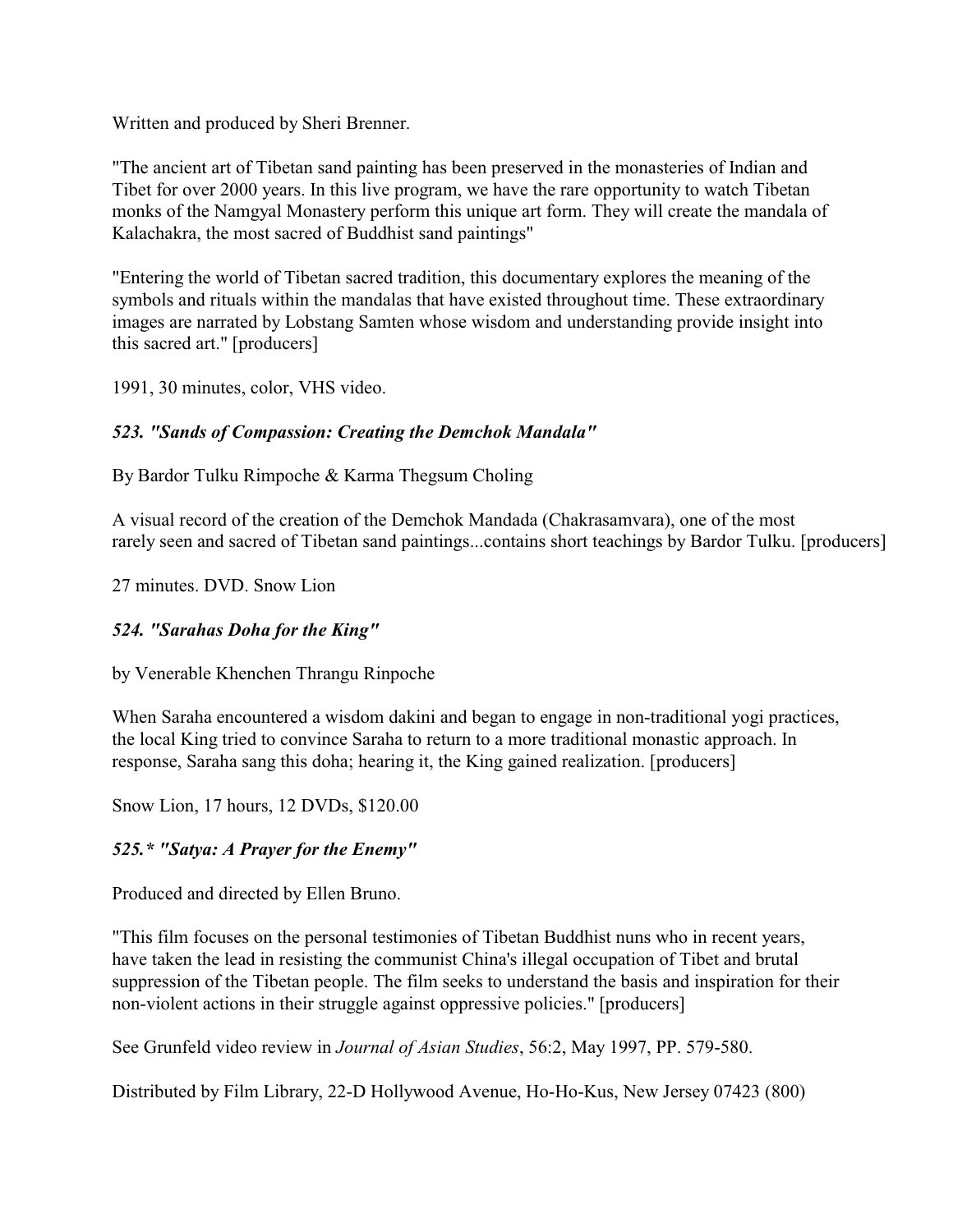Written and produced by Sheri Brenner.

"The ancient art of Tibetan sand painting has been preserved in the monasteries of Indian and Tibet for over 2000 years. In this live program, we have the rare opportunity to watch Tibetan monks of the Namgyal Monastery perform this unique art form. They will create the mandala of Kalachakra, the most sacred of Buddhist sand paintings"

"Entering the world of Tibetan sacred tradition, this documentary explores the meaning of the symbols and rituals within the mandalas that have existed throughout time. These extraordinary images are narrated by Lobstang Samten whose wisdom and understanding provide insight into this sacred art." [producers]

1991, 30 minutes, color, VHS video.

### *523. "Sands of Compassion: Creating the Demchok Mandala"*

By Bardor Tulku Rimpoche & Karma Thegsum Choling

A visual record of the creation of the Demchok Mandada (Chakrasamvara), one of the most rarely seen and sacred of Tibetan sand paintings...contains short teachings by Bardor Tulku. [producers]

27 minutes. DVD. Snow Lion

### *524. "Sarahas Doha for the King"*

by Venerable Khenchen Thrangu Rinpoche

When Saraha encountered a wisdom dakini and began to engage in non-traditional yogi practices, the local King tried to convince Saraha to return to a more traditional monastic approach. In response, Saraha sang this doha; hearing it, the King gained realization. [producers]

Snow Lion, 17 hours, 12 DVDs, $120.00

### *525.* "Satya: A Prayer for the Enemy"*

Produced and directed by Ellen Bruno.

"This film focuses on the personal testimonies of Tibetan Buddhist nuns who in recent years, have taken the lead in resisting the communist China's illegal occupation of Tibet and brutal suppression of the Tibetan people. The film seeks to understand the basis and inspiration for their non-violent actions in their struggle against oppressive policies." [producers]

See Grunfeld video review in *Journal of Asian Studies*, 56:2, May 1997, PP. 579-580.

Distributed by Film Library, 22-D Hollywood Avenue, Ho-Ho-Kus, New Jersey 07423 (800)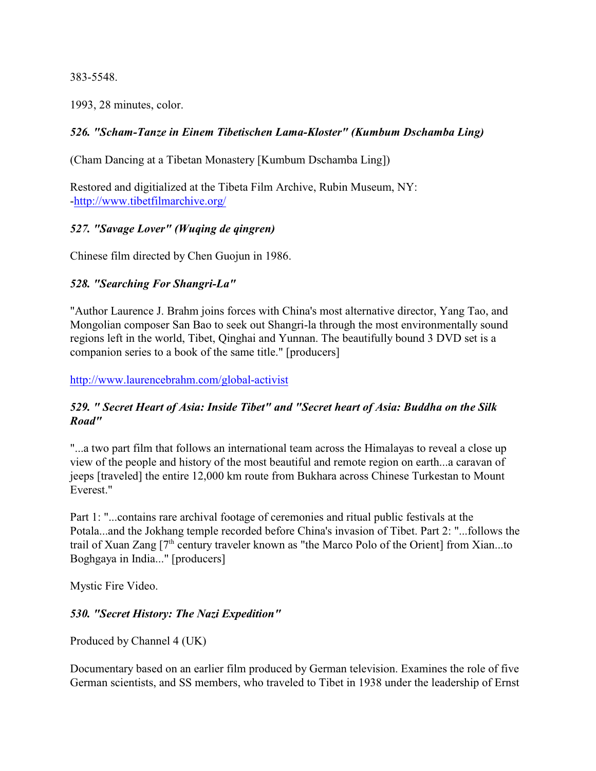383-5548.

1993, 28 minutes, color.

### *526. "Scham-Tanze in Einem Tibetischen Lama-Kloster" (Kumbum Dschamba Ling)*

(Cham Dancing at a Tibetan Monastery [Kumbum Dschamba Ling])

Restored and digitialized at the Tibeta Film Archive, Rubin Museum, NY: -[http://www.tibetfilmarchive.org/](http://www.tibetfilmarchive.org/)

### *527. "Savage Lover" (Wuqing de qingren)*

Chinese film directed by Chen Guojun in 1986.

### *528. "Searching For Shangri-La"*

"Author Laurence J. Brahm joins forces with China's most alternative director, Yang Tao, and Mongolian composer San Bao to seek out Shangri-la through the most environmentally sound regions left in the world, Tibet, Qinghai and Yunnan. The beautifully bound 3 DVD set is a companion series to a book of the same title." [producers]

[http://www.laurencebrahm.com/global-activist](http://www.laurencebrahm.com/global-activist)

### *529. " Secret Heart of Asia: Inside Tibet" and "Secret heart of Asia: Buddha on the Silk Road"*

"...a two part film that follows an international team across the Himalayas to reveal a close up view of the people and history of the most beautiful and remote region on earth...a caravan of jeeps [traveled] the entire 12,000 km route from Bukhara across Chinese Turkestan to Mount Everest."

Part 1: "...contains rare archival footage of ceremonies and ritual public festivals at the Potala...and the Jokhang temple recorded before China's invasion of Tibet. Part 2: "...follows the trail of Xuan Zang [7th century traveler known as "the Marco Polo of the Orient] from Xian...to Boghgaya in India..." [producers]

Mystic Fire Video.

### *530. "Secret History: The Nazi Expedition"*

Produced by Channel 4 (UK)

Documentary based on an earlier film produced by German television. Examines the role of five German scientists, and SS members, who traveled to Tibet in 1938 under the leadership of Ernst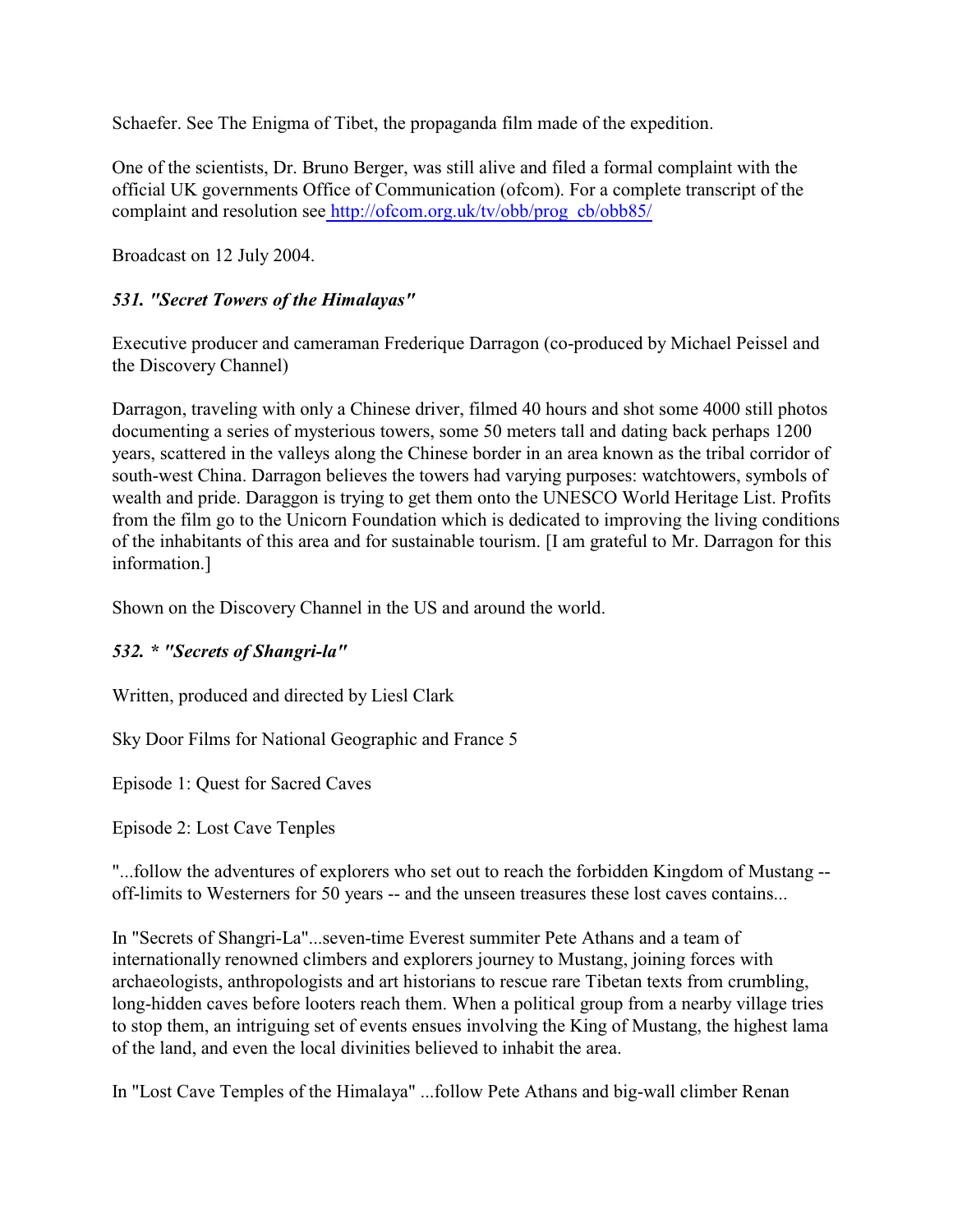Schaefer. See The Enigma of Tibet, the propaganda film made of the expedition.

One of the scientists, Dr. Bruno Berger, was still alive and filed a formal complaint with the official UK governments Office of Communication (ofcom). For a complete transcript of the complaint and resolution see http://ofcom.org.uk/tv/obb/prog_cb/obb85/

Broadcast on 12 July 2004.

***531. "Secret Towers of the Himalayas"***

Executive producer and cameraman Frederique Darragon (co-produced by Michael Peissel and the Discovery Channel)

Darragon, traveling with only a Chinese driver, filmed 40 hours and shot some 4000 still photos documenting a series of mysterious towers, some 50 meters tall and dating back perhaps 1200 years, scattered in the valleys along the Chinese border in an area known as the tribal corridor of south-west China. Darragon believes the towers had varying purposes: watchtowers, symbols of wealth and pride. Daraggon is trying to get them onto the UNESCO World Heritage List. Profits from the film go to the Unicorn Foundation which is dedicated to improving the living conditions of the inhabitants of this area and for sustainable tourism. [I am grateful to Mr. Darragon for this information.]

Shown on the Discovery Channel in the US and around the world.

***532. * "Secrets of Shangri-la"***

Written, produced and directed by Liesl Clark

Sky Door Films for National Geographic and France 5

Episode 1: Quest for Sacred Caves

Episode 2: Lost Cave Tenples

"...follow the adventures of explorers who set out to reach the forbidden Kingdom of Mustang -- off-limits to Westerners for 50 years -- and the unseen treasures these lost caves contains...

In "Secrets of Shangri-La"...seven-time Everest summiter Pete Athans and a team of internationally renowned climbers and explorers journey to Mustang, joining forces with archaeologists, anthropologists and art historians to rescue rare Tibetan texts from crumbling, long-hidden caves before looters reach them. When a political group from a nearby village tries to stop them, an intriguing set of events ensues involving the King of Mustang, the highest lama of the land, and even the local divinities believed to inhabit the area.

In "Lost Cave Temples of the Himalaya" ...follow Pete Athans and big-wall climber Renan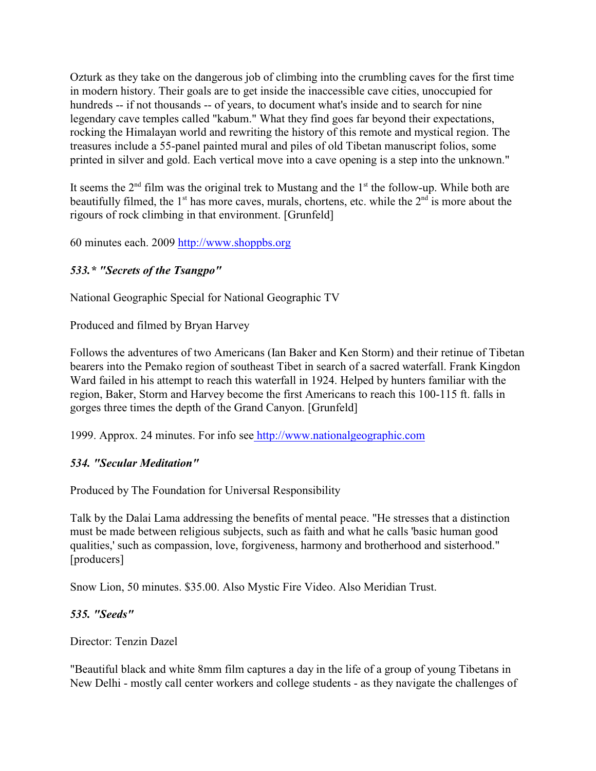Ozturk as they take on the dangerous job of climbing into the crumbling caves for the first time in modern history. Their goals are to get inside the inaccessible cave cities, unoccupied for hundreds -- if not thousands -- of years, to document what's inside and to search for nine legendary cave temples called "kabum." What they find goes far beyond their expectations, rocking the Himalayan world and rewriting the history of this remote and mystical region. The treasures include a 55-panel painted mural and piles of old Tibetan manuscript folios, some printed in silver and gold. Each vertical move into a cave opening is a step into the unknown."

It seems the 2nd film was the original trek to Mustang and the 1st the follow-up. While both are beautifully filmed, the 1st has more caves, murals, chortens, etc. while the 2nd is more about the rigours of rock climbing in that environment. [Grunfeld]

60 minutes each. 2009 http://www.shoppbs.org

### *533.* "Secrets of the Tsangpo"*

National Geographic Special for National Geographic TV

Produced and filmed by Bryan Harvey

Follows the adventures of two Americans (Ian Baker and Ken Storm) and their retinue of Tibetan bearers into the Pemako region of southeast Tibet in search of a sacred waterfall. Frank Kingdon Ward failed in his attempt to reach this waterfall in 1924. Helped by hunters familiar with the region, Baker, Storm and Harvey become the first Americans to reach this 100-115 ft. falls in gorges three times the depth of the Grand Canyon. [Grunfeld]

1999. Approx. 24 minutes. For info see http://www.nationalgeographic.com

### *534. "Secular Meditation"*

Produced by The Foundation for Universal Responsibility

Talk by the Dalai Lama addressing the benefits of mental peace. "He stresses that a distinction must be made between religious subjects, such as faith and what he calls 'basic human good qualities,' such as compassion, love, forgiveness, harmony and brotherhood and sisterhood." [producers]

Snow Lion, 50 minutes. $35.00. Also Mystic Fire Video. Also Meridian Trust.

### *535. "Seeds"*

Director: Tenzin Dazel

"Beautiful black and white 8mm film captures a day in the life of a group of young Tibetans in New Delhi - mostly call center workers and college students - as they navigate the challenges of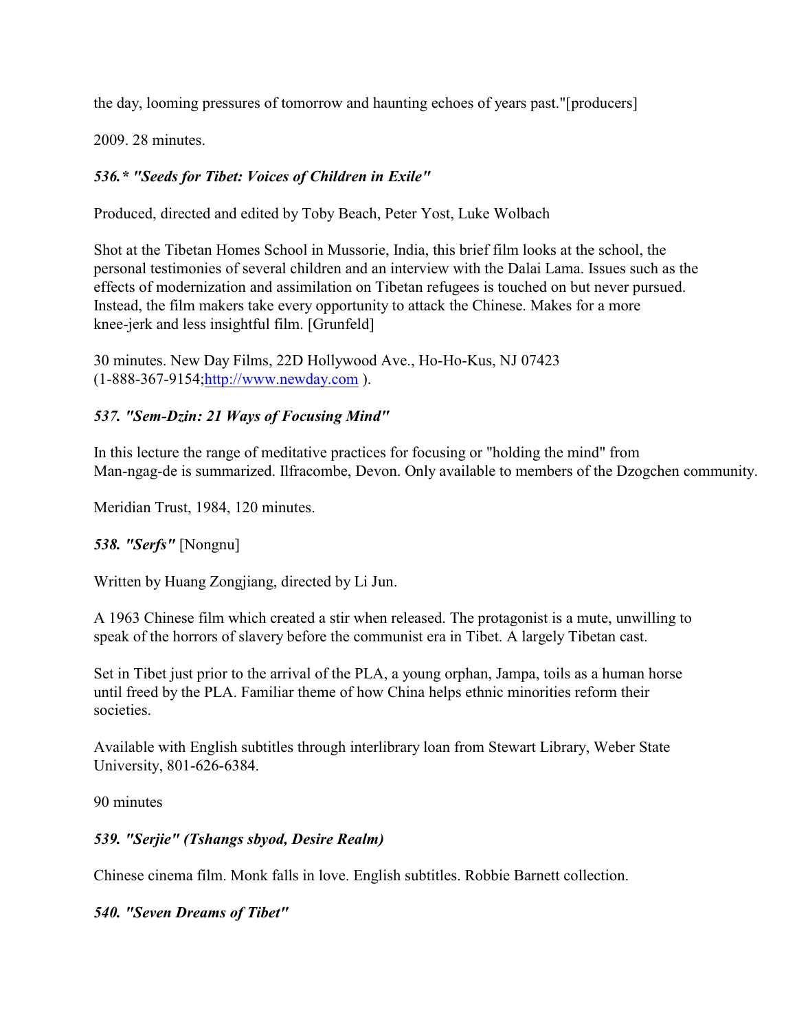the day, looming pressures of tomorrow and haunting echoes of years past."[producers]

2009. 28 minutes.

***536.* "Seeds for Tibet: Voices of Children in Exile"***

Produced, directed and edited by Toby Beach, Peter Yost, Luke Wolbach

Shot at the Tibetan Homes School in Mussorie, India, this brief film looks at the school, the personal testimonies of several children and an interview with the Dalai Lama. Issues such as the effects of modernization and assimilation on Tibetan refugees is touched on but never pursued. Instead, the film makers take every opportunity to attack the Chinese. Makes for a more knee-jerk and less insightful film. [Grunfeld]

30 minutes. New Day Films, 22D Hollywood Ave., Ho-Ho-Kus, NJ 07423 (1-888-367-9154;http://www.newday.com ).

***537. "Sem-Dzin: 21 Ways of Focusing Mind"***

In this lecture the range of meditative practices for focusing or "holding the mind" from Man-ngag-de is summarized. Ilfracombe, Devon. Only available to members of the Dzogchen community.

Meridian Trust, 1984, 120 minutes.

***538. "Serfs"*** [Nongnu]

Written by Huang Zongjiang, directed by Li Jun.

A 1963 Chinese film which created a stir when released. The protagonist is a mute, unwilling to speak of the horrors of slavery before the communist era in Tibet. A largely Tibetan cast.

Set in Tibet just prior to the arrival of the PLA, a young orphan, Jampa, toils as a human horse until freed by the PLA. Familiar theme of how China helps ethnic minorities reform their societies.

Available with English subtitles through interlibrary loan from Stewart Library, Weber State University, 801-626-6384.

90 minutes

***539. "Serjie" (Tshangs sbyod, Desire Realm)***

Chinese cinema film. Monk falls in love. English subtitles. Robbie Barnett collection.

***540. "Seven Dreams of Tibet"***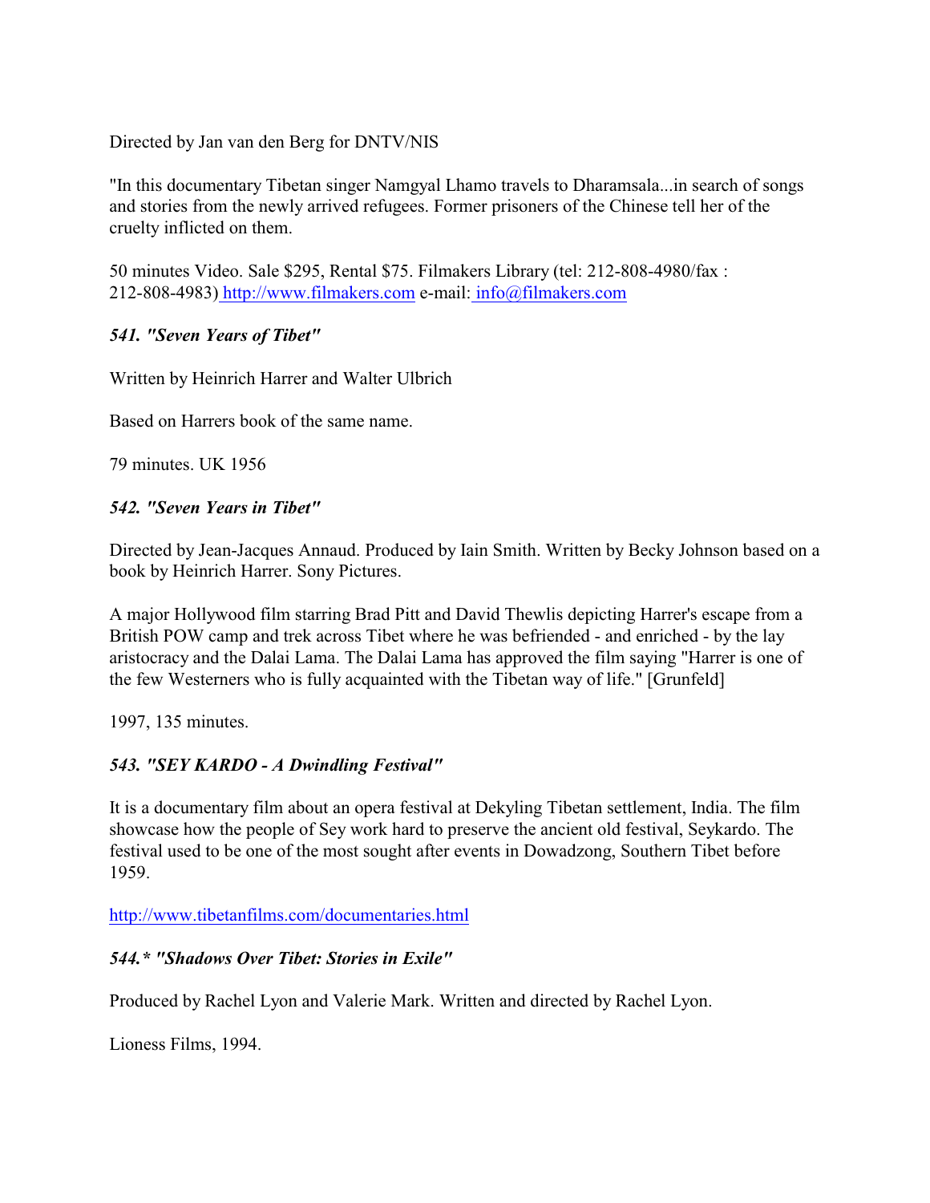Directed by Jan van den Berg for DNTV/NIS

"In this documentary Tibetan singer Namgyal Lhamo travels to Dharamsala...in search of songs and stories from the newly arrived refugees. Former prisoners of the Chinese tell her of the cruelty inflicted on them.

50 minutes Video. Sale $295, Rental $75. Filmakers Library (tel: 212-808-4980/fax : 212-808-4983) http://www.filmakers.com e-mail: info@filmakers.com

### *541. "Seven Years of Tibet"*

Written by Heinrich Harrer and Walter Ulbrich

Based on Harrers book of the same name.

79 minutes. UK 1956

### *542. "Seven Years in Tibet"*

Directed by Jean-Jacques Annaud. Produced by Iain Smith. Written by Becky Johnson based on a book by Heinrich Harrer. Sony Pictures.

A major Hollywood film starring Brad Pitt and David Thewlis depicting Harrer's escape from a British POW camp and trek across Tibet where he was befriended - and enriched - by the lay aristocracy and the Dalai Lama. The Dalai Lama has approved the film saying "Harrer is one of the few Westerners who is fully acquainted with the Tibetan way of life." [Grunfeld]

1997, 135 minutes.

### *543. "SEY KARDO - A Dwindling Festival"*

It is a documentary film about an opera festival at Dekyling Tibetan settlement, India. The film showcase how the people of Sey work hard to preserve the ancient old festival, Seykardo. The festival used to be one of the most sought after events in Dowadzong, Southern Tibet before 1959.

http://www.tibetanfilms.com/documentaries.html

### *544.* "Shadows Over Tibet: Stories in Exile"*

Produced by Rachel Lyon and Valerie Mark. Written and directed by Rachel Lyon.

Lioness Films, 1994.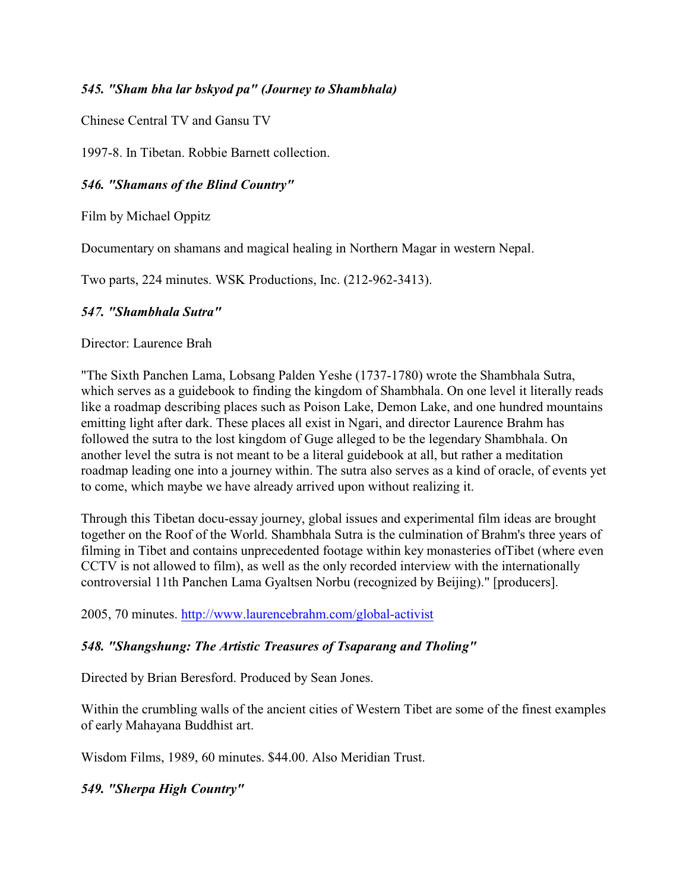### *545. "Sham bha lar bskyod pa" (Journey to Shambhala)*

Chinese Central TV and Gansu TV

1997-8. In Tibetan. Robbie Barnett collection.

### *546. "Shamans of the Blind Country"*

Film by Michael Oppitz

Documentary on shamans and magical healing in Northern Magar in western Nepal.

Two parts, 224 minutes. WSK Productions, Inc. (212-962-3413).

### *547. "Shambhala Sutra"*

Director: Laurence Brah

"The Sixth Panchen Lama, Lobsang Palden Yeshe (1737-1780) wrote the Shambhala Sutra, which serves as a guidebook to finding the kingdom of Shambhala. On one level it literally reads like a roadmap describing places such as Poison Lake, Demon Lake, and one hundred mountains emitting light after dark. These places all exist in Ngari, and director Laurence Brahm has followed the sutra to the lost kingdom of Guge alleged to be the legendary Shambhala. On another level the sutra is not meant to be a literal guidebook at all, but rather a meditation roadmap leading one into a journey within. The sutra also serves as a kind of oracle, of events yet to come, which maybe we have already arrived upon without realizing it.

Through this Tibetan docu-essay journey, global issues and experimental film ideas are brought together on the Roof of the World. Shambhala Sutra is the culmination of Brahm's three years of filming in Tibet and contains unprecedented footage within key monasteries ofTibet (where even CCTV is not allowed to film), as well as the only recorded interview with the internationally controversial 11th Panchen Lama Gyaltsen Norbu (recognized by Beijing)." [producers].

2005, 70 minutes. http://www.laurencebrahm.com/global-activist

### *548. "Shangshung: The Artistic Treasures of Tsaparang and Tholing"*

Directed by Brian Beresford. Produced by Sean Jones.

Within the crumbling walls of the ancient cities of Western Tibet are some of the finest examples of early Mahayana Buddhist art.

Wisdom Films, 1989, 60 minutes. $44.00. Also Meridian Trust.

### *549. "Sherpa High Country"*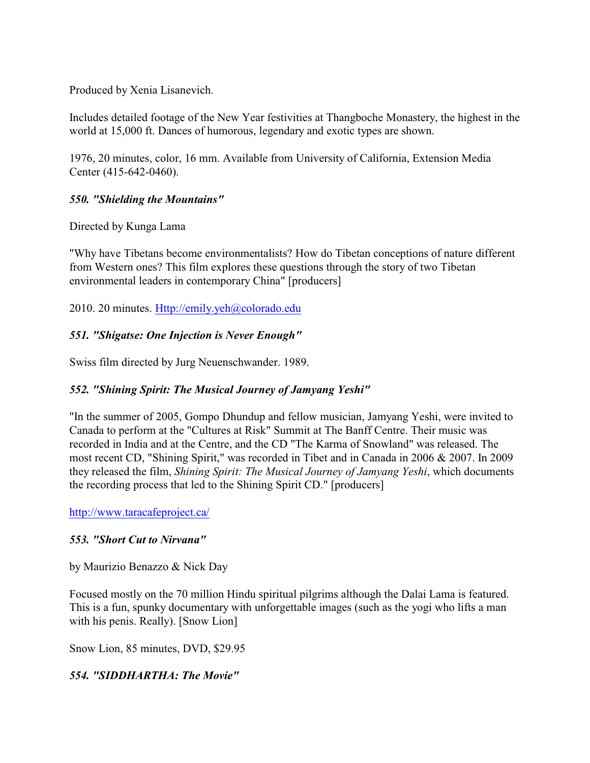Produced by Xenia Lisanevich.

Includes detailed footage of the New Year festivities at Thangboche Monastery, the highest in the world at 15,000 ft. Dances of humorous, legendary and exotic types are shown.

1976, 20 minutes, color, 16 mm. Available from University of California, Extension Media Center (415-642-0460).

### *550. "Shielding the Mountains"*

Directed by Kunga Lama

"Why have Tibetans become environmentalists? How do Tibetan conceptions of nature different from Western ones? This film explores these questions through the story of two Tibetan environmental leaders in contemporary China" [producers]

2010. 20 minutes. [Http://emily.yeh@colorado.edu](Http://emily.yeh@colorado.edu)

### *551. "Shigatse: One Injection is Never Enough"*

Swiss film directed by Jurg Neuenschwander. 1989.

### *552. "Shining Spirit: The Musical Journey of Jamyang Yeshi"*

"In the summer of 2005, Gompo Dhundup and fellow musician, Jamyang Yeshi, were invited to Canada to perform at the "Cultures at Risk" Summit at The Banff Centre. Their music was recorded in India and at the Centre, and the CD "The Karma of Snowland" was released. The most recent CD, "Shining Spirit," was recorded in Tibet and in Canada in 2006 & 2007. In 2009 they released the film, *Shining Spirit: The Musical Journey of Jamyang Yeshi*, which documents the recording process that led to the Shining Spirit CD." [producers]

[http://www.taracafeproject.ca/](http://www.taracafeproject.ca/)

### *553. "Short Cut to Nirvana"*

by Maurizio Benazzo & Nick Day

Focused mostly on the 70 million Hindu spiritual pilgrims although the Dalai Lama is featured. This is a fun, spunky documentary with unforgettable images (such as the yogi who lifts a man with his penis. Really). [Snow Lion]

Snow Lion, 85 minutes, DVD, $29.95

### *554. "SIDDHARTHA: The Movie"*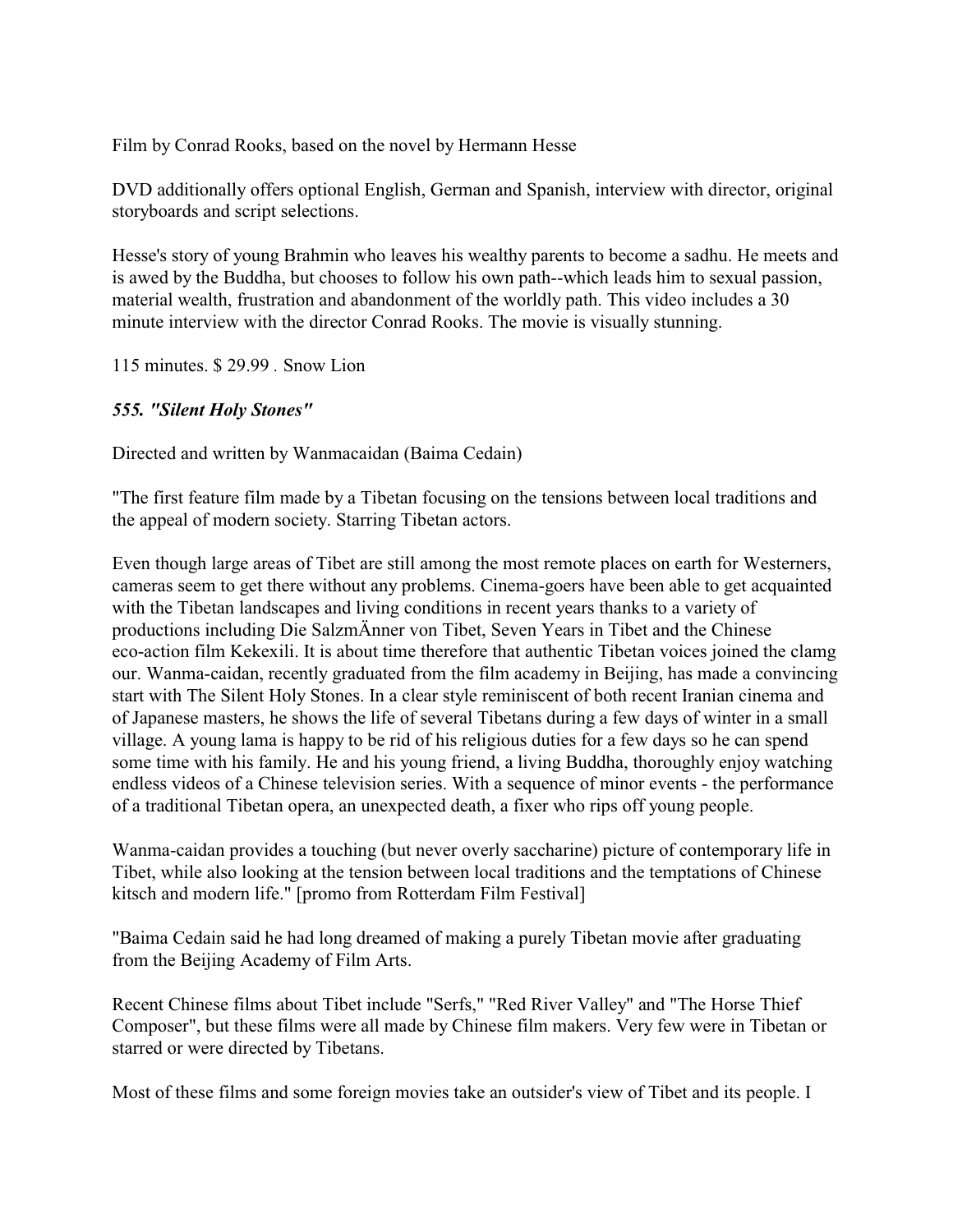Film by Conrad Rooks, based on the novel by Hermann Hesse

DVD additionally offers optional English, German and Spanish, interview with director, original storyboards and script selections.

Hesse's story of young Brahmin who leaves his wealthy parents to become a sadhu. He meets and is awed by the Buddha, but chooses to follow his own path--which leads him to sexual passion, material wealth, frustration and abandonment of the worldly path. This video includes a 30 minute interview with the director Conrad Rooks. The movie is visually stunning.

115 minutes. $ 29.99 . Snow Lion

***555. "Silent Holy Stones"***

Directed and written by Wanmacaidan (Baima Cedain)

"The first feature film made by a Tibetan focusing on the tensions between local traditions and the appeal of modern society. Starring Tibetan actors.

Even though large areas of Tibet are still among the most remote places on earth for Westerners, cameras seem to get there without any problems. Cinema-goers have been able to get acquainted with the Tibetan landscapes and living conditions in recent years thanks to a variety of productions including Die SalzmÄnner von Tibet, Seven Years in Tibet and the Chinese eco-action film Kekexili. It is about time therefore that authentic Tibetan voices joined the clamg our. Wanma-caidan, recently graduated from the film academy in Beijing, has made a convincing start with The Silent Holy Stones. In a clear style reminiscent of both recent Iranian cinema and of Japanese masters, he shows the life of several Tibetans during a few days of winter in a small village. A young lama is happy to be rid of his religious duties for a few days so he can spend some time with his family. He and his young friend, a living Buddha, thoroughly enjoy watching endless videos of a Chinese television series. With a sequence of minor events - the performance of a traditional Tibetan opera, an unexpected death, a fixer who rips off young people.

Wanma-caidan provides a touching (but never overly saccharine) picture of contemporary life in Tibet, while also looking at the tension between local traditions and the temptations of Chinese kitsch and modern life." [promo from Rotterdam Film Festival]

"Baima Cedain said he had long dreamed of making a purely Tibetan movie after graduating from the Beijing Academy of Film Arts.

Recent Chinese films about Tibet include "Serfs," "Red River Valley" and "The Horse Thief Composer", but these films were all made by Chinese film makers. Very few were in Tibetan or starred or were directed by Tibetans.

Most of these films and some foreign movies take an outsider's view of Tibet and its people. I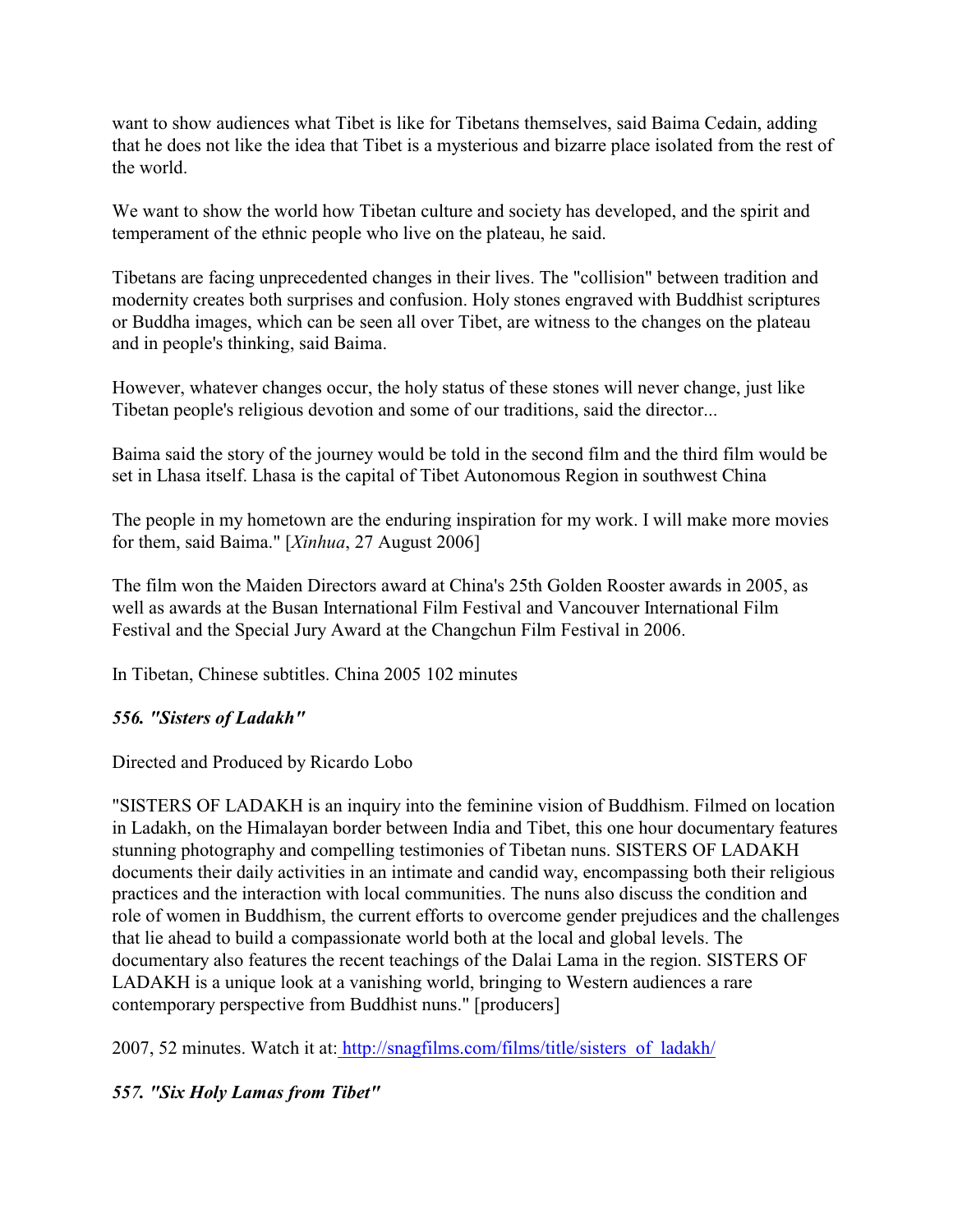want to show audiences what Tibet is like for Tibetans themselves, said Baima Cedain, adding that he does not like the idea that Tibet is a mysterious and bizarre place isolated from the rest of the world.

We want to show the world how Tibetan culture and society has developed, and the spirit and temperament of the ethnic people who live on the plateau, he said.

Tibetans are facing unprecedented changes in their lives. The "collision" between tradition and modernity creates both surprises and confusion. Holy stones engraved with Buddhist scriptures or Buddha images, which can be seen all over Tibet, are witness to the changes on the plateau and in people's thinking, said Baima.

However, whatever changes occur, the holy status of these stones will never change, just like Tibetan people's religious devotion and some of our traditions, said the director...

Baima said the story of the journey would be told in the second film and the third film would be set in Lhasa itself. Lhasa is the capital of Tibet Autonomous Region in southwest China

The people in my hometown are the enduring inspiration for my work. I will make more movies for them, said Baima." [*Xinhua*, 27 August 2006]

The film won the Maiden Directors award at China's 25th Golden Rooster awards in 2005, as well as awards at the Busan International Film Festival and Vancouver International Film Festival and the Special Jury Award at the Changchun Film Festival in 2006.

In Tibetan, Chinese subtitles. China 2005 102 minutes

***556. "Sisters of Ladakh"***

Directed and Produced by Ricardo Lobo

"SISTERS OF LADAKH is an inquiry into the feminine vision of Buddhism. Filmed on location in Ladakh, on the Himalayan border between India and Tibet, this one hour documentary features stunning photography and compelling testimonies of Tibetan nuns. SISTERS OF LADAKH documents their daily activities in an intimate and candid way, encompassing both their religious practices and the interaction with local communities. The nuns also discuss the condition and role of women in Buddhism, the current efforts to overcome gender prejudices and the challenges that lie ahead to build a compassionate world both at the local and global levels. The documentary also features the recent teachings of the Dalai Lama in the region. SISTERS OF LADAKH is a unique look at a vanishing world, bringing to Western audiences a rare contemporary perspective from Buddhist nuns." [producers]

2007, 52 minutes. Watch it at: http://snagfilms.com/films/title/sisters_of_ladakh/

***557. "Six Holy Lamas from Tibet"***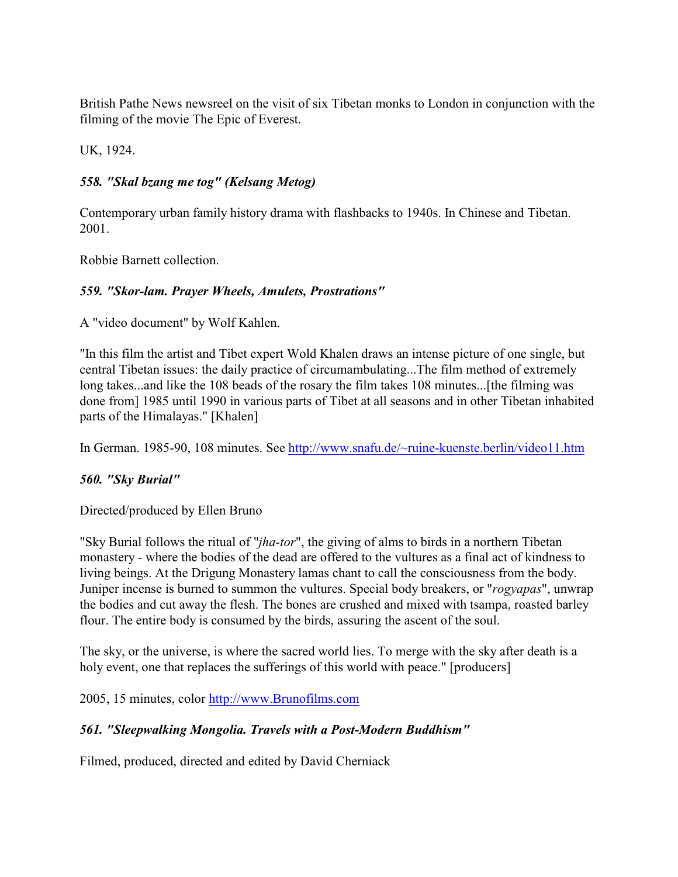British Pathe News newsreel on the visit of six Tibetan monks to London in conjunction with the filming of the movie The Epic of Everest.

UK, 1924.

### *558. "Skal bzang me tog" (Kelsang Metog)*

Contemporary urban family history drama with flashbacks to 1940s. In Chinese and Tibetan. 2001.

Robbie Barnett collection.

### *559. "Skor-lam. Prayer Wheels, Amulets, Prostrations"*

A "video document" by Wolf Kahlen.

"In this film the artist and Tibet expert Wold Khalen draws an intense picture of one single, but central Tibetan issues: the daily practice of circumambulating...The film method of extremely long takes...and like the 108 beads of the rosary the film takes 108 minutes...[the filming was done from] 1985 until 1990 in various parts of Tibet at all seasons and in other Tibetan inhabited parts of the Himalayas." [Khalen]

In German. 1985-90, 108 minutes. See [http://www.snafu.de/~ruine-kuenste.berlin/video11.htm](http://www.snafu.de/~ruine-kuenste.berlin/video11.htm)

### *560. "Sky Burial"*

Directed/produced by Ellen Bruno

"Sky Burial follows the ritual of "*jha-tor*", the giving of alms to birds in a northern Tibetan monastery - where the bodies of the dead are offered to the vultures as a final act of kindness to living beings. At the Drigung Monastery lamas chant to call the consciousness from the body. Juniper incense is burned to summon the vultures. Special body breakers, or "*rogyapas*", unwrap the bodies and cut away the flesh. The bones are crushed and mixed with tsampa, roasted barley flour. The entire body is consumed by the birds, assuring the ascent of the soul.

The sky, or the universe, is where the sacred world lies. To merge with the sky after death is a holy event, one that replaces the sufferings of this world with peace." [producers]

2005, 15 minutes, color [http://www.Brunofilms.com](http://www.Brunofilms.com)

### *561. "Sleepwalking Mongolia. Travels with a Post-Modern Buddhism"*

Filmed, produced, directed and edited by David Cherniack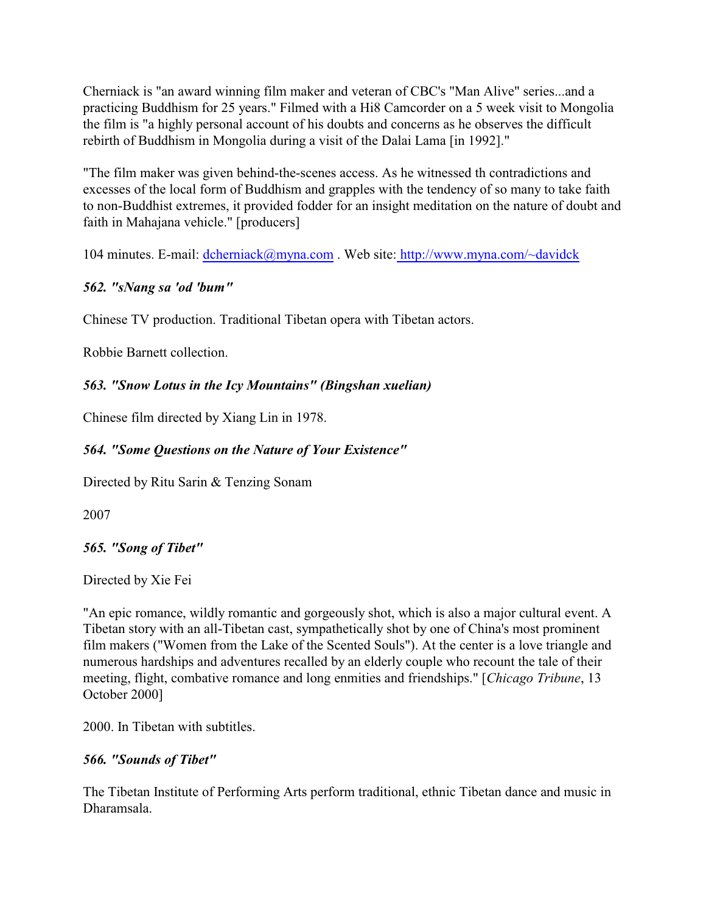Cherniack is "an award winning film maker and veteran of CBC's "Man Alive" series...and a practicing Buddhism for 25 years." Filmed with a Hi8 Camcorder on a 5 week visit to Mongolia the film is "a highly personal account of his doubts and concerns as he observes the difficult rebirth of Buddhism in Mongolia during a visit of the Dalai Lama [in 1992]."

"The film maker was given behind-the-scenes access. As he witnessed th contradictions and excesses of the local form of Buddhism and grapples with the tendency of so many to take faith to non-Buddhist extremes, it provided fodder for an insight meditation on the nature of doubt and faith in Mahajana vehicle." [producers]

104 minutes. E-mail: dcherniack@myna.com . Web site: http://www.myna.com/~davidck

### *562. "sNang sa 'od 'bum"*

Chinese TV production. Traditional Tibetan opera with Tibetan actors.

Robbie Barnett collection.

### *563. "Snow Lotus in the Icy Mountains" (Bingshan xuelian)*

Chinese film directed by Xiang Lin in 1978.

### *564. "Some Questions on the Nature of Your Existence"*

Directed by Ritu Sarin & Tenzing Sonam

2007

### *565. "Song of Tibet"*

Directed by Xie Fei

"An epic romance, wildly romantic and gorgeously shot, which is also a major cultural event. A Tibetan story with an all-Tibetan cast, sympathetically shot by one of China's most prominent film makers ("Women from the Lake of the Scented Souls"). At the center is a love triangle and numerous hardships and adventures recalled by an elderly couple who recount the tale of their meeting, flight, combative romance and long enmities and friendships." [*Chicago Tribune*, 13 October 2000]

2000. In Tibetan with subtitles.

### *566. "Sounds of Tibet"*

The Tibetan Institute of Performing Arts perform traditional, ethnic Tibetan dance and music in Dharamsala.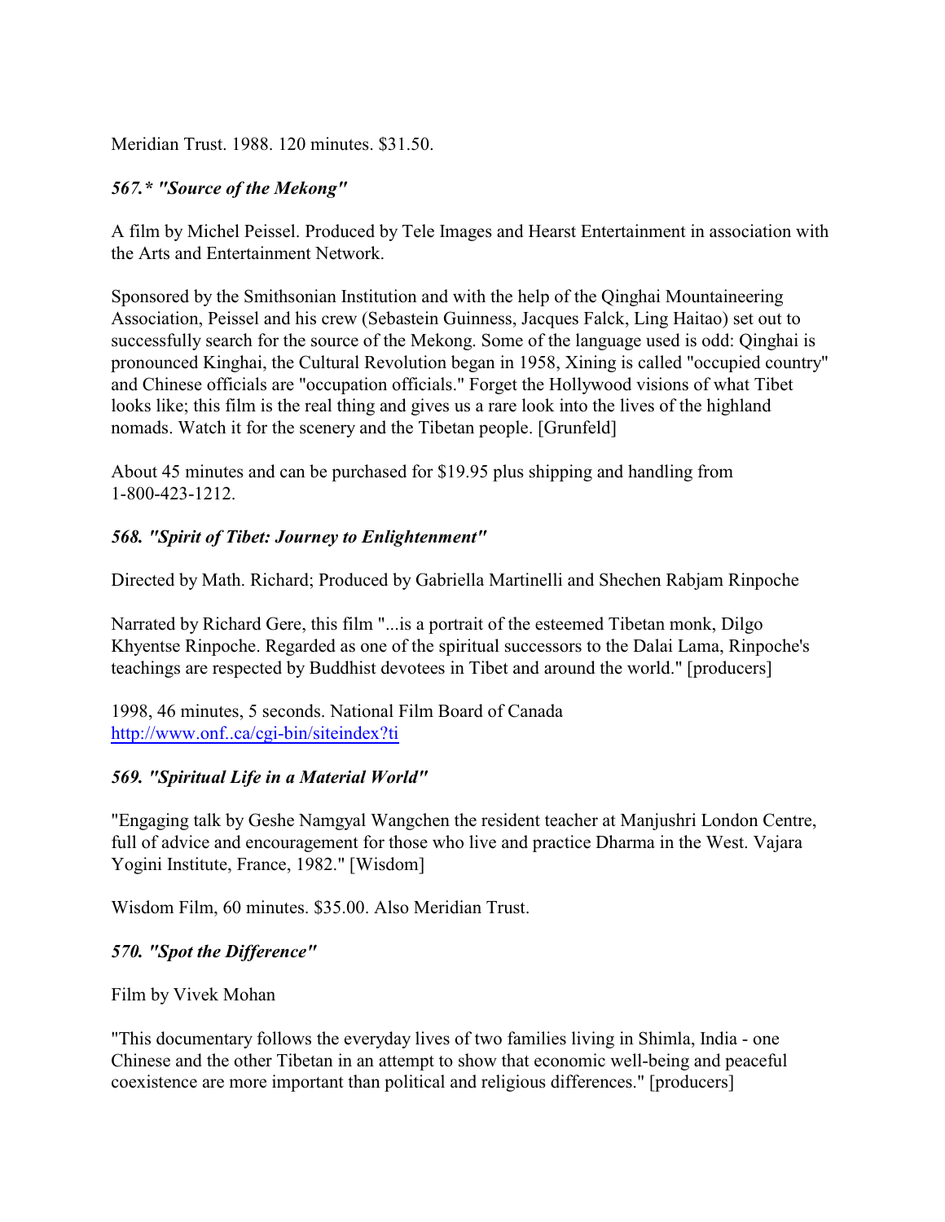Meridian Trust. 1988. 120 minutes. $31.50.

### *567.* "Source of the Mekong"*

A film by Michel Peissel. Produced by Tele Images and Hearst Entertainment in association with the Arts and Entertainment Network.

Sponsored by the Smithsonian Institution and with the help of the Qinghai Mountaineering Association, Peissel and his crew (Sebastein Guinness, Jacques Falck, Ling Haitao) set out to successfully search for the source of the Mekong. Some of the language used is odd: Qinghai is pronounced Kinghai, the Cultural Revolution began in 1958, Xining is called "occupied country" and Chinese officials are "occupation officials." Forget the Hollywood visions of what Tibet looks like; this film is the real thing and gives us a rare look into the lives of the highland nomads. Watch it for the scenery and the Tibetan people. [Grunfeld]

About 45 minutes and can be purchased for $19.95 plus shipping and handling from 1-800-423-1212.

### *568. "Spirit of Tibet: Journey to Enlightenment"*

Directed by Math. Richard; Produced by Gabriella Martinelli and Shechen Rabjam Rinpoche

Narrated by Richard Gere, this film "...is a portrait of the esteemed Tibetan monk, Dilgo Khyentse Rinpoche. Regarded as one of the spiritual successors to the Dalai Lama, Rinpoche's teachings are respected by Buddhist devotees in Tibet and around the world." [producers]

1998, 46 minutes, 5 seconds. National Film Board of Canada
http://www.onf..ca/cgi-bin/siteindex?ti

### *569. "Spiritual Life in a Material World"*

"Engaging talk by Geshe Namgyal Wangchen the resident teacher at Manjushri London Centre, full of advice and encouragement for those who live and practice Dharma in the West. Vajara Yogini Institute, France, 1982." [Wisdom]

Wisdom Film, 60 minutes. $35.00. Also Meridian Trust.

### *570. "Spot the Difference"*

Film by Vivek Mohan

"This documentary follows the everyday lives of two families living in Shimla, India - one Chinese and the other Tibetan in an attempt to show that economic well-being and peaceful coexistence are more important than political and religious differences." [producers]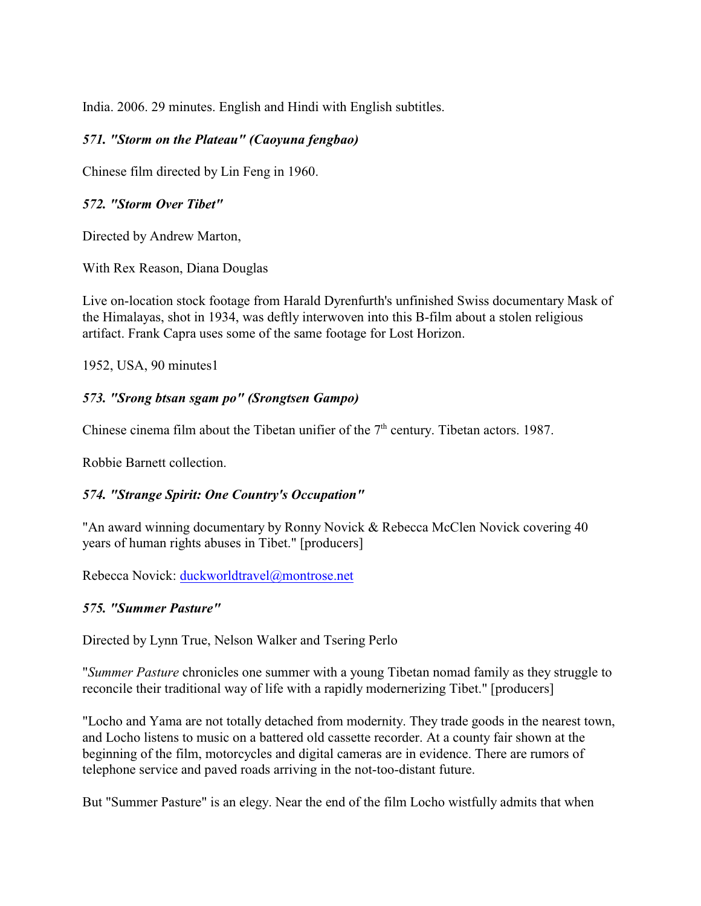India. 2006. 29 minutes. English and Hindi with English subtitles.

### *571. "Storm on the Plateau" (Caoyuna fengbao)*

Chinese film directed by Lin Feng in 1960.

### *572. "Storm Over Tibet"*

Directed by Andrew Marton,

With Rex Reason, Diana Douglas

Live on-location stock footage from Harald Dyrenfurth's unfinished Swiss documentary Mask of the Himalayas, shot in 1934, was deftly interwoven into this B-film about a stolen religious artifact. Frank Capra uses some of the same footage for Lost Horizon.

1952, USA, 90 minutes1

### *573. "Srong btsan sgam po" (Srongtsen Gampo)*

Chinese cinema film about the Tibetan unifier of the 7th century. Tibetan actors. 1987.

Robbie Barnett collection.

### *574. "Strange Spirit: One Country's Occupation"*

"An award winning documentary by Ronny Novick & Rebecca McClen Novick covering 40 years of human rights abuses in Tibet." [producers]

Rebecca Novick: duckworldtravel@montrose.net

### *575. "Summer Pasture"*

Directed by Lynn True, Nelson Walker and Tsering Perlo

"*Summer Pasture* chronicles one summer with a young Tibetan nomad family as they struggle to reconcile their traditional way of life with a rapidly modernerizing Tibet." [producers]

"Locho and Yama are not totally detached from modernity. They trade goods in the nearest town, and Locho listens to music on a battered old cassette recorder. At a county fair shown at the beginning of the film, motorcycles and digital cameras are in evidence. There are rumors of telephone service and paved roads arriving in the not-too-distant future.

But "Summer Pasture" is an elegy. Near the end of the film Locho wistfully admits that when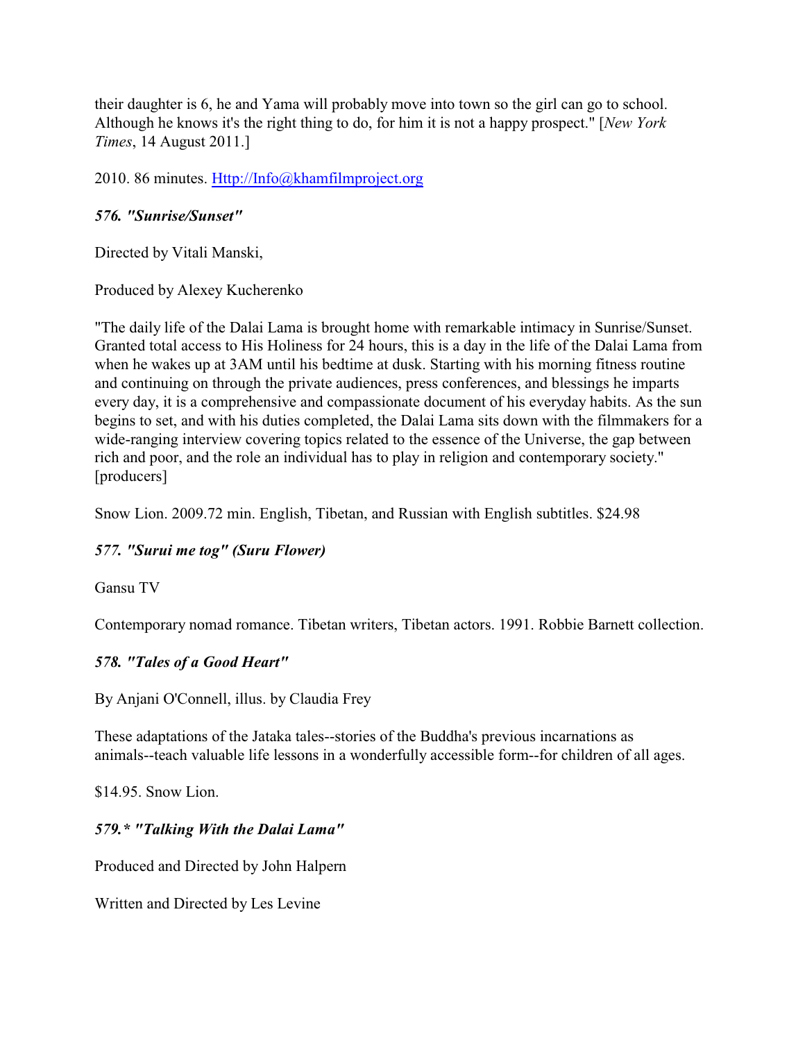their daughter is 6, he and Yama will probably move into town so the girl can go to school. Although he knows it's the right thing to do, for him it is not a happy prospect." [*New York Times*, 14 August 2011.]

2010. 86 minutes. Http://Info@khamfilmproject.org

### *576. "Sunrise/Sunset"*

Directed by Vitali Manski,

Produced by Alexey Kucherenko

"The daily life of the Dalai Lama is brought home with remarkable intimacy in Sunrise/Sunset. Granted total access to His Holiness for 24 hours, this is a day in the life of the Dalai Lama from when he wakes up at 3AM until his bedtime at dusk. Starting with his morning fitness routine and continuing on through the private audiences, press conferences, and blessings he imparts every day, it is a comprehensive and compassionate document of his everyday habits. As the sun begins to set, and with his duties completed, the Dalai Lama sits down with the filmmakers for a wide-ranging interview covering topics related to the essence of the Universe, the gap between rich and poor, and the role an individual has to play in religion and contemporary society." [producers]

Snow Lion. 2009.72 min. English, Tibetan, and Russian with English subtitles. $24.98

### *577. "Surui me tog" (Suru Flower)*

Gansu TV

Contemporary nomad romance. Tibetan writers, Tibetan actors. 1991. Robbie Barnett collection.

### *578. "Tales of a Good Heart"*

By Anjani O'Connell, illus. by Claudia Frey

These adaptations of the Jataka tales--stories of the Buddha's previous incarnations as animals--teach valuable life lessons in a wonderfully accessible form--for children of all ages.

$14.95. Snow Lion.

### *579.* "Talking With the Dalai Lama"*

Produced and Directed by John Halpern

Written and Directed by Les Levine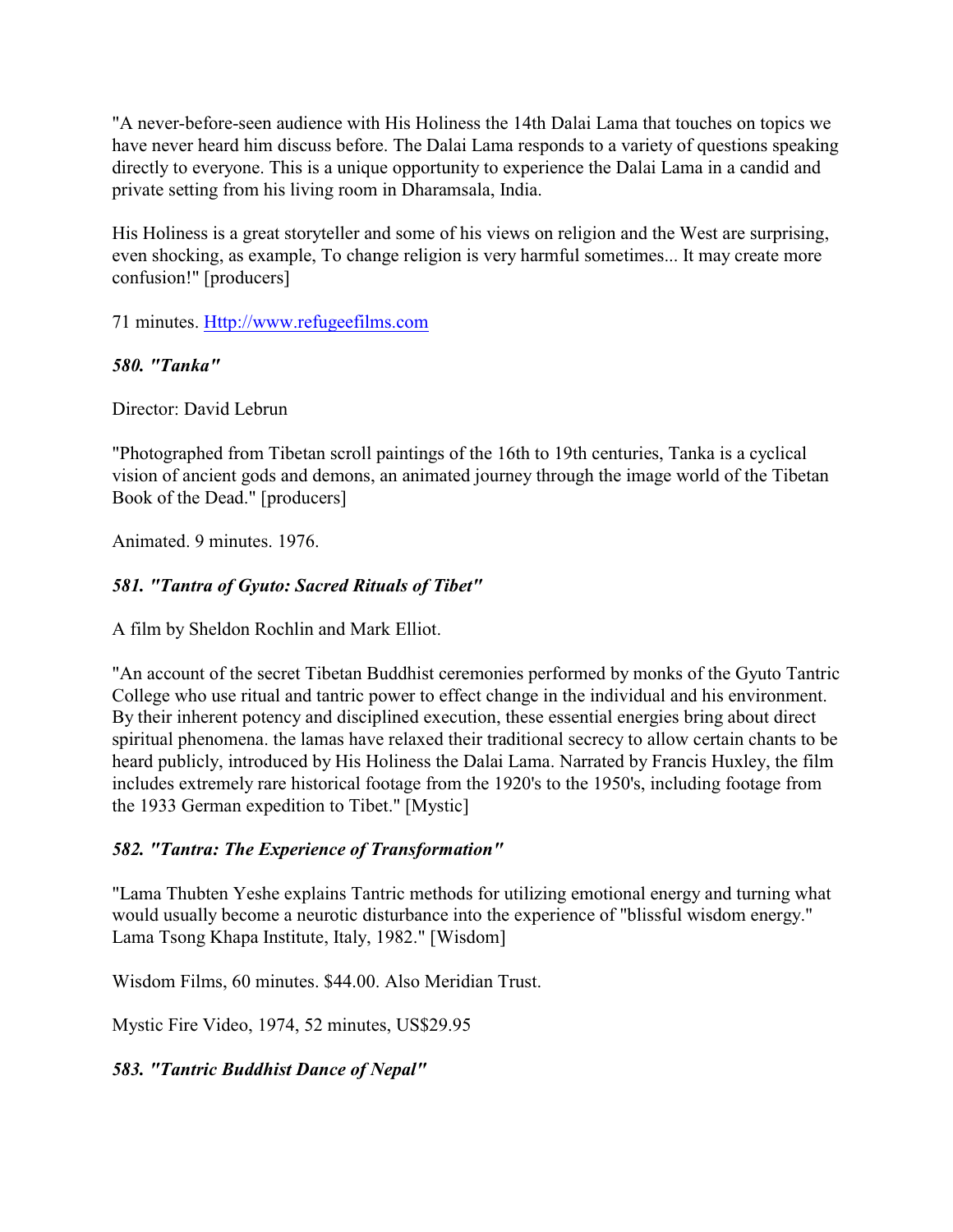"A never-before-seen audience with His Holiness the 14th Dalai Lama that touches on topics we have never heard him discuss before. The Dalai Lama responds to a variety of questions speaking directly to everyone. This is a unique opportunity to experience the Dalai Lama in a candid and private setting from his living room in Dharamsala, India.

His Holiness is a great storyteller and some of his views on religion and the West are surprising, even shocking, as example, To change religion is very harmful sometimes... It may create more confusion!" [producers]

71 minutes. [Http://www.refugeefilms.com](Http://www.refugeefilms.com)

***580. "Tanka"***

Director: David Lebrun

"Photographed from Tibetan scroll paintings of the 16th to 19th centuries, Tanka is a cyclical vision of ancient gods and demons, an animated journey through the image world of the Tibetan Book of the Dead." [producers]

Animated. 9 minutes. 1976.

***581. "Tantra of Gyuto: Sacred Rituals of Tibet"***

A film by Sheldon Rochlin and Mark Elliot.

"An account of the secret Tibetan Buddhist ceremonies performed by monks of the Gyuto Tantric College who use ritual and tantric power to effect change in the individual and his environment. By their inherent potency and disciplined execution, these essential energies bring about direct spiritual phenomena. the lamas have relaxed their traditional secrecy to allow certain chants to be heard publicly, introduced by His Holiness the Dalai Lama. Narrated by Francis Huxley, the film includes extremely rare historical footage from the 1920's to the 1950's, including footage from the 1933 German expedition to Tibet." [Mystic]

***582. "Tantra: The Experience of Transformation"***

"Lama Thubten Yeshe explains Tantric methods for utilizing emotional energy and turning what would usually become a neurotic disturbance into the experience of "blissful wisdom energy." Lama Tsong Khapa Institute, Italy, 1982." [Wisdom]

Wisdom Films, 60 minutes. $44.00. Also Meridian Trust.

Mystic Fire Video, 1974, 52 minutes, US$29.95

***583. "Tantric Buddhist Dance of Nepal"***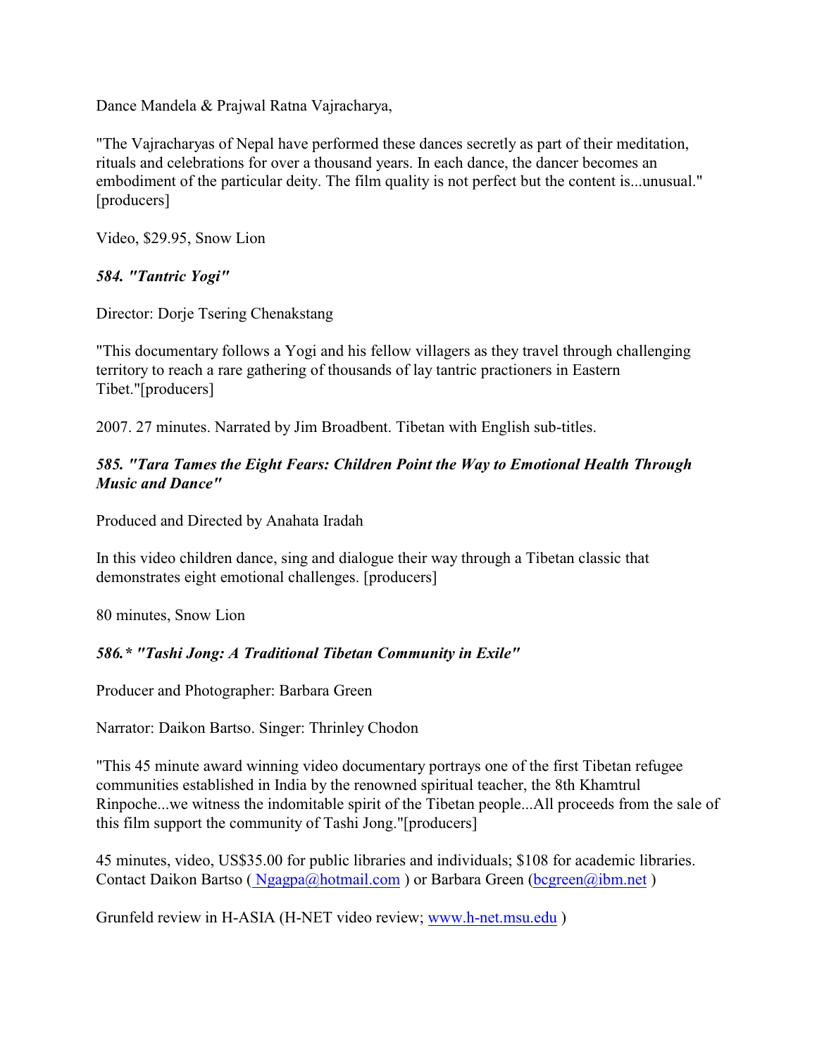Dance Mandela & Prajwal Ratna Vajracharya,

"The Vajracharyas of Nepal have performed these dances secretly as part of their meditation, rituals and celebrations for over a thousand years. In each dance, the dancer becomes an embodiment of the particular deity. The film quality is not perfect but the content is...unusual." [producers]

Video, $29.95, Snow Lion

***584. "Tantric Yogi"***

Director: Dorje Tsering Chenakstang

"This documentary follows a Yogi and his fellow villagers as they travel through challenging territory to reach a rare gathering of thousands of lay tantric practioners in Eastern Tibet."[producers]

2007. 27 minutes. Narrated by Jim Broadbent. Tibetan with English sub-titles.

***585. "Tara Tames the Eight Fears: Children Point the Way to Emotional Health Through Music and Dance"***

Produced and Directed by Anahata Iradah

In this video children dance, sing and dialogue their way through a Tibetan classic that demonstrates eight emotional challenges. [producers]

80 minutes, Snow Lion

***586.* "Tashi Jong: A Traditional Tibetan Community in Exile"***

Producer and Photographer: Barbara Green

Narrator: Daikon Bartso. Singer: Thrinley Chodon

"This 45 minute award winning video documentary portrays one of the first Tibetan refugee communities established in India by the renowned spiritual teacher, the 8th Khamtrul Rinpoche...we witness the indomitable spirit of the Tibetan people...All proceeds from the sale of this film support the community of Tashi Jong."[producers]

45 minutes, video, US$35.00 for public libraries and individuals; $108 for academic libraries. Contact Daikon Bartso ( Ngagpa@hotmail.com ) or Barbara Green (bcgreen@ibm.net )

Grunfeld review in H-ASIA (H-NET video review; www.h-net.msu.edu )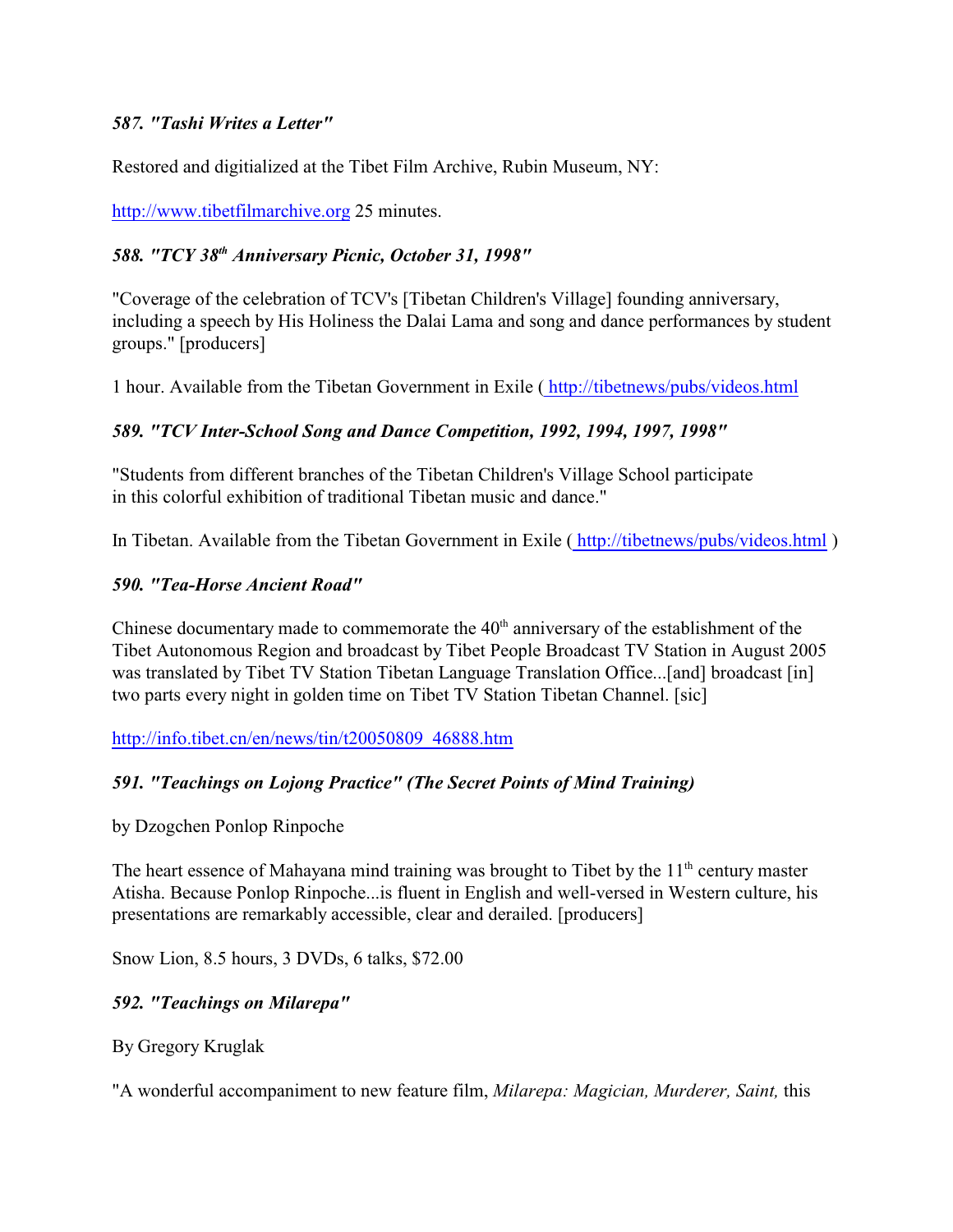***587. "Tashi Writes a Letter"***

Restored and digitialized at the Tibet Film Archive, Rubin Museum, NY:

http://www.tibetfilmarchive.org 25 minutes.

***588. "TCY 38th Anniversary Picnic, October 31, 1998"***

"Coverage of the celebration of TCV's [Tibetan Children's Village] founding anniversary, including a speech by His Holiness the Dalai Lama and song and dance performances by student groups." [producers]

1 hour. Available from the Tibetan Government in Exile ( http://tibetnews/pubs/videos.html

***589. "TCV Inter-School Song and Dance Competition, 1992, 1994, 1997, 1998"***

"Students from different branches of the Tibetan Children's Village School participate in this colorful exhibition of traditional Tibetan music and dance."

In Tibetan. Available from the Tibetan Government in Exile ( http://tibetnews/pubs/videos.html )

***590. "Tea-Horse Ancient Road"***

Chinese documentary made to commemorate the 40th anniversary of the establishment of the Tibet Autonomous Region and broadcast by Tibet People Broadcast TV Station in August 2005 was translated by Tibet TV Station Tibetan Language Translation Office...[and] broadcast [in] two parts every night in golden time on Tibet TV Station Tibetan Channel. [sic]

http://info.tibet.cn/en/news/tin/t20050809_46888.htm

***591. "Teachings on Lojong Practice" (The Secret Points of Mind Training)***

by Dzogchen Ponlop Rinpoche

The heart essence of Mahayana mind training was brought to Tibet by the 11th century master Atisha. Because Ponlop Rinpoche...is fluent in English and well-versed in Western culture, his presentations are remarkably accessible, clear and derailed. [producers]

Snow Lion, 8.5 hours, 3 DVDs, 6 talks, $72.00

***592. "Teachings on Milarepa"***

By Gregory Kruglak

"A wonderful accompaniment to new feature film, *Milarepa: Magician, Murderer, Saint,* this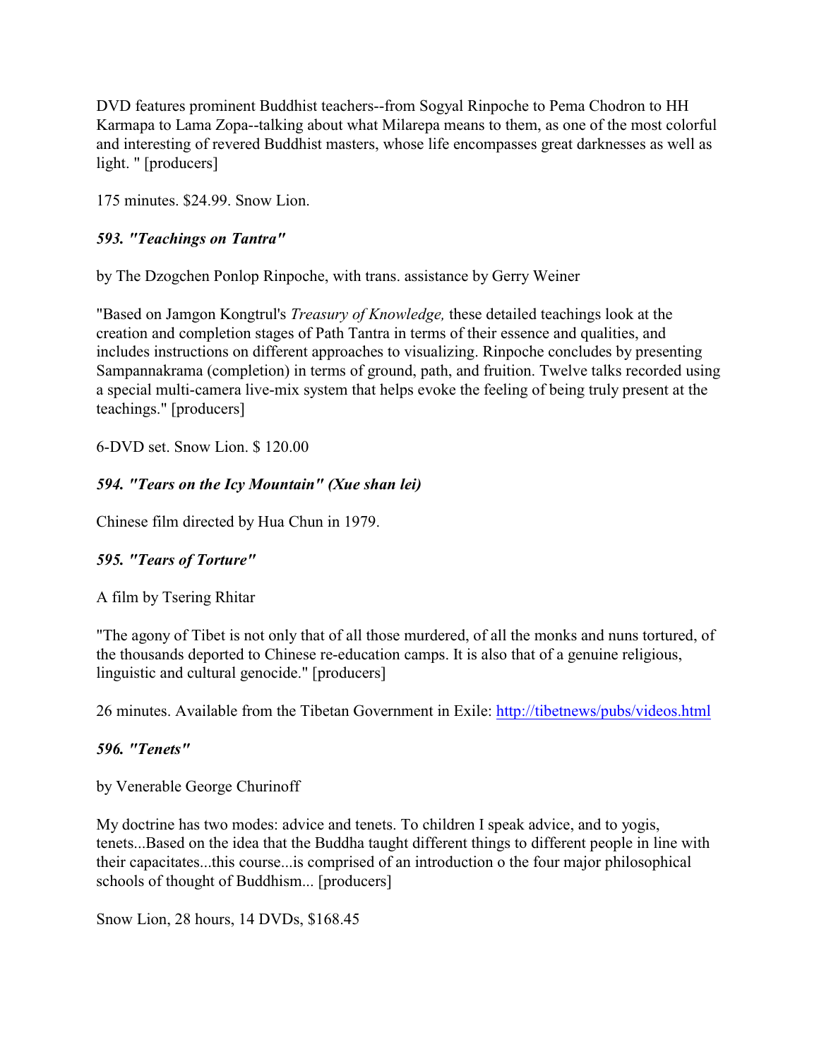DVD features prominent Buddhist teachers--from Sogyal Rinpoche to Pema Chodron to HH Karmapa to Lama Zopa--talking about what Milarepa means to them, as one of the most colorful and interesting of revered Buddhist masters, whose life encompasses great darknesses as well as light. " [producers]

175 minutes. $24.99. Snow Lion.

### *593. "Teachings on Tantra"*

by The Dzogchen Ponlop Rinpoche, with trans. assistance by Gerry Weiner

"Based on Jamgon Kongtrul's *Treasury of Knowledge,* these detailed teachings look at the creation and completion stages of Path Tantra in terms of their essence and qualities, and includes instructions on different approaches to visualizing. Rinpoche concludes by presenting Sampannakrama (completion) in terms of ground, path, and fruition. Twelve talks recorded using a special multi-camera live-mix system that helps evoke the feeling of being truly present at the teachings." [producers]

6-DVD set. Snow Lion. $ 120.00

### *594. "Tears on the Icy Mountain" (Xue shan lei)*

Chinese film directed by Hua Chun in 1979.

### *595. "Tears of Torture"*

A film by Tsering Rhitar

"The agony of Tibet is not only that of all those murdered, of all the monks and nuns tortured, of the thousands deported to Chinese re-education camps. It is also that of a genuine religious, linguistic and cultural genocide." [producers]

26 minutes. Available from the Tibetan Government in Exile: http://tibetnews/pubs/videos.html

### *596. "Tenets"*

by Venerable George Churinoff

My doctrine has two modes: advice and tenets. To children I speak advice, and to yogis, tenets...Based on the idea that the Buddha taught different things to different people in line with their capacitates...this course...is comprised of an introduction o the four major philosophical schools of thought of Buddhism... [producers]

Snow Lion, 28 hours, 14 DVDs, $168.45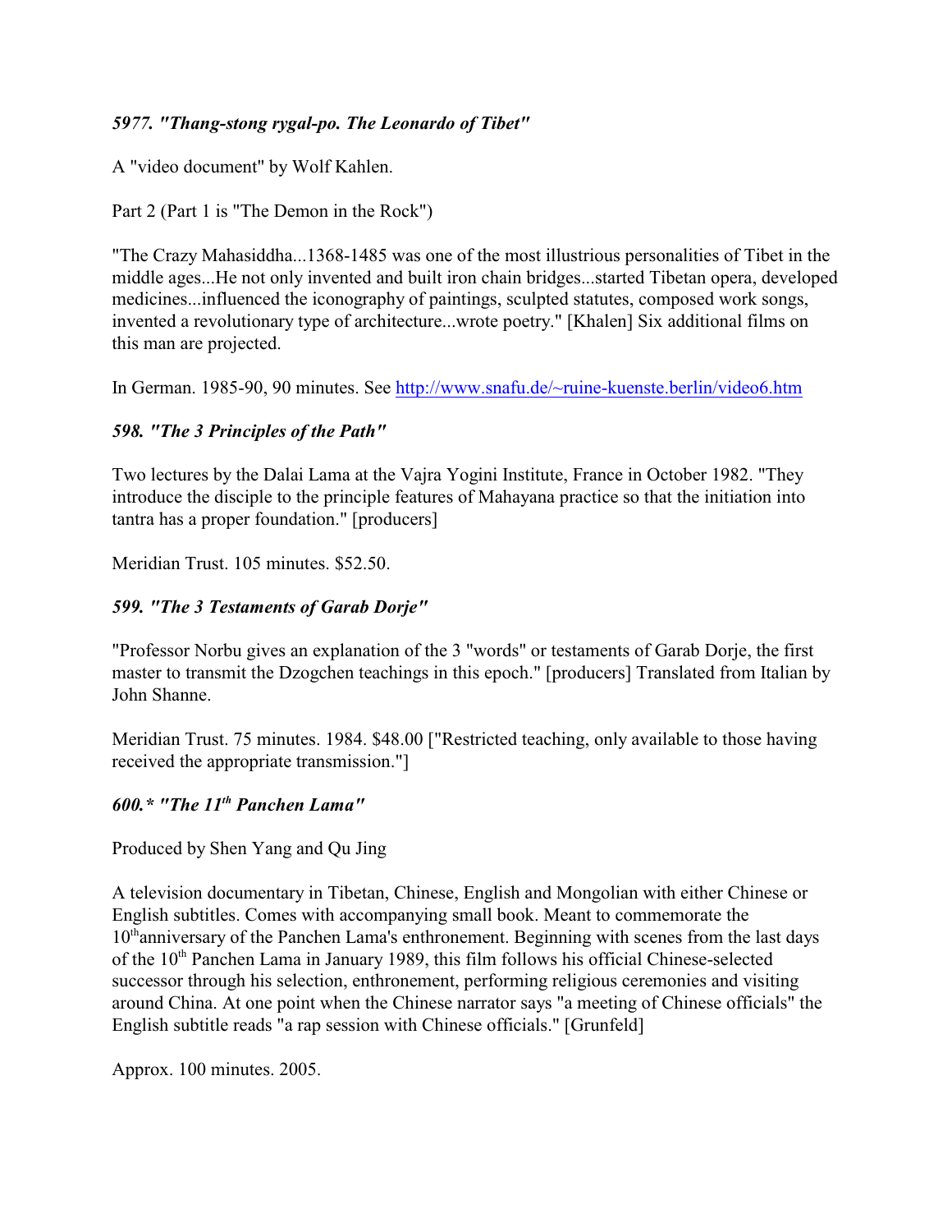### *5977. "Thang-stong rygal-po. The Leonardo of Tibet"*

A "video document" by Wolf Kahlen.

Part 2 (Part 1 is "The Demon in the Rock")

"The Crazy Mahasiddha...1368-1485 was one of the most illustrious personalities of Tibet in the middle ages...He not only invented and built iron chain bridges...started Tibetan opera, developed medicines...influenced the iconography of paintings, sculpted statutes, composed work songs, invented a revolutionary type of architecture...wrote poetry." [Khalen] Six additional films on this man are projected.

In German. 1985-90, 90 minutes. See http://www.snafu.de/~ruine-kuenste.berlin/video6.htm

### *598. "The 3 Principles of the Path"*

Two lectures by the Dalai Lama at the Vajra Yogini Institute, France in October 1982. "They introduce the disciple to the principle features of Mahayana practice so that the initiation into tantra has a proper foundation." [producers]

Meridian Trust. 105 minutes. $52.50.

### *599. "The 3 Testaments of Garab Dorje"*

"Professor Norbu gives an explanation of the 3 "words" or testaments of Garab Dorje, the first master to transmit the Dzogchen teachings in this epoch." [producers] Translated from Italian by John Shanne.

Meridian Trust. 75 minutes. 1984. $48.00 ["Restricted teaching, only available to those having received the appropriate transmission."]

### *600.* "The 11th Panchen Lama"*

Produced by Shen Yang and Qu Jing

A television documentary in Tibetan, Chinese, English and Mongolian with either Chinese or English subtitles. Comes with accompanying small book. Meant to commemorate the 10th anniversary of the Panchen Lama's enthronement. Beginning with scenes from the last days of the 10th Panchen Lama in January 1989, this film follows his official Chinese-selected successor through his selection, enthronement, performing religious ceremonies and visiting around China. At one point when the Chinese narrator says "a meeting of Chinese officials" the English subtitle reads "a rap session with Chinese officials." [Grunfeld]

Approx. 100 minutes. 2005.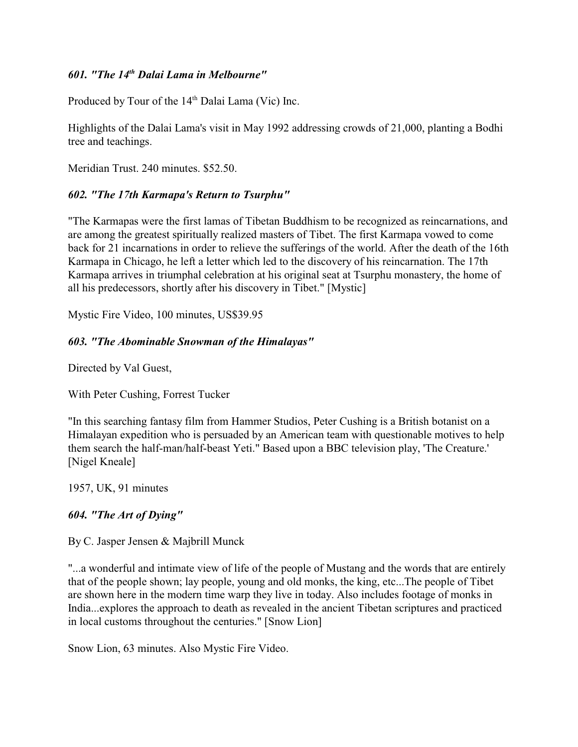### *601. "The 14th Dalai Lama in Melbourne"*

Produced by Tour of the 14th Dalai Lama (Vic) Inc.

Highlights of the Dalai Lama's visit in May 1992 addressing crowds of 21,000, planting a Bodhi tree and teachings.

Meridian Trust. 240 minutes. $52.50.

### *602. "The 17th Karmapa's Return to Tsurphu"*

"The Karmapas were the first lamas of Tibetan Buddhism to be recognized as reincarnations, and are among the greatest spiritually realized masters of Tibet. The first Karmapa vowed to come back for 21 incarnations in order to relieve the sufferings of the world. After the death of the 16th Karmapa in Chicago, he left a letter which led to the discovery of his reincarnation. The 17th Karmapa arrives in triumphal celebration at his original seat at Tsurphu monastery, the home of all his predecessors, shortly after his discovery in Tibet." [Mystic]

Mystic Fire Video, 100 minutes, US$39.95

### *603. "The Abominable Snowman of the Himalayas"*

Directed by Val Guest,

With Peter Cushing, Forrest Tucker

"In this searching fantasy film from Hammer Studios, Peter Cushing is a British botanist on a Himalayan expedition who is persuaded by an American team with questionable motives to help them search the half-man/half-beast Yeti." Based upon a BBC television play, 'The Creature.' [Nigel Kneale]

1957, UK, 91 minutes

### *604. "The Art of Dying"*

By C. Jasper Jensen & Majbrill Munck

"...a wonderful and intimate view of life of the people of Mustang and the words that are entirely that of the people shown; lay people, young and old monks, the king, etc...The people of Tibet are shown here in the modern time warp they live in today. Also includes footage of monks in India...explores the approach to death as revealed in the ancient Tibetan scriptures and practiced in local customs throughout the centuries." [Snow Lion]

Snow Lion, 63 minutes. Also Mystic Fire Video.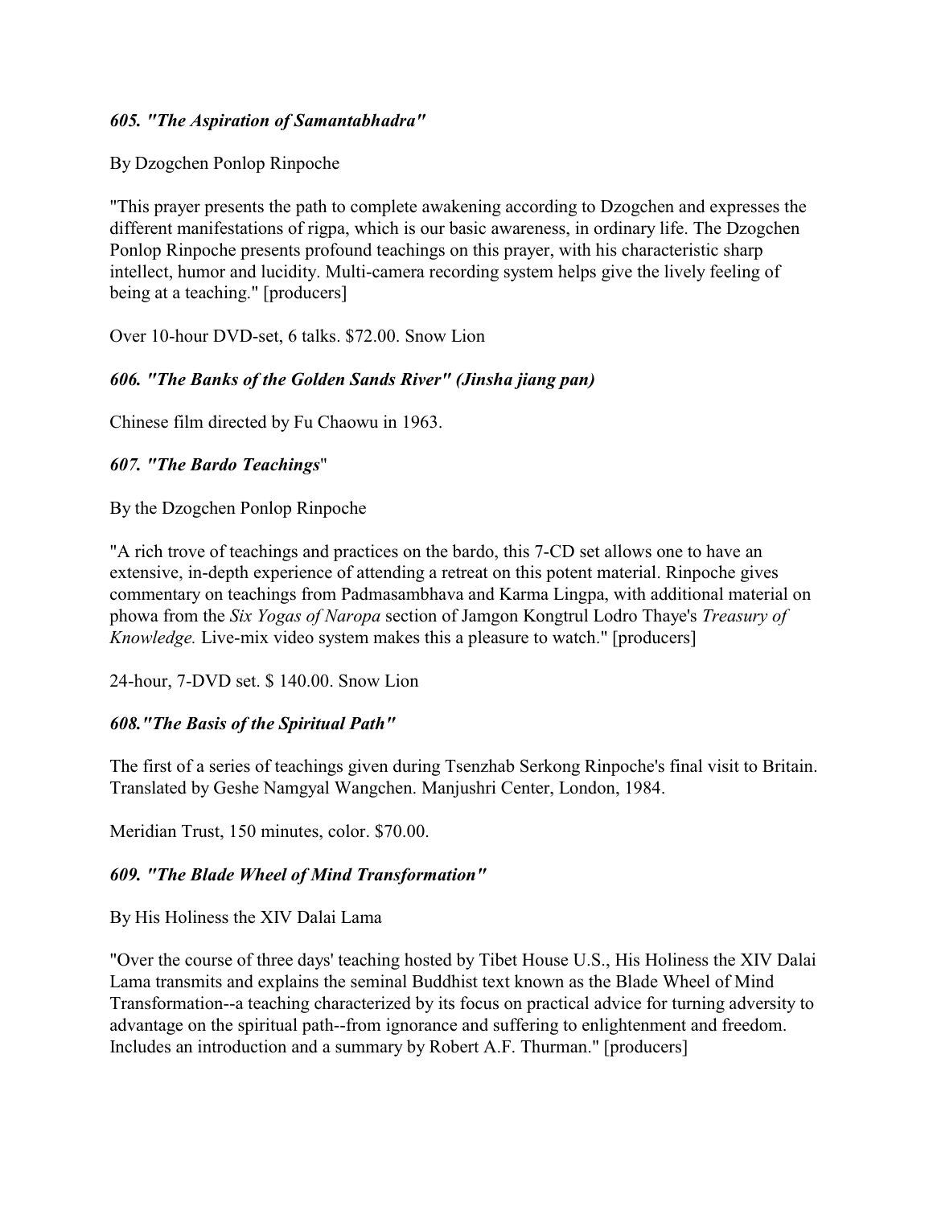***605. "The Aspiration of Samantabhadra"***

By Dzogchen Ponlop Rinpoche

"This prayer presents the path to complete awakening according to Dzogchen and expresses the different manifestations of rigpa, which is our basic awareness, in ordinary life. The Dzogchen Ponlop Rinpoche presents profound teachings on this prayer, with his characteristic sharp intellect, humor and lucidity. Multi-camera recording system helps give the lively feeling of being at a teaching." [producers]

Over 10-hour DVD-set, 6 talks. $72.00. Snow Lion

***606. "The Banks of the Golden Sands River" (Jinsha jiang pan)***

Chinese film directed by Fu Chaowu in 1963.

***607. "The Bardo Teachings"***

By the Dzogchen Ponlop Rinpoche

"A rich trove of teachings and practices on the bardo, this 7-CD set allows one to have an extensive, in-depth experience of attending a retreat on this potent material. Rinpoche gives commentary on teachings from Padmasambhava and Karma Lingpa, with additional material on phowa from the *Six Yogas of Naropa* section of Jamgon Kongtrul Lodro Thaye's *Treasury of Knowledge.* Live-mix video system makes this a pleasure to watch." [producers]

24-hour, 7-DVD set. $ 140.00. Snow Lion

***608."The Basis of the Spiritual Path"***

The first of a series of teachings given during Tsenzhab Serkong Rinpoche's final visit to Britain. Translated by Geshe Namgyal Wangchen. Manjushri Center, London, 1984.

Meridian Trust, 150 minutes, color. $70.00.

***609. "The Blade Wheel of Mind Transformation"***

By His Holiness the XIV Dalai Lama

"Over the course of three days' teaching hosted by Tibet House U.S., His Holiness the XIV Dalai Lama transmits and explains the seminal Buddhist text known as the Blade Wheel of Mind Transformation--a teaching characterized by its focus on practical advice for turning adversity to advantage on the spiritual path--from ignorance and suffering to enlightenment and freedom. Includes an introduction and a summary by Robert A.F. Thurman." [producers]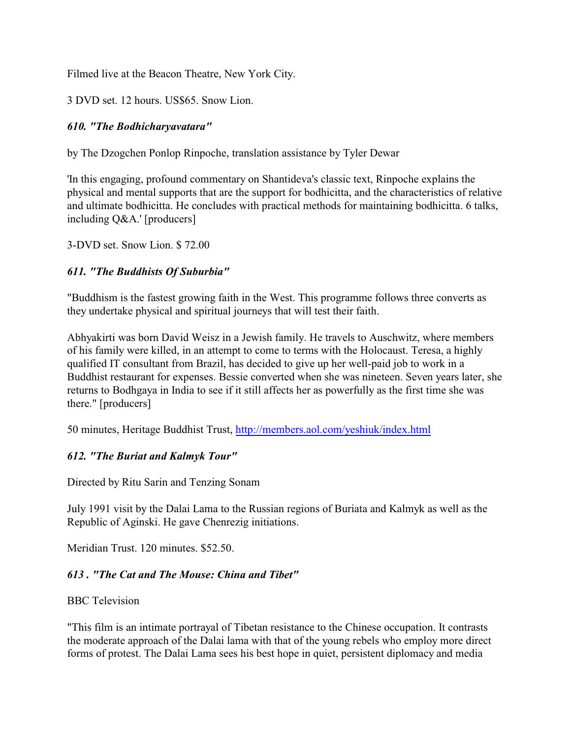Filmed live at the Beacon Theatre, New York City.

3 DVD set. 12 hours. US$65. Snow Lion.

### *610. "The Bodhicharyavatara"*

by The Dzogchen Ponlop Rinpoche, translation assistance by Tyler Dewar

'In this engaging, profound commentary on Shantideva's classic text, Rinpoche explains the physical and mental supports that are the support for bodhicitta, and the characteristics of relative and ultimate bodhicitta. He concludes with practical methods for maintaining bodhicitta. 6 talks, including Q&A.' [producers]

3-DVD set. Snow Lion. $ 72.00

### *611. "The Buddhists Of Suburbia"*

"Buddhism is the fastest growing faith in the West. This programme follows three converts as they undertake physical and spiritual journeys that will test their faith.

Abhyakirti was born David Weisz in a Jewish family. He travels to Auschwitz, where members of his family were killed, in an attempt to come to terms with the Holocaust. Teresa, a highly qualified IT consultant from Brazil, has decided to give up her well-paid job to work in a Buddhist restaurant for expenses. Bessie converted when she was nineteen. Seven years later, she returns to Bodhgaya in India to see if it still affects her as powerfully as the first time she was there." [producers]

50 minutes, Heritage Buddhist Trust, http://members.aol.com/yeshiuk/index.html

### *612. "The Buriat and Kalmyk Tour"*

Directed by Ritu Sarin and Tenzing Sonam

July 1991 visit by the Dalai Lama to the Russian regions of Buriata and Kalmyk as well as the Republic of Aginski. He gave Chenrezig initiations.

Meridian Trust. 120 minutes. $52.50.

### *613 . "The Cat and The Mouse: China and Tibet"*

BBC Television

"This film is an intimate portrayal of Tibetan resistance to the Chinese occupation. It contrasts the moderate approach of the Dalai lama with that of the young rebels who employ more direct forms of protest. The Dalai Lama sees his best hope in quiet, persistent diplomacy and media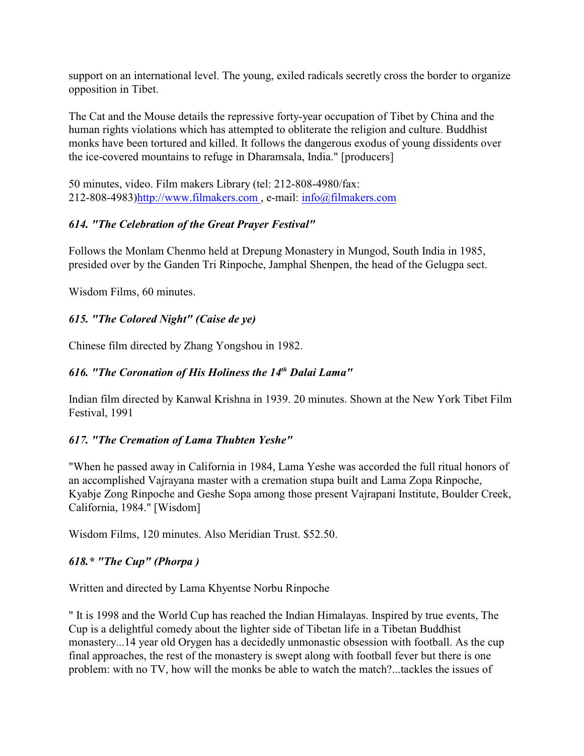support on an international level. The young, exiled radicals secretly cross the border to organize opposition in Tibet.

The Cat and the Mouse details the repressive forty-year occupation of Tibet by China and the human rights violations which has attempted to obliterate the religion and culture. Buddhist monks have been tortured and killed. It follows the dangerous exodus of young dissidents over the ice-covered mountains to refuge in Dharamsala, India." [producers]

50 minutes, video. Film makers Library (tel: 212-808-4980/fax: 212-808-4983)http://www.filmakers.com , e-mail: info@filmakers.com

### *614. "The Celebration of the Great Prayer Festival"*

Follows the Monlam Chenmo held at Drepung Monastery in Mungod, South India in 1985, presided over by the Ganden Tri Rinpoche, Jamphal Shenpen, the head of the Gelugpa sect.

Wisdom Films, 60 minutes.

### *615. "The Colored Night" (Caise de ye)*

Chinese film directed by Zhang Yongshou in 1982.

### *616. "The Coronation of His Holiness the 14th Dalai Lama"*

Indian film directed by Kanwal Krishna in 1939. 20 minutes. Shown at the New York Tibet Film Festival, 1991

### *617. "The Cremation of Lama Thubten Yeshe"*

"When he passed away in California in 1984, Lama Yeshe was accorded the full ritual honors of an accomplished Vajrayana master with a cremation stupa built and Lama Zopa Rinpoche, Kyabje Zong Rinpoche and Geshe Sopa among those present Vajrapani Institute, Boulder Creek, California, 1984." [Wisdom]

Wisdom Films, 120 minutes. Also Meridian Trust. $52.50.

### *618.* "The Cup" (Phorpa )*

Written and directed by Lama Khyentse Norbu Rinpoche

" It is 1998 and the World Cup has reached the Indian Himalayas. Inspired by true events, The Cup is a delightful comedy about the lighter side of Tibetan life in a Tibetan Buddhist monastery...14 year old Orygen has a decidedly unmonastic obsession with football. As the cup final approaches, the rest of the monastery is swept along with football fever but there is one problem: with no TV, how will the monks be able to watch the match?...tackles the issues of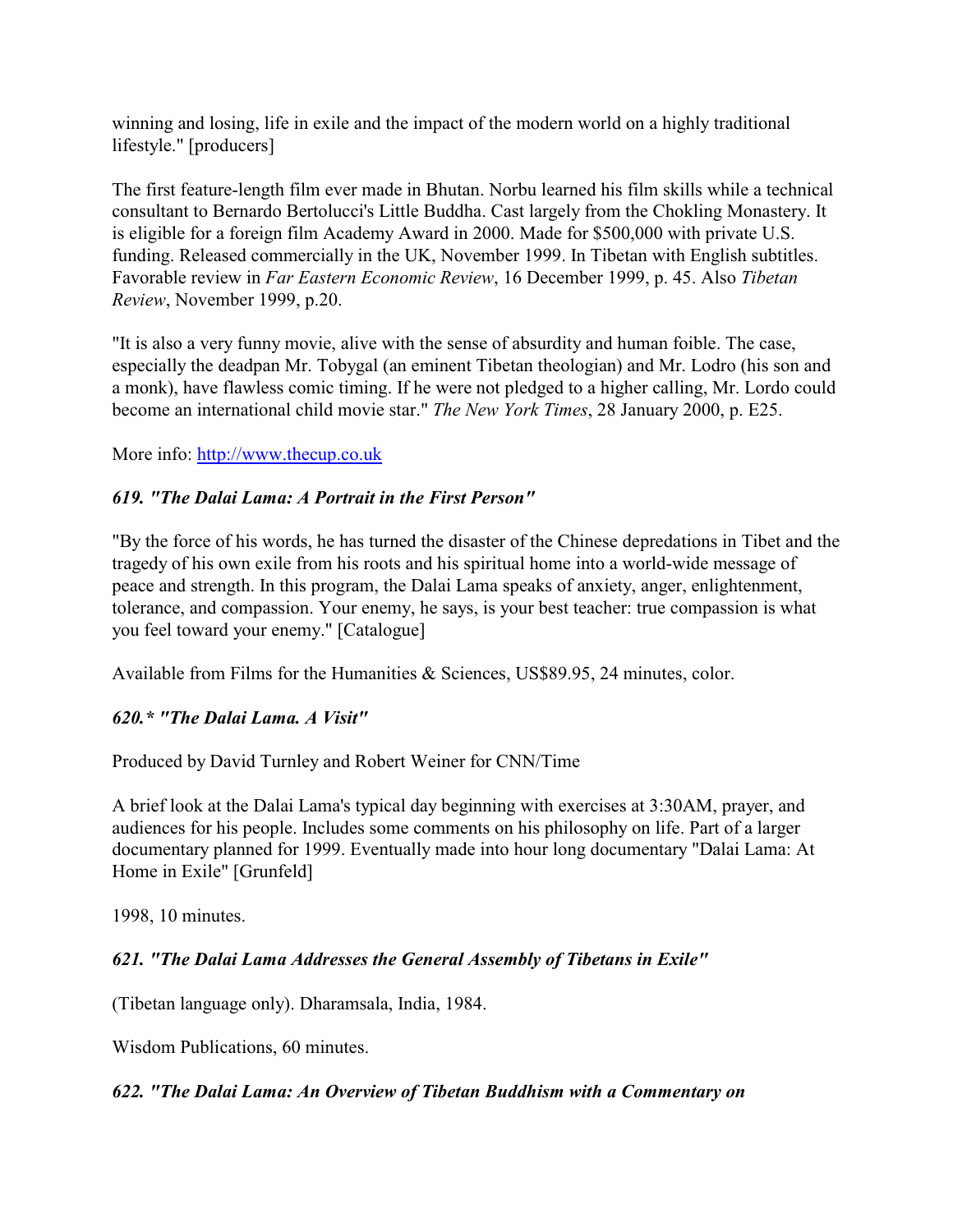winning and losing, life in exile and the impact of the modern world on a highly traditional lifestyle." [producers]

The first feature-length film ever made in Bhutan. Norbu learned his film skills while a technical consultant to Bernardo Bertolucci's Little Buddha. Cast largely from the Chokling Monastery. It is eligible for a foreign film Academy Award in 2000. Made for $500,000 with private U.S. funding. Released commercially in the UK, November 1999. In Tibetan with English subtitles. Favorable review in *Far Eastern Economic Review*, 16 December 1999, p. 45. Also *Tibetan Review*, November 1999, p.20.

"It is also a very funny movie, alive with the sense of absurdity and human foible. The case, especially the deadpan Mr. Tobygal (an eminent Tibetan theologian) and Mr. Lodro (his son and a monk), have flawless comic timing. If he were not pledged to a higher calling, Mr. Lordo could become an international child movie star." *The New York Times*, 28 January 2000, p. E25.

More info: [http://www.thecup.co.uk](http://www.thecup.co.uk)

***619. "The Dalai Lama: A Portrait in the First Person"***

"By the force of his words, he has turned the disaster of the Chinese depredations in Tibet and the tragedy of his own exile from his roots and his spiritual home into a world-wide message of peace and strength. In this program, the Dalai Lama speaks of anxiety, anger, enlightenment, tolerance, and compassion. Your enemy, he says, is your best teacher: true compassion is what you feel toward your enemy." [Catalogue]

Available from Films for the Humanities & Sciences, US$89.95, 24 minutes, color.

***620.* "The Dalai Lama. A Visit"***

Produced by David Turnley and Robert Weiner for CNN/Time

A brief look at the Dalai Lama's typical day beginning with exercises at 3:30AM, prayer, and audiences for his people. Includes some comments on his philosophy on life. Part of a larger documentary planned for 1999. Eventually made into hour long documentary "Dalai Lama: At Home in Exile" [Grunfeld]

1998, 10 minutes.

***621. "The Dalai Lama Addresses the General Assembly of Tibetans in Exile"***

(Tibetan language only). Dharamsala, India, 1984.

Wisdom Publications, 60 minutes.

***622. "The Dalai Lama: An Overview of Tibetan Buddhism with a Commentary on***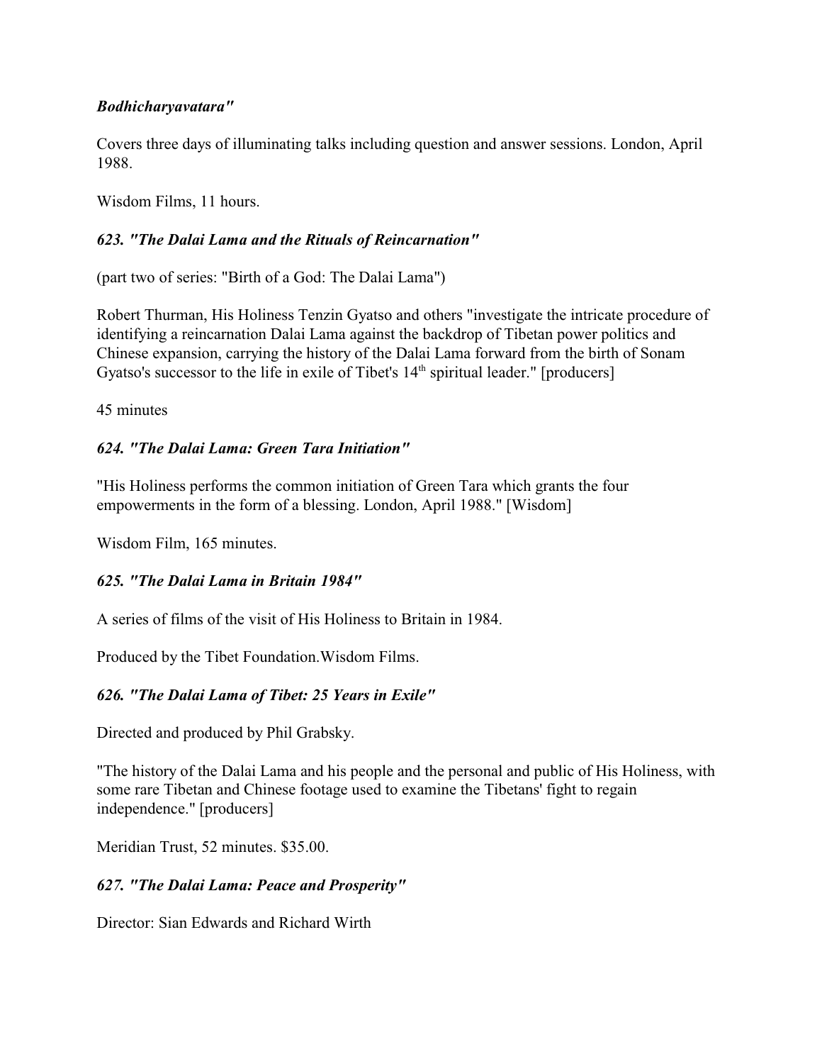***Bodhicharyavatara"***

Covers three days of illuminating talks including question and answer sessions. London, April 1988.

Wisdom Films, 11 hours.

### *623. "The Dalai Lama and the Rituals of Reincarnation"*

(part two of series: "Birth of a God: The Dalai Lama")

Robert Thurman, His Holiness Tenzin Gyatso and others "investigate the intricate procedure of identifying a reincarnation Dalai Lama against the backdrop of Tibetan power politics and Chinese expansion, carrying the history of the Dalai Lama forward from the birth of Sonam Gyatso's successor to the life in exile of Tibet's 14th spiritual leader." [producers]

45 minutes

### *624. "The Dalai Lama: Green Tara Initiation"*

"His Holiness performs the common initiation of Green Tara which grants the four empowerments in the form of a blessing. London, April 1988." [Wisdom]

Wisdom Film, 165 minutes.

### *625. "The Dalai Lama in Britain 1984"*

A series of films of the visit of His Holiness to Britain in 1984.

Produced by the Tibet Foundation.Wisdom Films.

### *626. "The Dalai Lama of Tibet: 25 Years in Exile"*

Directed and produced by Phil Grabsky.

"The history of the Dalai Lama and his people and the personal and public of His Holiness, with some rare Tibetan and Chinese footage used to examine the Tibetans' fight to regain independence." [producers]

Meridian Trust, 52 minutes. $35.00.

### *627. "The Dalai Lama: Peace and Prosperity"*

Director: Sian Edwards and Richard Wirth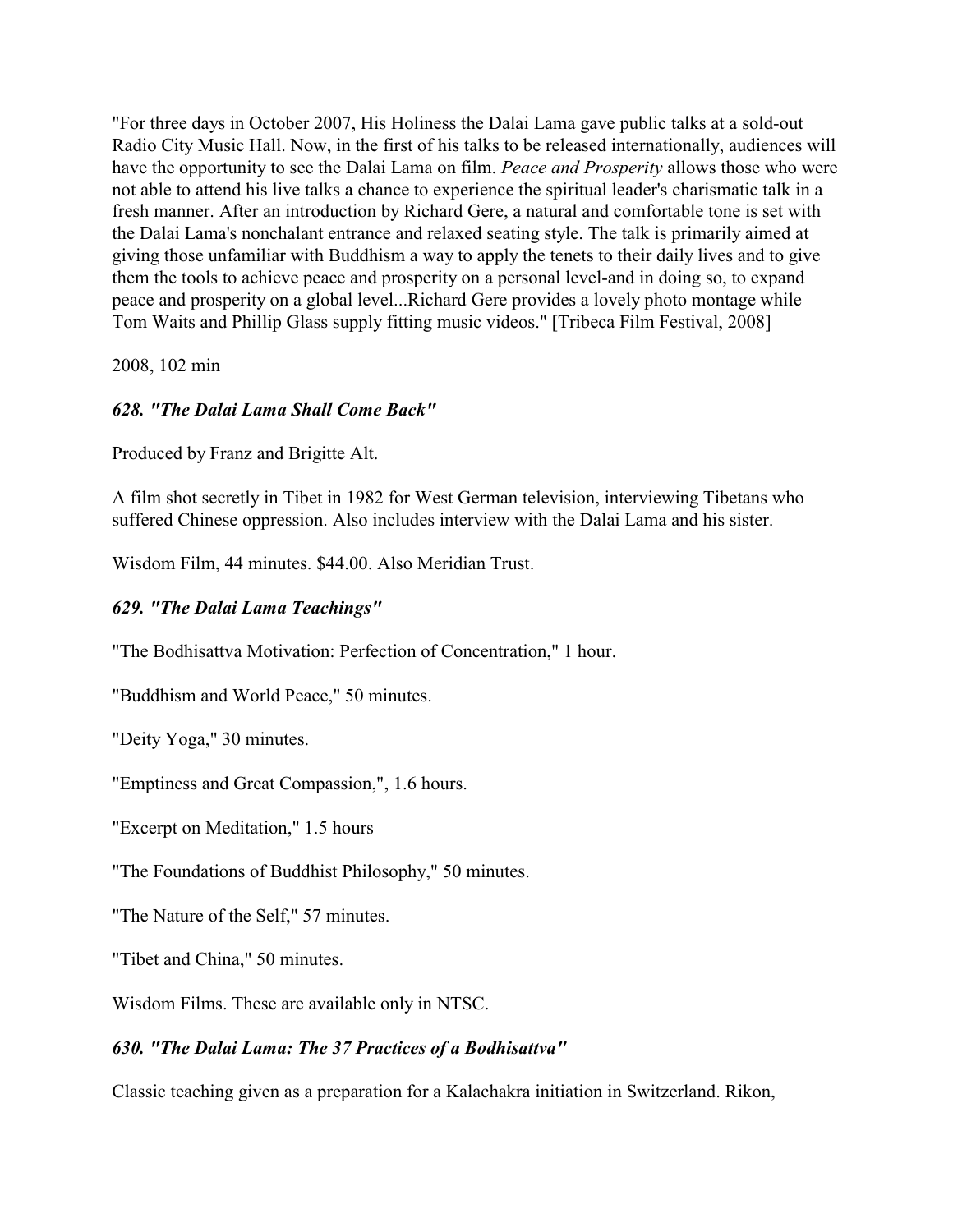"For three days in October 2007, His Holiness the Dalai Lama gave public talks at a sold-out Radio City Music Hall. Now, in the first of his talks to be released internationally, audiences will have the opportunity to see the Dalai Lama on film. *Peace and Prosperity* allows those who were not able to attend his live talks a chance to experience the spiritual leader's charismatic talk in a fresh manner. After an introduction by Richard Gere, a natural and comfortable tone is set with the Dalai Lama's nonchalant entrance and relaxed seating style. The talk is primarily aimed at giving those unfamiliar with Buddhism a way to apply the tenets to their daily lives and to give them the tools to achieve peace and prosperity on a personal level-and in doing so, to expand peace and prosperity on a global level...Richard Gere provides a lovely photo montage while Tom Waits and Phillip Glass supply fitting music videos." [Tribeca Film Festival, 2008]

2008, 102 min

### *628. "The Dalai Lama Shall Come Back"*

Produced by Franz and Brigitte Alt.

A film shot secretly in Tibet in 1982 for West German television, interviewing Tibetans who suffered Chinese oppression. Also includes interview with the Dalai Lama and his sister.

Wisdom Film, 44 minutes. $44.00. Also Meridian Trust.

### *629. "The Dalai Lama Teachings"*

"The Bodhisattva Motivation: Perfection of Concentration," 1 hour.

"Buddhism and World Peace," 50 minutes.

"Deity Yoga," 30 minutes.

"Emptiness and Great Compassion,", 1.6 hours.

"Excerpt on Meditation," 1.5 hours

"The Foundations of Buddhist Philosophy," 50 minutes.

"The Nature of the Self," 57 minutes.

"Tibet and China," 50 minutes.

Wisdom Films. These are available only in NTSC.

### *630. "The Dalai Lama: The 37 Practices of a Bodhisattva"*

Classic teaching given as a preparation for a Kalachakra initiation in Switzerland. Rikon,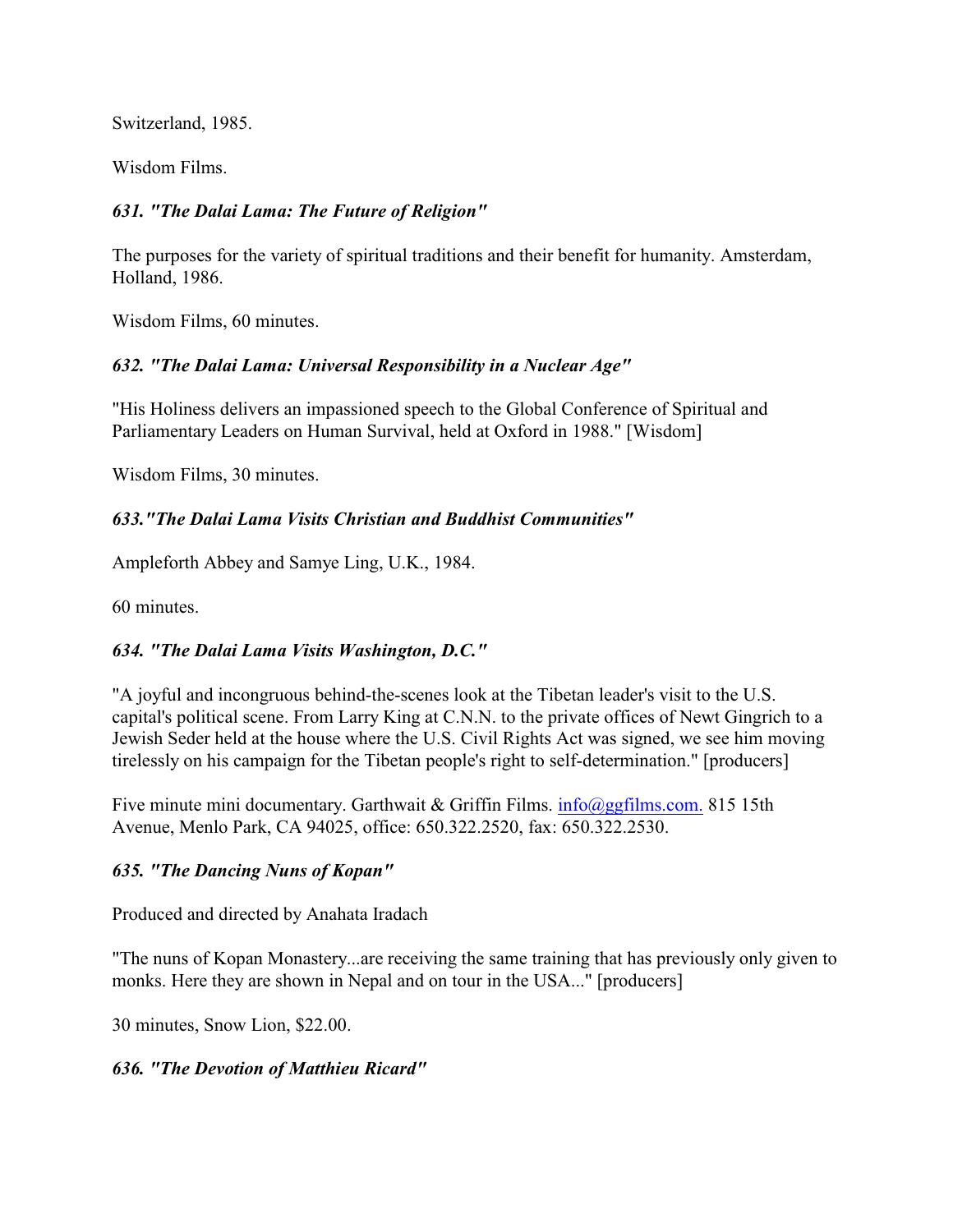Switzerland, 1985.

Wisdom Films.

### *631. "The Dalai Lama: The Future of Religion"*

The purposes for the variety of spiritual traditions and their benefit for humanity. Amsterdam, Holland, 1986.

Wisdom Films, 60 minutes.

### *632. "The Dalai Lama: Universal Responsibility in a Nuclear Age"*

"His Holiness delivers an impassioned speech to the Global Conference of Spiritual and Parliamentary Leaders on Human Survival, held at Oxford in 1988." [Wisdom]

Wisdom Films, 30 minutes.

### *633."The Dalai Lama Visits Christian and Buddhist Communities"*

Ampleforth Abbey and Samye Ling, U.K., 1984.

60 minutes.

### *634. "The Dalai Lama Visits Washington, D.C."*

"A joyful and incongruous behind-the-scenes look at the Tibetan leader's visit to the U.S. capital's political scene. From Larry King at C.N.N. to the private offices of Newt Gingrich to a Jewish Seder held at the house where the U.S. Civil Rights Act was signed, we see him moving tirelessly on his campaign for the Tibetan people's right to self-determination." [producers]

Five minute mini documentary. Garthwait & Griffin Films. info@ggfilms.com. 815 15th Avenue, Menlo Park, CA 94025, office: 650.322.2520, fax: 650.322.2530.

### *635. "The Dancing Nuns of Kopan"*

Produced and directed by Anahata Iradach

"The nuns of Kopan Monastery...are receiving the same training that has previously only given to monks. Here they are shown in Nepal and on tour in the USA..." [producers]

30 minutes, Snow Lion, $22.00.

### *636. "The Devotion of Matthieu Ricard"*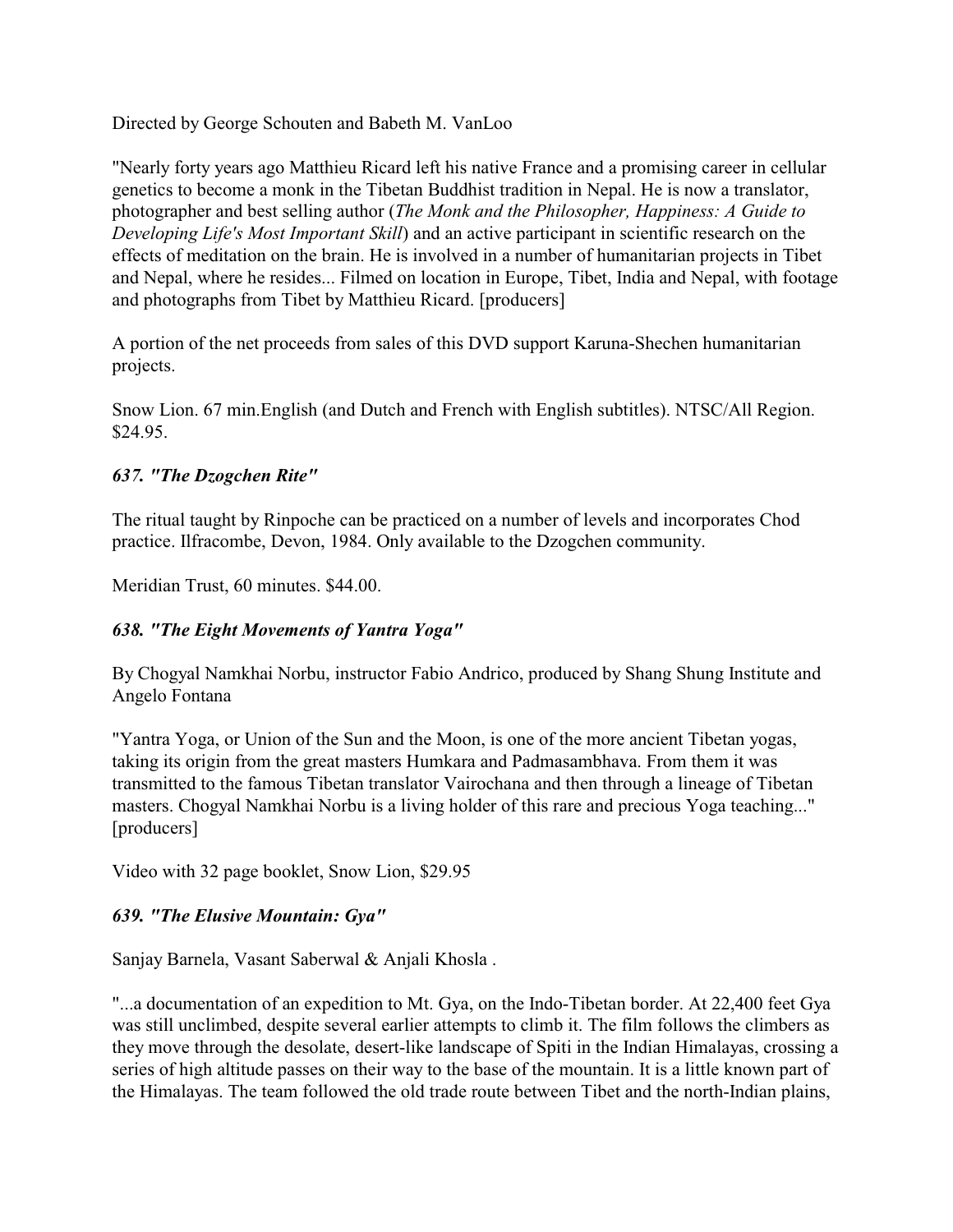Directed by George Schouten and Babeth M. VanLoo

"Nearly forty years ago Matthieu Ricard left his native France and a promising career in cellular genetics to become a monk in the Tibetan Buddhist tradition in Nepal. He is now a translator, photographer and best selling author (*The Monk and the Philosopher, Happiness: A Guide to Developing Life's Most Important Skill*) and an active participant in scientific research on the effects of meditation on the brain. He is involved in a number of humanitarian projects in Tibet and Nepal, where he resides... Filmed on location in Europe, Tibet, India and Nepal, with footage and photographs from Tibet by Matthieu Ricard. [producers]

A portion of the net proceeds from sales of this DVD support Karuna-Shechen humanitarian projects.

Snow Lion. 67 min.English (and Dutch and French with English subtitles). NTSC/All Region. $24.95.

### *637. "The Dzogchen Rite"*

The ritual taught by Rinpoche can be practiced on a number of levels and incorporates Chod practice. Ilfracombe, Devon, 1984. Only available to the Dzogchen community.

Meridian Trust, 60 minutes. $44.00.

### *638. "The Eight Movements of Yantra Yoga"*

By Chogyal Namkhai Norbu, instructor Fabio Andrico, produced by Shang Shung Institute and Angelo Fontana

"Yantra Yoga, or Union of the Sun and the Moon, is one of the more ancient Tibetan yogas, taking its origin from the great masters Humkara and Padmasambhava. From them it was transmitted to the famous Tibetan translator Vairochana and then through a lineage of Tibetan masters. Chogyal Namkhai Norbu is a living holder of this rare and precious Yoga teaching..." [producers]

Video with 32 page booklet, Snow Lion, $29.95

### *639. "The Elusive Mountain: Gya"*

Sanjay Barnela, Vasant Saberwal & Anjali Khosla .

"...a documentation of an expedition to Mt. Gya, on the Indo-Tibetan border. At 22,400 feet Gya was still unclimbed, despite several earlier attempts to climb it. The film follows the climbers as they move through the desolate, desert-like landscape of Spiti in the Indian Himalayas, crossing a series of high altitude passes on their way to the base of the mountain. It is a little known part of the Himalayas. The team followed the old trade route between Tibet and the north-Indian plains,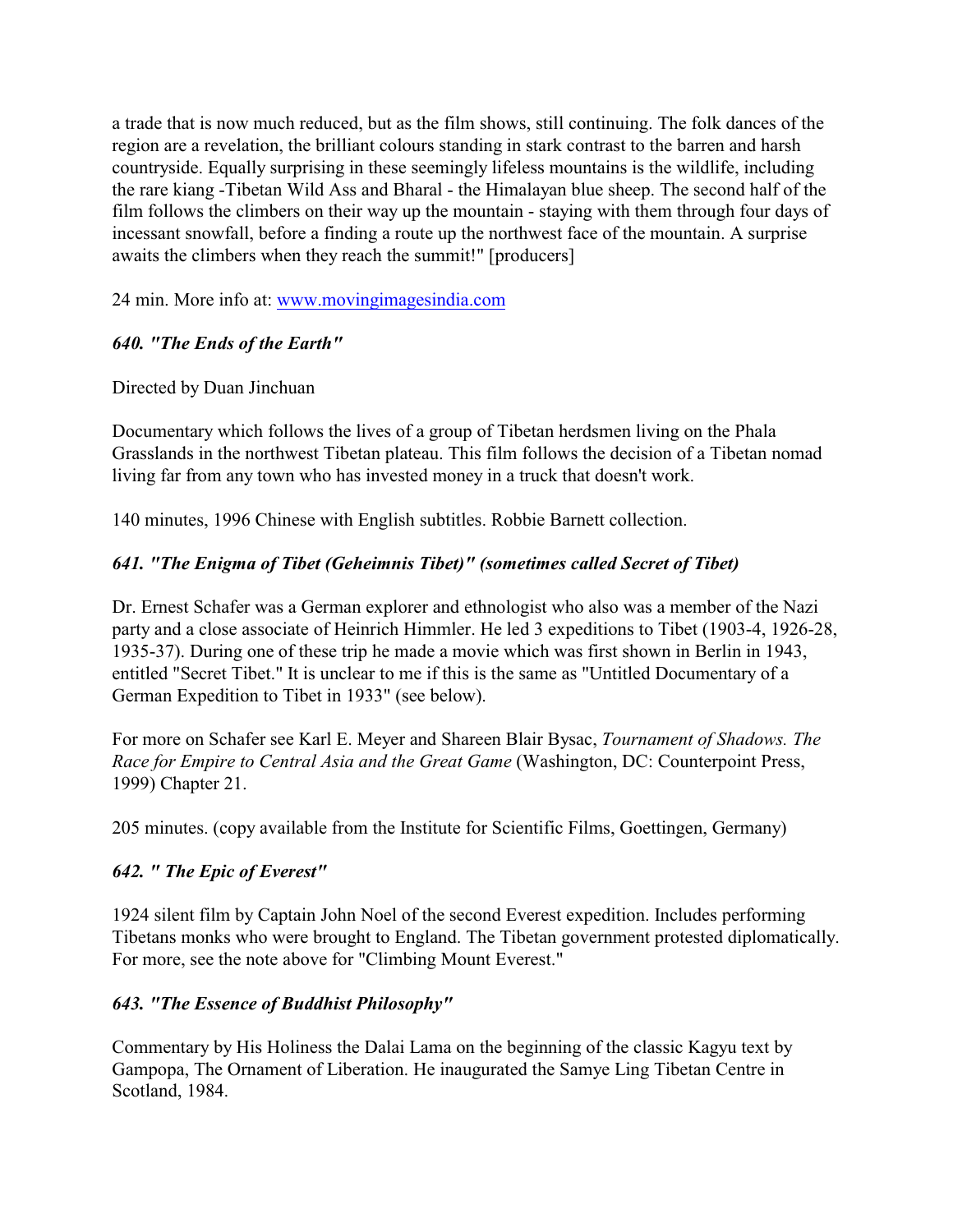a trade that is now much reduced, but as the film shows, still continuing. The folk dances of the region are a revelation, the brilliant colours standing in stark contrast to the barren and harsh countryside. Equally surprising in these seemingly lifeless mountains is the wildlife, including the rare kiang -Tibetan Wild Ass and Bharal - the Himalayan blue sheep. The second half of the film follows the climbers on their way up the mountain - staying with them through four days of incessant snowfall, before a finding a route up the northwest face of the mountain. A surprise awaits the climbers when they reach the summit!" [producers]

24 min. More info at: www.movingimagesindia.com

### *640. "The Ends of the Earth"*

Directed by Duan Jinchuan

Documentary which follows the lives of a group of Tibetan herdsmen living on the Phala Grasslands in the northwest Tibetan plateau. This film follows the decision of a Tibetan nomad living far from any town who has invested money in a truck that doesn't work.

140 minutes, 1996 Chinese with English subtitles. Robbie Barnett collection.

### *641. "The Enigma of Tibet (Geheimnis Tibet)" (sometimes called Secret of Tibet)*

Dr. Ernest Schafer was a German explorer and ethnologist who also was a member of the Nazi party and a close associate of Heinrich Himmler. He led 3 expeditions to Tibet (1903-4, 1926-28, 1935-37). During one of these trip he made a movie which was first shown in Berlin in 1943, entitled "Secret Tibet." It is unclear to me if this is the same as "Untitled Documentary of a German Expedition to Tibet in 1933" (see below).

For more on Schafer see Karl E. Meyer and Shareen Blair Bysac, *Tournament of Shadows. The Race for Empire to Central Asia and the Great Game* (Washington, DC: Counterpoint Press, 1999) Chapter 21.

205 minutes. (copy available from the Institute for Scientific Films, Goettingen, Germany)

### *642. " The Epic of Everest"*

1924 silent film by Captain John Noel of the second Everest expedition. Includes performing Tibetans monks who were brought to England. The Tibetan government protested diplomatically. For more, see the note above for "Climbing Mount Everest."

### *643. "The Essence of Buddhist Philosophy"*

Commentary by His Holiness the Dalai Lama on the beginning of the classic Kagyu text by Gampopa, The Ornament of Liberation. He inaugurated the Samye Ling Tibetan Centre in Scotland, 1984.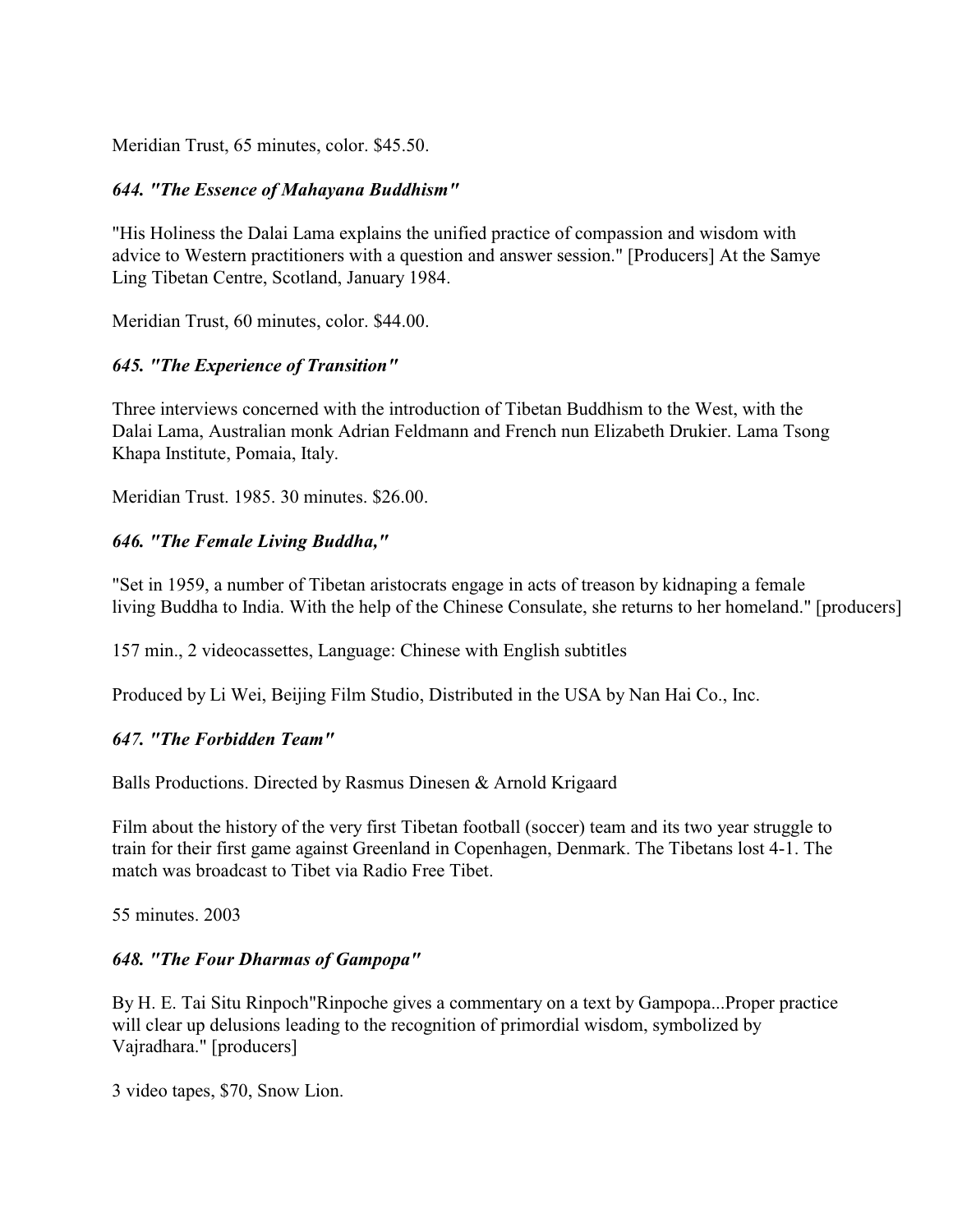Meridian Trust, 65 minutes, color. $45.50.

### *644. "The Essence of Mahayana Buddhism"*

"His Holiness the Dalai Lama explains the unified practice of compassion and wisdom with advice to Western practitioners with a question and answer session." [Producers] At the Samye Ling Tibetan Centre, Scotland, January 1984.

Meridian Trust, 60 minutes, color. $44.00.

### *645. "The Experience of Transition"*

Three interviews concerned with the introduction of Tibetan Buddhism to the West, with the Dalai Lama, Australian monk Adrian Feldmann and French nun Elizabeth Drukier. Lama Tsong Khapa Institute, Pomaia, Italy.

Meridian Trust. 1985. 30 minutes. $26.00.

### *646. "The Female Living Buddha,"*

"Set in 1959, a number of Tibetan aristocrats engage in acts of treason by kidnaping a female living Buddha to India. With the help of the Chinese Consulate, she returns to her homeland." [producers]

157 min., 2 videocassettes, Language: Chinese with English subtitles

Produced by Li Wei, Beijing Film Studio, Distributed in the USA by Nan Hai Co., Inc.

### *647. "The Forbidden Team"*

Balls Productions. Directed by Rasmus Dinesen & Arnold Krigaard

Film about the history of the very first Tibetan football (soccer) team and its two year struggle to train for their first game against Greenland in Copenhagen, Denmark. The Tibetans lost 4-1. The match was broadcast to Tibet via Radio Free Tibet.

55 minutes. 2003

### *648. "The Four Dharmas of Gampopa"*

By H. E. Tai Situ Rinpoch"Rinpoche gives a commentary on a text by Gampopa...Proper practice will clear up delusions leading to the recognition of primordial wisdom, symbolized by Vajradhara." [producers]

3 video tapes, $70, Snow Lion.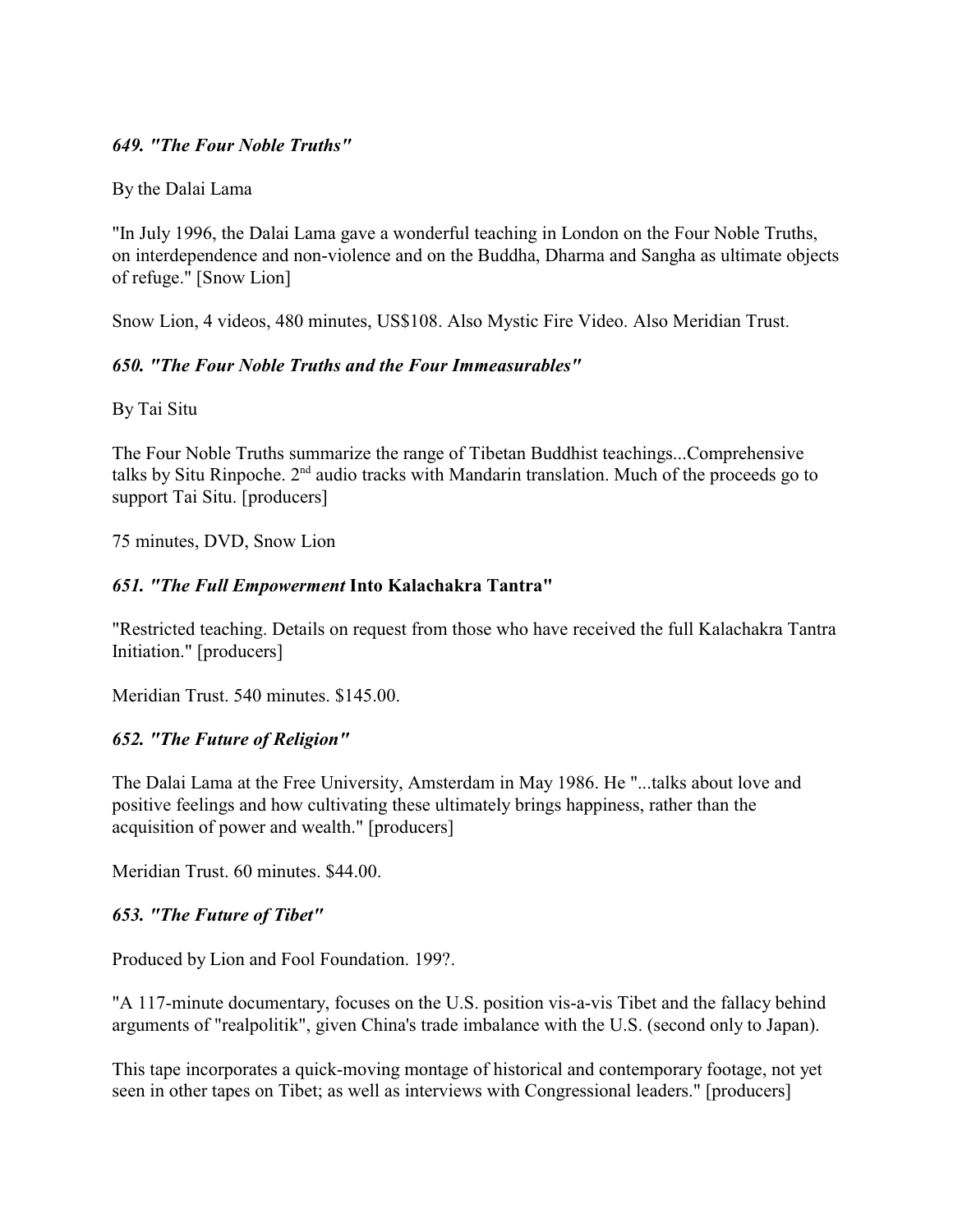### *649. "The Four Noble Truths"*

By the Dalai Lama

"In July 1996, the Dalai Lama gave a wonderful teaching in London on the Four Noble Truths, on interdependence and non-violence and on the Buddha, Dharma and Sangha as ultimate objects of refuge." [Snow Lion]

Snow Lion, 4 videos, 480 minutes, US$108. Also Mystic Fire Video. Also Meridian Trust.

### *650. "The Four Noble Truths and the Four Immeasurables"*

By Tai Situ

The Four Noble Truths summarize the range of Tibetan Buddhist teachings...Comprehensive talks by Situ Rinpoche. 2nd audio tracks with Mandarin translation. Much of the proceeds go to support Tai Situ. [producers]

75 minutes, DVD, Snow Lion

### *651. "The Full Empowerment* **Into Kalachakra Tantra"**

"Restricted teaching. Details on request from those who have received the full Kalachakra Tantra Initiation." [producers]

Meridian Trust. 540 minutes. $145.00.

### *652. "The Future of Religion"*

The Dalai Lama at the Free University, Amsterdam in May 1986. He "...talks about love and positive feelings and how cultivating these ultimately brings happiness, rather than the acquisition of power and wealth." [producers]

Meridian Trust. 60 minutes. $44.00.

### *653. "The Future of Tibet"*

Produced by Lion and Fool Foundation. 199?.

"A 117-minute documentary, focuses on the U.S. position vis-a-vis Tibet and the fallacy behind arguments of "realpolitik", given China's trade imbalance with the U.S. (second only to Japan).

This tape incorporates a quick-moving montage of historical and contemporary footage, not yet seen in other tapes on Tibet; as well as interviews with Congressional leaders." [producers]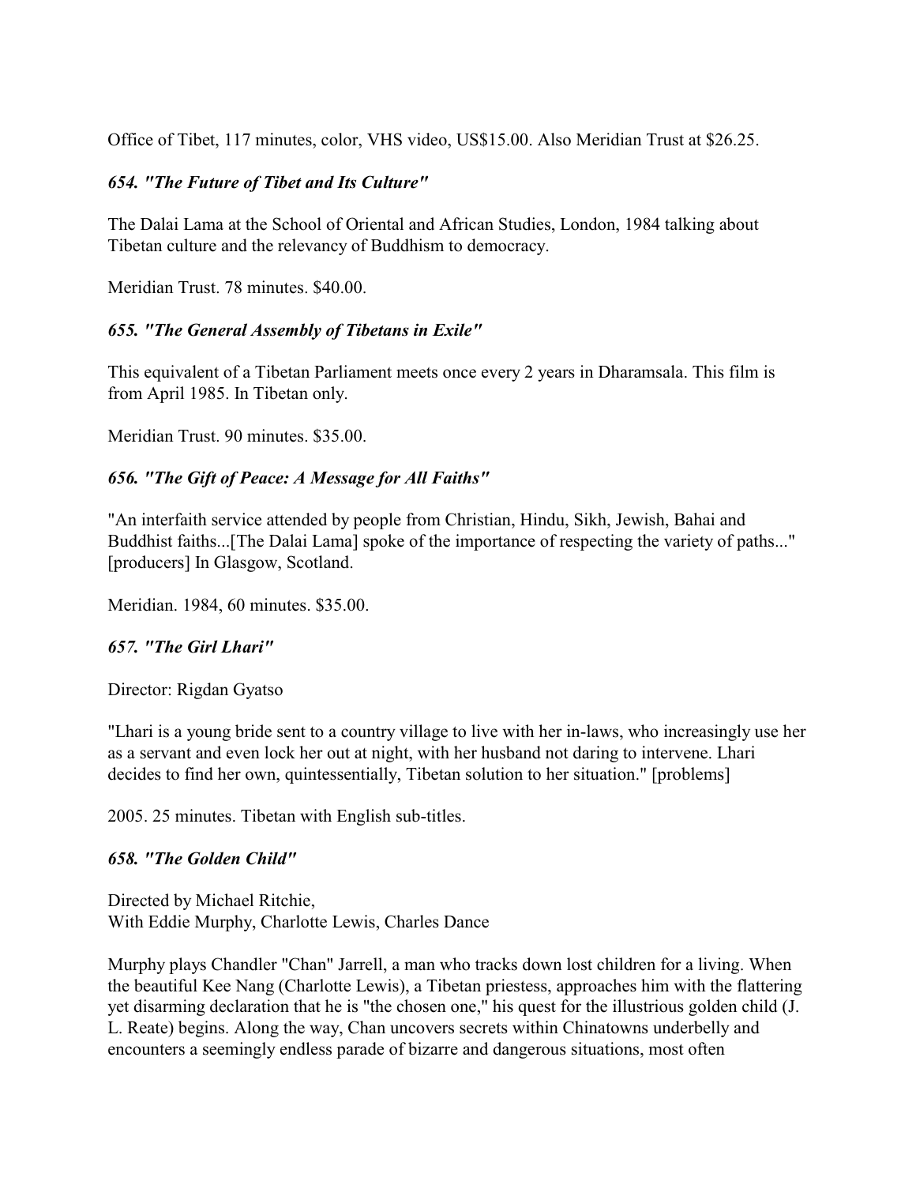Office of Tibet, 117 minutes, color, VHS video, US$15.00. Also Meridian Trust at $26.25.

### *654. "The Future of Tibet and Its Culture"*

The Dalai Lama at the School of Oriental and African Studies, London, 1984 talking about Tibetan culture and the relevancy of Buddhism to democracy.

Meridian Trust. 78 minutes. $40.00.

### *655. "The General Assembly of Tibetans in Exile"*

This equivalent of a Tibetan Parliament meets once every 2 years in Dharamsala. This film is from April 1985. In Tibetan only.

Meridian Trust. 90 minutes. $35.00.

### *656. "The Gift of Peace: A Message for All Faiths"*

"An interfaith service attended by people from Christian, Hindu, Sikh, Jewish, Bahai and Buddhist faiths...[The Dalai Lama] spoke of the importance of respecting the variety of paths..." [producers] In Glasgow, Scotland.

Meridian. 1984, 60 minutes. $35.00.

### *657. "The Girl Lhari"*

Director: Rigdan Gyatso

"Lhari is a young bride sent to a country village to live with her in-laws, who increasingly use her as a servant and even lock her out at night, with her husband not daring to intervene. Lhari decides to find her own, quintessentially, Tibetan solution to her situation." [problems]

2005. 25 minutes. Tibetan with English sub-titles.

### *658. "The Golden Child"*

Directed by Michael Ritchie,
With Eddie Murphy, Charlotte Lewis, Charles Dance

Murphy plays Chandler "Chan" Jarrell, a man who tracks down lost children for a living. When the beautiful Kee Nang (Charlotte Lewis), a Tibetan priestess, approaches him with the flattering yet disarming declaration that he is "the chosen one," his quest for the illustrious golden child (J. L. Reate) begins. Along the way, Chan uncovers secrets within Chinatowns underbelly and encounters a seemingly endless parade of bizarre and dangerous situations, most often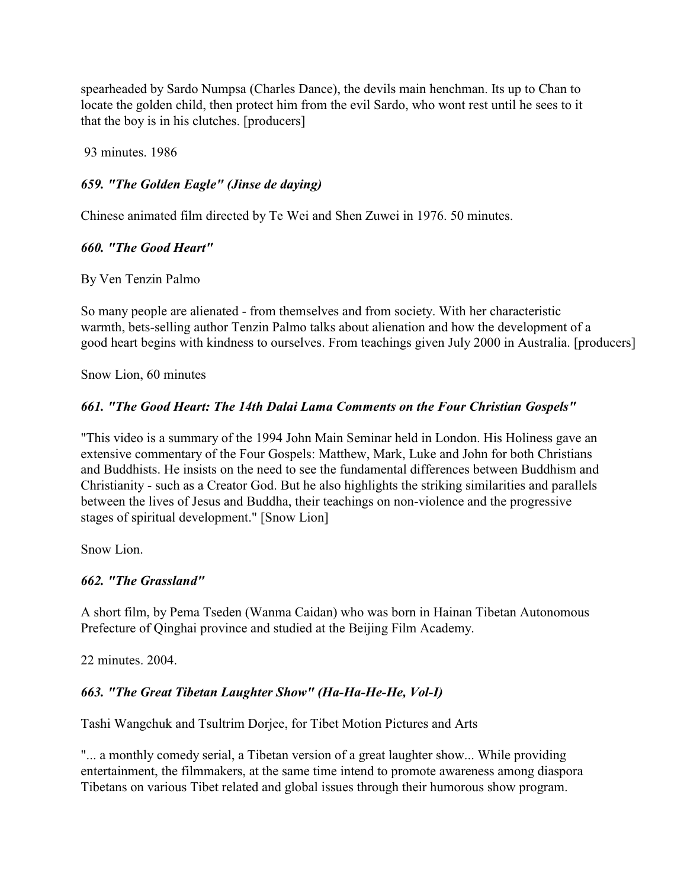spearheaded by Sardo Numpsa (Charles Dance), the devils main henchman. Its up to Chan to locate the golden child, then protect him from the evil Sardo, who wont rest until he sees to it that the boy is in his clutches. [producers]

93 minutes. 1986

### *659. "The Golden Eagle" (Jinse de daying)*

Chinese animated film directed by Te Wei and Shen Zuwei in 1976. 50 minutes.

### *660. "The Good Heart"*

By Ven Tenzin Palmo

So many people are alienated - from themselves and from society. With her characteristic warmth, bets-selling author Tenzin Palmo talks about alienation and how the development of a good heart begins with kindness to ourselves. From teachings given July 2000 in Australia. [producers]

Snow Lion, 60 minutes

### *661. "The Good Heart: The 14th Dalai Lama Comments on the Four Christian Gospels"*

"This video is a summary of the 1994 John Main Seminar held in London. His Holiness gave an extensive commentary of the Four Gospels: Matthew, Mark, Luke and John for both Christians and Buddhists. He insists on the need to see the fundamental differences between Buddhism and Christianity - such as a Creator God. But he also highlights the striking similarities and parallels between the lives of Jesus and Buddha, their teachings on non-violence and the progressive stages of spiritual development." [Snow Lion]

Snow Lion.

### *662. "The Grassland"*

A short film, by Pema Tseden (Wanma Caidan) who was born in Hainan Tibetan Autonomous Prefecture of Qinghai province and studied at the Beijing Film Academy.

22 minutes. 2004.

### *663. "The Great Tibetan Laughter Show" (Ha-Ha-He-He, Vol-I)*

Tashi Wangchuk and Tsultrim Dorjee, for Tibet Motion Pictures and Arts

"... a monthly comedy serial, a Tibetan version of a great laughter show... While providing entertainment, the filmmakers, at the same time intend to promote awareness among diaspora Tibetans on various Tibet related and global issues through their humorous show program.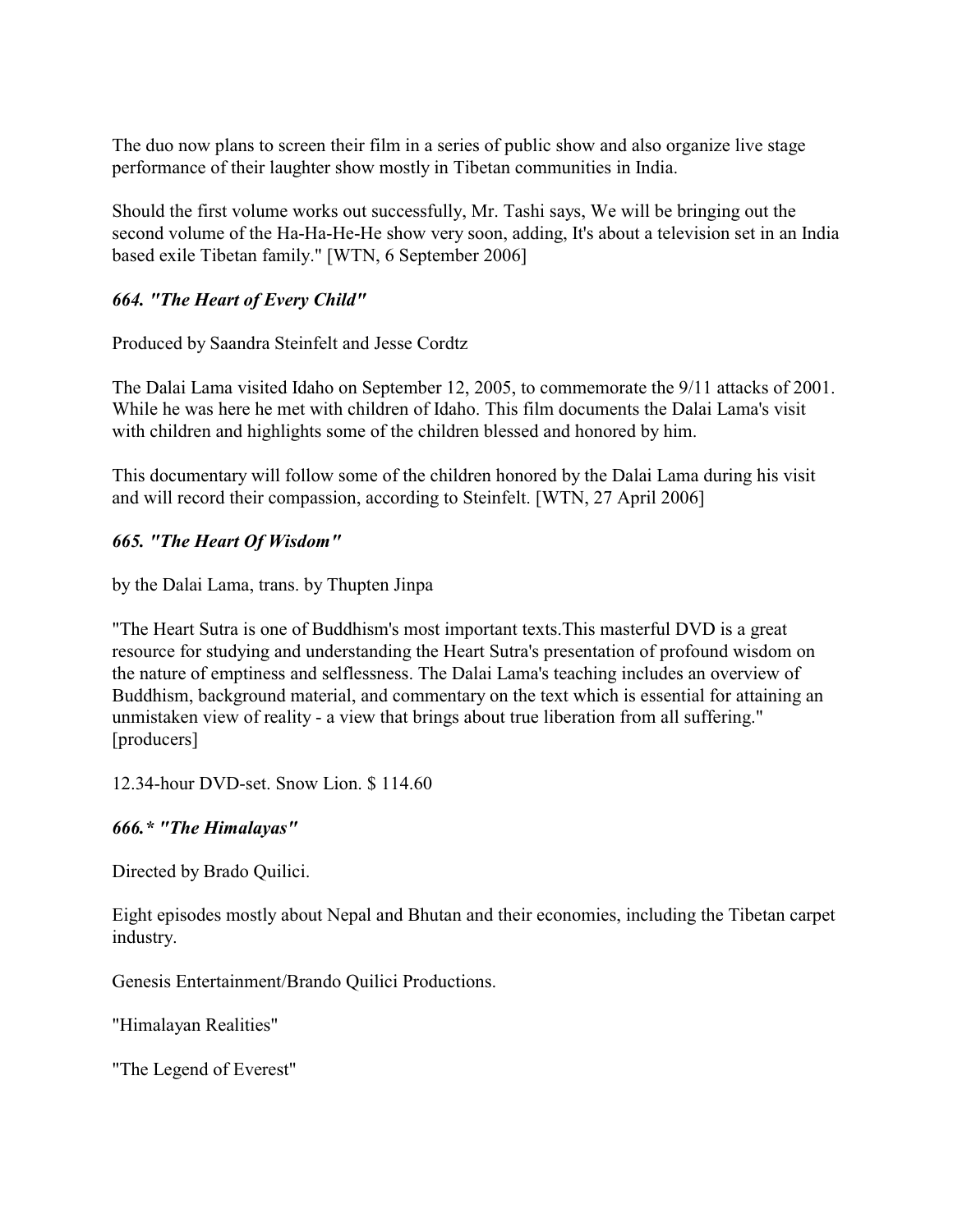The duo now plans to screen their film in a series of public show and also organize live stage performance of their laughter show mostly in Tibetan communities in India.

Should the first volume works out successfully, Mr. Tashi says, We will be bringing out the second volume of the Ha-Ha-He-He show very soon, adding, It's about a television set in an India based exile Tibetan family." [WTN, 6 September 2006]

### *664. "The Heart of Every Child"*

Produced by Saandra Steinfelt and Jesse Cordtz

The Dalai Lama visited Idaho on September 12, 2005, to commemorate the 9/11 attacks of 2001. While he was here he met with children of Idaho. This film documents the Dalai Lama's visit with children and highlights some of the children blessed and honored by him.

This documentary will follow some of the children honored by the Dalai Lama during his visit and will record their compassion, according to Steinfelt. [WTN, 27 April 2006]

### *665. "The Heart Of Wisdom"*

by the Dalai Lama, trans. by Thupten Jinpa

"The Heart Sutra is one of Buddhism's most important texts.This masterful DVD is a great resource for studying and understanding the Heart Sutra's presentation of profound wisdom on the nature of emptiness and selflessness. The Dalai Lama's teaching includes an overview of Buddhism, background material, and commentary on the text which is essential for attaining an unmistaken view of reality - a view that brings about true liberation from all suffering." [producers]

12.34-hour DVD-set. Snow Lion. $ 114.60

### *666.* "The Himalayas"*

Directed by Brado Quilici.

Eight episodes mostly about Nepal and Bhutan and their economies, including the Tibetan carpet industry.

Genesis Entertainment/Brando Quilici Productions.

"Himalayan Realities"

"The Legend of Everest"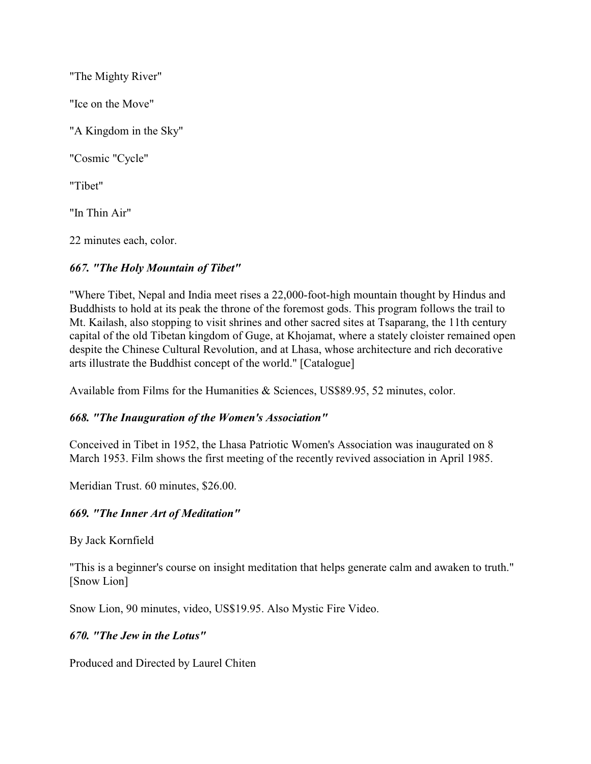"The Mighty River"

"Ice on the Move"

"A Kingdom in the Sky"

"Cosmic "Cycle"

"Tibet"

"In Thin Air"

22 minutes each, color.

### *667. "The Holy Mountain of Tibet"*

"Where Tibet, Nepal and India meet rises a 22,000-foot-high mountain thought by Hindus and Buddhists to hold at its peak the throne of the foremost gods. This program follows the trail to Mt. Kailash, also stopping to visit shrines and other sacred sites at Tsaparang, the 11th century capital of the old Tibetan kingdom of Guge, at Khojamat, where a stately cloister remained open despite the Chinese Cultural Revolution, and at Lhasa, whose architecture and rich decorative arts illustrate the Buddhist concept of the world." [Catalogue]

Available from Films for the Humanities & Sciences, US$89.95, 52 minutes, color.

### *668. "The Inauguration of the Women's Association"*

Conceived in Tibet in 1952, the Lhasa Patriotic Women's Association was inaugurated on 8 March 1953. Film shows the first meeting of the recently revived association in April 1985.

Meridian Trust. 60 minutes, $26.00.

### *669. "The Inner Art of Meditation"*

By Jack Kornfield

"This is a beginner's course on insight meditation that helps generate calm and awaken to truth." [Snow Lion]

Snow Lion, 90 minutes, video, US$19.95. Also Mystic Fire Video.

### *670. "The Jew in the Lotus"*

Produced and Directed by Laurel Chiten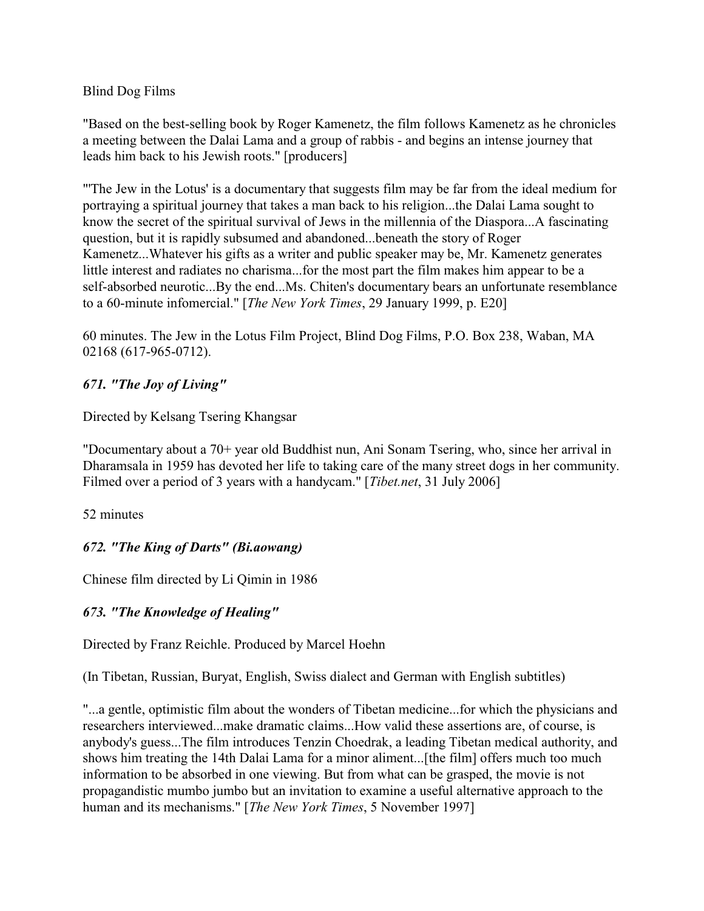Blind Dog Films

"Based on the best-selling book by Roger Kamenetz, the film follows Kamenetz as he chronicles a meeting between the Dalai Lama and a group of rabbis - and begins an intense journey that leads him back to his Jewish roots." [producers]

"'The Jew in the Lotus' is a documentary that suggests film may be far from the ideal medium for portraying a spiritual journey that takes a man back to his religion...the Dalai Lama sought to know the secret of the spiritual survival of Jews in the millennia of the Diaspora...A fascinating question, but it is rapidly subsumed and abandoned...beneath the story of Roger Kamenetz...Whatever his gifts as a writer and public speaker may be, Mr. Kamenetz generates little interest and radiates no charisma...for the most part the film makes him appear to be a self-absorbed neurotic...By the end...Ms. Chiten's documentary bears an unfortunate resemblance to a 60-minute infomercial." [*The New York Times*, 29 January 1999, p. E20]

60 minutes. The Jew in the Lotus Film Project, Blind Dog Films, P.O. Box 238, Waban, MA 02168 (617-965-0712).

### *671. "The Joy of Living"*

Directed by Kelsang Tsering Khangsar

"Documentary about a 70+ year old Buddhist nun, Ani Sonam Tsering, who, since her arrival in Dharamsala in 1959 has devoted her life to taking care of the many street dogs in her community. Filmed over a period of 3 years with a handycam." [*Tibet.net*, 31 July 2006]

52 minutes

### *672. "The King of Darts" (Bi.aowang)*

Chinese film directed by Li Qimin in 1986

### *673. "The Knowledge of Healing"*

Directed by Franz Reichle. Produced by Marcel Hoehn

(In Tibetan, Russian, Buryat, English, Swiss dialect and German with English subtitles)

"...a gentle, optimistic film about the wonders of Tibetan medicine...for which the physicians and researchers interviewed...make dramatic claims...How valid these assertions are, of course, is anybody's guess...The film introduces Tenzin Choedrak, a leading Tibetan medical authority, and shows him treating the 14th Dalai Lama for a minor aliment...[the film] offers much too much information to be absorbed in one viewing. But from what can be grasped, the movie is not propagandistic mumbo jumbo but an invitation to examine a useful alternative approach to the human and its mechanisms." [*The New York Times*, 5 November 1997]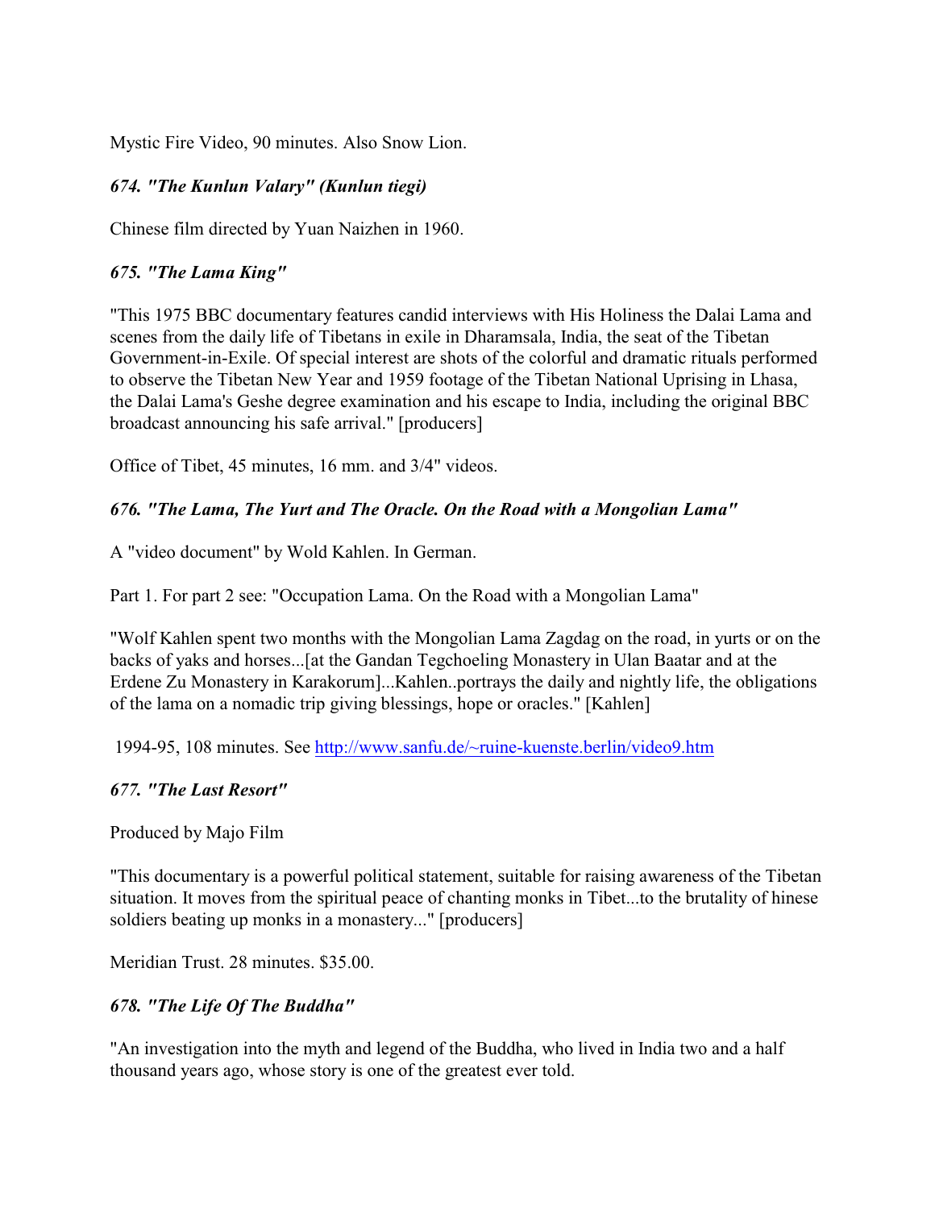Mystic Fire Video, 90 minutes. Also Snow Lion.

### *674. "The Kunlun Valary" (Kunlun tiegi)*

Chinese film directed by Yuan Naizhen in 1960.

### *675. "The Lama King"*

"This 1975 BBC documentary features candid interviews with His Holiness the Dalai Lama and scenes from the daily life of Tibetans in exile in Dharamsala, India, the seat of the Tibetan Government-in-Exile. Of special interest are shots of the colorful and dramatic rituals performed to observe the Tibetan New Year and 1959 footage of the Tibetan National Uprising in Lhasa, the Dalai Lama's Geshe degree examination and his escape to India, including the original BBC broadcast announcing his safe arrival." [producers]

Office of Tibet, 45 minutes, 16 mm. and 3/4" videos.

### *676. "The Lama, The Yurt and The Oracle. On the Road with a Mongolian Lama"*

A "video document" by Wold Kahlen. In German.

Part 1. For part 2 see: "Occupation Lama. On the Road with a Mongolian Lama"

"Wolf Kahlen spent two months with the Mongolian Lama Zagdag on the road, in yurts or on the backs of yaks and horses...[at the Gandan Tegchoeling Monastery in Ulan Baatar and at the Erdene Zu Monastery in Karakorum]...Kahlen..portrays the daily and nightly life, the obligations of the lama on a nomadic trip giving blessings, hope or oracles." [Kahlen]

1994-95, 108 minutes. See http://www.sanfu.de/~ruine-kuenste.berlin/video9.htm

### *677. "The Last Resort"*

Produced by Majo Film

"This documentary is a powerful political statement, suitable for raising awareness of the Tibetan situation. It moves from the spiritual peace of chanting monks in Tibet...to the brutality of hinese soldiers beating up monks in a monastery..." [producers]

Meridian Trust. 28 minutes. $35.00.

### *678. "The Life Of The Buddha"*

"An investigation into the myth and legend of the Buddha, who lived in India two and a half thousand years ago, whose story is one of the greatest ever told.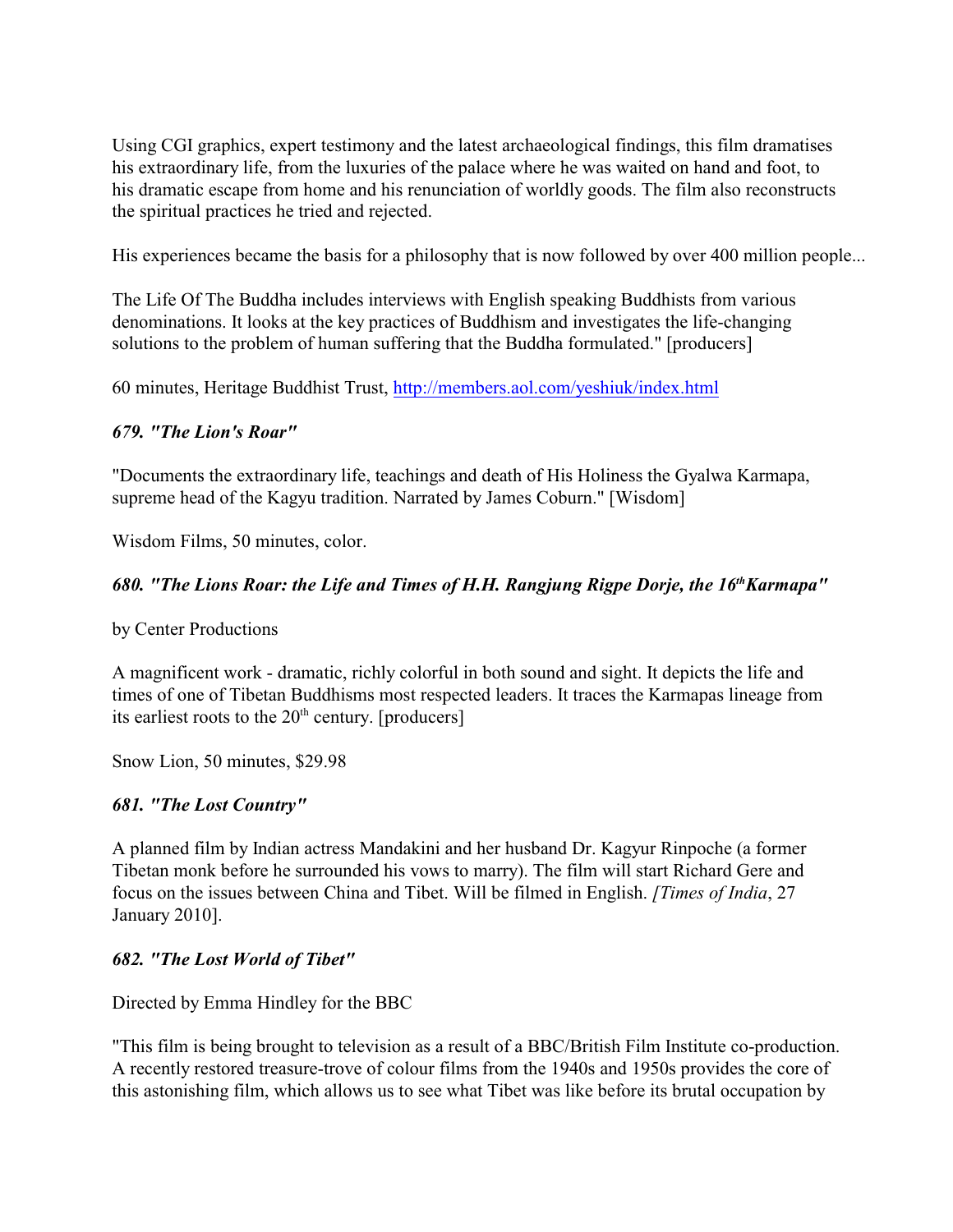Using CGI graphics, expert testimony and the latest archaeological findings, this film dramatises his extraordinary life, from the luxuries of the palace where he was waited on hand and foot, to his dramatic escape from home and his renunciation of worldly goods. The film also reconstructs the spiritual practices he tried and rejected.

His experiences became the basis for a philosophy that is now followed by over 400 million people...

The Life Of The Buddha includes interviews with English speaking Buddhists from various denominations. It looks at the key practices of Buddhism and investigates the life-changing solutions to the problem of human suffering that the Buddha formulated." [producers]

60 minutes, Heritage Buddhist Trust, http://members.aol.com/yeshiuk/index.html

### *679. "The Lion's Roar"*

"Documents the extraordinary life, teachings and death of His Holiness the Gyalwa Karmapa, supreme head of the Kagyu tradition. Narrated by James Coburn." [Wisdom]

Wisdom Films, 50 minutes, color.

### *680. "The Lions Roar: the Life and Times of H.H. Rangjung Rigpe Dorje, the 16th Karmapa"*

by Center Productions

A magnificent work - dramatic, richly colorful in both sound and sight. It depicts the life and times of one of Tibetan Buddhisms most respected leaders. It traces the Karmapas lineage from its earliest roots to the 20th century. [producers]

Snow Lion, 50 minutes, $29.98

### *681. "The Lost Country"*

A planned film by Indian actress Mandakini and her husband Dr. Kagyur Rinpoche (a former Tibetan monk before he surrounded his vows to marry). The film will start Richard Gere and focus on the issues between China and Tibet. Will be filmed in English. *[Times of India*, 27 January 2010].

### *682. "The Lost World of Tibet"*

Directed by Emma Hindley for the BBC

"This film is being brought to television as a result of a BBC/British Film Institute co-production. A recently restored treasure-trove of colour films from the 1940s and 1950s provides the core of this astonishing film, which allows us to see what Tibet was like before its brutal occupation by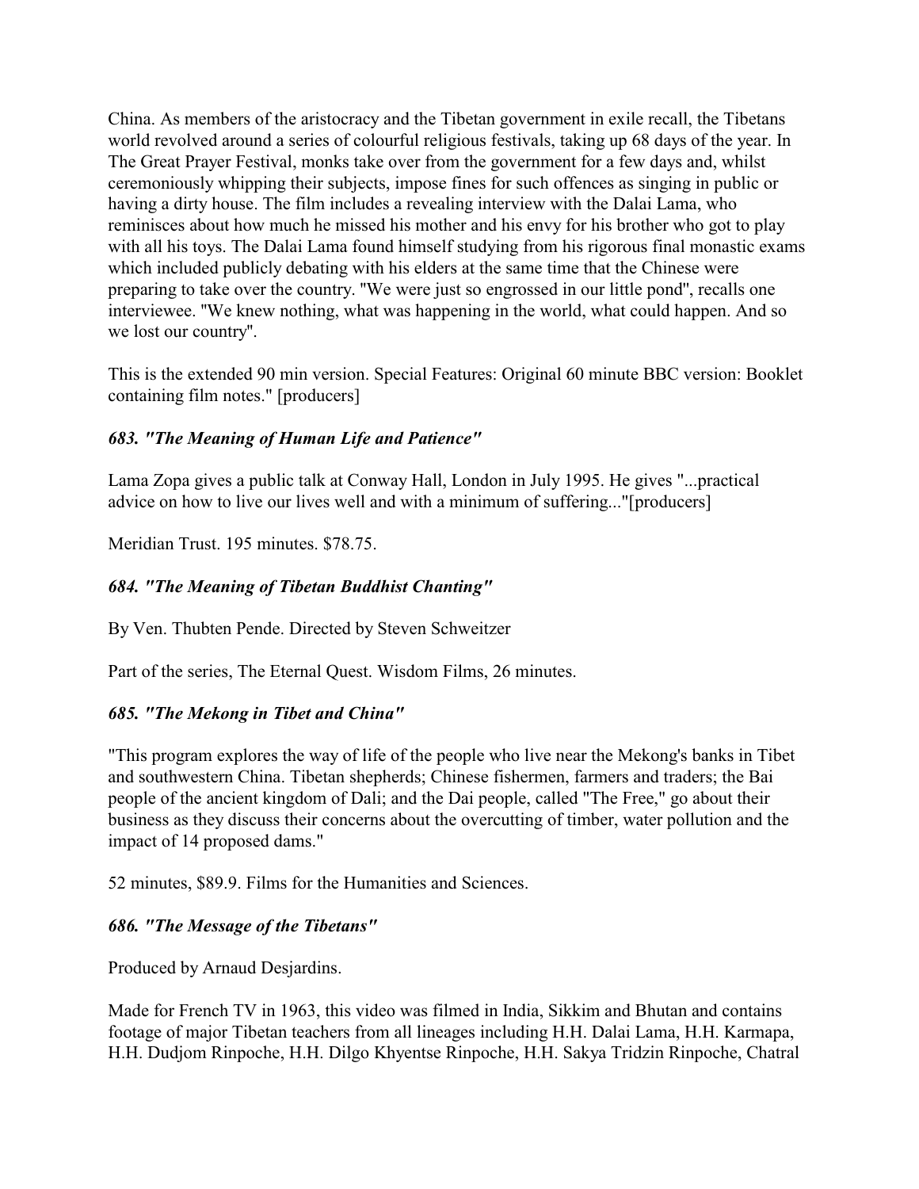China. As members of the aristocracy and the Tibetan government in exile recall, the Tibetans world revolved around a series of colourful religious festivals, taking up 68 days of the year. In The Great Prayer Festival, monks take over from the government for a few days and, whilst ceremoniously whipping their subjects, impose fines for such offences as singing in public or having a dirty house. The film includes a revealing interview with the Dalai Lama, who reminisces about how much he missed his mother and his envy for his brother who got to play with all his toys. The Dalai Lama found himself studying from his rigorous final monastic exams which included publicly debating with his elders at the same time that the Chinese were preparing to take over the country. "We were just so engrossed in our little pond", recalls one interviewee. "We knew nothing, what was happening in the world, what could happen. And so we lost our country".

This is the extended 90 min version. Special Features: Original 60 minute BBC version: Booklet containing film notes." [producers]

### *683. "The Meaning of Human Life and Patience"*

Lama Zopa gives a public talk at Conway Hall, London in July 1995. He gives "...practical advice on how to live our lives well and with a minimum of suffering..."[producers]

Meridian Trust. 195 minutes. $78.75.

### *684. "The Meaning of Tibetan Buddhist Chanting"*

By Ven. Thubten Pende. Directed by Steven Schweitzer

Part of the series, The Eternal Quest. Wisdom Films, 26 minutes.

### *685. "The Mekong in Tibet and China"*

"This program explores the way of life of the people who live near the Mekong's banks in Tibet and southwestern China. Tibetan shepherds; Chinese fishermen, farmers and traders; the Bai people of the ancient kingdom of Dali; and the Dai people, called "The Free," go about their business as they discuss their concerns about the overcutting of timber, water pollution and the impact of 14 proposed dams."

52 minutes, $89.9. Films for the Humanities and Sciences.

### *686. "The Message of the Tibetans"*

Produced by Arnaud Desjardins.

Made for French TV in 1963, this video was filmed in India, Sikkim and Bhutan and contains footage of major Tibetan teachers from all lineages including H.H. Dalai Lama, H.H. Karmapa, H.H. Dudjom Rinpoche, H.H. Dilgo Khyentse Rinpoche, H.H. Sakya Tridzin Rinpoche, Chatral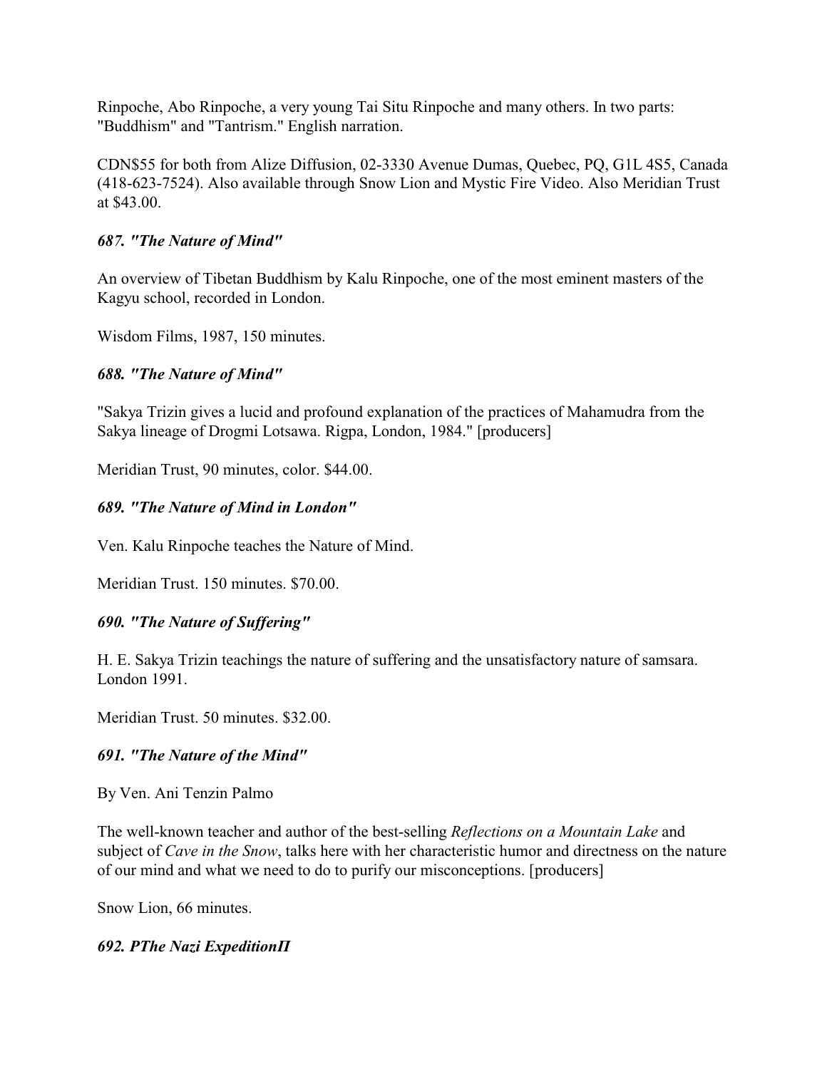Rinpoche, Abo Rinpoche, a very young Tai Situ Rinpoche and many others. In two parts: "Buddhism" and "Tantrism." English narration.

CDN$55 for both from Alize Diffusion, 02-3330 Avenue Dumas, Quebec, PQ, G1L 4S5, Canada (418-623-7524). Also available through Snow Lion and Mystic Fire Video. Also Meridian Trust at $43.00.

### *687. "The Nature of Mind"*

An overview of Tibetan Buddhism by Kalu Rinpoche, one of the most eminent masters of the Kagyu school, recorded in London.

Wisdom Films, 1987, 150 minutes.

### *688. "The Nature of Mind"*

"Sakya Trizin gives a lucid and profound explanation of the practices of Mahamudra from the Sakya lineage of Drogmi Lotsawa. Rigpa, London, 1984." [producers]

Meridian Trust, 90 minutes, color. $44.00.

### *689. "The Nature of Mind in London"*

Ven. Kalu Rinpoche teaches the Nature of Mind.

Meridian Trust. 150 minutes. $70.00.

### *690. "The Nature of Suffering"*

H. E. Sakya Trizin teachings the nature of suffering and the unsatisfactory nature of samsara. London 1991.

Meridian Trust. 50 minutes. $32.00.

### *691. "The Nature of the Mind"*

By Ven. Ani Tenzin Palmo

The well-known teacher and author of the best-selling *Reflections on a Mountain Lake* and subject of *Cave in the Snow*, talks here with her characteristic humor and directness on the nature of our mind and what we need to do to purify our misconceptions. [producers]

Snow Lion, 66 minutes.

### *692. PThe Nazi ExpeditionΠ*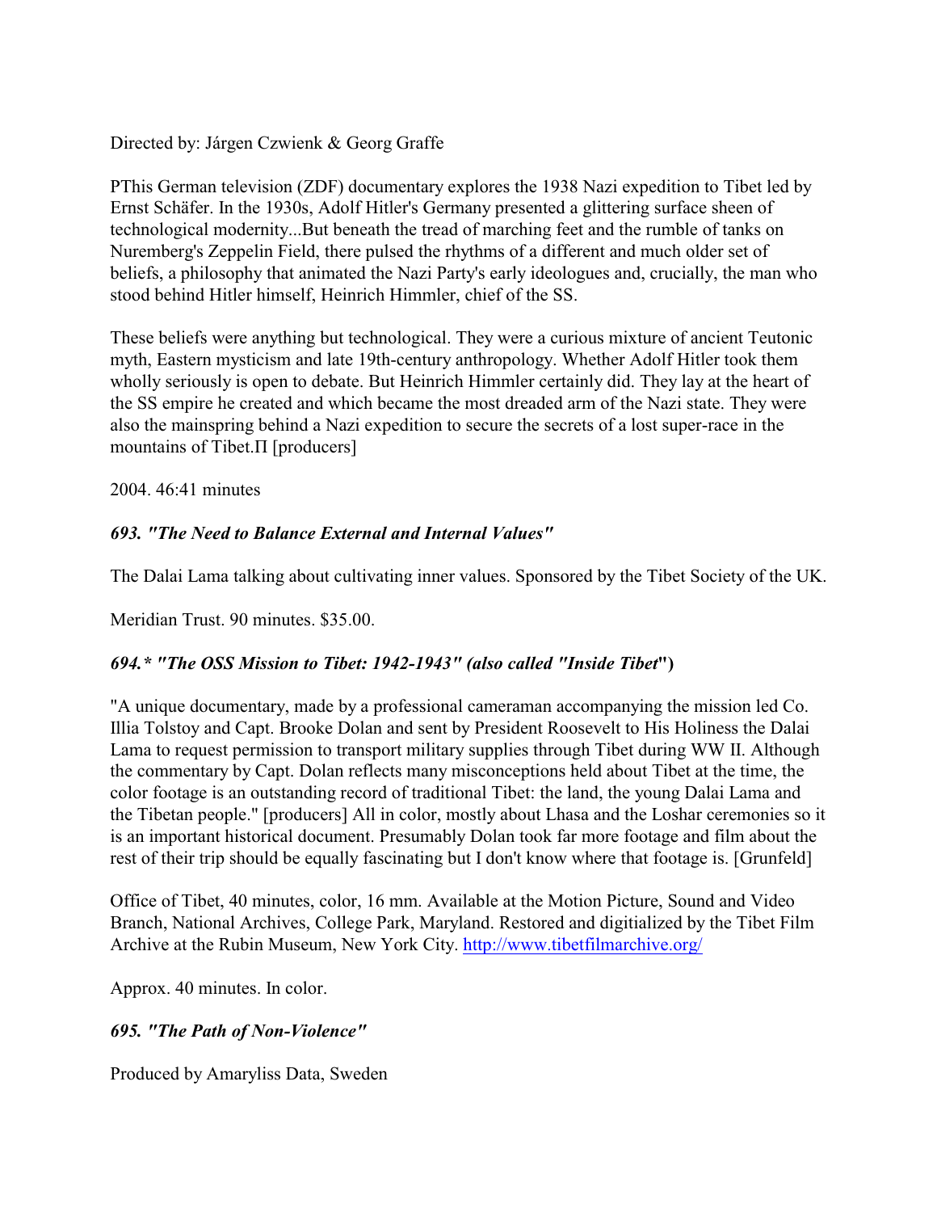Directed by: Járgen Czwienk & Georg Graffe

PThis German television (ZDF) documentary explores the 1938 Nazi expedition to Tibet led by Ernst Schäfer. In the 1930s, Adolf Hitler's Germany presented a glittering surface sheen of technological modernity...But beneath the tread of marching feet and the rumble of tanks on Nuremberg's Zeppelin Field, there pulsed the rhythms of a different and much older set of beliefs, a philosophy that animated the Nazi Party's early ideologues and, crucially, the man who stood behind Hitler himself, Heinrich Himmler, chief of the SS.

These beliefs were anything but technological. They were a curious mixture of ancient Teutonic myth, Eastern mysticism and late 19th-century anthropology. Whether Adolf Hitler took them wholly seriously is open to debate. But Heinrich Himmler certainly did. They lay at the heart of the SS empire he created and which became the most dreaded arm of the Nazi state. They were also the mainspring behind a Nazi expedition to secure the secrets of a lost super-race in the mountains of Tibet.Π [producers]

2004. 46:41 minutes

### *693. "The Need to Balance External and Internal Values"*

The Dalai Lama talking about cultivating inner values. Sponsored by the Tibet Society of the UK.

Meridian Trust. 90 minutes. $35.00.

### *694.* "The OSS Mission to Tibet: 1942-1943" (also called "Inside Tibet*")

"A unique documentary, made by a professional cameraman accompanying the mission led Co. Illia Tolstoy and Capt. Brooke Dolan and sent by President Roosevelt to His Holiness the Dalai Lama to request permission to transport military supplies through Tibet during WW II. Although the commentary by Capt. Dolan reflects many misconceptions held about Tibet at the time, the color footage is an outstanding record of traditional Tibet: the land, the young Dalai Lama and the Tibetan people." [producers] All in color, mostly about Lhasa and the Loshar ceremonies so it is an important historical document. Presumably Dolan took far more footage and film about the rest of their trip should be equally fascinating but I don't know where that footage is. [Grunfeld]

Office of Tibet, 40 minutes, color, 16 mm. Available at the Motion Picture, Sound and Video Branch, National Archives, College Park, Maryland. Restored and digitialized by the Tibet Film Archive at the Rubin Museum, New York City. http://www.tibetfilmarchive.org/

Approx. 40 minutes. In color.

### *695. "The Path of Non-Violence"*

Produced by Amaryliss Data, Sweden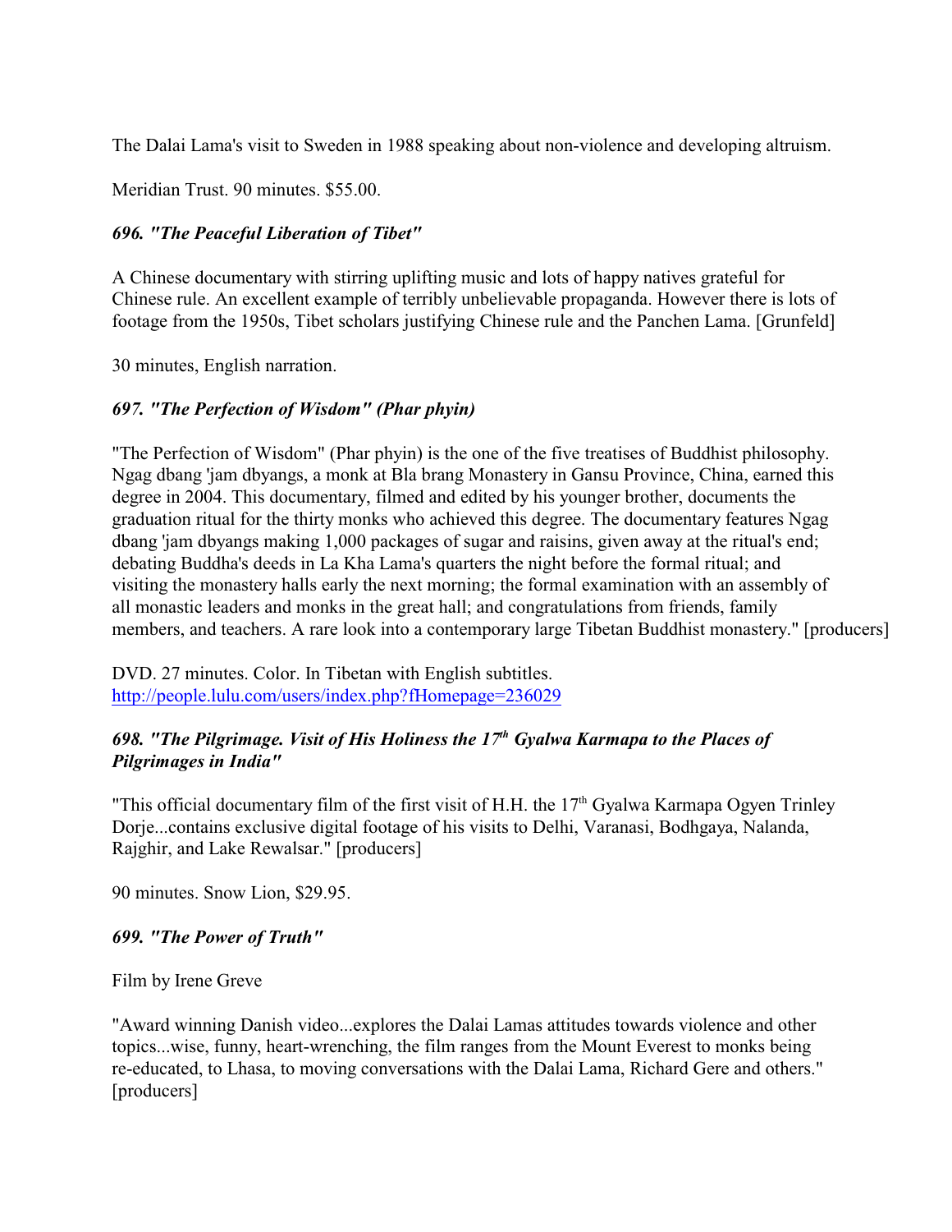The Dalai Lama's visit to Sweden in 1988 speaking about non-violence and developing altruism.

Meridian Trust. 90 minutes. $55.00.

### *696. "The Peaceful Liberation of Tibet"*

A Chinese documentary with stirring uplifting music and lots of happy natives grateful for Chinese rule. An excellent example of terribly unbelievable propaganda. However there is lots of footage from the 1950s, Tibet scholars justifying Chinese rule and the Panchen Lama. [Grunfeld]

30 minutes, English narration.

### *697. "The Perfection of Wisdom" (Phar phyin)*

"The Perfection of Wisdom" (Phar phyin) is the one of the five treatises of Buddhist philosophy. Ngag dbang 'jam dbyangs, a monk at Bla brang Monastery in Gansu Province, China, earned this degree in 2004. This documentary, filmed and edited by his younger brother, documents the graduation ritual for the thirty monks who achieved this degree. The documentary features Ngag dbang 'jam dbyangs making 1,000 packages of sugar and raisins, given away at the ritual's end; debating Buddha's deeds in La Kha Lama's quarters the night before the formal ritual; and visiting the monastery halls early the next morning; the formal examination with an assembly of all monastic leaders and monks in the great hall; and congratulations from friends, family members, and teachers. A rare look into a contemporary large Tibetan Buddhist monastery." [producers]

DVD. 27 minutes. Color. In Tibetan with English subtitles.
http://people.lulu.com/users/index.php?fHomepage=236029

### *698. "The Pilgrimage. Visit of His Holiness the 17th Gyalwa Karmapa to the Places of Pilgrimages in India"*

"This official documentary film of the first visit of H.H. the 17th Gyalwa Karmapa Ogyen Trinley Dorje...contains exclusive digital footage of his visits to Delhi, Varanasi, Bodhgaya, Nalanda, Rajghir, and Lake Rewalsar." [producers]

90 minutes. Snow Lion, $29.95.

### *699. "The Power of Truth"*

Film by Irene Greve

"Award winning Danish video...explores the Dalai Lamas attitudes towards violence and other topics...wise, funny, heart-wrenching, the film ranges from the Mount Everest to monks being re-educated, to Lhasa, to moving conversations with the Dalai Lama, Richard Gere and others." [producers]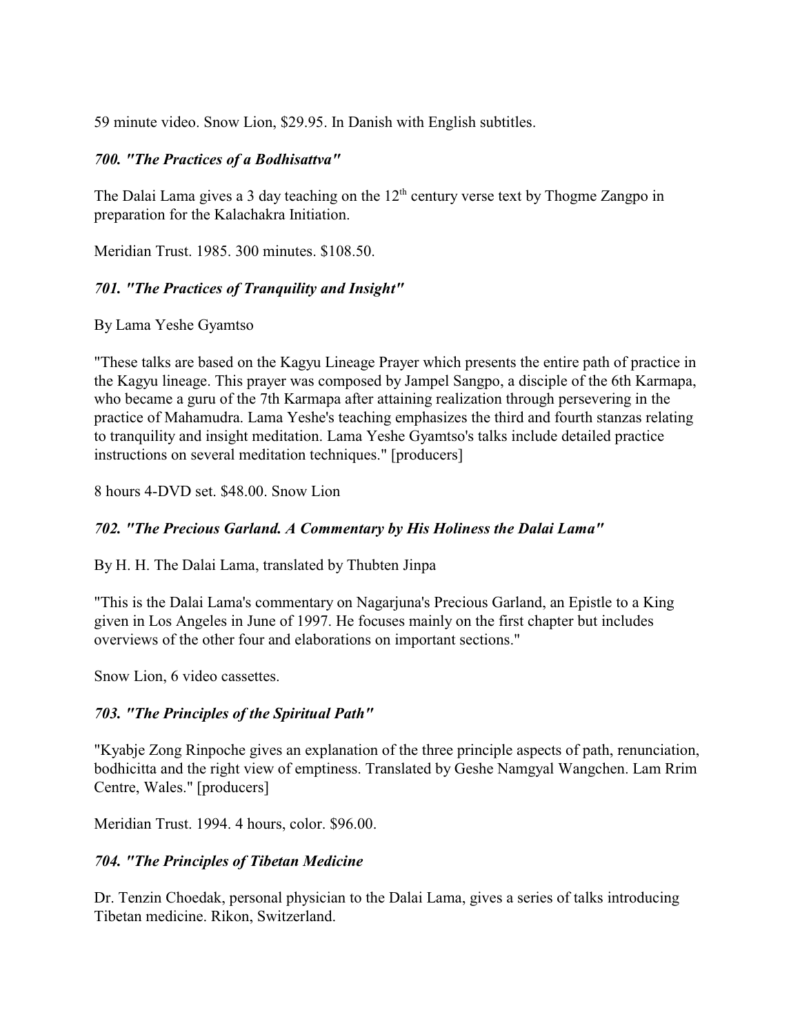59 minute video. Snow Lion, $29.95. In Danish with English subtitles.

### *700. "The Practices of a Bodhisattva"*

The Dalai Lama gives a 3 day teaching on the 12th century verse text by Thogme Zangpo in preparation for the Kalachakra Initiation.

Meridian Trust. 1985. 300 minutes. $108.50.

### *701. "The Practices of Tranquility and Insight"*

By Lama Yeshe Gyamtso

"These talks are based on the Kagyu Lineage Prayer which presents the entire path of practice in the Kagyu lineage. This prayer was composed by Jampel Sangpo, a disciple of the 6th Karmapa, who became a guru of the 7th Karmapa after attaining realization through persevering in the practice of Mahamudra. Lama Yeshe's teaching emphasizes the third and fourth stanzas relating to tranquility and insight meditation. Lama Yeshe Gyamtso's talks include detailed practice instructions on several meditation techniques." [producers]

8 hours 4-DVD set. $48.00. Snow Lion

### *702. "The Precious Garland. A Commentary by His Holiness the Dalai Lama"*

By H. H. The Dalai Lama, translated by Thubten Jinpa

"This is the Dalai Lama's commentary on Nagarjuna's Precious Garland, an Epistle to a King given in Los Angeles in June of 1997. He focuses mainly on the first chapter but includes overviews of the other four and elaborations on important sections."

Snow Lion, 6 video cassettes.

### *703. "The Principles of the Spiritual Path"*

"Kyabje Zong Rinpoche gives an explanation of the three principle aspects of path, renunciation, bodhicitta and the right view of emptiness. Translated by Geshe Namgyal Wangchen. Lam Rrim Centre, Wales." [producers]

Meridian Trust. 1994. 4 hours, color. $96.00.

### *704. "The Principles of Tibetan Medicine*

Dr. Tenzin Choedak, personal physician to the Dalai Lama, gives a series of talks introducing Tibetan medicine. Rikon, Switzerland.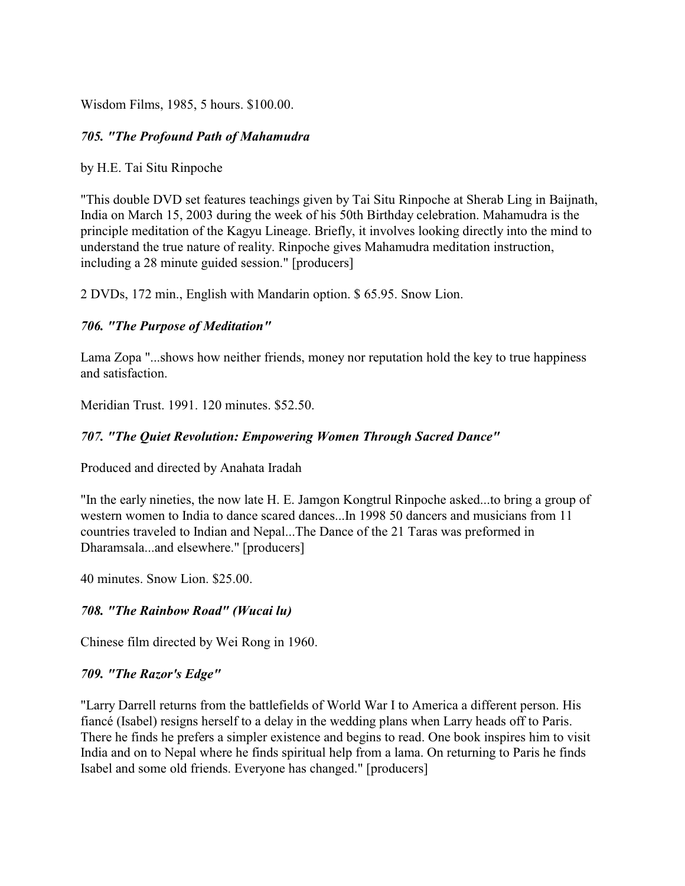Wisdom Films, 1985, 5 hours. $100.00.

### *705. "The Profound Path of Mahamudra*

by H.E. Tai Situ Rinpoche

"This double DVD set features teachings given by Tai Situ Rinpoche at Sherab Ling in Baijnath, India on March 15, 2003 during the week of his 50th Birthday celebration. Mahamudra is the principle meditation of the Kagyu Lineage. Briefly, it involves looking directly into the mind to understand the true nature of reality. Rinpoche gives Mahamudra meditation instruction, including a 28 minute guided session." [producers]

2 DVDs, 172 min., English with Mandarin option. $ 65.95. Snow Lion.

### *706. "The Purpose of Meditation"*

Lama Zopa "...shows how neither friends, money nor reputation hold the key to true happiness and satisfaction.

Meridian Trust. 1991. 120 minutes. $52.50.

### *707. "The Quiet Revolution: Empowering Women Through Sacred Dance"*

Produced and directed by Anahata Iradah

"In the early nineties, the now late H. E. Jamgon Kongtrul Rinpoche asked...to bring a group of western women to India to dance scared dances...In 1998 50 dancers and musicians from 11 countries traveled to Indian and Nepal...The Dance of the 21 Taras was preformed in Dharamsala...and elsewhere." [producers]

40 minutes. Snow Lion. $25.00.

### *708. "The Rainbow Road" (Wucai lu)*

Chinese film directed by Wei Rong in 1960.

### *709. "The Razor's Edge"*

"Larry Darrell returns from the battlefields of World War I to America a different person. His fiancé (Isabel) resigns herself to a delay in the wedding plans when Larry heads off to Paris. There he finds he prefers a simpler existence and begins to read. One book inspires him to visit India and on to Nepal where he finds spiritual help from a lama. On returning to Paris he finds Isabel and some old friends. Everyone has changed." [producers]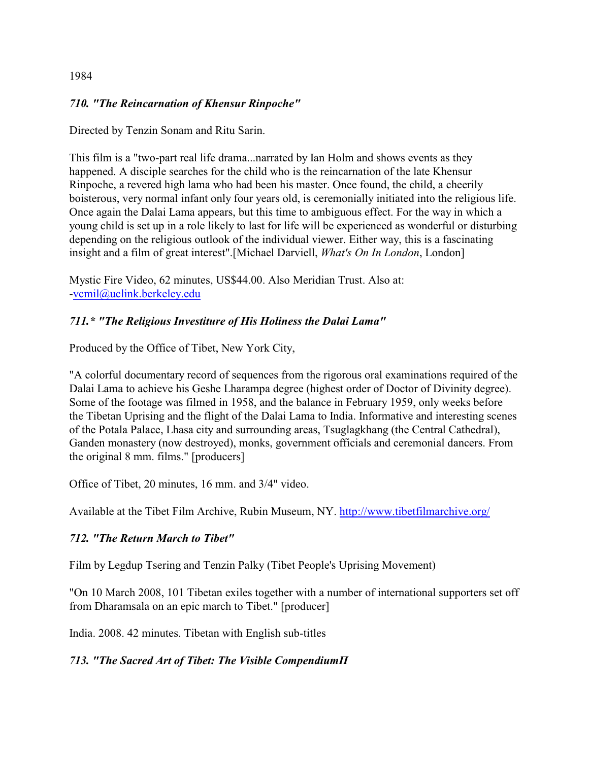1984

### *710. "The Reincarnation of Khensur Rinpoche"*

Directed by Tenzin Sonam and Ritu Sarin.

This film is a "two-part real life drama...narrated by Ian Holm and shows events as they happened. A disciple searches for the child who is the reincarnation of the late Khensur Rinpoche, a revered high lama who had been his master. Once found, the child, a cheerily boisterous, very normal infant only four years old, is ceremonially initiated into the religious life. Once again the Dalai Lama appears, but this time to ambiguous effect. For the way in which a young child is set up in a role likely to last for life will be experienced as wonderful or disturbing depending on the religious outlook of the individual viewer. Either way, this is a fascinating insight and a film of great interest".[Michael Darviell, *What's On In London*, London]

Mystic Fire Video, 62 minutes, US$44.00. Also Meridian Trust. Also at: -vcmil@uclink.berkeley.edu

### *711.* "The Religious Investiture of His Holiness the Dalai Lama"*

Produced by the Office of Tibet, New York City,

"A colorful documentary record of sequences from the rigorous oral examinations required of the Dalai Lama to achieve his Geshe Lharampa degree (highest order of Doctor of Divinity degree). Some of the footage was filmed in 1958, and the balance in February 1959, only weeks before the Tibetan Uprising and the flight of the Dalai Lama to India. Informative and interesting scenes of the Potala Palace, Lhasa city and surrounding areas, Tsuglagkhang (the Central Cathedral), Ganden monastery (now destroyed), monks, government officials and ceremonial dancers. From the original 8 mm. films." [producers]

Office of Tibet, 20 minutes, 16 mm. and 3/4" video.

Available at the Tibet Film Archive, Rubin Museum, NY. http://www.tibetfilmarchive.org/

### *712. "The Return March to Tibet"*

Film by Legdup Tsering and Tenzin Palky (Tibet People's Uprising Movement)

"On 10 March 2008, 101 Tibetan exiles together with a number of international supporters set off from Dharamsala on an epic march to Tibet." [producer]

India. 2008. 42 minutes. Tibetan with English sub-titles

### *713. "The Sacred Art of Tibet: The Visible CompendiumΠ*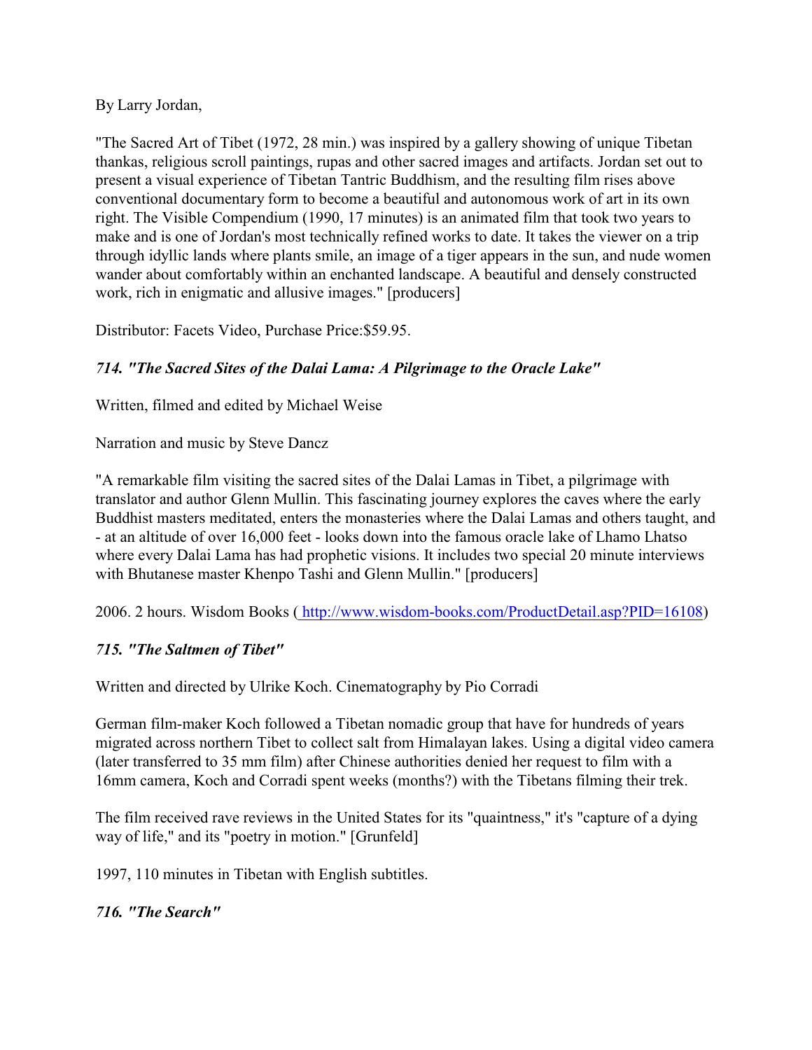By Larry Jordan,

"The Sacred Art of Tibet (1972, 28 min.) was inspired by a gallery showing of unique Tibetan thankas, religious scroll paintings, rupas and other sacred images and artifacts. Jordan set out to present a visual experience of Tibetan Tantric Buddhism, and the resulting film rises above conventional documentary form to become a beautiful and autonomous work of art in its own right. The Visible Compendium (1990, 17 minutes) is an animated film that took two years to make and is one of Jordan's most technically refined works to date. It takes the viewer on a trip through idyllic lands where plants smile, an image of a tiger appears in the sun, and nude women wander about comfortably within an enchanted landscape. A beautiful and densely constructed work, rich in enigmatic and allusive images." [producers]

Distributor: Facets Video, Purchase Price:$59.95.

### *714. "The Sacred Sites of the Dalai Lama: A Pilgrimage to the Oracle Lake"*

Written, filmed and edited by Michael Weise

Narration and music by Steve Dancz

"A remarkable film visiting the sacred sites of the Dalai Lamas in Tibet, a pilgrimage with translator and author Glenn Mullin. This fascinating journey explores the caves where the early Buddhist masters meditated, enters the monasteries where the Dalai Lamas and others taught, and - at an altitude of over 16,000 feet - looks down into the famous oracle lake of Lhamo Lhatso where every Dalai Lama has had prophetic visions. It includes two special 20 minute interviews with Bhutanese master Khenpo Tashi and Glenn Mullin." [producers]

2006. 2 hours. Wisdom Books ( http://www.wisdom-books.com/ProductDetail.asp?PID=16108)

### *715. "The Saltmen of Tibet"*

Written and directed by Ulrike Koch. Cinematography by Pio Corradi

German film-maker Koch followed a Tibetan nomadic group that have for hundreds of years migrated across northern Tibet to collect salt from Himalayan lakes. Using a digital video camera (later transferred to 35 mm film) after Chinese authorities denied her request to film with a 16mm camera, Koch and Corradi spent weeks (months?) with the Tibetans filming their trek.

The film received rave reviews in the United States for its "quaintness," it's "capture of a dying way of life," and its "poetry in motion." [Grunfeld]

1997, 110 minutes in Tibetan with English subtitles.

### *716. "The Search"*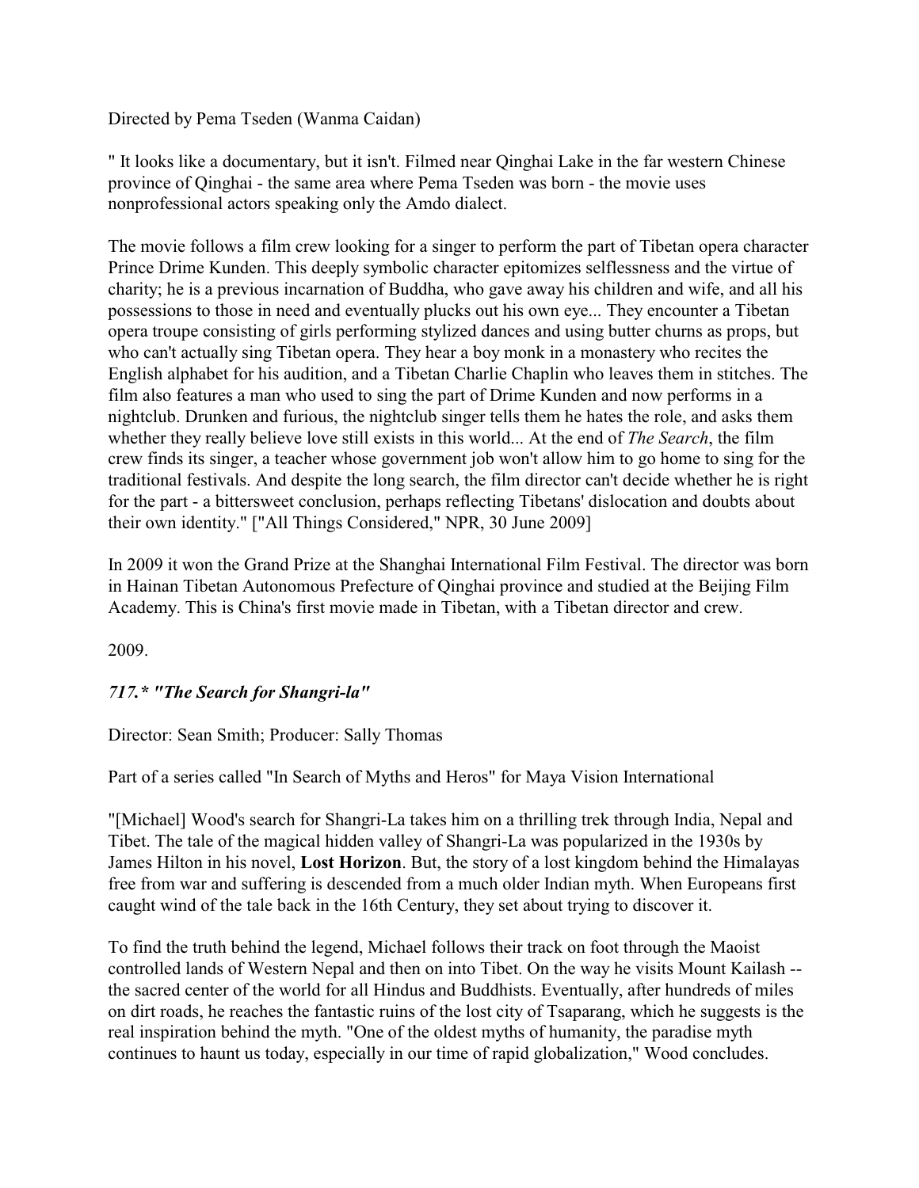Directed by Pema Tseden (Wanma Caidan)

" It looks like a documentary, but it isn't. Filmed near Qinghai Lake in the far western Chinese province of Qinghai - the same area where Pema Tseden was born - the movie uses nonprofessional actors speaking only the Amdo dialect.

The movie follows a film crew looking for a singer to perform the part of Tibetan opera character Prince Drime Kunden. This deeply symbolic character epitomizes selflessness and the virtue of charity; he is a previous incarnation of Buddha, who gave away his children and wife, and all his possessions to those in need and eventually plucks out his own eye... They encounter a Tibetan opera troupe consisting of girls performing stylized dances and using butter churns as props, but who can't actually sing Tibetan opera. They hear a boy monk in a monastery who recites the English alphabet for his audition, and a Tibetan Charlie Chaplin who leaves them in stitches. The film also features a man who used to sing the part of Drime Kunden and now performs in a nightclub. Drunken and furious, the nightclub singer tells them he hates the role, and asks them whether they really believe love still exists in this world... At the end of *The Search*, the film crew finds its singer, a teacher whose government job won't allow him to go home to sing for the traditional festivals. And despite the long search, the film director can't decide whether he is right for the part - a bittersweet conclusion, perhaps reflecting Tibetans' dislocation and doubts about their own identity." ["All Things Considered," NPR, 30 June 2009]

In 2009 it won the Grand Prize at the Shanghai International Film Festival. The director was born in Hainan Tibetan Autonomous Prefecture of Qinghai province and studied at the Beijing Film Academy. This is China's first movie made in Tibetan, with a Tibetan director and crew.

2009.

### *717.* "The Search for Shangri-la"*

Director: Sean Smith; Producer: Sally Thomas

Part of a series called "In Search of Myths and Heros" for Maya Vision International

"[Michael] Wood's search for Shangri-La takes him on a thrilling trek through India, Nepal and Tibet. The tale of the magical hidden valley of Shangri-La was popularized in the 1930s by James Hilton in his novel, **Lost Horizon**. But, the story of a lost kingdom behind the Himalayas free from war and suffering is descended from a much older Indian myth. When Europeans first caught wind of the tale back in the 16th Century, they set about trying to discover it.

To find the truth behind the legend, Michael follows their track on foot through the Maoist controlled lands of Western Nepal and then on into Tibet. On the way he visits Mount Kailash -- the sacred center of the world for all Hindus and Buddhists. Eventually, after hundreds of miles on dirt roads, he reaches the fantastic ruins of the lost city of Tsaparang, which he suggests is the real inspiration behind the myth. "One of the oldest myths of humanity, the paradise myth continues to haunt us today, especially in our time of rapid globalization," Wood concludes.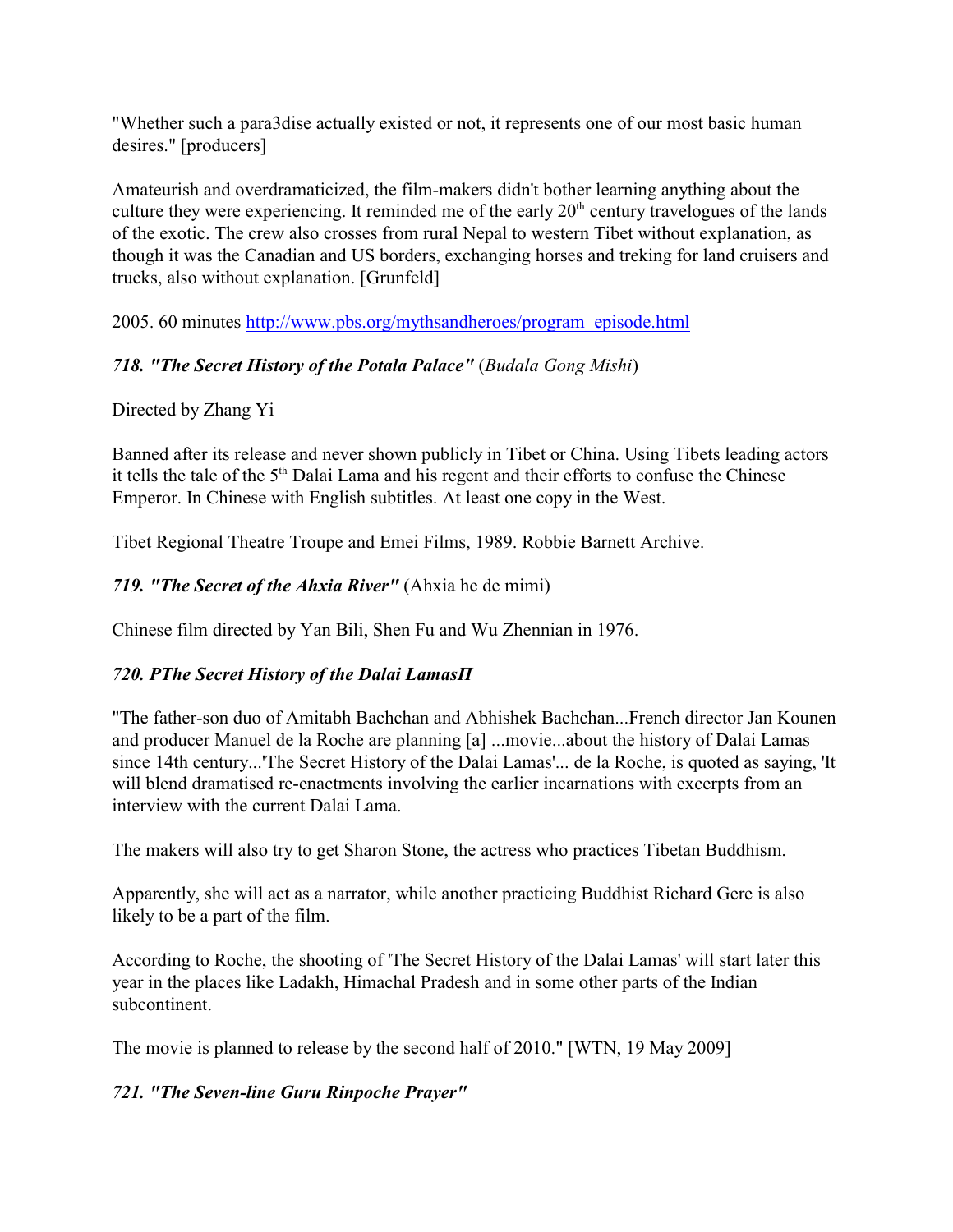"Whether such a para3dise actually existed or not, it represents one of our most basic human desires." [producers]

Amateurish and overdramaticized, the film-makers didn't bother learning anything about the culture they were experiencing. It reminded me of the early 20th century travelogues of the lands of the exotic. The crew also crosses from rural Nepal to western Tibet without explanation, as though it was the Canadian and US borders, exchanging horses and treking for land cruisers and trucks, also without explanation. [Grunfeld]

2005. 60 minutes http://www.pbs.org/mythsandheroes/program_episode.html

### *718. "The Secret History of the Potala Palace"* (*Budala Gong Mishi*)

Directed by Zhang Yi

Banned after its release and never shown publicly in Tibet or China. Using Tibets leading actors it tells the tale of the 5th Dalai Lama and his regent and their efforts to confuse the Chinese Emperor. In Chinese with English subtitles. At least one copy in the West.

Tibet Regional Theatre Troupe and Emei Films, 1989. Robbie Barnett Archive.

### *719. "The Secret of the Ahxia River"* (Ahxia he de mimi)

Chinese film directed by Yan Bili, Shen Fu and Wu Zhennian in 1976.

### *720. PThe Secret History of the Dalai LamasП*

"The father-son duo of Amitabh Bachchan and Abhishek Bachchan...French director Jan Kounen and producer Manuel de la Roche are planning [a] ...movie...about the history of Dalai Lamas since 14th century...'The Secret History of the Dalai Lamas'... de la Roche, is quoted as saying, 'It will blend dramatised re-enactments involving the earlier incarnations with excerpts from an interview with the current Dalai Lama.

The makers will also try to get Sharon Stone, the actress who practices Tibetan Buddhism.

Apparently, she will act as a narrator, while another practicing Buddhist Richard Gere is also likely to be a part of the film.

According to Roche, the shooting of 'The Secret History of the Dalai Lamas' will start later this year in the places like Ladakh, Himachal Pradesh and in some other parts of the Indian subcontinent.

The movie is planned to release by the second half of 2010." [WTN, 19 May 2009]

### *721. "The Seven-line Guru Rinpoche Prayer"*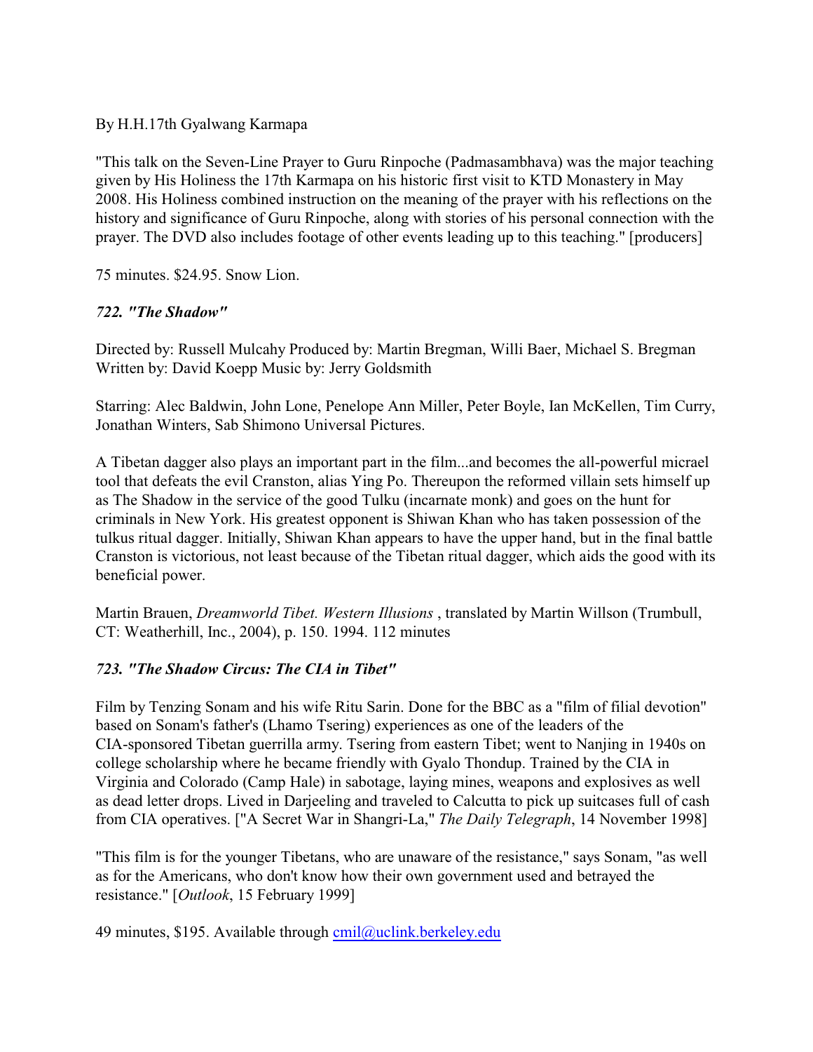By H.H.17th Gyalwang Karmapa

"This talk on the Seven-Line Prayer to Guru Rinpoche (Padmasambhava) was the major teaching given by His Holiness the 17th Karmapa on his historic first visit to KTD Monastery in May 2008. His Holiness combined instruction on the meaning of the prayer with his reflections on the history and significance of Guru Rinpoche, along with stories of his personal connection with the prayer. The DVD also includes footage of other events leading up to this teaching." [producers]

75 minutes. $24.95. Snow Lion.

### *722. "The Shadow"*

Directed by: Russell Mulcahy Produced by: Martin Bregman, Willi Baer, Michael S. Bregman Written by: David Koepp Music by: Jerry Goldsmith

Starring: Alec Baldwin, John Lone, Penelope Ann Miller, Peter Boyle, Ian McKellen, Tim Curry, Jonathan Winters, Sab Shimono Universal Pictures.

A Tibetan dagger also plays an important part in the film...and becomes the all-powerful micrael tool that defeats the evil Cranston, alias Ying Po. Thereupon the reformed villain sets himself up as The Shadow in the service of the good Tulku (incarnate monk) and goes on the hunt for criminals in New York. His greatest opponent is Shiwan Khan who has taken possession of the tulkus ritual dagger. Initially, Shiwan Khan appears to have the upper hand, but in the final battle Cranston is victorious, not least because of the Tibetan ritual dagger, which aids the good with its beneficial power.

Martin Brauen, *Dreamworld Tibet. Western Illusions* , translated by Martin Willson (Trumbull, CT: Weatherhill, Inc., 2004), p. 150. 1994. 112 minutes

### *723. "The Shadow Circus: The CIA in Tibet"*

Film by Tenzing Sonam and his wife Ritu Sarin. Done for the BBC as a "film of filial devotion" based on Sonam's father's (Lhamo Tsering) experiences as one of the leaders of the CIA-sponsored Tibetan guerrilla army. Tsering from eastern Tibet; went to Nanjing in 1940s on college scholarship where he became friendly with Gyalo Thondup. Trained by the CIA in Virginia and Colorado (Camp Hale) in sabotage, laying mines, weapons and explosives as well as dead letter drops. Lived in Darjeeling and traveled to Calcutta to pick up suitcases full of cash from CIA operatives. ["A Secret War in Shangri-La," *The Daily Telegraph*, 14 November 1998]

"This film is for the younger Tibetans, who are unaware of the resistance," says Sonam, "as well as for the Americans, who don't know how their own government used and betrayed the resistance." [*Outlook*, 15 February 1999]

49 minutes, $195. Available through cmil@uclink.berkeley.edu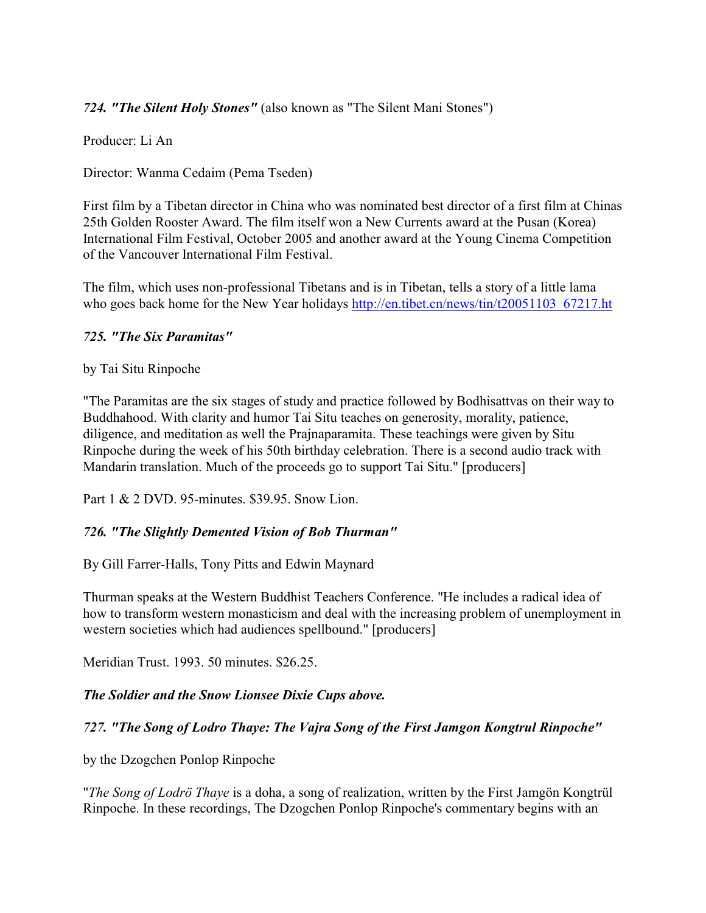*724. "The Silent Holy Stones"* (also known as "The Silent Mani Stones")

Producer: Li An

Director: Wanma Cedaim (Pema Tseden)

First film by a Tibetan director in China who was nominated best director of a first film at Chinas 25th Golden Rooster Award. The film itself won a New Currents award at the Pusan (Korea) International Film Festival, October 2005 and another award at the Young Cinema Competition of the Vancouver International Film Festival.

The film, which uses non-professional Tibetans and is in Tibetan, tells a story of a little lama who goes back home for the New Year holidays http://en.tibet.cn/news/tin/t20051103_67217.ht

*725. "The Six Paramitas"*

by Tai Situ Rinpoche

"The Paramitas are the six stages of study and practice followed by Bodhisattvas on their way to Buddhahood. With clarity and humor Tai Situ teaches on generosity, morality, patience, diligence, and meditation as well the Prajnaparamita. These teachings were given by Situ Rinpoche during the week of his 50th birthday celebration. There is a second audio track with Mandarin translation. Much of the proceeds go to support Tai Situ." [producers]

Part 1 & 2 DVD. 95-minutes. $39.95. Snow Lion.

*726. "The Slightly Demented Vision of Bob Thurman"*

By Gill Farrer-Halls, Tony Pitts and Edwin Maynard

Thurman speaks at the Western Buddhist Teachers Conference. "He includes a radical idea of how to transform western monasticism and deal with the increasing problem of unemployment in western societies which had audiences spellbound." [producers]

Meridian Trust. 1993. 50 minutes. $26.25.

***The Soldier and the Snow Lionsee Dixie Cups above.***

*727. "The Song of Lodro Thaye: The Vajra Song of the First Jamgon Kongtrul Rinpoche"*

by the Dzogchen Ponlop Rinpoche

"*The Song of Lodrö Thaye* is a doha, a song of realization, written by the First Jamgön Kongtrül Rinpoche. In these recordings, The Dzogchen Ponlop Rinpoche's commentary begins with an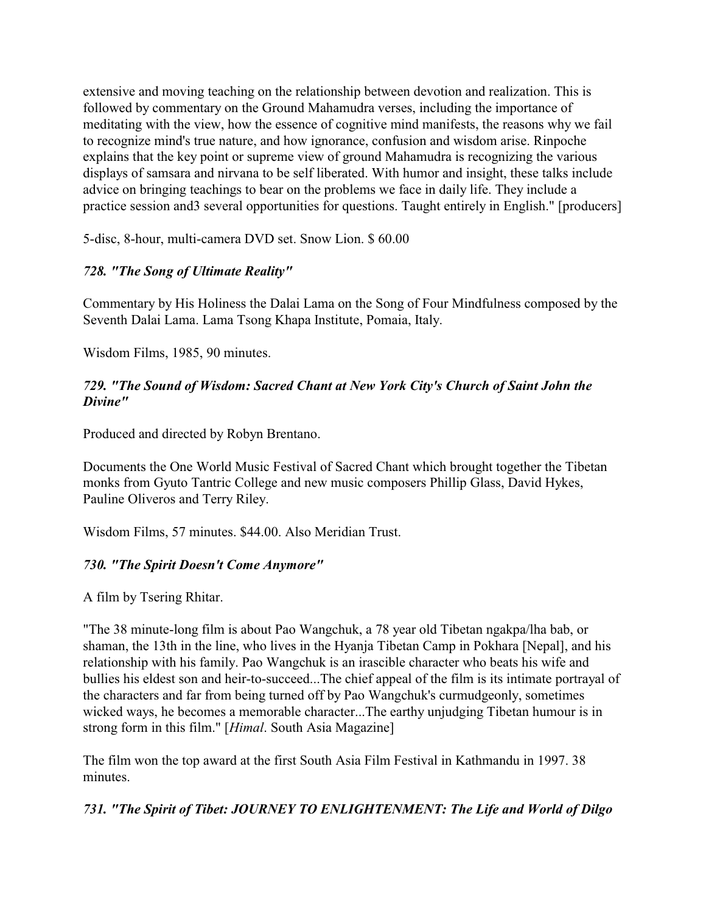extensive and moving teaching on the relationship between devotion and realization. This is followed by commentary on the Ground Mahamudra verses, including the importance of meditating with the view, how the essence of cognitive mind manifests, the reasons why we fail to recognize mind's true nature, and how ignorance, confusion and wisdom arise. Rinpoche explains that the key point or supreme view of ground Mahamudra is recognizing the various displays of samsara and nirvana to be self liberated. With humor and insight, these talks include advice on bringing teachings to bear on the problems we face in daily life. They include a practice session and3 several opportunities for questions. Taught entirely in English." [producers]

5-disc, 8-hour, multi-camera DVD set. Snow Lion. $ 60.00

### *728. "The Song of Ultimate Reality"*

Commentary by His Holiness the Dalai Lama on the Song of Four Mindfulness composed by the Seventh Dalai Lama. Lama Tsong Khapa Institute, Pomaia, Italy.

Wisdom Films, 1985, 90 minutes.

### *729. "The Sound of Wisdom: Sacred Chant at New York City's Church of Saint John the Divine"*

Produced and directed by Robyn Brentano.

Documents the One World Music Festival of Sacred Chant which brought together the Tibetan monks from Gyuto Tantric College and new music composers Phillip Glass, David Hykes, Pauline Oliveros and Terry Riley.

Wisdom Films, 57 minutes. $44.00. Also Meridian Trust.

### *730. "The Spirit Doesn't Come Anymore"*

A film by Tsering Rhitar.

"The 38 minute-long film is about Pao Wangchuk, a 78 year old Tibetan ngakpa/lha bab, or shaman, the 13th in the line, who lives in the Hyanja Tibetan Camp in Pokhara [Nepal], and his relationship with his family. Pao Wangchuk is an irascible character who beats his wife and bullies his eldest son and heir-to-succeed...The chief appeal of the film is its intimate portrayal of the characters and far from being turned off by Pao Wangchuk's curmudgeonly, sometimes wicked ways, he becomes a memorable character...The earthy unjudging Tibetan humour is in strong form in this film." [*Himal*. South Asia Magazine]

The film won the top award at the first South Asia Film Festival in Kathmandu in 1997. 38 minutes.

### *731. "The Spirit of Tibet: JOURNEY TO ENLIGHTENMENT: The Life and World of Dilgo*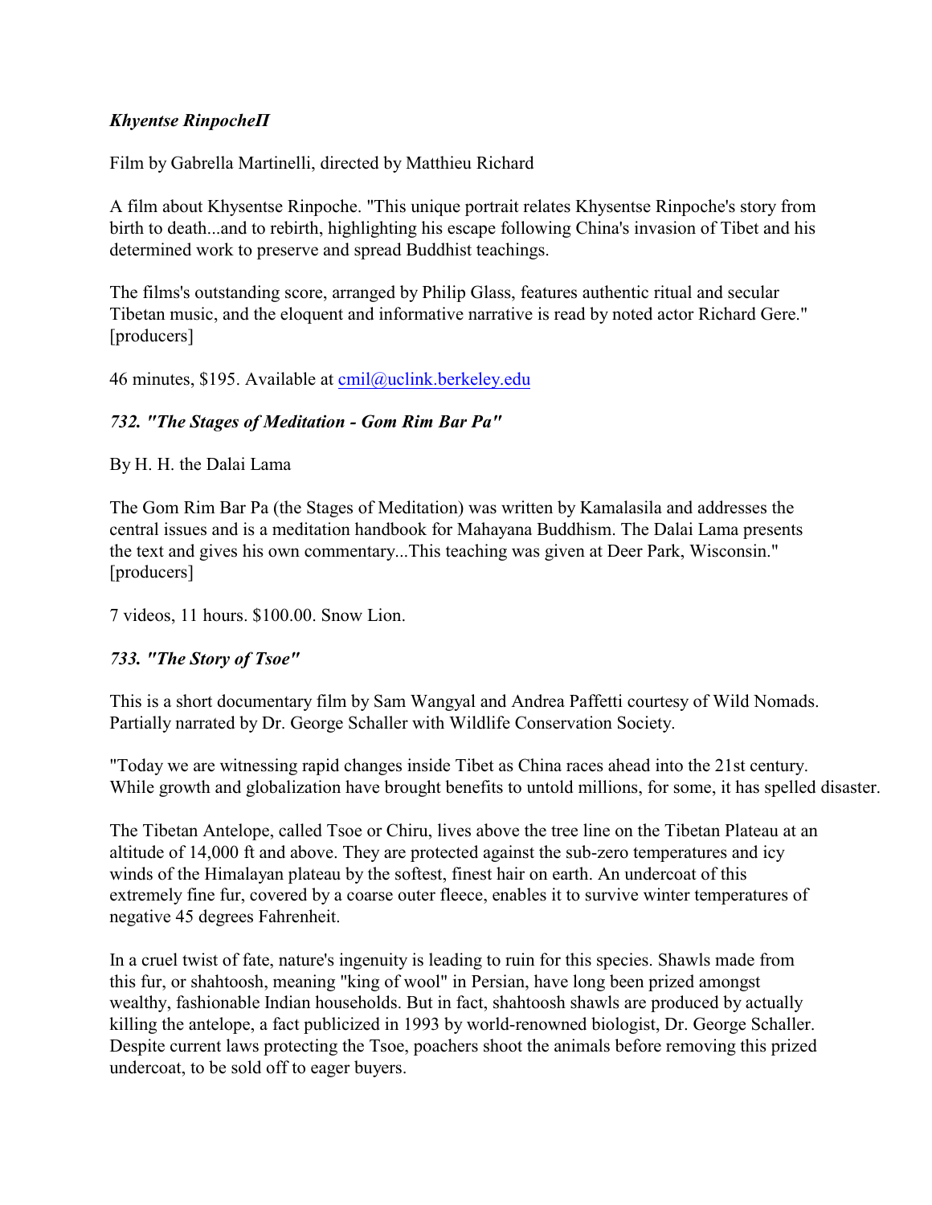***Khyentse RinpocheII***

Film by Gabrella Martinelli, directed by Matthieu Richard

A film about Khysentse Rinpoche. "This unique portrait relates Khysentse Rinpoche's story from birth to death...and to rebirth, highlighting his escape following China's invasion of Tibet and his determined work to preserve and spread Buddhist teachings.

The films's outstanding score, arranged by Philip Glass, features authentic ritual and secular Tibetan music, and the eloquent and informative narrative is read by noted actor Richard Gere." [producers]

46 minutes, $195. Available at cmil@uclink.berkeley.edu

***732. "The Stages of Meditation - Gom Rim Bar Pa"***

By H. H. the Dalai Lama

The Gom Rim Bar Pa (the Stages of Meditation) was written by Kamalasila and addresses the central issues and is a meditation handbook for Mahayana Buddhism. The Dalai Lama presents the text and gives his own commentary...This teaching was given at Deer Park, Wisconsin." [producers]

7 videos, 11 hours. $100.00. Snow Lion.

***733. "The Story of Tsoe"***

This is a short documentary film by Sam Wangyal and Andrea Paffetti courtesy of Wild Nomads. Partially narrated by Dr. George Schaller with Wildlife Conservation Society.

"Today we are witnessing rapid changes inside Tibet as China races ahead into the 21st century. While growth and globalization have brought benefits to untold millions, for some, it has spelled disaster.

The Tibetan Antelope, called Tsoe or Chiru, lives above the tree line on the Tibetan Plateau at an altitude of 14,000 ft and above. They are protected against the sub-zero temperatures and icy winds of the Himalayan plateau by the softest, finest hair on earth. An undercoat of this extremely fine fur, covered by a coarse outer fleece, enables it to survive winter temperatures of negative 45 degrees Fahrenheit.

In a cruel twist of fate, nature's ingenuity is leading to ruin for this species. Shawls made from this fur, or shahtoosh, meaning "king of wool" in Persian, have long been prized amongst wealthy, fashionable Indian households. But in fact, shahtoosh shawls are produced by actually killing the antelope, a fact publicized in 1993 by world-renowned biologist, Dr. George Schaller. Despite current laws protecting the Tsoe, poachers shoot the animals before removing this prized undercoat, to be sold off to eager buyers.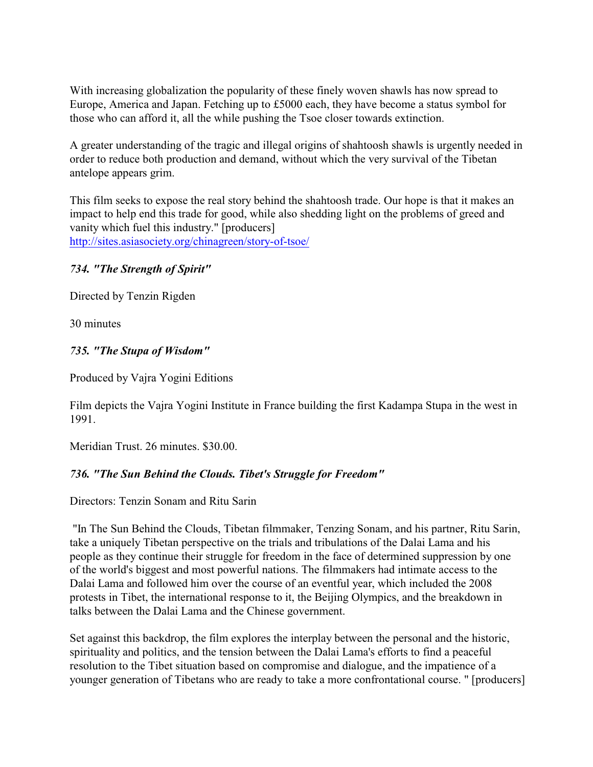With increasing globalization the popularity of these finely woven shawls has now spread to Europe, America and Japan. Fetching up to £5000 each, they have become a status symbol for those who can afford it, all the while pushing the Tsoe closer towards extinction.

A greater understanding of the tragic and illegal origins of shahtoosh shawls is urgently needed in order to reduce both production and demand, without which the very survival of the Tibetan antelope appears grim.

This film seeks to expose the real story behind the shahtoosh trade. Our hope is that it makes an impact to help end this trade for good, while also shedding light on the problems of greed and vanity which fuel this industry." [producers]
http://sites.asiasociety.org/chinagreen/story-of-tsoe/

***734. "The Strength of Spirit"***

Directed by Tenzin Rigden

30 minutes

***735. "The Stupa of Wisdom"***

Produced by Vajra Yogini Editions

Film depicts the Vajra Yogini Institute in France building the first Kadampa Stupa in the west in 1991.

Meridian Trust. 26 minutes. $30.00.

***736. "The Sun Behind the Clouds. Tibet's Struggle for Freedom"***

Directors: Tenzin Sonam and Ritu Sarin

"In The Sun Behind the Clouds, Tibetan filmmaker, Tenzing Sonam, and his partner, Ritu Sarin, take a uniquely Tibetan perspective on the trials and tribulations of the Dalai Lama and his people as they continue their struggle for freedom in the face of determined suppression by one of the world's biggest and most powerful nations. The filmmakers had intimate access to the Dalai Lama and followed him over the course of an eventful year, which included the 2008 protests in Tibet, the international response to it, the Beijing Olympics, and the breakdown in talks between the Dalai Lama and the Chinese government.

Set against this backdrop, the film explores the interplay between the personal and the historic, spirituality and politics, and the tension between the Dalai Lama's efforts to find a peaceful resolution to the Tibet situation based on compromise and dialogue, and the impatience of a younger generation of Tibetans who are ready to take a more confrontational course. " [producers]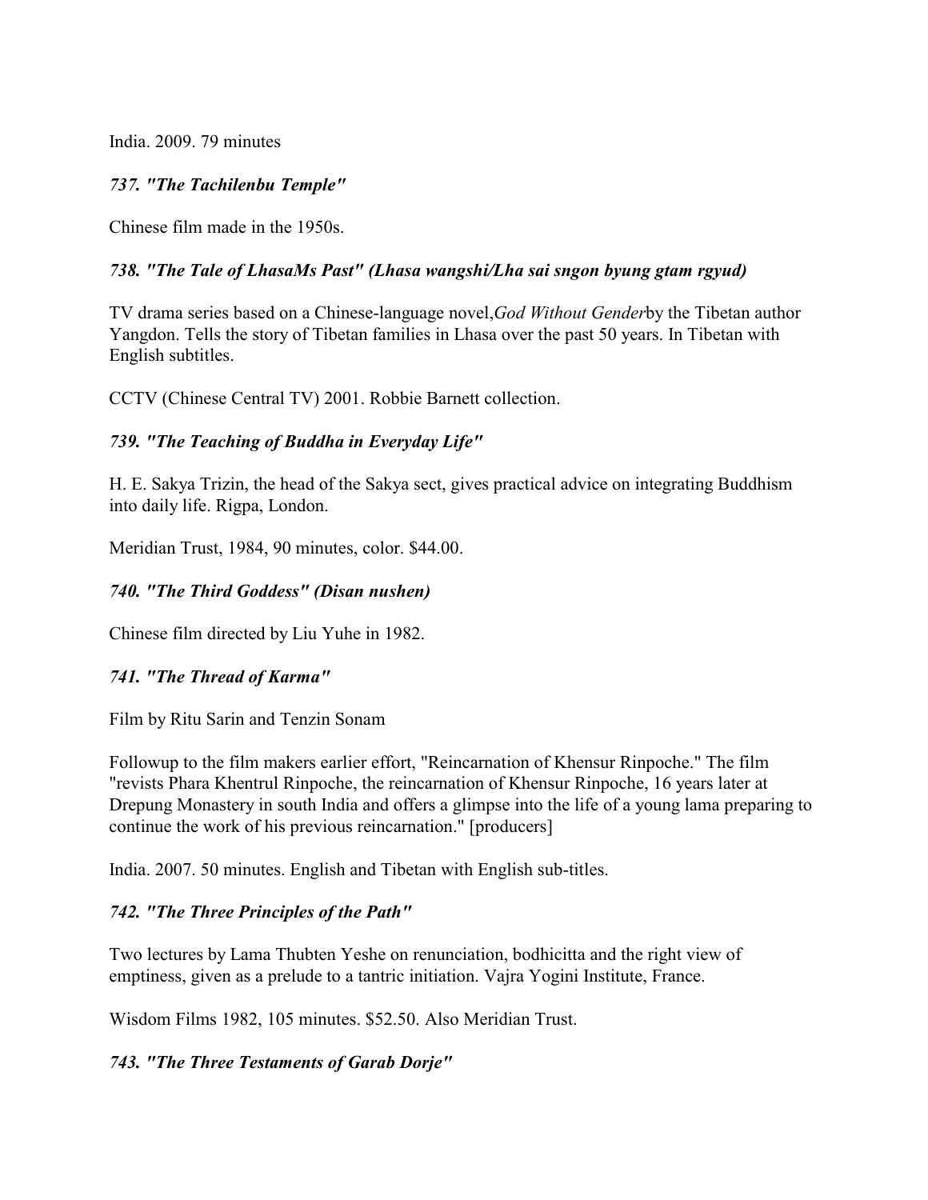India. 2009. 79 minutes

### *737. "The Tachilenbu Temple"*

Chinese film made in the 1950s.

### *738. "The Tale of LhasaMs Past" (Lhasa wangshi/Lha sai sngon byung gtam rgyud)*

TV drama series based on a Chinese-language novel,*God Without Gender*by the Tibetan author Yangdon. Tells the story of Tibetan families in Lhasa over the past 50 years. In Tibetan with English subtitles.

CCTV (Chinese Central TV) 2001. Robbie Barnett collection.

### *739. "The Teaching of Buddha in Everyday Life"*

H. E. Sakya Trizin, the head of the Sakya sect, gives practical advice on integrating Buddhism into daily life. Rigpa, London.

Meridian Trust, 1984, 90 minutes, color. $44.00.

### *740. "The Third Goddess" (Disan nushen)*

Chinese film directed by Liu Yuhe in 1982.

### *741. "The Thread of Karma"*

Film by Ritu Sarin and Tenzin Sonam

Followup to the film makers earlier effort, "Reincarnation of Khensur Rinpoche." The film "revists Phara Khentrul Rinpoche, the reincarnation of Khensur Rinpoche, 16 years later at Drepung Monastery in south India and offers a glimpse into the life of a young lama preparing to continue the work of his previous reincarnation." [producers]

India. 2007. 50 minutes. English and Tibetan with English sub-titles.

### *742. "The Three Principles of the Path"*

Two lectures by Lama Thubten Yeshe on renunciation, bodhicitta and the right view of emptiness, given as a prelude to a tantric initiation. Vajra Yogini Institute, France.

Wisdom Films 1982, 105 minutes. $52.50. Also Meridian Trust.

### *743. "The Three Testaments of Garab Dorje"*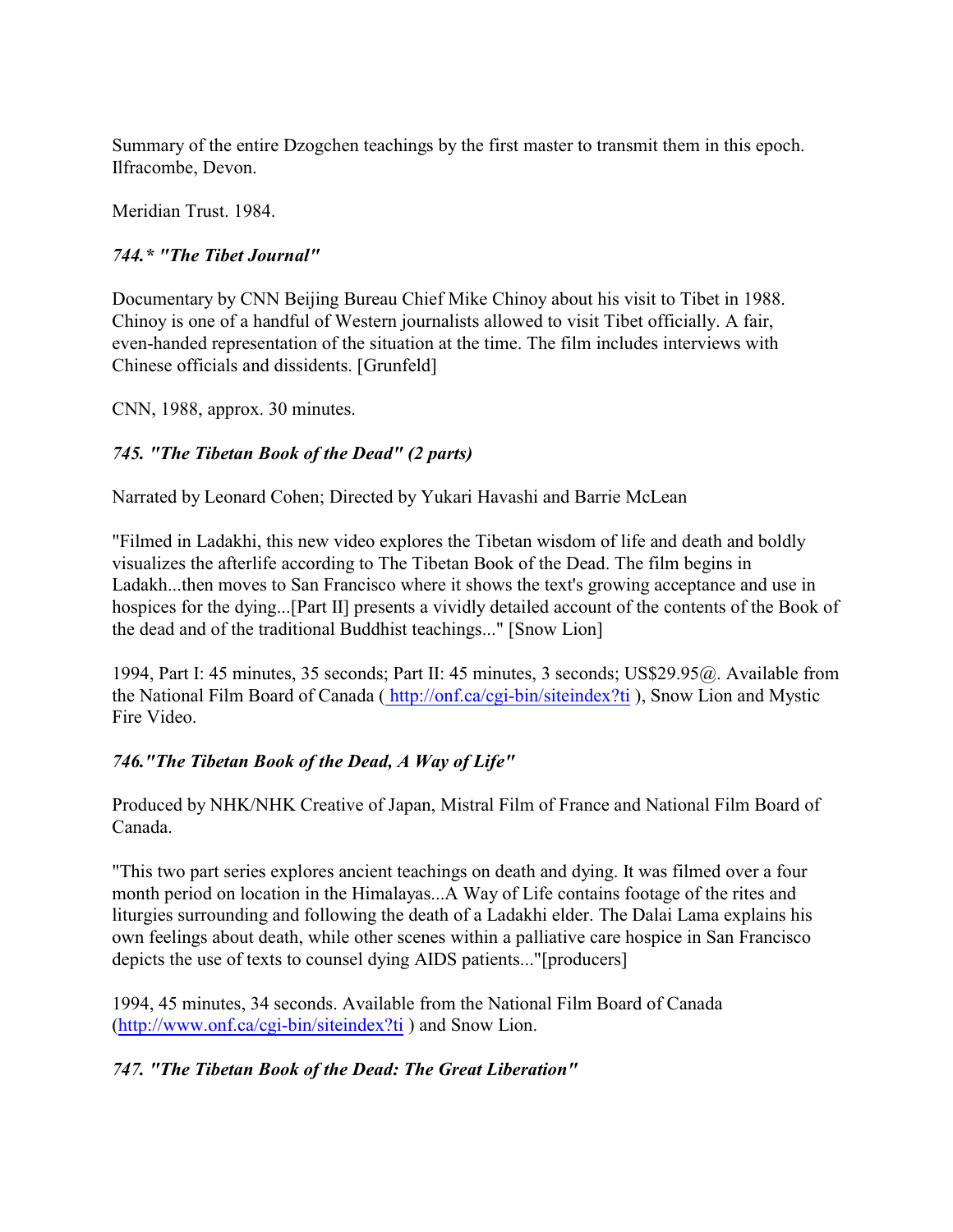Summary of the entire Dzogchen teachings by the first master to transmit them in this epoch. Ilfracombe, Devon.

Meridian Trust. 1984.

### *744.* "The Tibet Journal"*

Documentary by CNN Beijing Bureau Chief Mike Chinoy about his visit to Tibet in 1988. Chinoy is one of a handful of Western journalists allowed to visit Tibet officially. A fair, even-handed representation of the situation at the time. The film includes interviews with Chinese officials and dissidents. [Grunfeld]

CNN, 1988, approx. 30 minutes.

### *745. "The Tibetan Book of the Dead" (2 parts)*

Narrated by Leonard Cohen; Directed by Yukari Havashi and Barrie McLean

"Filmed in Ladakhi, this new video explores the Tibetan wisdom of life and death and boldly visualizes the afterlife according to The Tibetan Book of the Dead. The film begins in Ladakh...then moves to San Francisco where it shows the text's growing acceptance and use in hospices for the dying...[Part II] presents a vividly detailed account of the contents of the Book of the dead and of the traditional Buddhist teachings..." [Snow Lion]

1994, Part I: 45 minutes, 35 seconds; Part II: 45 minutes, 3 seconds; US$29.95@. Available from the National Film Board of Canada ( http://onf.ca/cgi-bin/siteindex?ti ), Snow Lion and Mystic Fire Video.

### *746."The Tibetan Book of the Dead, A Way of Life"*

Produced by NHK/NHK Creative of Japan, Mistral Film of France and National Film Board of Canada.

"This two part series explores ancient teachings on death and dying. It was filmed over a four month period on location in the Himalayas...A Way of Life contains footage of the rites and liturgies surrounding and following the death of a Ladakhi elder. The Dalai Lama explains his own feelings about death, while other scenes within a palliative care hospice in San Francisco depicts the use of texts to counsel dying AIDS patients..."[producers]

1994, 45 minutes, 34 seconds. Available from the National Film Board of Canada (http://www.onf.ca/cgi-bin/siteindex?ti ) and Snow Lion.

### *747. "The Tibetan Book of the Dead: The Great Liberation"*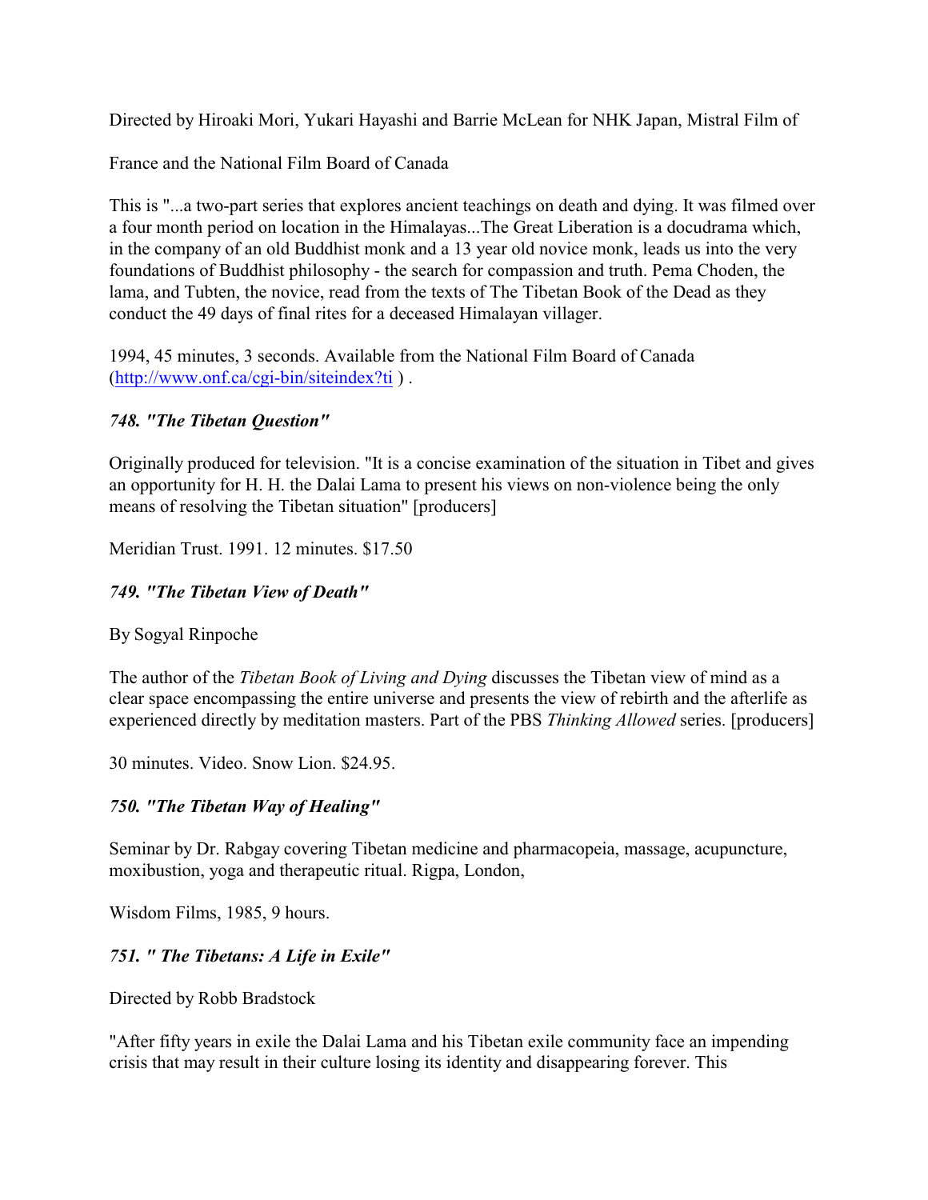Directed by Hiroaki Mori, Yukari Hayashi and Barrie McLean for NHK Japan, Mistral Film of

France and the National Film Board of Canada

This is "...a two-part series that explores ancient teachings on death and dying. It was filmed over a four month period on location in the Himalayas...The Great Liberation is a docudrama which, in the company of an old Buddhist monk and a 13 year old novice monk, leads us into the very foundations of Buddhist philosophy - the search for compassion and truth. Pema Choden, the lama, and Tubten, the novice, read from the texts of The Tibetan Book of the Dead as they conduct the 49 days of final rites for a deceased Himalayan villager.

1994, 45 minutes, 3 seconds. Available from the National Film Board of Canada (http://www.onf.ca/cgi-bin/siteindex?ti ) .

### *748. "The Tibetan Question"*

Originally produced for television. "It is a concise examination of the situation in Tibet and gives an opportunity for H. H. the Dalai Lama to present his views on non-violence being the only means of resolving the Tibetan situation" [producers]

Meridian Trust. 1991. 12 minutes. $17.50

### *749. "The Tibetan View of Death"*

By Sogyal Rinpoche

The author of the *Tibetan Book of Living and Dying* discusses the Tibetan view of mind as a clear space encompassing the entire universe and presents the view of rebirth and the afterlife as experienced directly by meditation masters. Part of the PBS *Thinking Allowed* series. [producers]

30 minutes. Video. Snow Lion. $24.95.

### *750. "The Tibetan Way of Healing"*

Seminar by Dr. Rabgay covering Tibetan medicine and pharmacopeia, massage, acupuncture, moxibustion, yoga and therapeutic ritual. Rigpa, London,

Wisdom Films, 1985, 9 hours.

### *751. " The Tibetans: A Life in Exile"*

Directed by Robb Bradstock

"After fifty years in exile the Dalai Lama and his Tibetan exile community face an impending crisis that may result in their culture losing its identity and disappearing forever. This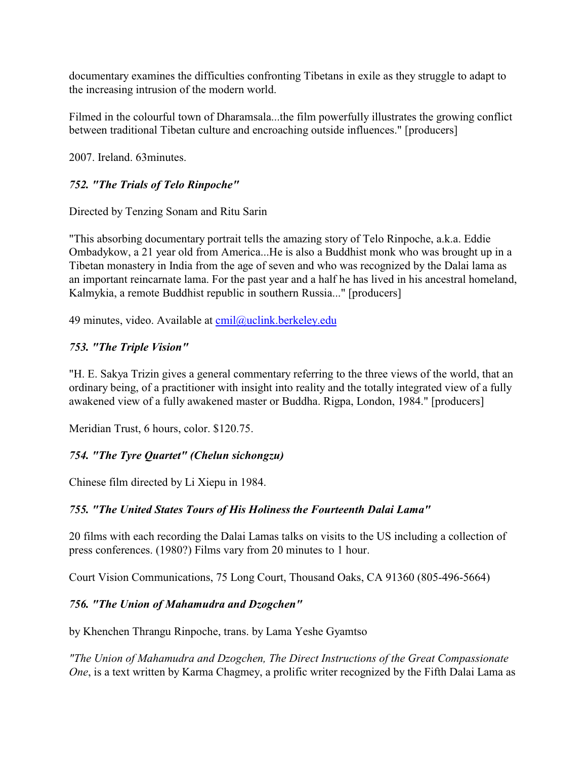documentary examines the difficulties confronting Tibetans in exile as they struggle to adapt to the increasing intrusion of the modern world.

Filmed in the colourful town of Dharamsala...the film powerfully illustrates the growing conflict between traditional Tibetan culture and encroaching outside influences." [producers]

2007. Ireland. 63minutes.

### *752. "The Trials of Telo Rinpoche"*

Directed by Tenzing Sonam and Ritu Sarin

"This absorbing documentary portrait tells the amazing story of Telo Rinpoche, a.k.a. Eddie Ombadykow, a 21 year old from America...He is also a Buddhist monk who was brought up in a Tibetan monastery in India from the age of seven and who was recognized by the Dalai lama as an important reincarnate lama. For the past year and a half he has lived in his ancestral homeland, Kalmykia, a remote Buddhist republic in southern Russia..." [producers]

49 minutes, video. Available at cmil@uclink.berkeley.edu

### *753. "The Triple Vision"*

"H. E. Sakya Trizin gives a general commentary referring to the three views of the world, that an ordinary being, of a practitioner with insight into reality and the totally integrated view of a fully awakened view of a fully awakened master or Buddha. Rigpa, London, 1984." [producers]

Meridian Trust, 6 hours, color. $120.75.

### *754. "The Tyre Quartet" (Chelun sichongzu)*

Chinese film directed by Li Xiepu in 1984.

### *755. "The United States Tours of His Holiness the Fourteenth Dalai Lama"*

20 films with each recording the Dalai Lamas talks on visits to the US including a collection of press conferences. (1980?) Films vary from 20 minutes to 1 hour.

Court Vision Communications, 75 Long Court, Thousand Oaks, CA 91360 (805-496-5664)

### *756. "The Union of Mahamudra and Dzogchen"*

by Khenchen Thrangu Rinpoche, trans. by Lama Yeshe Gyamtso

*"The Union of Mahamudra and Dzogchen, The Direct Instructions of the Great Compassionate One*, is a text written by Karma Chagmey, a prolific writer recognized by the Fifth Dalai Lama as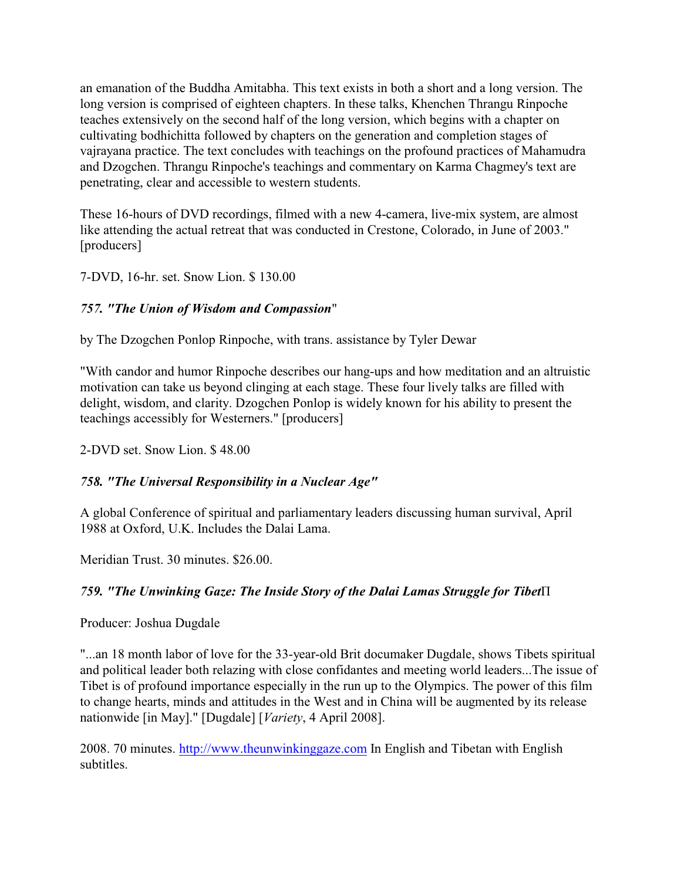an emanation of the Buddha Amitabha. This text exists in both a short and a long version. The long version is comprised of eighteen chapters. In these talks, Khenchen Thrangu Rinpoche teaches extensively on the second half of the long version, which begins with a chapter on cultivating bodhichitta followed by chapters on the generation and completion stages of vajrayana practice. The text concludes with teachings on the profound practices of Mahamudra and Dzogchen. Thrangu Rinpoche's teachings and commentary on Karma Chagmey's text are penetrating, clear and accessible to western students.

These 16-hours of DVD recordings, filmed with a new 4-camera, live-mix system, are almost like attending the actual retreat that was conducted in Crestone, Colorado, in June of 2003." [producers]

7-DVD, 16-hr. set. Snow Lion. $ 130.00

### *757. "The Union of Wisdom and Compassion"*

by The Dzogchen Ponlop Rinpoche, with trans. assistance by Tyler Dewar

"With candor and humor Rinpoche describes our hang-ups and how meditation and an altruistic motivation can take us beyond clinging at each stage. These four lively talks are filled with delight, wisdom, and clarity. Dzogchen Ponlop is widely known for his ability to present the teachings accessibly for Westerners." [producers]

2-DVD set. Snow Lion. $ 48.00

### *758. "The Universal Responsibility in a Nuclear Age"*

A global Conference of spiritual and parliamentary leaders discussing human survival, April 1988 at Oxford, U.K. Includes the Dalai Lama.

Meridian Trust. 30 minutes. $26.00.

### *759. "The Unwinking Gaze: The Inside Story of the Dalai Lamas Struggle for Tibet*Π

Producer: Joshua Dugdale

"...an 18 month labor of love for the 33-year-old Brit documaker Dugdale, shows Tibets spiritual and political leader both relazing with close confidantes and meeting world leaders...The issue of Tibet is of profound importance especially in the run up to the Olympics. The power of this film to change hearts, minds and attitudes in the West and in China will be augmented by its release nationwide [in May]." [Dugdale] [*Variety*, 4 April 2008].

2008. 70 minutes. http://www.theunwinkinggaze.com In English and Tibetan with English subtitles.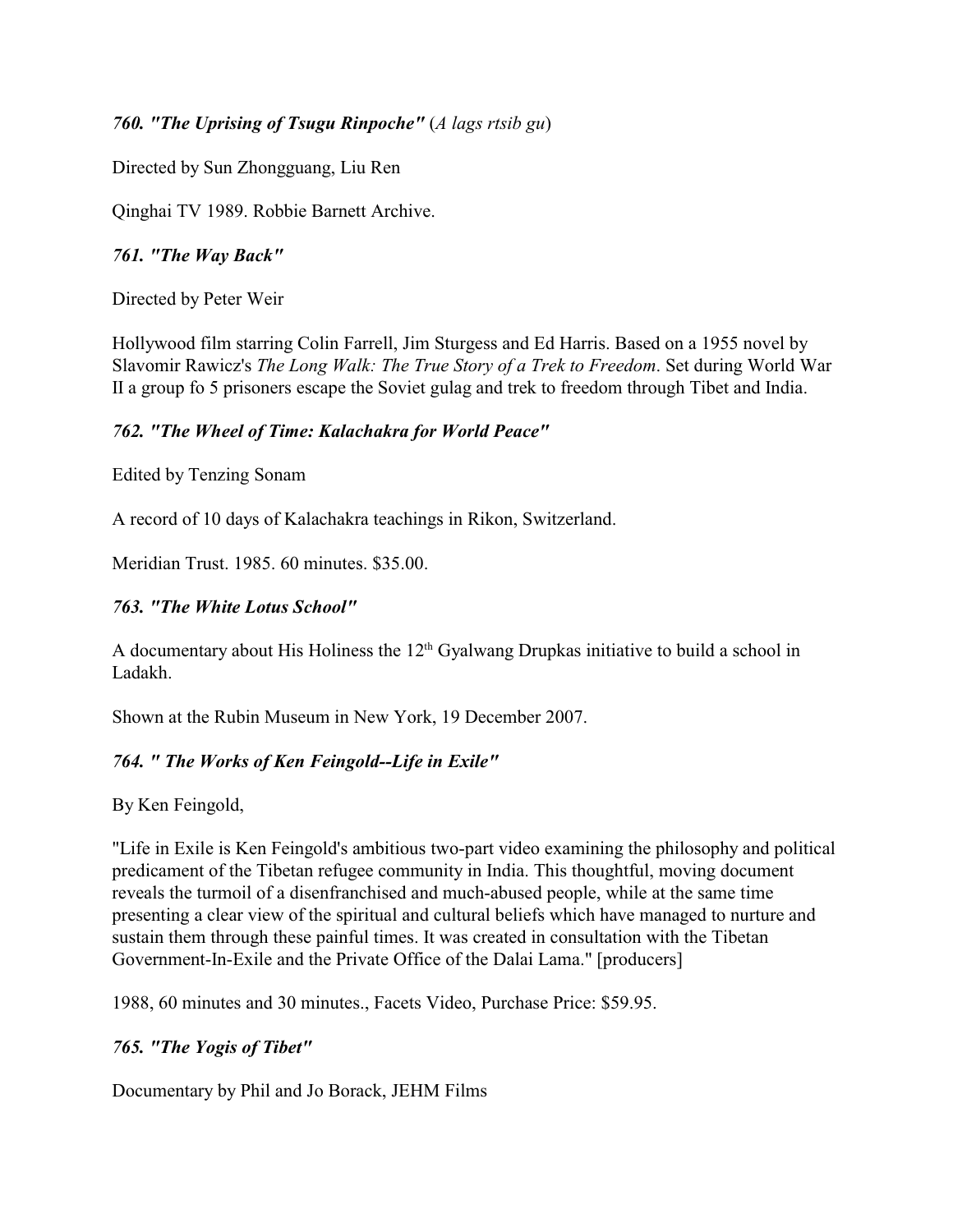*760. "The Uprising of Tsugu Rinpoche"* (*A lags rtsib gu*)

Directed by Sun Zhongguang, Liu Ren

Qinghai TV 1989. Robbie Barnett Archive.

*761. "The Way Back"*

Directed by Peter Weir

Hollywood film starring Colin Farrell, Jim Sturgess and Ed Harris. Based on a 1955 novel by Slavomir Rawicz's *The Long Walk: The True Story of a Trek to Freedom*. Set during World War II a group fo 5 prisoners escape the Soviet gulag and trek to freedom through Tibet and India.

*762. "The Wheel of Time: Kalachakra for World Peace"*

Edited by Tenzing Sonam

A record of 10 days of Kalachakra teachings in Rikon, Switzerland.

Meridian Trust. 1985. 60 minutes. $35.00.

*763. "The White Lotus School"*

A documentary about His Holiness the 12th Gyalwang Drupkas initiative to build a school in Ladakh.

Shown at the Rubin Museum in New York, 19 December 2007.

*764. " The Works of Ken Feingold--Life in Exile"*

By Ken Feingold,

"Life in Exile is Ken Feingold's ambitious two-part video examining the philosophy and political predicament of the Tibetan refugee community in India. This thoughtful, moving document reveals the turmoil of a disenfranchised and much-abused people, while at the same time presenting a clear view of the spiritual and cultural beliefs which have managed to nurture and sustain them through these painful times. It was created in consultation with the Tibetan Government-In-Exile and the Private Office of the Dalai Lama." [producers]

1988, 60 minutes and 30 minutes., Facets Video, Purchase Price: $59.95.

*765. "The Yogis of Tibet"*

Documentary by Phil and Jo Borack, JEHM Films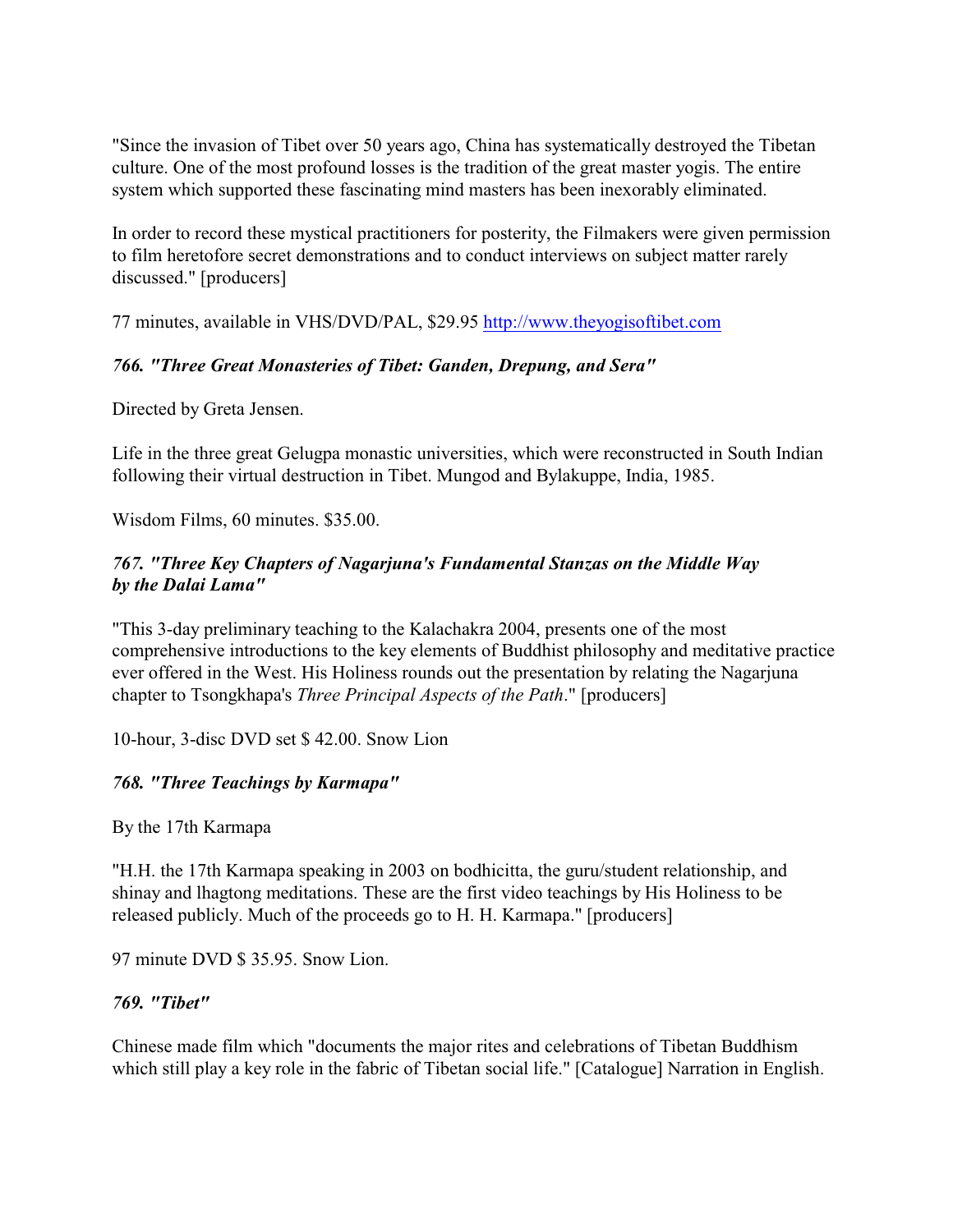"Since the invasion of Tibet over 50 years ago, China has systematically destroyed the Tibetan culture. One of the most profound losses is the tradition of the great master yogis. The entire system which supported these fascinating mind masters has been inexorably eliminated.

In order to record these mystical practitioners for posterity, the Filmakers were given permission to film heretofore secret demonstrations and to conduct interviews on subject matter rarely discussed." [producers]

77 minutes, available in VHS/DVD/PAL, $29.95 http://www.theyogisoftibet.com

### *766. "Three Great Monasteries of Tibet: Ganden, Drepung, and Sera"*

Directed by Greta Jensen.

Life in the three great Gelugpa monastic universities, which were reconstructed in South Indian following their virtual destruction in Tibet. Mungod and Bylakuppe, India, 1985.

Wisdom Films, 60 minutes. $35.00.

### *767. "Three Key Chapters of Nagarjuna's Fundamental Stanzas on the Middle Way by the Dalai Lama"*

"This 3-day preliminary teaching to the Kalachakra 2004, presents one of the most comprehensive introductions to the key elements of Buddhist philosophy and meditative practice ever offered in the West. His Holiness rounds out the presentation by relating the Nagarjuna chapter to Tsongkhapa's *Three Principal Aspects of the Path*." [producers]

10-hour, 3-disc DVD set $ 42.00. Snow Lion

### *768. "Three Teachings by Karmapa"*

By the 17th Karmapa

"H.H. the 17th Karmapa speaking in 2003 on bodhicitta, the guru/student relationship, and shinay and lhagtong meditations. These are the first video teachings by His Holiness to be released publicly. Much of the proceeds go to H. H. Karmapa." [producers]

97 minute DVD $ 35.95. Snow Lion.

### *769. "Tibet"*

Chinese made film which "documents the major rites and celebrations of Tibetan Buddhism which still play a key role in the fabric of Tibetan social life." [Catalogue] Narration in English.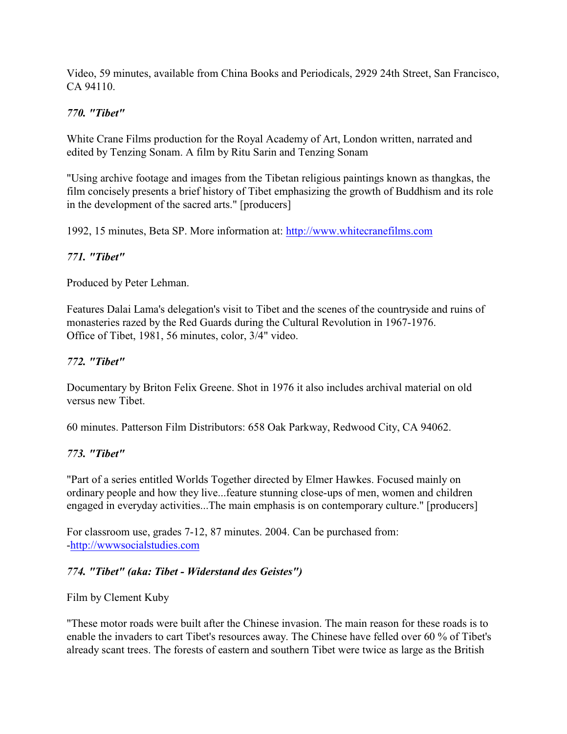Video, 59 minutes, available from China Books and Periodicals, 2929 24th Street, San Francisco, CA 94110.

### *770. "Tibet"*

White Crane Films production for the Royal Academy of Art, London written, narrated and edited by Tenzing Sonam. A film by Ritu Sarin and Tenzing Sonam

"Using archive footage and images from the Tibetan religious paintings known as thangkas, the film concisely presents a brief history of Tibet emphasizing the growth of Buddhism and its role in the development of the sacred arts." [producers]

1992, 15 minutes, Beta SP. More information at: http://www.whitecranefilms.com

### *771. "Tibet"*

Produced by Peter Lehman.

Features Dalai Lama's delegation's visit to Tibet and the scenes of the countryside and ruins of monasteries razed by the Red Guards during the Cultural Revolution in 1967-1976.
Office of Tibet, 1981, 56 minutes, color, 3/4" video.

### *772. "Tibet"*

Documentary by Briton Felix Greene. Shot in 1976 it also includes archival material on old versus new Tibet.

60 minutes. Patterson Film Distributors: 658 Oak Parkway, Redwood City, CA 94062.

### *773. "Tibet"*

"Part of a series entitled Worlds Together directed by Elmer Hawkes. Focused mainly on ordinary people and how they live...feature stunning close-ups of men, women and children engaged in everyday activities...The main emphasis is on contemporary culture." [producers]

For classroom use, grades 7-12, 87 minutes. 2004. Can be purchased from: -http://wwwsocialstudies.com

### *774. "Tibet" (aka: Tibet - Widerstand des Geistes")*

Film by Clement Kuby

"These motor roads were built after the Chinese invasion. The main reason for these roads is to enable the invaders to cart Tibet's resources away. The Chinese have felled over 60 % of Tibet's already scant trees. The forests of eastern and southern Tibet were twice as large as the British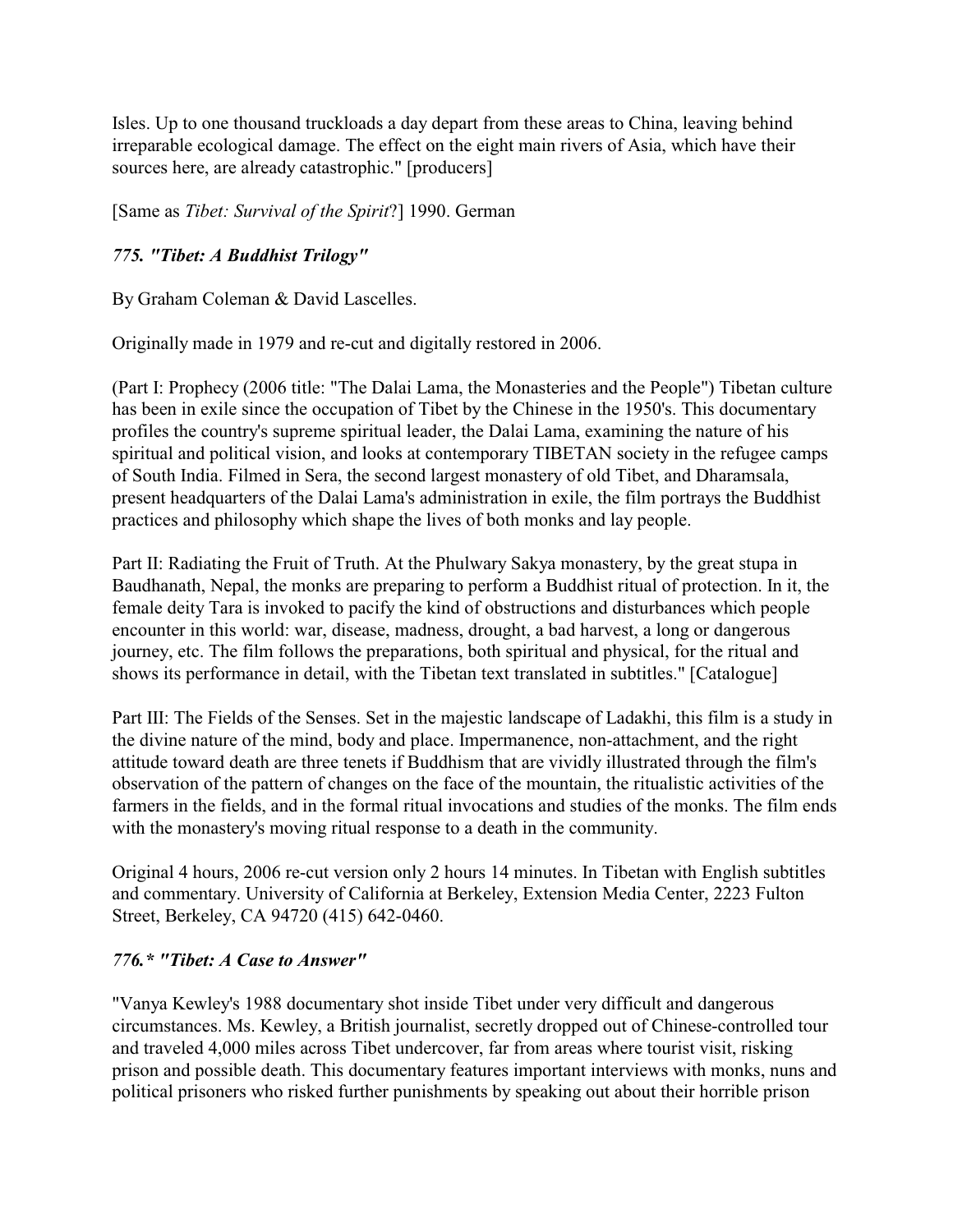Isles. Up to one thousand truckloads a day depart from these areas to China, leaving behind irreparable ecological damage. The effect on the eight main rivers of Asia, which have their sources here, are already catastrophic." [producers]

[Same as *Tibet: Survival of the Spirit*?] 1990. German

### *775. "Tibet: A Buddhist Trilogy"*

By Graham Coleman & David Lascelles.

Originally made in 1979 and re-cut and digitally restored in 2006.

(Part I: Prophecy (2006 title: "The Dalai Lama, the Monasteries and the People") Tibetan culture has been in exile since the occupation of Tibet by the Chinese in the 1950's. This documentary profiles the country's supreme spiritual leader, the Dalai Lama, examining the nature of his spiritual and political vision, and looks at contemporary TIBETAN society in the refugee camps of South India. Filmed in Sera, the second largest monastery of old Tibet, and Dharamsala, present headquarters of the Dalai Lama's administration in exile, the film portrays the Buddhist practices and philosophy which shape the lives of both monks and lay people.

Part II: Radiating the Fruit of Truth. At the Phulwary Sakya monastery, by the great stupa in Baudhanath, Nepal, the monks are preparing to perform a Buddhist ritual of protection. In it, the female deity Tara is invoked to pacify the kind of obstructions and disturbances which people encounter in this world: war, disease, madness, drought, a bad harvest, a long or dangerous journey, etc. The film follows the preparations, both spiritual and physical, for the ritual and shows its performance in detail, with the Tibetan text translated in subtitles." [Catalogue]

Part III: The Fields of the Senses. Set in the majestic landscape of Ladakhi, this film is a study in the divine nature of the mind, body and place. Impermanence, non-attachment, and the right attitude toward death are three tenets if Buddhism that are vividly illustrated through the film's observation of the pattern of changes on the face of the mountain, the ritualistic activities of the farmers in the fields, and in the formal ritual invocations and studies of the monks. The film ends with the monastery's moving ritual response to a death in the community.

Original 4 hours, 2006 re-cut version only 2 hours 14 minutes. In Tibetan with English subtitles and commentary. University of California at Berkeley, Extension Media Center, 2223 Fulton Street, Berkeley, CA 94720 (415) 642-0460.

### *776.* "Tibet: A Case to Answer"*

"Vanya Kewley's 1988 documentary shot inside Tibet under very difficult and dangerous circumstances. Ms. Kewley, a British journalist, secretly dropped out of Chinese-controlled tour and traveled 4,000 miles across Tibet undercover, far from areas where tourist visit, risking prison and possible death. This documentary features important interviews with monks, nuns and political prisoners who risked further punishments by speaking out about their horrible prison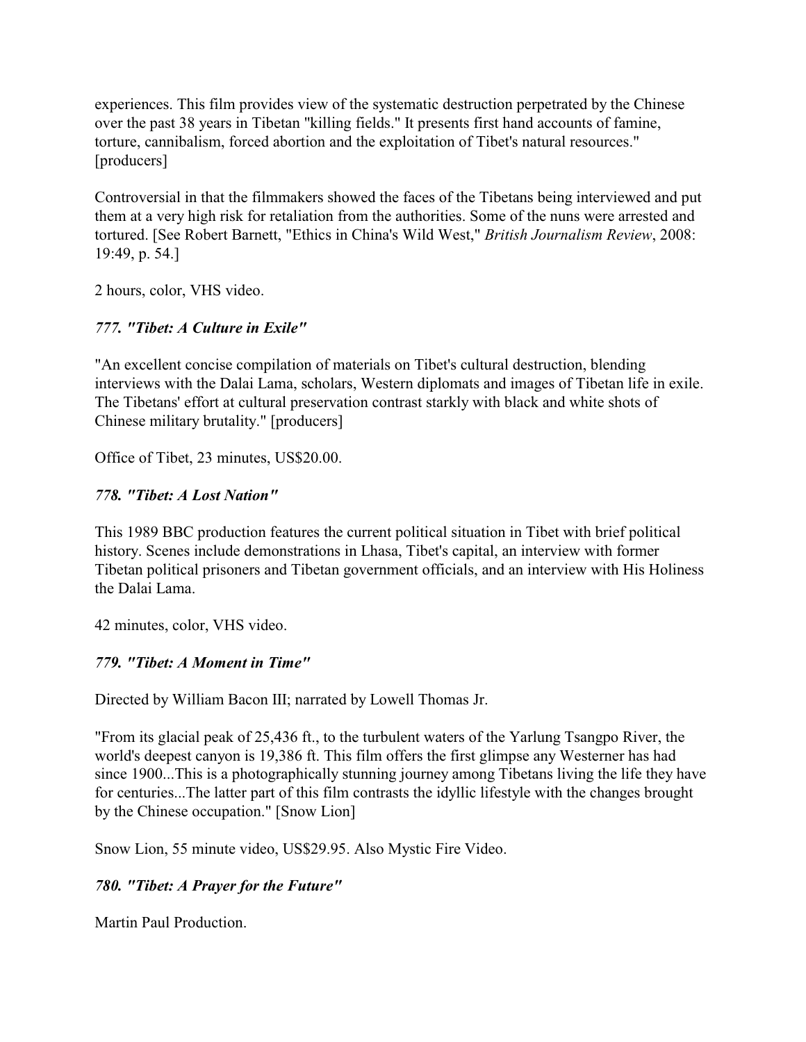experiences. This film provides view of the systematic destruction perpetrated by the Chinese over the past 38 years in Tibetan "killing fields." It presents first hand accounts of famine, torture, cannibalism, forced abortion and the exploitation of Tibet's natural resources." [producers]

Controversial in that the filmmakers showed the faces of the Tibetans being interviewed and put them at a very high risk for retaliation from the authorities. Some of the nuns were arrested and tortured. [See Robert Barnett, "Ethics in China's Wild West," *British Journalism Review*, 2008: 19:49, p. 54.]

2 hours, color, VHS video.

### *777. "Tibet: A Culture in Exile"*

"An excellent concise compilation of materials on Tibet's cultural destruction, blending interviews with the Dalai Lama, scholars, Western diplomats and images of Tibetan life in exile. The Tibetans' effort at cultural preservation contrast starkly with black and white shots of Chinese military brutality." [producers]

Office of Tibet, 23 minutes, US$20.00.

### *778. "Tibet: A Lost Nation"*

This 1989 BBC production features the current political situation in Tibet with brief political history. Scenes include demonstrations in Lhasa, Tibet's capital, an interview with former Tibetan political prisoners and Tibetan government officials, and an interview with His Holiness the Dalai Lama.

42 minutes, color, VHS video.

### *779. "Tibet: A Moment in Time"*

Directed by William Bacon III; narrated by Lowell Thomas Jr.

"From its glacial peak of 25,436 ft., to the turbulent waters of the Yarlung Tsangpo River, the world's deepest canyon is 19,386 ft. This film offers the first glimpse any Westerner has had since 1900...This is a photographically stunning journey among Tibetans living the life they have for centuries...The latter part of this film contrasts the idyllic lifestyle with the changes brought by the Chinese occupation." [Snow Lion]

Snow Lion, 55 minute video, US$29.95. Also Mystic Fire Video.

### *780. "Tibet: A Prayer for the Future"*

Martin Paul Production.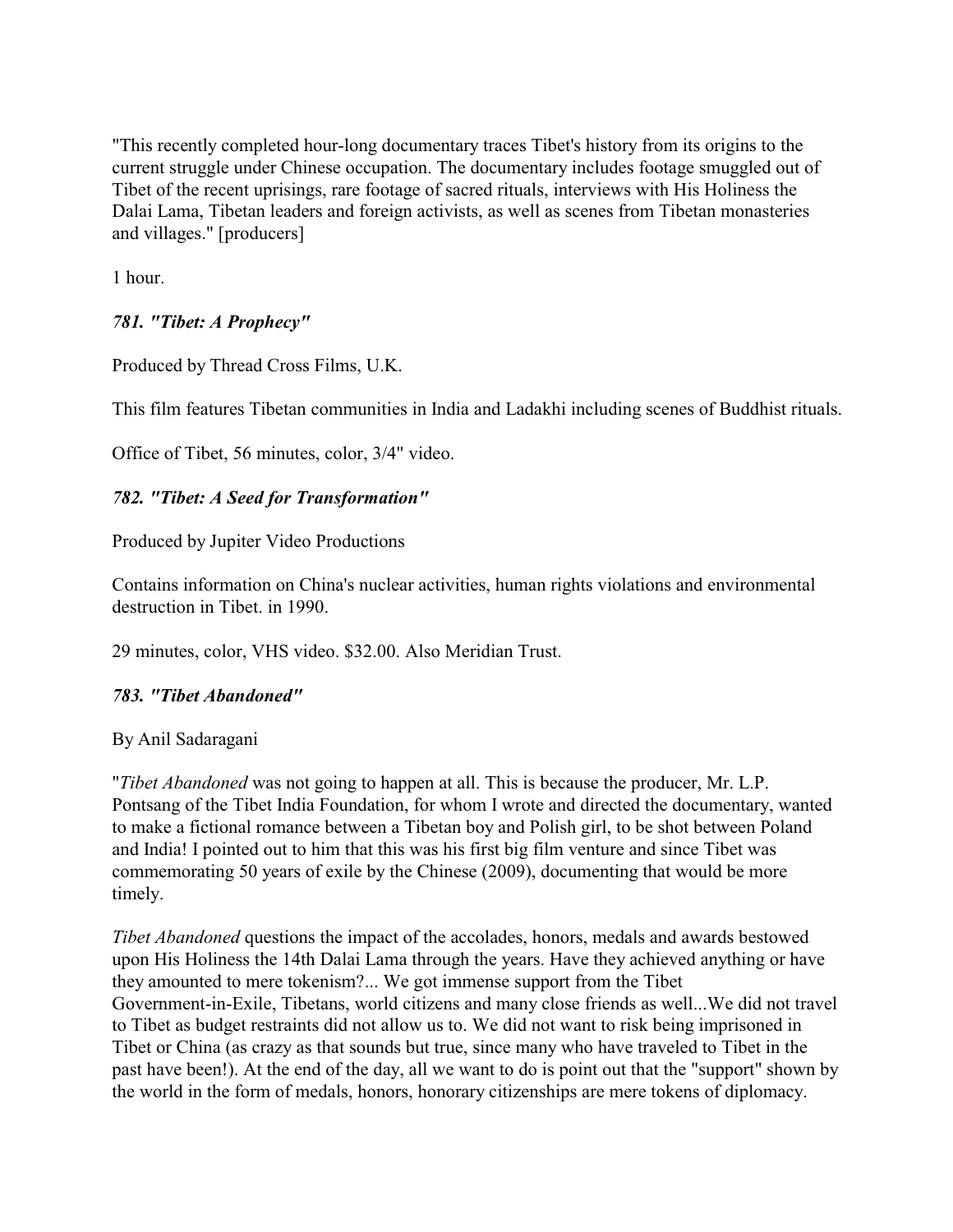"This recently completed hour-long documentary traces Tibet's history from its origins to the current struggle under Chinese occupation. The documentary includes footage smuggled out of Tibet of the recent uprisings, rare footage of sacred rituals, interviews with His Holiness the Dalai Lama, Tibetan leaders and foreign activists, as well as scenes from Tibetan monasteries and villages." [producers]

1 hour.

### *781. "Tibet: A Prophecy"*

Produced by Thread Cross Films, U.K.

This film features Tibetan communities in India and Ladakhi including scenes of Buddhist rituals.

Office of Tibet, 56 minutes, color, 3/4" video.

### *782. "Tibet: A Seed for Transformation"*

Produced by Jupiter Video Productions

Contains information on China's nuclear activities, human rights violations and environmental destruction in Tibet. in 1990.

29 minutes, color, VHS video. $32.00. Also Meridian Trust.

### *783. "Tibet Abandoned"*

By Anil Sadaragani

"*Tibet Abandoned* was not going to happen at all. This is because the producer, Mr. L.P. Pontsang of the Tibet India Foundation, for whom I wrote and directed the documentary, wanted to make a fictional romance between a Tibetan boy and Polish girl, to be shot between Poland and India! I pointed out to him that this was his first big film venture and since Tibet was commemorating 50 years of exile by the Chinese (2009), documenting that would be more timely.

*Tibet Abandoned* questions the impact of the accolades, honors, medals and awards bestowed upon His Holiness the 14th Dalai Lama through the years. Have they achieved anything or have they amounted to mere tokenism?... We got immense support from the Tibet Government-in-Exile, Tibetans, world citizens and many close friends as well...We did not travel to Tibet as budget restraints did not allow us to. We did not want to risk being imprisoned in Tibet or China (as crazy as that sounds but true, since many who have traveled to Tibet in the past have been!). At the end of the day, all we want to do is point out that the "support" shown by the world in the form of medals, honors, honorary citizenships are mere tokens of diplomacy.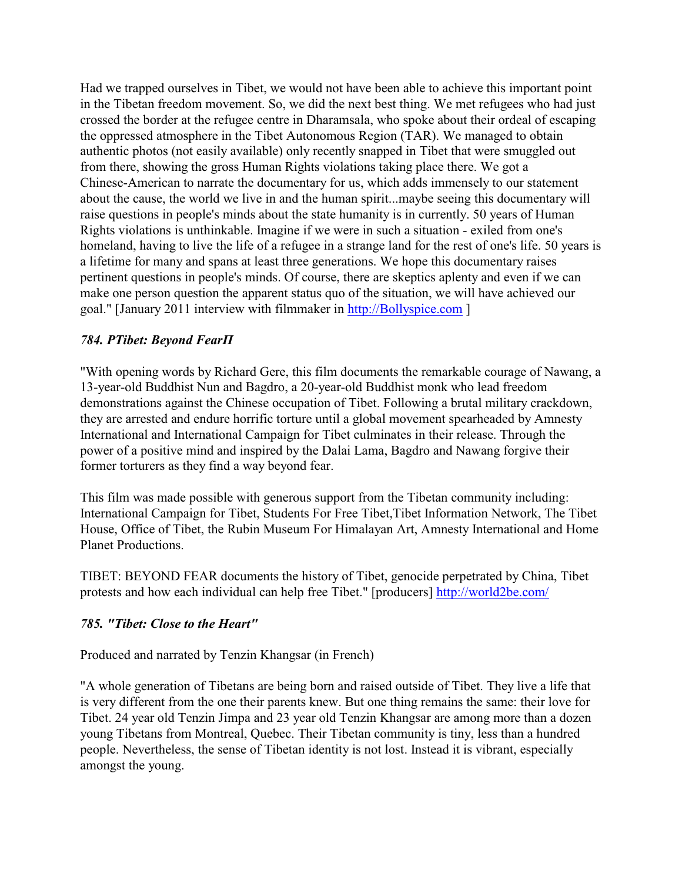Had we trapped ourselves in Tibet, we would not have been able to achieve this important point in the Tibetan freedom movement. So, we did the next best thing. We met refugees who had just crossed the border at the refugee centre in Dharamsala, who spoke about their ordeal of escaping the oppressed atmosphere in the Tibet Autonomous Region (TAR). We managed to obtain authentic photos (not easily available) only recently snapped in Tibet that were smuggled out from there, showing the gross Human Rights violations taking place there. We got a Chinese-American to narrate the documentary for us, which adds immensely to our statement about the cause, the world we live in and the human spirit...maybe seeing this documentary will raise questions in people's minds about the state humanity is in currently. 50 years of Human Rights violations is unthinkable. Imagine if we were in such a situation - exiled from one's homeland, having to live the life of a refugee in a strange land for the rest of one's life. 50 years is a lifetime for many and spans at least three generations. We hope this documentary raises pertinent questions in people's minds. Of course, there are skeptics aplenty and even if we can make one person question the apparent status quo of the situation, we will have achieved our goal." [January 2011 interview with filmmaker in http://Bollyspice.com ]

### *784. PTibet: Beyond FearΠ*

"With opening words by Richard Gere, this film documents the remarkable courage of Nawang, a 13-year-old Buddhist Nun and Bagdro, a 20-year-old Buddhist monk who lead freedom demonstrations against the Chinese occupation of Tibet. Following a brutal military crackdown, they are arrested and endure horrific torture until a global movement spearheaded by Amnesty International and International Campaign for Tibet culminates in their release. Through the power of a positive mind and inspired by the Dalai Lama, Bagdro and Nawang forgive their former torturers as they find a way beyond fear.

This film was made possible with generous support from the Tibetan community including: International Campaign for Tibet, Students For Free Tibet,Tibet Information Network, The Tibet House, Office of Tibet, the Rubin Museum For Himalayan Art, Amnesty International and Home Planet Productions.

TIBET: BEYOND FEAR documents the history of Tibet, genocide perpetrated by China, Tibet protests and how each individual can help free Tibet." [producers] http://world2be.com/

### *785. "Tibet: Close to the Heart"*

Produced and narrated by Tenzin Khangsar (in French)

"A whole generation of Tibetans are being born and raised outside of Tibet. They live a life that is very different from the one their parents knew. But one thing remains the same: their love for Tibet. 24 year old Tenzin Jimpa and 23 year old Tenzin Khangsar are among more than a dozen young Tibetans from Montreal, Quebec. Their Tibetan community is tiny, less than a hundred people. Nevertheless, the sense of Tibetan identity is not lost. Instead it is vibrant, especially amongst the young.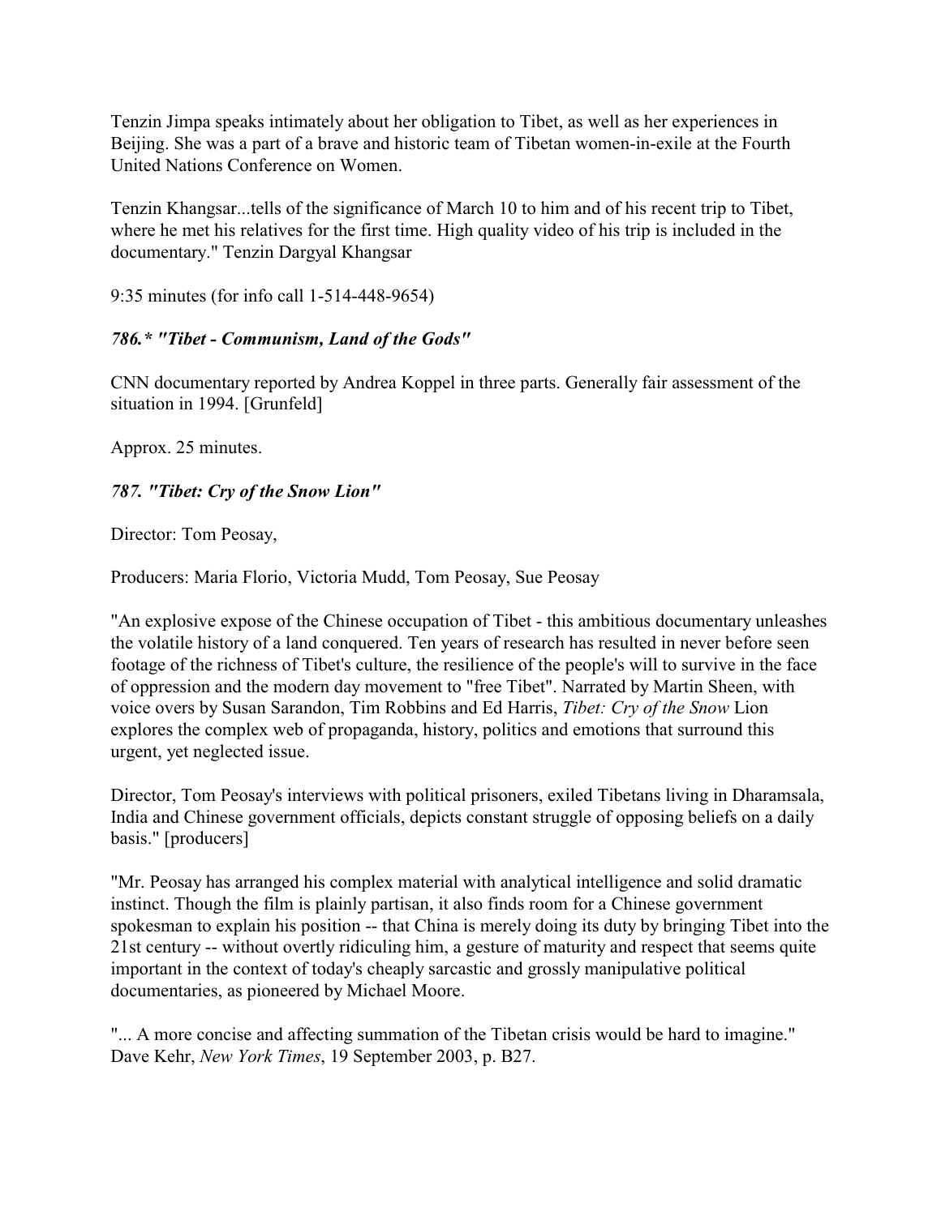Tenzin Jimpa speaks intimately about her obligation to Tibet, as well as her experiences in Beijing. She was a part of a brave and historic team of Tibetan women-in-exile at the Fourth United Nations Conference on Women.

Tenzin Khangsar...tells of the significance of March 10 to him and of his recent trip to Tibet, where he met his relatives for the first time. High quality video of his trip is included in the documentary." Tenzin Dargyal Khangsar

9:35 minutes (for info call 1-514-448-9654)

### *786.* "Tibet - Communism, Land of the Gods"*

CNN documentary reported by Andrea Koppel in three parts. Generally fair assessment of the situation in 1994. [Grunfeld]

Approx. 25 minutes.

### *787. "Tibet: Cry of the Snow Lion"*

Director: Tom Peosay,

Producers: Maria Florio, Victoria Mudd, Tom Peosay, Sue Peosay

"An explosive expose of the Chinese occupation of Tibet - this ambitious documentary unleashes the volatile history of a land conquered. Ten years of research has resulted in never before seen footage of the richness of Tibet's culture, the resilience of the people's will to survive in the face of oppression and the modern day movement to "free Tibet". Narrated by Martin Sheen, with voice overs by Susan Sarandon, Tim Robbins and Ed Harris, *Tibet: Cry of the Snow* Lion explores the complex web of propaganda, history, politics and emotions that surround this urgent, yet neglected issue.

Director, Tom Peosay's interviews with political prisoners, exiled Tibetans living in Dharamsala, India and Chinese government officials, depicts constant struggle of opposing beliefs on a daily basis." [producers]

"Mr. Peosay has arranged his complex material with analytical intelligence and solid dramatic instinct. Though the film is plainly partisan, it also finds room for a Chinese government spokesman to explain his position -- that China is merely doing its duty by bringing Tibet into the 21st century -- without overtly ridiculing him, a gesture of maturity and respect that seems quite important in the context of today's cheaply sarcastic and grossly manipulative political documentaries, as pioneered by Michael Moore.

"... A more concise and affecting summation of the Tibetan crisis would be hard to imagine." Dave Kehr, *New York Times*, 19 September 2003, p. B27.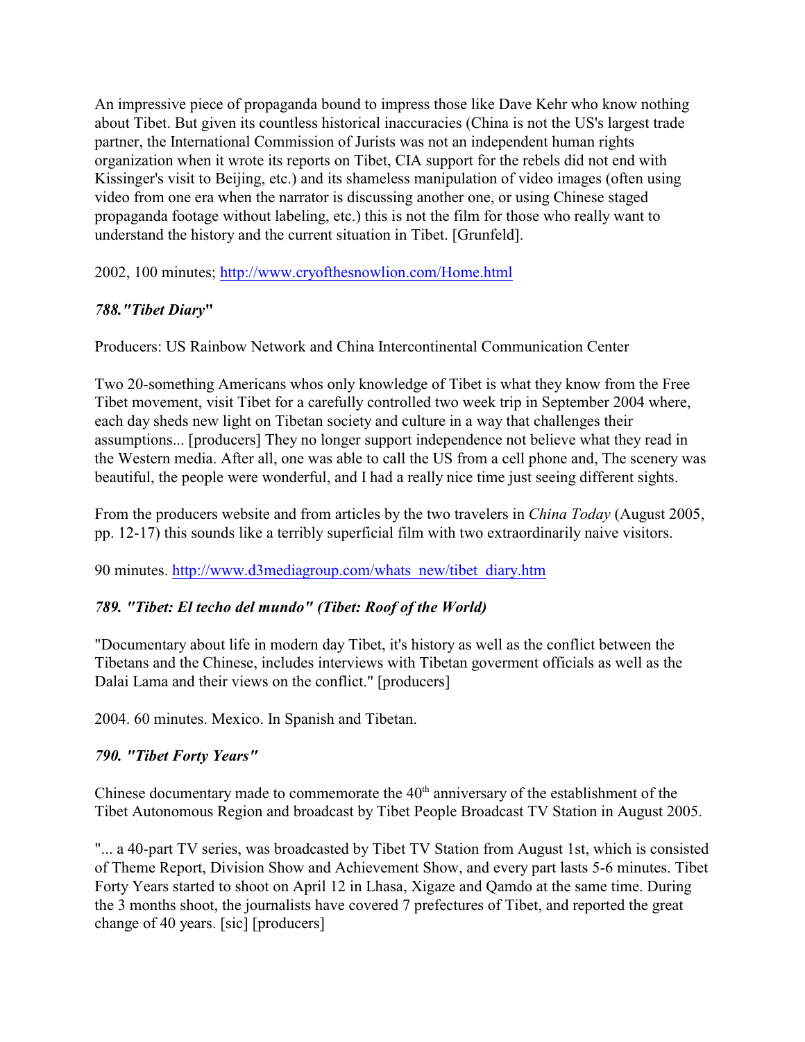An impressive piece of propaganda bound to impress those like Dave Kehr who know nothing about Tibet. But given its countless historical inaccuracies (China is not the US's largest trade partner, the International Commission of Jurists was not an independent human rights organization when it wrote its reports on Tibet, CIA support for the rebels did not end with Kissinger's visit to Beijing, etc.) and its shameless manipulation of video images (often using video from one era when the narrator is discussing another one, or using Chinese staged propaganda footage without labeling, etc.) this is not the film for those who really want to understand the history and the current situation in Tibet. [Grunfeld].

2002, 100 minutes; http://www.cryofthesnowlion.com/Home.html

### *788."Tibet Diary"*

Producers: US Rainbow Network and China Intercontinental Communication Center

Two 20-something Americans whos only knowledge of Tibet is what they know from the Free Tibet movement, visit Tibet for a carefully controlled two week trip in September 2004 where, each day sheds new light on Tibetan society and culture in a way that challenges their assumptions... [producers] They no longer support independence not believe what they read in the Western media. After all, one was able to call the US from a cell phone and, The scenery was beautiful, the people were wonderful, and I had a really nice time just seeing different sights.

From the producers website and from articles by the two travelers in *China Today* (August 2005, pp. 12-17) this sounds like a terribly superficial film with two extraordinarily naive visitors.

90 minutes. http://www.d3mediagroup.com/whats_new/tibet_diary.htm

### *789. "Tibet: El techo del mundo" (Tibet: Roof of the World)*

"Documentary about life in modern day Tibet, it's history as well as the conflict between the Tibetans and the Chinese, includes interviews with Tibetan goverment officials as well as the Dalai Lama and their views on the conflict." [producers]

2004. 60 minutes. Mexico. In Spanish and Tibetan.

### *790. "Tibet Forty Years"*

Chinese documentary made to commemorate the 40th anniversary of the establishment of the Tibet Autonomous Region and broadcast by Tibet People Broadcast TV Station in August 2005.

"... a 40-part TV series, was broadcasted by Tibet TV Station from August 1st, which is consisted of Theme Report, Division Show and Achievement Show, and every part lasts 5-6 minutes. Tibet Forty Years started to shoot on April 12 in Lhasa, Xigaze and Qamdo at the same time. During the 3 months shoot, the journalists have covered 7 prefectures of Tibet, and reported the great change of 40 years. [sic] [producers]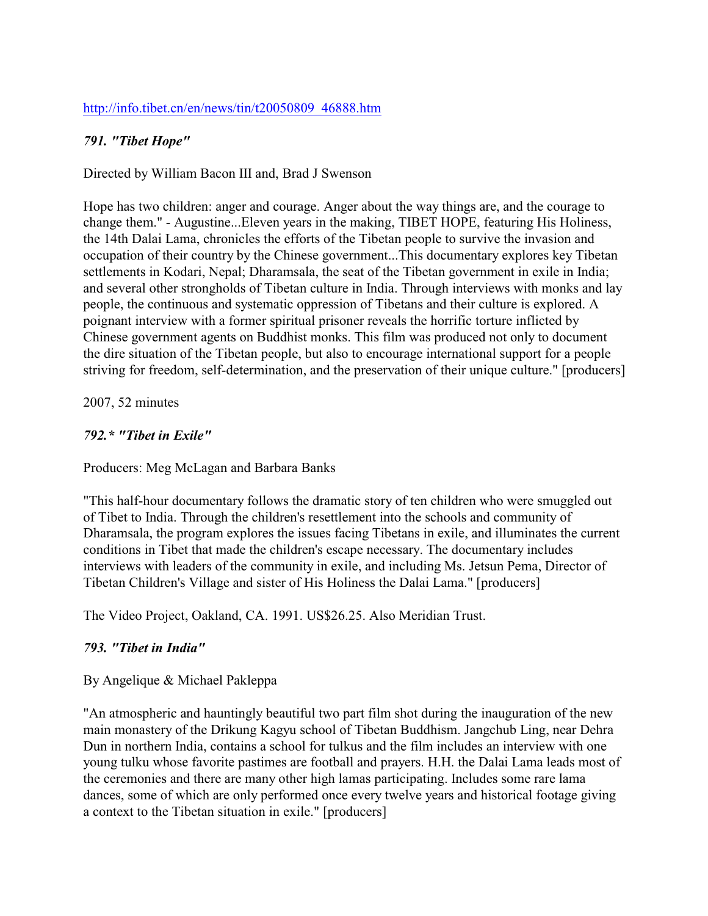http://info.tibet.cn/en/news/tin/t20050809_46888.htm

### *791. "Tibet Hope"*

Directed by William Bacon III and, Brad J Swenson

Hope has two children: anger and courage. Anger about the way things are, and the courage to change them." - Augustine...Eleven years in the making, TIBET HOPE, featuring His Holiness, the 14th Dalai Lama, chronicles the efforts of the Tibetan people to survive the invasion and occupation of their country by the Chinese government...This documentary explores key Tibetan settlements in Kodari, Nepal; Dharamsala, the seat of the Tibetan government in exile in India; and several other strongholds of Tibetan culture in India. Through interviews with monks and lay people, the continuous and systematic oppression of Tibetans and their culture is explored. A poignant interview with a former spiritual prisoner reveals the horrific torture inflicted by Chinese government agents on Buddhist monks. This film was produced not only to document the dire situation of the Tibetan people, but also to encourage international support for a people striving for freedom, self-determination, and the preservation of their unique culture." [producers]

2007, 52 minutes

### *792.* "Tibet in Exile"*

Producers: Meg McLagan and Barbara Banks

"This half-hour documentary follows the dramatic story of ten children who were smuggled out of Tibet to India. Through the children's resettlement into the schools and community of Dharamsala, the program explores the issues facing Tibetans in exile, and illuminates the current conditions in Tibet that made the children's escape necessary. The documentary includes interviews with leaders of the community in exile, and including Ms. Jetsun Pema, Director of Tibetan Children's Village and sister of His Holiness the Dalai Lama." [producers]

The Video Project, Oakland, CA. 1991. US$26.25. Also Meridian Trust.

### *793. "Tibet in India"*

By Angelique & Michael Pakleppa

"An atmospheric and hauntingly beautiful two part film shot during the inauguration of the new main monastery of the Drikung Kagyu school of Tibetan Buddhism. Jangchub Ling, near Dehra Dun in northern India, contains a school for tulkus and the film includes an interview with one young tulku whose favorite pastimes are football and prayers. H.H. the Dalai Lama leads most of the ceremonies and there are many other high lamas participating. Includes some rare lama dances, some of which are only performed once every twelve years and historical footage giving a context to the Tibetan situation in exile." [producers]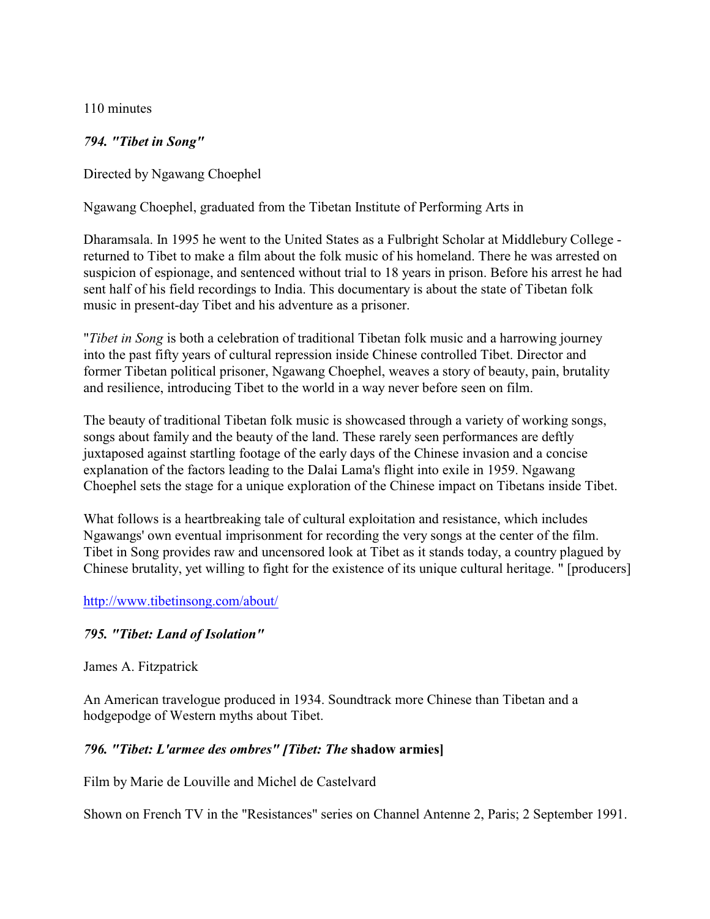110 minutes

### *794. "Tibet in Song"*

Directed by Ngawang Choephel

Ngawang Choephel, graduated from the Tibetan Institute of Performing Arts in

Dharamsala. In 1995 he went to the United States as a Fulbright Scholar at Middlebury College - returned to Tibet to make a film about the folk music of his homeland. There he was arrested on suspicion of espionage, and sentenced without trial to 18 years in prison. Before his arrest he had sent half of his field recordings to India. This documentary is about the state of Tibetan folk music in present-day Tibet and his adventure as a prisoner.

"*Tibet in Song* is both a celebration of traditional Tibetan folk music and a harrowing journey into the past fifty years of cultural repression inside Chinese controlled Tibet. Director and former Tibetan political prisoner, Ngawang Choephel, weaves a story of beauty, pain, brutality and resilience, introducing Tibet to the world in a way never before seen on film.

The beauty of traditional Tibetan folk music is showcased through a variety of working songs, songs about family and the beauty of the land. These rarely seen performances are deftly juxtaposed against startling footage of the early days of the Chinese invasion and a concise explanation of the factors leading to the Dalai Lama's flight into exile in 1959. Ngawang Choephel sets the stage for a unique exploration of the Chinese impact on Tibetans inside Tibet.

What follows is a heartbreaking tale of cultural exploitation and resistance, which includes Ngawangs' own eventual imprisonment for recording the very songs at the center of the film. Tibet in Song provides raw and uncensored look at Tibet as it stands today, a country plagued by Chinese brutality, yet willing to fight for the existence of its unique cultural heritage. " [producers]

http://www.tibetinsong.com/about/

### *795. "Tibet: Land of Isolation"*

James A. Fitzpatrick

An American travelogue produced in 1934. Soundtrack more Chinese than Tibetan and a hodgepodge of Western myths about Tibet.

### *796. "Tibet: L'armee des ombres" [Tibet: The* **shadow armies]**

Film by Marie de Louville and Michel de Castelvard

Shown on French TV in the "Resistances" series on Channel Antenne 2, Paris; 2 September 1991.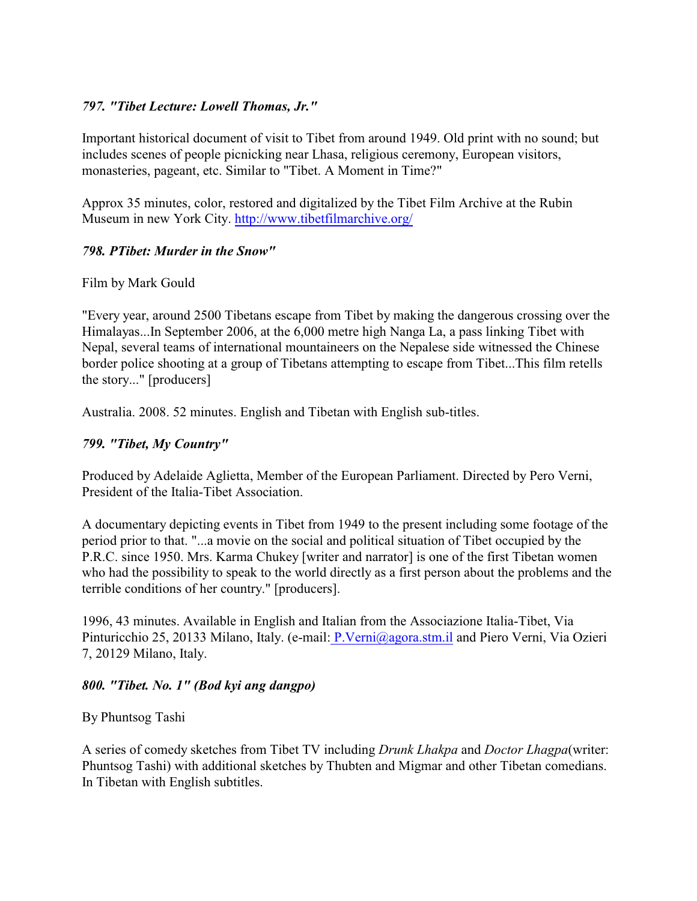### *797. "Tibet Lecture: Lowell Thomas, Jr."*

Important historical document of visit to Tibet from around 1949. Old print with no sound; but includes scenes of people picnicking near Lhasa, religious ceremony, European visitors, monasteries, pageant, etc. Similar to "Tibet. A Moment in Time?"

Approx 35 minutes, color, restored and digitalized by the Tibet Film Archive at the Rubin Museum in new York City. http://www.tibetfilmarchive.org/

### *798. PTibet: Murder in the Snow"*

Film by Mark Gould

"Every year, around 2500 Tibetans escape from Tibet by making the dangerous crossing over the Himalayas...In September 2006, at the 6,000 metre high Nanga La, a pass linking Tibet with Nepal, several teams of international mountaineers on the Nepalese side witnessed the Chinese border police shooting at a group of Tibetans attempting to escape from Tibet...This film retells the story..." [producers]

Australia. 2008. 52 minutes. English and Tibetan with English sub-titles.

### *799. "Tibet, My Country"*

Produced by Adelaide Aglietta, Member of the European Parliament. Directed by Pero Verni, President of the Italia-Tibet Association.

A documentary depicting events in Tibet from 1949 to the present including some footage of the period prior to that. "...a movie on the social and political situation of Tibet occupied by the P.R.C. since 1950. Mrs. Karma Chukey [writer and narrator] is one of the first Tibetan women who had the possibility to speak to the world directly as a first person about the problems and the terrible conditions of her country." [producers].

1996, 43 minutes. Available in English and Italian from the Associazione Italia-Tibet, Via Pinturicchio 25, 20133 Milano, Italy. (e-mail: P.Verni@agora.stm.il and Piero Verni, Via Ozieri 7, 20129 Milano, Italy.

### *800. "Tibet. No. 1" (Bod kyi ang dangpo)*

By Phuntsog Tashi

A series of comedy sketches from Tibet TV including *Drunk Lhakpa* and *Doctor Lhagpa*(writer: Phuntsog Tashi) with additional sketches by Thubten and Migmar and other Tibetan comedians. In Tibetan with English subtitles.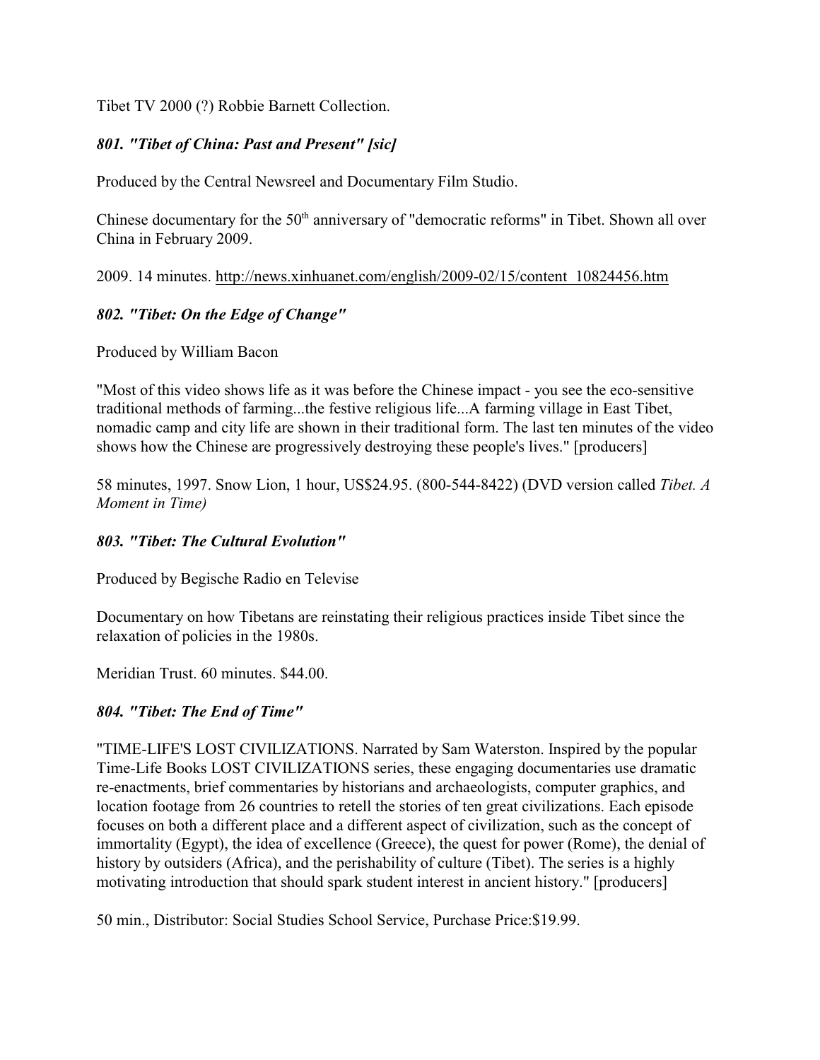Tibet TV 2000 (?) Robbie Barnett Collection.

### *801. "Tibet of China: Past and Present" [sic]*

Produced by the Central Newsreel and Documentary Film Studio.

Chinese documentary for the 50th anniversary of "democratic reforms" in Tibet. Shown all over China in February 2009.

2009. 14 minutes. http://news.xinhuanet.com/english/2009-02/15/content_10824456.htm

### *802. "Tibet: On the Edge of Change"*

Produced by William Bacon

"Most of this video shows life as it was before the Chinese impact - you see the eco-sensitive traditional methods of farming...the festive religious life...A farming village in East Tibet, nomadic camp and city life are shown in their traditional form. The last ten minutes of the video shows how the Chinese are progressively destroying these people's lives." [producers]

58 minutes, 1997. Snow Lion, 1 hour, US$24.95. (800-544-8422) (DVD version called *Tibet. A Moment in Time)*

### *803. "Tibet: The Cultural Evolution"*

Produced by Begische Radio en Televise

Documentary on how Tibetans are reinstating their religious practices inside Tibet since the relaxation of policies in the 1980s.

Meridian Trust. 60 minutes. $44.00.

### *804. "Tibet: The End of Time"*

"TIME-LIFE'S LOST CIVILIZATIONS. Narrated by Sam Waterston. Inspired by the popular Time-Life Books LOST CIVILIZATIONS series, these engaging documentaries use dramatic re-enactments, brief commentaries by historians and archaeologists, computer graphics, and location footage from 26 countries to retell the stories of ten great civilizations. Each episode focuses on both a different place and a different aspect of civilization, such as the concept of immortality (Egypt), the idea of excellence (Greece), the quest for power (Rome), the denial of history by outsiders (Africa), and the perishability of culture (Tibet). The series is a highly motivating introduction that should spark student interest in ancient history." [producers]

50 min., Distributor: Social Studies School Service, Purchase Price:$19.99.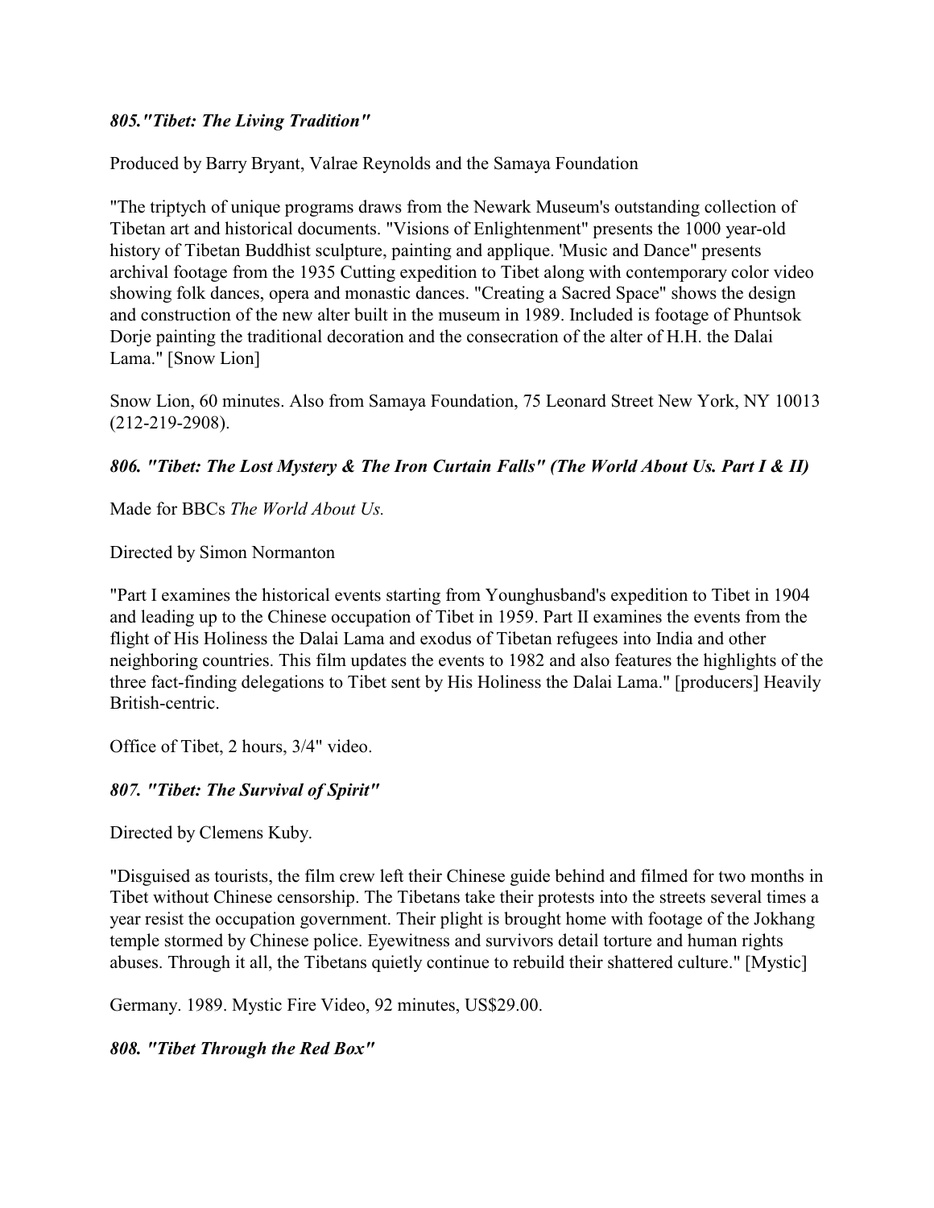### *805."Tibet: The Living Tradition"*

Produced by Barry Bryant, Valrae Reynolds and the Samaya Foundation

"The triptych of unique programs draws from the Newark Museum's outstanding collection of Tibetan art and historical documents. "Visions of Enlightenment" presents the 1000 year-old history of Tibetan Buddhist sculpture, painting and applique. 'Music and Dance" presents archival footage from the 1935 Cutting expedition to Tibet along with contemporary color video showing folk dances, opera and monastic dances. "Creating a Sacred Space" shows the design and construction of the new alter built in the museum in 1989. Included is footage of Phuntsok Dorje painting the traditional decoration and the consecration of the alter of H.H. the Dalai Lama." [Snow Lion]

Snow Lion, 60 minutes. Also from Samaya Foundation, 75 Leonard Street New York, NY 10013 (212-219-2908).

### *806. "Tibet: The Lost Mystery & The Iron Curtain Falls" (The World About Us. Part I & II)*

Made for BBCs *The World About Us.*

Directed by Simon Normanton

"Part I examines the historical events starting from Younghusband's expedition to Tibet in 1904 and leading up to the Chinese occupation of Tibet in 1959. Part II examines the events from the flight of His Holiness the Dalai Lama and exodus of Tibetan refugees into India and other neighboring countries. This film updates the events to 1982 and also features the highlights of the three fact-finding delegations to Tibet sent by His Holiness the Dalai Lama." [producers] Heavily British-centric.

Office of Tibet, 2 hours, 3/4" video.

### *807. "Tibet: The Survival of Spirit"*

Directed by Clemens Kuby.

"Disguised as tourists, the film crew left their Chinese guide behind and filmed for two months in Tibet without Chinese censorship. The Tibetans take their protests into the streets several times a year resist the occupation government. Their plight is brought home with footage of the Jokhang temple stormed by Chinese police. Eyewitness and survivors detail torture and human rights abuses. Through it all, the Tibetans quietly continue to rebuild their shattered culture." [Mystic]

Germany. 1989. Mystic Fire Video, 92 minutes, US$29.00.

### *808. "Tibet Through the Red Box"*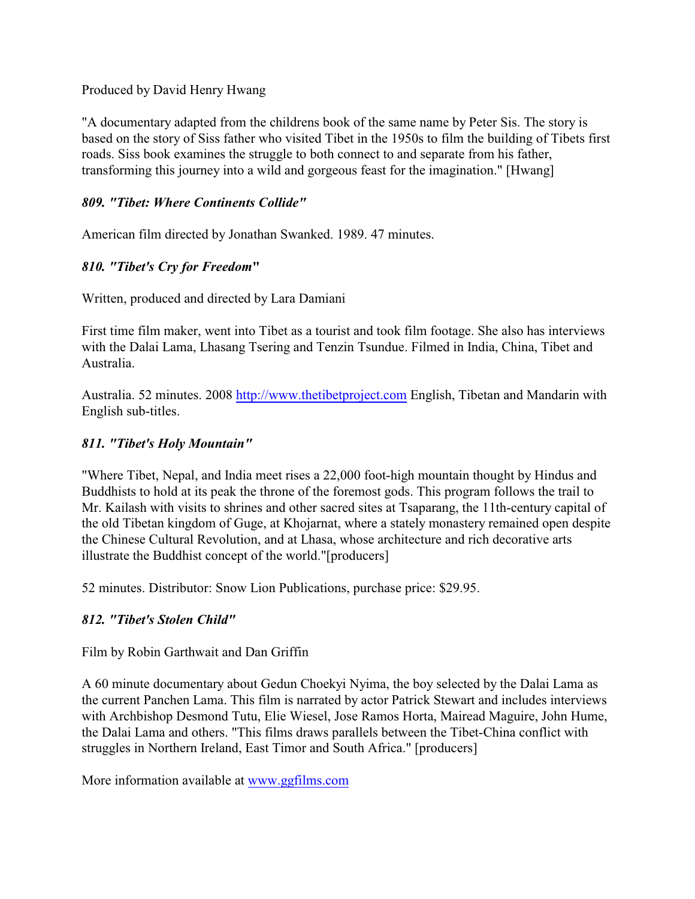Produced by David Henry Hwang

"A documentary adapted from the childrens book of the same name by Peter Sis. The story is based on the story of Siss father who visited Tibet in the 1950s to film the building of Tibets first roads. Siss book examines the struggle to both connect to and separate from his father, transforming this journey into a wild and gorgeous feast for the imagination." [Hwang]

### *809. "Tibet: Where Continents Collide"*

American film directed by Jonathan Swanked. 1989. 47 minutes.

### *810. "Tibet's Cry for Freedom"*

Written, produced and directed by Lara Damiani

First time film maker, went into Tibet as a tourist and took film footage. She also has interviews with the Dalai Lama, Lhasang Tsering and Tenzin Tsundue. Filmed in India, China, Tibet and Australia.

Australia. 52 minutes. 2008 http://www.thetibetproject.com English, Tibetan and Mandarin with English sub-titles.

### *811. "Tibet's Holy Mountain"*

"Where Tibet, Nepal, and India meet rises a 22,000 foot-high mountain thought by Hindus and Buddhists to hold at its peak the throne of the foremost gods. This program follows the trail to Mr. Kailash with visits to shrines and other sacred sites at Tsaparang, the 11th-century capital of the old Tibetan kingdom of Guge, at Khojarnat, where a stately monastery remained open despite the Chinese Cultural Revolution, and at Lhasa, whose architecture and rich decorative arts illustrate the Buddhist concept of the world."[producers]

52 minutes. Distributor: Snow Lion Publications, purchase price: $29.95.

### *812. "Tibet's Stolen Child"*

Film by Robin Garthwait and Dan Griffin

A 60 minute documentary about Gedun Choekyi Nyima, the boy selected by the Dalai Lama as the current Panchen Lama. This film is narrated by actor Patrick Stewart and includes interviews with Archbishop Desmond Tutu, Elie Wiesel, Jose Ramos Horta, Mairead Maguire, John Hume, the Dalai Lama and others. "This films draws parallels between the Tibet-China conflict with struggles in Northern Ireland, East Timor and South Africa." [producers]

More information available at www.ggfilms.com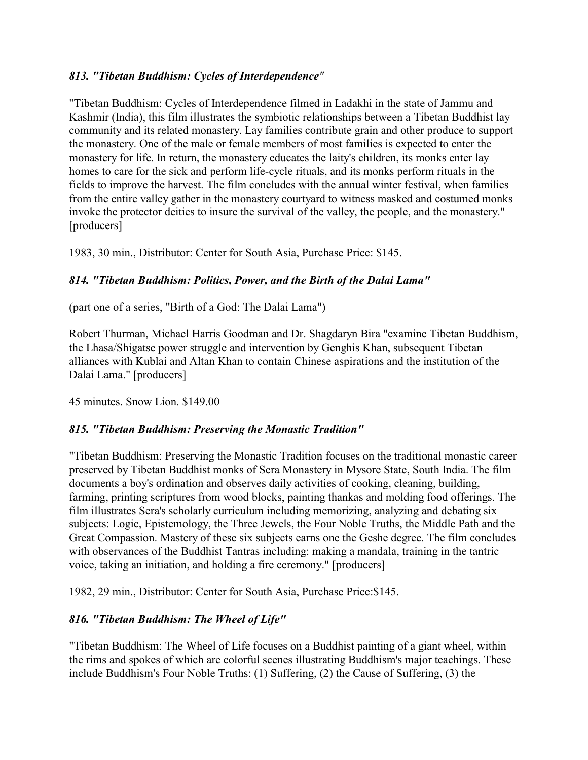### *813. "Tibetan Buddhism: Cycles of Interdependence"*

"Tibetan Buddhism: Cycles of Interdependence filmed in Ladakhi in the state of Jammu and Kashmir (India), this film illustrates the symbiotic relationships between a Tibetan Buddhist lay community and its related monastery. Lay families contribute grain and other produce to support the monastery. One of the male or female members of most families is expected to enter the monastery for life. In return, the monastery educates the laity's children, its monks enter lay homes to care for the sick and perform life-cycle rituals, and its monks perform rituals in the fields to improve the harvest. The film concludes with the annual winter festival, when families from the entire valley gather in the monastery courtyard to witness masked and costumed monks invoke the protector deities to insure the survival of the valley, the people, and the monastery." [producers]

1983, 30 min., Distributor: Center for South Asia, Purchase Price: $145.

### *814. "Tibetan Buddhism: Politics, Power, and the Birth of the Dalai Lama"*

(part one of a series, "Birth of a God: The Dalai Lama")

Robert Thurman, Michael Harris Goodman and Dr. Shagdaryn Bira "examine Tibetan Buddhism, the Lhasa/Shigatse power struggle and intervention by Genghis Khan, subsequent Tibetan alliances with Kublai and Altan Khan to contain Chinese aspirations and the institution of the Dalai Lama." [producers]

45 minutes. Snow Lion. $149.00

### *815. "Tibetan Buddhism: Preserving the Monastic Tradition"*

"Tibetan Buddhism: Preserving the Monastic Tradition focuses on the traditional monastic career preserved by Tibetan Buddhist monks of Sera Monastery in Mysore State, South India. The film documents a boy's ordination and observes daily activities of cooking, cleaning, building, farming, printing scriptures from wood blocks, painting thankas and molding food offerings. The film illustrates Sera's scholarly curriculum including memorizing, analyzing and debating six subjects: Logic, Epistemology, the Three Jewels, the Four Noble Truths, the Middle Path and the Great Compassion. Mastery of these six subjects earns one the Geshe degree. The film concludes with observances of the Buddhist Tantras including: making a mandala, training in the tantric voice, taking an initiation, and holding a fire ceremony." [producers]

1982, 29 min., Distributor: Center for South Asia, Purchase Price:$145.

### *816. "Tibetan Buddhism: The Wheel of Life"*

"Tibetan Buddhism: The Wheel of Life focuses on a Buddhist painting of a giant wheel, within the rims and spokes of which are colorful scenes illustrating Buddhism's major teachings. These include Buddhism's Four Noble Truths: (1) Suffering, (2) the Cause of Suffering, (3) the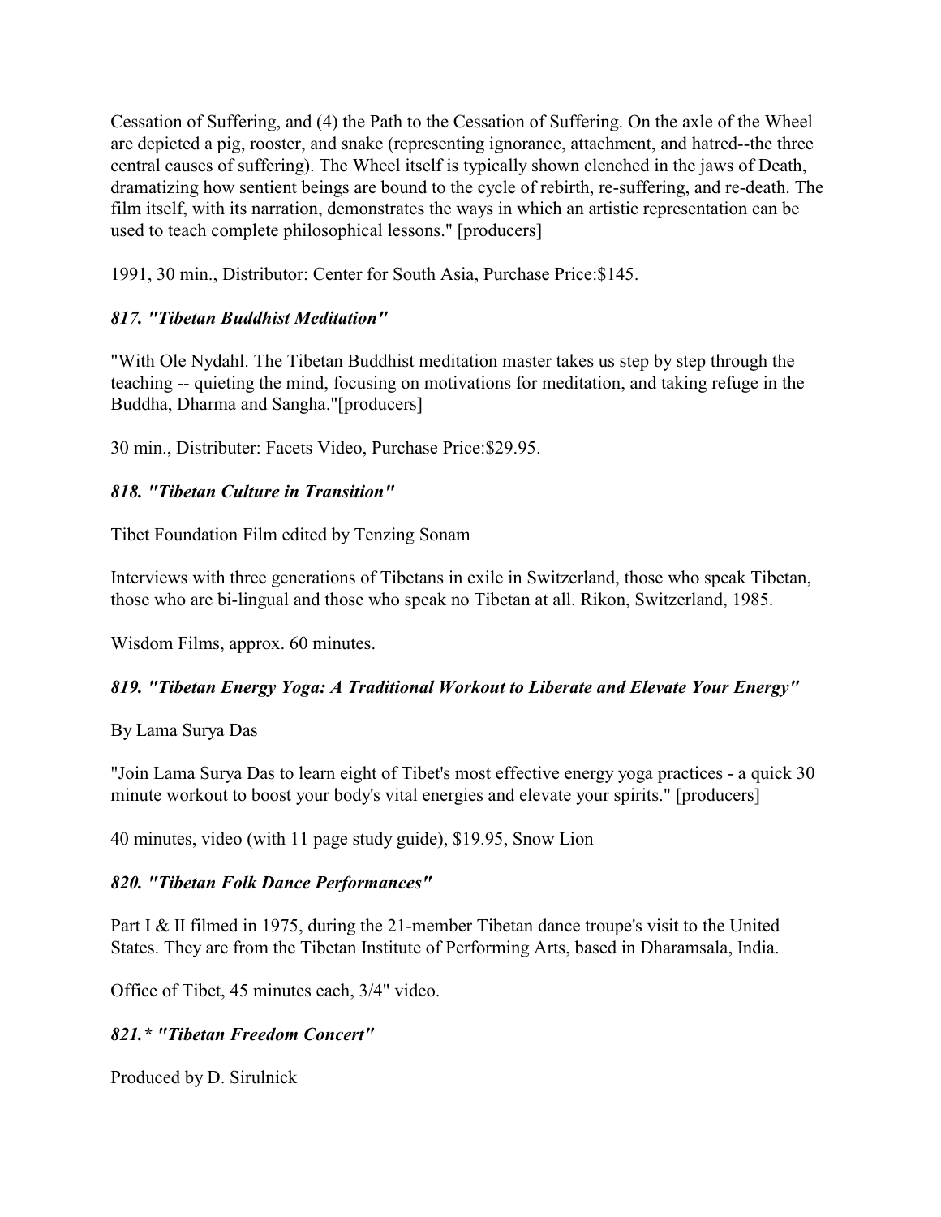Cessation of Suffering, and (4) the Path to the Cessation of Suffering. On the axle of the Wheel are depicted a pig, rooster, and snake (representing ignorance, attachment, and hatred--the three central causes of suffering). The Wheel itself is typically shown clenched in the jaws of Death, dramatizing how sentient beings are bound to the cycle of rebirth, re-suffering, and re-death. The film itself, with its narration, demonstrates the ways in which an artistic representation can be used to teach complete philosophical lessons." [producers]

1991, 30 min., Distributor: Center for South Asia, Purchase Price:$145.

### *817. "Tibetan Buddhist Meditation"*

"With Ole Nydahl. The Tibetan Buddhist meditation master takes us step by step through the teaching -- quieting the mind, focusing on motivations for meditation, and taking refuge in the Buddha, Dharma and Sangha."[producers]

30 min., Distributer: Facets Video, Purchase Price:$29.95.

### *818. "Tibetan Culture in Transition"*

Tibet Foundation Film edited by Tenzing Sonam

Interviews with three generations of Tibetans in exile in Switzerland, those who speak Tibetan, those who are bi-lingual and those who speak no Tibetan at all. Rikon, Switzerland, 1985.

Wisdom Films, approx. 60 minutes.

### *819. "Tibetan Energy Yoga: A Traditional Workout to Liberate and Elevate Your Energy"*

By Lama Surya Das

"Join Lama Surya Das to learn eight of Tibet's most effective energy yoga practices - a quick 30 minute workout to boost your body's vital energies and elevate your spirits." [producers]

40 minutes, video (with 11 page study guide), $19.95, Snow Lion

### *820. "Tibetan Folk Dance Performances"*

Part I & II filmed in 1975, during the 21-member Tibetan dance troupe's visit to the United States. They are from the Tibetan Institute of Performing Arts, based in Dharamsala, India.

Office of Tibet, 45 minutes each, 3/4" video.

### *821.* "Tibetan Freedom Concert"*

Produced by D. Sirulnick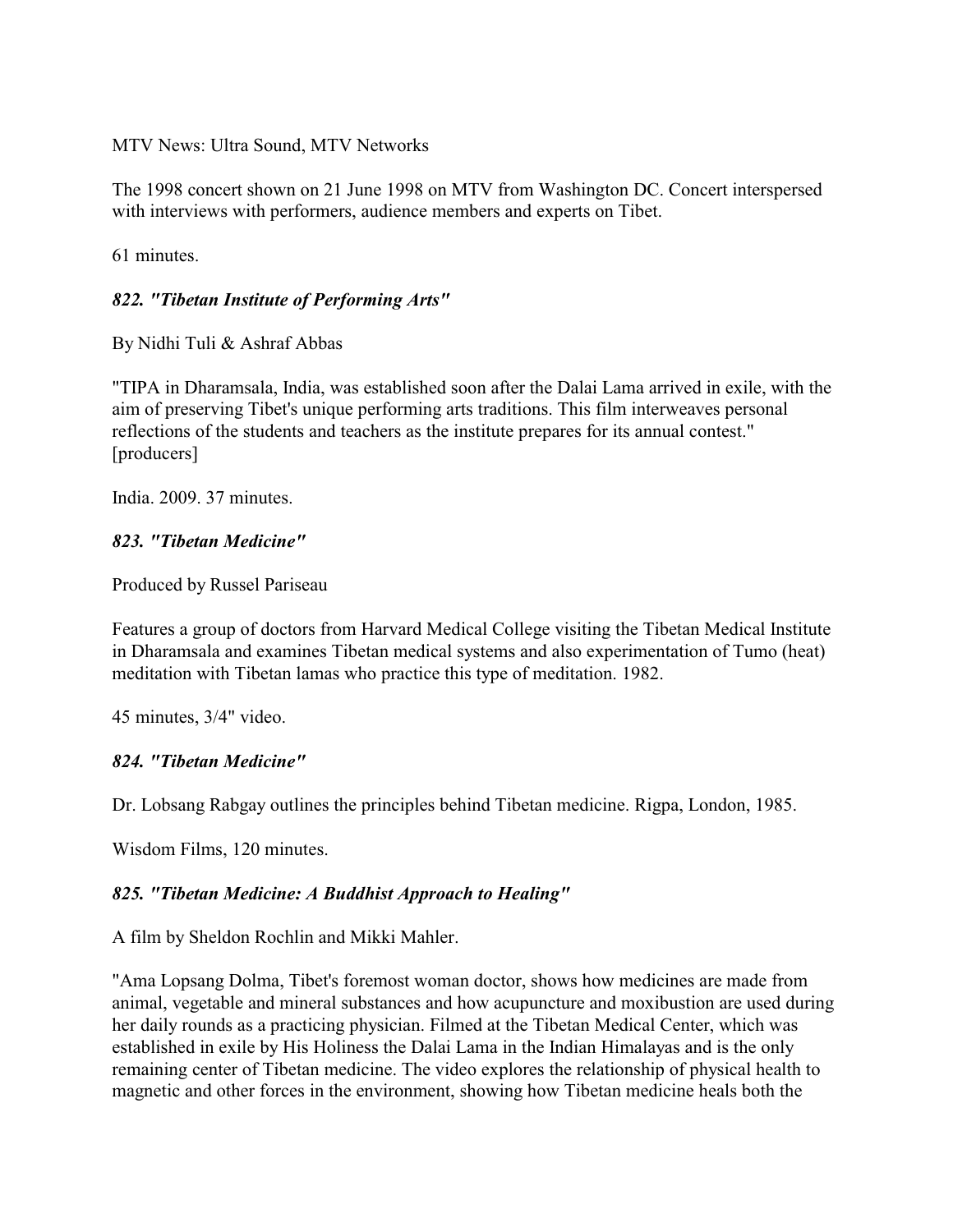MTV News: Ultra Sound, MTV Networks

The 1998 concert shown on 21 June 1998 on MTV from Washington DC. Concert interspersed with interviews with performers, audience members and experts on Tibet.

61 minutes.

### *822. "Tibetan Institute of Performing Arts"*

By Nidhi Tuli & Ashraf Abbas

"TIPA in Dharamsala, India, was established soon after the Dalai Lama arrived in exile, with the aim of preserving Tibet's unique performing arts traditions. This film interweaves personal reflections of the students and teachers as the institute prepares for its annual contest." [producers]

India. 2009. 37 minutes.

### *823. "Tibetan Medicine"*

Produced by Russel Pariseau

Features a group of doctors from Harvard Medical College visiting the Tibetan Medical Institute in Dharamsala and examines Tibetan medical systems and also experimentation of Tumo (heat) meditation with Tibetan lamas who practice this type of meditation. 1982.

45 minutes, 3/4" video.

### *824. "Tibetan Medicine"*

Dr. Lobsang Rabgay outlines the principles behind Tibetan medicine. Rigpa, London, 1985.

Wisdom Films, 120 minutes.

### *825. "Tibetan Medicine: A Buddhist Approach to Healing"*

A film by Sheldon Rochlin and Mikki Mahler.

"Ama Lopsang Dolma, Tibet's foremost woman doctor, shows how medicines are made from animal, vegetable and mineral substances and how acupuncture and moxibustion are used during her daily rounds as a practicing physician. Filmed at the Tibetan Medical Center, which was established in exile by His Holiness the Dalai Lama in the Indian Himalayas and is the only remaining center of Tibetan medicine. The video explores the relationship of physical health to magnetic and other forces in the environment, showing how Tibetan medicine heals both the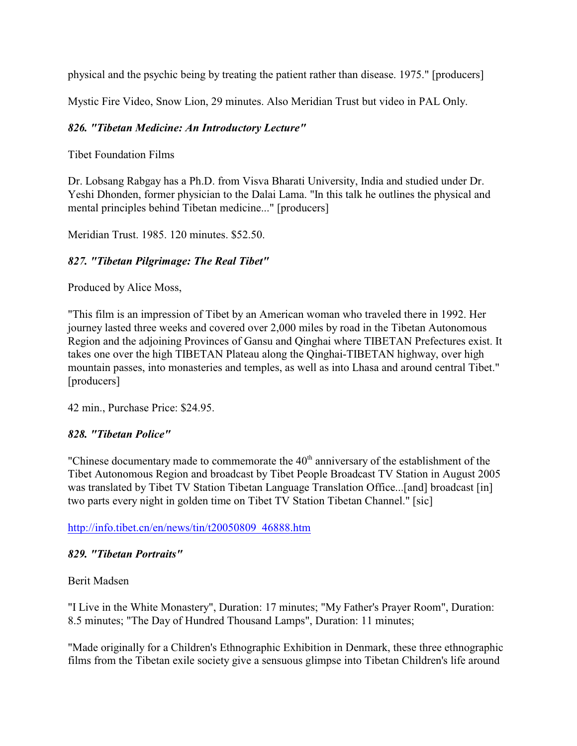physical and the psychic being by treating the patient rather than disease. 1975." [producers]

Mystic Fire Video, Snow Lion, 29 minutes. Also Meridian Trust but video in PAL Only.

### *826. "Tibetan Medicine: An Introductory Lecture"*

Tibet Foundation Films

Dr. Lobsang Rabgay has a Ph.D. from Visva Bharati University, India and studied under Dr. Yeshi Dhonden, former physician to the Dalai Lama. "In this talk he outlines the physical and mental principles behind Tibetan medicine..." [producers]

Meridian Trust. 1985. 120 minutes. $52.50.

### *827. "Tibetan Pilgrimage: The Real Tibet"*

Produced by Alice Moss,

"This film is an impression of Tibet by an American woman who traveled there in 1992. Her journey lasted three weeks and covered over 2,000 miles by road in the Tibetan Autonomous Region and the adjoining Provinces of Gansu and Qinghai where TIBETAN Prefectures exist. It takes one over the high TIBETAN Plateau along the Qinghai-TIBETAN highway, over high mountain passes, into monasteries and temples, as well as into Lhasa and around central Tibet." [producers]

42 min., Purchase Price: $24.95.

### *828. "Tibetan Police"*

"Chinese documentary made to commemorate the 40th anniversary of the establishment of the Tibet Autonomous Region and broadcast by Tibet People Broadcast TV Station in August 2005 was translated by Tibet TV Station Tibetan Language Translation Office...[and] broadcast [in] two parts every night in golden time on Tibet TV Station Tibetan Channel." [sic]

http://info.tibet.cn/en/news/tin/t20050809_46888.htm

### *829. "Tibetan Portraits"*

Berit Madsen

"I Live in the White Monastery", Duration: 17 minutes; "My Father's Prayer Room", Duration: 8.5 minutes; "The Day of Hundred Thousand Lamps", Duration: 11 minutes;

"Made originally for a Children's Ethnographic Exhibition in Denmark, these three ethnographic films from the Tibetan exile society give a sensuous glimpse into Tibetan Children's life around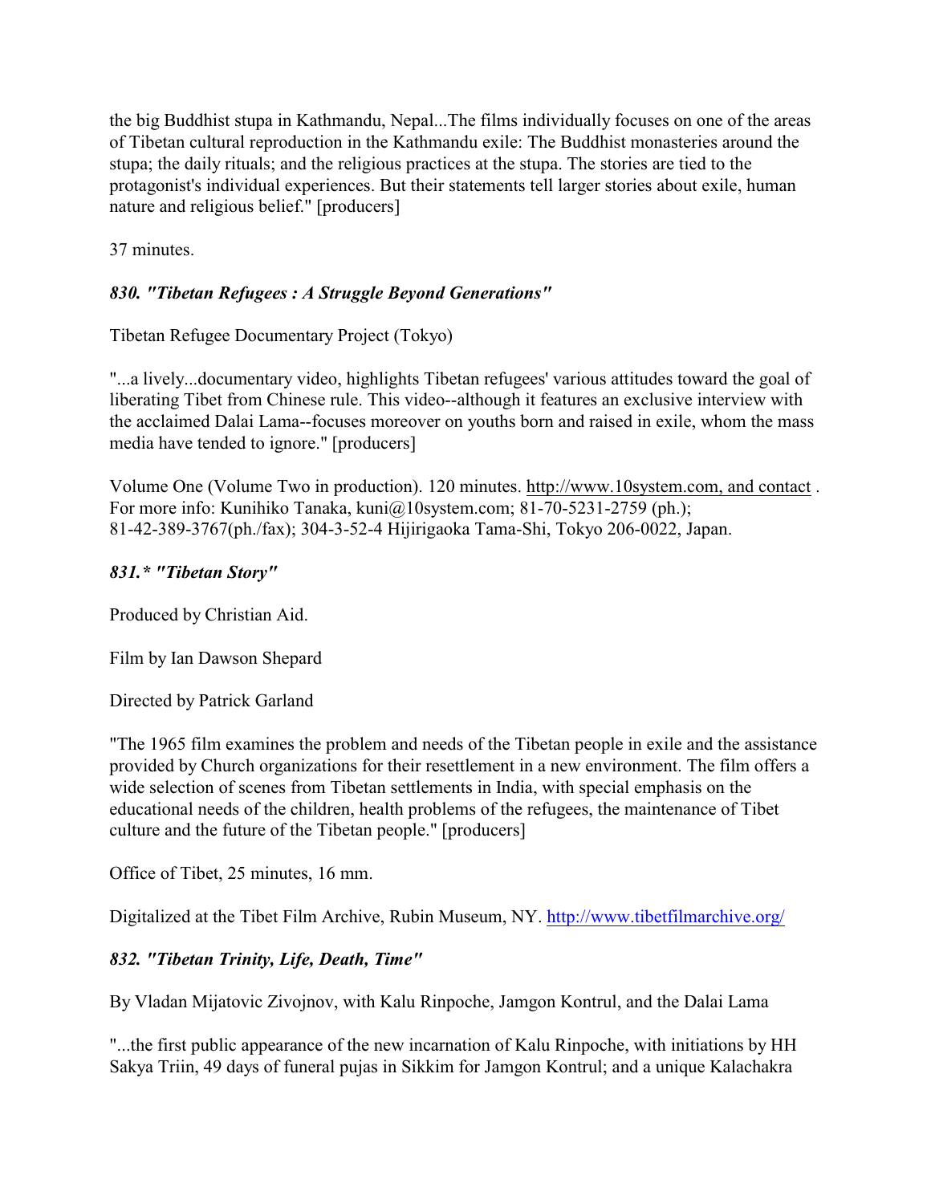the big Buddhist stupa in Kathmandu, Nepal...The films individually focuses on one of the areas of Tibetan cultural reproduction in the Kathmandu exile: The Buddhist monasteries around the stupa; the daily rituals; and the religious practices at the stupa. The stories are tied to the protagonist's individual experiences. But their statements tell larger stories about exile, human nature and religious belief." [producers]

37 minutes.

### *830. "Tibetan Refugees : A Struggle Beyond Generations"*

Tibetan Refugee Documentary Project (Tokyo)

"...a lively...documentary video, highlights Tibetan refugees' various attitudes toward the goal of liberating Tibet from Chinese rule. This video--although it features an exclusive interview with the acclaimed Dalai Lama--focuses moreover on youths born and raised in exile, whom the mass media have tended to ignore." [producers]

Volume One (Volume Two in production). 120 minutes. http://www.10system.com, and contact . For more info: Kunihiko Tanaka, kuni@10system.com; 81-70-5231-2759 (ph.); 81-42-389-3767(ph./fax); 304-3-52-4 Hijirigaoka Tama-Shi, Tokyo 206-0022, Japan.

### *831.* "Tibetan Story"*

Produced by Christian Aid.

Film by Ian Dawson Shepard

Directed by Patrick Garland

"The 1965 film examines the problem and needs of the Tibetan people in exile and the assistance provided by Church organizations for their resettlement in a new environment. The film offers a wide selection of scenes from Tibetan settlements in India, with special emphasis on the educational needs of the children, health problems of the refugees, the maintenance of Tibet culture and the future of the Tibetan people." [producers]

Office of Tibet, 25 minutes, 16 mm.

Digitalized at the Tibet Film Archive, Rubin Museum, NY. http://www.tibetfilmarchive.org/

### *832. "Tibetan Trinity, Life, Death, Time"*

By Vladan Mijatovic Zivojnov, with Kalu Rinpoche, Jamgon Kontrul, and the Dalai Lama

"...the first public appearance of the new incarnation of Kalu Rinpoche, with initiations by HH Sakya Triin, 49 days of funeral pujas in Sikkim for Jamgon Kontrul; and a unique Kalachakra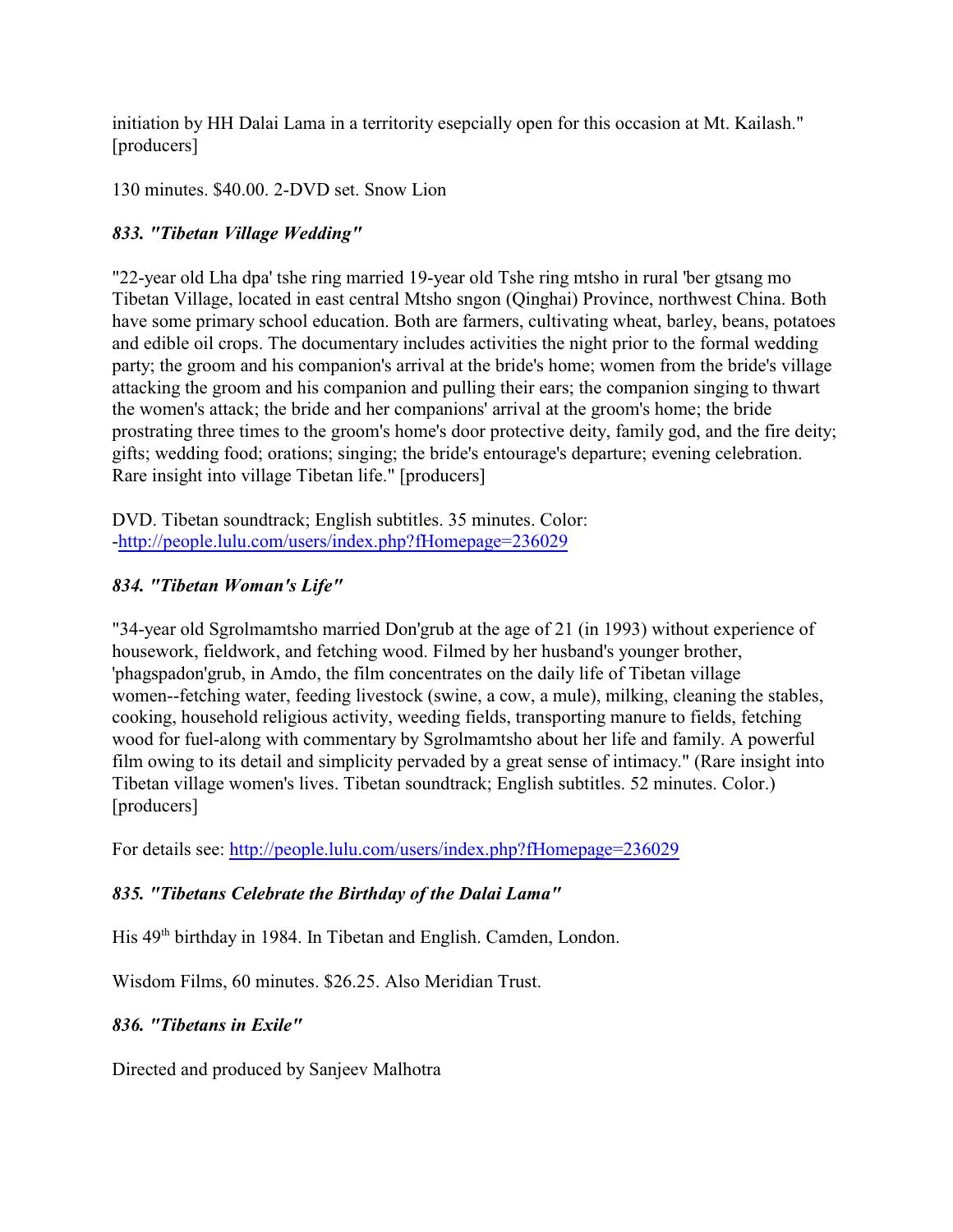initiation by HH Dalai Lama in a territority esepcially open for this occasion at Mt. Kailash." [producers]

130 minutes. $40.00. 2-DVD set. Snow Lion

### *833. "Tibetan Village Wedding"*

"22-year old Lha dpa' tshe ring married 19-year old Tshe ring mtsho in rural 'ber gtsang mo Tibetan Village, located in east central Mtsho sngon (Qinghai) Province, northwest China. Both have some primary school education. Both are farmers, cultivating wheat, barley, beans, potatoes and edible oil crops. The documentary includes activities the night prior to the formal wedding party; the groom and his companion's arrival at the bride's home; women from the bride's village attacking the groom and his companion and pulling their ears; the companion singing to thwart the women's attack; the bride and her companions' arrival at the groom's home; the bride prostrating three times to the groom's home's door protective deity, family god, and the fire deity; gifts; wedding food; orations; singing; the bride's entourage's departure; evening celebration. Rare insight into village Tibetan life." [producers]

DVD. Tibetan soundtrack; English subtitles. 35 minutes. Color: -http://people.lulu.com/users/index.php?fHomepage=236029

### *834. "Tibetan Woman's Life"*

"34-year old Sgrolmamtsho married Don'grub at the age of 21 (in 1993) without experience of housework, fieldwork, and fetching wood. Filmed by her husband's younger brother, 'phagspadon'grub, in Amdo, the film concentrates on the daily life of Tibetan village women--fetching water, feeding livestock (swine, a cow, a mule), milking, cleaning the stables, cooking, household religious activity, weeding fields, transporting manure to fields, fetching wood for fuel-along with commentary by Sgrolmamtsho about her life and family. A powerful film owing to its detail and simplicity pervaded by a great sense of intimacy." (Rare insight into Tibetan village women's lives. Tibetan soundtrack; English subtitles. 52 minutes. Color.) [producers]

For details see: http://people.lulu.com/users/index.php?fHomepage=236029

### *835. "Tibetans Celebrate the Birthday of the Dalai Lama"*

His 49th birthday in 1984. In Tibetan and English. Camden, London.

Wisdom Films, 60 minutes. $26.25. Also Meridian Trust.

### *836. "Tibetans in Exile"*

Directed and produced by Sanjeev Malhotra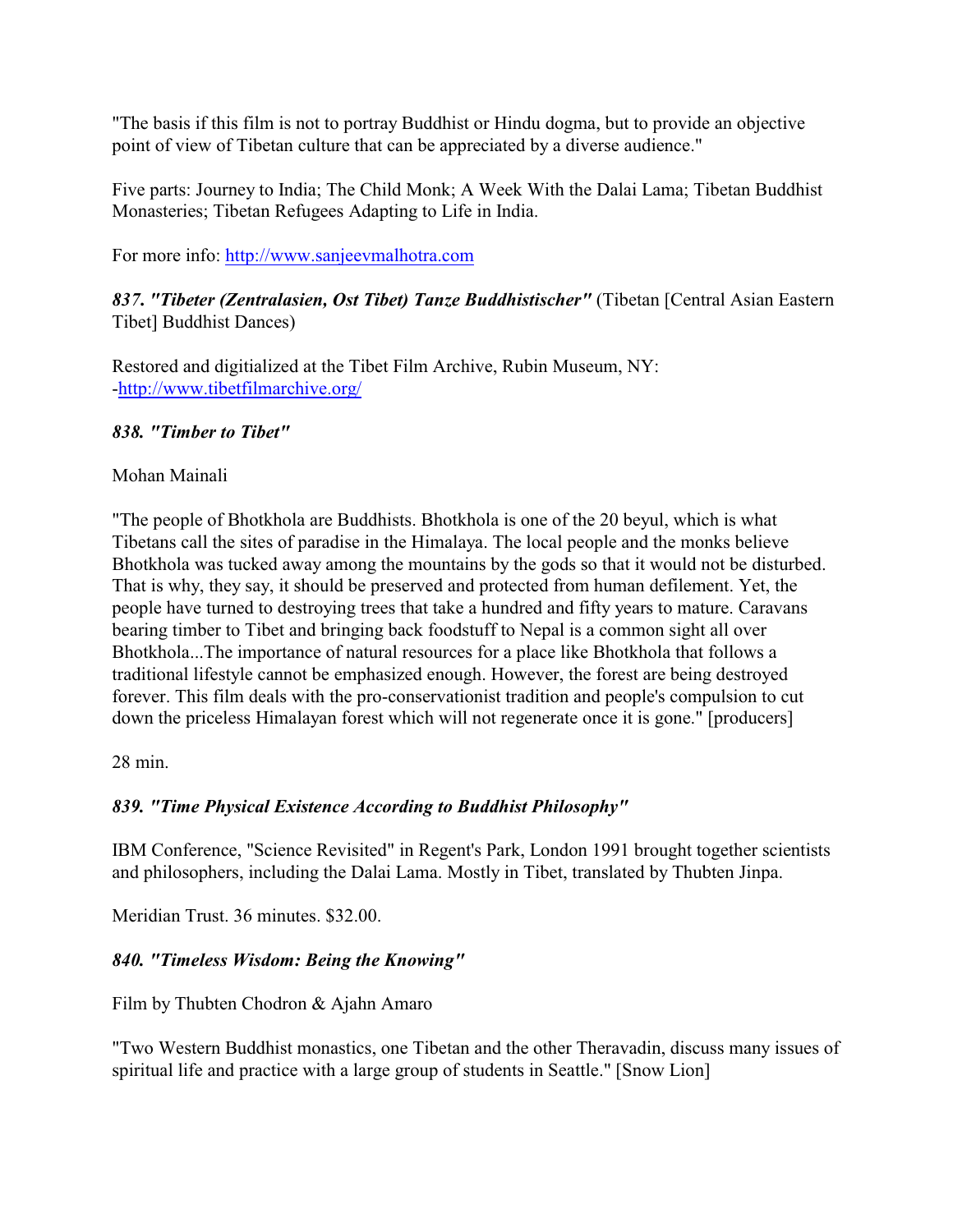"The basis if this film is not to portray Buddhist or Hindu dogma, but to provide an objective point of view of Tibetan culture that can be appreciated by a diverse audience."

Five parts: Journey to India; The Child Monk; A Week With the Dalai Lama; Tibetan Buddhist Monasteries; Tibetan Refugees Adapting to Life in India.

For more info: http://www.sanjeevmalhotra.com

***837. "Tibeter (Zentralasien, Ost Tibet) Tanze Buddhistischer"*** (Tibetan [Central Asian Eastern Tibet] Buddhist Dances)

Restored and digitialized at the Tibet Film Archive, Rubin Museum, NY: -http://www.tibetfilmarchive.org/

***838. "Timber to Tibet"***

Mohan Mainali

"The people of Bhotkhola are Buddhists. Bhotkhola is one of the 20 beyul, which is what Tibetans call the sites of paradise in the Himalaya. The local people and the monks believe Bhotkhola was tucked away among the mountains by the gods so that it would not be disturbed. That is why, they say, it should be preserved and protected from human defilement. Yet, the people have turned to destroying trees that take a hundred and fifty years to mature. Caravans bearing timber to Tibet and bringing back foodstuff to Nepal is a common sight all over Bhotkhola...The importance of natural resources for a place like Bhotkhola that follows a traditional lifestyle cannot be emphasized enough. However, the forest are being destroyed forever. This film deals with the pro-conservationist tradition and people's compulsion to cut down the priceless Himalayan forest which will not regenerate once it is gone." [producers]

28 min.

***839. "Time Physical Existence According to Buddhist Philosophy"***

IBM Conference, "Science Revisited" in Regent's Park, London 1991 brought together scientists and philosophers, including the Dalai Lama. Mostly in Tibet, translated by Thubten Jinpa.

Meridian Trust. 36 minutes. $32.00.

***840. "Timeless Wisdom: Being the Knowing"***

Film by Thubten Chodron & Ajahn Amaro

"Two Western Buddhist monastics, one Tibetan and the other Theravadin, discuss many issues of spiritual life and practice with a large group of students in Seattle." [Snow Lion]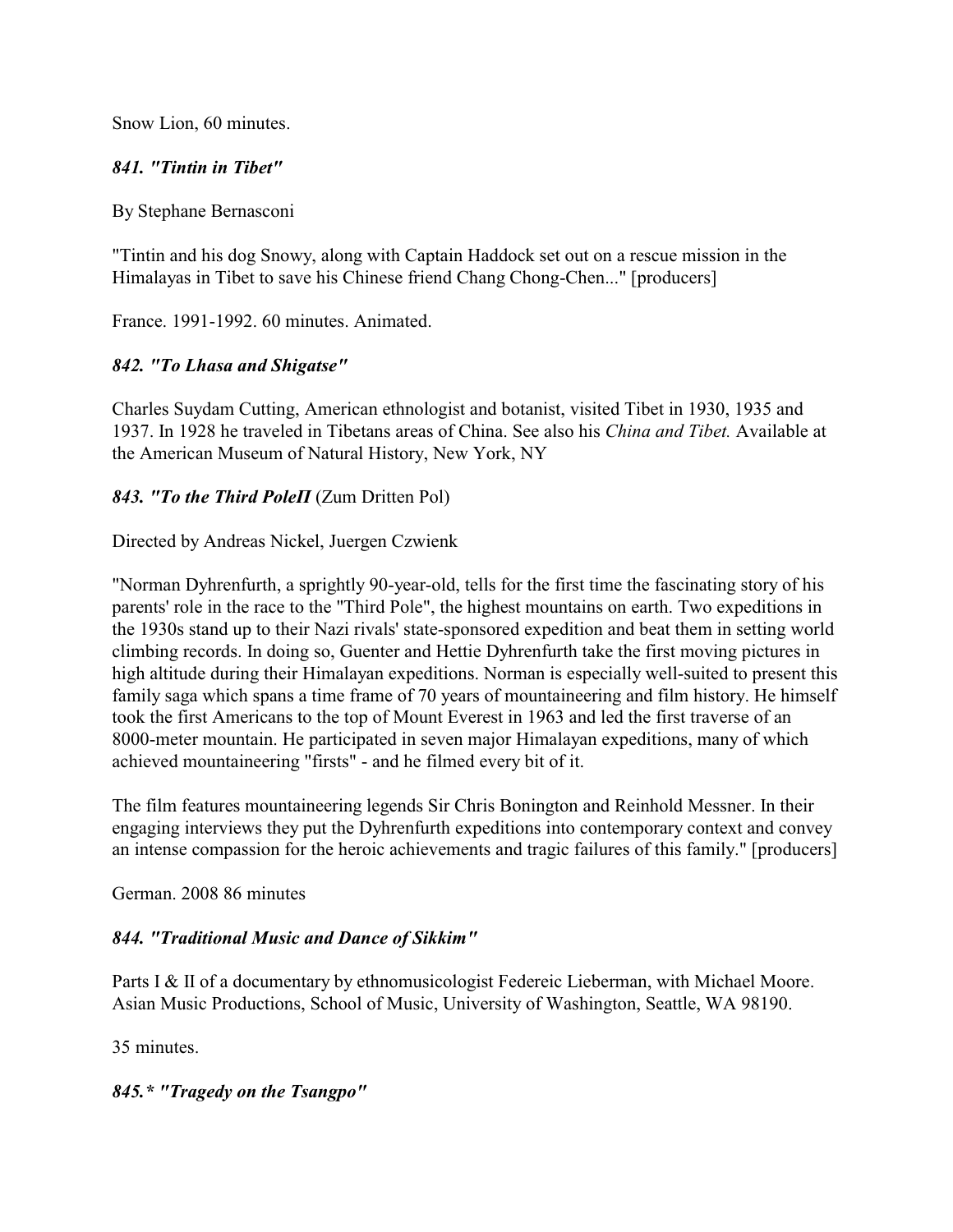Snow Lion, 60 minutes.

### *841. "Tintin in Tibet"*

By Stephane Bernasconi

"Tintin and his dog Snowy, along with Captain Haddock set out on a rescue mission in the Himalayas in Tibet to save his Chinese friend Chang Chong-Chen..." [producers]

France. 1991-1992. 60 minutes. Animated.

### *842. "To Lhasa and Shigatse"*

Charles Suydam Cutting, American ethnologist and botanist, visited Tibet in 1930, 1935 and 1937. In 1928 he traveled in Tibetans areas of China. See also his *China and Tibet.* Available at the American Museum of Natural History, New York, NY

### *843. "To the Third PoleΠ* (Zum Dritten Pol)

Directed by Andreas Nickel, Juergen Czwienk

"Norman Dyhrenfurth, a sprightly 90-year-old, tells for the first time the fascinating story of his parents' role in the race to the "Third Pole", the highest mountains on earth. Two expeditions in the 1930s stand up to their Nazi rivals' state-sponsored expedition and beat them in setting world climbing records. In doing so, Guenter and Hettie Dyhrenfurth take the first moving pictures in high altitude during their Himalayan expeditions. Norman is especially well-suited to present this family saga which spans a time frame of 70 years of mountaineering and film history. He himself took the first Americans to the top of Mount Everest in 1963 and led the first traverse of an 8000-meter mountain. He participated in seven major Himalayan expeditions, many of which achieved mountaineering "firsts" - and he filmed every bit of it.

The film features mountaineering legends Sir Chris Bonington and Reinhold Messner. In their engaging interviews they put the Dyhrenfurth expeditions into contemporary context and convey an intense compassion for the heroic achievements and tragic failures of this family." [producers]

German. 2008 86 minutes

### *844. "Traditional Music and Dance of Sikkim"*

Parts I & II of a documentary by ethnomusicologist Federeic Lieberman, with Michael Moore. Asian Music Productions, School of Music, University of Washington, Seattle, WA 98190.

35 minutes.

### *845.* "Tragedy on the Tsangpo"*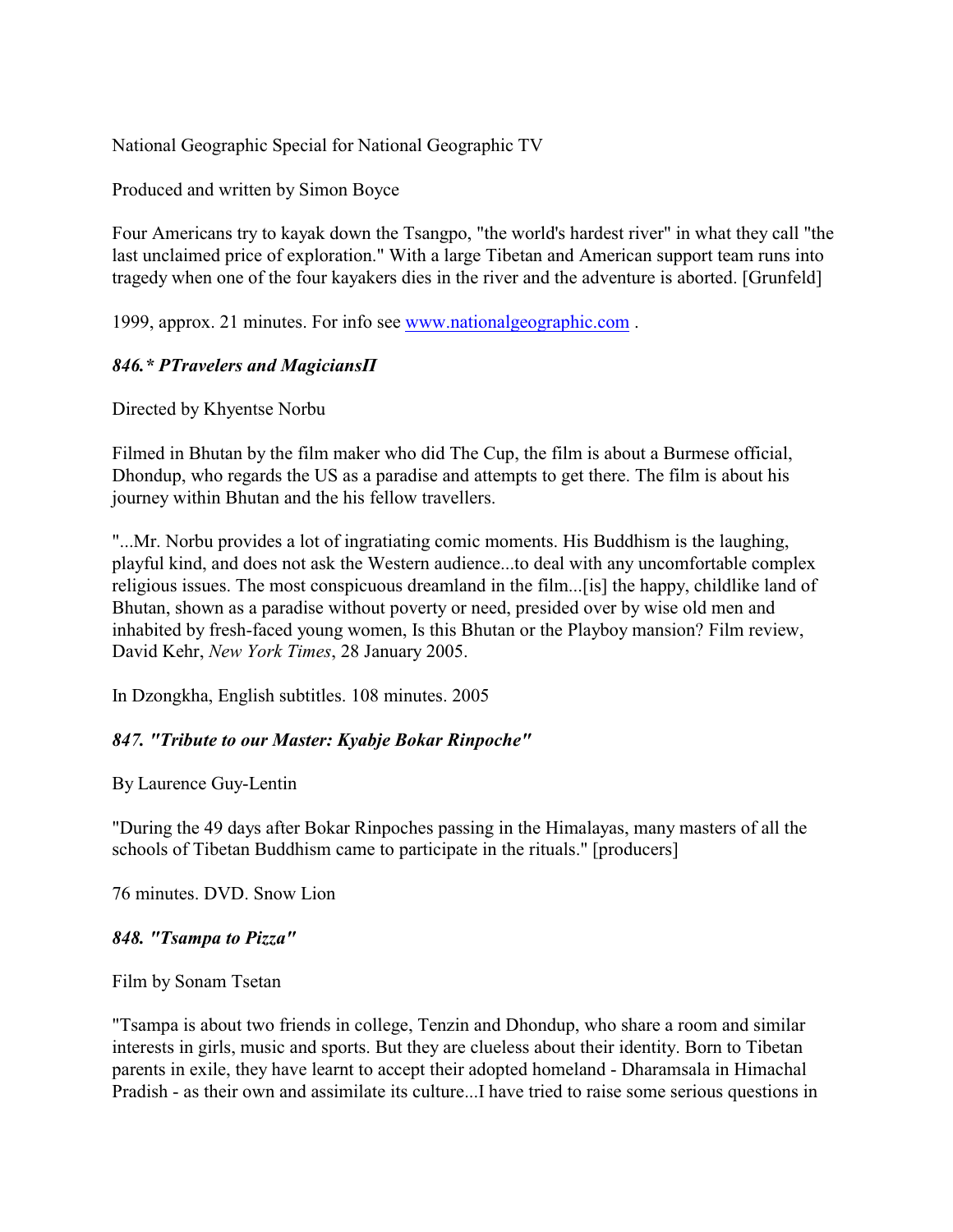National Geographic Special for National Geographic TV

Produced and written by Simon Boyce

Four Americans try to kayak down the Tsangpo, "the world's hardest river" in what they call "the last unclaimed price of exploration." With a large Tibetan and American support team runs into tragedy when one of the four kayakers dies in the river and the adventure is aborted. [Grunfeld]

1999, approx. 21 minutes. For info see www.nationalgeographic.com .

### *846.* PTravelers and MagiciansП*

Directed by Khyentse Norbu

Filmed in Bhutan by the film maker who did The Cup, the film is about a Burmese official, Dhondup, who regards the US as a paradise and attempts to get there. The film is about his journey within Bhutan and the his fellow travellers.

"...Mr. Norbu provides a lot of ingratiating comic moments. His Buddhism is the laughing, playful kind, and does not ask the Western audience...to deal with any uncomfortable complex religious issues. The most conspicuous dreamland in the film...[is] the happy, childlike land of Bhutan, shown as a paradise without poverty or need, presided over by wise old men and inhabited by fresh-faced young women, Is this Bhutan or the Playboy mansion? Film review, David Kehr, *New York Times*, 28 January 2005.

In Dzongkha, English subtitles. 108 minutes. 2005

### *847. "Tribute to our Master: Kyabje Bokar Rinpoche"*

By Laurence Guy-Lentin

"During the 49 days after Bokar Rinpoches passing in the Himalayas, many masters of all the schools of Tibetan Buddhism came to participate in the rituals." [producers]

76 minutes. DVD. Snow Lion

### *848. "Tsampa to Pizza"*

Film by Sonam Tsetan

"Tsampa is about two friends in college, Tenzin and Dhondup, who share a room and similar interests in girls, music and sports. But they are clueless about their identity. Born to Tibetan parents in exile, they have learnt to accept their adopted homeland - Dharamsala in Himachal Pradish - as their own and assimilate its culture...I have tried to raise some serious questions in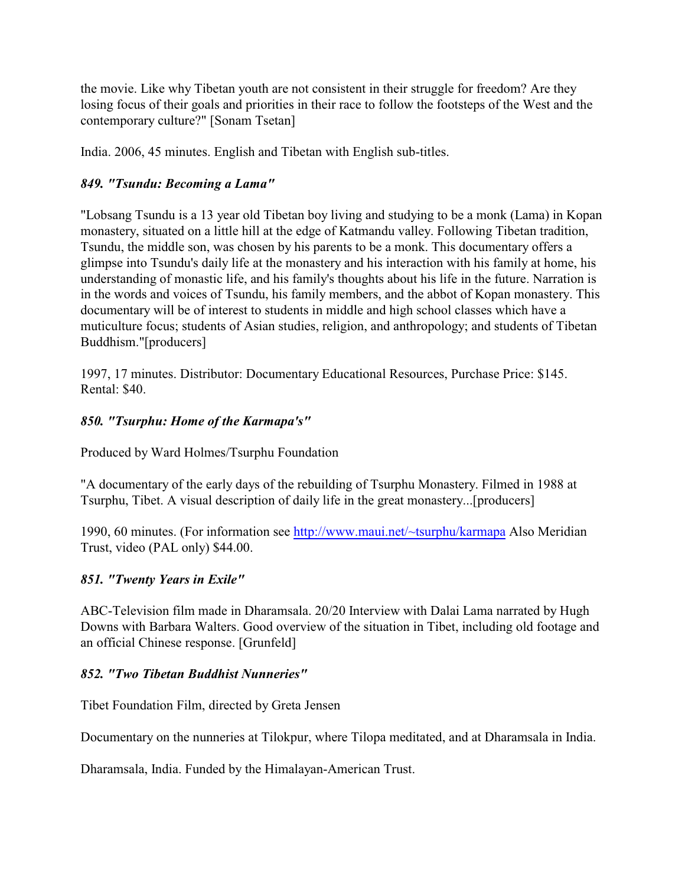the movie. Like why Tibetan youth are not consistent in their struggle for freedom? Are they losing focus of their goals and priorities in their race to follow the footsteps of the West and the contemporary culture?" [Sonam Tsetan]

India. 2006, 45 minutes. English and Tibetan with English sub-titles.

### *849. "Tsundu: Becoming a Lama"*

"Lobsang Tsundu is a 13 year old Tibetan boy living and studying to be a monk (Lama) in Kopan monastery, situated on a little hill at the edge of Katmandu valley. Following Tibetan tradition, Tsundu, the middle son, was chosen by his parents to be a monk. This documentary offers a glimpse into Tsundu's daily life at the monastery and his interaction with his family at home, his understanding of monastic life, and his family's thoughts about his life in the future. Narration is in the words and voices of Tsundu, his family members, and the abbot of Kopan monastery. This documentary will be of interest to students in middle and high school classes which have a muticulture focus; students of Asian studies, religion, and anthropology; and students of Tibetan Buddhism."[producers]

1997, 17 minutes. Distributor: Documentary Educational Resources, Purchase Price: $145. Rental: $40.

### *850. "Tsurphu: Home of the Karmapa's"*

Produced by Ward Holmes/Tsurphu Foundation

"A documentary of the early days of the rebuilding of Tsurphu Monastery. Filmed in 1988 at Tsurphu, Tibet. A visual description of daily life in the great monastery...[producers]

1990, 60 minutes. (For information see http://www.maui.net/~tsurphu/karmapa Also Meridian Trust, video (PAL only) $44.00.

### *851. "Twenty Years in Exile"*

ABC-Television film made in Dharamsala. 20/20 Interview with Dalai Lama narrated by Hugh Downs with Barbara Walters. Good overview of the situation in Tibet, including old footage and an official Chinese response. [Grunfeld]

### *852. "Two Tibetan Buddhist Nunneries"*

Tibet Foundation Film, directed by Greta Jensen

Documentary on the nunneries at Tilokpur, where Tilopa meditated, and at Dharamsala in India.

Dharamsala, India. Funded by the Himalayan-American Trust.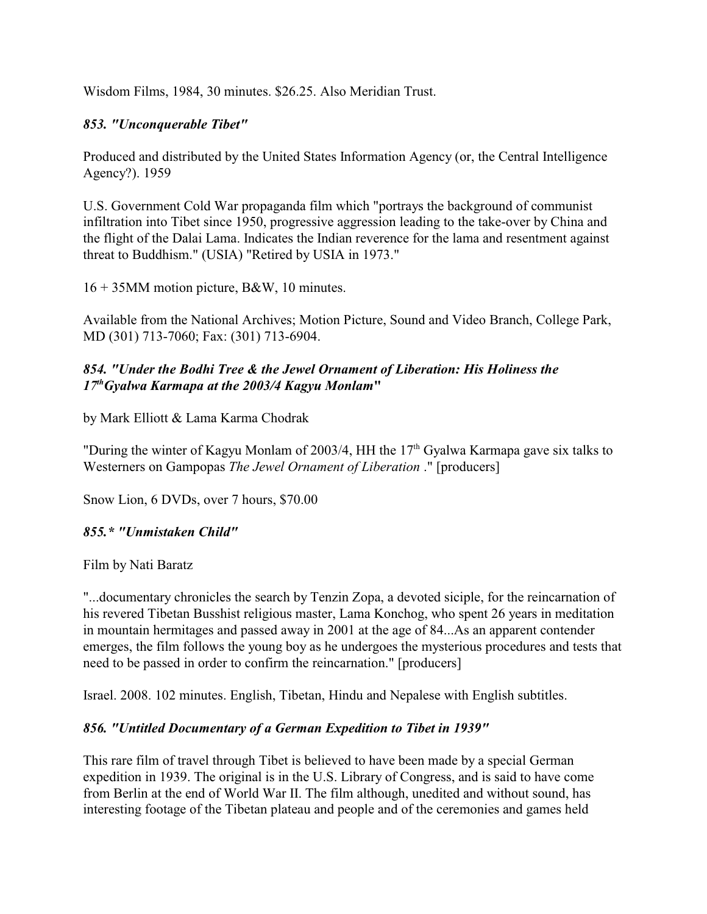Wisdom Films, 1984, 30 minutes. $26.25. Also Meridian Trust.

### *853. "Unconquerable Tibet"*

Produced and distributed by the United States Information Agency (or, the Central Intelligence Agency?). 1959

U.S. Government Cold War propaganda film which "portrays the background of communist infiltration into Tibet since 1950, progressive aggression leading to the take-over by China and the flight of the Dalai Lama. Indicates the Indian reverence for the lama and resentment against threat to Buddhism." (USIA) "Retired by USIA in 1973."

16 + 35MM motion picture, B&W, 10 minutes.

Available from the National Archives; Motion Picture, Sound and Video Branch, College Park, MD (301) 713-7060; Fax: (301) 713-6904.

### *854. "Under the Bodhi Tree & the Jewel Ornament of Liberation: His Holiness the 17th Gyalwa Karmapa at the 2003/4 Kagyu Monlam"*

by Mark Elliott & Lama Karma Chodrak

"During the winter of Kagyu Monlam of 2003/4, HH the 17th Gyalwa Karmapa gave six talks to Westerners on Gampopas *The Jewel Ornament of Liberation* ." [producers]

Snow Lion, 6 DVDs, over 7 hours, $70.00

### *855.* "Unmistaken Child"*

Film by Nati Baratz

"...documentary chronicles the search by Tenzin Zopa, a devoted siciple, for the reincarnation of his revered Tibetan Busshist religious master, Lama Konchog, who spent 26 years in meditation in mountain hermitages and passed away in 2001 at the age of 84...As an apparent contender emerges, the film follows the young boy as he undergoes the mysterious procedures and tests that need to be passed in order to confirm the reincarnation." [producers]

Israel. 2008. 102 minutes. English, Tibetan, Hindu and Nepalese with English subtitles.

### *856. "Untitled Documentary of a German Expedition to Tibet in 1939"*

This rare film of travel through Tibet is believed to have been made by a special German expedition in 1939. The original is in the U.S. Library of Congress, and is said to have come from Berlin at the end of World War II. The film although, unedited and without sound, has interesting footage of the Tibetan plateau and people and of the ceremonies and games held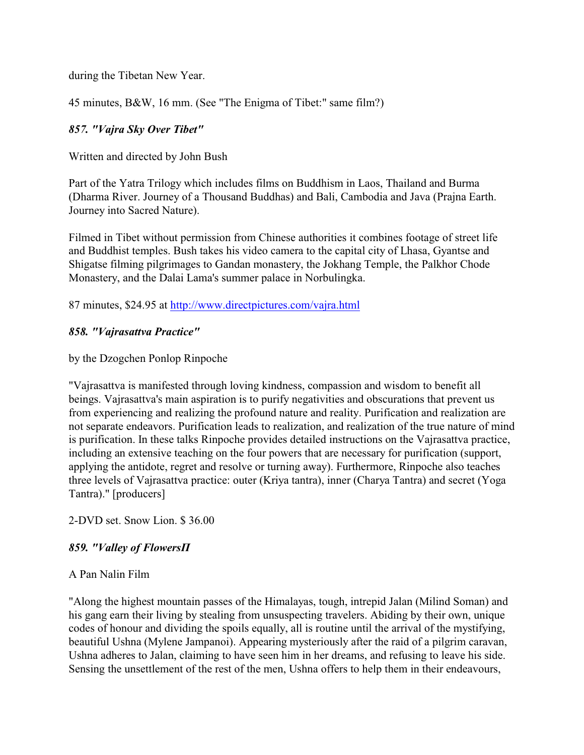during the Tibetan New Year.

45 minutes, B&W, 16 mm. (See "The Enigma of Tibet:" same film?)

### *857. "Vajra Sky Over Tibet"*

Written and directed by John Bush

Part of the Yatra Trilogy which includes films on Buddhism in Laos, Thailand and Burma (Dharma River. Journey of a Thousand Buddhas) and Bali, Cambodia and Java (Prajna Earth. Journey into Sacred Nature).

Filmed in Tibet without permission from Chinese authorities it combines footage of street life and Buddhist temples. Bush takes his video camera to the capital city of Lhasa, Gyantse and Shigatse filming pilgrimages to Gandan monastery, the Jokhang Temple, the Palkhor Chode Monastery, and the Dalai Lama's summer palace in Norbulingka.

87 minutes, $24.95 at http://www.directpictures.com/vajra.html

### *858. "Vajrasattva Practice"*

by the Dzogchen Ponlop Rinpoche

"Vajrasattva is manifested through loving kindness, compassion and wisdom to benefit all beings. Vajrasattva's main aspiration is to purify negativities and obscurations that prevent us from experiencing and realizing the profound nature and reality. Purification and realization are not separate endeavors. Purification leads to realization, and realization of the true nature of mind is purification. In these talks Rinpoche provides detailed instructions on the Vajrasattva practice, including an extensive teaching on the four powers that are necessary for purification (support, applying the antidote, regret and resolve or turning away). Furthermore, Rinpoche also teaches three levels of Vajrasattva practice: outer (Kriya tantra), inner (Charya Tantra) and secret (Yoga Tantra)." [producers]

2-DVD set. Snow Lion. $ 36.00

### *859. "Valley of FlowersΠ*

A Pan Nalin Film

"Along the highest mountain passes of the Himalayas, tough, intrepid Jalan (Milind Soman) and his gang earn their living by stealing from unsuspecting travelers. Abiding by their own, unique codes of honour and dividing the spoils equally, all is routine until the arrival of the mystifying, beautiful Ushna (Mylene Jampanoi). Appearing mysteriously after the raid of a pilgrim caravan, Ushna adheres to Jalan, claiming to have seen him in her dreams, and refusing to leave his side. Sensing the unsettlement of the rest of the men, Ushna offers to help them in their endeavours,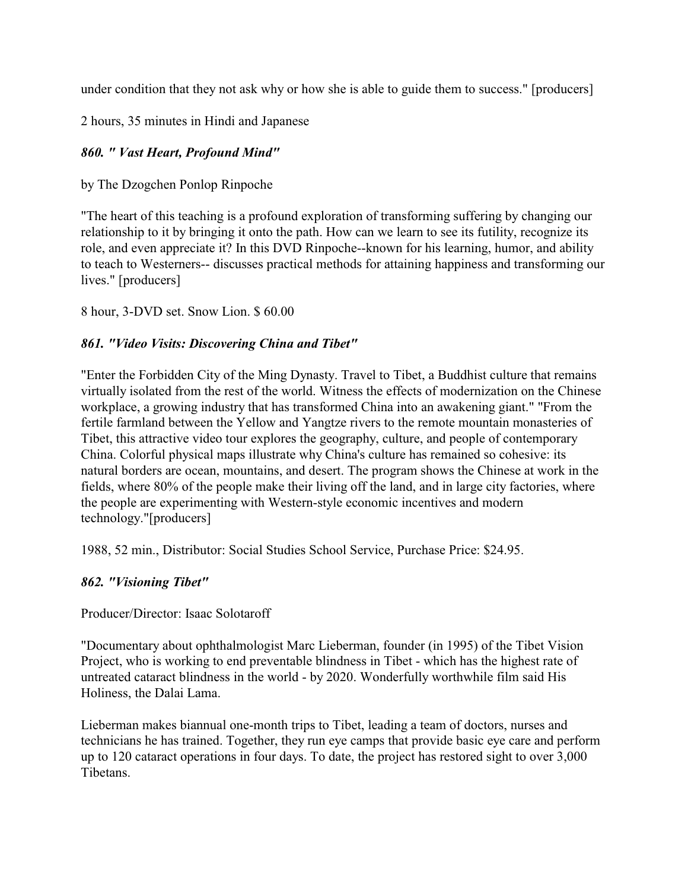under condition that they not ask why or how she is able to guide them to success." [producers]

2 hours, 35 minutes in Hindi and Japanese

### *860. " Vast Heart, Profound Mind"*

by The Dzogchen Ponlop Rinpoche

"The heart of this teaching is a profound exploration of transforming suffering by changing our relationship to it by bringing it onto the path. How can we learn to see its futility, recognize its role, and even appreciate it? In this DVD Rinpoche--known for his learning, humor, and ability to teach to Westerners-- discusses practical methods for attaining happiness and transforming our lives." [producers]

8 hour, 3-DVD set. Snow Lion. $ 60.00

### *861. "Video Visits: Discovering China and Tibet"*

"Enter the Forbidden City of the Ming Dynasty. Travel to Tibet, a Buddhist culture that remains virtually isolated from the rest of the world. Witness the effects of modernization on the Chinese workplace, a growing industry that has transformed China into an awakening giant." "From the fertile farmland between the Yellow and Yangtze rivers to the remote mountain monasteries of Tibet, this attractive video tour explores the geography, culture, and people of contemporary China. Colorful physical maps illustrate why China's culture has remained so cohesive: its natural borders are ocean, mountains, and desert. The program shows the Chinese at work in the fields, where 80% of the people make their living off the land, and in large city factories, where the people are experimenting with Western-style economic incentives and modern technology."[producers]

1988, 52 min., Distributor: Social Studies School Service, Purchase Price: $24.95.

### *862. "Visioning Tibet"*

Producer/Director: Isaac Solotaroff

"Documentary about ophthalmologist Marc Lieberman, founder (in 1995) of the Tibet Vision Project, who is working to end preventable blindness in Tibet - which has the highest rate of untreated cataract blindness in the world - by 2020. Wonderfully worthwhile film said His Holiness, the Dalai Lama.

Lieberman makes biannual one-month trips to Tibet, leading a team of doctors, nurses and technicians he has trained. Together, they run eye camps that provide basic eye care and perform up to 120 cataract operations in four days. To date, the project has restored sight to over 3,000 Tibetans.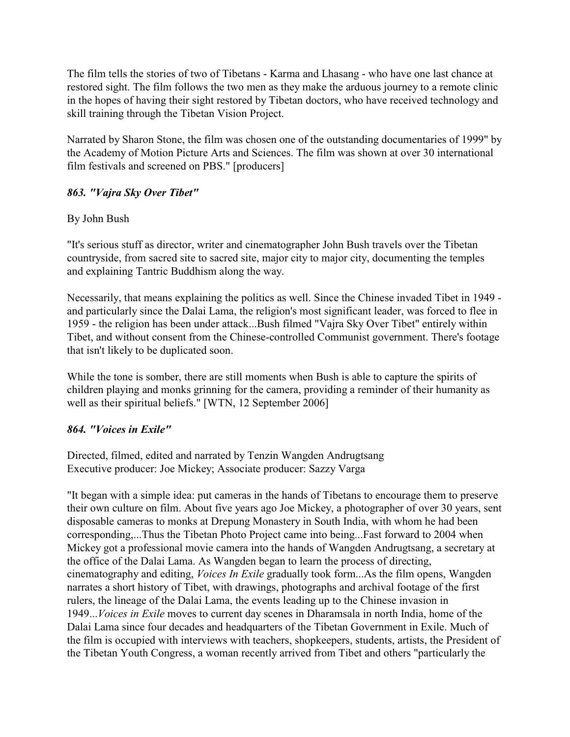The film tells the stories of two of Tibetans - Karma and Lhasang - who have one last chance at restored sight. The film follows the two men as they make the arduous journey to a remote clinic in the hopes of having their sight restored by Tibetan doctors, who have received technology and skill training through the Tibetan Vision Project.

Narrated by Sharon Stone, the film was chosen one of the outstanding documentaries of 1999" by the Academy of Motion Picture Arts and Sciences. The film was shown at over 30 international film festivals and screened on PBS." [producers]

### *863. "Vajra Sky Over Tibet"*

By John Bush

"It's serious stuff as director, writer and cinematographer John Bush travels over the Tibetan countryside, from sacred site to sacred site, major city to major city, documenting the temples and explaining Tantric Buddhism along the way.

Necessarily, that means explaining the politics as well. Since the Chinese invaded Tibet in 1949 - and particularly since the Dalai Lama, the religion's most significant leader, was forced to flee in 1959 - the religion has been under attack...Bush filmed "Vajra Sky Over Tibet" entirely within Tibet, and without consent from the Chinese-controlled Communist government. There's footage that isn't likely to be duplicated soon.

While the tone is somber, there are still moments when Bush is able to capture the spirits of children playing and monks grinning for the camera, providing a reminder of their humanity as well as their spiritual beliefs." [WTN, 12 September 2006]

### *864. "Voices in Exile"*

Directed, filmed, edited and narrated by Tenzin Wangden Andrugtsang
Executive producer: Joe Mickey; Associate producer: Sazzy Varga

"It began with a simple idea: put cameras in the hands of Tibetans to encourage them to preserve their own culture on film. About five years ago Joe Mickey, a photographer of over 30 years, sent disposable cameras to monks at Drepung Monastery in South India, with whom he had been corresponding,...Thus the Tibetan Photo Project came into being...Fast forward to 2004 when Mickey got a professional movie camera into the hands of Wangden Andrugtsang, a secretary at the office of the Dalai Lama. As Wangden began to learn the process of directing, cinematography and editing, *Voices In Exile* gradually took form...As the film opens, Wangden narrates a short history of Tibet, with drawings, photographs and archival footage of the first rulers, the lineage of the Dalai Lama, the events leading up to the Chinese invasion in 1949...*Voices in Exile* moves to current day scenes in Dharamsala in north India, home of the Dalai Lama since four decades and headquarters of the Tibetan Government in Exile. Much of the film is occupied with interviews with teachers, shopkeepers, students, artists, the President of the Tibetan Youth Congress, a woman recently arrived from Tibet and others "particularly the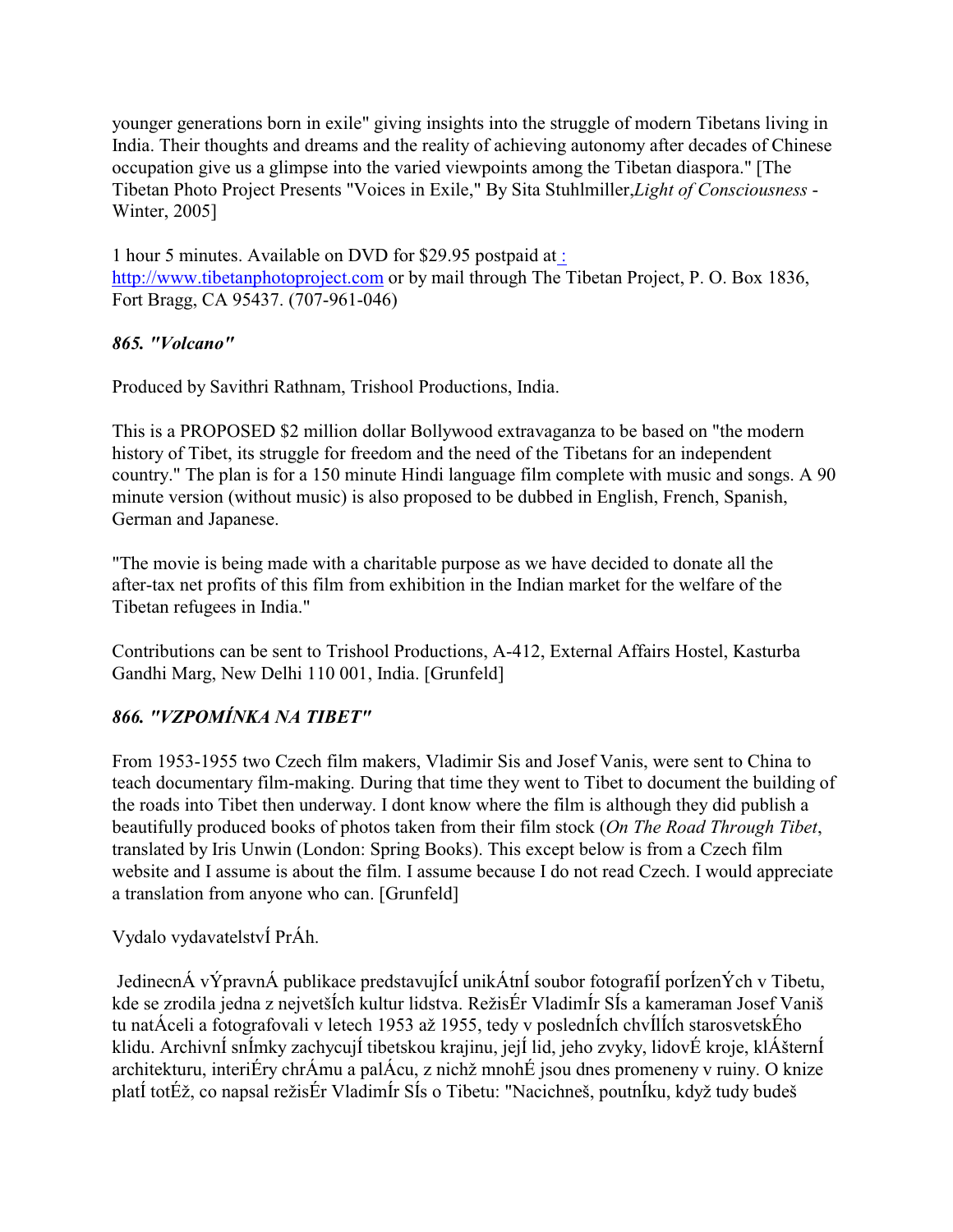younger generations born in exile" giving insights into the struggle of modern Tibetans living in India. Their thoughts and dreams and the reality of achieving autonomy after decades of Chinese occupation give us a glimpse into the varied viewpoints among the Tibetan diaspora." [The Tibetan Photo Project Presents "Voices in Exile," By Sita Stuhlmiller,*Light of Consciousness* - Winter, 2005]

1 hour 5 minutes. Available on DVD for $29.95 postpaid at : http://www.tibetanphotoproject.com or by mail through The Tibetan Project, P. O. Box 1836, Fort Bragg, CA 95437. (707-961-046)

### *865. "Volcano"*

Produced by Savithri Rathnam, Trishool Productions, India.

This is a PROPOSED $2 million dollar Bollywood extravaganza to be based on "the modern history of Tibet, its struggle for freedom and the need of the Tibetans for an independent country." The plan is for a 150 minute Hindi language film complete with music and songs. A 90 minute version (without music) is also proposed to be dubbed in English, French, Spanish, German and Japanese.

"The movie is being made with a charitable purpose as we have decided to donate all the after-tax net profits of this film from exhibition in the Indian market for the welfare of the Tibetan refugees in India."

Contributions can be sent to Trishool Productions, A-412, External Affairs Hostel, Kasturba Gandhi Marg, New Delhi 110 001, India. [Grunfeld]

### *866. "VZPOMÍNKA NA TIBET"*

From 1953-1955 two Czech film makers, Vladimir Sis and Josef Vanis, were sent to China to teach documentary film-making. During that time they went to Tibet to document the building of the roads into Tibet then underway. I dont know where the film is although they did publish a beautifully produced books of photos taken from their film stock (*On The Road Through Tibet*, translated by Iris Unwin (London: Spring Books). This except below is from a Czech film website and I assume is about the film. I assume because I do not read Czech. I would appreciate a translation from anyone who can. [Grunfeld]

Vydalo vydavatelstvÍ PrÁh.

JedinecnÁ vÝpravnÁ publikace predstavujÍcÍ unikÁtnÍ soubor fotografiÍ porÍzenÝch v Tibetu, kde se zrodila jedna z nejvetšÍch kultur lidstva. RežisÉr VladimÍr SÍs a kameraman Josef Vaniš tu natÁceli a fotografovali v letech 1953 až 1955, tedy v poslednÍch chvÍlÍch starosvetskÉho klidu. ArchivnÍ snÍmky zachycujÍ tibetskou krajinu, jejÍ lid, jeho zvyky, lidovÉ kroje, klÁšternÍ architekturu, interiÉry chrÁmu a palÁcu, z nichž mnohÉ jsou dnes promeneny v ruiny. O knize platÍ totÉž, co napsal režisÉr VladimÍr SÍs o Tibetu: "Nacichneš, poutnÍku, když tudy budeš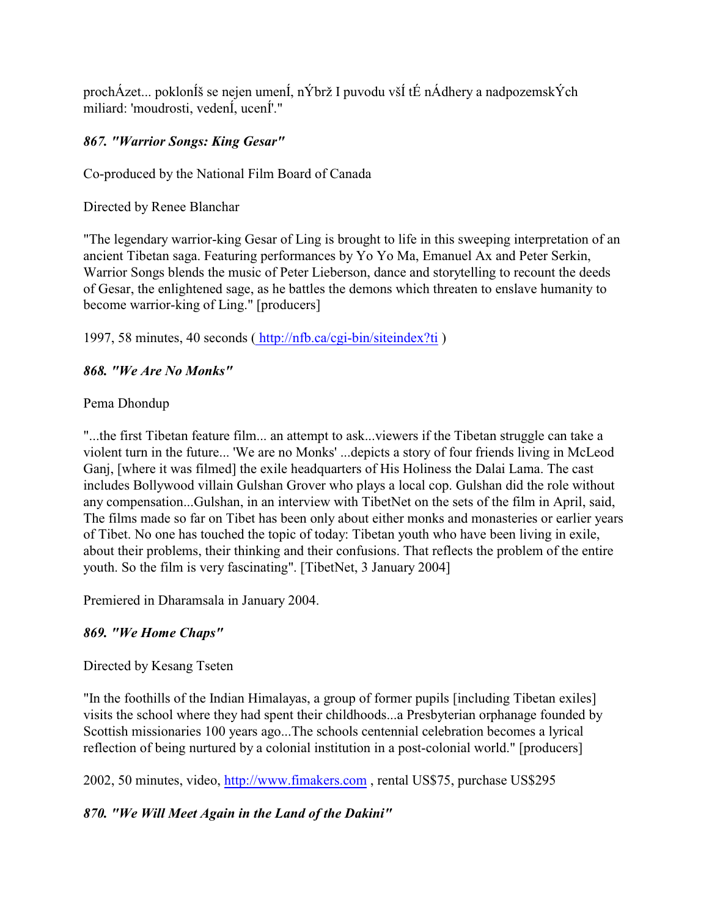procházet... poklonÍš se nejen umenÍ, nÝbrž I puvodu všÍ tÉ nÁdhery a nadpozemskÝch miliard: 'moudrosti, vedenÍ, ucenÍ'."

### *867. "Warrior Songs: King Gesar"*

Co-produced by the National Film Board of Canada

Directed by Renee Blanchar

"The legendary warrior-king Gesar of Ling is brought to life in this sweeping interpretation of an ancient Tibetan saga. Featuring performances by Yo Yo Ma, Emanuel Ax and Peter Serkin, Warrior Songs blends the music of Peter Lieberson, dance and storytelling to recount the deeds of Gesar, the enlightened sage, as he battles the demons which threaten to enslave humanity to become warrior-king of Ling." [producers]

1997, 58 minutes, 40 seconds ( http://nfb.ca/cgi-bin/siteindex?ti )

### *868. "We Are No Monks"*

Pema Dhondup

"...the first Tibetan feature film... an attempt to ask...viewers if the Tibetan struggle can take a violent turn in the future... 'We are no Monks' ...depicts a story of four friends living in McLeod Ganj, [where it was filmed] the exile headquarters of His Holiness the Dalai Lama. The cast includes Bollywood villain Gulshan Grover who plays a local cop. Gulshan did the role without any compensation...Gulshan, in an interview with TibetNet on the sets of the film in April, said, The films made so far on Tibet has been only about either monks and monasteries or earlier years of Tibet. No one has touched the topic of today: Tibetan youth who have been living in exile, about their problems, their thinking and their confusions. That reflects the problem of the entire youth. So the film is very fascinating". [TibetNet, 3 January 2004]

Premiered in Dharamsala in January 2004.

### *869. "We Home Chaps"*

Directed by Kesang Tseten

"In the foothills of the Indian Himalayas, a group of former pupils [including Tibetan exiles] visits the school where they had spent their childhoods...a Presbyterian orphanage founded by Scottish missionaries 100 years ago...The schools centennial celebration becomes a lyrical reflection of being nurtured by a colonial institution in a post-colonial world." [producers]

2002, 50 minutes, video, http://www.fimakers.com , rental US$75, purchase US$295

### *870. "We Will Meet Again in the Land of the Dakini"*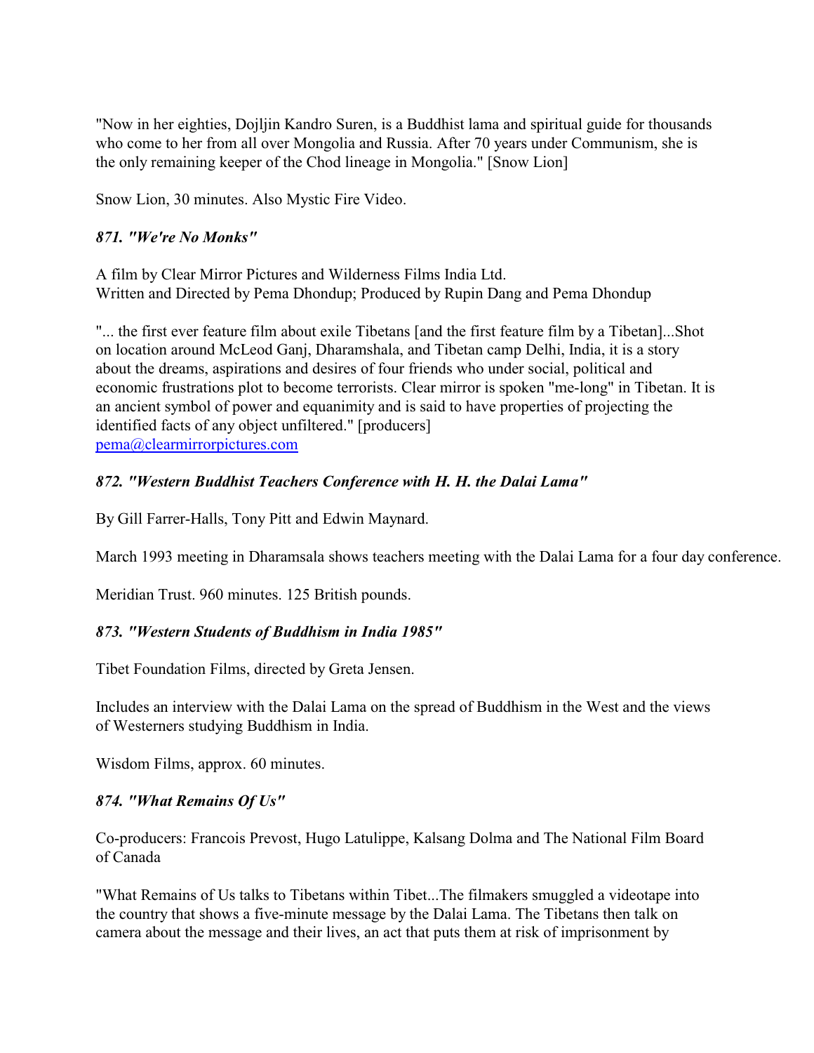"Now in her eighties, Dojljin Kandro Suren, is a Buddhist lama and spiritual guide for thousands who come to her from all over Mongolia and Russia. After 70 years under Communism, she is the only remaining keeper of the Chod lineage in Mongolia." [Snow Lion]

Snow Lion, 30 minutes. Also Mystic Fire Video.

### *871. "We're No Monks"*

A film by Clear Mirror Pictures and Wilderness Films India Ltd.
Written and Directed by Pema Dhondup; Produced by Rupin Dang and Pema Dhondup

"... the first ever feature film about exile Tibetans [and the first feature film by a Tibetan]...Shot on location around McLeod Ganj, Dharamshala, and Tibetan camp Delhi, India, it is a story about the dreams, aspirations and desires of four friends who under social, political and economic frustrations plot to become terrorists. Clear mirror is spoken "me-long" in Tibetan. It is an ancient symbol of power and equanimity and is said to have properties of projecting the identified facts of any object unfiltered." [producers]
pema@clearmirrorpictures.com

### *872. "Western Buddhist Teachers Conference with H. H. the Dalai Lama"*

By Gill Farrer-Halls, Tony Pitt and Edwin Maynard.

March 1993 meeting in Dharamsala shows teachers meeting with the Dalai Lama for a four day conference.

Meridian Trust. 960 minutes. 125 British pounds.

### *873. "Western Students of Buddhism in India 1985"*

Tibet Foundation Films, directed by Greta Jensen.

Includes an interview with the Dalai Lama on the spread of Buddhism in the West and the views of Westerners studying Buddhism in India.

Wisdom Films, approx. 60 minutes.

### *874. "What Remains Of Us"*

Co-producers: Francois Prevost, Hugo Latulippe, Kalsang Dolma and The National Film Board of Canada

"What Remains of Us talks to Tibetans within Tibet...The filmakers smuggled a videotape into the country that shows a five-minute message by the Dalai Lama. The Tibetans then talk on camera about the message and their lives, an act that puts them at risk of imprisonment by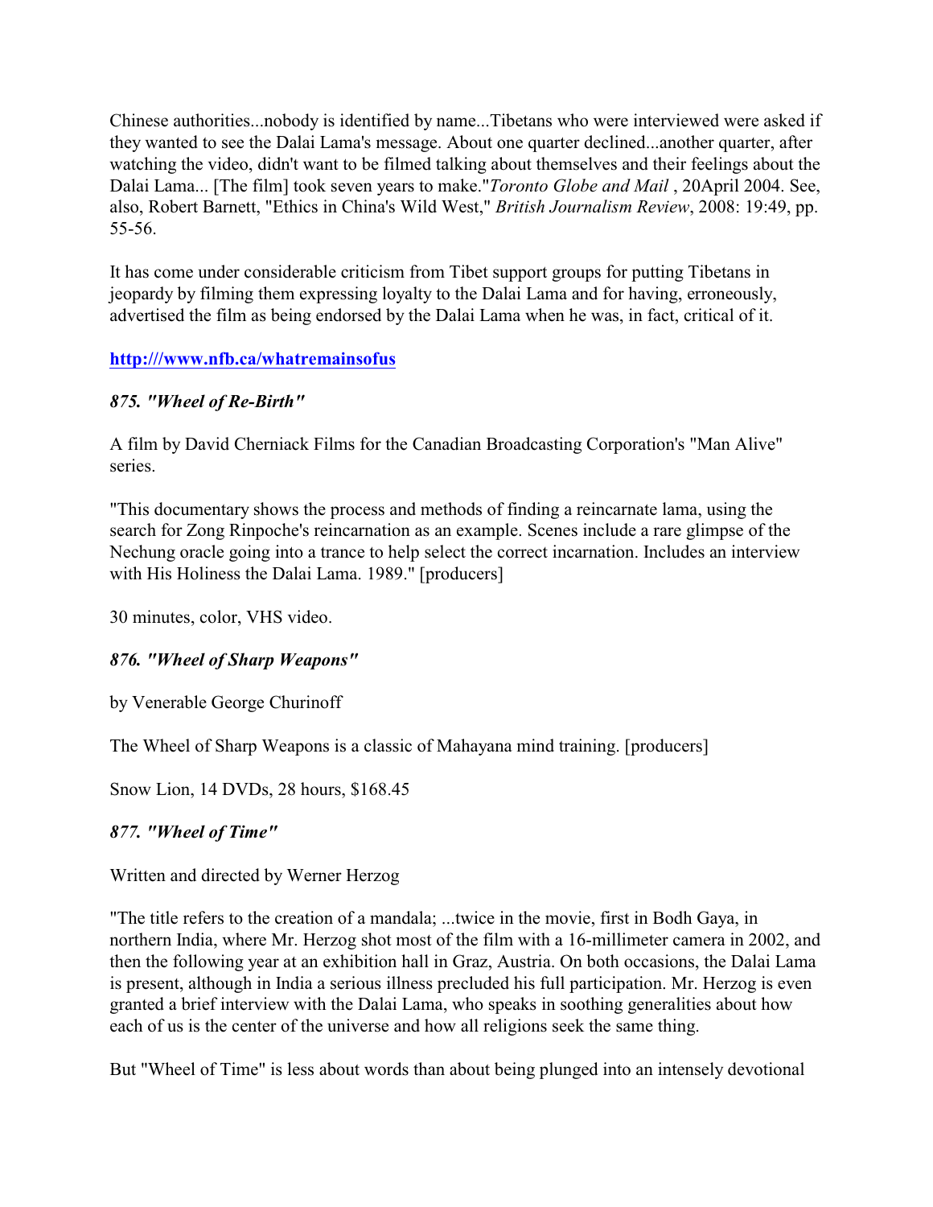Chinese authorities...nobody is identified by name...Tibetans who were interviewed were asked if they wanted to see the Dalai Lama's message. About one quarter declined...another quarter, after watching the video, didn't want to be filmed talking about themselves and their feelings about the Dalai Lama... [The film] took seven years to make."*Toronto Globe and Mail* , 20April 2004. See, also, Robert Barnett, "Ethics in China's Wild West," *British Journalism Review*, 2008: 19:49, pp. 55-56.

It has come under considerable criticism from Tibet support groups for putting Tibetans in jeopardy by filming them expressing loyalty to the Dalai Lama and for having, erroneously, advertised the film as being endorsed by the Dalai Lama when he was, in fact, critical of it.

**http:///www.nfb.ca/whatremainsofus**

***875. "Wheel of Re-Birth"***

A film by David Cherniack Films for the Canadian Broadcasting Corporation's "Man Alive" series.

"This documentary shows the process and methods of finding a reincarnate lama, using the search for Zong Rinpoche's reincarnation as an example. Scenes include a rare glimpse of the Nechung oracle going into a trance to help select the correct incarnation. Includes an interview with His Holiness the Dalai Lama. 1989." [producers]

30 minutes, color, VHS video.

***876. "Wheel of Sharp Weapons"***

by Venerable George Churinoff

The Wheel of Sharp Weapons is a classic of Mahayana mind training. [producers]

Snow Lion, 14 DVDs, 28 hours, $168.45

***877. "Wheel of Time"***

Written and directed by Werner Herzog

"The title refers to the creation of a mandala; ...twice in the movie, first in Bodh Gaya, in northern India, where Mr. Herzog shot most of the film with a 16-millimeter camera in 2002, and then the following year at an exhibition hall in Graz, Austria. On both occasions, the Dalai Lama is present, although in India a serious illness precluded his full participation. Mr. Herzog is even granted a brief interview with the Dalai Lama, who speaks in soothing generalities about how each of us is the center of the universe and how all religions seek the same thing.

But "Wheel of Time" is less about words than about being plunged into an intensely devotional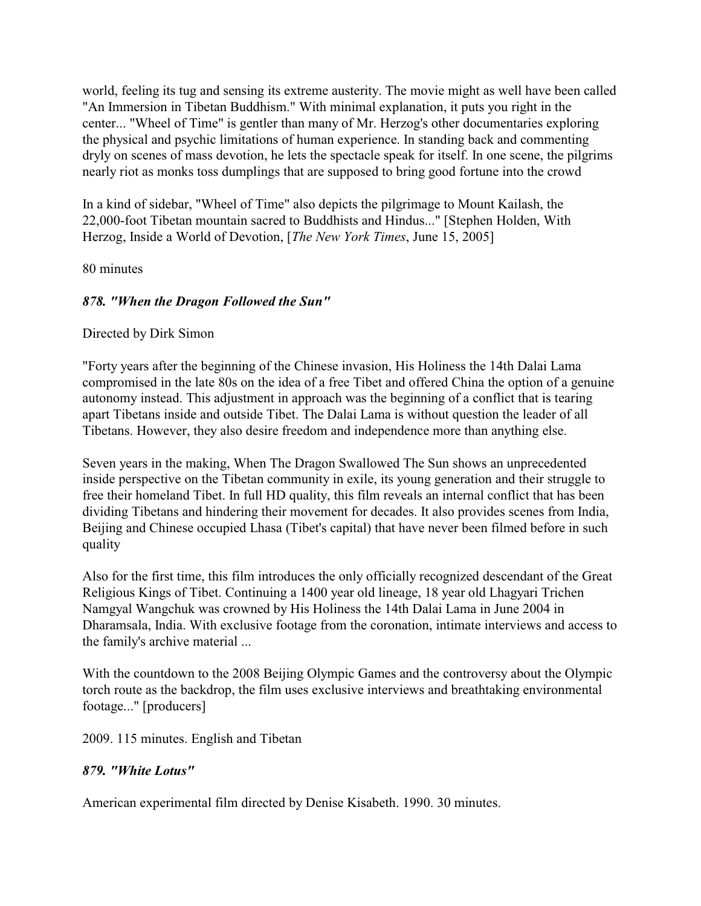world, feeling its tug and sensing its extreme austerity. The movie might as well have been called "An Immersion in Tibetan Buddhism." With minimal explanation, it puts you right in the center... "Wheel of Time" is gentler than many of Mr. Herzog's other documentaries exploring the physical and psychic limitations of human experience. In standing back and commenting dryly on scenes of mass devotion, he lets the spectacle speak for itself. In one scene, the pilgrims nearly riot as monks toss dumplings that are supposed to bring good fortune into the crowd

In a kind of sidebar, "Wheel of Time" also depicts the pilgrimage to Mount Kailash, the 22,000-foot Tibetan mountain sacred to Buddhists and Hindus..." [Stephen Holden, With Herzog, Inside a World of Devotion, [*The New York Times*, June 15, 2005]

80 minutes

### *878. "When the Dragon Followed the Sun"*

Directed by Dirk Simon

"Forty years after the beginning of the Chinese invasion, His Holiness the 14th Dalai Lama compromised in the late 80s on the idea of a free Tibet and offered China the option of a genuine autonomy instead. This adjustment in approach was the beginning of a conflict that is tearing apart Tibetans inside and outside Tibet. The Dalai Lama is without question the leader of all Tibetans. However, they also desire freedom and independence more than anything else.

Seven years in the making, When The Dragon Swallowed The Sun shows an unprecedented inside perspective on the Tibetan community in exile, its young generation and their struggle to free their homeland Tibet. In full HD quality, this film reveals an internal conflict that has been dividing Tibetans and hindering their movement for decades. It also provides scenes from India, Beijing and Chinese occupied Lhasa (Tibet's capital) that have never been filmed before in such quality

Also for the first time, this film introduces the only officially recognized descendant of the Great Religious Kings of Tibet. Continuing a 1400 year old lineage, 18 year old Lhagyari Trichen Namgyal Wangchuk was crowned by His Holiness the 14th Dalai Lama in June 2004 in Dharamsala, India. With exclusive footage from the coronation, intimate interviews and access to the family's archive material ...

With the countdown to the 2008 Beijing Olympic Games and the controversy about the Olympic torch route as the backdrop, the film uses exclusive interviews and breathtaking environmental footage..." [producers]

2009. 115 minutes. English and Tibetan

### *879. "White Lotus"*

American experimental film directed by Denise Kisabeth. 1990. 30 minutes.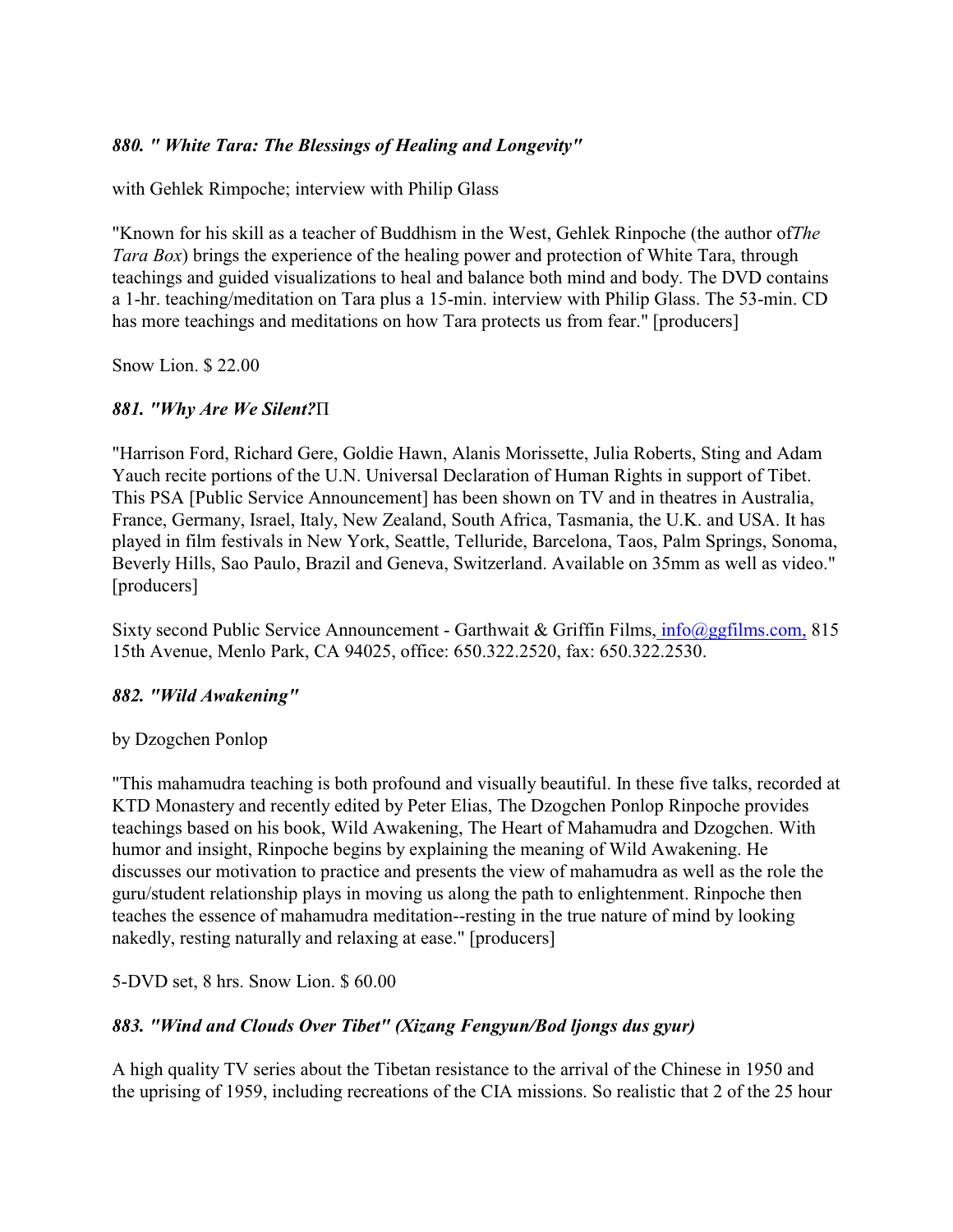### *880. " White Tara: The Blessings of Healing and Longevity"*

with Gehlek Rimpoche; interview with Philip Glass

"Known for his skill as a teacher of Buddhism in the West, Gehlek Rinpoche (the author of*The Tara Box*) brings the experience of the healing power and protection of White Tara, through teachings and guided visualizations to heal and balance both mind and body. The DVD contains a 1-hr. teaching/meditation on Tara plus a 15-min. interview with Philip Glass. The 53-min. CD has more teachings and meditations on how Tara protects us from fear." [producers]

Snow Lion. $ 22.00

### *881. "Why Are We Silent?*Π

"Harrison Ford, Richard Gere, Goldie Hawn, Alanis Morissette, Julia Roberts, Sting and Adam Yauch recite portions of the U.N. Universal Declaration of Human Rights in support of Tibet. This PSA [Public Service Announcement] has been shown on TV and in theatres in Australia, France, Germany, Israel, Italy, New Zealand, South Africa, Tasmania, the U.K. and USA. It has played in film festivals in New York, Seattle, Telluride, Barcelona, Taos, Palm Springs, Sonoma, Beverly Hills, Sao Paulo, Brazil and Geneva, Switzerland. Available on 35mm as well as video." [producers]

Sixty second Public Service Announcement - Garthwait & Griffin Films, info@ggfilms.com, 815 15th Avenue, Menlo Park, CA 94025, office: 650.322.2520, fax: 650.322.2530.

### *882. "Wild Awakening"*

by Dzogchen Ponlop

"This mahamudra teaching is both profound and visually beautiful. In these five talks, recorded at KTD Monastery and recently edited by Peter Elias, The Dzogchen Ponlop Rinpoche provides teachings based on his book, Wild Awakening, The Heart of Mahamudra and Dzogchen. With humor and insight, Rinpoche begins by explaining the meaning of Wild Awakening. He discusses our motivation to practice and presents the view of mahamudra as well as the role the guru/student relationship plays in moving us along the path to enlightenment. Rinpoche then teaches the essence of mahamudra meditation--resting in the true nature of mind by looking nakedly, resting naturally and relaxing at ease." [producers]

5-DVD set, 8 hrs. Snow Lion. $ 60.00

### *883. "Wind and Clouds Over Tibet" (Xizang Fengyun/Bod ljongs dus gyur)*

A high quality TV series about the Tibetan resistance to the arrival of the Chinese in 1950 and the uprising of 1959, including recreations of the CIA missions. So realistic that 2 of the 25 hour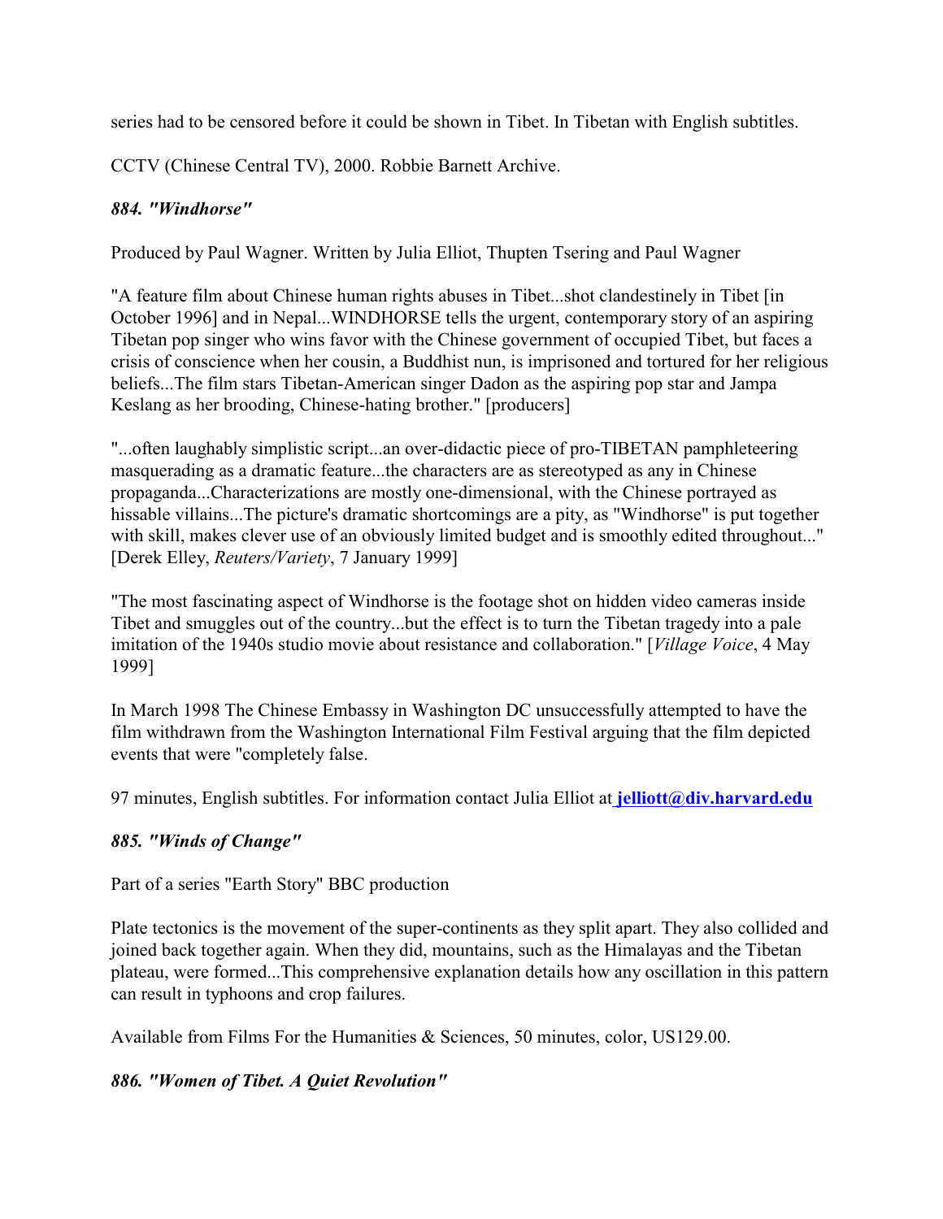series had to be censored before it could be shown in Tibet. In Tibetan with English subtitles.

CCTV (Chinese Central TV), 2000. Robbie Barnett Archive.

### *884. "Windhorse"*

Produced by Paul Wagner. Written by Julia Elliot, Thupten Tsering and Paul Wagner

"A feature film about Chinese human rights abuses in Tibet...shot clandestinely in Tibet [in October 1996] and in Nepal...WINDHORSE tells the urgent, contemporary story of an aspiring Tibetan pop singer who wins favor with the Chinese government of occupied Tibet, but faces a crisis of conscience when her cousin, a Buddhist nun, is imprisoned and tortured for her religious beliefs...The film stars Tibetan-American singer Dadon as the aspiring pop star and Jampa Keslang as her brooding, Chinese-hating brother." [producers]

"...often laughably simplistic script...an over-didactic piece of pro-TIBETAN pamphleteering masquerading as a dramatic feature...the characters are as stereotyped as any in Chinese propaganda...Characterizations are mostly one-dimensional, with the Chinese portrayed as hissable villains...The picture's dramatic shortcomings are a pity, as "Windhorse" is put together with skill, makes clever use of an obviously limited budget and is smoothly edited throughout..." [Derek Elley, *Reuters/Variety*, 7 January 1999]

"The most fascinating aspect of Windhorse is the footage shot on hidden video cameras inside Tibet and smuggles out of the country...but the effect is to turn the Tibetan tragedy into a pale imitation of the 1940s studio movie about resistance and collaboration." [*Village Voice*, 4 May 1999]

In March 1998 The Chinese Embassy in Washington DC unsuccessfully attempted to have the film withdrawn from the Washington International Film Festival arguing that the film depicted events that were "completely false.

97 minutes, English subtitles. For information contact Julia Elliot at **jelliott@div.harvard.edu**

### *885. "Winds of Change"*

Part of a series "Earth Story" BBC production

Plate tectonics is the movement of the super-continents as they split apart. They also collided and joined back together again. When they did, mountains, such as the Himalayas and the Tibetan plateau, were formed...This comprehensive explanation details how any oscillation in this pattern can result in typhoons and crop failures.

Available from Films For the Humanities & Sciences, 50 minutes, color, US129.00.

### *886. "Women of Tibet. A Quiet Revolution"*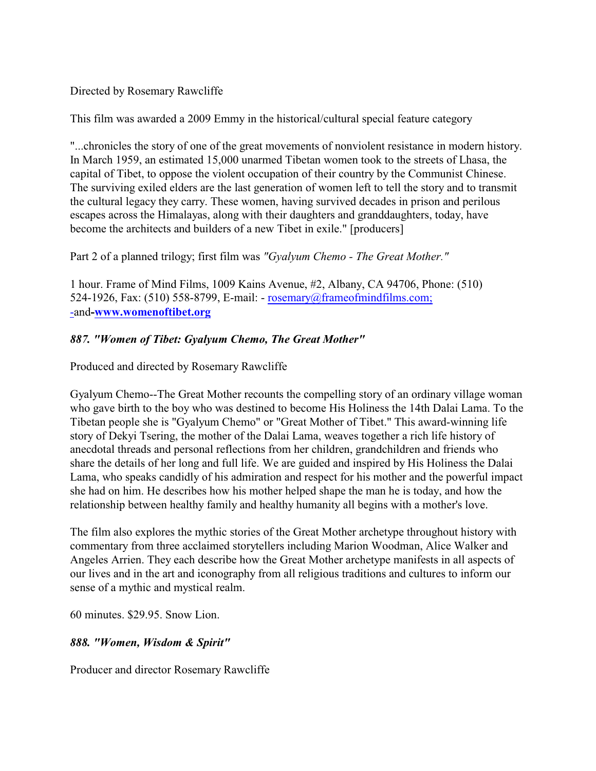Directed by Rosemary Rawcliffe

This film was awarded a 2009 Emmy in the historical/cultural special feature category

"...chronicles the story of one of the great movements of nonviolent resistance in modern history. In March 1959, an estimated 15,000 unarmed Tibetan women took to the streets of Lhasa, the capital of Tibet, to oppose the violent occupation of their country by the Communist Chinese. The surviving exiled elders are the last generation of women left to tell the story and to transmit the cultural legacy they carry. These women, having survived decades in prison and perilous escapes across the Himalayas, along with their daughters and granddaughters, today, have become the architects and builders of a new Tibet in exile." [producers]

Part 2 of a planned trilogy; first film was *"Gyalyum Chemo - The Great Mother."*

1 hour. Frame of Mind Films, 1009 Kains Avenue, #2, Albany, CA 94706, Phone: (510) 524-1926, Fax: (510) 558-8799, E-mail: - rosemary@frameofmindfilms.com; -and-**www.womenoftibet.org**

### *887. "Women of Tibet: Gyalyum Chemo, The Great Mother"*

Produced and directed by Rosemary Rawcliffe

Gyalyum Chemo--The Great Mother recounts the compelling story of an ordinary village woman who gave birth to the boy who was destined to become His Holiness the 14th Dalai Lama. To the Tibetan people she is "Gyalyum Chemo" or "Great Mother of Tibet." This award-winning life story of Dekyi Tsering, the mother of the Dalai Lama, weaves together a rich life history of anecdotal threads and personal reflections from her children, grandchildren and friends who share the details of her long and full life. We are guided and inspired by His Holiness the Dalai Lama, who speaks candidly of his admiration and respect for his mother and the powerful impact she had on him. He describes how his mother helped shape the man he is today, and how the relationship between healthy family and healthy humanity all begins with a mother's love.

The film also explores the mythic stories of the Great Mother archetype throughout history with commentary from three acclaimed storytellers including Marion Woodman, Alice Walker and Angeles Arrien. They each describe how the Great Mother archetype manifests in all aspects of our lives and in the art and iconography from all religious traditions and cultures to inform our sense of a mythic and mystical realm.

60 minutes. $29.95. Snow Lion.

### *888. "Women, Wisdom & Spirit"*

Producer and director Rosemary Rawcliffe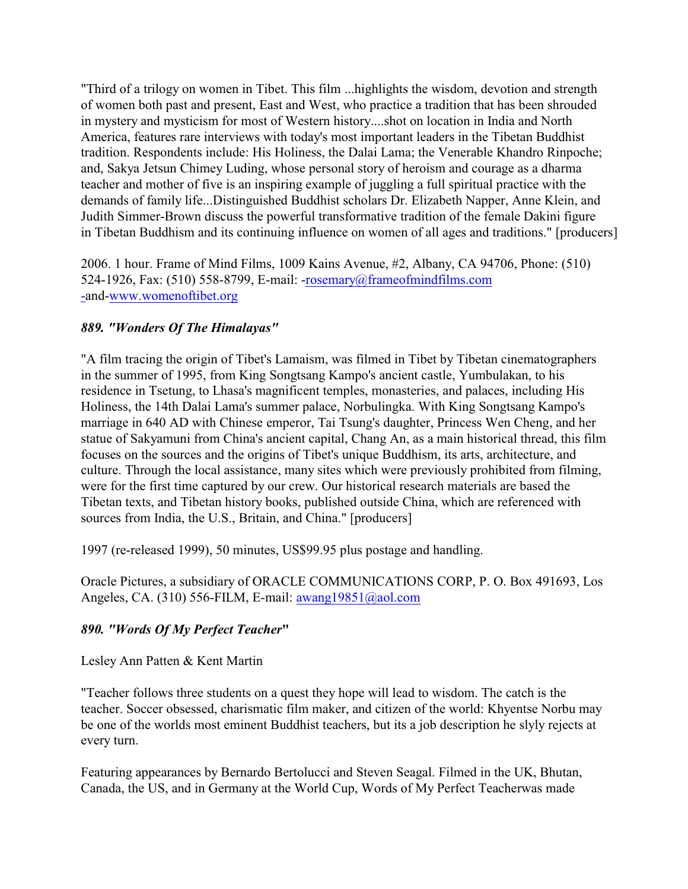"Third of a trilogy on women in Tibet. This film ...highlights the wisdom, devotion and strength of women both past and present, East and West, who practice a tradition that has been shrouded in mystery and mysticism for most of Western history....shot on location in India and North America, features rare interviews with today's most important leaders in the Tibetan Buddhist tradition. Respondents include: His Holiness, the Dalai Lama; the Venerable Khandro Rinpoche; and, Sakya Jetsun Chimey Luding, whose personal story of heroism and courage as a dharma teacher and mother of five is an inspiring example of juggling a full spiritual practice with the demands of family life...Distinguished Buddhist scholars Dr. Elizabeth Napper, Anne Klein, and Judith Simmer-Brown discuss the powerful transformative tradition of the female Dakini figure in Tibetan Buddhism and its continuing influence on women of all ages and traditions." [producers]

2006. 1 hour. Frame of Mind Films, 1009 Kains Avenue, #2, Albany, CA 94706, Phone: (510) 524-1926, Fax: (510) 558-8799, E-mail: -rosemary@frameofmindfilms.com -and-www.womenoftibet.org

### *889. "Wonders Of The Himalayas"*

"A film tracing the origin of Tibet's Lamaism, was filmed in Tibet by Tibetan cinematographers in the summer of 1995, from King Songtsang Kampo's ancient castle, Yumbulakan, to his residence in Tsetung, to Lhasa's magnificent temples, monasteries, and palaces, including His Holiness, the 14th Dalai Lama's summer palace, Norbulingka. With King Songtsang Kampo's marriage in 640 AD with Chinese emperor, Tai Tsung's daughter, Princess Wen Cheng, and her statue of Sakyamuni from China's ancient capital, Chang An, as a main historical thread, this film focuses on the sources and the origins of Tibet's unique Buddhism, its arts, architecture, and culture. Through the local assistance, many sites which were previously prohibited from filming, were for the first time captured by our crew. Our historical research materials are based the Tibetan texts, and Tibetan history books, published outside China, which are referenced with sources from India, the U.S., Britain, and China." [producers]

1997 (re-released 1999), 50 minutes, US$99.95 plus postage and handling.

Oracle Pictures, a subsidiary of ORACLE COMMUNICATIONS CORP, P. O. Box 491693, Los Angeles, CA. (310) 556-FILM, E-mail: awang19851@aol.com

### *890. "Words Of My Perfect Teacher"*

Lesley Ann Patten & Kent Martin

"Teacher follows three students on a quest they hope will lead to wisdom. The catch is the teacher. Soccer obsessed, charismatic film maker, and citizen of the world: Khyentse Norbu may be one of the worlds most eminent Buddhist teachers, but its a job description he slyly rejects at every turn.

Featuring appearances by Bernardo Bertolucci and Steven Seagal. Filmed in the UK, Bhutan, Canada, the US, and in Germany at the World Cup, Words of My Perfect Teacherwas made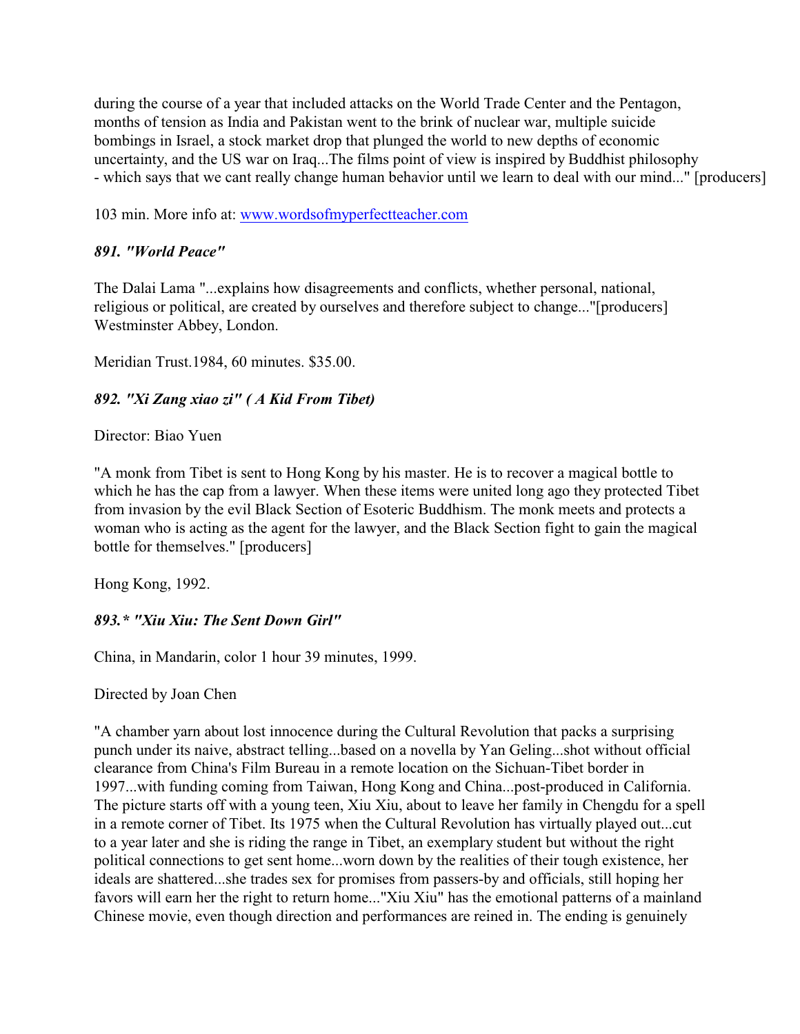during the course of a year that included attacks on the World Trade Center and the Pentagon, months of tension as India and Pakistan went to the brink of nuclear war, multiple suicide bombings in Israel, a stock market drop that plunged the world to new depths of economic uncertainty, and the US war on Iraq...The films point of view is inspired by Buddhist philosophy - which says that we cant really change human behavior until we learn to deal with our mind..." [producers]

103 min. More info at: www.wordsofmyperfectteacher.com

### *891. "World Peace"*

The Dalai Lama "...explains how disagreements and conflicts, whether personal, national, religious or political, are created by ourselves and therefore subject to change..."[producers] Westminster Abbey, London.

Meridian Trust.1984, 60 minutes. $35.00.

### *892. "Xi Zang xiao zi" ( A Kid From Tibet)*

Director: Biao Yuen

"A monk from Tibet is sent to Hong Kong by his master. He is to recover a magical bottle to which he has the cap from a lawyer. When these items were united long ago they protected Tibet from invasion by the evil Black Section of Esoteric Buddhism. The monk meets and protects a woman who is acting as the agent for the lawyer, and the Black Section fight to gain the magical bottle for themselves." [producers]

Hong Kong, 1992.

### *893.* "Xiu Xiu: The Sent Down Girl"*

China, in Mandarin, color 1 hour 39 minutes, 1999.

Directed by Joan Chen

"A chamber yarn about lost innocence during the Cultural Revolution that packs a surprising punch under its naive, abstract telling...based on a novella by Yan Geling...shot without official clearance from China's Film Bureau in a remote location on the Sichuan-Tibet border in 1997...with funding coming from Taiwan, Hong Kong and China...post-produced in California. The picture starts off with a young teen, Xiu Xiu, about to leave her family in Chengdu for a spell in a remote corner of Tibet. Its 1975 when the Cultural Revolution has virtually played out...cut to a year later and she is riding the range in Tibet, an exemplary student but without the right political connections to get sent home...worn down by the realities of their tough existence, her ideals are shattered...she trades sex for promises from passers-by and officials, still hoping her favors will earn her the right to return home..."Xiu Xiu" has the emotional patterns of a mainland Chinese movie, even though direction and performances are reined in. The ending is genuinely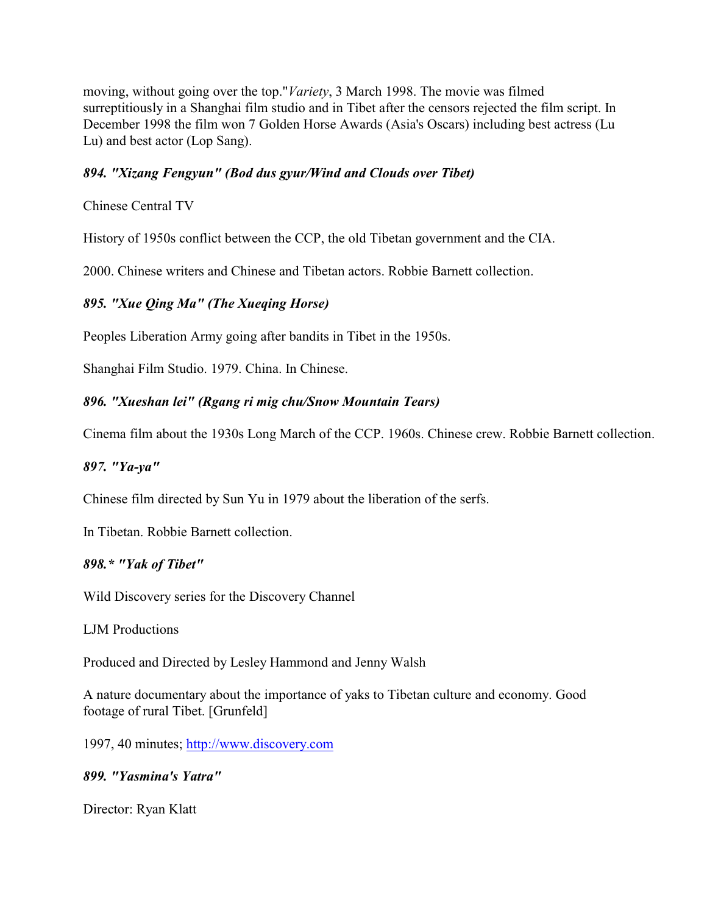moving, without going over the top."*Variety*, 3 March 1998. The movie was filmed surreptitiously in a Shanghai film studio and in Tibet after the censors rejected the film script. In December 1998 the film won 7 Golden Horse Awards (Asia's Oscars) including best actress (Lu Lu) and best actor (Lop Sang).

***894. "Xizang Fengyun" (Bod dus gyur/Wind and Clouds over Tibet)***

Chinese Central TV

History of 1950s conflict between the CCP, the old Tibetan government and the CIA.

2000. Chinese writers and Chinese and Tibetan actors. Robbie Barnett collection.

***895. "Xue Qing Ma" (The Xueqing Horse)***

Peoples Liberation Army going after bandits in Tibet in the 1950s.

Shanghai Film Studio. 1979. China. In Chinese.

***896. "Xueshan lei" (Rgang ri mig chu/Snow Mountain Tears)***

Cinema film about the 1930s Long March of the CCP. 1960s. Chinese crew. Robbie Barnett collection.

***897. "Ya-ya"***

Chinese film directed by Sun Yu in 1979 about the liberation of the serfs.

In Tibetan. Robbie Barnett collection.

***898.* "Yak of Tibet"***

Wild Discovery series for the Discovery Channel

LJM Productions

Produced and Directed by Lesley Hammond and Jenny Walsh

A nature documentary about the importance of yaks to Tibetan culture and economy. Good footage of rural Tibet. [Grunfeld]

1997, 40 minutes; http://www.discovery.com

***899. "Yasmina's Yatra"***

Director: Ryan Klatt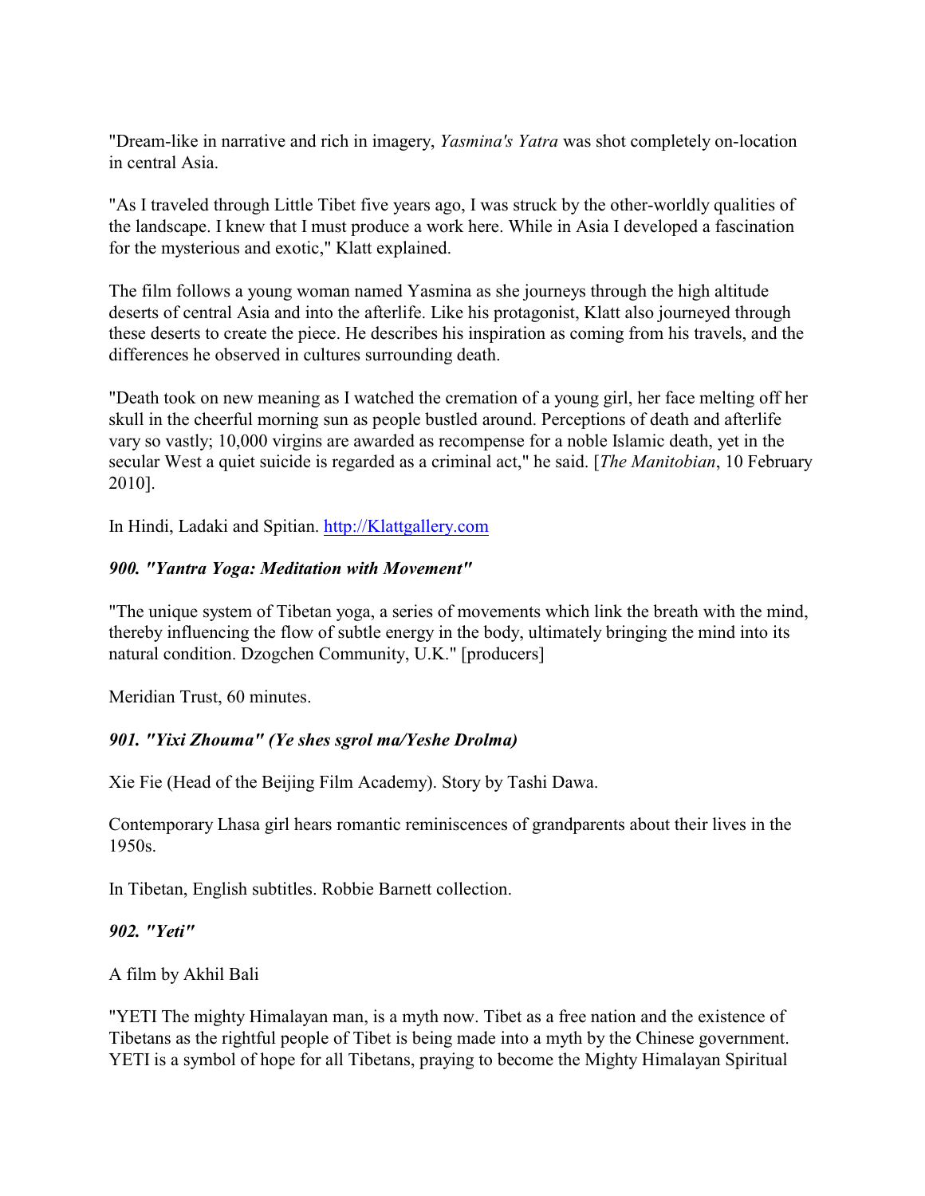"Dream-like in narrative and rich in imagery, *Yasmina's Yatra* was shot completely on-location in central Asia.

"As I traveled through Little Tibet five years ago, I was struck by the other-worldly qualities of the landscape. I knew that I must produce a work here. While in Asia I developed a fascination for the mysterious and exotic," Klatt explained.

The film follows a young woman named Yasmina as she journeys through the high altitude deserts of central Asia and into the afterlife. Like his protagonist, Klatt also journeyed through these deserts to create the piece. He describes his inspiration as coming from his travels, and the differences he observed in cultures surrounding death.

"Death took on new meaning as I watched the cremation of a young girl, her face melting off her skull in the cheerful morning sun as people bustled around. Perceptions of death and afterlife vary so vastly; 10,000 virgins are awarded as recompense for a noble Islamic death, yet in the secular West a quiet suicide is regarded as a criminal act," he said. [*The Manitobian*, 10 February 2010].

In Hindi, Ladaki and Spitian. http://Klattgallery.com

### *900. "Yantra Yoga: Meditation with Movement"*

"The unique system of Tibetan yoga, a series of movements which link the breath with the mind, thereby influencing the flow of subtle energy in the body, ultimately bringing the mind into its natural condition. Dzogchen Community, U.K." [producers]

Meridian Trust, 60 minutes.

### *901. "Yixi Zhouma" (Ye shes sgrol ma/Yeshe Drolma)*

Xie Fie (Head of the Beijing Film Academy). Story by Tashi Dawa.

Contemporary Lhasa girl hears romantic reminiscences of grandparents about their lives in the 1950s.

In Tibetan, English subtitles. Robbie Barnett collection.

### *902. "Yeti"*

A film by Akhil Bali

"YETI The mighty Himalayan man, is a myth now. Tibet as a free nation and the existence of Tibetans as the rightful people of Tibet is being made into a myth by the Chinese government. YETI is a symbol of hope for all Tibetans, praying to become the Mighty Himalayan Spiritual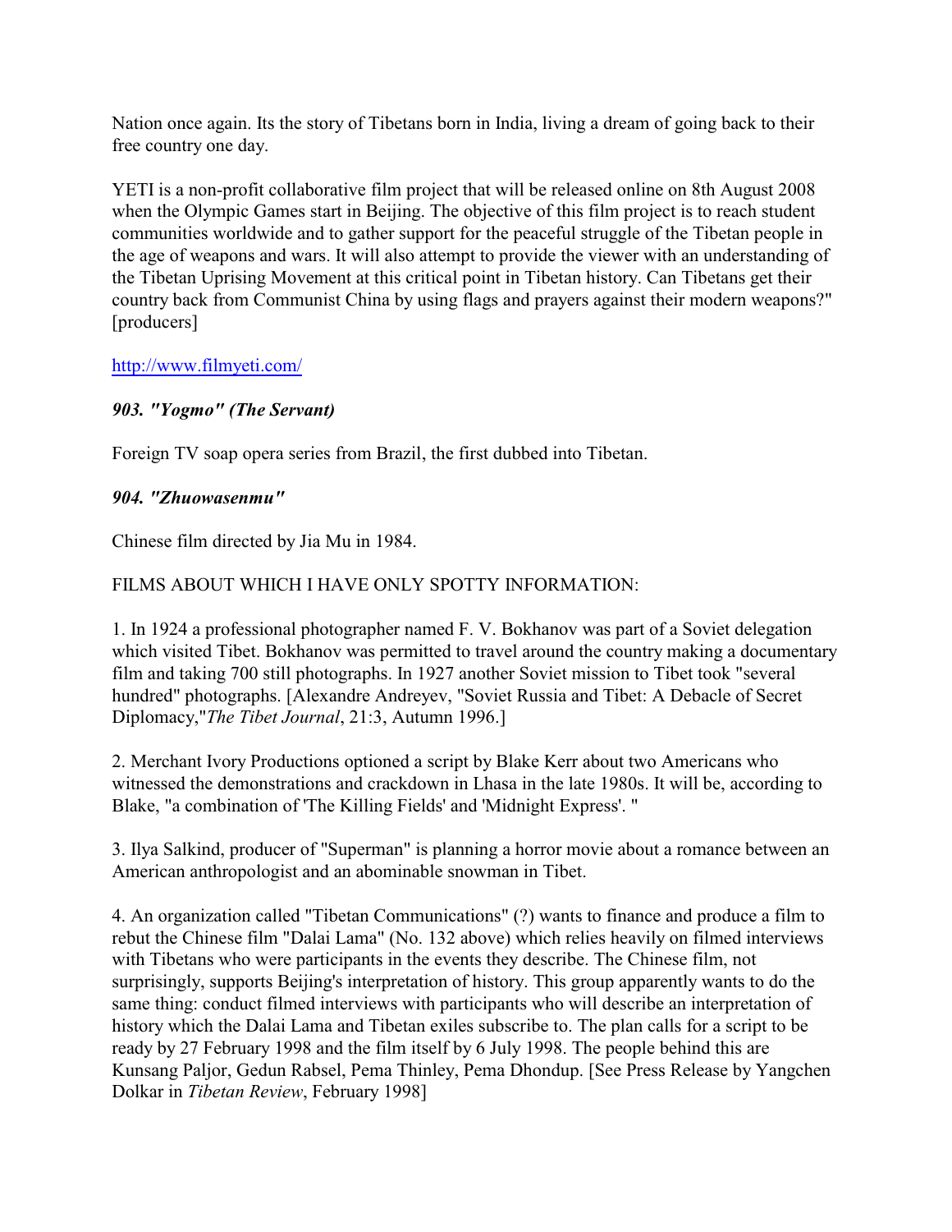Nation once again. Its the story of Tibetans born in India, living a dream of going back to their free country one day.

YETI is a non-profit collaborative film project that will be released online on 8th August 2008 when the Olympic Games start in Beijing. The objective of this film project is to reach student communities worldwide and to gather support for the peaceful struggle of the Tibetan people in the age of weapons and wars. It will also attempt to provide the viewer with an understanding of the Tibetan Uprising Movement at this critical point in Tibetan history. Can Tibetans get their country back from Communist China by using flags and prayers against their modern weapons?" [producers]

http://www.filmyeti.com/

***903. "Yogmo" (The Servant)***

Foreign TV soap opera series from Brazil, the first dubbed into Tibetan.

***904. "Zhuowasenmu"***

Chinese film directed by Jia Mu in 1984.

FILMS ABOUT WHICH I HAVE ONLY SPOTTY INFORMATION:

1. In 1924 a professional photographer named F. V. Bokhanov was part of a Soviet delegation which visited Tibet. Bokhanov was permitted to travel around the country making a documentary film and taking 700 still photographs. In 1927 another Soviet mission to Tibet took "several hundred" photographs. [Alexandre Andreyev, "Soviet Russia and Tibet: A Debacle of Secret Diplomacy,"*The Tibet Journal*, 21:3, Autumn 1996.]

2. Merchant Ivory Productions optioned a script by Blake Kerr about two Americans who witnessed the demonstrations and crackdown in Lhasa in the late 1980s. It will be, according to Blake, "a combination of 'The Killing Fields' and 'Midnight Express'. "

3. Ilya Salkind, producer of "Superman" is planning a horror movie about a romance between an American anthropologist and an abominable snowman in Tibet.

4. An organization called "Tibetan Communications" (?) wants to finance and produce a film to rebut the Chinese film "Dalai Lama" (No. 132 above) which relies heavily on filmed interviews with Tibetans who were participants in the events they describe. The Chinese film, not surprisingly, supports Beijing's interpretation of history. This group apparently wants to do the same thing: conduct filmed interviews with participants who will describe an interpretation of history which the Dalai Lama and Tibetan exiles subscribe to. The plan calls for a script to be ready by 27 February 1998 and the film itself by 6 July 1998. The people behind this are Kunsang Paljor, Gedun Rabsel, Pema Thinley, Pema Dhondup. [See Press Release by Yangchen Dolkar in *Tibetan Review*, February 1998]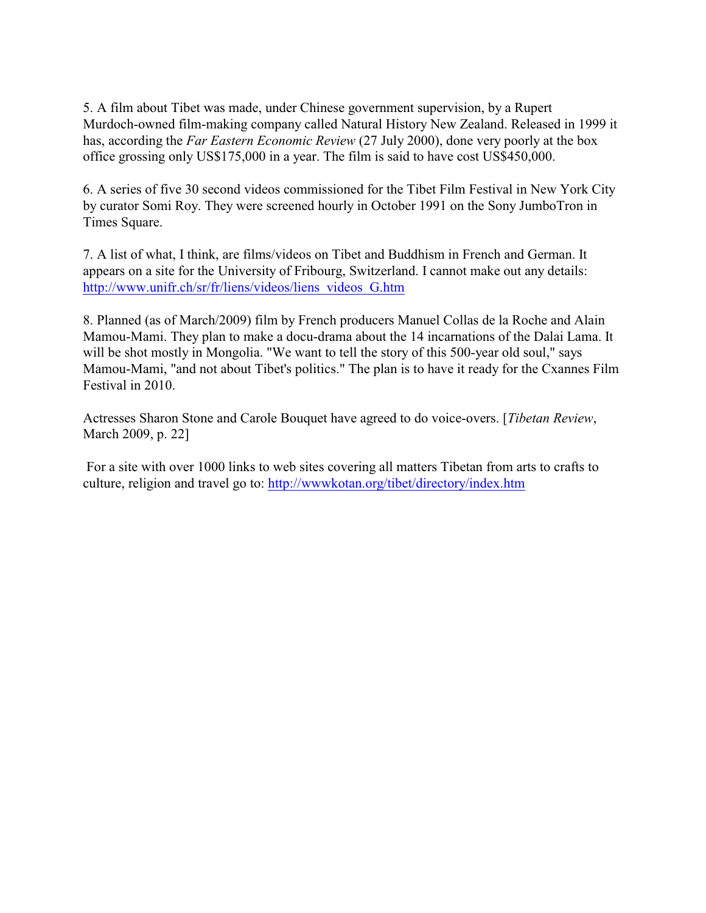5. A film about Tibet was made, under Chinese government supervision, by a Rupert Murdoch-owned film-making company called Natural History New Zealand. Released in 1999 it has, according the *Far Eastern Economic Review* (27 July 2000), done very poorly at the box office grossing only US$175,000 in a year. The film is said to have cost US$450,000.

6. A series of five 30 second videos commissioned for the Tibet Film Festival in New York City by curator Somi Roy. They were screened hourly in October 1991 on the Sony JumboTron in Times Square.

7. A list of what, I think, are films/videos on Tibet and Buddhism in French and German. It appears on a site for the University of Fribourg, Switzerland. I cannot make out any details: [http://www.unifr.ch/sr/fr/liens/videos/liens_videos_G.htm](http://www.unifr.ch/sr/fr/liens/videos/liens_videos_G.htm)

8. Planned (as of March/2009) film by French producers Manuel Collas de la Roche and Alain Mamou-Mami. They plan to make a docu-drama about the 14 incarnations of the Dalai Lama. It will be shot mostly in Mongolia. "We want to tell the story of this 500-year old soul," says Mamou-Mami, "and not about Tibet's politics." The plan is to have it ready for the Cxannes Film Festival in 2010.

Actresses Sharon Stone and Carole Bouquet have agreed to do voice-overs. [*Tibetan Review*, March 2009, p. 22]

For a site with over 1000 links to web sites covering all matters Tibetan from arts to crafts to culture, religion and travel go to: [http://wwwkotan.org/tibet/directory/index.htm](http://wwwkotan.org/tibet/directory/index.htm)